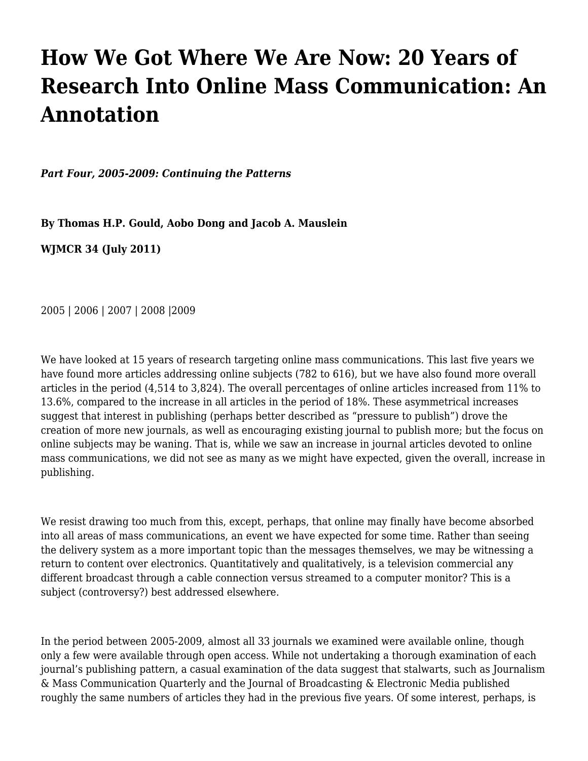# How We Got Where We Are Now: 20 Years of Research Into Online Mass Communication: An Annotation

***Part Four, 2005-2009: Continuing the Patterns***

**By Thomas H.P. Gould, Aobo Dong and Jacob A. Mauslein**

**WJMCR 34 (July 2011)**

2005 | 2006 | 2007 | 2008 |2009

We have looked at 15 years of research targeting online mass communications. This last five years we have found more articles addressing online subjects (782 to 616), but we have also found more overall articles in the period (4,514 to 3,824). The overall percentages of online articles increased from 11% to 13.6%, compared to the increase in all articles in the period of 18%. These asymmetrical increases suggest that interest in publishing (perhaps better described as "pressure to publish") drove the creation of more new journals, as well as encouraging existing journal to publish more; but the focus on online subjects may be waning. That is, while we saw an increase in journal articles devoted to online mass communications, we did not see as many as we might have expected, given the overall, increase in publishing.

We resist drawing too much from this, except, perhaps, that online may finally have become absorbed into all areas of mass communications, an event we have expected for some time. Rather than seeing the delivery system as a more important topic than the messages themselves, we may be witnessing a return to content over electronics. Quantitatively and qualitatively, is a television commercial any different broadcast through a cable connection versus streamed to a computer monitor? This is a subject (controversy?) best addressed elsewhere.

In the period between 2005-2009, almost all 33 journals we examined were available online, though only a few were available through open access. While not undertaking a thorough examination of each journal's publishing pattern, a casual examination of the data suggest that stalwarts, such as Journalism & Mass Communication Quarterly and the Journal of Broadcasting & Electronic Media published roughly the same numbers of articles they had in the previous five years. Of some interest, perhaps, is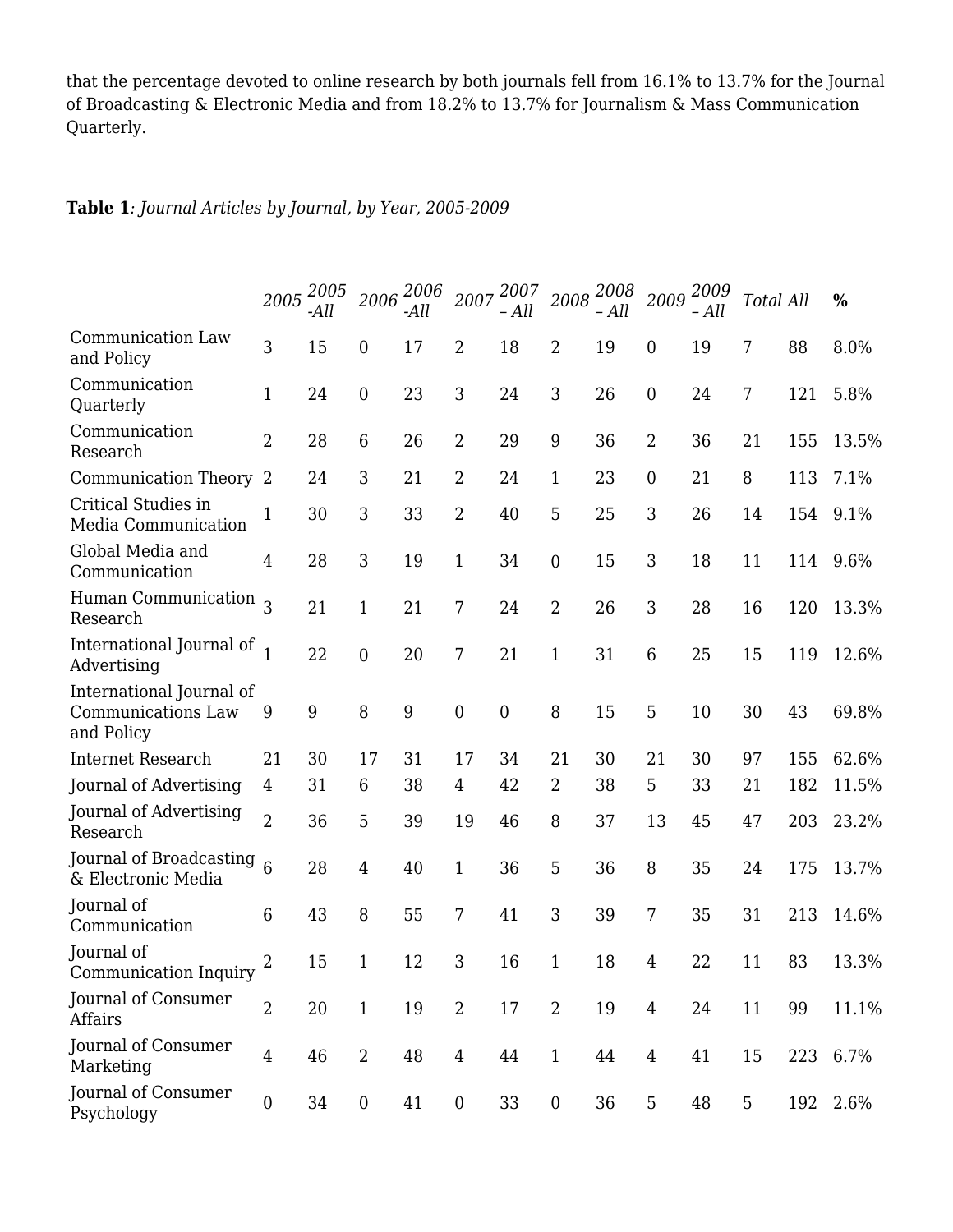that the percentage devoted to online research by both journals fell from 16.1% to 13.7% for the Journal of Broadcasting & Electronic Media and from 18.2% to 13.7% for Journalism & Mass Communication Quarterly.

**Table 1**: *Journal Articles by Journal, by Year, 2005-2009*

| | *2005* | *2005 -All* | *2006* | *2006 -All* | *2007* | *2007 – All* | *2008* | *2008 – All* | *2009* | *2009 – All* | *Total* | *All* | **%** |
|---|---|---|---|---|---|---|---|---|---|---|---|---|---|
| Communication Law and Policy | 3 | 15 | 0 | 17 | 2 | 18 | 2 | 19 | 0 | 19 | 7 | 88 | 8.0% |
| Communication Quarterly | 1 | 24 | 0 | 23 | 3 | 24 | 3 | 26 | 0 | 24 | 7 | 121 | 5.8% |
| Communication Research | 2 | 28 | 6 | 26 | 2 | 29 | 9 | 36 | 2 | 36 | 21 | 155 | 13.5% |
| Communication Theory | 2 | 24 | 3 | 21 | 2 | 24 | 1 | 23 | 0 | 21 | 8 | 113 | 7.1% |
| Critical Studies in Media Communication | 1 | 30 | 3 | 33 | 2 | 40 | 5 | 25 | 3 | 26 | 14 | 154 | 9.1% |
| Global Media and Communication | 4 | 28 | 3 | 19 | 1 | 34 | 0 | 15 | 3 | 18 | 11 | 114 | 9.6% |
| Human Communication Research | 3 | 21 | 1 | 21 | 7 | 24 | 2 | 26 | 3 | 28 | 16 | 120 | 13.3% |
| International Journal of Advertising | 1 | 22 | 0 | 20 | 7 | 21 | 1 | 31 | 6 | 25 | 15 | 119 | 12.6% |
| International Journal of Communications Law and Policy | 9 | 9 | 8 | 9 | 0 | 0 | 8 | 15 | 5 | 10 | 30 | 43 | 69.8% |
| Internet Research | 21 | 30 | 17 | 31 | 17 | 34 | 21 | 30 | 21 | 30 | 97 | 155 | 62.6% |
| Journal of Advertising | 4 | 31 | 6 | 38 | 4 | 42 | 2 | 38 | 5 | 33 | 21 | 182 | 11.5% |
| Journal of Advertising Research | 2 | 36 | 5 | 39 | 19 | 46 | 8 | 37 | 13 | 45 | 47 | 203 | 23.2% |
| Journal of Broadcasting & Electronic Media | 6 | 28 | 4 | 40 | 1 | 36 | 5 | 36 | 8 | 35 | 24 | 175 | 13.7% |
| Journal of Communication | 6 | 43 | 8 | 55 | 7 | 41 | 3 | 39 | 7 | 35 | 31 | 213 | 14.6% |
| Journal of Communication Inquiry | 2 | 15 | 1 | 12 | 3 | 16 | 1 | 18 | 4 | 22 | 11 | 83 | 13.3% |
| Journal of Consumer Affairs | 2 | 20 | 1 | 19 | 2 | 17 | 2 | 19 | 4 | 24 | 11 | 99 | 11.1% |
| Journal of Consumer Marketing | 4 | 46 | 2 | 48 | 4 | 44 | 1 | 44 | 4 | 41 | 15 | 223 | 6.7% |
| Journal of Consumer Psychology | 0 | 34 | 0 | 41 | 0 | 33 | 0 | 36 | 5 | 48 | 5 | 192 | 2.6% |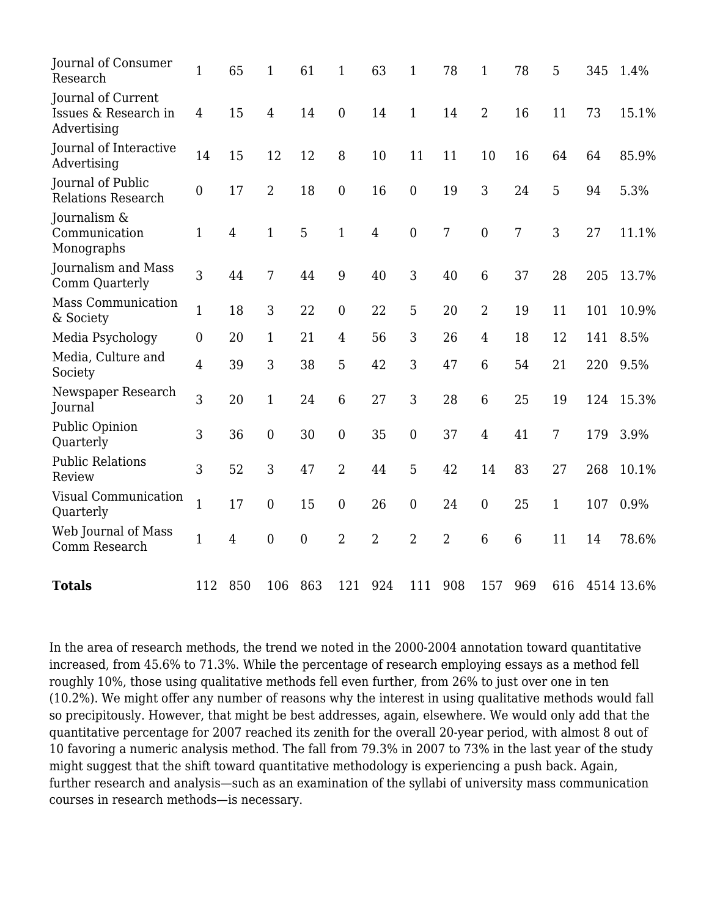| | | | | | | | | | | | | | |
|---|---|---|---|---|---|---|---|---|---|---|---|---|---|
| Journal of Consumer Research | 1 | 65 | 1 | 61 | 1 | 63 | 1 | 78 | 1 | 78 | 5 | 345 | 1.4% |
| Journal of Current Issues & Research in Advertising | 4 | 15 | 4 | 14 | 0 | 14 | 1 | 14 | 2 | 16 | 11 | 73 | 15.1% |
| Journal of Interactive Advertising | 14 | 15 | 12 | 12 | 8 | 10 | 11 | 11 | 10 | 16 | 64 | 64 | 85.9% |
| Journal of Public Relations Research | 0 | 17 | 2 | 18 | 0 | 16 | 0 | 19 | 3 | 24 | 5 | 94 | 5.3% |
| Journalism & Communication Monographs | 1 | 4 | 1 | 5 | 1 | 4 | 0 | 7 | 0 | 7 | 3 | 27 | 11.1% |
| Journalism and Mass Comm Quarterly | 3 | 44 | 7 | 44 | 9 | 40 | 3 | 40 | 6 | 37 | 28 | 205 | 13.7% |
| Mass Communication & Society | 1 | 18 | 3 | 22 | 0 | 22 | 5 | 20 | 2 | 19 | 11 | 101 | 10.9% |
| Media Psychology | 0 | 20 | 1 | 21 | 4 | 56 | 3 | 26 | 4 | 18 | 12 | 141 | 8.5% |
| Media, Culture and Society | 4 | 39 | 3 | 38 | 5 | 42 | 3 | 47 | 6 | 54 | 21 | 220 | 9.5% |
| Newspaper Research Journal | 3 | 20 | 1 | 24 | 6 | 27 | 3 | 28 | 6 | 25 | 19 | 124 | 15.3% |
| Public Opinion Quarterly | 3 | 36 | 0 | 30 | 0 | 35 | 0 | 37 | 4 | 41 | 7 | 179 | 3.9% |
| Public Relations Review | 3 | 52 | 3 | 47 | 2 | 44 | 5 | 42 | 14 | 83 | 27 | 268 | 10.1% |
| Visual Communication Quarterly | 1 | 17 | 0 | 15 | 0 | 26 | 0 | 24 | 0 | 25 | 1 | 107 | 0.9% |
| Web Journal of Mass Comm Research | 1 | 4 | 0 | 0 | 2 | 2 | 2 | 2 | 6 | 6 | 11 | 14 | 78.6% |
| **Totals** | 112 | 850 | 106 | 863 | 121 | 924 | 111 | 908 | 157 | 969 | 616 | 4514 | 13.6% |

In the area of research methods, the trend we noted in the 2000-2004 annotation toward quantitative increased, from 45.6% to 71.3%. While the percentage of research employing essays as a method fell roughly 10%, those using qualitative methods fell even further, from 26% to just over one in ten (10.2%). We might offer any number of reasons why the interest in using qualitative methods would fall so precipitously. However, that might be best addresses, again, elsewhere. We would only add that the quantitative percentage for 2007 reached its zenith for the overall 20-year period, with almost 8 out of 10 favoring a numeric analysis method. The fall from 79.3% in 2007 to 73% in the last year of the study might suggest that the shift toward quantitative methodology is experiencing a push back. Again, further research and analysis—such as an examination of the syllabi of university mass communication courses in research methods—is necessary.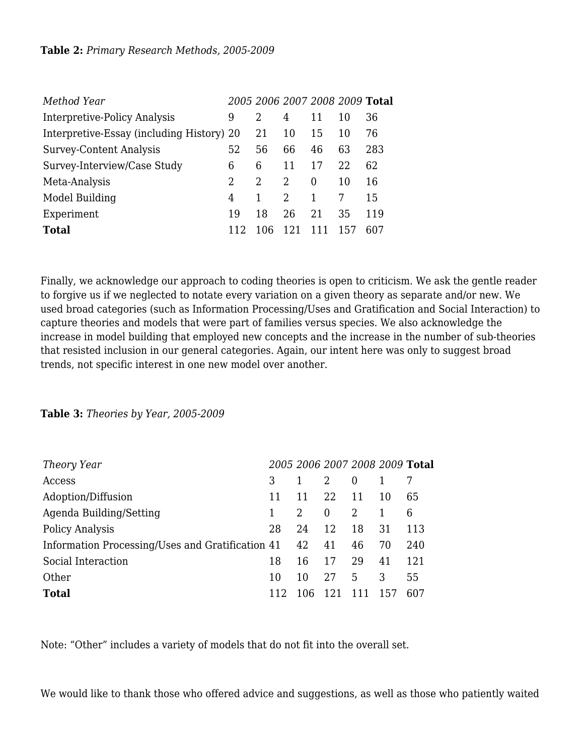**Table 2:** *Primary Research Methods, 2005-2009*

| *Method Year* | *2005* | *2006* | *2007* | *2008* | *2009* | **Total** |
|---|---|---|---|---|---|---|
| Interpretive-Policy Analysis | 9 | 2 | 4 | 11 | 10 | 36 |
| Interpretive-Essay (including History) | 20 | 21 | 10 | 15 | 10 | 76 |
| Survey-Content Analysis | 52 | 56 | 66 | 46 | 63 | 283 |
| Survey-Interview/Case Study | 6 | 6 | 11 | 17 | 22 | 62 |
| Meta-Analysis | 2 | 2 | 2 | 0 | 10 | 16 |
| Model Building | 4 | 1 | 2 | 1 | 7 | 15 |
| Experiment | 19 | 18 | 26 | 21 | 35 | 119 |
| **Total** | 112 | 106 | 121 | 111 | 157 | 607 |

Finally, we acknowledge our approach to coding theories is open to criticism. We ask the gentle reader to forgive us if we neglected to notate every variation on a given theory as separate and/or new. We used broad categories (such as Information Processing/Uses and Gratification and Social Interaction) to capture theories and models that were part of families versus species. We also acknowledge the increase in model building that employed new concepts and the increase in the number of sub-theories that resisted inclusion in our general categories. Again, our intent here was only to suggest broad trends, not specific interest in one new model over another.

**Table 3:** *Theories by Year, 2005-2009*

| *Theory Year* | *2005* | *2006* | *2007* | *2008* | *2009* | **Total** |
|---|---|---|---|---|---|---|
| Access | 3 | 1 | 2 | 0 | 1 | 7 |
| Adoption/Diffusion | 11 | 11 | 22 | 11 | 10 | 65 |
| Agenda Building/Setting | 1 | 2 | 0 | 2 | 1 | 6 |
| Policy Analysis | 28 | 24 | 12 | 18 | 31 | 113 |
| Information Processing/Uses and Gratification | 41 | 42 | 41 | 46 | 70 | 240 |
| Social Interaction | 18 | 16 | 17 | 29 | 41 | 121 |
| Other | 10 | 10 | 27 | 5 | 3 | 55 |
| **Total** | 112 | 106 | 121 | 111 | 157 | 607 |

Note: "Other" includes a variety of models that do not fit into the overall set.

We would like to thank those who offered advice and suggestions, as well as those who patiently waited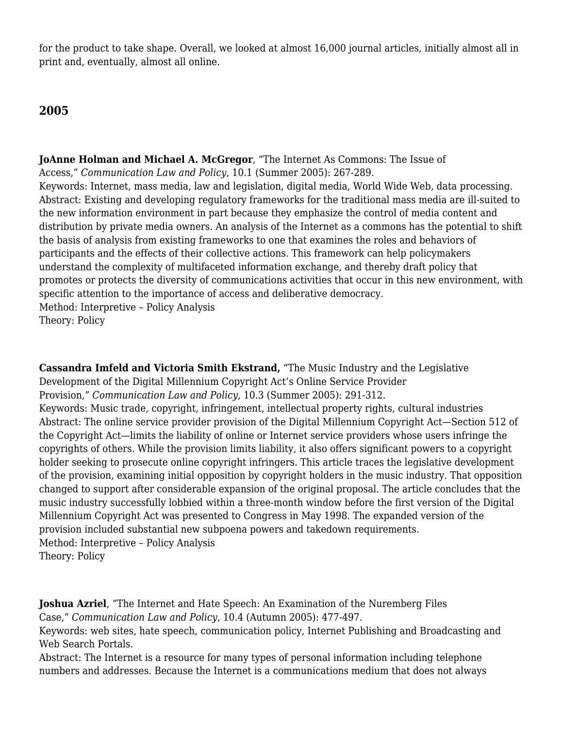for the product to take shape. Overall, we looked at almost 16,000 journal articles, initially almost all in print and, eventually, almost all online.

## 2005

**JoAnne Holman and Michael A. McGregor**, "The Internet As Commons: The Issue of Access," *Communication Law and Policy*, 10.1 (Summer 2005): 267-289.
Keywords: Internet, mass media, law and legislation, digital media, World Wide Web, data processing.
Abstract: Existing and developing regulatory frameworks for the traditional mass media are ill-suited to the new information environment in part because they emphasize the control of media content and distribution by private media owners. An analysis of the Internet as a commons has the potential to shift the basis of analysis from existing frameworks to one that examines the roles and behaviors of participants and the effects of their collective actions. This framework can help policymakers understand the complexity of multifaceted information exchange, and thereby draft policy that promotes or protects the diversity of communications activities that occur in this new environment, with specific attention to the importance of access and deliberative democracy.
Method: Interpretive – Policy Analysis
Theory: Policy

**Cassandra Imfeld and Victoria Smith Ekstrand,** "The Music Industry and the Legislative Development of the Digital Millennium Copyright Act's Online Service Provider Provision," *Communication Law and Policy*, 10.3 (Summer 2005): 291-312.
Keywords: Music trade, copyright, infringement, intellectual property rights, cultural industries
Abstract: The online service provider provision of the Digital Millennium Copyright Act—Section 512 of the Copyright Act—limits the liability of online or Internet service providers whose users infringe the copyrights of others. While the provision limits liability, it also offers significant powers to a copyright holder seeking to prosecute online copyright infringers. This article traces the legislative development of the provision, examining initial opposition by copyright holders in the music industry. That opposition changed to support after considerable expansion of the original proposal. The article concludes that the music industry successfully lobbied within a three-month window before the first version of the Digital Millennium Copyright Act was presented to Congress in May 1998. The expanded version of the provision included substantial new subpoena powers and takedown requirements.
Method: Interpretive – Policy Analysis
Theory: Policy

**Joshua Azriel**, "The Internet and Hate Speech: An Examination of the Nuremberg Files Case," *Communication Law and Policy*, 10.4 (Autumn 2005): 477-497.
Keywords: web sites, hate speech, communication policy, Internet Publishing and Broadcasting and Web Search Portals.
Abstract: The Internet is a resource for many types of personal information including telephone numbers and addresses. Because the Internet is a communications medium that does not always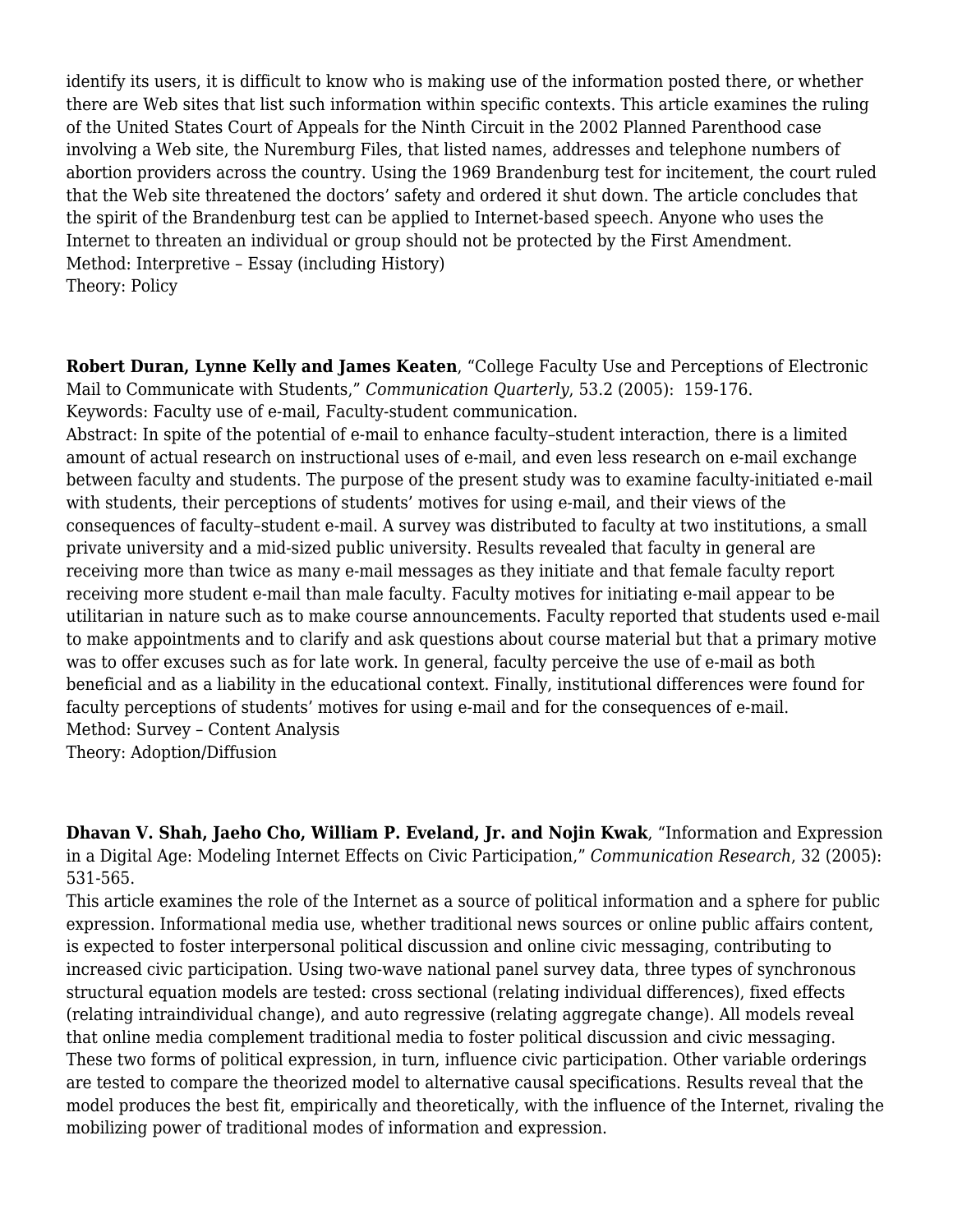identify its users, it is difficult to know who is making use of the information posted there, or whether there are Web sites that list such information within specific contexts. This article examines the ruling of the United States Court of Appeals for the Ninth Circuit in the 2002 Planned Parenthood case involving a Web site, the Nuremburg Files, that listed names, addresses and telephone numbers of abortion providers across the country. Using the 1969 Brandenburg test for incitement, the court ruled that the Web site threatened the doctors' safety and ordered it shut down. The article concludes that the spirit of the Brandenburg test can be applied to Internet-based speech. Anyone who uses the Internet to threaten an individual or group should not be protected by the First Amendment.
Method: Interpretive – Essay (including History)
Theory: Policy

**Robert Duran, Lynne Kelly and James Keaten**, "College Faculty Use and Perceptions of Electronic Mail to Communicate with Students," *Communication Quarterly*, 53.2 (2005): 159-176.
Keywords: Faculty use of e-mail, Faculty-student communication.
Abstract: In spite of the potential of e-mail to enhance faculty–student interaction, there is a limited amount of actual research on instructional uses of e-mail, and even less research on e-mail exchange between faculty and students. The purpose of the present study was to examine faculty-initiated e-mail with students, their perceptions of students' motives for using e-mail, and their views of the consequences of faculty–student e-mail. A survey was distributed to faculty at two institutions, a small private university and a mid-sized public university. Results revealed that faculty in general are receiving more than twice as many e-mail messages as they initiate and that female faculty report receiving more student e-mail than male faculty. Faculty motives for initiating e-mail appear to be utilitarian in nature such as to make course announcements. Faculty reported that students used e-mail to make appointments and to clarify and ask questions about course material but that a primary motive was to offer excuses such as for late work. In general, faculty perceive the use of e-mail as both beneficial and as a liability in the educational context. Finally, institutional differences were found for faculty perceptions of students' motives for using e-mail and for the consequences of e-mail.
Method: Survey – Content Analysis
Theory: Adoption/Diffusion

**Dhavan V. Shah, Jaeho Cho, William P. Eveland, Jr. and Nojin Kwak**, "Information and Expression in a Digital Age: Modeling Internet Effects on Civic Participation," *Communication Research*, 32 (2005): 531-565.
This article examines the role of the Internet as a source of political information and a sphere for public expression. Informational media use, whether traditional news sources or online public affairs content, is expected to foster interpersonal political discussion and online civic messaging, contributing to increased civic participation. Using two-wave national panel survey data, three types of synchronous structural equation models are tested: cross sectional (relating individual differences), fixed effects (relating intraindividual change), and auto regressive (relating aggregate change). All models reveal that online media complement traditional media to foster political discussion and civic messaging. These two forms of political expression, in turn, influence civic participation. Other variable orderings are tested to compare the theorized model to alternative causal specifications. Results reveal that the model produces the best fit, empirically and theoretically, with the influence of the Internet, rivaling the mobilizing power of traditional modes of information and expression.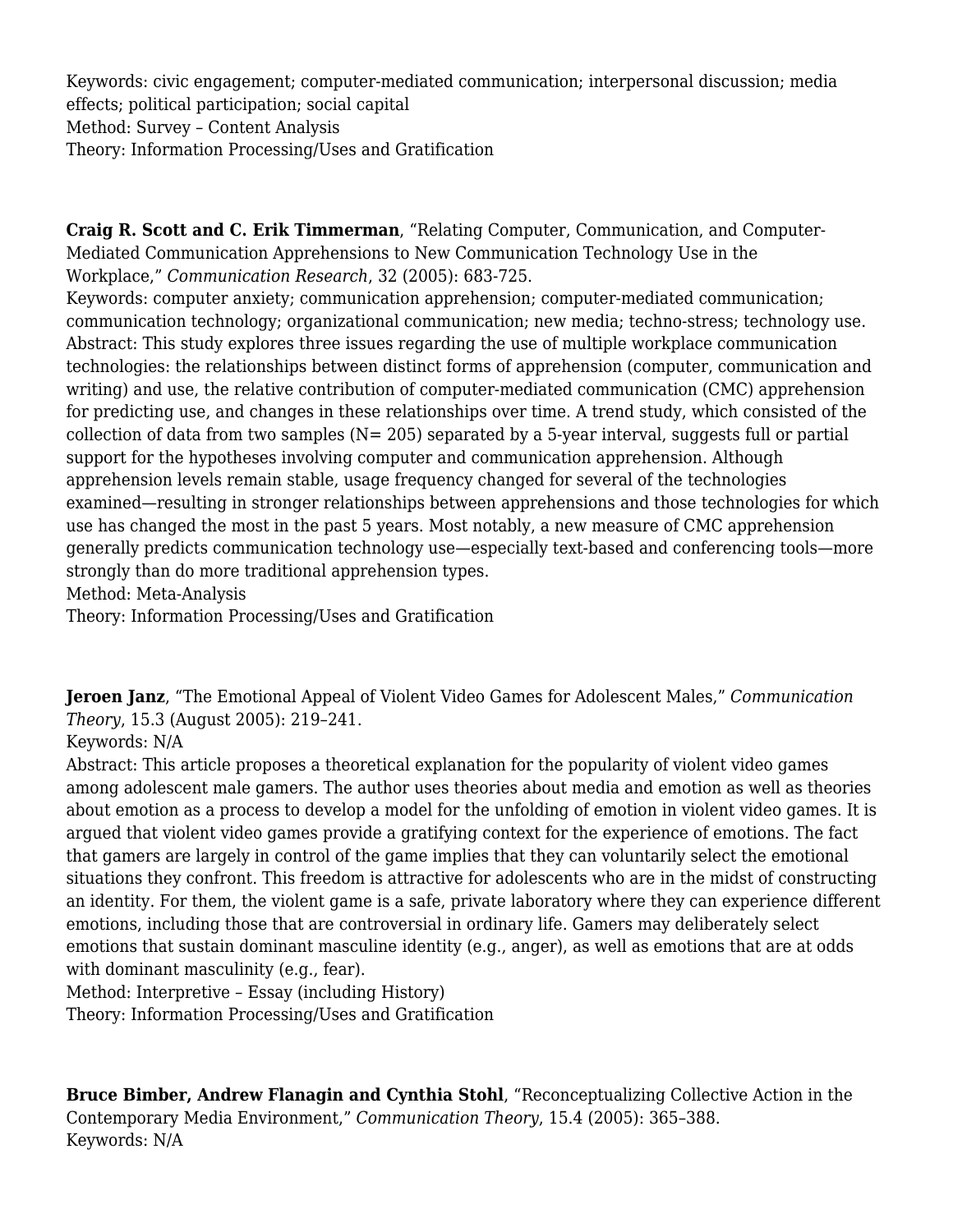Keywords: civic engagement; computer-mediated communication; interpersonal discussion; media effects; political participation; social capital
Method: Survey – Content Analysis
Theory: Information Processing/Uses and Gratification

**Craig R. Scott and C. Erik Timmerman**, "Relating Computer, Communication, and Computer-Mediated Communication Apprehensions to New Communication Technology Use in the Workplace," *Communication Research*, 32 (2005): 683-725.
Keywords: computer anxiety; communication apprehension; computer-mediated communication; communication technology; organizational communication; new media; techno-stress; technology use.
Abstract: This study explores three issues regarding the use of multiple workplace communication technologies: the relationships between distinct forms of apprehension (computer, communication and writing) and use, the relative contribution of computer-mediated communication (CMC) apprehension for predicting use, and changes in these relationships over time. A trend study, which consisted of the collection of data from two samples (N= 205) separated by a 5-year interval, suggests full or partial support for the hypotheses involving computer and communication apprehension. Although apprehension levels remain stable, usage frequency changed for several of the technologies examined—resulting in stronger relationships between apprehensions and those technologies for which use has changed the most in the past 5 years. Most notably, a new measure of CMC apprehension generally predicts communication technology use—especially text-based and conferencing tools—more strongly than do more traditional apprehension types.
Method: Meta-Analysis
Theory: Information Processing/Uses and Gratification

**Jeroen Janz**, "The Emotional Appeal of Violent Video Games for Adolescent Males," *Communication Theory*, 15.3 (August 2005): 219–241.
Keywords: N/A
Abstract: This article proposes a theoretical explanation for the popularity of violent video games among adolescent male gamers. The author uses theories about media and emotion as well as theories about emotion as a process to develop a model for the unfolding of emotion in violent video games. It is argued that violent video games provide a gratifying context for the experience of emotions. The fact that gamers are largely in control of the game implies that they can voluntarily select the emotional situations they confront. This freedom is attractive for adolescents who are in the midst of constructing an identity. For them, the violent game is a safe, private laboratory where they can experience different emotions, including those that are controversial in ordinary life. Gamers may deliberately select emotions that sustain dominant masculine identity (e.g., anger), as well as emotions that are at odds with dominant masculinity (e.g., fear).
Method: Interpretive – Essay (including History)
Theory: Information Processing/Uses and Gratification

**Bruce Bimber, Andrew Flanagin and Cynthia Stohl**, "Reconceptualizing Collective Action in the Contemporary Media Environment," *Communication Theory*, 15.4 (2005): 365–388.
Keywords: N/A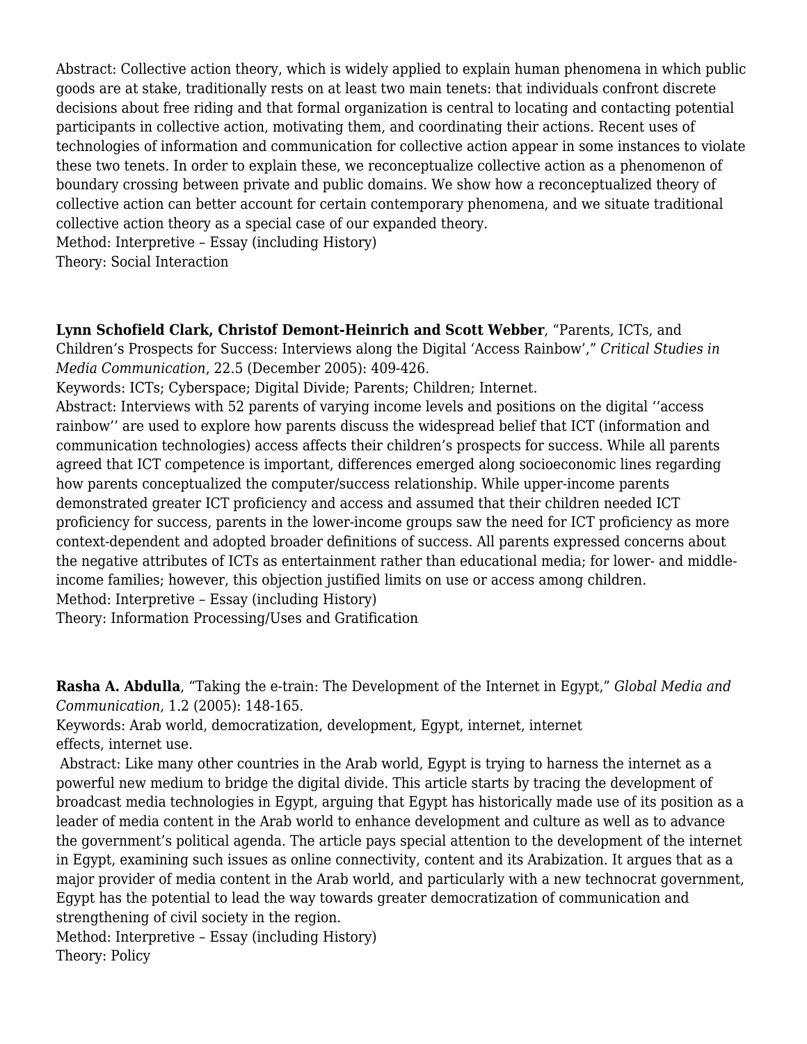Abstract: Collective action theory, which is widely applied to explain human phenomena in which public goods are at stake, traditionally rests on at least two main tenets: that individuals confront discrete decisions about free riding and that formal organization is central to locating and contacting potential participants in collective action, motivating them, and coordinating their actions. Recent uses of technologies of information and communication for collective action appear in some instances to violate these two tenets. In order to explain these, we reconceptualize collective action as a phenomenon of boundary crossing between private and public domains. We show how a reconceptualized theory of collective action can better account for certain contemporary phenomena, and we situate traditional collective action theory as a special case of our expanded theory.
Method: Interpretive – Essay (including History)
Theory: Social Interaction

**Lynn Schofield Clark, Christof Demont-Heinrich and Scott Webber**, "Parents, ICTs, and Children's Prospects for Success: Interviews along the Digital 'Access Rainbow'," *Critical Studies in Media Communication*, 22.5 (December 2005): 409-426.
Keywords: ICTs; Cyberspace; Digital Divide; Parents; Children; Internet.
Abstract: Interviews with 52 parents of varying income levels and positions on the digital ''access rainbow'' are used to explore how parents discuss the widespread belief that ICT (information and communication technologies) access affects their children's prospects for success. While all parents agreed that ICT competence is important, differences emerged along socioeconomic lines regarding how parents conceptualized the computer/success relationship. While upper-income parents demonstrated greater ICT proficiency and access and assumed that their children needed ICT proficiency for success, parents in the lower-income groups saw the need for ICT proficiency as more context-dependent and adopted broader definitions of success. All parents expressed concerns about the negative attributes of ICTs as entertainment rather than educational media; for lower- and middle-income families; however, this objection justified limits on use or access among children.
Method: Interpretive – Essay (including History)
Theory: Information Processing/Uses and Gratification

**Rasha A. Abdulla**, "Taking the e-train: The Development of the Internet in Egypt," *Global Media and Communication*, 1.2 (2005): 148-165.
Keywords: Arab world, democratization, development, Egypt, internet, internet effects, internet use.
Abstract: Like many other countries in the Arab world, Egypt is trying to harness the internet as a powerful new medium to bridge the digital divide. This article starts by tracing the development of broadcast media technologies in Egypt, arguing that Egypt has historically made use of its position as a leader of media content in the Arab world to enhance development and culture as well as to advance the government's political agenda. The article pays special attention to the development of the internet in Egypt, examining such issues as online connectivity, content and its Arabization. It argues that as a major provider of media content in the Arab world, and particularly with a new technocrat government, Egypt has the potential to lead the way towards greater democratization of communication and strengthening of civil society in the region.
Method: Interpretive – Essay (including History)
Theory: Policy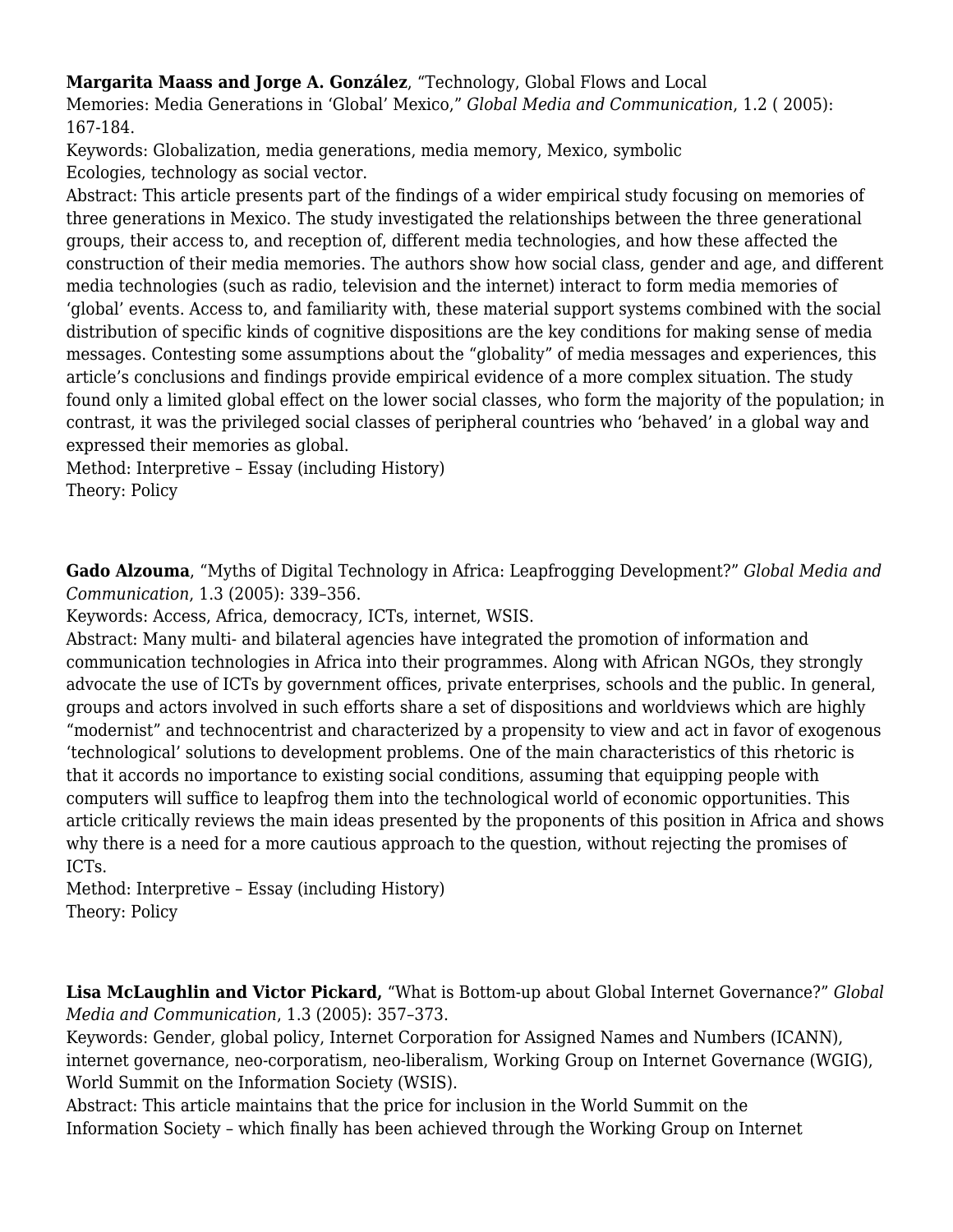**Margarita Maass and Jorge A. González**, "Technology, Global Flows and Local Memories: Media Generations in 'Global' Mexico," *Global Media and Communication*, 1.2 ( 2005): 167-184.
Keywords: Globalization, media generations, media memory, Mexico, symbolic Ecologies, technology as social vector.
Abstract: This article presents part of the findings of a wider empirical study focusing on memories of three generations in Mexico. The study investigated the relationships between the three generational groups, their access to, and reception of, different media technologies, and how these affected the construction of their media memories. The authors show how social class, gender and age, and different media technologies (such as radio, television and the internet) interact to form media memories of 'global' events. Access to, and familiarity with, these material support systems combined with the social distribution of specific kinds of cognitive dispositions are the key conditions for making sense of media messages. Contesting some assumptions about the "globality" of media messages and experiences, this article's conclusions and findings provide empirical evidence of a more complex situation. The study found only a limited global effect on the lower social classes, who form the majority of the population; in contrast, it was the privileged social classes of peripheral countries who 'behaved' in a global way and expressed their memories as global.
Method: Interpretive – Essay (including History)
Theory: Policy

**Gado Alzouma**, "Myths of Digital Technology in Africa: Leapfrogging Development?" *Global Media and Communication*, 1.3 (2005): 339–356.
Keywords: Access, Africa, democracy, ICTs, internet, WSIS.
Abstract: Many multi- and bilateral agencies have integrated the promotion of information and communication technologies in Africa into their programmes. Along with African NGOs, they strongly advocate the use of ICTs by government offices, private enterprises, schools and the public. In general, groups and actors involved in such efforts share a set of dispositions and worldviews which are highly "modernist" and technocentrist and characterized by a propensity to view and act in favor of exogenous 'technological' solutions to development problems. One of the main characteristics of this rhetoric is that it accords no importance to existing social conditions, assuming that equipping people with computers will suffice to leapfrog them into the technological world of economic opportunities. This article critically reviews the main ideas presented by the proponents of this position in Africa and shows why there is a need for a more cautious approach to the question, without rejecting the promises of ICTs.
Method: Interpretive – Essay (including History)
Theory: Policy

**Lisa McLaughlin and Victor Pickard,** "What is Bottom-up about Global Internet Governance?" *Global Media and Communication*, 1.3 (2005): 357–373.
Keywords: Gender, global policy, Internet Corporation for Assigned Names and Numbers (ICANN), internet governance, neo-corporatism, neo-liberalism, Working Group on Internet Governance (WGIG), World Summit on the Information Society (WSIS).
Abstract: This article maintains that the price for inclusion in the World Summit on the Information Society – which finally has been achieved through the Working Group on Internet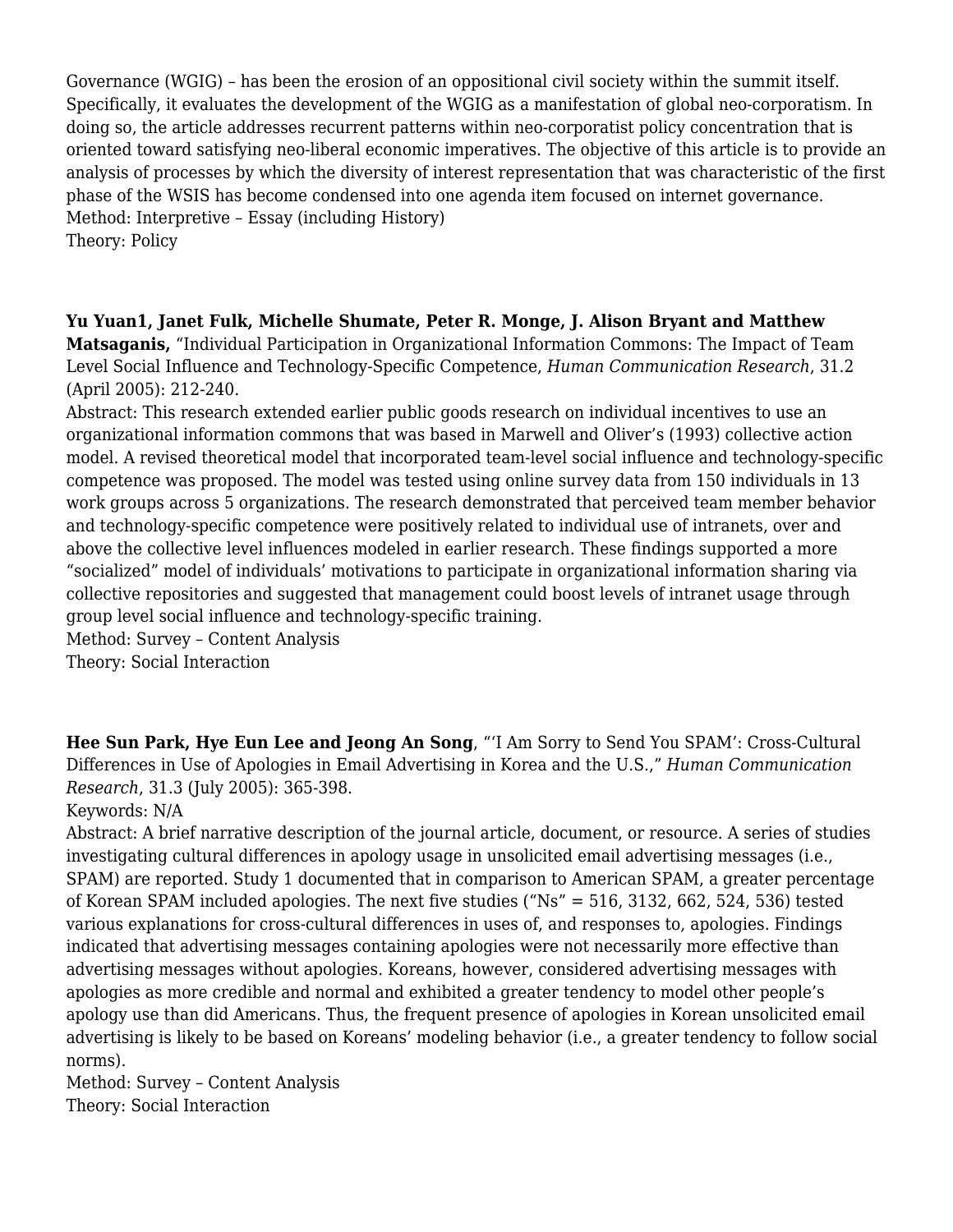Governance (WGIG) – has been the erosion of an oppositional civil society within the summit itself. Specifically, it evaluates the development of the WGIG as a manifestation of global neo-corporatism. In doing so, the article addresses recurrent patterns within neo-corporatist policy concentration that is oriented toward satisfying neo-liberal economic imperatives. The objective of this article is to provide an analysis of processes by which the diversity of interest representation that was characteristic of the first phase of the WSIS has become condensed into one agenda item focused on internet governance.
Method: Interpretive – Essay (including History)
Theory: Policy

**Yu Yuan1, Janet Fulk, Michelle Shumate, Peter R. Monge, J. Alison Bryant and Matthew Matsaganis,** "Individual Participation in Organizational Information Commons: The Impact of Team Level Social Influence and Technology-Specific Competence, *Human Communication Research*, 31.2 (April 2005): 212-240.
Abstract: This research extended earlier public goods research on individual incentives to use an organizational information commons that was based in Marwell and Oliver's (1993) collective action model. A revised theoretical model that incorporated team-level social influence and technology-specific competence was proposed. The model was tested using online survey data from 150 individuals in 13 work groups across 5 organizations. The research demonstrated that perceived team member behavior and technology-specific competence were positively related to individual use of intranets, over and above the collective level influences modeled in earlier research. These findings supported a more "socialized" model of individuals' motivations to participate in organizational information sharing via collective repositories and suggested that management could boost levels of intranet usage through group level social influence and technology-specific training.
Method: Survey – Content Analysis
Theory: Social Interaction

**Hee Sun Park, Hye Eun Lee and Jeong An Song**, "'I Am Sorry to Send You SPAM': Cross-Cultural Differences in Use of Apologies in Email Advertising in Korea and the U.S.," *Human Communication Research*, 31.3 (July 2005): 365-398.
Keywords: N/A
Abstract: A brief narrative description of the journal article, document, or resource. A series of studies investigating cultural differences in apology usage in unsolicited email advertising messages (i.e., SPAM) are reported. Study 1 documented that in comparison to American SPAM, a greater percentage of Korean SPAM included apologies. The next five studies ("Ns" = 516, 3132, 662, 524, 536) tested various explanations for cross-cultural differences in uses of, and responses to, apologies. Findings indicated that advertising messages containing apologies were not necessarily more effective than advertising messages without apologies. Koreans, however, considered advertising messages with apologies as more credible and normal and exhibited a greater tendency to model other people's apology use than did Americans. Thus, the frequent presence of apologies in Korean unsolicited email advertising is likely to be based on Koreans' modeling behavior (i.e., a greater tendency to follow social norms).
Method: Survey – Content Analysis
Theory: Social Interaction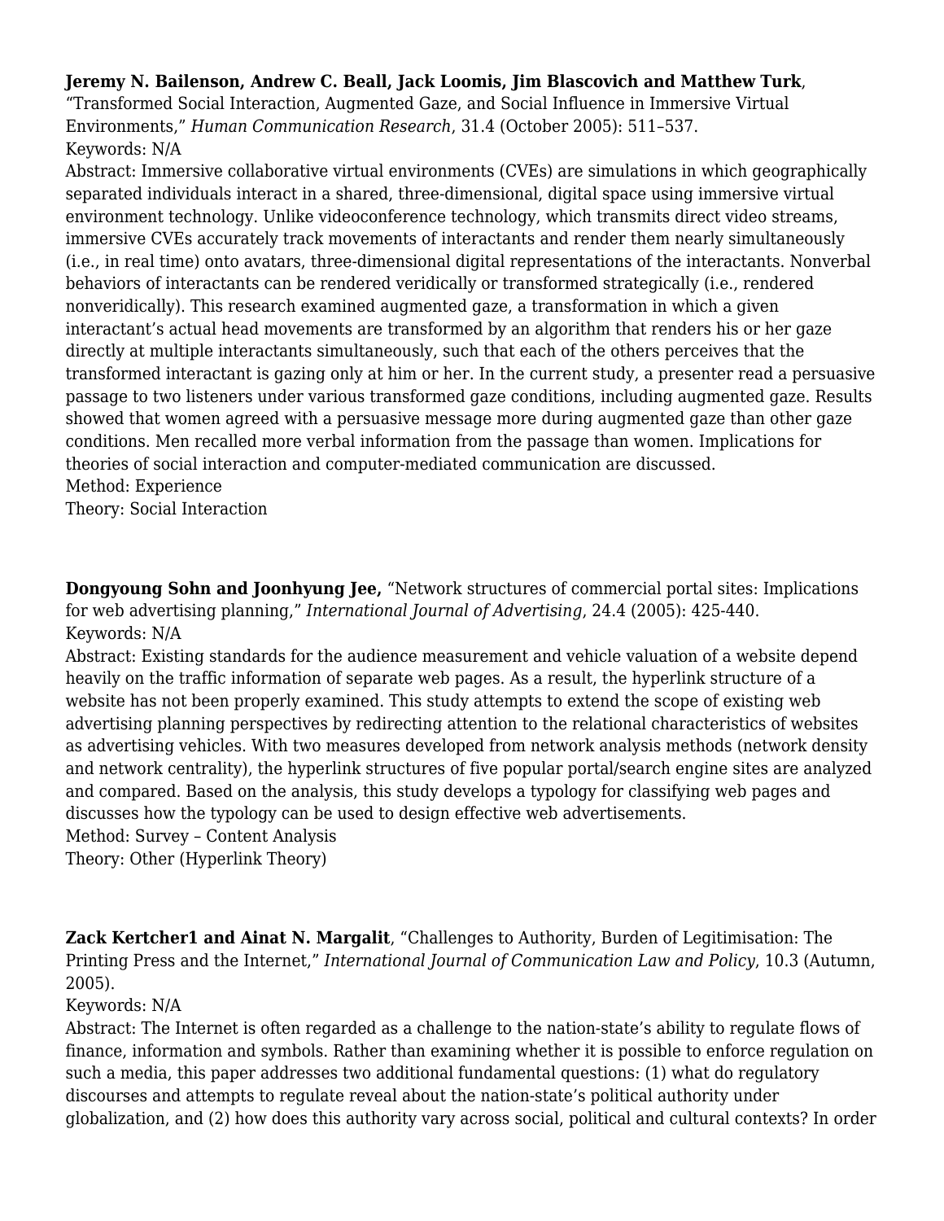**Jeremy N. Bailenson, Andrew C. Beall, Jack Loomis, Jim Blascovich and Matthew Turk**, "Transformed Social Interaction, Augmented Gaze, and Social Influence in Immersive Virtual Environments," *Human Communication Research*, 31.4 (October 2005): 511–537.
Keywords: N/A
Abstract: Immersive collaborative virtual environments (CVEs) are simulations in which geographically separated individuals interact in a shared, three-dimensional, digital space using immersive virtual environment technology. Unlike videoconference technology, which transmits direct video streams, immersive CVEs accurately track movements of interactants and render them nearly simultaneously (i.e., in real time) onto avatars, three-dimensional digital representations of the interactants. Nonverbal behaviors of interactants can be rendered veridically or transformed strategically (i.e., rendered nonveridically). This research examined augmented gaze, a transformation in which a given interactant's actual head movements are transformed by an algorithm that renders his or her gaze directly at multiple interactants simultaneously, such that each of the others perceives that the transformed interactant is gazing only at him or her. In the current study, a presenter read a persuasive passage to two listeners under various transformed gaze conditions, including augmented gaze. Results showed that women agreed with a persuasive message more during augmented gaze than other gaze conditions. Men recalled more verbal information from the passage than women. Implications for theories of social interaction and computer-mediated communication are discussed.
Method: Experience
Theory: Social Interaction

**Dongyoung Sohn and Joonhyung Jee,** "Network structures of commercial portal sites: Implications for web advertising planning," *International Journal of Advertising*, 24.4 (2005): 425-440.
Keywords: N/A
Abstract: Existing standards for the audience measurement and vehicle valuation of a website depend heavily on the traffic information of separate web pages. As a result, the hyperlink structure of a website has not been properly examined. This study attempts to extend the scope of existing web advertising planning perspectives by redirecting attention to the relational characteristics of websites as advertising vehicles. With two measures developed from network analysis methods (network density and network centrality), the hyperlink structures of five popular portal/search engine sites are analyzed and compared. Based on the analysis, this study develops a typology for classifying web pages and discusses how the typology can be used to design effective web advertisements.
Method: Survey – Content Analysis
Theory: Other (Hyperlink Theory)

**Zack Kertcher1 and Ainat N. Margalit**, "Challenges to Authority, Burden of Legitimisation: The Printing Press and the Internet," *International Journal of Communication Law and Policy*, 10.3 (Autumn, 2005).
Keywords: N/A
Abstract: The Internet is often regarded as a challenge to the nation-state's ability to regulate flows of finance, information and symbols. Rather than examining whether it is possible to enforce regulation on such a media, this paper addresses two additional fundamental questions: (1) what do regulatory discourses and attempts to regulate reveal about the nation-state's political authority under globalization, and (2) how does this authority vary across social, political and cultural contexts? In order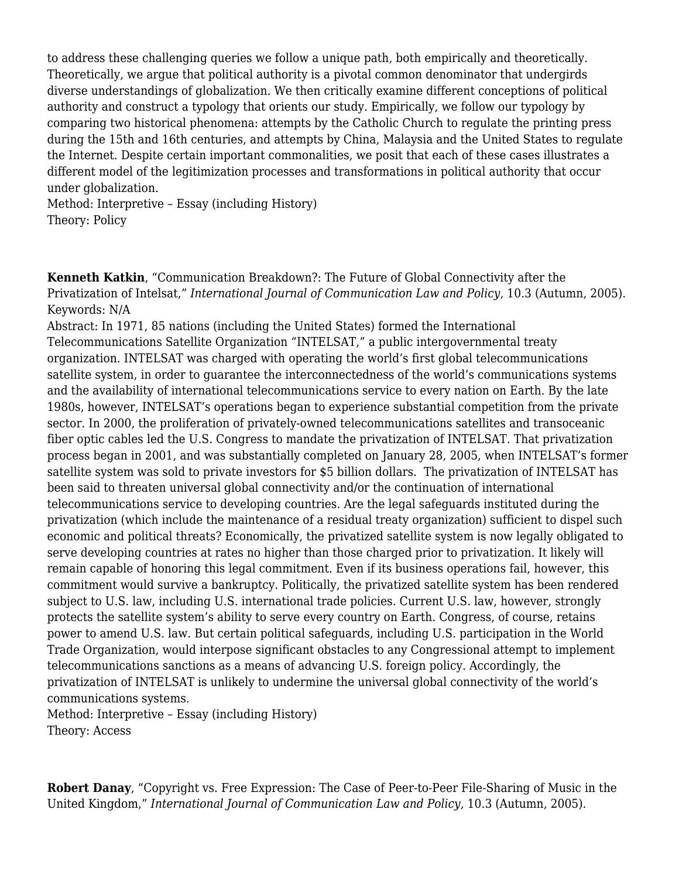to address these challenging queries we follow a unique path, both empirically and theoretically. Theoretically, we argue that political authority is a pivotal common denominator that undergirds diverse understandings of globalization. We then critically examine different conceptions of political authority and construct a typology that orients our study. Empirically, we follow our typology by comparing two historical phenomena: attempts by the Catholic Church to regulate the printing press during the 15th and 16th centuries, and attempts by China, Malaysia and the United States to regulate the Internet. Despite certain important commonalities, we posit that each of these cases illustrates a different model of the legitimization processes and transformations in political authority that occur under globalization.
Method: Interpretive – Essay (including History)
Theory: Policy

**Kenneth Katkin**, "Communication Breakdown?: The Future of Global Connectivity after the Privatization of Intelsat," *International Journal of Communication Law and Policy*, 10.3 (Autumn, 2005).
Keywords: N/A
Abstract: In 1971, 85 nations (including the United States) formed the International Telecommunications Satellite Organization "INTELSAT," a public intergovernmental treaty organization. INTELSAT was charged with operating the world's first global telecommunications satellite system, in order to guarantee the interconnectedness of the world's communications systems and the availability of international telecommunications service to every nation on Earth. By the late 1980s, however, INTELSAT's operations began to experience substantial competition from the private sector. In 2000, the proliferation of privately-owned telecommunications satellites and transoceanic fiber optic cables led the U.S. Congress to mandate the privatization of INTELSAT. That privatization process began in 2001, and was substantially completed on January 28, 2005, when INTELSAT's former satellite system was sold to private investors for $5 billion dollars. The privatization of INTELSAT has been said to threaten universal global connectivity and/or the continuation of international telecommunications service to developing countries. Are the legal safeguards instituted during the privatization (which include the maintenance of a residual treaty organization) sufficient to dispel such economic and political threats? Economically, the privatized satellite system is now legally obligated to serve developing countries at rates no higher than those charged prior to privatization. It likely will remain capable of honoring this legal commitment. Even if its business operations fail, however, this commitment would survive a bankruptcy. Politically, the privatized satellite system has been rendered subject to U.S. law, including U.S. international trade policies. Current U.S. law, however, strongly protects the satellite system's ability to serve every country on Earth. Congress, of course, retains power to amend U.S. law. But certain political safeguards, including U.S. participation in the World Trade Organization, would interpose significant obstacles to any Congressional attempt to implement telecommunications sanctions as a means of advancing U.S. foreign policy. Accordingly, the privatization of INTELSAT is unlikely to undermine the universal global connectivity of the world's communications systems.
Method: Interpretive – Essay (including History)
Theory: Access

**Robert Danay**, "Copyright vs. Free Expression: The Case of Peer-to-Peer File-Sharing of Music in the United Kingdom," *International Journal of Communication Law and Policy*, 10.3 (Autumn, 2005).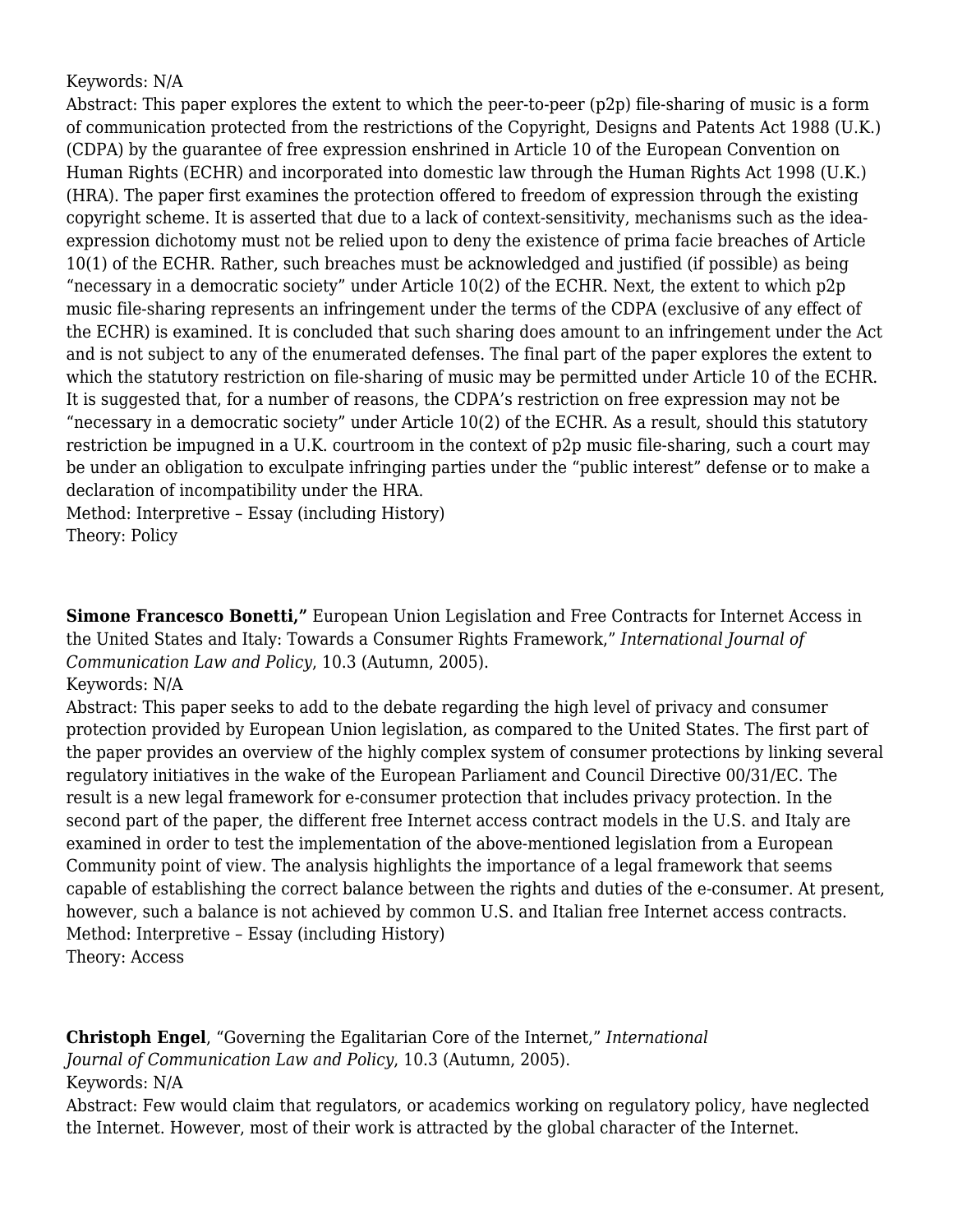Keywords: N/A

Abstract: This paper explores the extent to which the peer-to-peer (p2p) file-sharing of music is a form of communication protected from the restrictions of the Copyright, Designs and Patents Act 1988 (U.K.) (CDPA) by the guarantee of free expression enshrined in Article 10 of the European Convention on Human Rights (ECHR) and incorporated into domestic law through the Human Rights Act 1998 (U.K.) (HRA). The paper first examines the protection offered to freedom of expression through the existing copyright scheme. It is asserted that due to a lack of context-sensitivity, mechanisms such as the idea-expression dichotomy must not be relied upon to deny the existence of prima facie breaches of Article 10(1) of the ECHR. Rather, such breaches must be acknowledged and justified (if possible) as being "necessary in a democratic society" under Article 10(2) of the ECHR. Next, the extent to which p2p music file-sharing represents an infringement under the terms of the CDPA (exclusive of any effect of the ECHR) is examined. It is concluded that such sharing does amount to an infringement under the Act and is not subject to any of the enumerated defenses. The final part of the paper explores the extent to which the statutory restriction on file-sharing of music may be permitted under Article 10 of the ECHR. It is suggested that, for a number of reasons, the CDPA's restriction on free expression may not be "necessary in a democratic society" under Article 10(2) of the ECHR. As a result, should this statutory restriction be impugned in a U.K. courtroom in the context of p2p music file-sharing, such a court may be under an obligation to exculpate infringing parties under the "public interest" defense or to make a declaration of incompatibility under the HRA.

Method: Interpretive – Essay (including History)

Theory: Policy

**Simone Francesco Bonetti,"** European Union Legislation and Free Contracts for Internet Access in the United States and Italy: Towards a Consumer Rights Framework," *International Journal of Communication Law and Policy*, 10.3 (Autumn, 2005).

Keywords: N/A

Abstract: This paper seeks to add to the debate regarding the high level of privacy and consumer protection provided by European Union legislation, as compared to the United States. The first part of the paper provides an overview of the highly complex system of consumer protections by linking several regulatory initiatives in the wake of the European Parliament and Council Directive 00/31/EC. The result is a new legal framework for e-consumer protection that includes privacy protection. In the second part of the paper, the different free Internet access contract models in the U.S. and Italy are examined in order to test the implementation of the above-mentioned legislation from a European Community point of view. The analysis highlights the importance of a legal framework that seems capable of establishing the correct balance between the rights and duties of the e-consumer. At present, however, such a balance is not achieved by common U.S. and Italian free Internet access contracts.

Method: Interpretive – Essay (including History)

Theory: Access

**Christoph Engel**, "Governing the Egalitarian Core of the Internet," *International Journal of Communication Law and Policy*, 10.3 (Autumn, 2005).

Keywords: N/A

Abstract: Few would claim that regulators, or academics working on regulatory policy, have neglected the Internet. However, most of their work is attracted by the global character of the Internet.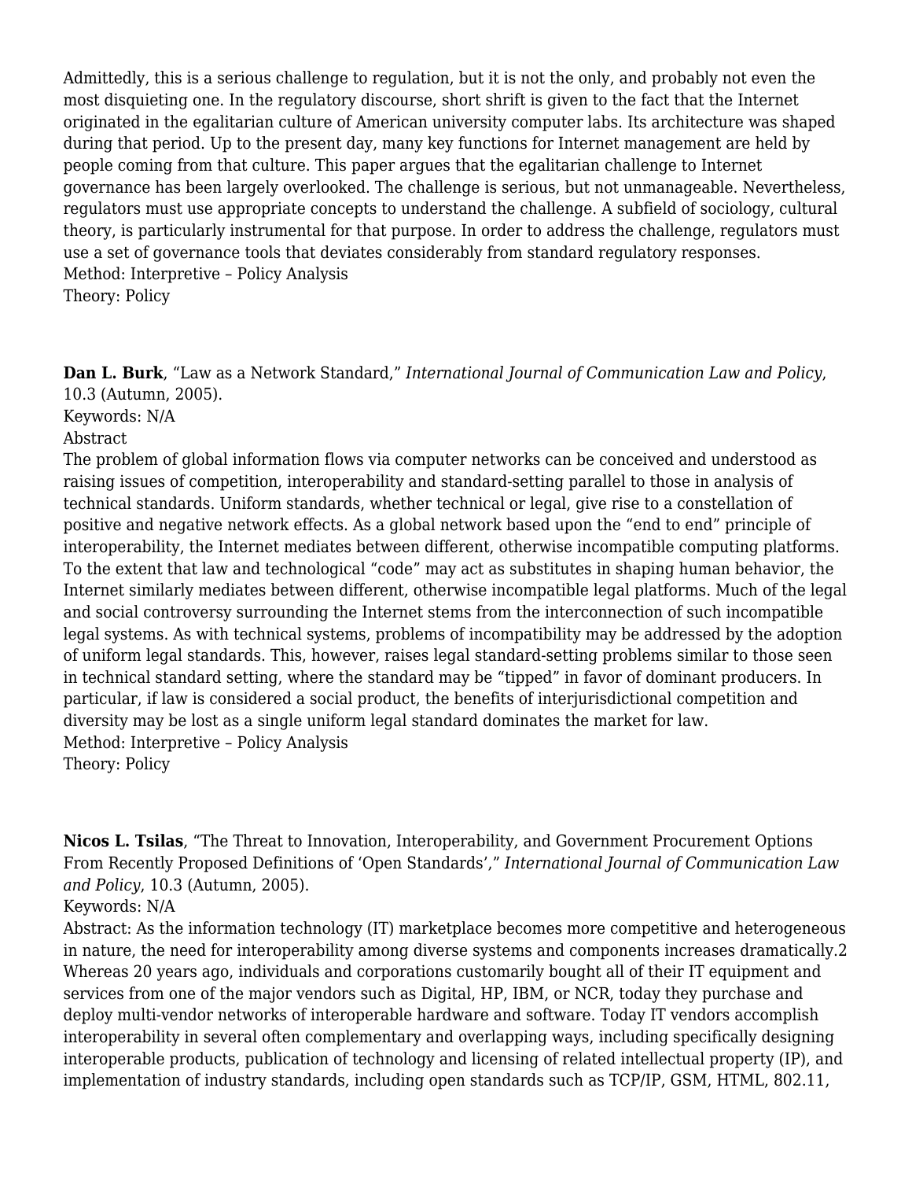Admittedly, this is a serious challenge to regulation, but it is not the only, and probably not even the most disquieting one. In the regulatory discourse, short shrift is given to the fact that the Internet originated in the egalitarian culture of American university computer labs. Its architecture was shaped during that period. Up to the present day, many key functions for Internet management are held by people coming from that culture. This paper argues that the egalitarian challenge to Internet governance has been largely overlooked. The challenge is serious, but not unmanageable. Nevertheless, regulators must use appropriate concepts to understand the challenge. A subfield of sociology, cultural theory, is particularly instrumental for that purpose. In order to address the challenge, regulators must use a set of governance tools that deviates considerably from standard regulatory responses.
Method: Interpretive – Policy Analysis
Theory: Policy

**Dan L. Burk**, "Law as a Network Standard," *International Journal of Communication Law and Policy*, 10.3 (Autumn, 2005).
Keywords: N/A
Abstract
The problem of global information flows via computer networks can be conceived and understood as raising issues of competition, interoperability and standard-setting parallel to those in analysis of technical standards. Uniform standards, whether technical or legal, give rise to a constellation of positive and negative network effects. As a global network based upon the "end to end" principle of interoperability, the Internet mediates between different, otherwise incompatible computing platforms. To the extent that law and technological "code" may act as substitutes in shaping human behavior, the Internet similarly mediates between different, otherwise incompatible legal platforms. Much of the legal and social controversy surrounding the Internet stems from the interconnection of such incompatible legal systems. As with technical systems, problems of incompatibility may be addressed by the adoption of uniform legal standards. This, however, raises legal standard-setting problems similar to those seen in technical standard setting, where the standard may be "tipped" in favor of dominant producers. In particular, if law is considered a social product, the benefits of interjurisdictional competition and diversity may be lost as a single uniform legal standard dominates the market for law.
Method: Interpretive – Policy Analysis
Theory: Policy

**Nicos L. Tsilas**, "The Threat to Innovation, Interoperability, and Government Procurement Options From Recently Proposed Definitions of 'Open Standards'," *International Journal of Communication Law and Policy*, 10.3 (Autumn, 2005).
Keywords: N/A
Abstract: As the information technology (IT) marketplace becomes more competitive and heterogeneous in nature, the need for interoperability among diverse systems and components increases dramatically.2 Whereas 20 years ago, individuals and corporations customarily bought all of their IT equipment and services from one of the major vendors such as Digital, HP, IBM, or NCR, today they purchase and deploy multi-vendor networks of interoperable hardware and software. Today IT vendors accomplish interoperability in several often complementary and overlapping ways, including specifically designing interoperable products, publication of technology and licensing of related intellectual property (IP), and implementation of industry standards, including open standards such as TCP/IP, GSM, HTML, 802.11,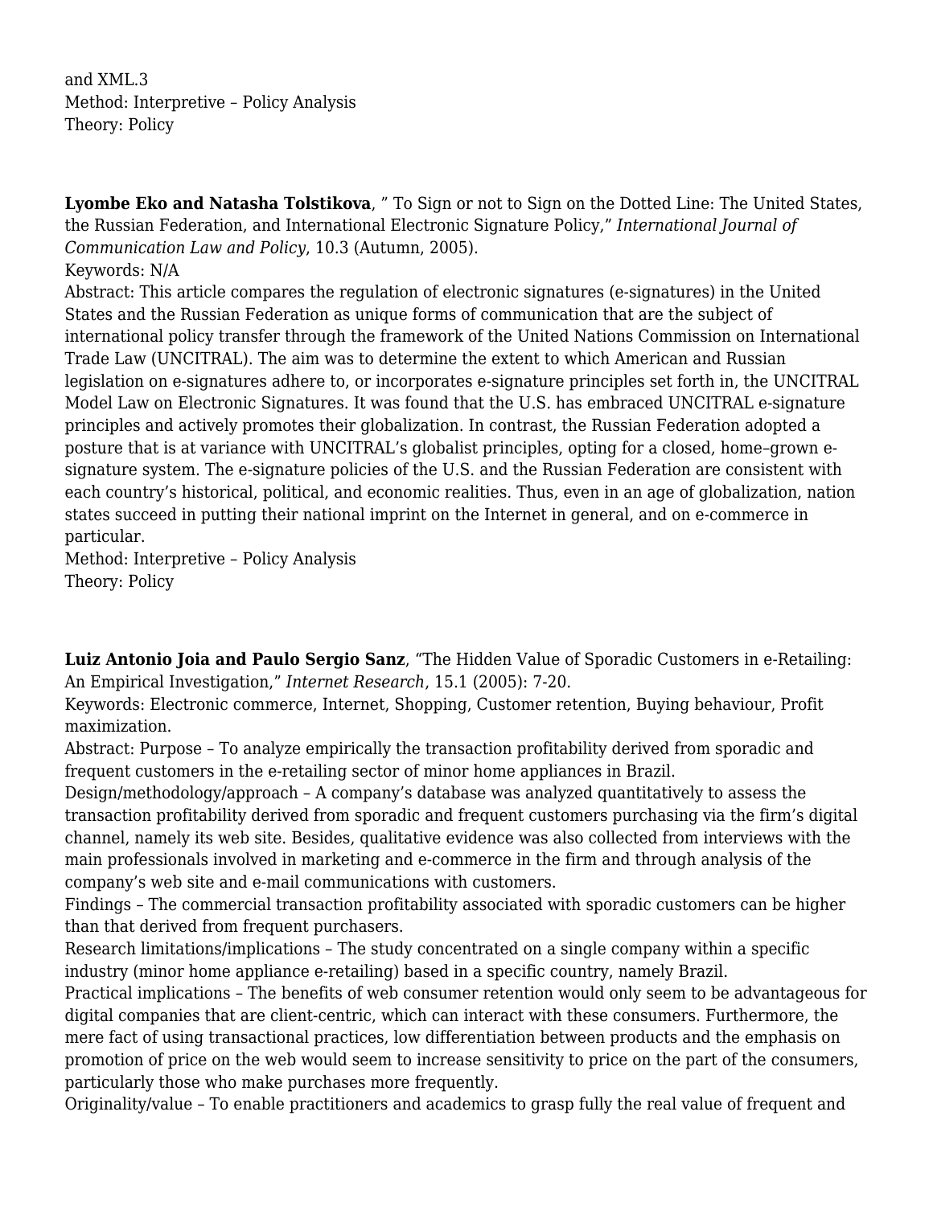and XML.3
Method: Interpretive – Policy Analysis
Theory: Policy

**Lyombe Eko and Natasha Tolstikova**, " To Sign or not to Sign on the Dotted Line: The United States, the Russian Federation, and International Electronic Signature Policy," *International Journal of Communication Law and Policy*, 10.3 (Autumn, 2005).
Keywords: N/A
Abstract: This article compares the regulation of electronic signatures (e-signatures) in the United States and the Russian Federation as unique forms of communication that are the subject of international policy transfer through the framework of the United Nations Commission on International Trade Law (UNCITRAL). The aim was to determine the extent to which American and Russian legislation on e-signatures adhere to, or incorporates e-signature principles set forth in, the UNCITRAL Model Law on Electronic Signatures. It was found that the U.S. has embraced UNCITRAL e-signature principles and actively promotes their globalization. In contrast, the Russian Federation adopted a posture that is at variance with UNCITRAL's globalist principles, opting for a closed, home–grown e-signature system. The e-signature policies of the U.S. and the Russian Federation are consistent with each country's historical, political, and economic realities. Thus, even in an age of globalization, nation states succeed in putting their national imprint on the Internet in general, and on e-commerce in particular.
Method: Interpretive – Policy Analysis
Theory: Policy

**Luiz Antonio Joia and Paulo Sergio Sanz**, "The Hidden Value of Sporadic Customers in e-Retailing: An Empirical Investigation," *Internet Research*, 15.1 (2005): 7-20.
Keywords: Electronic commerce, Internet, Shopping, Customer retention, Buying behaviour, Profit maximization.
Abstract: Purpose – To analyze empirically the transaction profitability derived from sporadic and frequent customers in the e-retailing sector of minor home appliances in Brazil.
Design/methodology/approach – A company's database was analyzed quantitatively to assess the transaction profitability derived from sporadic and frequent customers purchasing via the firm's digital channel, namely its web site. Besides, qualitative evidence was also collected from interviews with the main professionals involved in marketing and e-commerce in the firm and through analysis of the company's web site and e-mail communications with customers.
Findings – The commercial transaction profitability associated with sporadic customers can be higher than that derived from frequent purchasers.
Research limitations/implications – The study concentrated on a single company within a specific industry (minor home appliance e-retailing) based in a specific country, namely Brazil.
Practical implications – The benefits of web consumer retention would only seem to be advantageous for digital companies that are client-centric, which can interact with these consumers. Furthermore, the mere fact of using transactional practices, low differentiation between products and the emphasis on promotion of price on the web would seem to increase sensitivity to price on the part of the consumers, particularly those who make purchases more frequently.
Originality/value – To enable practitioners and academics to grasp fully the real value of frequent and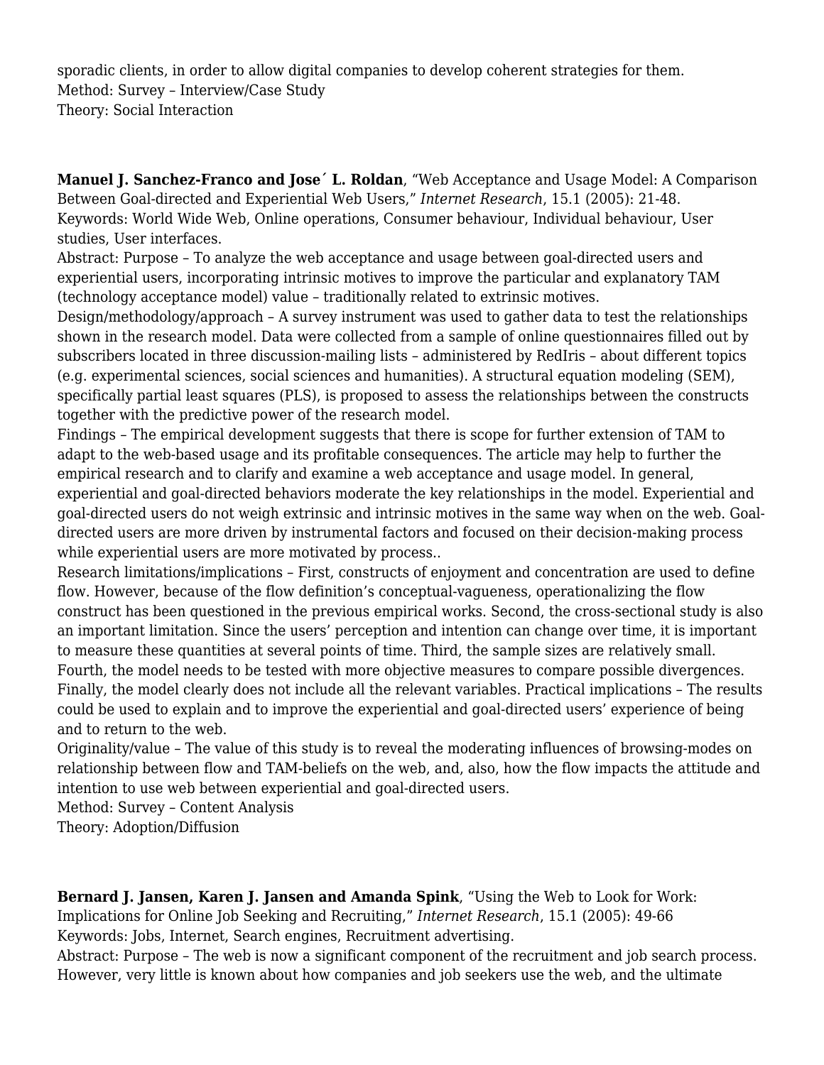sporadic clients, in order to allow digital companies to develop coherent strategies for them.
Method: Survey – Interview/Case Study
Theory: Social Interaction

**Manuel J. Sanchez-Franco and Jose´ L. Roldan**, "Web Acceptance and Usage Model: A Comparison Between Goal-directed and Experiential Web Users," *Internet Research*, 15.1 (2005): 21-48.
Keywords: World Wide Web, Online operations, Consumer behaviour, Individual behaviour, User studies, User interfaces.
Abstract: Purpose – To analyze the web acceptance and usage between goal-directed users and experiential users, incorporating intrinsic motives to improve the particular and explanatory TAM (technology acceptance model) value – traditionally related to extrinsic motives.
Design/methodology/approach – A survey instrument was used to gather data to test the relationships shown in the research model. Data were collected from a sample of online questionnaires filled out by subscribers located in three discussion-mailing lists – administered by RedIris – about different topics (e.g. experimental sciences, social sciences and humanities). A structural equation modeling (SEM), specifically partial least squares (PLS), is proposed to assess the relationships between the constructs together with the predictive power of the research model.
Findings – The empirical development suggests that there is scope for further extension of TAM to adapt to the web-based usage and its profitable consequences. The article may help to further the empirical research and to clarify and examine a web acceptance and usage model. In general, experiential and goal-directed behaviors moderate the key relationships in the model. Experiential and goal-directed users do not weigh extrinsic and intrinsic motives in the same way when on the web. Goal-directed users are more driven by instrumental factors and focused on their decision-making process while experiential users are more motivated by process..
Research limitations/implications – First, constructs of enjoyment and concentration are used to define flow. However, because of the flow definition's conceptual-vagueness, operationalizing the flow construct has been questioned in the previous empirical works. Second, the cross-sectional study is also an important limitation. Since the users' perception and intention can change over time, it is important to measure these quantities at several points of time. Third, the sample sizes are relatively small. Fourth, the model needs to be tested with more objective measures to compare possible divergences. Finally, the model clearly does not include all the relevant variables. Practical implications – The results could be used to explain and to improve the experiential and goal-directed users' experience of being and to return to the web.
Originality/value – The value of this study is to reveal the moderating influences of browsing-modes on relationship between flow and TAM-beliefs on the web, and, also, how the flow impacts the attitude and intention to use web between experiential and goal-directed users.
Method: Survey – Content Analysis
Theory: Adoption/Diffusion

**Bernard J. Jansen, Karen J. Jansen and Amanda Spink**, "Using the Web to Look for Work: Implications for Online Job Seeking and Recruiting," *Internet Research*, 15.1 (2005): 49-66
Keywords: Jobs, Internet, Search engines, Recruitment advertising.
Abstract: Purpose – The web is now a significant component of the recruitment and job search process. However, very little is known about how companies and job seekers use the web, and the ultimate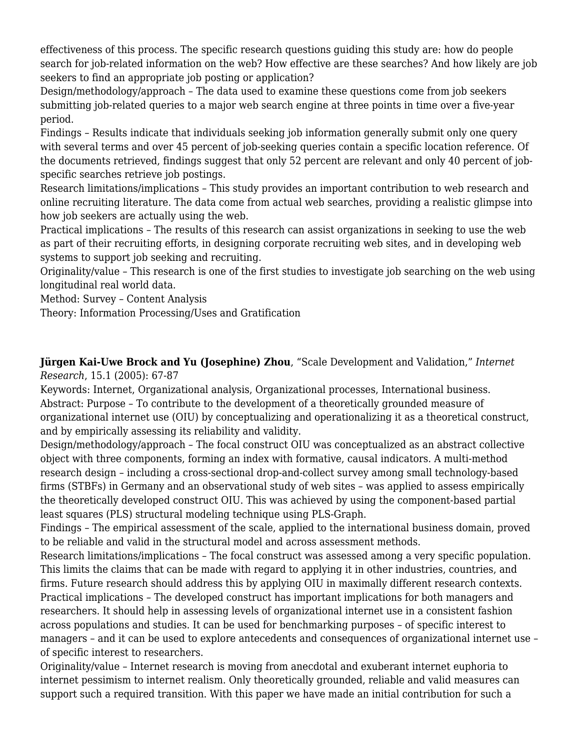effectiveness of this process. The specific research questions guiding this study are: how do people search for job-related information on the web? How effective are these searches? And how likely are job seekers to find an appropriate job posting or application?

Design/methodology/approach – The data used to examine these questions come from job seekers submitting job-related queries to a major web search engine at three points in time over a five-year period.

Findings – Results indicate that individuals seeking job information generally submit only one query with several terms and over 45 percent of job-seeking queries contain a specific location reference. Of the documents retrieved, findings suggest that only 52 percent are relevant and only 40 percent of job-specific searches retrieve job postings.

Research limitations/implications – This study provides an important contribution to web research and online recruiting literature. The data come from actual web searches, providing a realistic glimpse into how job seekers are actually using the web.

Practical implications – The results of this research can assist organizations in seeking to use the web as part of their recruiting efforts, in designing corporate recruiting web sites, and in developing web systems to support job seeking and recruiting.

Originality/value – This research is one of the first studies to investigate job searching on the web using longitudinal real world data.

Method: Survey – Content Analysis

Theory: Information Processing/Uses and Gratification

**Jürgen Kai-Uwe Brock and Yu (Josephine) Zhou**, "Scale Development and Validation," *Internet Research*, 15.1 (2005): 67-87

Keywords: Internet, Organizational analysis, Organizational processes, International business.

Abstract: Purpose – To contribute to the development of a theoretically grounded measure of organizational internet use (OIU) by conceptualizing and operationalizing it as a theoretical construct, and by empirically assessing its reliability and validity.

Design/methodology/approach – The focal construct OIU was conceptualized as an abstract collective object with three components, forming an index with formative, causal indicators. A multi-method research design – including a cross-sectional drop-and-collect survey among small technology-based firms (STBFs) in Germany and an observational study of web sites – was applied to assess empirically the theoretically developed construct OIU. This was achieved by using the component-based partial least squares (PLS) structural modeling technique using PLS-Graph.

Findings – The empirical assessment of the scale, applied to the international business domain, proved to be reliable and valid in the structural model and across assessment methods.

Research limitations/implications – The focal construct was assessed among a very specific population. This limits the claims that can be made with regard to applying it in other industries, countries, and firms. Future research should address this by applying OIU in maximally different research contexts.

Practical implications – The developed construct has important implications for both managers and researchers. It should help in assessing levels of organizational internet use in a consistent fashion across populations and studies. It can be used for benchmarking purposes – of specific interest to managers – and it can be used to explore antecedents and consequences of organizational internet use – of specific interest to researchers.

Originality/value – Internet research is moving from anecdotal and exuberant internet euphoria to internet pessimism to internet realism. Only theoretically grounded, reliable and valid measures can support such a required transition. With this paper we have made an initial contribution for such a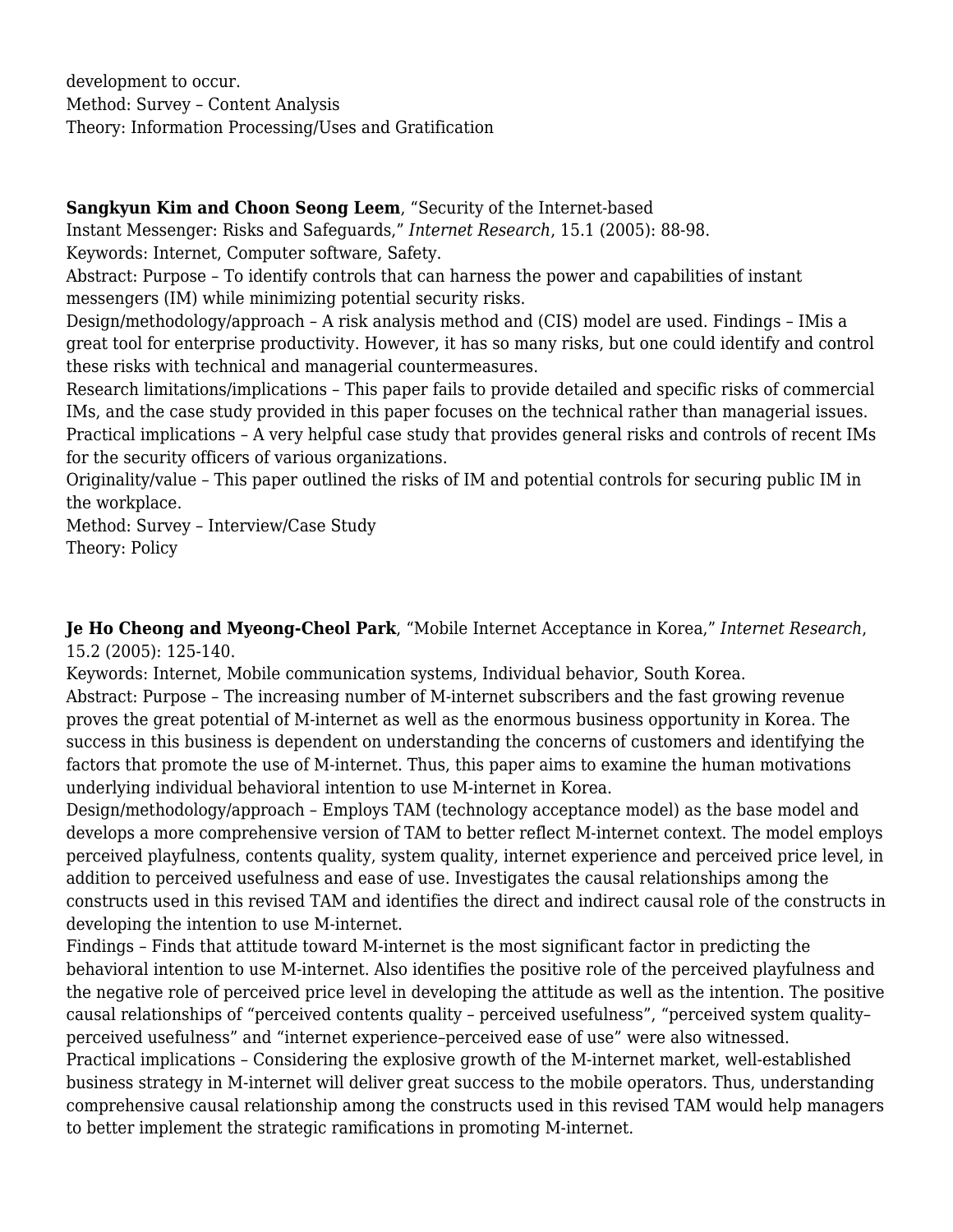development to occur.
Method: Survey – Content Analysis
Theory: Information Processing/Uses and Gratification

**Sangkyun Kim and Choon Seong Leem**, "Security of the Internet-based Instant Messenger: Risks and Safeguards," *Internet Research*, 15.1 (2005): 88-98.
Keywords: Internet, Computer software, Safety.
Abstract: Purpose – To identify controls that can harness the power and capabilities of instant messengers (IM) while minimizing potential security risks.
Design/methodology/approach – A risk analysis method and (CIS) model are used. Findings – IMis a great tool for enterprise productivity. However, it has so many risks, but one could identify and control these risks with technical and managerial countermeasures.
Research limitations/implications – This paper fails to provide detailed and specific risks of commercial IMs, and the case study provided in this paper focuses on the technical rather than managerial issues.
Practical implications – A very helpful case study that provides general risks and controls of recent IMs for the security officers of various organizations.
Originality/value – This paper outlined the risks of IM and potential controls for securing public IM in the workplace.
Method: Survey – Interview/Case Study
Theory: Policy

**Je Ho Cheong and Myeong-Cheol Park**, "Mobile Internet Acceptance in Korea," *Internet Research*, 15.2 (2005): 125-140.
Keywords: Internet, Mobile communication systems, Individual behavior, South Korea.
Abstract: Purpose – The increasing number of M-internet subscribers and the fast growing revenue proves the great potential of M-internet as well as the enormous business opportunity in Korea. The success in this business is dependent on understanding the concerns of customers and identifying the factors that promote the use of M-internet. Thus, this paper aims to examine the human motivations underlying individual behavioral intention to use M-internet in Korea.
Design/methodology/approach – Employs TAM (technology acceptance model) as the base model and develops a more comprehensive version of TAM to better reflect M-internet context. The model employs perceived playfulness, contents quality, system quality, internet experience and perceived price level, in addition to perceived usefulness and ease of use. Investigates the causal relationships among the constructs used in this revised TAM and identifies the direct and indirect causal role of the constructs in developing the intention to use M-internet.
Findings – Finds that attitude toward M-internet is the most significant factor in predicting the behavioral intention to use M-internet. Also identifies the positive role of the perceived playfulness and the negative role of perceived price level in developing the attitude as well as the intention. The positive causal relationships of "perceived contents quality – perceived usefulness", "perceived system quality–perceived usefulness" and "internet experience–perceived ease of use" were also witnessed.
Practical implications – Considering the explosive growth of the M-internet market, well-established business strategy in M-internet will deliver great success to the mobile operators. Thus, understanding comprehensive causal relationship among the constructs used in this revised TAM would help managers to better implement the strategic ramifications in promoting M-internet.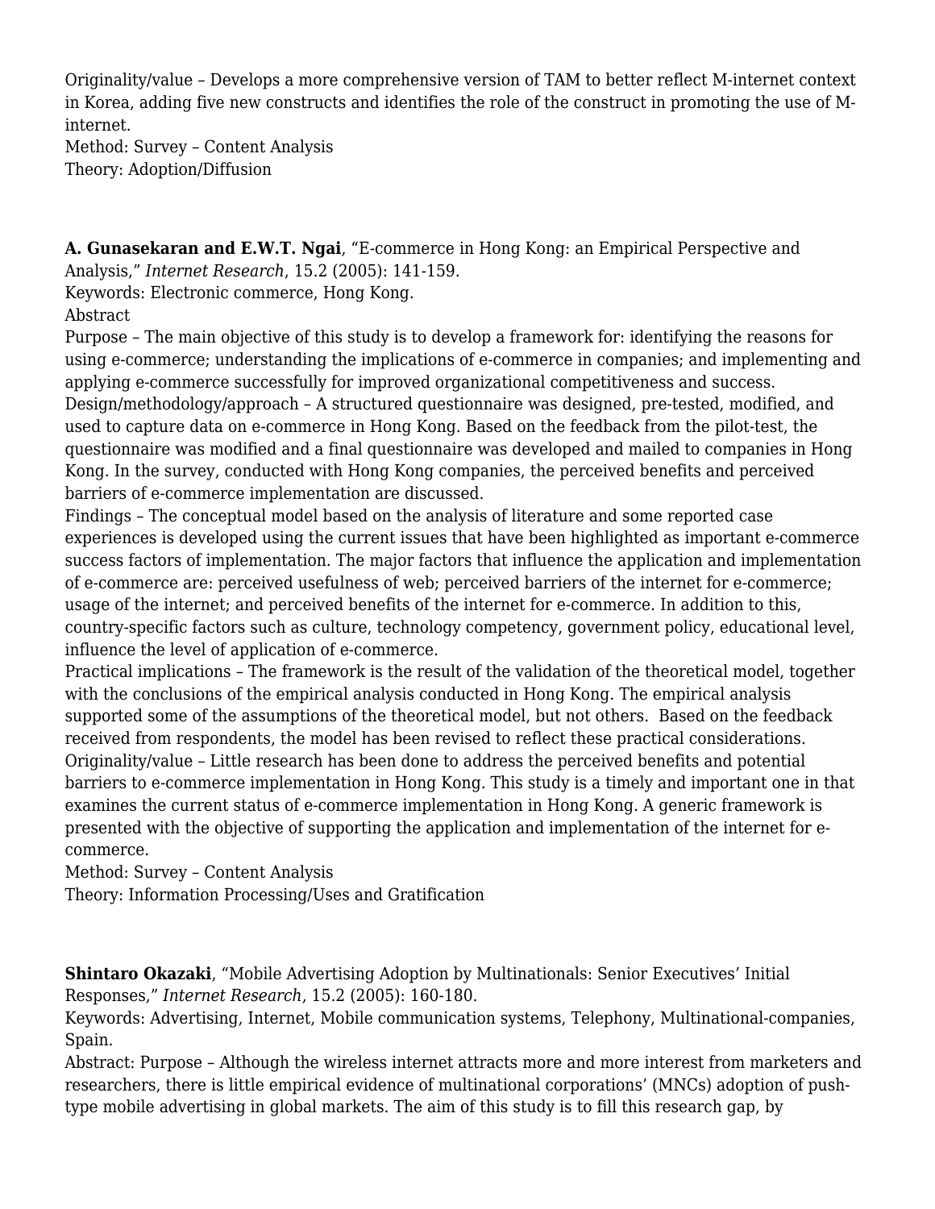Originality/value – Develops a more comprehensive version of TAM to better reflect M-internet context in Korea, adding five new constructs and identifies the role of the construct in promoting the use of M-internet.
Method: Survey – Content Analysis
Theory: Adoption/Diffusion

**A. Gunasekaran and E.W.T. Ngai**, "E-commerce in Hong Kong: an Empirical Perspective and Analysis," *Internet Research*, 15.2 (2005): 141-159.
Keywords: Electronic commerce, Hong Kong.
Abstract
Purpose – The main objective of this study is to develop a framework for: identifying the reasons for using e-commerce; understanding the implications of e-commerce in companies; and implementing and applying e-commerce successfully for improved organizational competitiveness and success.
Design/methodology/approach – A structured questionnaire was designed, pre-tested, modified, and used to capture data on e-commerce in Hong Kong. Based on the feedback from the pilot-test, the questionnaire was modified and a final questionnaire was developed and mailed to companies in Hong Kong. In the survey, conducted with Hong Kong companies, the perceived benefits and perceived barriers of e-commerce implementation are discussed.
Findings – The conceptual model based on the analysis of literature and some reported case experiences is developed using the current issues that have been highlighted as important e-commerce success factors of implementation. The major factors that influence the application and implementation of e-commerce are: perceived usefulness of web; perceived barriers of the internet for e-commerce; usage of the internet; and perceived benefits of the internet for e-commerce. In addition to this, country-specific factors such as culture, technology competency, government policy, educational level, influence the level of application of e-commerce.
Practical implications – The framework is the result of the validation of the theoretical model, together with the conclusions of the empirical analysis conducted in Hong Kong. The empirical analysis supported some of the assumptions of the theoretical model, but not others. Based on the feedback received from respondents, the model has been revised to reflect these practical considerations.
Originality/value – Little research has been done to address the perceived benefits and potential barriers to e-commerce implementation in Hong Kong. This study is a timely and important one in that examines the current status of e-commerce implementation in Hong Kong. A generic framework is presented with the objective of supporting the application and implementation of the internet for e-commerce.
Method: Survey – Content Analysis
Theory: Information Processing/Uses and Gratification

**Shintaro Okazaki**, "Mobile Advertising Adoption by Multinationals: Senior Executives' Initial Responses," *Internet Research*, 15.2 (2005): 160-180.
Keywords: Advertising, Internet, Mobile communication systems, Telephony, Multinational-companies, Spain.
Abstract: Purpose – Although the wireless internet attracts more and more interest from marketers and researchers, there is little empirical evidence of multinational corporations' (MNCs) adoption of push-type mobile advertising in global markets. The aim of this study is to fill this research gap, by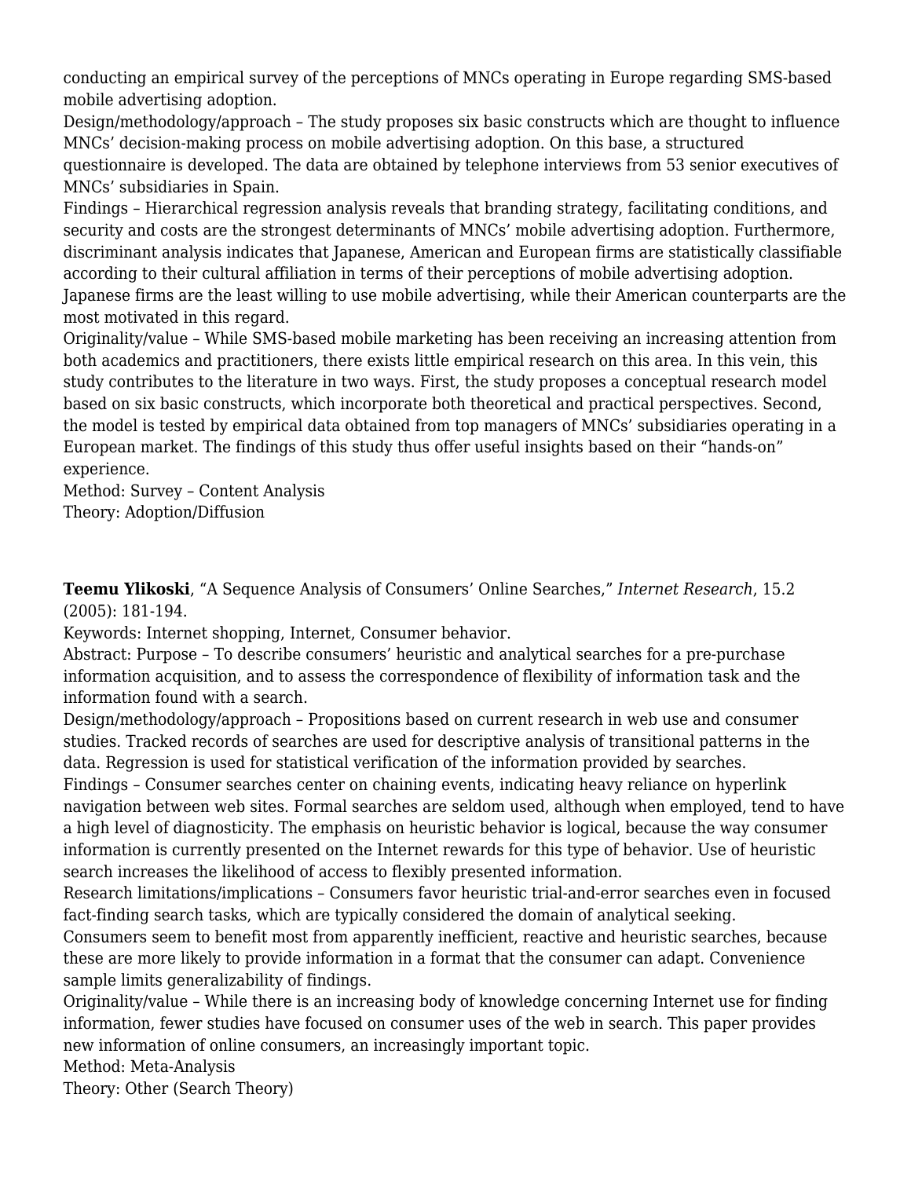conducting an empirical survey of the perceptions of MNCs operating in Europe regarding SMS-based mobile advertising adoption.
Design/methodology/approach – The study proposes six basic constructs which are thought to influence MNCs' decision-making process on mobile advertising adoption. On this base, a structured questionnaire is developed. The data are obtained by telephone interviews from 53 senior executives of MNCs' subsidiaries in Spain.
Findings – Hierarchical regression analysis reveals that branding strategy, facilitating conditions, and security and costs are the strongest determinants of MNCs' mobile advertising adoption. Furthermore, discriminant analysis indicates that Japanese, American and European firms are statistically classifiable according to their cultural affiliation in terms of their perceptions of mobile advertising adoption. Japanese firms are the least willing to use mobile advertising, while their American counterparts are the most motivated in this regard.
Originality/value – While SMS-based mobile marketing has been receiving an increasing attention from both academics and practitioners, there exists little empirical research on this area. In this vein, this study contributes to the literature in two ways. First, the study proposes a conceptual research model based on six basic constructs, which incorporate both theoretical and practical perspectives. Second, the model is tested by empirical data obtained from top managers of MNCs' subsidiaries operating in a European market. The findings of this study thus offer useful insights based on their "hands-on" experience.
Method: Survey – Content Analysis
Theory: Adoption/Diffusion

**Teemu Ylikoski**, "A Sequence Analysis of Consumers' Online Searches," *Internet Research*, 15.2 (2005): 181-194.
Keywords: Internet shopping, Internet, Consumer behavior.
Abstract: Purpose – To describe consumers' heuristic and analytical searches for a pre-purchase information acquisition, and to assess the correspondence of flexibility of information task and the information found with a search.
Design/methodology/approach – Propositions based on current research in web use and consumer studies. Tracked records of searches are used for descriptive analysis of transitional patterns in the data. Regression is used for statistical verification of the information provided by searches.
Findings – Consumer searches center on chaining events, indicating heavy reliance on hyperlink navigation between web sites. Formal searches are seldom used, although when employed, tend to have a high level of diagnosticity. The emphasis on heuristic behavior is logical, because the way consumer information is currently presented on the Internet rewards for this type of behavior. Use of heuristic search increases the likelihood of access to flexibly presented information.
Research limitations/implications – Consumers favor heuristic trial-and-error searches even in focused fact-finding search tasks, which are typically considered the domain of analytical seeking. Consumers seem to benefit most from apparently inefficient, reactive and heuristic searches, because these are more likely to provide information in a format that the consumer can adapt. Convenience sample limits generalizability of findings.
Originality/value – While there is an increasing body of knowledge concerning Internet use for finding information, fewer studies have focused on consumer uses of the web in search. This paper provides new information of online consumers, an increasingly important topic.
Method: Meta-Analysis
Theory: Other (Search Theory)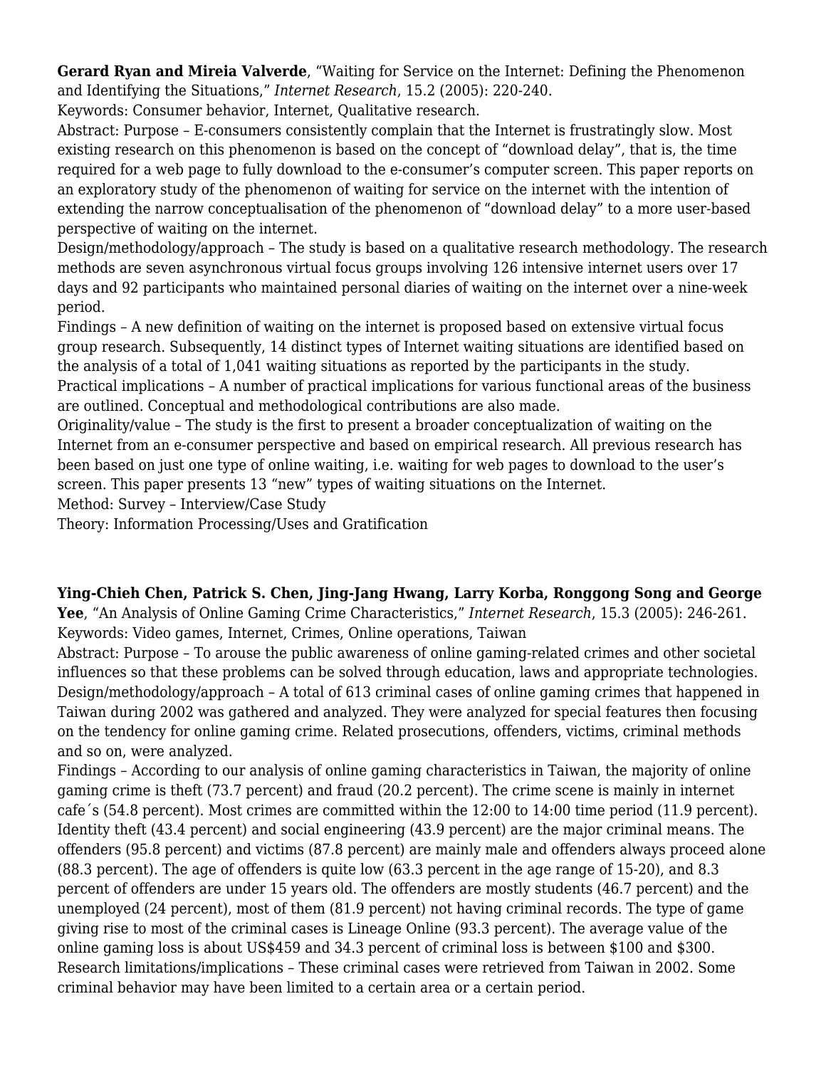**Gerard Ryan and Mireia Valverde**, “Waiting for Service on the Internet: Defining the Phenomenon and Identifying the Situations,” *Internet Research*, 15.2 (2005): 220-240.
Keywords: Consumer behavior, Internet, Qualitative research.
Abstract: Purpose – E-consumers consistently complain that the Internet is frustratingly slow. Most existing research on this phenomenon is based on the concept of “download delay”, that is, the time required for a web page to fully download to the e-consumer’s computer screen. This paper reports on an exploratory study of the phenomenon of waiting for service on the internet with the intention of extending the narrow conceptualisation of the phenomenon of “download delay” to a more user-based perspective of waiting on the internet.
Design/methodology/approach – The study is based on a qualitative research methodology. The research methods are seven asynchronous virtual focus groups involving 126 intensive internet users over 17 days and 92 participants who maintained personal diaries of waiting on the internet over a nine-week period.
Findings – A new definition of waiting on the internet is proposed based on extensive virtual focus group research. Subsequently, 14 distinct types of Internet waiting situations are identified based on the analysis of a total of 1,041 waiting situations as reported by the participants in the study.
Practical implications – A number of practical implications for various functional areas of the business are outlined. Conceptual and methodological contributions are also made.
Originality/value – The study is the first to present a broader conceptualization of waiting on the Internet from an e-consumer perspective and based on empirical research. All previous research has been based on just one type of online waiting, i.e. waiting for web pages to download to the user’s screen. This paper presents 13 “new” types of waiting situations on the Internet.
Method: Survey – Interview/Case Study
Theory: Information Processing/Uses and Gratification

**Ying-Chieh Chen, Patrick S. Chen, Jing-Jang Hwang, Larry Korba, Ronggong Song and George Yee**, “An Analysis of Online Gaming Crime Characteristics,” *Internet Research*, 15.3 (2005): 246-261.
Keywords: Video games, Internet, Crimes, Online operations, Taiwan
Abstract: Purpose – To arouse the public awareness of online gaming-related crimes and other societal influences so that these problems can be solved through education, laws and appropriate technologies.
Design/methodology/approach – A total of 613 criminal cases of online gaming crimes that happened in Taiwan during 2002 was gathered and analyzed. They were analyzed for special features then focusing on the tendency for online gaming crime. Related prosecutions, offenders, victims, criminal methods and so on, were analyzed.
Findings – According to our analysis of online gaming characteristics in Taiwan, the majority of online gaming crime is theft (73.7 percent) and fraud (20.2 percent). The crime scene is mainly in internet cafe´s (54.8 percent). Most crimes are committed within the 12:00 to 14:00 time period (11.9 percent). Identity theft (43.4 percent) and social engineering (43.9 percent) are the major criminal means. The offenders (95.8 percent) and victims (87.8 percent) are mainly male and offenders always proceed alone (88.3 percent). The age of offenders is quite low (63.3 percent in the age range of 15-20), and 8.3 percent of offenders are under 15 years old. The offenders are mostly students (46.7 percent) and the unemployed (24 percent), most of them (81.9 percent) not having criminal records. The type of game giving rise to most of the criminal cases is Lineage Online (93.3 percent). The average value of the online gaming loss is about US$459 and 34.3 percent of criminal loss is between $100 and $300.
Research limitations/implications – These criminal cases were retrieved from Taiwan in 2002. Some criminal behavior may have been limited to a certain area or a certain period.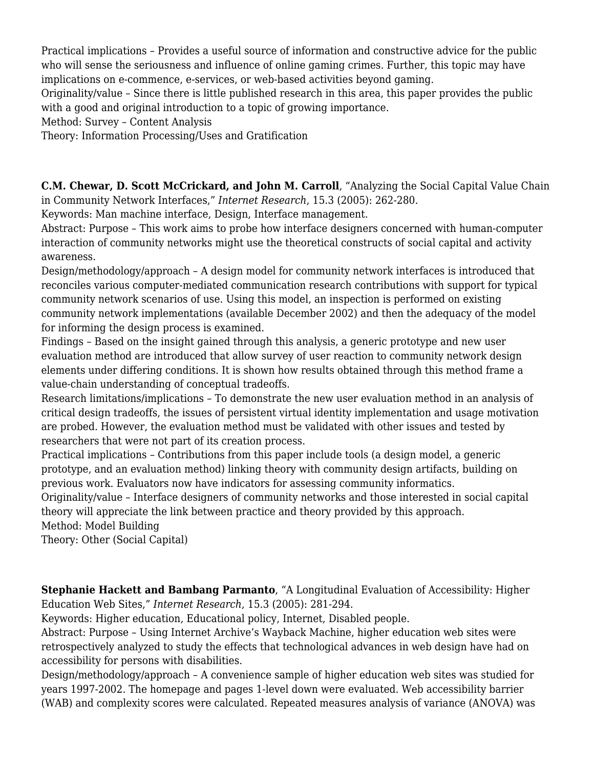Practical implications – Provides a useful source of information and constructive advice for the public who will sense the seriousness and influence of online gaming crimes. Further, this topic may have implications on e-commence, e-services, or web-based activities beyond gaming.
Originality/value – Since there is little published research in this area, this paper provides the public with a good and original introduction to a topic of growing importance.
Method: Survey – Content Analysis
Theory: Information Processing/Uses and Gratification

**C.M. Chewar, D. Scott McCrickard, and John M. Carroll**, "Analyzing the Social Capital Value Chain in Community Network Interfaces," *Internet Research*, 15.3 (2005): 262-280.
Keywords: Man machine interface, Design, Interface management.
Abstract: Purpose – This work aims to probe how interface designers concerned with human-computer interaction of community networks might use the theoretical constructs of social capital and activity awareness.
Design/methodology/approach – A design model for community network interfaces is introduced that reconciles various computer-mediated communication research contributions with support for typical community network scenarios of use. Using this model, an inspection is performed on existing community network implementations (available December 2002) and then the adequacy of the model for informing the design process is examined.
Findings – Based on the insight gained through this analysis, a generic prototype and new user evaluation method are introduced that allow survey of user reaction to community network design elements under differing conditions. It is shown how results obtained through this method frame a value-chain understanding of conceptual tradeoffs.
Research limitations/implications – To demonstrate the new user evaluation method in an analysis of critical design tradeoffs, the issues of persistent virtual identity implementation and usage motivation are probed. However, the evaluation method must be validated with other issues and tested by researchers that were not part of its creation process.
Practical implications – Contributions from this paper include tools (a design model, a generic prototype, and an evaluation method) linking theory with community design artifacts, building on previous work. Evaluators now have indicators for assessing community informatics.
Originality/value – Interface designers of community networks and those interested in social capital theory will appreciate the link between practice and theory provided by this approach.
Method: Model Building
Theory: Other (Social Capital)

**Stephanie Hackett and Bambang Parmanto**, "A Longitudinal Evaluation of Accessibility: Higher Education Web Sites," *Internet Research*, 15.3 (2005): 281-294.
Keywords: Higher education, Educational policy, Internet, Disabled people.
Abstract: Purpose – Using Internet Archive's Wayback Machine, higher education web sites were retrospectively analyzed to study the effects that technological advances in web design have had on accessibility for persons with disabilities.
Design/methodology/approach – A convenience sample of higher education web sites was studied for years 1997-2002. The homepage and pages 1-level down were evaluated. Web accessibility barrier (WAB) and complexity scores were calculated. Repeated measures analysis of variance (ANOVA) was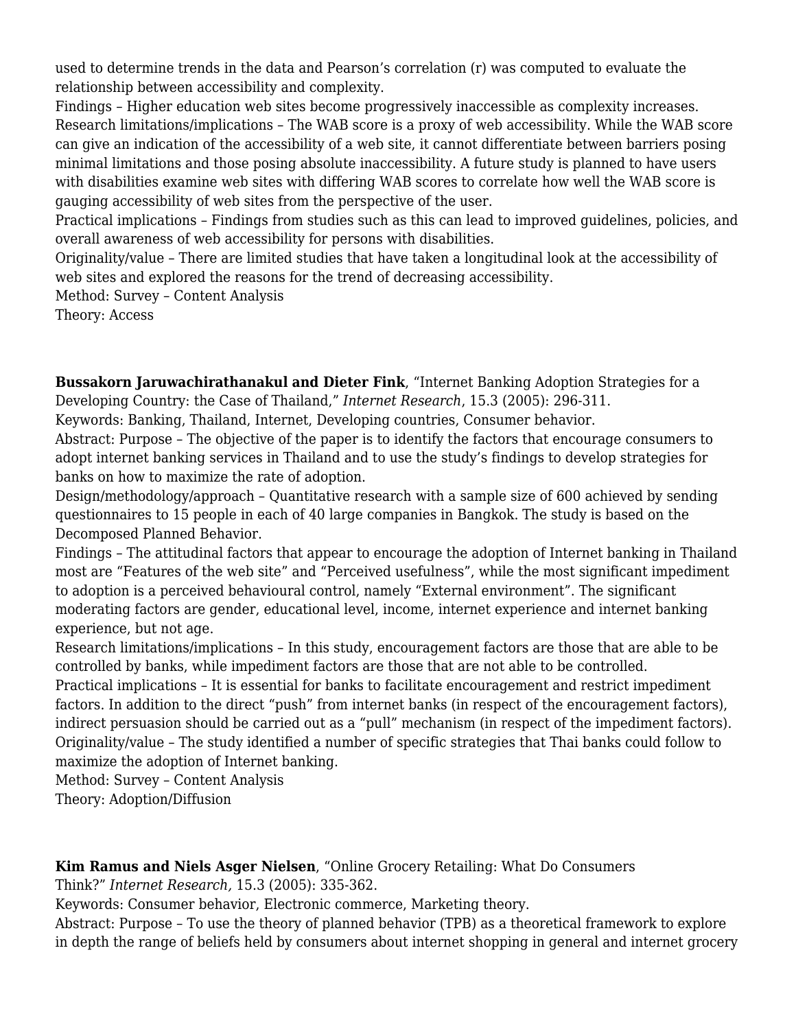used to determine trends in the data and Pearson’s correlation (r) was computed to evaluate the relationship between accessibility and complexity.
Findings – Higher education web sites become progressively inaccessible as complexity increases.
Research limitations/implications – The WAB score is a proxy of web accessibility. While the WAB score can give an indication of the accessibility of a web site, it cannot differentiate between barriers posing minimal limitations and those posing absolute inaccessibility. A future study is planned to have users with disabilities examine web sites with differing WAB scores to correlate how well the WAB score is gauging accessibility of web sites from the perspective of the user.
Practical implications – Findings from studies such as this can lead to improved guidelines, policies, and overall awareness of web accessibility for persons with disabilities.
Originality/value – There are limited studies that have taken a longitudinal look at the accessibility of web sites and explored the reasons for the trend of decreasing accessibility.
Method: Survey – Content Analysis
Theory: Access

**Bussakorn Jaruwachirathanakul and Dieter Fink**, “Internet Banking Adoption Strategies for a Developing Country: the Case of Thailand,” *Internet Research*, 15.3 (2005): 296-311.
Keywords: Banking, Thailand, Internet, Developing countries, Consumer behavior.
Abstract: Purpose – The objective of the paper is to identify the factors that encourage consumers to adopt internet banking services in Thailand and to use the study’s findings to develop strategies for banks on how to maximize the rate of adoption.
Design/methodology/approach – Quantitative research with a sample size of 600 achieved by sending questionnaires to 15 people in each of 40 large companies in Bangkok. The study is based on the Decomposed Planned Behavior.
Findings – The attitudinal factors that appear to encourage the adoption of Internet banking in Thailand most are “Features of the web site” and “Perceived usefulness”, while the most significant impediment to adoption is a perceived behavioural control, namely “External environment”. The significant moderating factors are gender, educational level, income, internet experience and internet banking experience, but not age.
Research limitations/implications – In this study, encouragement factors are those that are able to be controlled by banks, while impediment factors are those that are not able to be controlled.
Practical implications – It is essential for banks to facilitate encouragement and restrict impediment factors. In addition to the direct “push” from internet banks (in respect of the encouragement factors), indirect persuasion should be carried out as a “pull” mechanism (in respect of the impediment factors).
Originality/value – The study identified a number of specific strategies that Thai banks could follow to maximize the adoption of Internet banking.
Method: Survey – Content Analysis
Theory: Adoption/Diffusion

**Kim Ramus and Niels Asger Nielsen**, “Online Grocery Retailing: What Do Consumers Think?” *Internet Research,* 15.3 (2005): 335-362.
Keywords: Consumer behavior, Electronic commerce, Marketing theory.
Abstract: Purpose – To use the theory of planned behavior (TPB) as a theoretical framework to explore in depth the range of beliefs held by consumers about internet shopping in general and internet grocery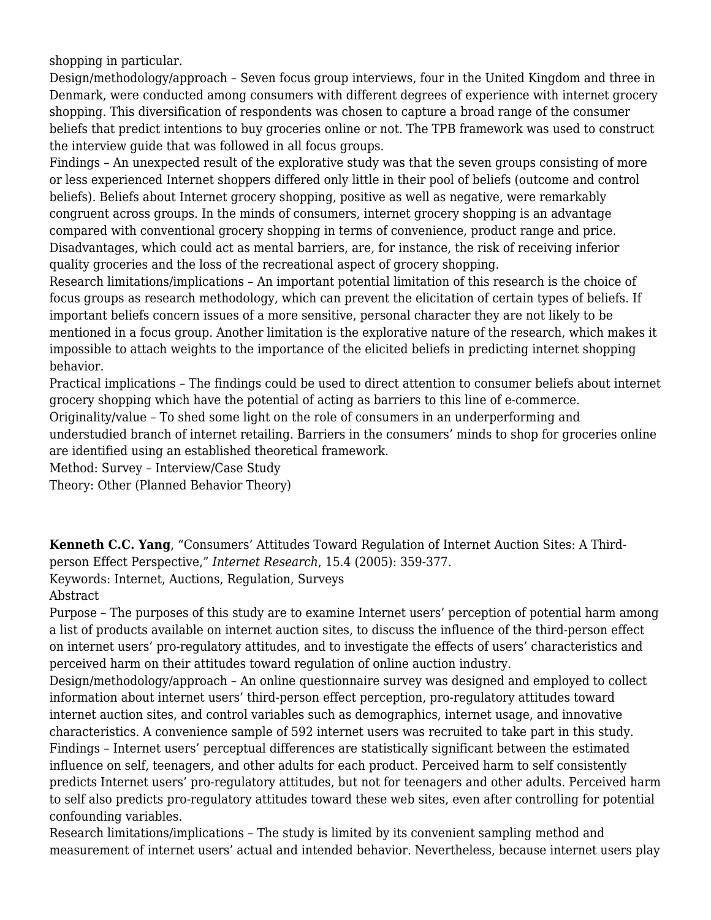shopping in particular.

Design/methodology/approach – Seven focus group interviews, four in the United Kingdom and three in Denmark, were conducted among consumers with different degrees of experience with internet grocery shopping. This diversification of respondents was chosen to capture a broad range of the consumer beliefs that predict intentions to buy groceries online or not. The TPB framework was used to construct the interview guide that was followed in all focus groups.

Findings – An unexpected result of the explorative study was that the seven groups consisting of more or less experienced Internet shoppers differed only little in their pool of beliefs (outcome and control beliefs). Beliefs about Internet grocery shopping, positive as well as negative, were remarkably congruent across groups. In the minds of consumers, internet grocery shopping is an advantage compared with conventional grocery shopping in terms of convenience, product range and price. Disadvantages, which could act as mental barriers, are, for instance, the risk of receiving inferior quality groceries and the loss of the recreational aspect of grocery shopping.

Research limitations/implications – An important potential limitation of this research is the choice of focus groups as research methodology, which can prevent the elicitation of certain types of beliefs. If important beliefs concern issues of a more sensitive, personal character they are not likely to be mentioned in a focus group. Another limitation is the explorative nature of the research, which makes it impossible to attach weights to the importance of the elicited beliefs in predicting internet shopping behavior.

Practical implications – The findings could be used to direct attention to consumer beliefs about internet grocery shopping which have the potential of acting as barriers to this line of e-commerce.

Originality/value – To shed some light on the role of consumers in an underperforming and understudied branch of internet retailing. Barriers in the consumers' minds to shop for groceries online are identified using an established theoretical framework.

Method: Survey – Interview/Case Study

Theory: Other (Planned Behavior Theory)

**Kenneth C.C. Yang**, "Consumers' Attitudes Toward Regulation of Internet Auction Sites: A Third-person Effect Perspective," *Internet Research*, 15.4 (2005): 359-377.

Keywords: Internet, Auctions, Regulation, Surveys

Abstract

Purpose – The purposes of this study are to examine Internet users' perception of potential harm among a list of products available on internet auction sites, to discuss the influence of the third-person effect on internet users' pro-regulatory attitudes, and to investigate the effects of users' characteristics and perceived harm on their attitudes toward regulation of online auction industry.

Design/methodology/approach – An online questionnaire survey was designed and employed to collect information about internet users' third-person effect perception, pro-regulatory attitudes toward internet auction sites, and control variables such as demographics, internet usage, and innovative characteristics. A convenience sample of 592 internet users was recruited to take part in this study.

Findings – Internet users' perceptual differences are statistically significant between the estimated influence on self, teenagers, and other adults for each product. Perceived harm to self consistently predicts Internet users' pro-regulatory attitudes, but not for teenagers and other adults. Perceived harm to self also predicts pro-regulatory attitudes toward these web sites, even after controlling for potential confounding variables.

Research limitations/implications – The study is limited by its convenient sampling method and measurement of internet users' actual and intended behavior. Nevertheless, because internet users play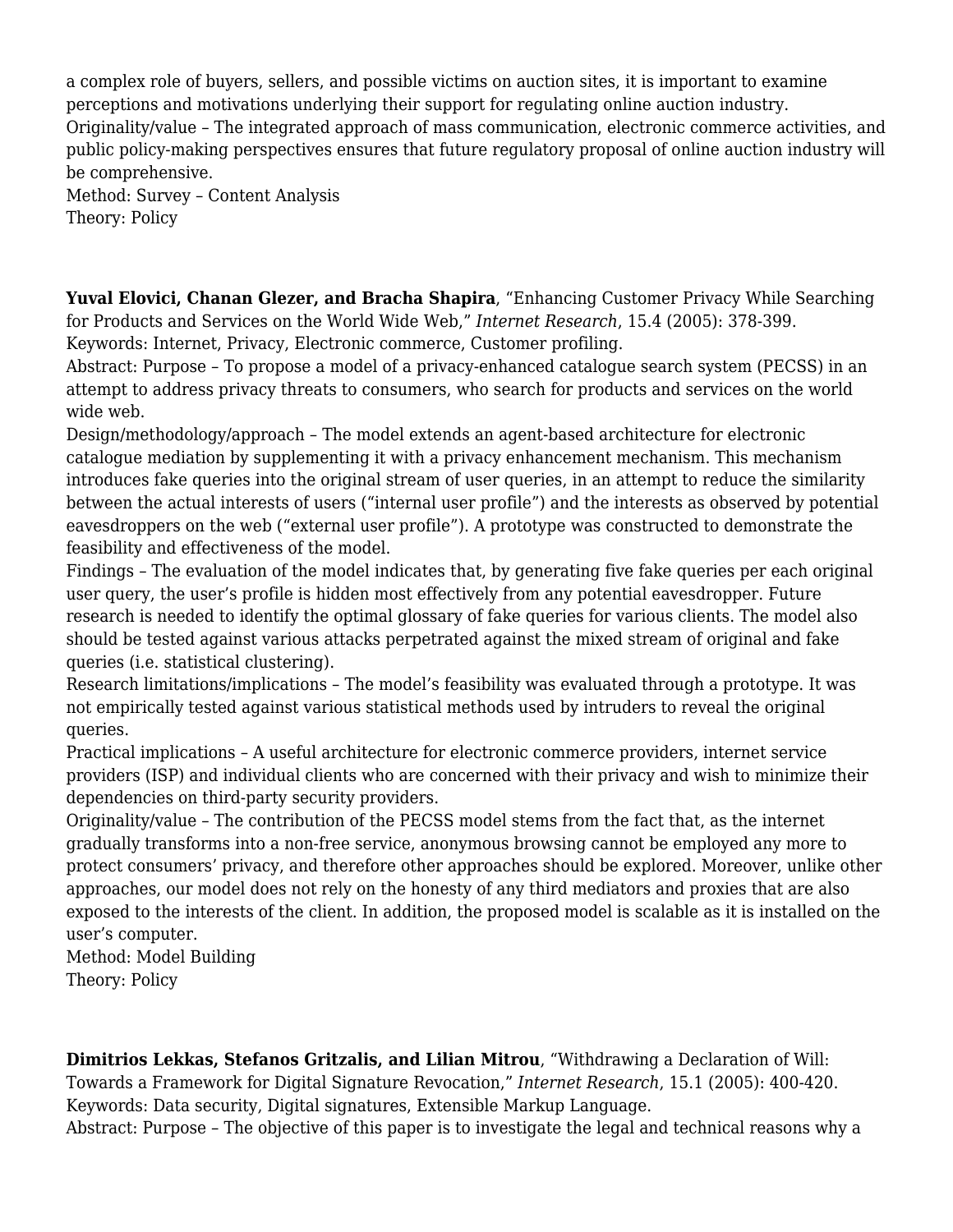a complex role of buyers, sellers, and possible victims on auction sites, it is important to examine perceptions and motivations underlying their support for regulating online auction industry.
Originality/value – The integrated approach of mass communication, electronic commerce activities, and public policy-making perspectives ensures that future regulatory proposal of online auction industry will be comprehensive.
Method: Survey – Content Analysis
Theory: Policy

**Yuval Elovici, Chanan Glezer, and Bracha Shapira**, "Enhancing Customer Privacy While Searching for Products and Services on the World Wide Web," *Internet Research*, 15.4 (2005): 378-399.
Keywords: Internet, Privacy, Electronic commerce, Customer profiling.
Abstract: Purpose – To propose a model of a privacy-enhanced catalogue search system (PECSS) in an attempt to address privacy threats to consumers, who search for products and services on the world wide web.
Design/methodology/approach – The model extends an agent-based architecture for electronic catalogue mediation by supplementing it with a privacy enhancement mechanism. This mechanism introduces fake queries into the original stream of user queries, in an attempt to reduce the similarity between the actual interests of users ("internal user profile") and the interests as observed by potential eavesdroppers on the web ("external user profile"). A prototype was constructed to demonstrate the feasibility and effectiveness of the model.
Findings – The evaluation of the model indicates that, by generating five fake queries per each original user query, the user's profile is hidden most effectively from any potential eavesdropper. Future research is needed to identify the optimal glossary of fake queries for various clients. The model also should be tested against various attacks perpetrated against the mixed stream of original and fake queries (i.e. statistical clustering).
Research limitations/implications – The model's feasibility was evaluated through a prototype. It was not empirically tested against various statistical methods used by intruders to reveal the original queries.
Practical implications – A useful architecture for electronic commerce providers, internet service providers (ISP) and individual clients who are concerned with their privacy and wish to minimize their dependencies on third-party security providers.
Originality/value – The contribution of the PECSS model stems from the fact that, as the internet gradually transforms into a non-free service, anonymous browsing cannot be employed any more to protect consumers' privacy, and therefore other approaches should be explored. Moreover, unlike other approaches, our model does not rely on the honesty of any third mediators and proxies that are also exposed to the interests of the client. In addition, the proposed model is scalable as it is installed on the user's computer.
Method: Model Building
Theory: Policy

**Dimitrios Lekkas, Stefanos Gritzalis, and Lilian Mitrou**, "Withdrawing a Declaration of Will: Towards a Framework for Digital Signature Revocation," *Internet Research*, 15.1 (2005): 400-420.
Keywords: Data security, Digital signatures, Extensible Markup Language.
Abstract: Purpose – The objective of this paper is to investigate the legal and technical reasons why a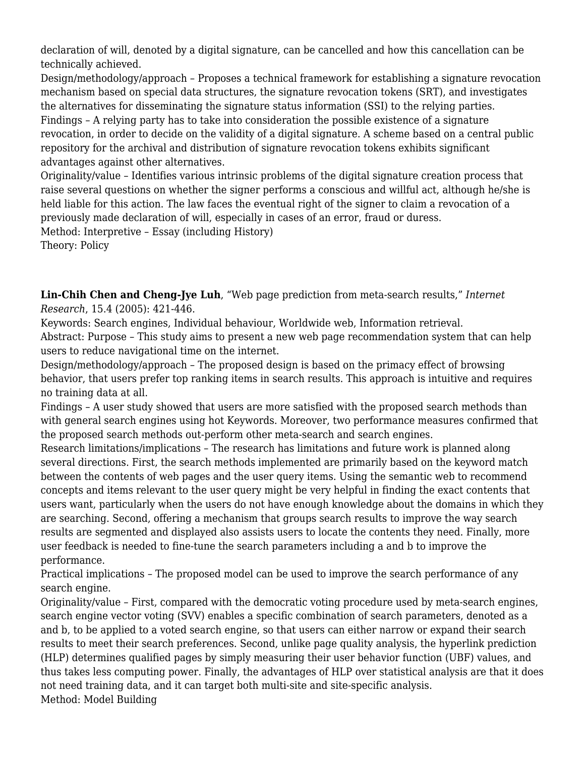declaration of will, denoted by a digital signature, can be cancelled and how this cancellation can be technically achieved.
Design/methodology/approach – Proposes a technical framework for establishing a signature revocation mechanism based on special data structures, the signature revocation tokens (SRT), and investigates the alternatives for disseminating the signature status information (SSI) to the relying parties.
Findings – A relying party has to take into consideration the possible existence of a signature revocation, in order to decide on the validity of a digital signature. A scheme based on a central public repository for the archival and distribution of signature revocation tokens exhibits significant advantages against other alternatives.
Originality/value – Identifies various intrinsic problems of the digital signature creation process that raise several questions on whether the signer performs a conscious and willful act, although he/she is held liable for this action. The law faces the eventual right of the signer to claim a revocation of a previously made declaration of will, especially in cases of an error, fraud or duress.
Method: Interpretive – Essay (including History)
Theory: Policy

**Lin-Chih Chen and Cheng-Jye Luh**, "Web page prediction from meta-search results," *Internet Research*, 15.4 (2005): 421-446.
Keywords: Search engines, Individual behaviour, Worldwide web, Information retrieval.
Abstract: Purpose – This study aims to present a new web page recommendation system that can help users to reduce navigational time on the internet.
Design/methodology/approach – The proposed design is based on the primacy effect of browsing behavior, that users prefer top ranking items in search results. This approach is intuitive and requires no training data at all.
Findings – A user study showed that users are more satisfied with the proposed search methods than with general search engines using hot Keywords. Moreover, two performance measures confirmed that the proposed search methods out-perform other meta-search and search engines.
Research limitations/implications – The research has limitations and future work is planned along several directions. First, the search methods implemented are primarily based on the keyword match between the contents of web pages and the user query items. Using the semantic web to recommend concepts and items relevant to the user query might be very helpful in finding the exact contents that users want, particularly when the users do not have enough knowledge about the domains in which they are searching. Second, offering a mechanism that groups search results to improve the way search results are segmented and displayed also assists users to locate the contents they need. Finally, more user feedback is needed to fine-tune the search parameters including a and b to improve the performance.
Practical implications – The proposed model can be used to improve the search performance of any search engine.
Originality/value – First, compared with the democratic voting procedure used by meta-search engines, search engine vector voting (SVV) enables a specific combination of search parameters, denoted as a and b, to be applied to a voted search engine, so that users can either narrow or expand their search results to meet their search preferences. Second, unlike page quality analysis, the hyperlink prediction (HLP) determines qualified pages by simply measuring their user behavior function (UBF) values, and thus takes less computing power. Finally, the advantages of HLP over statistical analysis are that it does not need training data, and it can target both multi-site and site-specific analysis.
Method: Model Building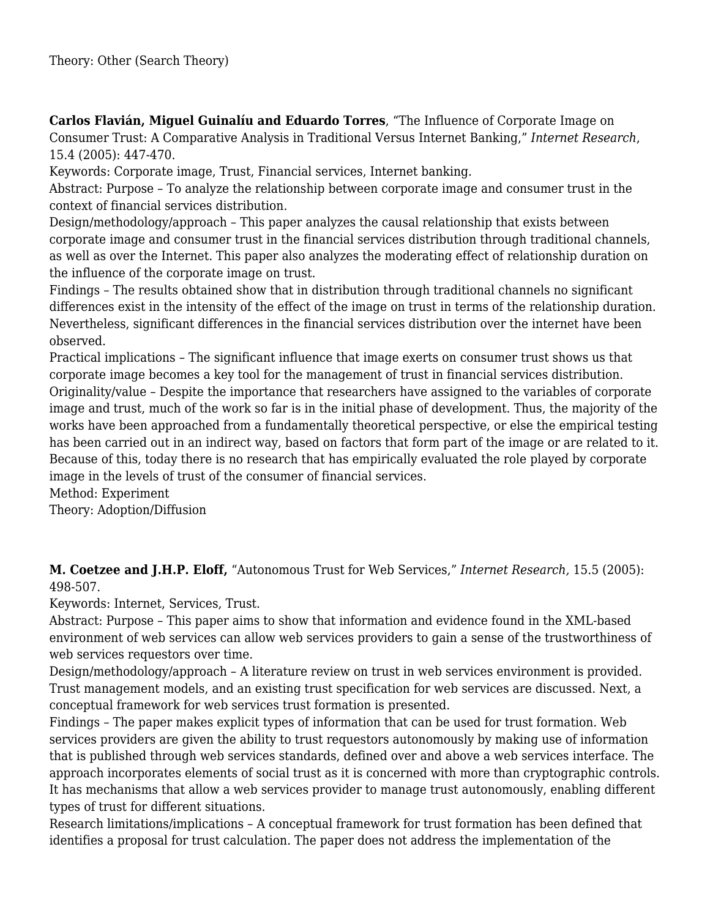Theory: Other (Search Theory)

**Carlos Flavián, Miguel Guinalíu and Eduardo Torres**, "The Influence of Corporate Image on Consumer Trust: A Comparative Analysis in Traditional Versus Internet Banking," *Internet Research*, 15.4 (2005): 447-470.
Keywords: Corporate image, Trust, Financial services, Internet banking.
Abstract: Purpose – To analyze the relationship between corporate image and consumer trust in the context of financial services distribution.
Design/methodology/approach – This paper analyzes the causal relationship that exists between corporate image and consumer trust in the financial services distribution through traditional channels, as well as over the Internet. This paper also analyzes the moderating effect of relationship duration on the influence of the corporate image on trust.
Findings – The results obtained show that in distribution through traditional channels no significant differences exist in the intensity of the effect of the image on trust in terms of the relationship duration. Nevertheless, significant differences in the financial services distribution over the internet have been observed.
Practical implications – The significant influence that image exerts on consumer trust shows us that corporate image becomes a key tool for the management of trust in financial services distribution.
Originality/value – Despite the importance that researchers have assigned to the variables of corporate image and trust, much of the work so far is in the initial phase of development. Thus, the majority of the works have been approached from a fundamentally theoretical perspective, or else the empirical testing has been carried out in an indirect way, based on factors that form part of the image or are related to it. Because of this, today there is no research that has empirically evaluated the role played by corporate image in the levels of trust of the consumer of financial services.
Method: Experiment
Theory: Adoption/Diffusion

**M. Coetzee and J.H.P. Eloff,** "Autonomous Trust for Web Services," *Internet Research,* 15.5 (2005): 498-507.
Keywords: Internet, Services, Trust.
Abstract: Purpose – This paper aims to show that information and evidence found in the XML-based environment of web services can allow web services providers to gain a sense of the trustworthiness of web services requestors over time.
Design/methodology/approach – A literature review on trust in web services environment is provided. Trust management models, and an existing trust specification for web services are discussed. Next, a conceptual framework for web services trust formation is presented.
Findings – The paper makes explicit types of information that can be used for trust formation. Web services providers are given the ability to trust requestors autonomously by making use of information that is published through web services standards, defined over and above a web services interface. The approach incorporates elements of social trust as it is concerned with more than cryptographic controls. It has mechanisms that allow a web services provider to manage trust autonomously, enabling different types of trust for different situations.
Research limitations/implications – A conceptual framework for trust formation has been defined that identifies a proposal for trust calculation. The paper does not address the implementation of the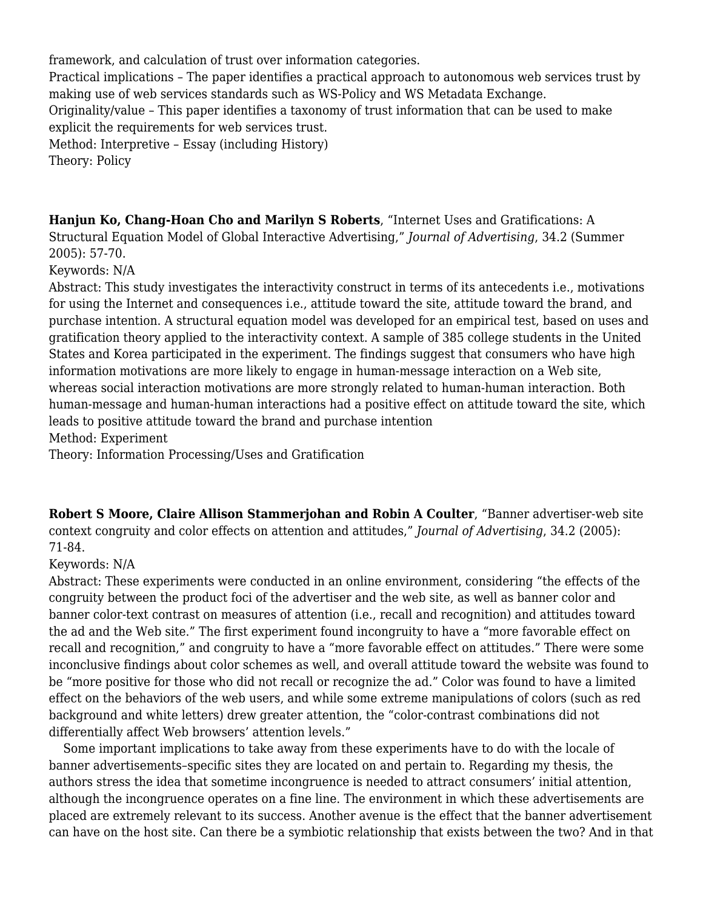framework, and calculation of trust over information categories.
Practical implications – The paper identifies a practical approach to autonomous web services trust by making use of web services standards such as WS-Policy and WS Metadata Exchange.
Originality/value – This paper identifies a taxonomy of trust information that can be used to make explicit the requirements for web services trust.
Method: Interpretive – Essay (including History)
Theory: Policy

**Hanjun Ko, Chang-Hoan Cho and Marilyn S Roberts**, "Internet Uses and Gratifications: A Structural Equation Model of Global Interactive Advertising," *Journal of Advertising*, 34.2 (Summer 2005): 57-70.
Keywords: N/A
Abstract: This study investigates the interactivity construct in terms of its antecedents i.e., motivations for using the Internet and consequences i.e., attitude toward the site, attitude toward the brand, and purchase intention. A structural equation model was developed for an empirical test, based on uses and gratification theory applied to the interactivity context. A sample of 385 college students in the United States and Korea participated in the experiment. The findings suggest that consumers who have high information motivations are more likely to engage in human-message interaction on a Web site, whereas social interaction motivations are more strongly related to human-human interaction. Both human-message and human-human interactions had a positive effect on attitude toward the site, which leads to positive attitude toward the brand and purchase intention
Method: Experiment
Theory: Information Processing/Uses and Gratification

**Robert S Moore, Claire Allison Stammerjohan and Robin A Coulter**, "Banner advertiser-web site context congruity and color effects on attention and attitudes," *Journal of Advertising*, 34.2 (2005): 71-84.
Keywords: N/A
Abstract: These experiments were conducted in an online environment, considering "the effects of the congruity between the product foci of the advertiser and the web site, as well as banner color and banner color-text contrast on measures of attention (i.e., recall and recognition) and attitudes toward the ad and the Web site." The first experiment found incongruity to have a "more favorable effect on recall and recognition," and congruity to have a "more favorable effect on attitudes." There were some inconclusive findings about color schemes as well, and overall attitude toward the website was found to be "more positive for those who did not recall or recognize the ad." Color was found to have a limited effect on the behaviors of the web users, and while some extreme manipulations of colors (such as red background and white letters) drew greater attention, the "color-contrast combinations did not differentially affect Web browsers' attention levels."

Some important implications to take away from these experiments have to do with the locale of banner advertisements–specific sites they are located on and pertain to. Regarding my thesis, the authors stress the idea that sometime incongruence is needed to attract consumers' initial attention, although the incongruence operates on a fine line. The environment in which these advertisements are placed are extremely relevant to its success. Another avenue is the effect that the banner advertisement can have on the host site. Can there be a symbiotic relationship that exists between the two? And in that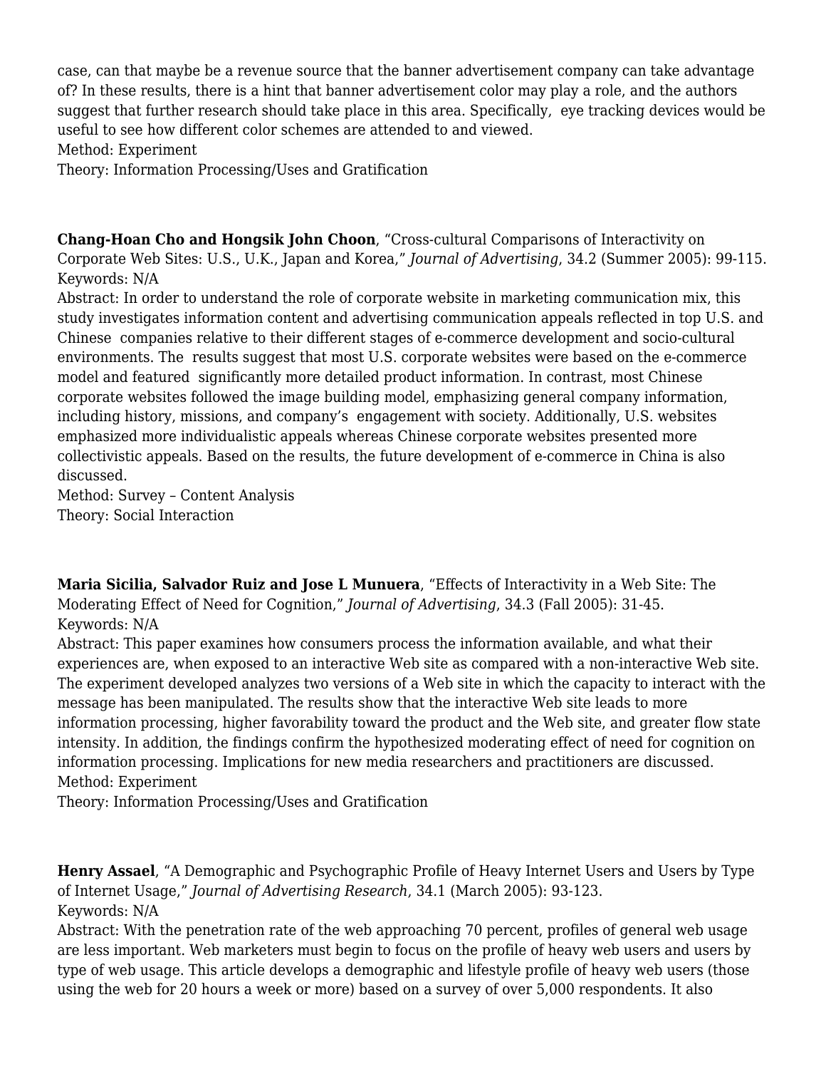case, can that maybe be a revenue source that the banner advertisement company can take advantage of? In these results, there is a hint that banner advertisement color may play a role, and the authors suggest that further research should take place in this area. Specifically, eye tracking devices would be useful to see how different color schemes are attended to and viewed.
Method: Experiment
Theory: Information Processing/Uses and Gratification

**Chang-Hoan Cho and Hongsik John Choon**, "Cross-cultural Comparisons of Interactivity on Corporate Web Sites: U.S., U.K., Japan and Korea," *Journal of Advertising*, 34.2 (Summer 2005): 99-115.
Keywords: N/A
Abstract: In order to understand the role of corporate website in marketing communication mix, this study investigates information content and advertising communication appeals reflected in top U.S. and Chinese companies relative to their different stages of e-commerce development and socio-cultural environments. The results suggest that most U.S. corporate websites were based on the e-commerce model and featured significantly more detailed product information. In contrast, most Chinese corporate websites followed the image building model, emphasizing general company information, including history, missions, and company's engagement with society. Additionally, U.S. websites emphasized more individualistic appeals whereas Chinese corporate websites presented more collectivistic appeals. Based on the results, the future development of e-commerce in China is also discussed.
Method: Survey – Content Analysis
Theory: Social Interaction

**Maria Sicilia, Salvador Ruiz and Jose L Munuera**, "Effects of Interactivity in a Web Site: The Moderating Effect of Need for Cognition," *Journal of Advertising*, 34.3 (Fall 2005): 31-45.
Keywords: N/A
Abstract: This paper examines how consumers process the information available, and what their experiences are, when exposed to an interactive Web site as compared with a non-interactive Web site. The experiment developed analyzes two versions of a Web site in which the capacity to interact with the message has been manipulated. The results show that the interactive Web site leads to more information processing, higher favorability toward the product and the Web site, and greater flow state intensity. In addition, the findings confirm the hypothesized moderating effect of need for cognition on information processing. Implications for new media researchers and practitioners are discussed.
Method: Experiment
Theory: Information Processing/Uses and Gratification

**Henry Assael**, "A Demographic and Psychographic Profile of Heavy Internet Users and Users by Type of Internet Usage," *Journal of Advertising Research*, 34.1 (March 2005): 93-123.
Keywords: N/A
Abstract: With the penetration rate of the web approaching 70 percent, profiles of general web usage are less important. Web marketers must begin to focus on the profile of heavy web users and users by type of web usage. This article develops a demographic and lifestyle profile of heavy web users (those using the web for 20 hours a week or more) based on a survey of over 5,000 respondents. It also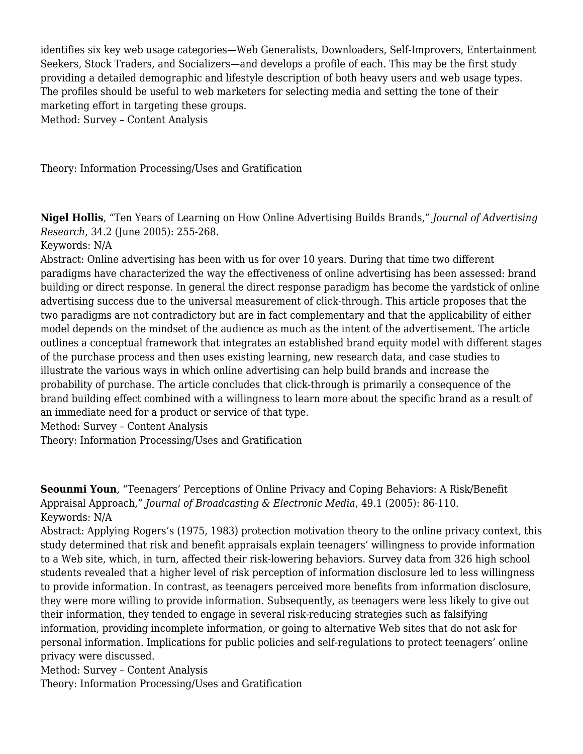identifies six key web usage categories—Web Generalists, Downloaders, Self-Improvers, Entertainment Seekers, Stock Traders, and Socializers—and develops a profile of each. This may be the first study providing a detailed demographic and lifestyle description of both heavy users and web usage types. The profiles should be useful to web marketers for selecting media and setting the tone of their marketing effort in targeting these groups.
Method: Survey – Content Analysis

Theory: Information Processing/Uses and Gratification

**Nigel Hollis**, "Ten Years of Learning on How Online Advertising Builds Brands," *Journal of Advertising Research*, 34.2 (June 2005): 255-268.
Keywords: N/A
Abstract: Online advertising has been with us for over 10 years. During that time two different paradigms have characterized the way the effectiveness of online advertising has been assessed: brand building or direct response. In general the direct response paradigm has become the yardstick of online advertising success due to the universal measurement of click-through. This article proposes that the two paradigms are not contradictory but are in fact complementary and that the applicability of either model depends on the mindset of the audience as much as the intent of the advertisement. The article outlines a conceptual framework that integrates an established brand equity model with different stages of the purchase process and then uses existing learning, new research data, and case studies to illustrate the various ways in which online advertising can help build brands and increase the probability of purchase. The article concludes that click-through is primarily a consequence of the brand building effect combined with a willingness to learn more about the specific brand as a result of an immediate need for a product or service of that type.
Method: Survey – Content Analysis
Theory: Information Processing/Uses and Gratification

**Seounmi Youn**, "Teenagers' Perceptions of Online Privacy and Coping Behaviors: A Risk/Benefit Appraisal Approach," *Journal of Broadcasting & Electronic Media*, 49.1 (2005): 86-110.
Keywords: N/A
Abstract: Applying Rogers's (1975, 1983) protection motivation theory to the online privacy context, this study determined that risk and benefit appraisals explain teenagers' willingness to provide information to a Web site, which, in turn, affected their risk-lowering behaviors. Survey data from 326 high school students revealed that a higher level of risk perception of information disclosure led to less willingness to provide information. In contrast, as teenagers perceived more benefits from information disclosure, they were more willing to provide information. Subsequently, as teenagers were less likely to give out their information, they tended to engage in several risk-reducing strategies such as falsifying information, providing incomplete information, or going to alternative Web sites that do not ask for personal information. Implications for public policies and self-regulations to protect teenagers' online privacy were discussed.
Method: Survey – Content Analysis
Theory: Information Processing/Uses and Gratification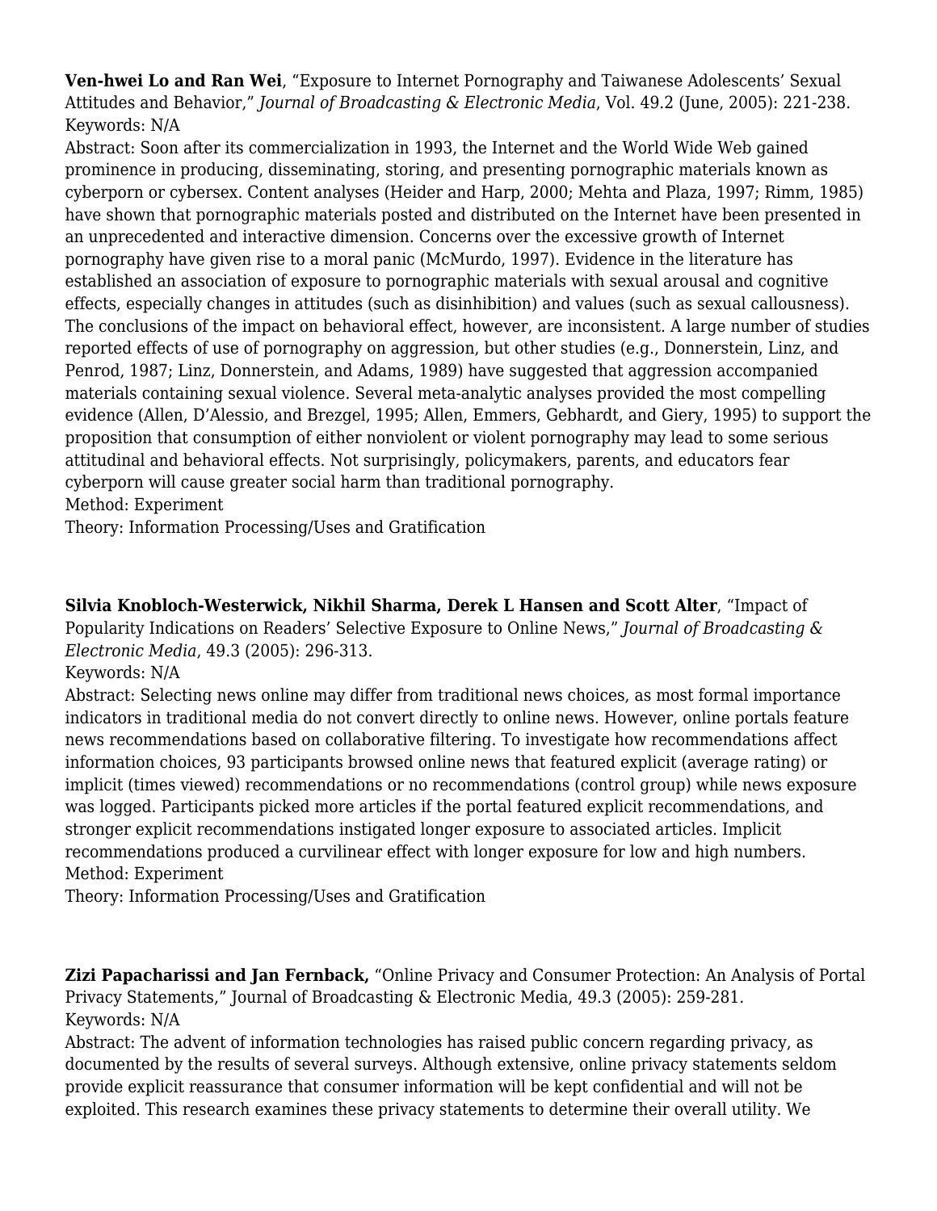**Ven-hwei Lo and Ran Wei**, "Exposure to Internet Pornography and Taiwanese Adolescents' Sexual Attitudes and Behavior," *Journal of Broadcasting & Electronic Media*, Vol. 49.2 (June, 2005): 221-238.
Keywords: N/A
Abstract: Soon after its commercialization in 1993, the Internet and the World Wide Web gained prominence in producing, disseminating, storing, and presenting pornographic materials known as cyberporn or cybersex. Content analyses (Heider and Harp, 2000; Mehta and Plaza, 1997; Rimm, 1985) have shown that pornographic materials posted and distributed on the Internet have been presented in an unprecedented and interactive dimension. Concerns over the excessive growth of Internet pornography have given rise to a moral panic (McMurdo, 1997). Evidence in the literature has established an association of exposure to pornographic materials with sexual arousal and cognitive effects, especially changes in attitudes (such as disinhibition) and values (such as sexual callousness). The conclusions of the impact on behavioral effect, however, are inconsistent. A large number of studies reported effects of use of pornography on aggression, but other studies (e.g., Donnerstein, Linz, and Penrod, 1987; Linz, Donnerstein, and Adams, 1989) have suggested that aggression accompanied materials containing sexual violence. Several meta-analytic analyses provided the most compelling evidence (Allen, D'Alessio, and Brezgel, 1995; Allen, Emmers, Gebhardt, and Giery, 1995) to support the proposition that consumption of either nonviolent or violent pornography may lead to some serious attitudinal and behavioral effects. Not surprisingly, policymakers, parents, and educators fear cyberporn will cause greater social harm than traditional pornography.
Method: Experiment
Theory: Information Processing/Uses and Gratification

**Silvia Knobloch-Westerwick, Nikhil Sharma, Derek L Hansen and Scott Alter**, "Impact of Popularity Indications on Readers' Selective Exposure to Online News," *Journal of Broadcasting & Electronic Media*, 49.3 (2005): 296-313.
Keywords: N/A
Abstract: Selecting news online may differ from traditional news choices, as most formal importance indicators in traditional media do not convert directly to online news. However, online portals feature news recommendations based on collaborative filtering. To investigate how recommendations affect information choices, 93 participants browsed online news that featured explicit (average rating) or implicit (times viewed) recommendations or no recommendations (control group) while news exposure was logged. Participants picked more articles if the portal featured explicit recommendations, and stronger explicit recommendations instigated longer exposure to associated articles. Implicit recommendations produced a curvilinear effect with longer exposure for low and high numbers.
Method: Experiment
Theory: Information Processing/Uses and Gratification

**Zizi Papacharissi and Jan Fernback,** "Online Privacy and Consumer Protection: An Analysis of Portal Privacy Statements," Journal of Broadcasting & Electronic Media, 49.3 (2005): 259-281.
Keywords: N/A
Abstract: The advent of information technologies has raised public concern regarding privacy, as documented by the results of several surveys. Although extensive, online privacy statements seldom provide explicit reassurance that consumer information will be kept confidential and will not be exploited. This research examines these privacy statements to determine their overall utility. We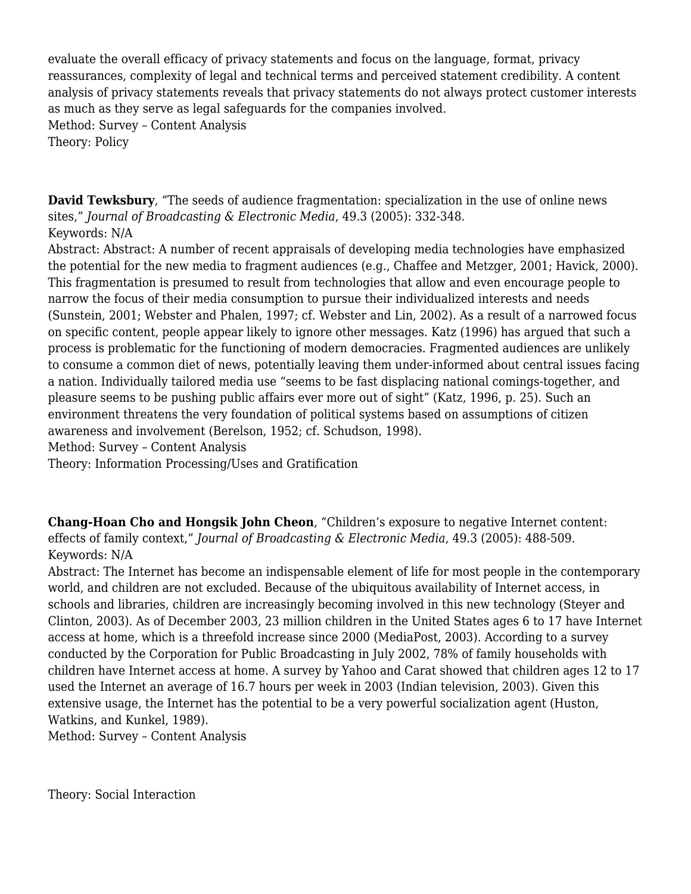evaluate the overall efficacy of privacy statements and focus on the language, format, privacy reassurances, complexity of legal and technical terms and perceived statement credibility. A content analysis of privacy statements reveals that privacy statements do not always protect customer interests as much as they serve as legal safeguards for the companies involved.
Method: Survey – Content Analysis
Theory: Policy

**David Tewksbury**, "The seeds of audience fragmentation: specialization in the use of online news sites," *Journal of Broadcasting & Electronic Media*, 49.3 (2005): 332-348.
Keywords: N/A
Abstract: Abstract: A number of recent appraisals of developing media technologies have emphasized the potential for the new media to fragment audiences (e.g., Chaffee and Metzger, 2001; Havick, 2000). This fragmentation is presumed to result from technologies that allow and even encourage people to narrow the focus of their media consumption to pursue their individualized interests and needs (Sunstein, 2001; Webster and Phalen, 1997; cf. Webster and Lin, 2002). As a result of a narrowed focus on specific content, people appear likely to ignore other messages. Katz (1996) has argued that such a process is problematic for the functioning of modern democracies. Fragmented audiences are unlikely to consume a common diet of news, potentially leaving them under-informed about central issues facing a nation. Individually tailored media use "seems to be fast displacing national comings-together, and pleasure seems to be pushing public affairs ever more out of sight" (Katz, 1996, p. 25). Such an environment threatens the very foundation of political systems based on assumptions of citizen awareness and involvement (Berelson, 1952; cf. Schudson, 1998).
Method: Survey – Content Analysis
Theory: Information Processing/Uses and Gratification

**Chang-Hoan Cho and Hongsik John Cheon**, "Children's exposure to negative Internet content: effects of family context," *Journal of Broadcasting & Electronic Media*, 49.3 (2005): 488-509.
Keywords: N/A
Abstract: The Internet has become an indispensable element of life for most people in the contemporary world, and children are not excluded. Because of the ubiquitous availability of Internet access, in schools and libraries, children are increasingly becoming involved in this new technology (Steyer and Clinton, 2003). As of December 2003, 23 million children in the United States ages 6 to 17 have Internet access at home, which is a threefold increase since 2000 (MediaPost, 2003). According to a survey conducted by the Corporation for Public Broadcasting in July 2002, 78% of family households with children have Internet access at home. A survey by Yahoo and Carat showed that children ages 12 to 17 used the Internet an average of 16.7 hours per week in 2003 (Indian television, 2003). Given this extensive usage, the Internet has the potential to be a very powerful socialization agent (Huston, Watkins, and Kunkel, 1989).
Method: Survey – Content Analysis

Theory: Social Interaction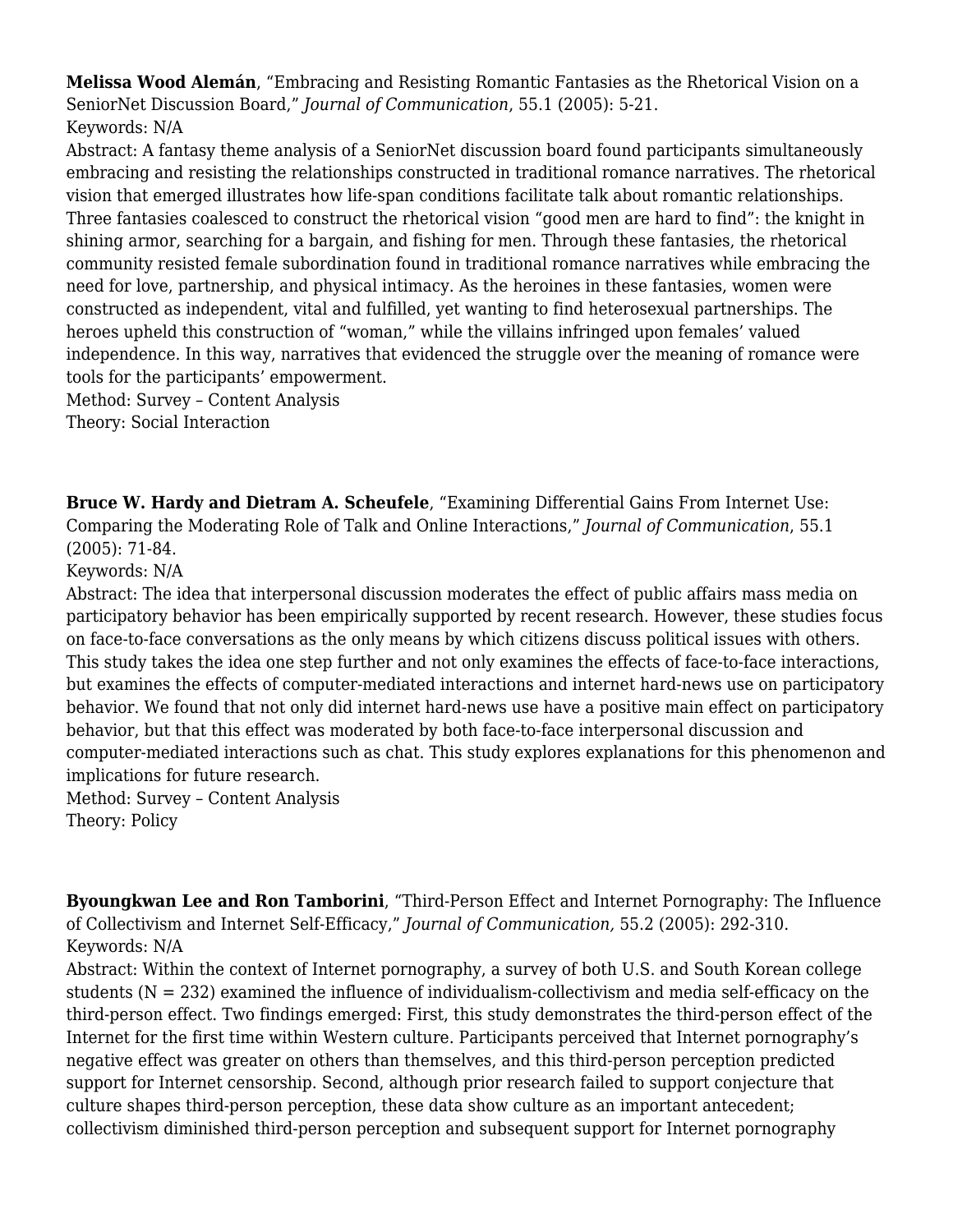**Melissa Wood Alemán**, "Embracing and Resisting Romantic Fantasies as the Rhetorical Vision on a SeniorNet Discussion Board," *Journal of Communication*, 55.1 (2005): 5-21.
Keywords: N/A
Abstract: A fantasy theme analysis of a SeniorNet discussion board found participants simultaneously embracing and resisting the relationships constructed in traditional romance narratives. The rhetorical vision that emerged illustrates how life-span conditions facilitate talk about romantic relationships. Three fantasies coalesced to construct the rhetorical vision "good men are hard to find": the knight in shining armor, searching for a bargain, and fishing for men. Through these fantasies, the rhetorical community resisted female subordination found in traditional romance narratives while embracing the need for love, partnership, and physical intimacy. As the heroines in these fantasies, women were constructed as independent, vital and fulfilled, yet wanting to find heterosexual partnerships. The heroes upheld this construction of "woman," while the villains infringed upon females' valued independence. In this way, narratives that evidenced the struggle over the meaning of romance were tools for the participants' empowerment.
Method: Survey – Content Analysis
Theory: Social Interaction

**Bruce W. Hardy and Dietram A. Scheufele**, "Examining Differential Gains From Internet Use: Comparing the Moderating Role of Talk and Online Interactions," *Journal of Communication*, 55.1 (2005): 71-84.
Keywords: N/A
Abstract: The idea that interpersonal discussion moderates the effect of public affairs mass media on participatory behavior has been empirically supported by recent research. However, these studies focus on face-to-face conversations as the only means by which citizens discuss political issues with others. This study takes the idea one step further and not only examines the effects of face-to-face interactions, but examines the effects of computer-mediated interactions and internet hard-news use on participatory behavior. We found that not only did internet hard-news use have a positive main effect on participatory behavior, but that this effect was moderated by both face-to-face interpersonal discussion and computer-mediated interactions such as chat. This study explores explanations for this phenomenon and implications for future research.
Method: Survey – Content Analysis
Theory: Policy

**Byoungkwan Lee and Ron Tamborini**, "Third-Person Effect and Internet Pornography: The Influence of Collectivism and Internet Self-Efficacy," *Journal of Communication,* 55.2 (2005): 292-310.
Keywords: N/A
Abstract: Within the context of Internet pornography, a survey of both U.S. and South Korean college students (N = 232) examined the influence of individualism-collectivism and media self-efficacy on the third-person effect. Two findings emerged: First, this study demonstrates the third-person effect of the Internet for the first time within Western culture. Participants perceived that Internet pornography's negative effect was greater on others than themselves, and this third-person perception predicted support for Internet censorship. Second, although prior research failed to support conjecture that culture shapes third-person perception, these data show culture as an important antecedent; collectivism diminished third-person perception and subsequent support for Internet pornography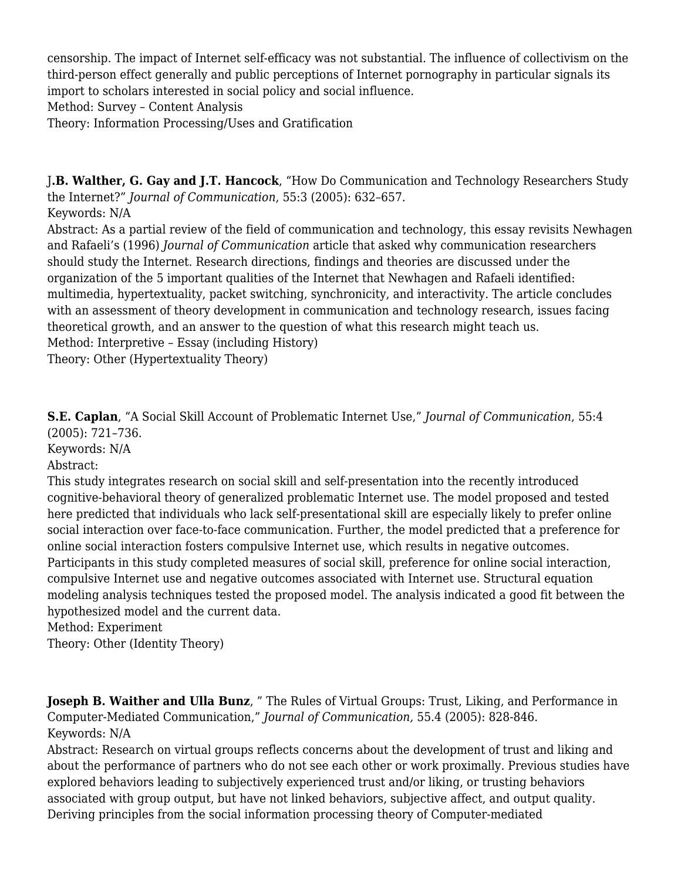censorship. The impact of Internet self-efficacy was not substantial. The influence of collectivism on the third-person effect generally and public perceptions of Internet pornography in particular signals its import to scholars interested in social policy and social influence.
Method: Survey – Content Analysis
Theory: Information Processing/Uses and Gratification

J.**B. Walther, G. Gay and J.T. Hancock**, "How Do Communication and Technology Researchers Study the Internet?" *Journal of Communication*, 55:3 (2005): 632–657.
Keywords: N/A
Abstract: As a partial review of the field of communication and technology, this essay revisits Newhagen and Rafaeli's (1996) *Journal of Communication* article that asked why communication researchers should study the Internet. Research directions, findings and theories are discussed under the organization of the 5 important qualities of the Internet that Newhagen and Rafaeli identified: multimedia, hypertextuality, packet switching, synchronicity, and interactivity. The article concludes with an assessment of theory development in communication and technology research, issues facing theoretical growth, and an answer to the question of what this research might teach us.
Method: Interpretive – Essay (including History)
Theory: Other (Hypertextuality Theory)

**S.E. Caplan**, "A Social Skill Account of Problematic Internet Use," *Journal of Communication*, 55:4 (2005): 721–736.
Keywords: N/A
Abstract:
This study integrates research on social skill and self-presentation into the recently introduced cognitive-behavioral theory of generalized problematic Internet use. The model proposed and tested here predicted that individuals who lack self-presentational skill are especially likely to prefer online social interaction over face-to-face communication. Further, the model predicted that a preference for online social interaction fosters compulsive Internet use, which results in negative outcomes. Participants in this study completed measures of social skill, preference for online social interaction, compulsive Internet use and negative outcomes associated with Internet use. Structural equation modeling analysis techniques tested the proposed model. The analysis indicated a good fit between the hypothesized model and the current data.
Method: Experiment
Theory: Other (Identity Theory)

**Joseph B. Waither and Ulla Bunz**, " The Rules of Virtual Groups: Trust, Liking, and Performance in Computer-Mediated Communication," *Journal of Communication,* 55.4 (2005): 828-846.
Keywords: N/A
Abstract: Research on virtual groups reflects concerns about the development of trust and liking and about the performance of partners who do not see each other or work proximally. Previous studies have explored behaviors leading to subjectively experienced trust and/or liking, or trusting behaviors associated with group output, but have not linked behaviors, subjective affect, and output quality. Deriving principles from the social information processing theory of Computer-mediated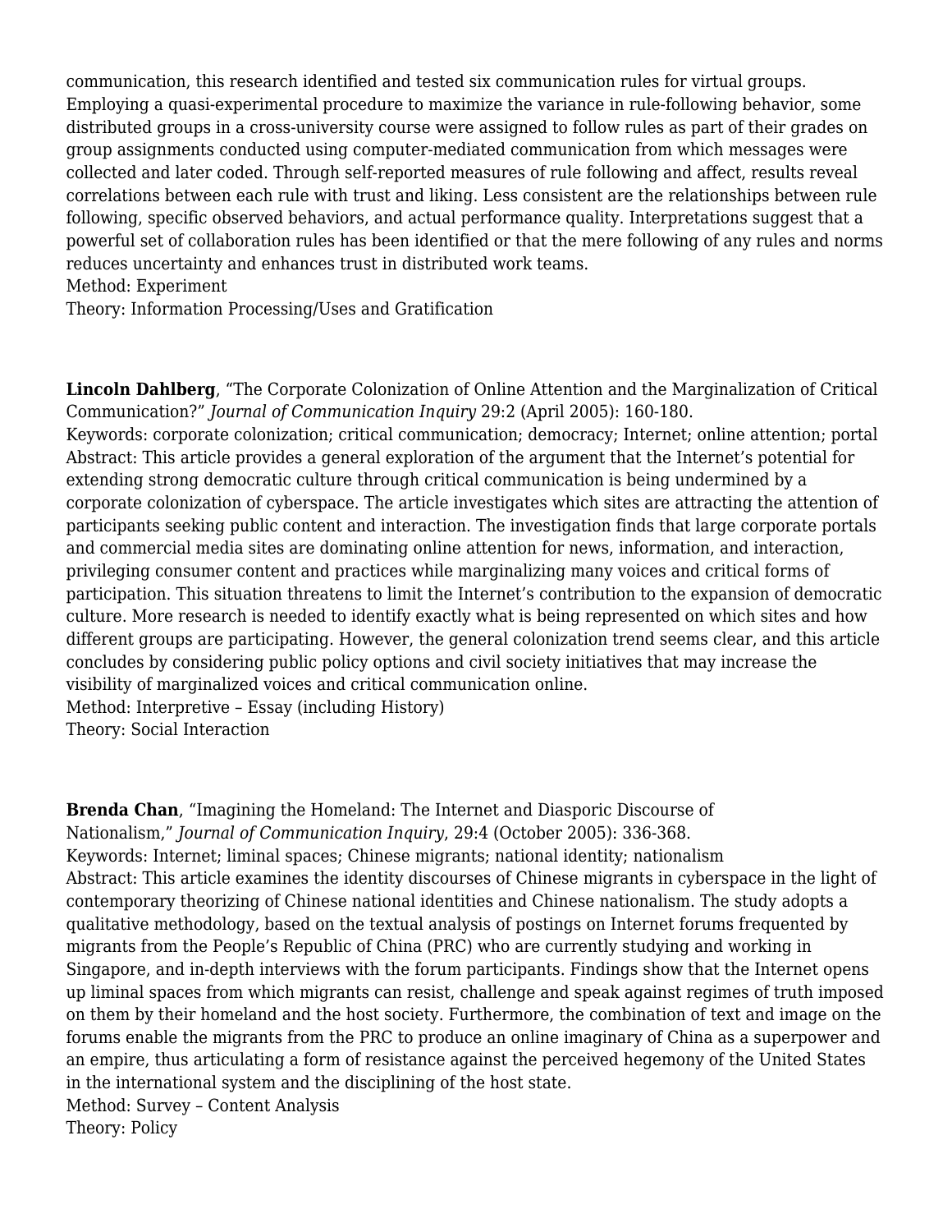communication, this research identified and tested six communication rules for virtual groups. Employing a quasi-experimental procedure to maximize the variance in rule-following behavior, some distributed groups in a cross-university course were assigned to follow rules as part of their grades on group assignments conducted using computer-mediated communication from which messages were collected and later coded. Through self-reported measures of rule following and affect, results reveal correlations between each rule with trust and liking. Less consistent are the relationships between rule following, specific observed behaviors, and actual performance quality. Interpretations suggest that a powerful set of collaboration rules has been identified or that the mere following of any rules and norms reduces uncertainty and enhances trust in distributed work teams.
Method: Experiment
Theory: Information Processing/Uses and Gratification

**Lincoln Dahlberg**, "The Corporate Colonization of Online Attention and the Marginalization of Critical Communication?" *Journal of Communication Inquiry* 29:2 (April 2005): 160-180.
Keywords: corporate colonization; critical communication; democracy; Internet; online attention; portal
Abstract: This article provides a general exploration of the argument that the Internet's potential for extending strong democratic culture through critical communication is being undermined by a corporate colonization of cyberspace. The article investigates which sites are attracting the attention of participants seeking public content and interaction. The investigation finds that large corporate portals and commercial media sites are dominating online attention for news, information, and interaction, privileging consumer content and practices while marginalizing many voices and critical forms of participation. This situation threatens to limit the Internet's contribution to the expansion of democratic culture. More research is needed to identify exactly what is being represented on which sites and how different groups are participating. However, the general colonization trend seems clear, and this article concludes by considering public policy options and civil society initiatives that may increase the visibility of marginalized voices and critical communication online.
Method: Interpretive – Essay (including History)
Theory: Social Interaction

**Brenda Chan**, "Imagining the Homeland: The Internet and Diasporic Discourse of Nationalism," *Journal of Communication Inquiry*, 29:4 (October 2005): 336-368.
Keywords: Internet; liminal spaces; Chinese migrants; national identity; nationalism
Abstract: This article examines the identity discourses of Chinese migrants in cyberspace in the light of contemporary theorizing of Chinese national identities and Chinese nationalism. The study adopts a qualitative methodology, based on the textual analysis of postings on Internet forums frequented by migrants from the People's Republic of China (PRC) who are currently studying and working in Singapore, and in-depth interviews with the forum participants. Findings show that the Internet opens up liminal spaces from which migrants can resist, challenge and speak against regimes of truth imposed on them by their homeland and the host society. Furthermore, the combination of text and image on the forums enable the migrants from the PRC to produce an online imaginary of China as a superpower and an empire, thus articulating a form of resistance against the perceived hegemony of the United States in the international system and the disciplining of the host state.
Method: Survey – Content Analysis
Theory: Policy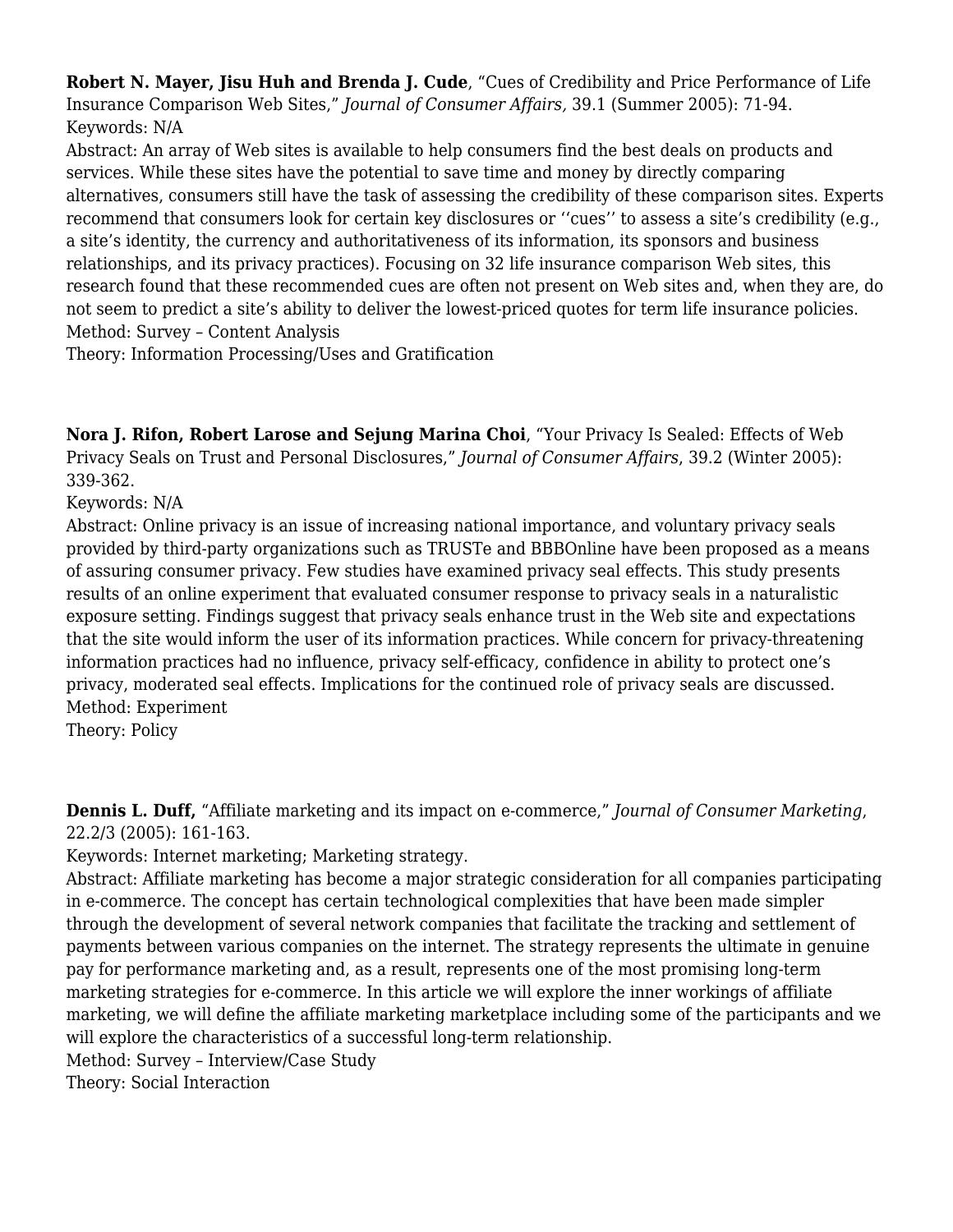**Robert N. Mayer, Jisu Huh and Brenda J. Cude**, “Cues of Credibility and Price Performance of Life Insurance Comparison Web Sites,” *Journal of Consumer Affairs,* 39.1 (Summer 2005): 71-94.
Keywords: N/A
Abstract: An array of Web sites is available to help consumers find the best deals on products and services. While these sites have the potential to save time and money by directly comparing alternatives, consumers still have the task of assessing the credibility of these comparison sites. Experts recommend that consumers look for certain key disclosures or ‘‘cues’’ to assess a site’s credibility (e.g., a site’s identity, the currency and authoritativeness of its information, its sponsors and business relationships, and its privacy practices). Focusing on 32 life insurance comparison Web sites, this research found that these recommended cues are often not present on Web sites and, when they are, do not seem to predict a site’s ability to deliver the lowest-priced quotes for term life insurance policies.
Method: Survey – Content Analysis
Theory: Information Processing/Uses and Gratification

**Nora J. Rifon, Robert Larose and Sejung Marina Choi**, “Your Privacy Is Sealed: Effects of Web Privacy Seals on Trust and Personal Disclosures,” *Journal of Consumer Affairs*, 39.2 (Winter 2005): 339-362.
Keywords: N/A
Abstract: Online privacy is an issue of increasing national importance, and voluntary privacy seals provided by third-party organizations such as TRUSTe and BBBOnline have been proposed as a means of assuring consumer privacy. Few studies have examined privacy seal effects. This study presents results of an online experiment that evaluated consumer response to privacy seals in a naturalistic exposure setting. Findings suggest that privacy seals enhance trust in the Web site and expectations that the site would inform the user of its information practices. While concern for privacy-threatening information practices had no influence, privacy self-efficacy, confidence in ability to protect one’s privacy, moderated seal effects. Implications for the continued role of privacy seals are discussed.
Method: Experiment
Theory: Policy

**Dennis L. Duff,** “Affiliate marketing and its impact on e-commerce,” *Journal of Consumer Marketing*, 22.2/3 (2005): 161-163.
Keywords: Internet marketing; Marketing strategy.
Abstract: Affiliate marketing has become a major strategic consideration for all companies participating in e-commerce. The concept has certain technological complexities that have been made simpler through the development of several network companies that facilitate the tracking and settlement of payments between various companies on the internet. The strategy represents the ultimate in genuine pay for performance marketing and, as a result, represents one of the most promising long-term marketing strategies for e-commerce. In this article we will explore the inner workings of affiliate marketing, we will define the affiliate marketing marketplace including some of the participants and we will explore the characteristics of a successful long-term relationship.
Method: Survey – Interview/Case Study
Theory: Social Interaction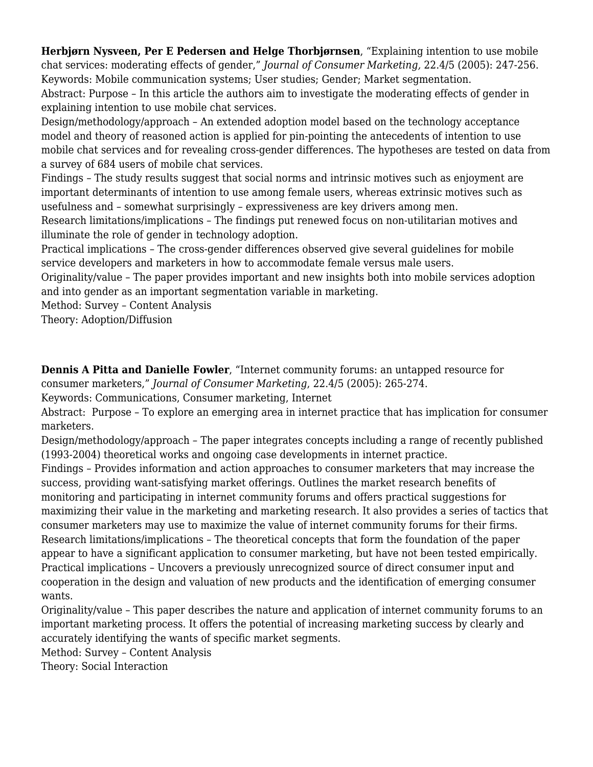**Herbjørn Nysveen, Per E Pedersen and Helge Thorbjørnsen**, "Explaining intention to use mobile chat services: moderating effects of gender," *Journal of Consumer Marketing,* 22.4/5 (2005): 247-256.
Keywords: Mobile communication systems; User studies; Gender; Market segmentation.
Abstract: Purpose – In this article the authors aim to investigate the moderating effects of gender in explaining intention to use mobile chat services.
Design/methodology/approach – An extended adoption model based on the technology acceptance model and theory of reasoned action is applied for pin-pointing the antecedents of intention to use mobile chat services and for revealing cross-gender differences. The hypotheses are tested on data from a survey of 684 users of mobile chat services.
Findings – The study results suggest that social norms and intrinsic motives such as enjoyment are important determinants of intention to use among female users, whereas extrinsic motives such as usefulness and – somewhat surprisingly – expressiveness are key drivers among men.
Research limitations/implications – The findings put renewed focus on non-utilitarian motives and illuminate the role of gender in technology adoption.
Practical implications – The cross-gender differences observed give several guidelines for mobile service developers and marketers in how to accommodate female versus male users.
Originality/value – The paper provides important and new insights both into mobile services adoption and into gender as an important segmentation variable in marketing.
Method: Survey – Content Analysis
Theory: Adoption/Diffusion

**Dennis A Pitta and Danielle Fowler**, "Internet community forums: an untapped resource for consumer marketers," *Journal of Consumer Marketing*, 22.4/5 (2005): 265-274.
Keywords: Communications, Consumer marketing, Internet
Abstract: Purpose – To explore an emerging area in internet practice that has implication for consumer marketers.
Design/methodology/approach – The paper integrates concepts including a range of recently published (1993-2004) theoretical works and ongoing case developments in internet practice.
Findings – Provides information and action approaches to consumer marketers that may increase the success, providing want-satisfying market offerings. Outlines the market research benefits of monitoring and participating in internet community forums and offers practical suggestions for maximizing their value in the marketing and marketing research. It also provides a series of tactics that consumer marketers may use to maximize the value of internet community forums for their firms.
Research limitations/implications – The theoretical concepts that form the foundation of the paper appear to have a significant application to consumer marketing, but have not been tested empirically.
Practical implications – Uncovers a previously unrecognized source of direct consumer input and cooperation in the design and valuation of new products and the identification of emerging consumer wants.
Originality/value – This paper describes the nature and application of internet community forums to an important marketing process. It offers the potential of increasing marketing success by clearly and accurately identifying the wants of specific market segments.
Method: Survey – Content Analysis
Theory: Social Interaction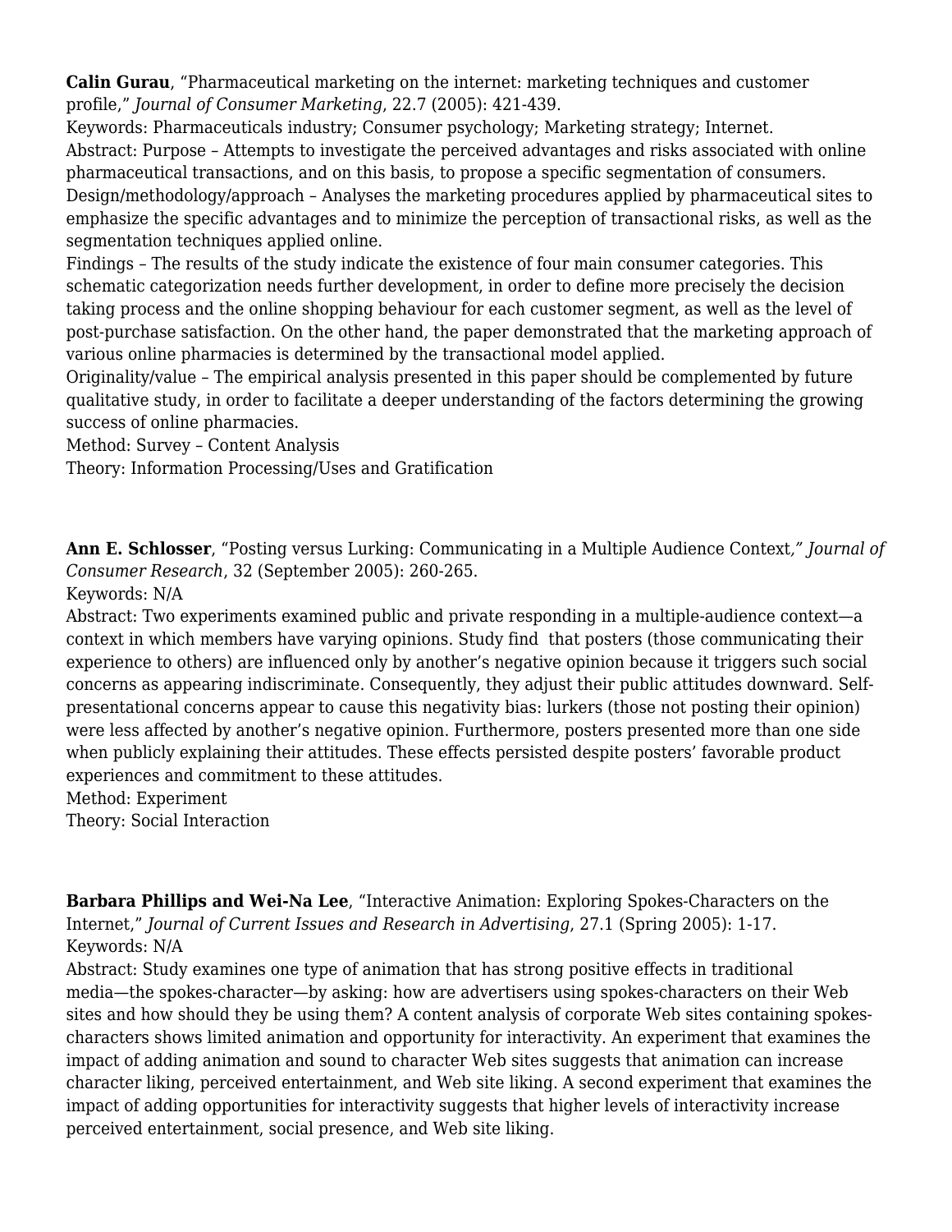**Calin Gurau**, “Pharmaceutical marketing on the internet: marketing techniques and customer profile,” *Journal of Consumer Marketing*, 22.7 (2005): 421-439.
Keywords: Pharmaceuticals industry; Consumer psychology; Marketing strategy; Internet.
Abstract: Purpose – Attempts to investigate the perceived advantages and risks associated with online pharmaceutical transactions, and on this basis, to propose a specific segmentation of consumers.
Design/methodology/approach – Analyses the marketing procedures applied by pharmaceutical sites to emphasize the specific advantages and to minimize the perception of transactional risks, as well as the segmentation techniques applied online.
Findings – The results of the study indicate the existence of four main consumer categories. This schematic categorization needs further development, in order to define more precisely the decision taking process and the online shopping behaviour for each customer segment, as well as the level of post-purchase satisfaction. On the other hand, the paper demonstrated that the marketing approach of various online pharmacies is determined by the transactional model applied.
Originality/value – The empirical analysis presented in this paper should be complemented by future qualitative study, in order to facilitate a deeper understanding of the factors determining the growing success of online pharmacies.
Method: Survey – Content Analysis
Theory: Information Processing/Uses and Gratification

**Ann E. Schlosser**, “Posting versus Lurking: Communicating in a Multiple Audience Context*,” Journal of Consumer Research*, 32 (September 2005): 260-265.
Keywords: N/A
Abstract: Two experiments examined public and private responding in a multiple-audience context—a context in which members have varying opinions. Study find that posters (those communicating their experience to others) are influenced only by another’s negative opinion because it triggers such social concerns as appearing indiscriminate. Consequently, they adjust their public attitudes downward. Self-presentational concerns appear to cause this negativity bias: lurkers (those not posting their opinion) were less affected by another’s negative opinion. Furthermore, posters presented more than one side when publicly explaining their attitudes. These effects persisted despite posters’ favorable product experiences and commitment to these attitudes.
Method: Experiment
Theory: Social Interaction

**Barbara Phillips and Wei-Na Lee**, “Interactive Animation: Exploring Spokes-Characters on the Internet,” *Journal of Current Issues and Research in Advertising*, 27.1 (Spring 2005): 1-17.
Keywords: N/A
Abstract: Study examines one type of animation that has strong positive effects in traditional media—the spokes-character—by asking: how are advertisers using spokes-characters on their Web sites and how should they be using them? A content analysis of corporate Web sites containing spokes-characters shows limited animation and opportunity for interactivity. An experiment that examines the impact of adding animation and sound to character Web sites suggests that animation can increase character liking, perceived entertainment, and Web site liking. A second experiment that examines the impact of adding opportunities for interactivity suggests that higher levels of interactivity increase perceived entertainment, social presence, and Web site liking.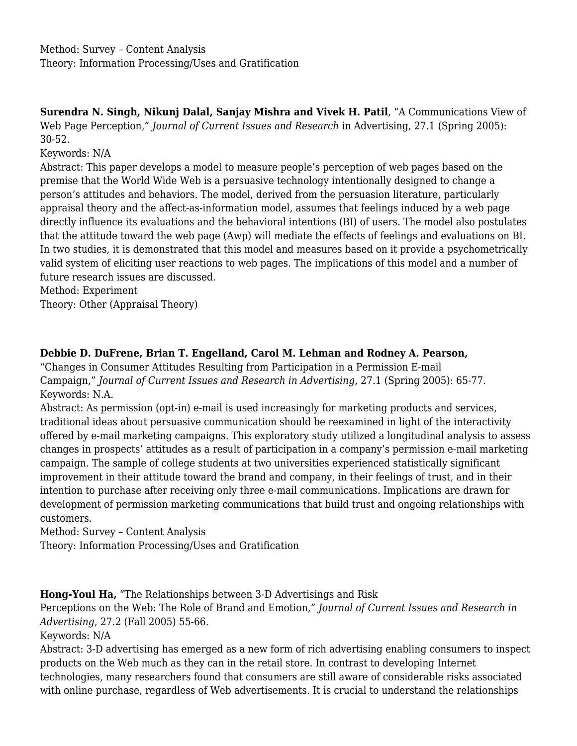Method: Survey – Content Analysis
Theory: Information Processing/Uses and Gratification

**Surendra N. Singh, Nikunj Dalal, Sanjay Mishra and Vivek H. Patil**, "A Communications View of Web Page Perception," *Journal of Current Issues and Research* in Advertising, 27.1 (Spring 2005): 30-52.
Keywords: N/A
Abstract: This paper develops a model to measure people's perception of web pages based on the premise that the World Wide Web is a persuasive technology intentionally designed to change a person's attitudes and behaviors. The model, derived from the persuasion literature, particularly appraisal theory and the affect-as-information model, assumes that feelings induced by a web page directly influence its evaluations and the behavioral intentions (BI) of users. The model also postulates that the attitude toward the web page (Awp) will mediate the effects of feelings and evaluations on BI. In two studies, it is demonstrated that this model and measures based on it provide a psychometrically valid system of eliciting user reactions to web pages. The implications of this model and a number of future research issues are discussed.
Method: Experiment
Theory: Other (Appraisal Theory)

**Debbie D. DuFrene, Brian T. Engelland, Carol M. Lehman and Rodney A. Pearson,** "Changes in Consumer Attitudes Resulting from Participation in a Permission E-mail Campaign," *Journal of Current Issues and Research in Advertising,* 27.1 (Spring 2005): 65-77.
Keywords: N.A.
Abstract: As permission (opt-in) e-mail is used increasingly for marketing products and services, traditional ideas about persuasive communication should be reexamined in light of the interactivity offered by e-mail marketing campaigns. This exploratory study utilized a longitudinal analysis to assess changes in prospects' attitudes as a result of participation in a company's permission e-mail marketing campaign. The sample of college students at two universities experienced statistically significant improvement in their attitude toward the brand and company, in their feelings of trust, and in their intention to purchase after receiving only three e-mail communications. Implications are drawn for development of permission marketing communications that build trust and ongoing relationships with customers.
Method: Survey – Content Analysis
Theory: Information Processing/Uses and Gratification

**Hong-Youl Ha,** "The Relationships between 3-D Advertisings and Risk Perceptions on the Web: The Role of Brand and Emotion," *Journal of Current Issues and Research in Advertising*, 27.2 (Fall 2005) 55-66.
Keywords: N/A
Abstract: 3-D advertising has emerged as a new form of rich advertising enabling consumers to inspect products on the Web much as they can in the retail store. In contrast to developing Internet technologies, many researchers found that consumers are still aware of considerable risks associated with online purchase, regardless of Web advertisements. It is crucial to understand the relationships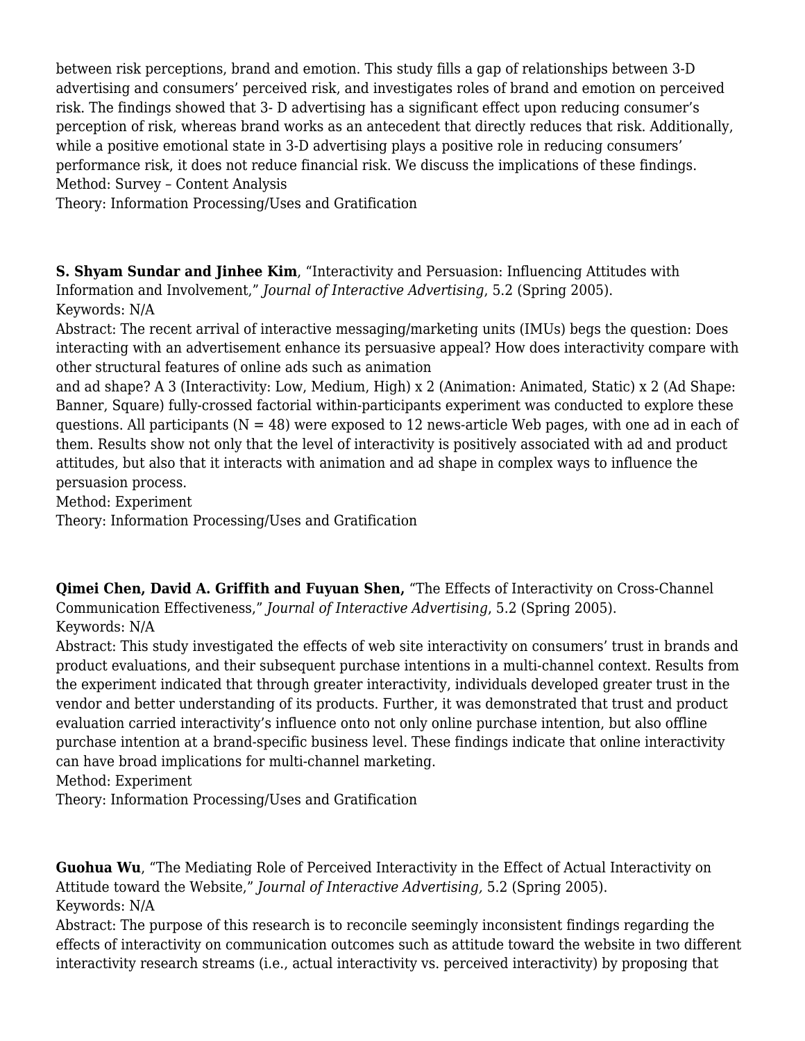between risk perceptions, brand and emotion. This study fills a gap of relationships between 3-D advertising and consumers' perceived risk, and investigates roles of brand and emotion on perceived risk. The findings showed that 3- D advertising has a significant effect upon reducing consumer's perception of risk, whereas brand works as an antecedent that directly reduces that risk. Additionally, while a positive emotional state in 3-D advertising plays a positive role in reducing consumers' performance risk, it does not reduce financial risk. We discuss the implications of these findings.
Method: Survey – Content Analysis
Theory: Information Processing/Uses and Gratification

**S. Shyam Sundar and Jinhee Kim**, "Interactivity and Persuasion: Influencing Attitudes with Information and Involvement," *Journal of Interactive Advertising*, 5.2 (Spring 2005).
Keywords: N/A
Abstract: The recent arrival of interactive messaging/marketing units (IMUs) begs the question: Does interacting with an advertisement enhance its persuasive appeal? How does interactivity compare with other structural features of online ads such as animation
and ad shape? A 3 (Interactivity: Low, Medium, High) x 2 (Animation: Animated, Static) x 2 (Ad Shape: Banner, Square) fully-crossed factorial within-participants experiment was conducted to explore these questions. All participants (N = 48) were exposed to 12 news-article Web pages, with one ad in each of them. Results show not only that the level of interactivity is positively associated with ad and product attitudes, but also that it interacts with animation and ad shape in complex ways to influence the persuasion process.
Method: Experiment
Theory: Information Processing/Uses and Gratification

**Qimei Chen, David A. Griffith and Fuyuan Shen,** "The Effects of Interactivity on Cross-Channel Communication Effectiveness," *Journal of Interactive Advertising*, 5.2 (Spring 2005).
Keywords: N/A
Abstract: This study investigated the effects of web site interactivity on consumers' trust in brands and product evaluations, and their subsequent purchase intentions in a multi-channel context. Results from the experiment indicated that through greater interactivity, individuals developed greater trust in the vendor and better understanding of its products. Further, it was demonstrated that trust and product evaluation carried interactivity's influence onto not only online purchase intention, but also offline purchase intention at a brand-specific business level. These findings indicate that online interactivity can have broad implications for multi-channel marketing.
Method: Experiment
Theory: Information Processing/Uses and Gratification

**Guohua Wu**, "The Mediating Role of Perceived Interactivity in the Effect of Actual Interactivity on Attitude toward the Website," *Journal of Interactive Advertising,* 5.2 (Spring 2005).
Keywords: N/A
Abstract: The purpose of this research is to reconcile seemingly inconsistent findings regarding the effects of interactivity on communication outcomes such as attitude toward the website in two different interactivity research streams (i.e., actual interactivity vs. perceived interactivity) by proposing that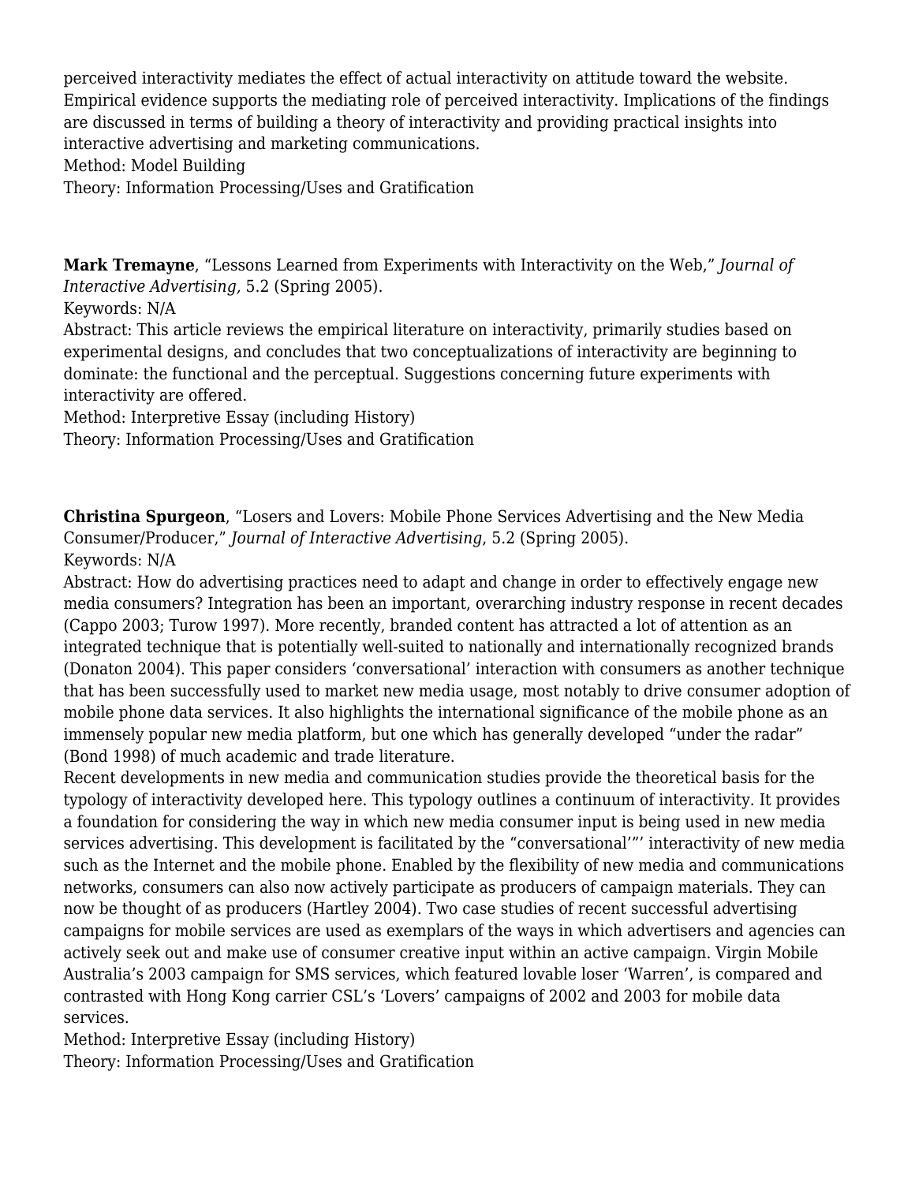perceived interactivity mediates the effect of actual interactivity on attitude toward the website. Empirical evidence supports the mediating role of perceived interactivity. Implications of the findings are discussed in terms of building a theory of interactivity and providing practical insights into interactive advertising and marketing communications.
Method: Model Building
Theory: Information Processing/Uses and Gratification

**Mark Tremayne**, "Lessons Learned from Experiments with Interactivity on the Web," *Journal of Interactive Advertising,* 5.2 (Spring 2005).
Keywords: N/A
Abstract: This article reviews the empirical literature on interactivity, primarily studies based on experimental designs, and concludes that two conceptualizations of interactivity are beginning to dominate: the functional and the perceptual. Suggestions concerning future experiments with interactivity are offered.
Method: Interpretive Essay (including History)
Theory: Information Processing/Uses and Gratification

**Christina Spurgeon**, "Losers and Lovers: Mobile Phone Services Advertising and the New Media Consumer/Producer," *Journal of Interactive Advertising*, 5.2 (Spring 2005).
Keywords: N/A
Abstract: How do advertising practices need to adapt and change in order to effectively engage new media consumers? Integration has been an important, overarching industry response in recent decades (Cappo 2003; Turow 1997). More recently, branded content has attracted a lot of attention as an integrated technique that is potentially well-suited to nationally and internationally recognized brands (Donaton 2004). This paper considers 'conversational' interaction with consumers as another technique that has been successfully used to market new media usage, most notably to drive consumer adoption of mobile phone data services. It also highlights the international significance of the mobile phone as an immensely popular new media platform, but one which has generally developed "under the radar" (Bond 1998) of much academic and trade literature.
Recent developments in new media and communication studies provide the theoretical basis for the typology of interactivity developed here. This typology outlines a continuum of interactivity. It provides a foundation for considering the way in which new media consumer input is being used in new media services advertising. This development is facilitated by the "conversational'"' interactivity of new media such as the Internet and the mobile phone. Enabled by the flexibility of new media and communications networks, consumers can also now actively participate as producers of campaign materials. They can now be thought of as producers (Hartley 2004). Two case studies of recent successful advertising campaigns for mobile services are used as exemplars of the ways in which advertisers and agencies can actively seek out and make use of consumer creative input within an active campaign. Virgin Mobile Australia's 2003 campaign for SMS services, which featured lovable loser 'Warren', is compared and contrasted with Hong Kong carrier CSL's 'Lovers' campaigns of 2002 and 2003 for mobile data services.
Method: Interpretive Essay (including History)
Theory: Information Processing/Uses and Gratification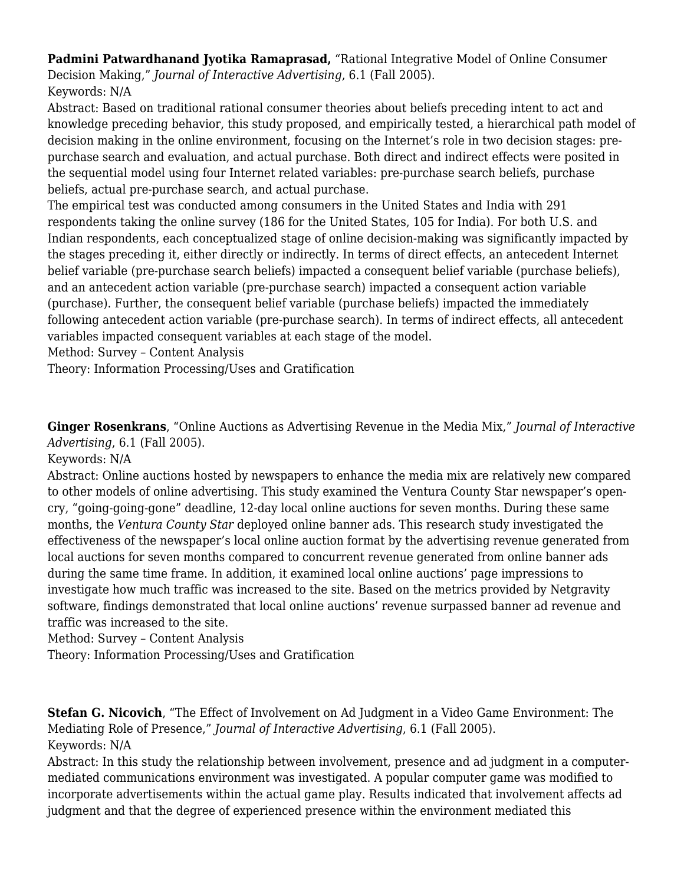**Padmini Patwardhanand Jyotika Ramaprasad,** “Rational Integrative Model of Online Consumer Decision Making,” *Journal of Interactive Advertising*, 6.1 (Fall 2005).
Keywords: N/A
Abstract: Based on traditional rational consumer theories about beliefs preceding intent to act and knowledge preceding behavior, this study proposed, and empirically tested, a hierarchical path model of decision making in the online environment, focusing on the Internet’s role in two decision stages: pre-purchase search and evaluation, and actual purchase. Both direct and indirect effects were posited in the sequential model using four Internet related variables: pre-purchase search beliefs, purchase beliefs, actual pre-purchase search, and actual purchase.
The empirical test was conducted among consumers in the United States and India with 291 respondents taking the online survey (186 for the United States, 105 for India). For both U.S. and Indian respondents, each conceptualized stage of online decision-making was significantly impacted by the stages preceding it, either directly or indirectly. In terms of direct effects, an antecedent Internet belief variable (pre-purchase search beliefs) impacted a consequent belief variable (purchase beliefs), and an antecedent action variable (pre-purchase search) impacted a consequent action variable (purchase). Further, the consequent belief variable (purchase beliefs) impacted the immediately following antecedent action variable (pre-purchase search). In terms of indirect effects, all antecedent variables impacted consequent variables at each stage of the model.
Method: Survey – Content Analysis
Theory: Information Processing/Uses and Gratification

**Ginger Rosenkrans**, “Online Auctions as Advertising Revenue in the Media Mix,” *Journal of Interactive Advertising*, 6.1 (Fall 2005).
Keywords: N/A
Abstract: Online auctions hosted by newspapers to enhance the media mix are relatively new compared to other models of online advertising. This study examined the Ventura County Star newspaper’s open-cry, “going-going-gone” deadline, 12-day local online auctions for seven months. During these same months, the *Ventura County Star* deployed online banner ads. This research study investigated the effectiveness of the newspaper’s local online auction format by the advertising revenue generated from local auctions for seven months compared to concurrent revenue generated from online banner ads during the same time frame. In addition, it examined local online auctions’ page impressions to investigate how much traffic was increased to the site. Based on the metrics provided by Netgravity software, findings demonstrated that local online auctions’ revenue surpassed banner ad revenue and traffic was increased to the site.
Method: Survey – Content Analysis
Theory: Information Processing/Uses and Gratification

**Stefan G. Nicovich**, “The Effect of Involvement on Ad Judgment in a Video Game Environment: The Mediating Role of Presence,” *Journal of Interactive Advertising*, 6.1 (Fall 2005).
Keywords: N/A
Abstract: In this study the relationship between involvement, presence and ad judgment in a computer-mediated communications environment was investigated. A popular computer game was modified to incorporate advertisements within the actual game play. Results indicated that involvement affects ad judgment and that the degree of experienced presence within the environment mediated this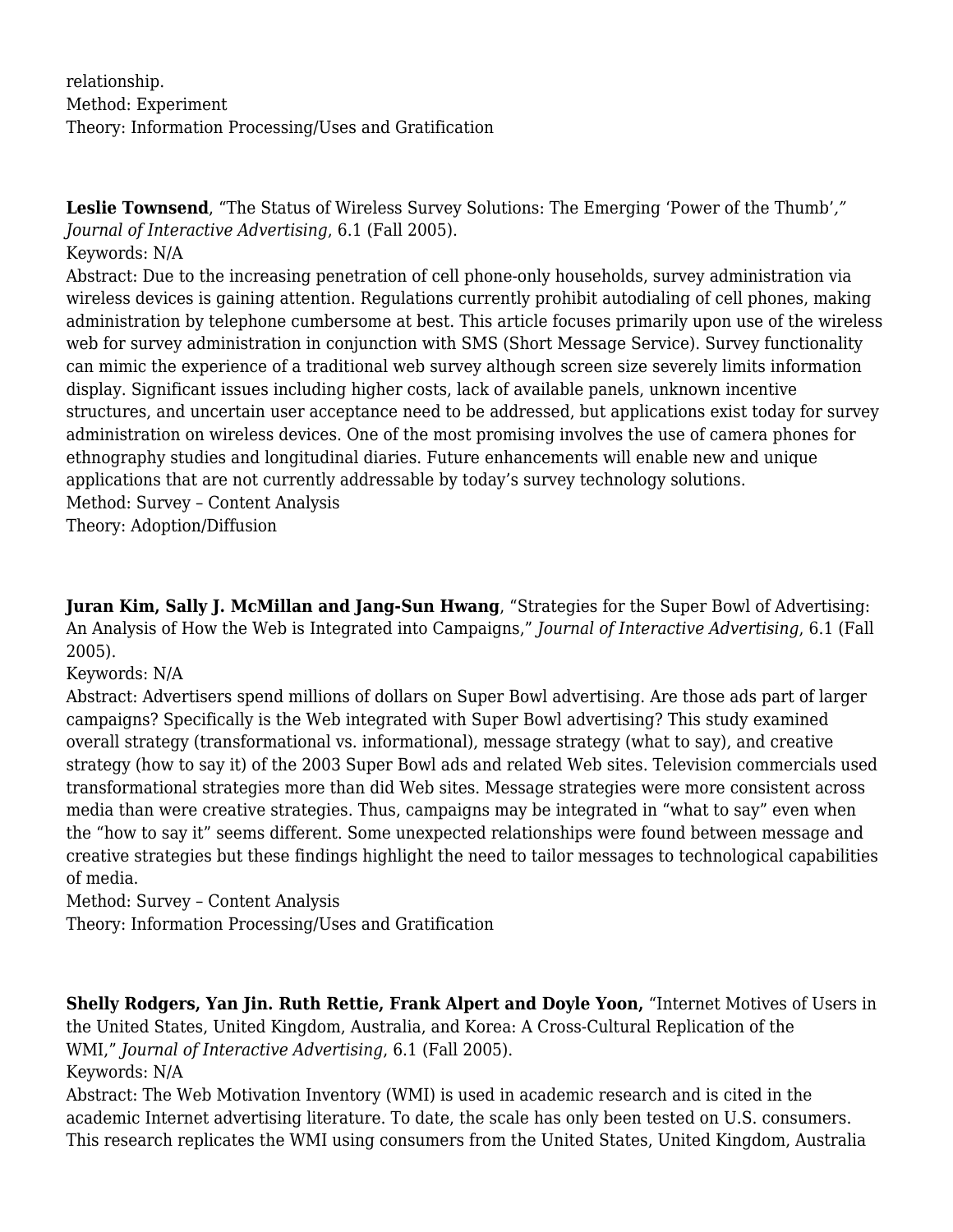relationship.
Method: Experiment
Theory: Information Processing/Uses and Gratification

**Leslie Townsend**, "The Status of Wireless Survey Solutions: The Emerging 'Power of the Thumb'," *Journal of Interactive Advertising*, 6.1 (Fall 2005).
Keywords: N/A
Abstract: Due to the increasing penetration of cell phone-only households, survey administration via wireless devices is gaining attention. Regulations currently prohibit autodialing of cell phones, making administration by telephone cumbersome at best. This article focuses primarily upon use of the wireless web for survey administration in conjunction with SMS (Short Message Service). Survey functionality can mimic the experience of a traditional web survey although screen size severely limits information display. Significant issues including higher costs, lack of available panels, unknown incentive structures, and uncertain user acceptance need to be addressed, but applications exist today for survey administration on wireless devices. One of the most promising involves the use of camera phones for ethnography studies and longitudinal diaries. Future enhancements will enable new and unique applications that are not currently addressable by today's survey technology solutions.
Method: Survey – Content Analysis
Theory: Adoption/Diffusion

**Juran Kim, Sally J. McMillan and Jang-Sun Hwang**, "Strategies for the Super Bowl of Advertising: An Analysis of How the Web is Integrated into Campaigns," *Journal of Interactive Advertising*, 6.1 (Fall 2005).
Keywords: N/A
Abstract: Advertisers spend millions of dollars on Super Bowl advertising. Are those ads part of larger campaigns? Specifically is the Web integrated with Super Bowl advertising? This study examined overall strategy (transformational vs. informational), message strategy (what to say), and creative strategy (how to say it) of the 2003 Super Bowl ads and related Web sites. Television commercials used transformational strategies more than did Web sites. Message strategies were more consistent across media than were creative strategies. Thus, campaigns may be integrated in "what to say" even when the "how to say it" seems different. Some unexpected relationships were found between message and creative strategies but these findings highlight the need to tailor messages to technological capabilities of media.
Method: Survey – Content Analysis
Theory: Information Processing/Uses and Gratification

**Shelly Rodgers, Yan Jin. Ruth Rettie, Frank Alpert and Doyle Yoon,** "Internet Motives of Users in the United States, United Kingdom, Australia, and Korea: A Cross-Cultural Replication of the WMI," *Journal of Interactive Advertising*, 6.1 (Fall 2005).
Keywords: N/A
Abstract: The Web Motivation Inventory (WMI) is used in academic research and is cited in the academic Internet advertising literature. To date, the scale has only been tested on U.S. consumers. This research replicates the WMI using consumers from the United States, United Kingdom, Australia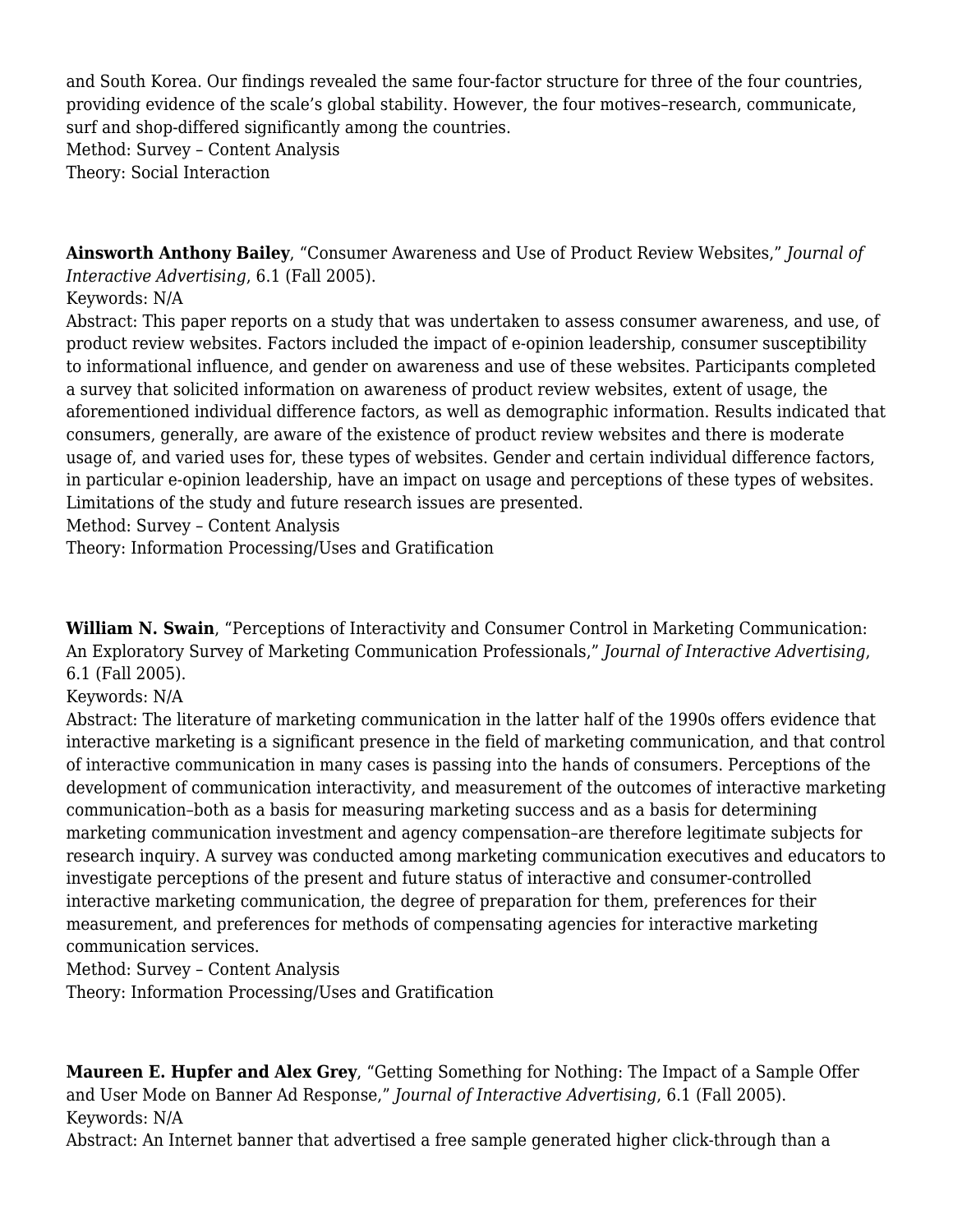and South Korea. Our findings revealed the same four-factor structure for three of the four countries, providing evidence of the scale's global stability. However, the four motives–research, communicate, surf and shop-differed significantly among the countries.
Method: Survey – Content Analysis
Theory: Social Interaction

**Ainsworth Anthony Bailey**, "Consumer Awareness and Use of Product Review Websites," *Journal of Interactive Advertising*, 6.1 (Fall 2005).
Keywords: N/A
Abstract: This paper reports on a study that was undertaken to assess consumer awareness, and use, of product review websites. Factors included the impact of e-opinion leadership, consumer susceptibility to informational influence, and gender on awareness and use of these websites. Participants completed a survey that solicited information on awareness of product review websites, extent of usage, the aforementioned individual difference factors, as well as demographic information. Results indicated that consumers, generally, are aware of the existence of product review websites and there is moderate usage of, and varied uses for, these types of websites. Gender and certain individual difference factors, in particular e-opinion leadership, have an impact on usage and perceptions of these types of websites. Limitations of the study and future research issues are presented.
Method: Survey – Content Analysis
Theory: Information Processing/Uses and Gratification

**William N. Swain**, "Perceptions of Interactivity and Consumer Control in Marketing Communication: An Exploratory Survey of Marketing Communication Professionals," *Journal of Interactive Advertising*, 6.1 (Fall 2005).
Keywords: N/A
Abstract: The literature of marketing communication in the latter half of the 1990s offers evidence that interactive marketing is a significant presence in the field of marketing communication, and that control of interactive communication in many cases is passing into the hands of consumers. Perceptions of the development of communication interactivity, and measurement of the outcomes of interactive marketing communication–both as a basis for measuring marketing success and as a basis for determining marketing communication investment and agency compensation–are therefore legitimate subjects for research inquiry. A survey was conducted among marketing communication executives and educators to investigate perceptions of the present and future status of interactive and consumer-controlled interactive marketing communication, the degree of preparation for them, preferences for their measurement, and preferences for methods of compensating agencies for interactive marketing communication services.
Method: Survey – Content Analysis
Theory: Information Processing/Uses and Gratification

**Maureen E. Hupfer and Alex Grey**, "Getting Something for Nothing: The Impact of a Sample Offer and User Mode on Banner Ad Response," *Journal of Interactive Advertising*, 6.1 (Fall 2005).
Keywords: N/A
Abstract: An Internet banner that advertised a free sample generated higher click-through than a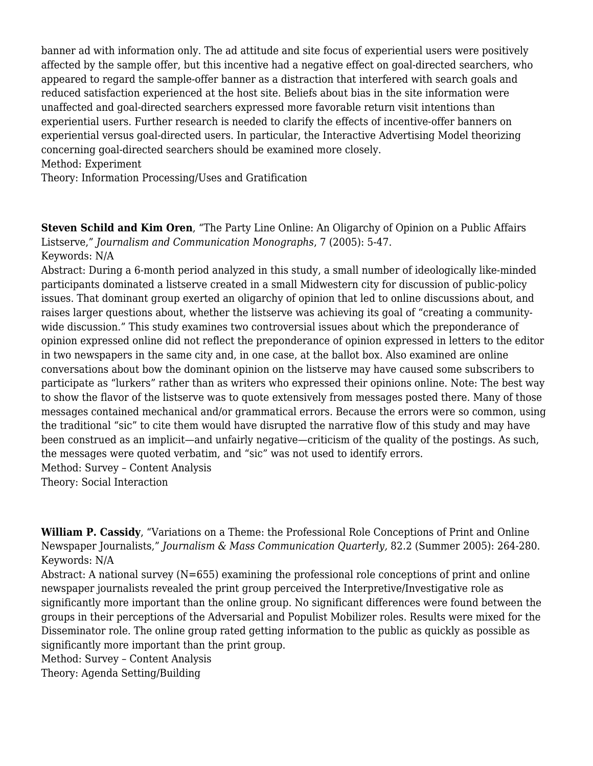banner ad with information only. The ad attitude and site focus of experiential users were positively affected by the sample offer, but this incentive had a negative effect on goal-directed searchers, who appeared to regard the sample-offer banner as a distraction that interfered with search goals and reduced satisfaction experienced at the host site. Beliefs about bias in the site information were unaffected and goal-directed searchers expressed more favorable return visit intentions than experiential users. Further research is needed to clarify the effects of incentive-offer banners on experiential versus goal-directed users. In particular, the Interactive Advertising Model theorizing concerning goal-directed searchers should be examined more closely.
Method: Experiment
Theory: Information Processing/Uses and Gratification

**Steven Schild and Kim Oren**, "The Party Line Online: An Oligarchy of Opinion on a Public Affairs Listserve," *Journalism and Communication Monographs*, 7 (2005): 5-47.
Keywords: N/A
Abstract: During a 6-month period analyzed in this study, a small number of ideologically like-minded participants dominated a listserve created in a small Midwestern city for discussion of public-policy issues. That dominant group exerted an oligarchy of opinion that led to online discussions about, and raises larger questions about, whether the listserve was achieving its goal of "creating a community-wide discussion." This study examines two controversial issues about which the preponderance of opinion expressed online did not reflect the preponderance of opinion expressed in letters to the editor in two newspapers in the same city and, in one case, at the ballot box. Also examined are online conversations about bow the dominant opinion on the listserve may have caused some subscribers to participate as "lurkers" rather than as writers who expressed their opinions online. Note: The best way to show the flavor of the listserve was to quote extensively from messages posted there. Many of those messages contained mechanical and/or grammatical errors. Because the errors were so common, using the traditional "sic" to cite them would have disrupted the narrative flow of this study and may have been construed as an implicit—and unfairly negative—criticism of the quality of the postings. As such, the messages were quoted verbatim, and "sic" was not used to identify errors.
Method: Survey – Content Analysis
Theory: Social Interaction

**William P. Cassidy**, "Variations on a Theme: the Professional Role Conceptions of Print and Online Newspaper Journalists," *Journalism & Mass Communication Quarterly,* 82.2 (Summer 2005): 264-280.
Keywords: N/A
Abstract: A national survey (N=655) examining the professional role conceptions of print and online newspaper journalists revealed the print group perceived the Interpretive/Investigative role as significantly more important than the online group. No significant differences were found between the groups in their perceptions of the Adversarial and Populist Mobilizer roles. Results were mixed for the Disseminator role. The online group rated getting information to the public as quickly as possible as significantly more important than the print group.
Method: Survey – Content Analysis
Theory: Agenda Setting/Building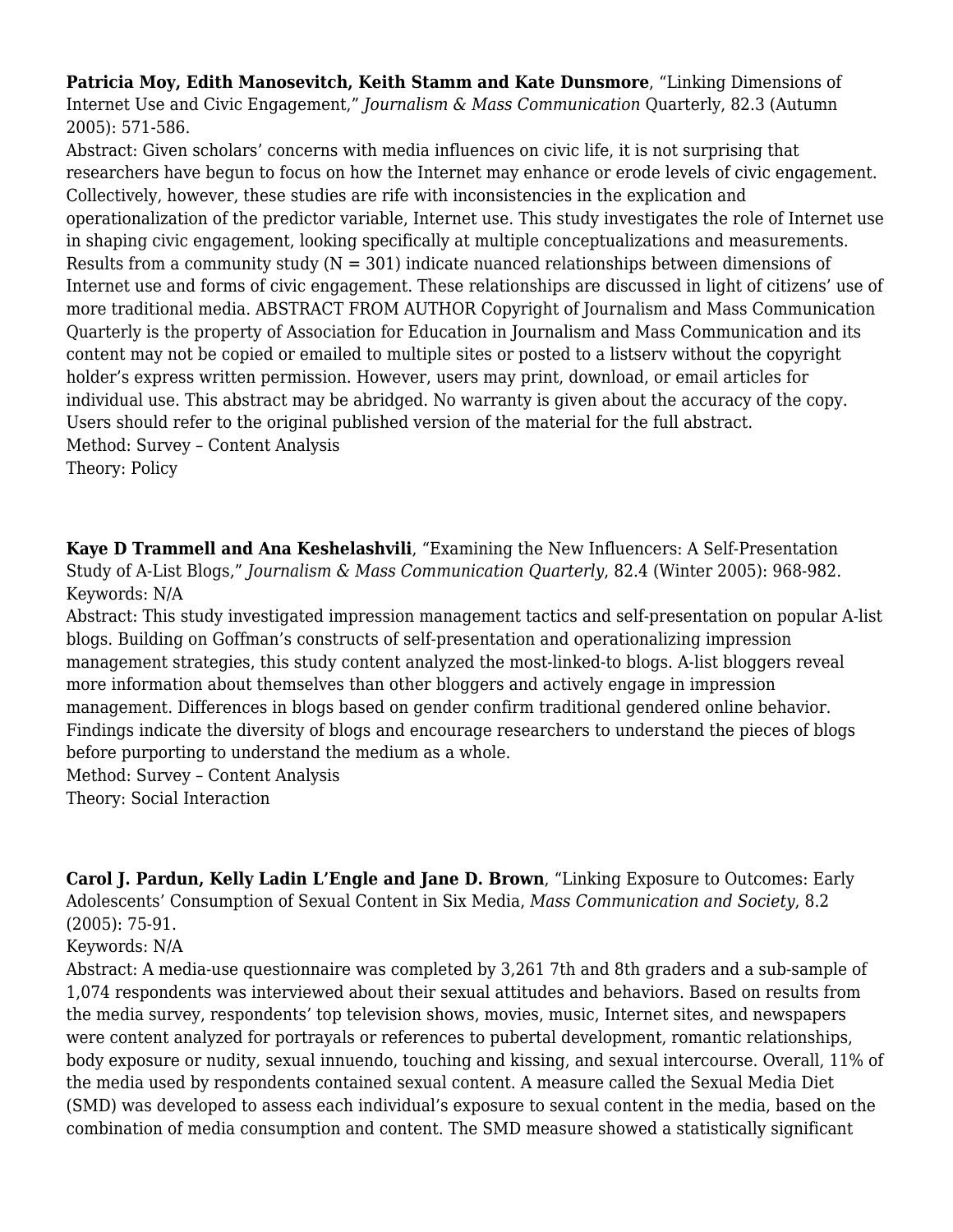**Patricia Moy, Edith Manosevitch, Keith Stamm and Kate Dunsmore**, "Linking Dimensions of Internet Use and Civic Engagement," *Journalism & Mass Communication* Quarterly, 82.3 (Autumn 2005): 571-586.
Abstract: Given scholars' concerns with media influences on civic life, it is not surprising that researchers have begun to focus on how the Internet may enhance or erode levels of civic engagement. Collectively, however, these studies are rife with inconsistencies in the explication and operationalization of the predictor variable, Internet use. This study investigates the role of Internet use in shaping civic engagement, looking specifically at multiple conceptualizations and measurements. Results from a community study (N = 301) indicate nuanced relationships between dimensions of Internet use and forms of civic engagement. These relationships are discussed in light of citizens' use of more traditional media. ABSTRACT FROM AUTHOR Copyright of Journalism and Mass Communication Quarterly is the property of Association for Education in Journalism and Mass Communication and its content may not be copied or emailed to multiple sites or posted to a listserv without the copyright holder's express written permission. However, users may print, download, or email articles for individual use. This abstract may be abridged. No warranty is given about the accuracy of the copy. Users should refer to the original published version of the material for the full abstract.
Method: Survey – Content Analysis
Theory: Policy

**Kaye D Trammell and Ana Keshelashvili**, "Examining the New Influencers: A Self-Presentation Study of A-List Blogs," *Journalism & Mass Communication Quarterly*, 82.4 (Winter 2005): 968-982.
Keywords: N/A
Abstract: This study investigated impression management tactics and self-presentation on popular A-list blogs. Building on Goffman's constructs of self-presentation and operationalizing impression management strategies, this study content analyzed the most-linked-to blogs. A-list bloggers reveal more information about themselves than other bloggers and actively engage in impression management. Differences in blogs based on gender confirm traditional gendered online behavior. Findings indicate the diversity of blogs and encourage researchers to understand the pieces of blogs before purporting to understand the medium as a whole.
Method: Survey – Content Analysis
Theory: Social Interaction

**Carol J. Pardun, Kelly Ladin L'Engle and Jane D. Brown**, "Linking Exposure to Outcomes: Early Adolescents' Consumption of Sexual Content in Six Media, *Mass Communication and Society*, 8.2 (2005): 75-91.
Keywords: N/A
Abstract: A media-use questionnaire was completed by 3,261 7th and 8th graders and a sub-sample of 1,074 respondents was interviewed about their sexual attitudes and behaviors. Based on results from the media survey, respondents' top television shows, movies, music, Internet sites, and newspapers were content analyzed for portrayals or references to pubertal development, romantic relationships, body exposure or nudity, sexual innuendo, touching and kissing, and sexual intercourse. Overall, 11% of the media used by respondents contained sexual content. A measure called the Sexual Media Diet (SMD) was developed to assess each individual's exposure to sexual content in the media, based on the combination of media consumption and content. The SMD measure showed a statistically significant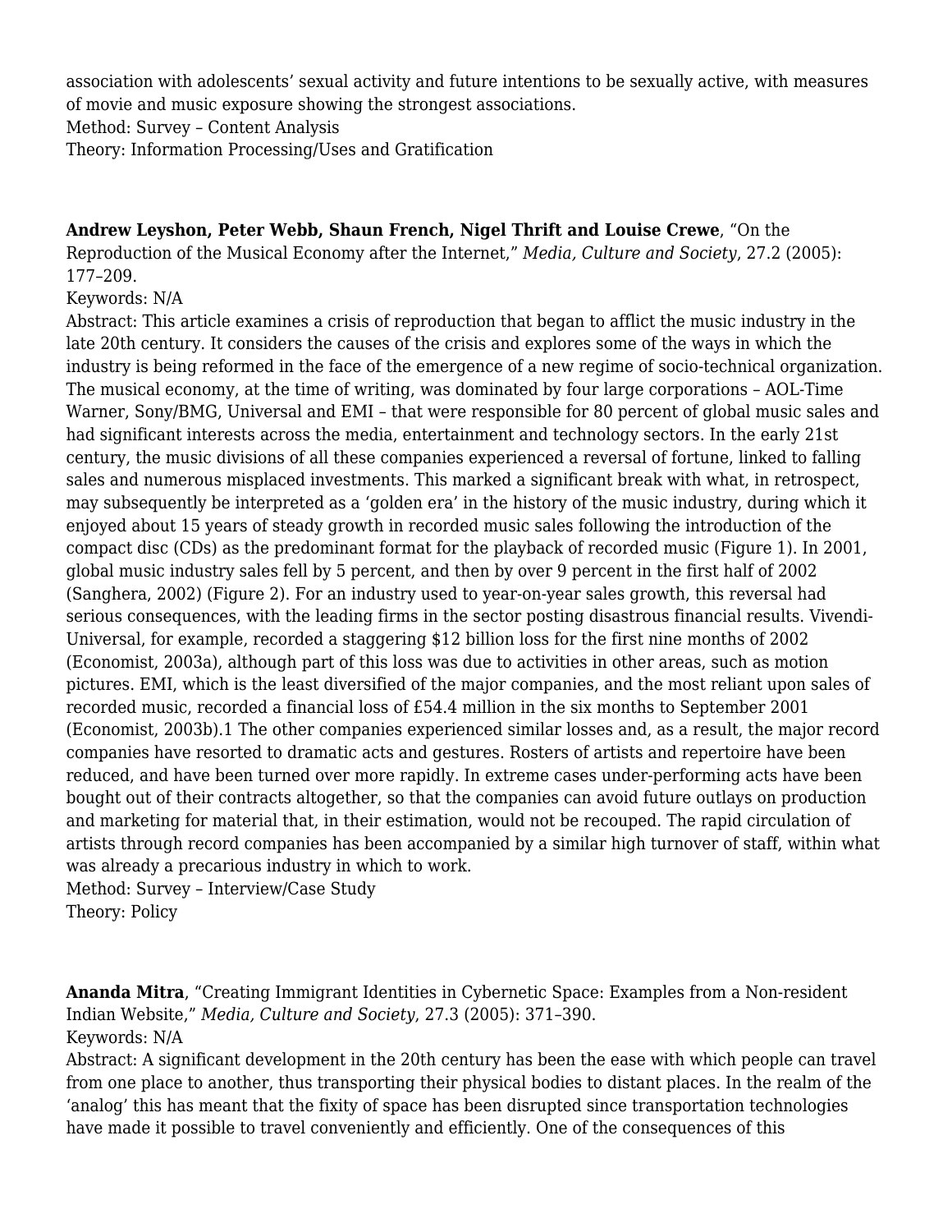association with adolescents' sexual activity and future intentions to be sexually active, with measures of movie and music exposure showing the strongest associations.
Method: Survey – Content Analysis
Theory: Information Processing/Uses and Gratification

**Andrew Leyshon, Peter Webb, Shaun French, Nigel Thrift and Louise Crewe**, "On the Reproduction of the Musical Economy after the Internet," *Media, Culture and Society*, 27.2 (2005): 177–209.
Keywords: N/A
Abstract: This article examines a crisis of reproduction that began to afflict the music industry in the late 20th century. It considers the causes of the crisis and explores some of the ways in which the industry is being reformed in the face of the emergence of a new regime of socio-technical organization. The musical economy, at the time of writing, was dominated by four large corporations – AOL-Time Warner, Sony/BMG, Universal and EMI – that were responsible for 80 percent of global music sales and had significant interests across the media, entertainment and technology sectors. In the early 21st century, the music divisions of all these companies experienced a reversal of fortune, linked to falling sales and numerous misplaced investments. This marked a significant break with what, in retrospect, may subsequently be interpreted as a 'golden era' in the history of the music industry, during which it enjoyed about 15 years of steady growth in recorded music sales following the introduction of the compact disc (CDs) as the predominant format for the playback of recorded music (Figure 1). In 2001, global music industry sales fell by 5 percent, and then by over 9 percent in the first half of 2002 (Sanghera, 2002) (Figure 2). For an industry used to year-on-year sales growth, this reversal had serious consequences, with the leading firms in the sector posting disastrous financial results. Vivendi-Universal, for example, recorded a staggering $12 billion loss for the first nine months of 2002 (Economist, 2003a), although part of this loss was due to activities in other areas, such as motion pictures. EMI, which is the least diversified of the major companies, and the most reliant upon sales of recorded music, recorded a financial loss of £54.4 million in the six months to September 2001 (Economist, 2003b).1 The other companies experienced similar losses and, as a result, the major record companies have resorted to dramatic acts and gestures. Rosters of artists and repertoire have been reduced, and have been turned over more rapidly. In extreme cases under-performing acts have been bought out of their contracts altogether, so that the companies can avoid future outlays on production and marketing for material that, in their estimation, would not be recouped. The rapid circulation of artists through record companies has been accompanied by a similar high turnover of staff, within what was already a precarious industry in which to work.
Method: Survey – Interview/Case Study
Theory: Policy

**Ananda Mitra**, "Creating Immigrant Identities in Cybernetic Space: Examples from a Non-resident Indian Website," *Media, Culture and Society*, 27.3 (2005): 371–390.
Keywords: N/A
Abstract: A significant development in the 20th century has been the ease with which people can travel from one place to another, thus transporting their physical bodies to distant places. In the realm of the 'analog' this has meant that the fixity of space has been disrupted since transportation technologies have made it possible to travel conveniently and efficiently. One of the consequences of this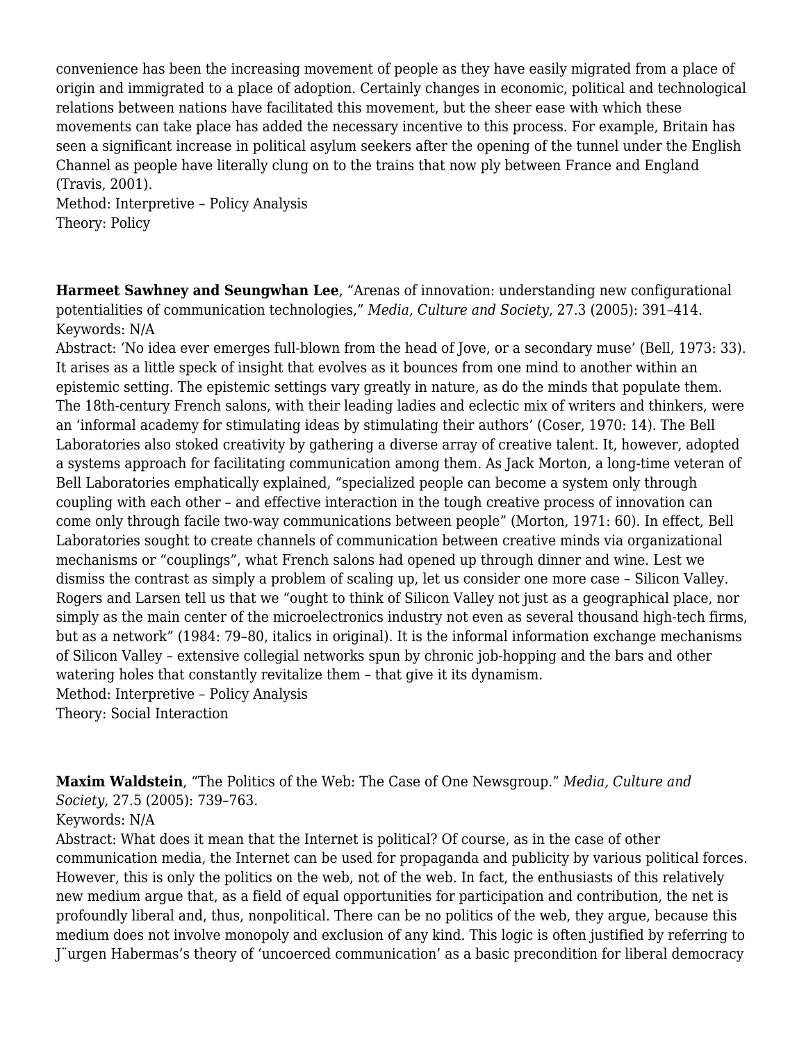convenience has been the increasing movement of people as they have easily migrated from a place of origin and immigrated to a place of adoption. Certainly changes in economic, political and technological relations between nations have facilitated this movement, but the sheer ease with which these movements can take place has added the necessary incentive to this process. For example, Britain has seen a significant increase in political asylum seekers after the opening of the tunnel under the English Channel as people have literally clung on to the trains that now ply between France and England (Travis, 2001).
Method: Interpretive – Policy Analysis
Theory: Policy

**Harmeet Sawhney and Seungwhan Lee**, "Arenas of innovation: understanding new configurational potentialities of communication technologies," *Media, Culture and Society*, 27.3 (2005): 391–414.
Keywords: N/A
Abstract: 'No idea ever emerges full-blown from the head of Jove, or a secondary muse' (Bell, 1973: 33). It arises as a little speck of insight that evolves as it bounces from one mind to another within an epistemic setting. The epistemic settings vary greatly in nature, as do the minds that populate them. The 18th-century French salons, with their leading ladies and eclectic mix of writers and thinkers, were an 'informal academy for stimulating ideas by stimulating their authors' (Coser, 1970: 14). The Bell Laboratories also stoked creativity by gathering a diverse array of creative talent. It, however, adopted a systems approach for facilitating communication among them. As Jack Morton, a long-time veteran of Bell Laboratories emphatically explained, "specialized people can become a system only through coupling with each other – and effective interaction in the tough creative process of innovation can come only through facile two-way communications between people" (Morton, 1971: 60). In effect, Bell Laboratories sought to create channels of communication between creative minds via organizational mechanisms or "couplings", what French salons had opened up through dinner and wine. Lest we dismiss the contrast as simply a problem of scaling up, let us consider one more case – Silicon Valley. Rogers and Larsen tell us that we "ought to think of Silicon Valley not just as a geographical place, nor simply as the main center of the microelectronics industry not even as several thousand high-tech firms, but as a network" (1984: 79–80, italics in original). It is the informal information exchange mechanisms of Silicon Valley – extensive collegial networks spun by chronic job-hopping and the bars and other watering holes that constantly revitalize them – that give it its dynamism.
Method: Interpretive – Policy Analysis
Theory: Social Interaction

**Maxim Waldstein**, "The Politics of the Web: The Case of One Newsgroup." *Media, Culture and Society,* 27.5 (2005): 739–763.
Keywords: N/A
Abstract: What does it mean that the Internet is political? Of course, as in the case of other communication media, the Internet can be used for propaganda and publicity by various political forces. However, this is only the politics on the web, not of the web. In fact, the enthusiasts of this relatively new medium argue that, as a field of equal opportunities for participation and contribution, the net is profoundly liberal and, thus, nonpolitical. There can be no politics of the web, they argue, because this medium does not involve monopoly and exclusion of any kind. This logic is often justified by referring to J¨urgen Habermas's theory of 'uncoerced communication' as a basic precondition for liberal democracy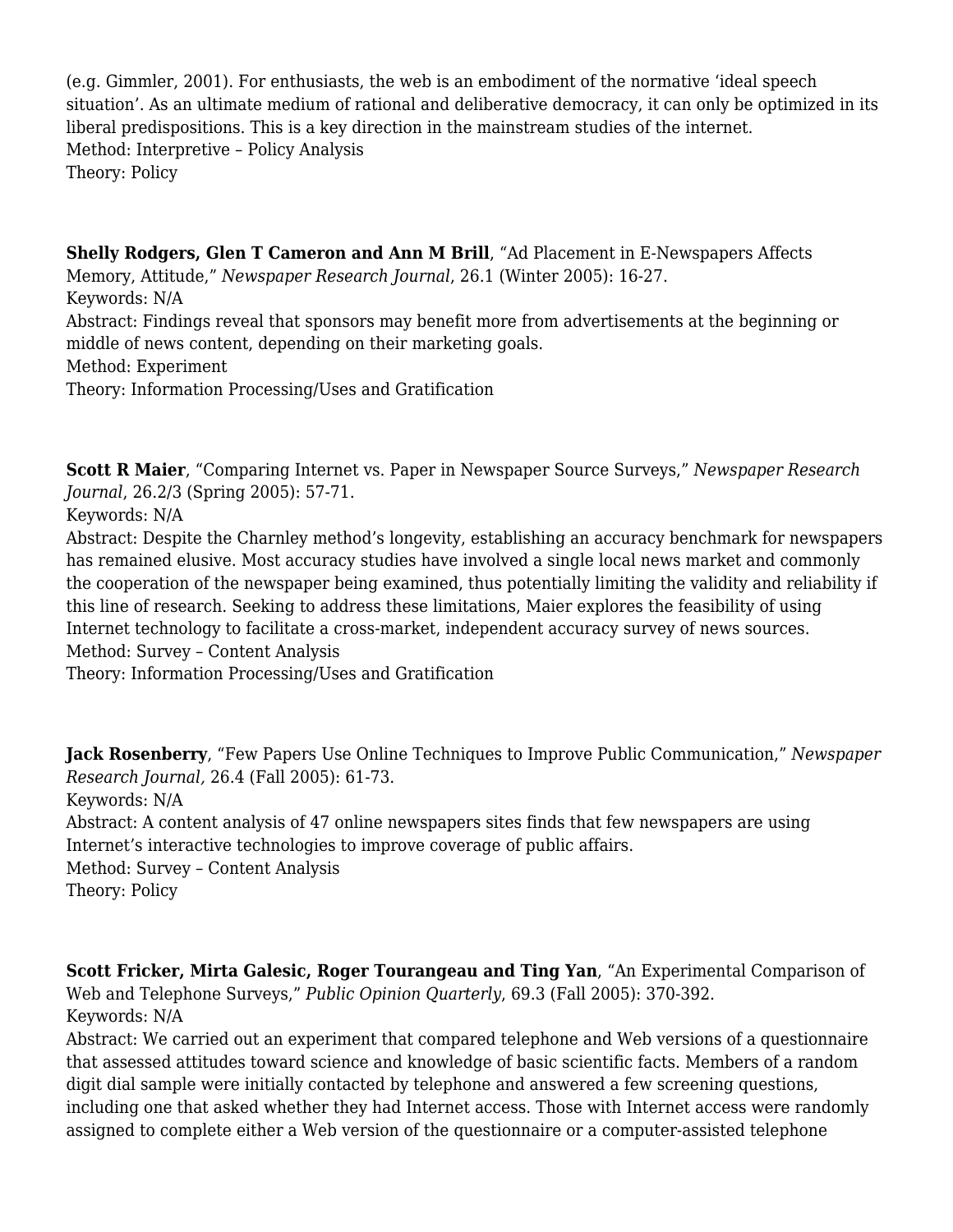(e.g. Gimmler, 2001). For enthusiasts, the web is an embodiment of the normative 'ideal speech situation'. As an ultimate medium of rational and deliberative democracy, it can only be optimized in its liberal predispositions. This is a key direction in the mainstream studies of the internet.
Method: Interpretive – Policy Analysis
Theory: Policy

**Shelly Rodgers, Glen T Cameron and Ann M Brill**, "Ad Placement in E-Newspapers Affects Memory, Attitude," *Newspaper Research Journal*, 26.1 (Winter 2005): 16-27.
Keywords: N/A
Abstract: Findings reveal that sponsors may benefit more from advertisements at the beginning or middle of news content, depending on their marketing goals.
Method: Experiment
Theory: Information Processing/Uses and Gratification

**Scott R Maier**, "Comparing Internet vs. Paper in Newspaper Source Surveys," *Newspaper Research Journal*, 26.2/3 (Spring 2005): 57-71.
Keywords: N/A
Abstract: Despite the Charnley method's longevity, establishing an accuracy benchmark for newspapers has remained elusive. Most accuracy studies have involved a single local news market and commonly the cooperation of the newspaper being examined, thus potentially limiting the validity and reliability if this line of research. Seeking to address these limitations, Maier explores the feasibility of using Internet technology to facilitate a cross-market, independent accuracy survey of news sources.
Method: Survey – Content Analysis
Theory: Information Processing/Uses and Gratification

**Jack Rosenberry**, "Few Papers Use Online Techniques to Improve Public Communication," *Newspaper Research Journal,* 26.4 (Fall 2005): 61-73.
Keywords: N/A
Abstract: A content analysis of 47 online newspapers sites finds that few newspapers are using Internet's interactive technologies to improve coverage of public affairs.
Method: Survey – Content Analysis
Theory: Policy

**Scott Fricker, Mirta Galesic, Roger Tourangeau and Ting Yan**, "An Experimental Comparison of Web and Telephone Surveys," *Public Opinion Quarterly*, 69.3 (Fall 2005): 370-392.
Keywords: N/A
Abstract: We carried out an experiment that compared telephone and Web versions of a questionnaire that assessed attitudes toward science and knowledge of basic scientific facts. Members of a random digit dial sample were initially contacted by telephone and answered a few screening questions, including one that asked whether they had Internet access. Those with Internet access were randomly assigned to complete either a Web version of the questionnaire or a computer-assisted telephone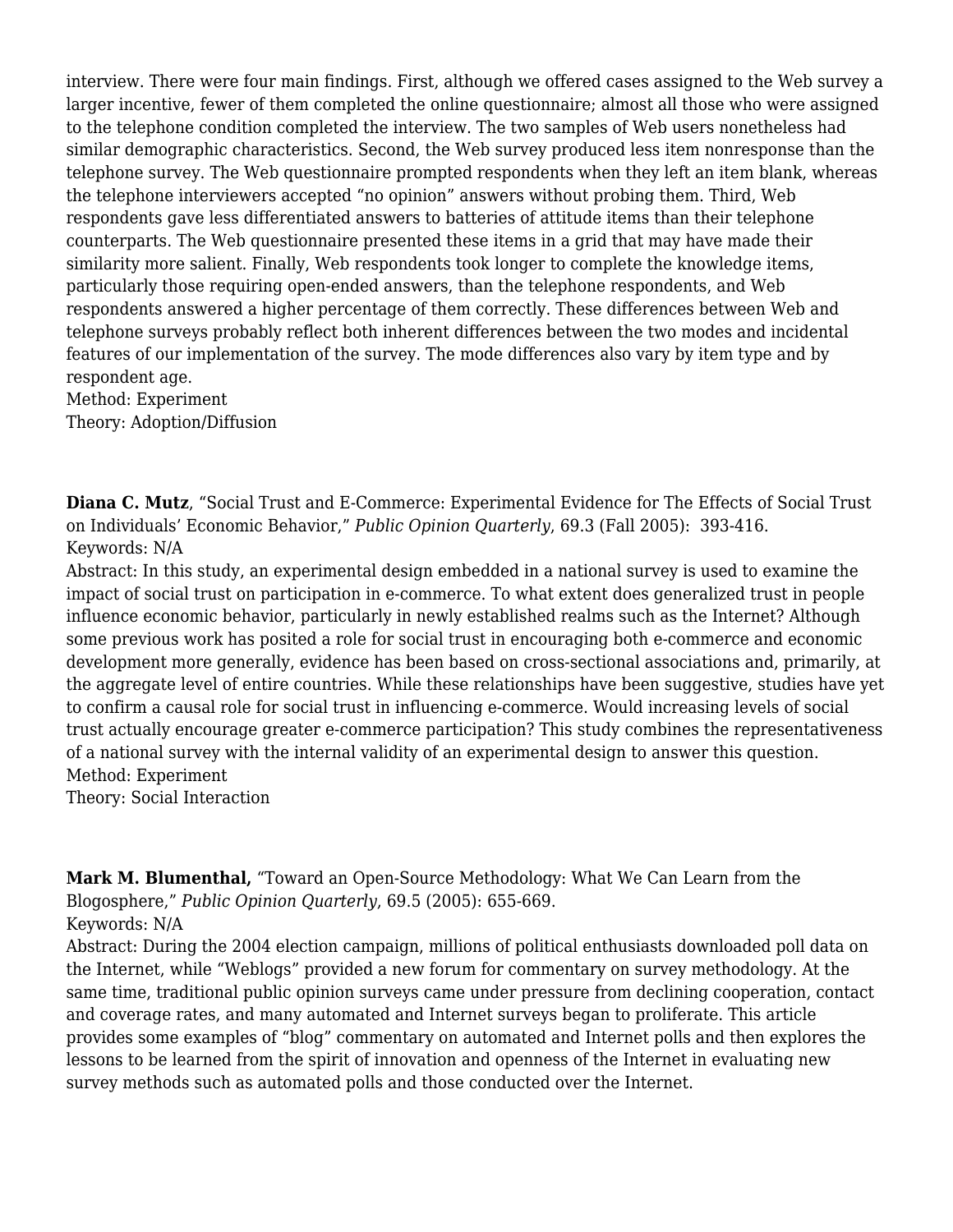interview. There were four main findings. First, although we offered cases assigned to the Web survey a larger incentive, fewer of them completed the online questionnaire; almost all those who were assigned to the telephone condition completed the interview. The two samples of Web users nonetheless had similar demographic characteristics. Second, the Web survey produced less item nonresponse than the telephone survey. The Web questionnaire prompted respondents when they left an item blank, whereas the telephone interviewers accepted "no opinion" answers without probing them. Third, Web respondents gave less differentiated answers to batteries of attitude items than their telephone counterparts. The Web questionnaire presented these items in a grid that may have made their similarity more salient. Finally, Web respondents took longer to complete the knowledge items, particularly those requiring open-ended answers, than the telephone respondents, and Web respondents answered a higher percentage of them correctly. These differences between Web and telephone surveys probably reflect both inherent differences between the two modes and incidental features of our implementation of the survey. The mode differences also vary by item type and by respondent age.
Method: Experiment
Theory: Adoption/Diffusion

**Diana C. Mutz**, "Social Trust and E-Commerce: Experimental Evidence for The Effects of Social Trust on Individuals' Economic Behavior," *Public Opinion Quarterly*, 69.3 (Fall 2005): 393-416.
Keywords: N/A
Abstract: In this study, an experimental design embedded in a national survey is used to examine the impact of social trust on participation in e-commerce. To what extent does generalized trust in people influence economic behavior, particularly in newly established realms such as the Internet? Although some previous work has posited a role for social trust in encouraging both e-commerce and economic development more generally, evidence has been based on cross-sectional associations and, primarily, at the aggregate level of entire countries. While these relationships have been suggestive, studies have yet to confirm a causal role for social trust in influencing e-commerce. Would increasing levels of social trust actually encourage greater e-commerce participation? This study combines the representativeness of a national survey with the internal validity of an experimental design to answer this question.
Method: Experiment
Theory: Social Interaction

**Mark M. Blumenthal,** "Toward an Open-Source Methodology: What We Can Learn from the Blogosphere," *Public Opinion Quarterly*, 69.5 (2005): 655-669.
Keywords: N/A
Abstract: During the 2004 election campaign, millions of political enthusiasts downloaded poll data on the Internet, while "Weblogs" provided a new forum for commentary on survey methodology. At the same time, traditional public opinion surveys came under pressure from declining cooperation, contact and coverage rates, and many automated and Internet surveys began to proliferate. This article provides some examples of "blog" commentary on automated and Internet polls and then explores the lessons to be learned from the spirit of innovation and openness of the Internet in evaluating new survey methods such as automated polls and those conducted over the Internet.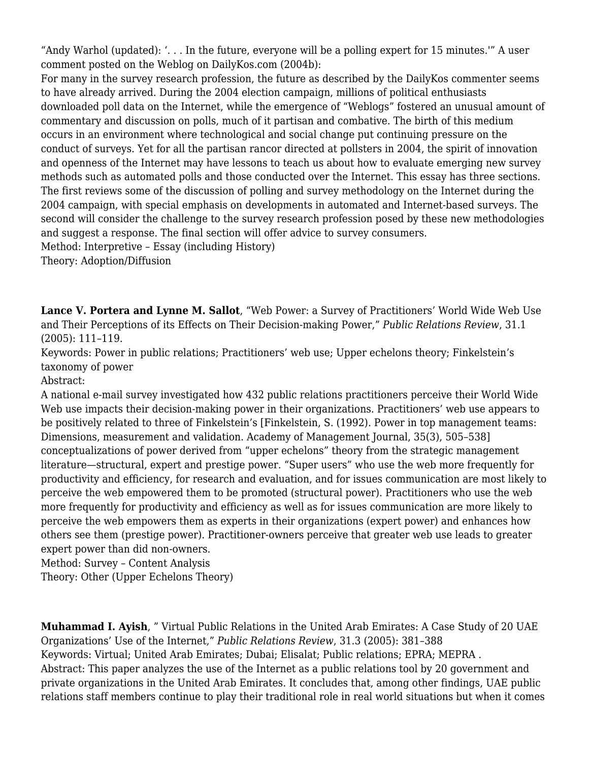"Andy Warhol (updated): '. . . In the future, everyone will be a polling expert for 15 minutes.'" A user comment posted on the Weblog on DailyKos.com (2004b):
For many in the survey research profession, the future as described by the DailyKos commenter seems to have already arrived. During the 2004 election campaign, millions of political enthusiasts downloaded poll data on the Internet, while the emergence of "Weblogs" fostered an unusual amount of commentary and discussion on polls, much of it partisan and combative. The birth of this medium occurs in an environment where technological and social change put continuing pressure on the conduct of surveys. Yet for all the partisan rancor directed at pollsters in 2004, the spirit of innovation and openness of the Internet may have lessons to teach us about how to evaluate emerging new survey methods such as automated polls and those conducted over the Internet. This essay has three sections. The first reviews some of the discussion of polling and survey methodology on the Internet during the 2004 campaign, with special emphasis on developments in automated and Internet-based surveys. The second will consider the challenge to the survey research profession posed by these new methodologies and suggest a response. The final section will offer advice to survey consumers.
Method: Interpretive – Essay (including History)
Theory: Adoption/Diffusion

**Lance V. Portera and Lynne M. Sallot**, "Web Power: a Survey of Practitioners' World Wide Web Use and Their Perceptions of its Effects on Their Decision-making Power," *Public Relations Review*, 31.1 (2005): 111–119.
Keywords: Power in public relations; Practitioners' web use; Upper echelons theory; Finkelstein's taxonomy of power
Abstract:
A national e-mail survey investigated how 432 public relations practitioners perceive their World Wide Web use impacts their decision-making power in their organizations. Practitioners' web use appears to be positively related to three of Finkelstein's [Finkelstein, S. (1992). Power in top management teams: Dimensions, measurement and validation. Academy of Management Journal, 35(3), 505–538] conceptualizations of power derived from "upper echelons" theory from the strategic management literature—structural, expert and prestige power. "Super users" who use the web more frequently for productivity and efficiency, for research and evaluation, and for issues communication are most likely to perceive the web empowered them to be promoted (structural power). Practitioners who use the web more frequently for productivity and efficiency as well as for issues communication are more likely to perceive the web empowers them as experts in their organizations (expert power) and enhances how others see them (prestige power). Practitioner-owners perceive that greater web use leads to greater expert power than did non-owners.
Method: Survey – Content Analysis
Theory: Other (Upper Echelons Theory)

**Muhammad I. Ayish**, " Virtual Public Relations in the United Arab Emirates: A Case Study of 20 UAE Organizations' Use of the Internet," *Public Relations Review*, 31.3 (2005): 381–388
Keywords: Virtual; United Arab Emirates; Dubai; Elisalat; Public relations; EPRA; MEPRA .
Abstract: This paper analyzes the use of the Internet as a public relations tool by 20 government and private organizations in the United Arab Emirates. It concludes that, among other findings, UAE public relations staff members continue to play their traditional role in real world situations but when it comes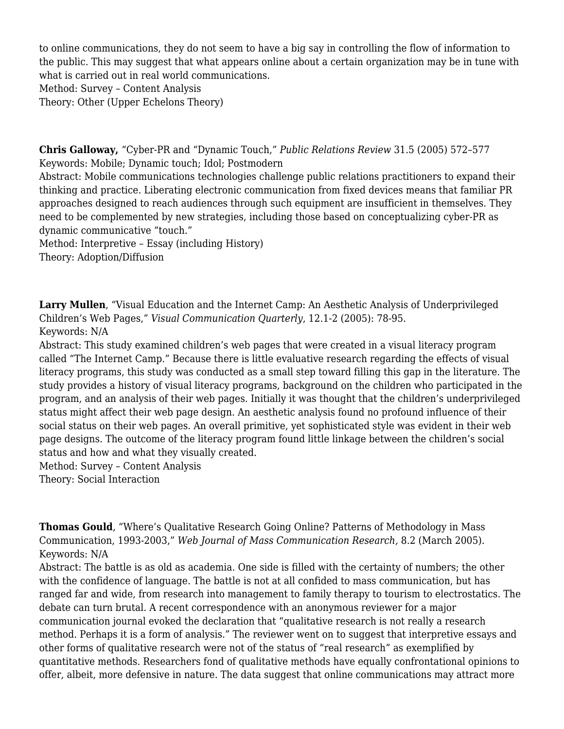to online communications, they do not seem to have a big say in controlling the flow of information to the public. This may suggest that what appears online about a certain organization may be in tune with what is carried out in real world communications.
Method: Survey – Content Analysis
Theory: Other (Upper Echelons Theory)

**Chris Galloway,** "Cyber-PR and "Dynamic Touch," *Public Relations Review* 31.5 (2005) 572–577
Keywords: Mobile; Dynamic touch; Idol; Postmodern
Abstract: Mobile communications technologies challenge public relations practitioners to expand their thinking and practice. Liberating electronic communication from fixed devices means that familiar PR approaches designed to reach audiences through such equipment are insufficient in themselves. They need to be complemented by new strategies, including those based on conceptualizing cyber-PR as dynamic communicative "touch."
Method: Interpretive – Essay (including History)
Theory: Adoption/Diffusion

**Larry Mullen**, "Visual Education and the Internet Camp: An Aesthetic Analysis of Underprivileged Children's Web Pages," *Visual Communication Quarterly*, 12.1-2 (2005): 78-95.
Keywords: N/A
Abstract: This study examined children's web pages that were created in a visual literacy program called "The Internet Camp." Because there is little evaluative research regarding the effects of visual literacy programs, this study was conducted as a small step toward filling this gap in the literature. The study provides a history of visual literacy programs, background on the children who participated in the program, and an analysis of their web pages. Initially it was thought that the children's underprivileged status might affect their web page design. An aesthetic analysis found no profound influence of their social status on their web pages. An overall primitive, yet sophisticated style was evident in their web page designs. The outcome of the literacy program found little linkage between the children's social status and how and what they visually created.
Method: Survey – Content Analysis
Theory: Social Interaction

**Thomas Gould**, "Where's Qualitative Research Going Online? Patterns of Methodology in Mass Communication, 1993-2003," *Web Journal of Mass Communication Research,* 8.2 (March 2005).
Keywords: N/A
Abstract: The battle is as old as academia. One side is filled with the certainty of numbers; the other with the confidence of language. The battle is not at all confided to mass communication, but has ranged far and wide, from research into management to family therapy to tourism to electrostatics. The debate can turn brutal. A recent correspondence with an anonymous reviewer for a major communication journal evoked the declaration that "qualitative research is not really a research method. Perhaps it is a form of analysis." The reviewer went on to suggest that interpretive essays and other forms of qualitative research were not of the status of "real research" as exemplified by quantitative methods. Researchers fond of qualitative methods have equally confrontational opinions to offer, albeit, more defensive in nature. The data suggest that online communications may attract more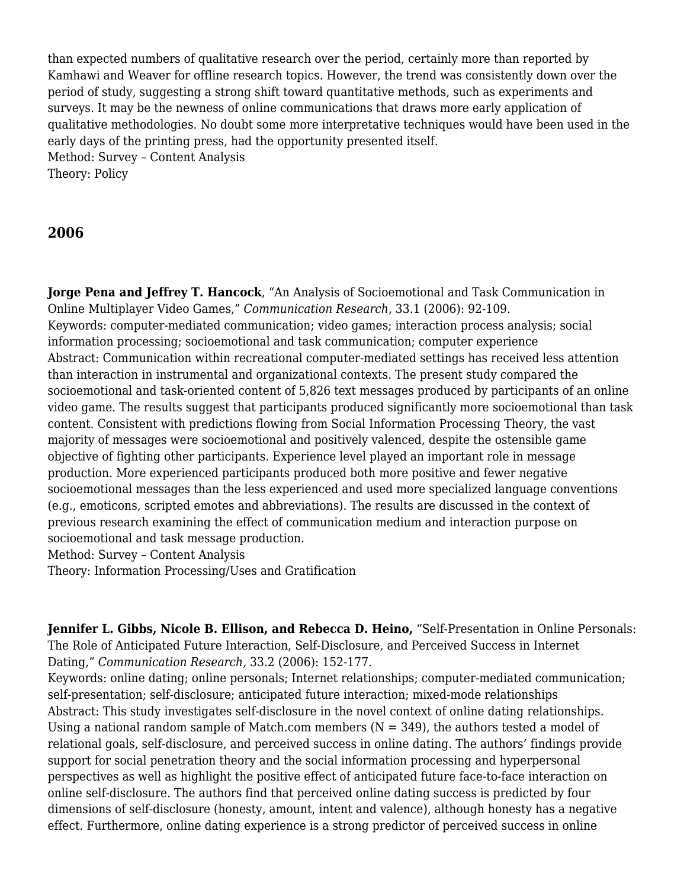than expected numbers of qualitative research over the period, certainly more than reported by Kamhawi and Weaver for offline research topics. However, the trend was consistently down over the period of study, suggesting a strong shift toward quantitative methods, such as experiments and surveys. It may be the newness of online communications that draws more early application of qualitative methodologies. No doubt some more interpretative techniques would have been used in the early days of the printing press, had the opportunity presented itself.
Method: Survey – Content Analysis
Theory: Policy

## 2006

**Jorge Pena and Jeffrey T. Hancock**, "An Analysis of Socioemotional and Task Communication in Online Multiplayer Video Games," *Communication Research,* 33.1 (2006): 92-109.
Keywords: computer-mediated communication; video games; interaction process analysis; social information processing; socioemotional and task communication; computer experience
Abstract: Communication within recreational computer-mediated settings has received less attention than interaction in instrumental and organizational contexts. The present study compared the socioemotional and task-oriented content of 5,826 text messages produced by participants of an online video game. The results suggest that participants produced significantly more socioemotional than task content. Consistent with predictions flowing from Social Information Processing Theory, the vast majority of messages were socioemotional and positively valenced, despite the ostensible game objective of fighting other participants. Experience level played an important role in message production. More experienced participants produced both more positive and fewer negative socioemotional messages than the less experienced and used more specialized language conventions (e.g., emoticons, scripted emotes and abbreviations). The results are discussed in the context of previous research examining the effect of communication medium and interaction purpose on socioemotional and task message production.
Method: Survey – Content Analysis
Theory: Information Processing/Uses and Gratification

**Jennifer L. Gibbs, Nicole B. Ellison, and Rebecca D. Heino,** "Self-Presentation in Online Personals: The Role of Anticipated Future Interaction, Self-Disclosure, and Perceived Success in Internet Dating," *Communication Research,* 33.2 (2006): 152-177.
Keywords: online dating; online personals; Internet relationships; computer-mediated communication; self-presentation; self-disclosure; anticipated future interaction; mixed-mode relationships
Abstract: This study investigates self-disclosure in the novel context of online dating relationships. Using a national random sample of Match.com members (N = 349), the authors tested a model of relational goals, self-disclosure, and perceived success in online dating. The authors' findings provide support for social penetration theory and the social information processing and hyperpersonal perspectives as well as highlight the positive effect of anticipated future face-to-face interaction on online self-disclosure. The authors find that perceived online dating success is predicted by four dimensions of self-disclosure (honesty, amount, intent and valence), although honesty has a negative effect. Furthermore, online dating experience is a strong predictor of perceived success in online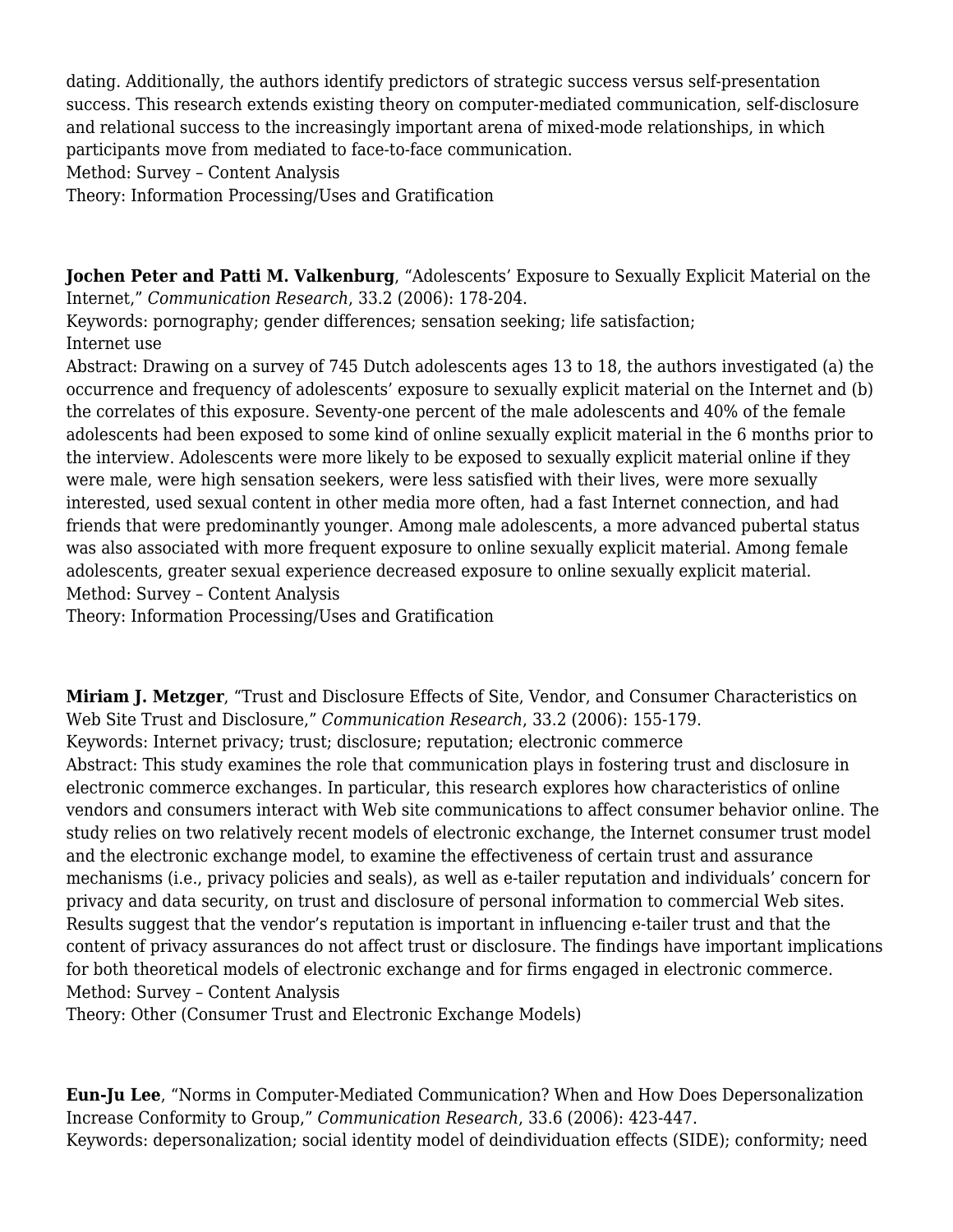dating. Additionally, the authors identify predictors of strategic success versus self-presentation success. This research extends existing theory on computer-mediated communication, self-disclosure and relational success to the increasingly important arena of mixed-mode relationships, in which participants move from mediated to face-to-face communication.
Method: Survey – Content Analysis
Theory: Information Processing/Uses and Gratification

**Jochen Peter and Patti M. Valkenburg**, "Adolescents' Exposure to Sexually Explicit Material on the Internet," *Communication Research*, 33.2 (2006): 178-204.
Keywords: pornography; gender differences; sensation seeking; life satisfaction; Internet use
Abstract: Drawing on a survey of 745 Dutch adolescents ages 13 to 18, the authors investigated (a) the occurrence and frequency of adolescents' exposure to sexually explicit material on the Internet and (b) the correlates of this exposure. Seventy-one percent of the male adolescents and 40% of the female adolescents had been exposed to some kind of online sexually explicit material in the 6 months prior to the interview. Adolescents were more likely to be exposed to sexually explicit material online if they were male, were high sensation seekers, were less satisfied with their lives, were more sexually interested, used sexual content in other media more often, had a fast Internet connection, and had friends that were predominantly younger. Among male adolescents, a more advanced pubertal status was also associated with more frequent exposure to online sexually explicit material. Among female adolescents, greater sexual experience decreased exposure to online sexually explicit material.
Method: Survey – Content Analysis
Theory: Information Processing/Uses and Gratification

**Miriam J. Metzger**, "Trust and Disclosure Effects of Site, Vendor, and Consumer Characteristics on Web Site Trust and Disclosure," *Communication Research*, 33.2 (2006): 155-179.
Keywords: Internet privacy; trust; disclosure; reputation; electronic commerce
Abstract: This study examines the role that communication plays in fostering trust and disclosure in electronic commerce exchanges. In particular, this research explores how characteristics of online vendors and consumers interact with Web site communications to affect consumer behavior online. The study relies on two relatively recent models of electronic exchange, the Internet consumer trust model and the electronic exchange model, to examine the effectiveness of certain trust and assurance mechanisms (i.e., privacy policies and seals), as well as e-tailer reputation and individuals' concern for privacy and data security, on trust and disclosure of personal information to commercial Web sites. Results suggest that the vendor's reputation is important in influencing e-tailer trust and that the content of privacy assurances do not affect trust or disclosure. The findings have important implications for both theoretical models of electronic exchange and for firms engaged in electronic commerce.
Method: Survey – Content Analysis
Theory: Other (Consumer Trust and Electronic Exchange Models)

**Eun-Ju Lee**, "Norms in Computer-Mediated Communication? When and How Does Depersonalization Increase Conformity to Group," *Communication Research*, 33.6 (2006): 423-447.
Keywords: depersonalization; social identity model of deindividuation effects (SIDE); conformity; need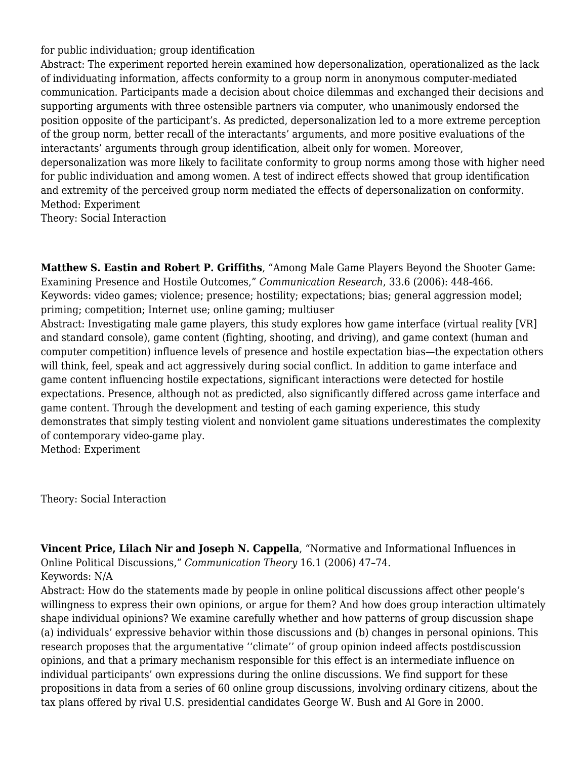for public individuation; group identification
Abstract: The experiment reported herein examined how depersonalization, operationalized as the lack of individuating information, affects conformity to a group norm in anonymous computer-mediated communication. Participants made a decision about choice dilemmas and exchanged their decisions and supporting arguments with three ostensible partners via computer, who unanimously endorsed the position opposite of the participant's. As predicted, depersonalization led to a more extreme perception of the group norm, better recall of the interactants' arguments, and more positive evaluations of the interactants' arguments through group identification, albeit only for women. Moreover, depersonalization was more likely to facilitate conformity to group norms among those with higher need for public individuation and among women. A test of indirect effects showed that group identification and extremity of the perceived group norm mediated the effects of depersonalization on conformity.
Method: Experiment
Theory: Social Interaction

**Matthew S. Eastin and Robert P. Griffiths**, "Among Male Game Players Beyond the Shooter Game: Examining Presence and Hostile Outcomes," *Communication Research*, 33.6 (2006): 448-466.
Keywords: video games; violence; presence; hostility; expectations; bias; general aggression model; priming; competition; Internet use; online gaming; multiuser
Abstract: Investigating male game players, this study explores how game interface (virtual reality [VR] and standard console), game content (fighting, shooting, and driving), and game context (human and computer competition) influence levels of presence and hostile expectation bias—the expectation others will think, feel, speak and act aggressively during social conflict. In addition to game interface and game content influencing hostile expectations, significant interactions were detected for hostile expectations. Presence, although not as predicted, also significantly differed across game interface and game content. Through the development and testing of each gaming experience, this study demonstrates that simply testing violent and nonviolent game situations underestimates the complexity of contemporary video-game play.
Method: Experiment

Theory: Social Interaction

**Vincent Price, Lilach Nir and Joseph N. Cappella**, "Normative and Informational Influences in Online Political Discussions," *Communication Theory* 16.1 (2006) 47–74.
Keywords: N/A
Abstract: How do the statements made by people in online political discussions affect other people's willingness to express their own opinions, or argue for them? And how does group interaction ultimately shape individual opinions? We examine carefully whether and how patterns of group discussion shape (a) individuals' expressive behavior within those discussions and (b) changes in personal opinions. This research proposes that the argumentative ''climate'' of group opinion indeed affects postdiscussion opinions, and that a primary mechanism responsible for this effect is an intermediate influence on individual participants' own expressions during the online discussions. We find support for these propositions in data from a series of 60 online group discussions, involving ordinary citizens, about the tax plans offered by rival U.S. presidential candidates George W. Bush and Al Gore in 2000.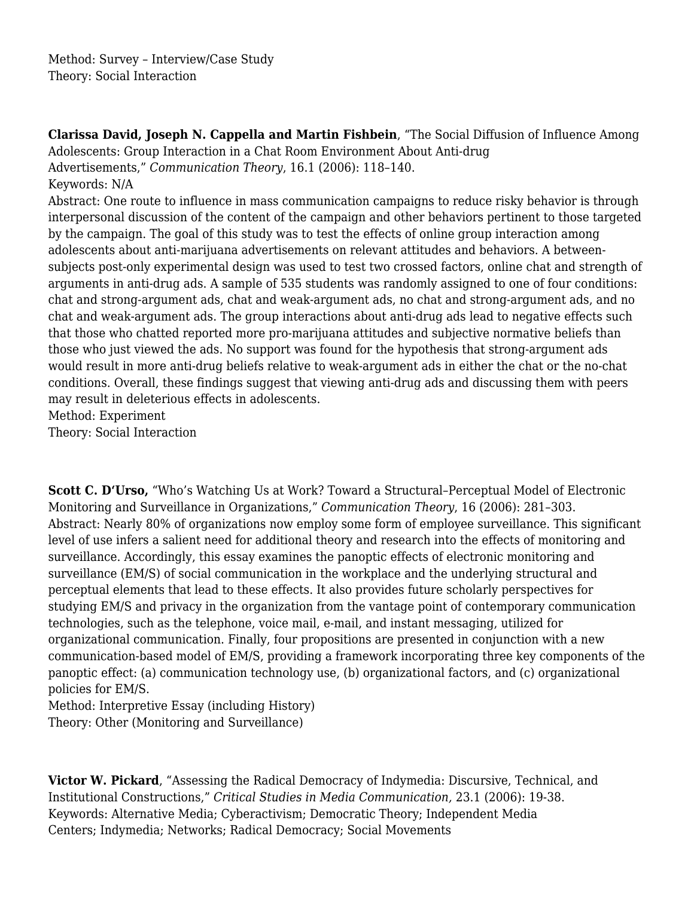Method: Survey – Interview/Case Study
Theory: Social Interaction

**Clarissa David, Joseph N. Cappella and Martin Fishbein**, "The Social Diffusion of Influence Among Adolescents: Group Interaction in a Chat Room Environment About Anti-drug Advertisements," *Communication Theory*, 16.1 (2006): 118–140.
Keywords: N/A
Abstract: One route to influence in mass communication campaigns to reduce risky behavior is through interpersonal discussion of the content of the campaign and other behaviors pertinent to those targeted by the campaign. The goal of this study was to test the effects of online group interaction among adolescents about anti-marijuana advertisements on relevant attitudes and behaviors. A between-subjects post-only experimental design was used to test two crossed factors, online chat and strength of arguments in anti-drug ads. A sample of 535 students was randomly assigned to one of four conditions: chat and strong-argument ads, chat and weak-argument ads, no chat and strong-argument ads, and no chat and weak-argument ads. The group interactions about anti-drug ads lead to negative effects such that those who chatted reported more pro-marijuana attitudes and subjective normative beliefs than those who just viewed the ads. No support was found for the hypothesis that strong-argument ads would result in more anti-drug beliefs relative to weak-argument ads in either the chat or the no-chat conditions. Overall, these findings suggest that viewing anti-drug ads and discussing them with peers may result in deleterious effects in adolescents.
Method: Experiment
Theory: Social Interaction

**Scott C. D'Urso,** "Who's Watching Us at Work? Toward a Structural–Perceptual Model of Electronic Monitoring and Surveillance in Organizations," *Communication Theory*, 16 (2006): 281–303.
Abstract: Nearly 80% of organizations now employ some form of employee surveillance. This significant level of use infers a salient need for additional theory and research into the effects of monitoring and surveillance. Accordingly, this essay examines the panoptic effects of electronic monitoring and surveillance (EM/S) of social communication in the workplace and the underlying structural and perceptual elements that lead to these effects. It also provides future scholarly perspectives for studying EM/S and privacy in the organization from the vantage point of contemporary communication technologies, such as the telephone, voice mail, e-mail, and instant messaging, utilized for organizational communication. Finally, four propositions are presented in conjunction with a new communication-based model of EM/S, providing a framework incorporating three key components of the panoptic effect: (a) communication technology use, (b) organizational factors, and (c) organizational policies for EM/S.
Method: Interpretive Essay (including History)
Theory: Other (Monitoring and Surveillance)

**Victor W. Pickard**, "Assessing the Radical Democracy of Indymedia: Discursive, Technical, and Institutional Constructions," *Critical Studies in Media Communication,* 23.1 (2006): 19-38.
Keywords: Alternative Media; Cyberactivism; Democratic Theory; Independent Media Centers; Indymedia; Networks; Radical Democracy; Social Movements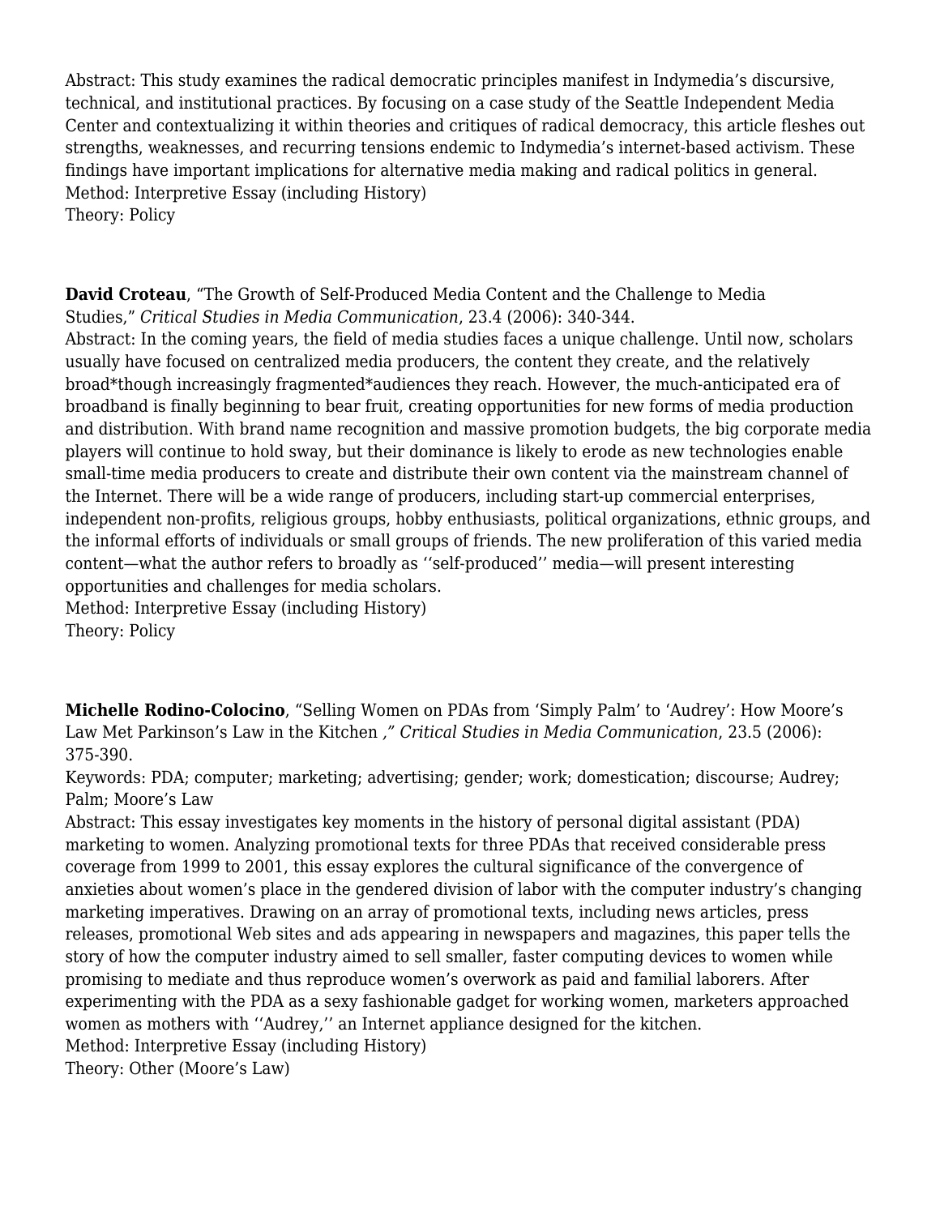Abstract: This study examines the radical democratic principles manifest in Indymedia's discursive, technical, and institutional practices. By focusing on a case study of the Seattle Independent Media Center and contextualizing it within theories and critiques of radical democracy, this article fleshes out strengths, weaknesses, and recurring tensions endemic to Indymedia's internet-based activism. These findings have important implications for alternative media making and radical politics in general.
Method: Interpretive Essay (including History)
Theory: Policy

**David Croteau**, "The Growth of Self-Produced Media Content and the Challenge to Media Studies," *Critical Studies in Media Communication*, 23.4 (2006): 340-344.
Abstract: In the coming years, the field of media studies faces a unique challenge. Until now, scholars usually have focused on centralized media producers, the content they create, and the relatively broad*though increasingly fragmented*audiences they reach. However, the much-anticipated era of broadband is finally beginning to bear fruit, creating opportunities for new forms of media production and distribution. With brand name recognition and massive promotion budgets, the big corporate media players will continue to hold sway, but their dominance is likely to erode as new technologies enable small-time media producers to create and distribute their own content via the mainstream channel of the Internet. There will be a wide range of producers, including start-up commercial enterprises, independent non-profits, religious groups, hobby enthusiasts, political organizations, ethnic groups, and the informal efforts of individuals or small groups of friends. The new proliferation of this varied media content—what the author refers to broadly as ''self-produced'' media—will present interesting opportunities and challenges for media scholars.
Method: Interpretive Essay (including History)
Theory: Policy

**Michelle Rodino-Colocino**, "Selling Women on PDAs from 'Simply Palm' to 'Audrey': How Moore's Law Met Parkinson's Law in the Kitchen *," Critical Studies in Media Communication*, 23.5 (2006): 375-390.
Keywords: PDA; computer; marketing; advertising; gender; work; domestication; discourse; Audrey; Palm; Moore's Law
Abstract: This essay investigates key moments in the history of personal digital assistant (PDA) marketing to women. Analyzing promotional texts for three PDAs that received considerable press coverage from 1999 to 2001, this essay explores the cultural significance of the convergence of anxieties about women's place in the gendered division of labor with the computer industry's changing marketing imperatives. Drawing on an array of promotional texts, including news articles, press releases, promotional Web sites and ads appearing in newspapers and magazines, this paper tells the story of how the computer industry aimed to sell smaller, faster computing devices to women while promising to mediate and thus reproduce women's overwork as paid and familial laborers. After experimenting with the PDA as a sexy fashionable gadget for working women, marketers approached women as mothers with ''Audrey,'' an Internet appliance designed for the kitchen.
Method: Interpretive Essay (including History)
Theory: Other (Moore's Law)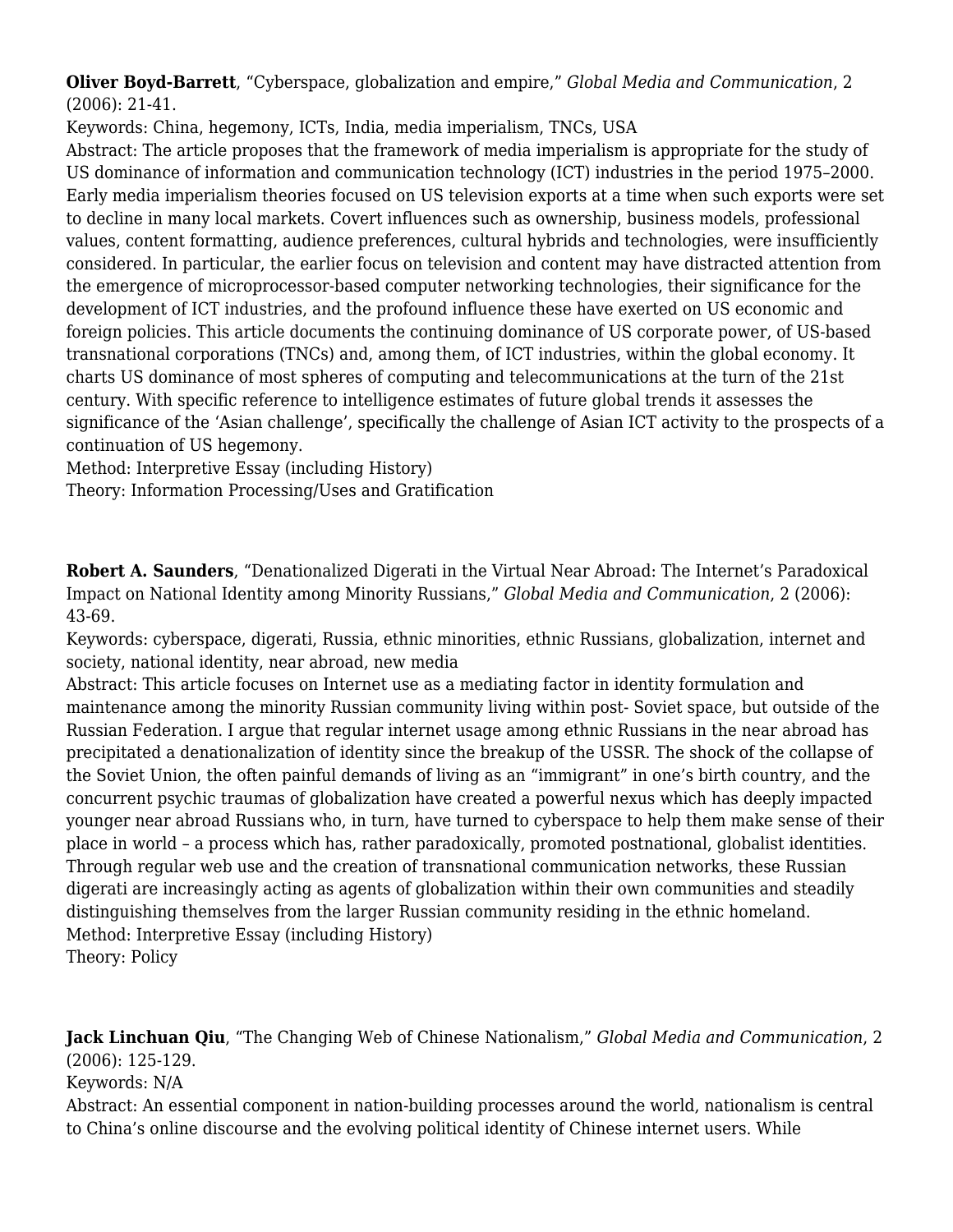**Oliver Boyd-Barrett**, “Cyberspace, globalization and empire,” *Global Media and Communication*, 2 (2006): 21-41.
Keywords: China, hegemony, ICTs, India, media imperialism, TNCs, USA
Abstract: The article proposes that the framework of media imperialism is appropriate for the study of US dominance of information and communication technology (ICT) industries in the period 1975–2000. Early media imperialism theories focused on US television exports at a time when such exports were set to decline in many local markets. Covert influences such as ownership, business models, professional values, content formatting, audience preferences, cultural hybrids and technologies, were insufficiently considered. In particular, the earlier focus on television and content may have distracted attention from the emergence of microprocessor-based computer networking technologies, their significance for the development of ICT industries, and the profound influence these have exerted on US economic and foreign policies. This article documents the continuing dominance of US corporate power, of US-based transnational corporations (TNCs) and, among them, of ICT industries, within the global economy. It charts US dominance of most spheres of computing and telecommunications at the turn of the 21st century. With specific reference to intelligence estimates of future global trends it assesses the significance of the ‘Asian challenge’, specifically the challenge of Asian ICT activity to the prospects of a continuation of US hegemony.
Method: Interpretive Essay (including History)
Theory: Information Processing/Uses and Gratification

**Robert A. Saunders**, “Denationalized Digerati in the Virtual Near Abroad: The Internet’s Paradoxical Impact on National Identity among Minority Russians,” *Global Media and Communication*, 2 (2006): 43-69.
Keywords: cyberspace, digerati, Russia, ethnic minorities, ethnic Russians, globalization, internet and society, national identity, near abroad, new media
Abstract: This article focuses on Internet use as a mediating factor in identity formulation and maintenance among the minority Russian community living within post- Soviet space, but outside of the Russian Federation. I argue that regular internet usage among ethnic Russians in the near abroad has precipitated a denationalization of identity since the breakup of the USSR. The shock of the collapse of the Soviet Union, the often painful demands of living as an “immigrant” in one’s birth country, and the concurrent psychic traumas of globalization have created a powerful nexus which has deeply impacted younger near abroad Russians who, in turn, have turned to cyberspace to help them make sense of their place in world – a process which has, rather paradoxically, promoted postnational, globalist identities. Through regular web use and the creation of transnational communication networks, these Russian digerati are increasingly acting as agents of globalization within their own communities and steadily distinguishing themselves from the larger Russian community residing in the ethnic homeland.
Method: Interpretive Essay (including History)
Theory: Policy

**Jack Linchuan Qiu**, “The Changing Web of Chinese Nationalism,” *Global Media and Communication*, 2 (2006): 125-129.
Keywords: N/A
Abstract: An essential component in nation-building processes around the world, nationalism is central to China’s online discourse and the evolving political identity of Chinese internet users. While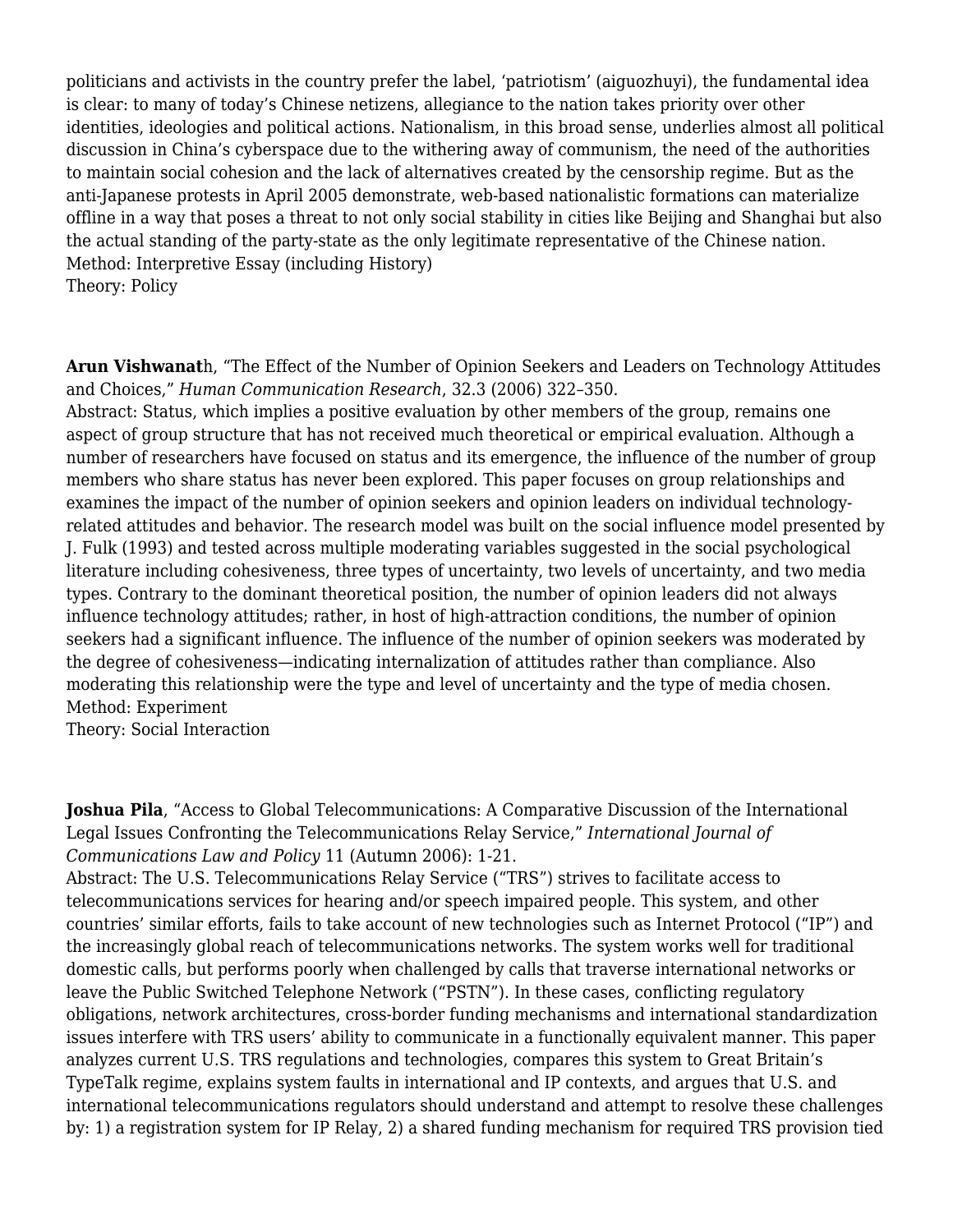politicians and activists in the country prefer the label, 'patriotism' (aiguozhuyi), the fundamental idea is clear: to many of today's Chinese netizens, allegiance to the nation takes priority over other identities, ideologies and political actions. Nationalism, in this broad sense, underlies almost all political discussion in China's cyberspace due to the withering away of communism, the need of the authorities to maintain social cohesion and the lack of alternatives created by the censorship regime. But as the anti-Japanese protests in April 2005 demonstrate, web-based nationalistic formations can materialize offline in a way that poses a threat to not only social stability in cities like Beijing and Shanghai but also the actual standing of the party-state as the only legitimate representative of the Chinese nation.
Method: Interpretive Essay (including History)
Theory: Policy

**Arun Vishwanat**h, "The Effect of the Number of Opinion Seekers and Leaders on Technology Attitudes and Choices," *Human Communication Research*, 32.3 (2006) 322–350.
Abstract: Status, which implies a positive evaluation by other members of the group, remains one aspect of group structure that has not received much theoretical or empirical evaluation. Although a number of researchers have focused on status and its emergence, the influence of the number of group members who share status has never been explored. This paper focuses on group relationships and examines the impact of the number of opinion seekers and opinion leaders on individual technology-related attitudes and behavior. The research model was built on the social influence model presented by J. Fulk (1993) and tested across multiple moderating variables suggested in the social psychological literature including cohesiveness, three types of uncertainty, two levels of uncertainty, and two media types. Contrary to the dominant theoretical position, the number of opinion leaders did not always influence technology attitudes; rather, in host of high-attraction conditions, the number of opinion seekers had a significant influence. The influence of the number of opinion seekers was moderated by the degree of cohesiveness—indicating internalization of attitudes rather than compliance. Also moderating this relationship were the type and level of uncertainty and the type of media chosen.
Method: Experiment
Theory: Social Interaction

**Joshua Pila**, "Access to Global Telecommunications: A Comparative Discussion of the International Legal Issues Confronting the Telecommunications Relay Service," *International Journal of Communications Law and Policy* 11 (Autumn 2006): 1-21.
Abstract: The U.S. Telecommunications Relay Service ("TRS") strives to facilitate access to telecommunications services for hearing and/or speech impaired people. This system, and other countries' similar efforts, fails to take account of new technologies such as Internet Protocol ("IP") and the increasingly global reach of telecommunications networks. The system works well for traditional domestic calls, but performs poorly when challenged by calls that traverse international networks or leave the Public Switched Telephone Network ("PSTN"). In these cases, conflicting regulatory obligations, network architectures, cross-border funding mechanisms and international standardization issues interfere with TRS users' ability to communicate in a functionally equivalent manner. This paper analyzes current U.S. TRS regulations and technologies, compares this system to Great Britain's TypeTalk regime, explains system faults in international and IP contexts, and argues that U.S. and international telecommunications regulators should understand and attempt to resolve these challenges by: 1) a registration system for IP Relay, 2) a shared funding mechanism for required TRS provision tied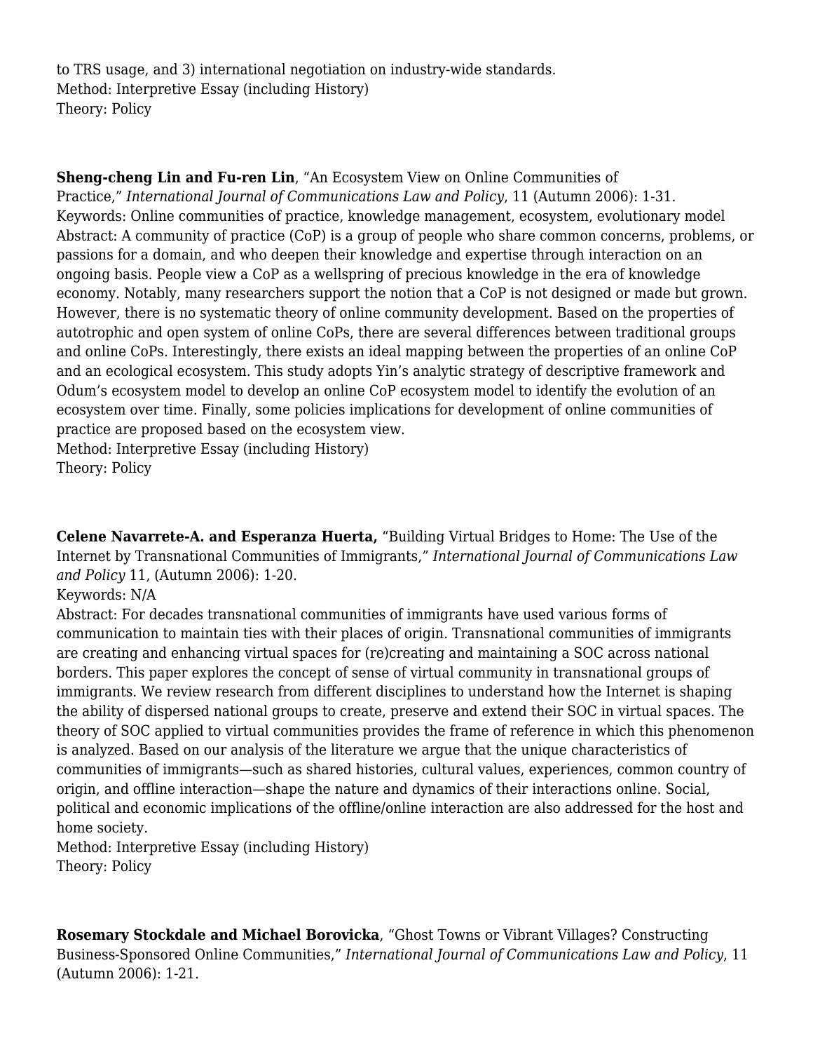to TRS usage, and 3) international negotiation on industry-wide standards.
Method: Interpretive Essay (including History)
Theory: Policy

**Sheng-cheng Lin and Fu-ren Lin**, "An Ecosystem View on Online Communities of Practice," *International Journal of Communications Law and Policy*, 11 (Autumn 2006): 1-31.
Keywords: Online communities of practice, knowledge management, ecosystem, evolutionary model
Abstract: A community of practice (CoP) is a group of people who share common concerns, problems, or passions for a domain, and who deepen their knowledge and expertise through interaction on an ongoing basis. People view a CoP as a wellspring of precious knowledge in the era of knowledge economy. Notably, many researchers support the notion that a CoP is not designed or made but grown. However, there is no systematic theory of online community development. Based on the properties of autotrophic and open system of online CoPs, there are several differences between traditional groups and online CoPs. Interestingly, there exists an ideal mapping between the properties of an online CoP and an ecological ecosystem. This study adopts Yin's analytic strategy of descriptive framework and Odum's ecosystem model to develop an online CoP ecosystem model to identify the evolution of an ecosystem over time. Finally, some policies implications for development of online communities of practice are proposed based on the ecosystem view.
Method: Interpretive Essay (including History)
Theory: Policy

**Celene Navarrete-A. and Esperanza Huerta,** "Building Virtual Bridges to Home: The Use of the Internet by Transnational Communities of Immigrants," *International Journal of Communications Law and Policy* 11, (Autumn 2006): 1-20.
Keywords: N/A
Abstract: For decades transnational communities of immigrants have used various forms of communication to maintain ties with their places of origin. Transnational communities of immigrants are creating and enhancing virtual spaces for (re)creating and maintaining a SOC across national borders. This paper explores the concept of sense of virtual community in transnational groups of immigrants. We review research from different disciplines to understand how the Internet is shaping the ability of dispersed national groups to create, preserve and extend their SOC in virtual spaces. The theory of SOC applied to virtual communities provides the frame of reference in which this phenomenon is analyzed. Based on our analysis of the literature we argue that the unique characteristics of communities of immigrants—such as shared histories, cultural values, experiences, common country of origin, and offline interaction—shape the nature and dynamics of their interactions online. Social, political and economic implications of the offline/online interaction are also addressed for the host and home society.
Method: Interpretive Essay (including History)
Theory: Policy

**Rosemary Stockdale and Michael Borovicka**, "Ghost Towns or Vibrant Villages? Constructing Business-Sponsored Online Communities," *International Journal of Communications Law and Policy*, 11 (Autumn 2006): 1-21.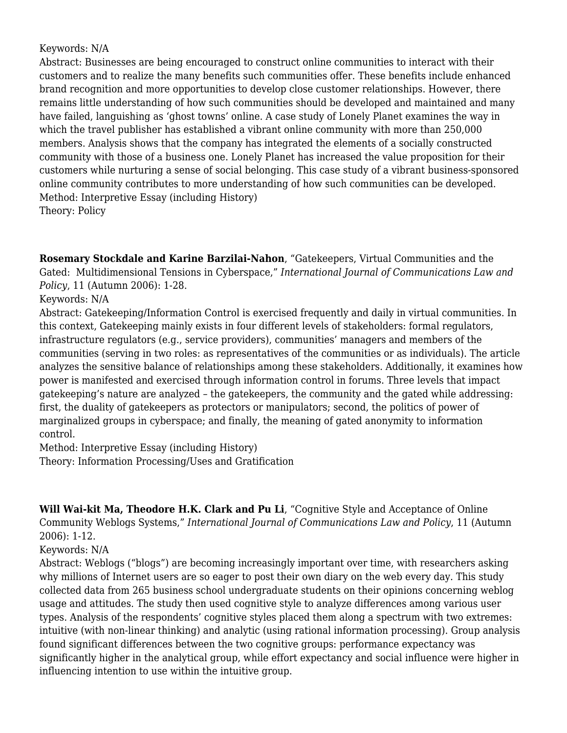Keywords: N/A
Abstract: Businesses are being encouraged to construct online communities to interact with their customers and to realize the many benefits such communities offer. These benefits include enhanced brand recognition and more opportunities to develop close customer relationships. However, there remains little understanding of how such communities should be developed and maintained and many have failed, languishing as 'ghost towns' online. A case study of Lonely Planet examines the way in which the travel publisher has established a vibrant online community with more than 250,000 members. Analysis shows that the company has integrated the elements of a socially constructed community with those of a business one. Lonely Planet has increased the value proposition for their customers while nurturing a sense of social belonging. This case study of a vibrant business-sponsored online community contributes to more understanding of how such communities can be developed.
Method: Interpretive Essay (including History)
Theory: Policy

**Rosemary Stockdale and Karine Barzilai-Nahon**, "Gatekeepers, Virtual Communities and the Gated: Multidimensional Tensions in Cyberspace," *International Journal of Communications Law and Policy*, 11 (Autumn 2006): 1-28.
Keywords: N/A
Abstract: Gatekeeping/Information Control is exercised frequently and daily in virtual communities. In this context, Gatekeeping mainly exists in four different levels of stakeholders: formal regulators, infrastructure regulators (e.g., service providers), communities' managers and members of the communities (serving in two roles: as representatives of the communities or as individuals). The article analyzes the sensitive balance of relationships among these stakeholders. Additionally, it examines how power is manifested and exercised through information control in forums. Three levels that impact gatekeeping's nature are analyzed – the gatekeepers, the community and the gated while addressing: first, the duality of gatekeepers as protectors or manipulators; second, the politics of power of marginalized groups in cyberspace; and finally, the meaning of gated anonymity to information control.
Method: Interpretive Essay (including History)
Theory: Information Processing/Uses and Gratification

**Will Wai-kit Ma, Theodore H.K. Clark and Pu Li**, "Cognitive Style and Acceptance of Online Community Weblogs Systems," *International Journal of Communications Law and Policy*, 11 (Autumn 2006): 1-12.
Keywords: N/A
Abstract: Weblogs ("blogs") are becoming increasingly important over time, with researchers asking why millions of Internet users are so eager to post their own diary on the web every day. This study collected data from 265 business school undergraduate students on their opinions concerning weblog usage and attitudes. The study then used cognitive style to analyze differences among various user types. Analysis of the respondents' cognitive styles placed them along a spectrum with two extremes: intuitive (with non-linear thinking) and analytic (using rational information processing). Group analysis found significant differences between the two cognitive groups: performance expectancy was significantly higher in the analytical group, while effort expectancy and social influence were higher in influencing intention to use within the intuitive group.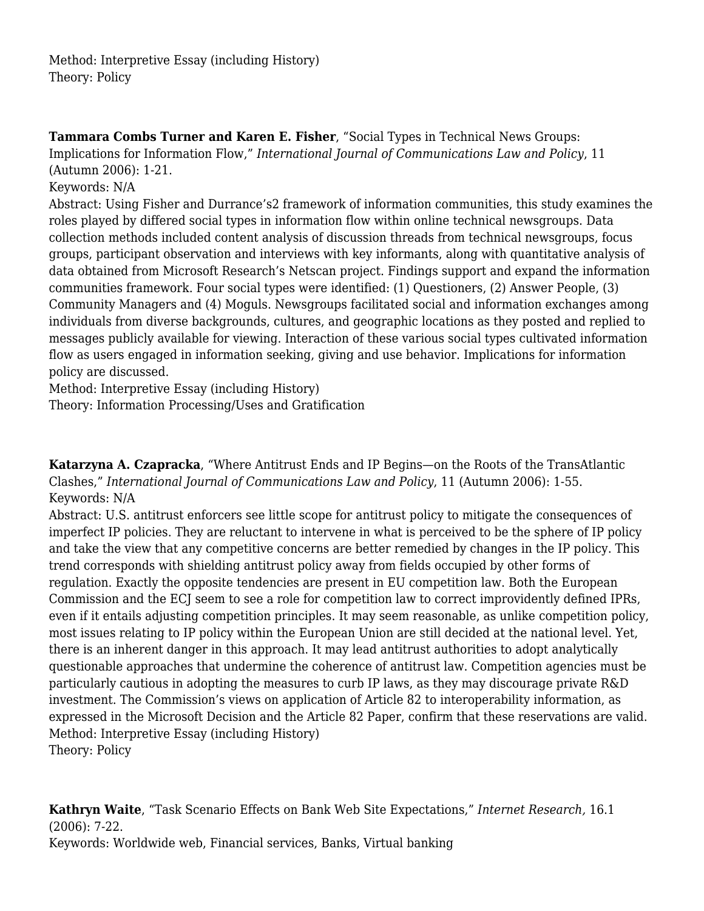Method: Interpretive Essay (including History)
Theory: Policy

**Tammara Combs Turner and Karen E. Fisher**, "Social Types in Technical News Groups: Implications for Information Flow," *International Journal of Communications Law and Policy*, 11 (Autumn 2006): 1-21.
Keywords: N/A
Abstract: Using Fisher and Durrance's2 framework of information communities, this study examines the roles played by differed social types in information flow within online technical newsgroups. Data collection methods included content analysis of discussion threads from technical newsgroups, focus groups, participant observation and interviews with key informants, along with quantitative analysis of data obtained from Microsoft Research's Netscan project. Findings support and expand the information communities framework. Four social types were identified: (1) Questioners, (2) Answer People, (3) Community Managers and (4) Moguls. Newsgroups facilitated social and information exchanges among individuals from diverse backgrounds, cultures, and geographic locations as they posted and replied to messages publicly available for viewing. Interaction of these various social types cultivated information flow as users engaged in information seeking, giving and use behavior. Implications for information policy are discussed.
Method: Interpretive Essay (including History)
Theory: Information Processing/Uses and Gratification

**Katarzyna A. Czapracka**, "Where Antitrust Ends and IP Begins—on the Roots of the TransAtlantic Clashes," *International Journal of Communications Law and Policy*, 11 (Autumn 2006): 1-55.
Keywords: N/A
Abstract: U.S. antitrust enforcers see little scope for antitrust policy to mitigate the consequences of imperfect IP policies. They are reluctant to intervene in what is perceived to be the sphere of IP policy and take the view that any competitive concerns are better remedied by changes in the IP policy. This trend corresponds with shielding antitrust policy away from fields occupied by other forms of regulation. Exactly the opposite tendencies are present in EU competition law. Both the European Commission and the ECJ seem to see a role for competition law to correct improvidently defined IPRs, even if it entails adjusting competition principles. It may seem reasonable, as unlike competition policy, most issues relating to IP policy within the European Union are still decided at the national level. Yet, there is an inherent danger in this approach. It may lead antitrust authorities to adopt analytically questionable approaches that undermine the coherence of antitrust law. Competition agencies must be particularly cautious in adopting the measures to curb IP laws, as they may discourage private R&D investment. The Commission's views on application of Article 82 to interoperability information, as expressed in the Microsoft Decision and the Article 82 Paper, confirm that these reservations are valid.
Method: Interpretive Essay (including History)
Theory: Policy

**Kathryn Waite**, "Task Scenario Effects on Bank Web Site Expectations," *Internet Research,* 16.1 (2006): 7-22.
Keywords: Worldwide web, Financial services, Banks, Virtual banking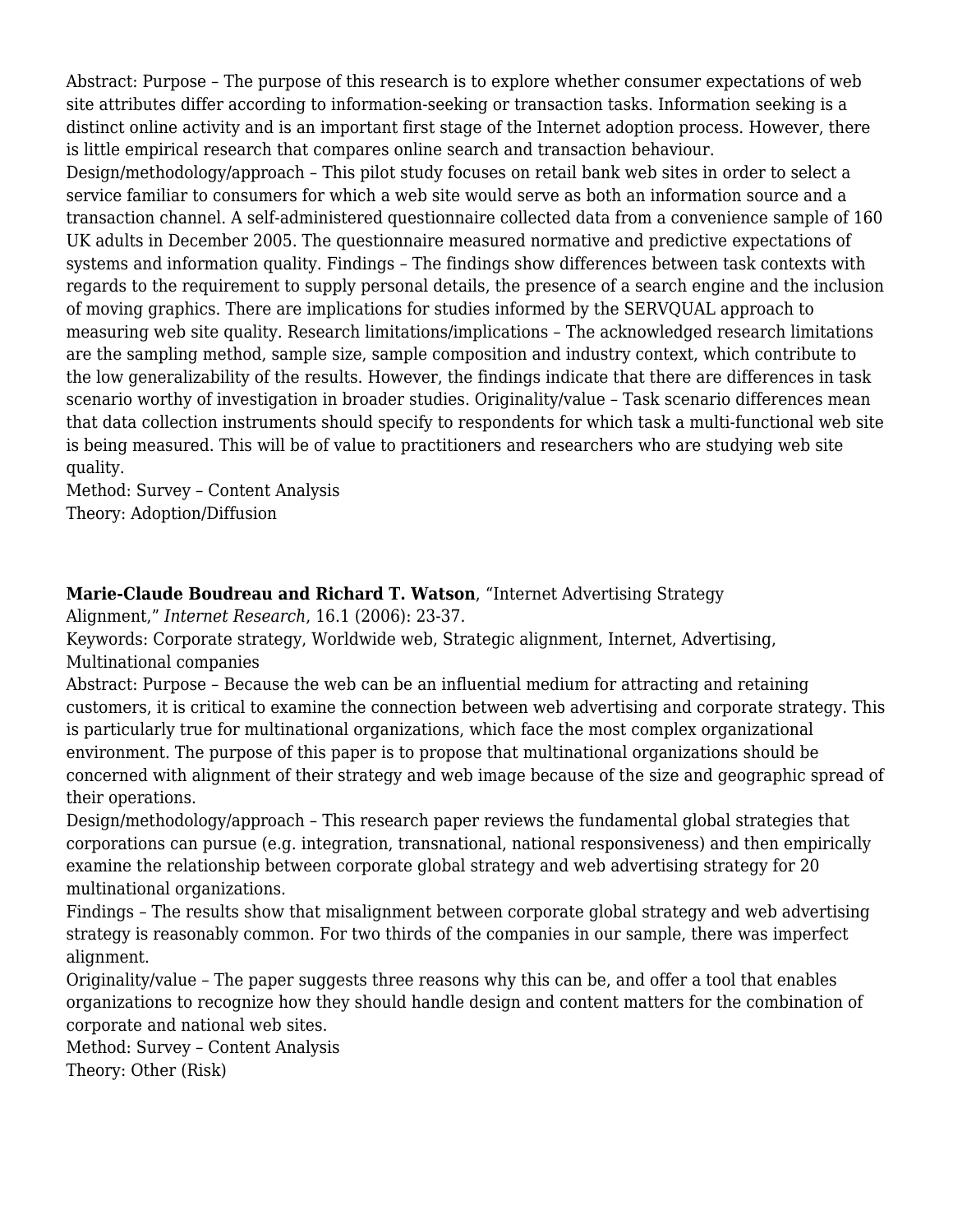Abstract: Purpose – The purpose of this research is to explore whether consumer expectations of web site attributes differ according to information-seeking or transaction tasks. Information seeking is a distinct online activity and is an important first stage of the Internet adoption process. However, there is little empirical research that compares online search and transaction behaviour.
Design/methodology/approach – This pilot study focuses on retail bank web sites in order to select a service familiar to consumers for which a web site would serve as both an information source and a transaction channel. A self-administered questionnaire collected data from a convenience sample of 160 UK adults in December 2005. The questionnaire measured normative and predictive expectations of systems and information quality. Findings – The findings show differences between task contexts with regards to the requirement to supply personal details, the presence of a search engine and the inclusion of moving graphics. There are implications for studies informed by the SERVQUAL approach to measuring web site quality. Research limitations/implications – The acknowledged research limitations are the sampling method, sample size, sample composition and industry context, which contribute to the low generalizability of the results. However, the findings indicate that there are differences in task scenario worthy of investigation in broader studies. Originality/value – Task scenario differences mean that data collection instruments should specify to respondents for which task a multi-functional web site is being measured. This will be of value to practitioners and researchers who are studying web site quality.
Method: Survey – Content Analysis
Theory: Adoption/Diffusion

**Marie-Claude Boudreau and Richard T. Watson**, "Internet Advertising Strategy Alignment," *Internet Research*, 16.1 (2006): 23-37.
Keywords: Corporate strategy, Worldwide web, Strategic alignment, Internet, Advertising, Multinational companies
Abstract: Purpose – Because the web can be an influential medium for attracting and retaining customers, it is critical to examine the connection between web advertising and corporate strategy. This is particularly true for multinational organizations, which face the most complex organizational environment. The purpose of this paper is to propose that multinational organizations should be concerned with alignment of their strategy and web image because of the size and geographic spread of their operations.
Design/methodology/approach – This research paper reviews the fundamental global strategies that corporations can pursue (e.g. integration, transnational, national responsiveness) and then empirically examine the relationship between corporate global strategy and web advertising strategy for 20 multinational organizations.
Findings – The results show that misalignment between corporate global strategy and web advertising strategy is reasonably common. For two thirds of the companies in our sample, there was imperfect alignment.
Originality/value – The paper suggests three reasons why this can be, and offer a tool that enables organizations to recognize how they should handle design and content matters for the combination of corporate and national web sites.
Method: Survey – Content Analysis
Theory: Other (Risk)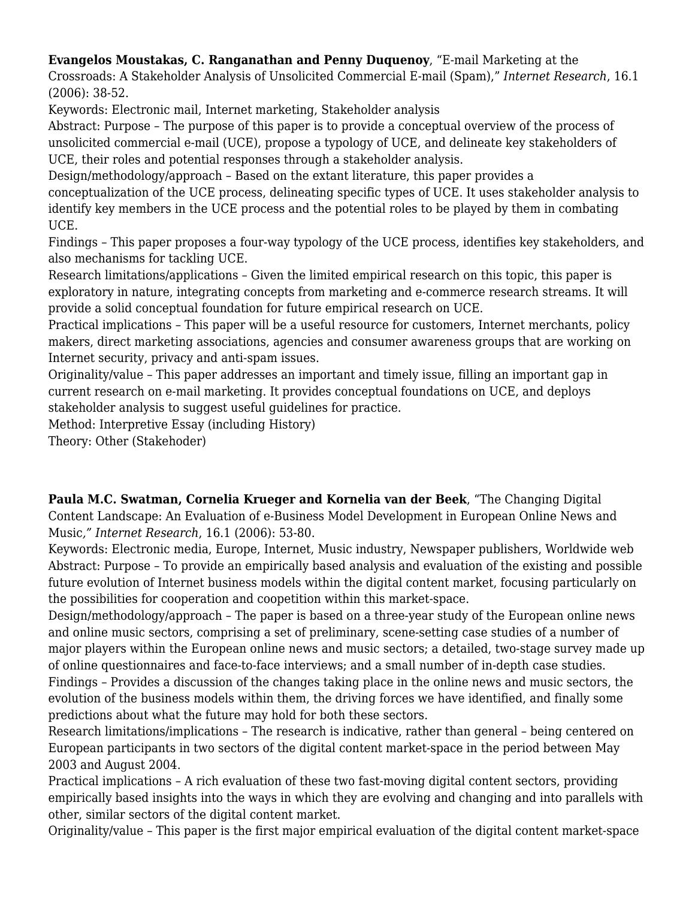**Evangelos Moustakas, C. Ranganathan and Penny Duquenoy**, "E-mail Marketing at the Crossroads: A Stakeholder Analysis of Unsolicited Commercial E-mail (Spam)," *Internet Research*, 16.1 (2006): 38-52.

Keywords: Electronic mail, Internet marketing, Stakeholder analysis

Abstract: Purpose – The purpose of this paper is to provide a conceptual overview of the process of unsolicited commercial e-mail (UCE), propose a typology of UCE, and delineate key stakeholders of UCE, their roles and potential responses through a stakeholder analysis.

Design/methodology/approach – Based on the extant literature, this paper provides a conceptualization of the UCE process, delineating specific types of UCE. It uses stakeholder analysis to identify key members in the UCE process and the potential roles to be played by them in combating UCE.

Findings – This paper proposes a four-way typology of the UCE process, identifies key stakeholders, and also mechanisms for tackling UCE.

Research limitations/applications – Given the limited empirical research on this topic, this paper is exploratory in nature, integrating concepts from marketing and e-commerce research streams. It will provide a solid conceptual foundation for future empirical research on UCE.

Practical implications – This paper will be a useful resource for customers, Internet merchants, policy makers, direct marketing associations, agencies and consumer awareness groups that are working on Internet security, privacy and anti-spam issues.

Originality/value – This paper addresses an important and timely issue, filling an important gap in current research on e-mail marketing. It provides conceptual foundations on UCE, and deploys stakeholder analysis to suggest useful guidelines for practice.

Method: Interpretive Essay (including History)

Theory: Other (Stakehoder)

**Paula M.C. Swatman, Cornelia Krueger and Kornelia van der Beek**, "The Changing Digital Content Landscape: An Evaluation of e-Business Model Development in European Online News and Music*," Internet Research*, 16.1 (2006): 53-80.

Keywords: Electronic media, Europe, Internet, Music industry, Newspaper publishers, Worldwide web

Abstract: Purpose – To provide an empirically based analysis and evaluation of the existing and possible future evolution of Internet business models within the digital content market, focusing particularly on the possibilities for cooperation and coopetition within this market-space.

Design/methodology/approach – The paper is based on a three-year study of the European online news and online music sectors, comprising a set of preliminary, scene-setting case studies of a number of major players within the European online news and music sectors; a detailed, two-stage survey made up of online questionnaires and face-to-face interviews; and a small number of in-depth case studies.

Findings – Provides a discussion of the changes taking place in the online news and music sectors, the evolution of the business models within them, the driving forces we have identified, and finally some predictions about what the future may hold for both these sectors.

Research limitations/implications – The research is indicative, rather than general – being centered on European participants in two sectors of the digital content market-space in the period between May 2003 and August 2004.

Practical implications – A rich evaluation of these two fast-moving digital content sectors, providing empirically based insights into the ways in which they are evolving and changing and into parallels with other, similar sectors of the digital content market.

Originality/value – This paper is the first major empirical evaluation of the digital content market-space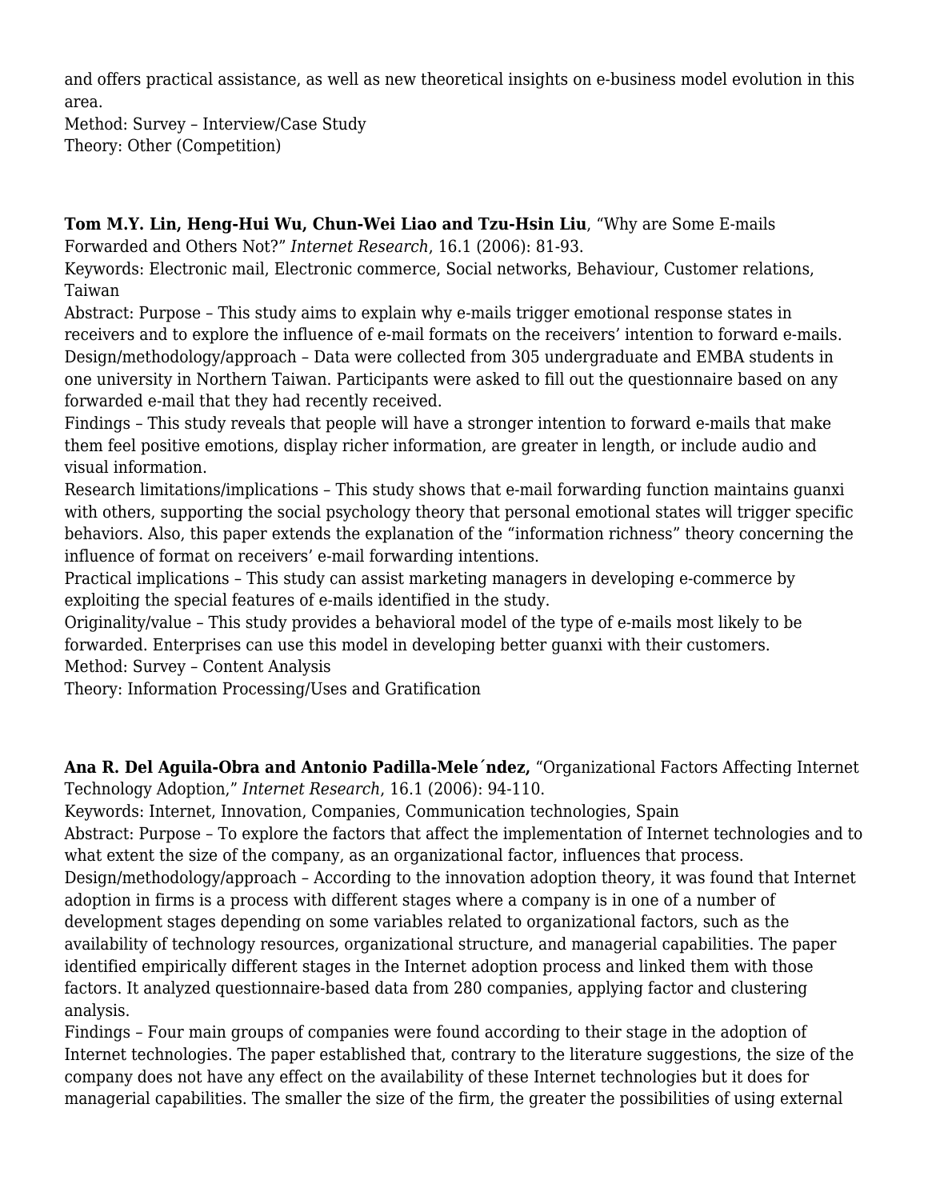and offers practical assistance, as well as new theoretical insights on e-business model evolution in this area.
Method: Survey – Interview/Case Study
Theory: Other (Competition)

**Tom M.Y. Lin, Heng-Hui Wu, Chun-Wei Liao and Tzu-Hsin Liu**, "Why are Some E-mails Forwarded and Others Not?" *Internet Research*, 16.1 (2006): 81-93.
Keywords: Electronic mail, Electronic commerce, Social networks, Behaviour, Customer relations, Taiwan
Abstract: Purpose – This study aims to explain why e-mails trigger emotional response states in receivers and to explore the influence of e-mail formats on the receivers' intention to forward e-mails.
Design/methodology/approach – Data were collected from 305 undergraduate and EMBA students in one university in Northern Taiwan. Participants were asked to fill out the questionnaire based on any forwarded e-mail that they had recently received.
Findings – This study reveals that people will have a stronger intention to forward e-mails that make them feel positive emotions, display richer information, are greater in length, or include audio and visual information.
Research limitations/implications – This study shows that e-mail forwarding function maintains guanxi with others, supporting the social psychology theory that personal emotional states will trigger specific behaviors. Also, this paper extends the explanation of the "information richness" theory concerning the influence of format on receivers' e-mail forwarding intentions.
Practical implications – This study can assist marketing managers in developing e-commerce by exploiting the special features of e-mails identified in the study.
Originality/value – This study provides a behavioral model of the type of e-mails most likely to be forwarded. Enterprises can use this model in developing better guanxi with their customers.
Method: Survey – Content Analysis
Theory: Information Processing/Uses and Gratification

**Ana R. Del Aguila-Obra and Antonio Padilla-Mele´ndez,** "Organizational Factors Affecting Internet Technology Adoption," *Internet Research*, 16.1 (2006): 94-110.
Keywords: Internet, Innovation, Companies, Communication technologies, Spain
Abstract: Purpose – To explore the factors that affect the implementation of Internet technologies and to what extent the size of the company, as an organizational factor, influences that process.
Design/methodology/approach – According to the innovation adoption theory, it was found that Internet adoption in firms is a process with different stages where a company is in one of a number of development stages depending on some variables related to organizational factors, such as the availability of technology resources, organizational structure, and managerial capabilities. The paper identified empirically different stages in the Internet adoption process and linked them with those factors. It analyzed questionnaire-based data from 280 companies, applying factor and clustering analysis.
Findings – Four main groups of companies were found according to their stage in the adoption of Internet technologies. The paper established that, contrary to the literature suggestions, the size of the company does not have any effect on the availability of these Internet technologies but it does for managerial capabilities. The smaller the size of the firm, the greater the possibilities of using external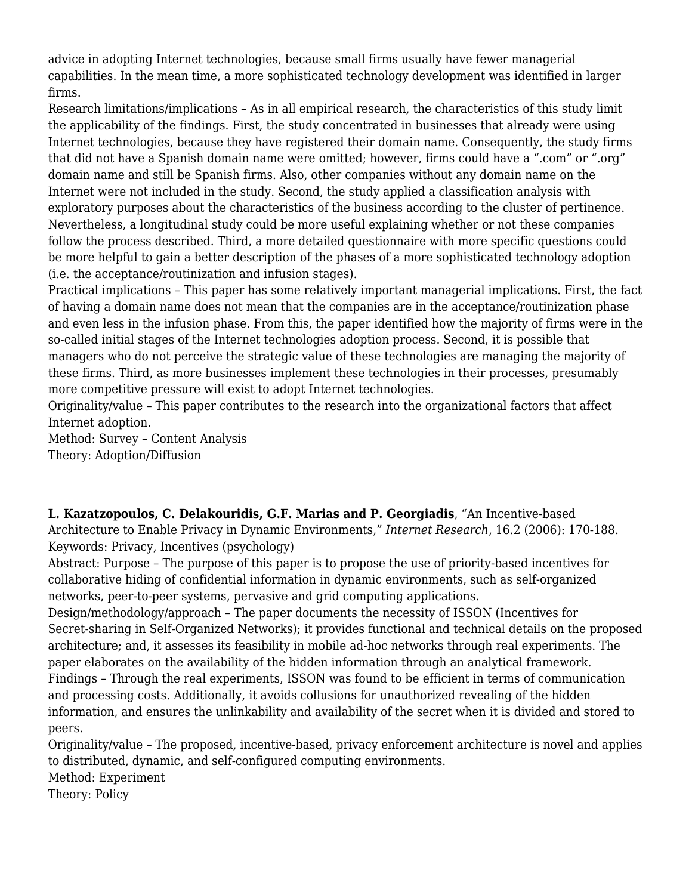advice in adopting Internet technologies, because small firms usually have fewer managerial capabilities. In the mean time, a more sophisticated technology development was identified in larger firms.
Research limitations/implications – As in all empirical research, the characteristics of this study limit the applicability of the findings. First, the study concentrated in businesses that already were using Internet technologies, because they have registered their domain name. Consequently, the study firms that did not have a Spanish domain name were omitted; however, firms could have a ".com" or ".org" domain name and still be Spanish firms. Also, other companies without any domain name on the Internet were not included in the study. Second, the study applied a classification analysis with exploratory purposes about the characteristics of the business according to the cluster of pertinence. Nevertheless, a longitudinal study could be more useful explaining whether or not these companies follow the process described. Third, a more detailed questionnaire with more specific questions could be more helpful to gain a better description of the phases of a more sophisticated technology adoption (i.e. the acceptance/routinization and infusion stages).
Practical implications – This paper has some relatively important managerial implications. First, the fact of having a domain name does not mean that the companies are in the acceptance/routinization phase and even less in the infusion phase. From this, the paper identified how the majority of firms were in the so-called initial stages of the Internet technologies adoption process. Second, it is possible that managers who do not perceive the strategic value of these technologies are managing the majority of these firms. Third, as more businesses implement these technologies in their processes, presumably more competitive pressure will exist to adopt Internet technologies.
Originality/value – This paper contributes to the research into the organizational factors that affect Internet adoption.
Method: Survey – Content Analysis
Theory: Adoption/Diffusion

**L. Kazatzopoulos, C. Delakouridis, G.F. Marias and P. Georgiadis**, "An Incentive-based Architecture to Enable Privacy in Dynamic Environments," *Internet Research*, 16.2 (2006): 170-188.
Keywords: Privacy, Incentives (psychology)
Abstract: Purpose – The purpose of this paper is to propose the use of priority-based incentives for collaborative hiding of confidential information in dynamic environments, such as self-organized networks, peer-to-peer systems, pervasive and grid computing applications.
Design/methodology/approach – The paper documents the necessity of ISSON (Incentives for Secret-sharing in Self-Organized Networks); it provides functional and technical details on the proposed architecture; and, it assesses its feasibility in mobile ad-hoc networks through real experiments. The paper elaborates on the availability of the hidden information through an analytical framework.
Findings – Through the real experiments, ISSON was found to be efficient in terms of communication and processing costs. Additionally, it avoids collusions for unauthorized revealing of the hidden information, and ensures the unlinkability and availability of the secret when it is divided and stored to peers.
Originality/value – The proposed, incentive-based, privacy enforcement architecture is novel and applies to distributed, dynamic, and self-configured computing environments.
Method: Experiment
Theory: Policy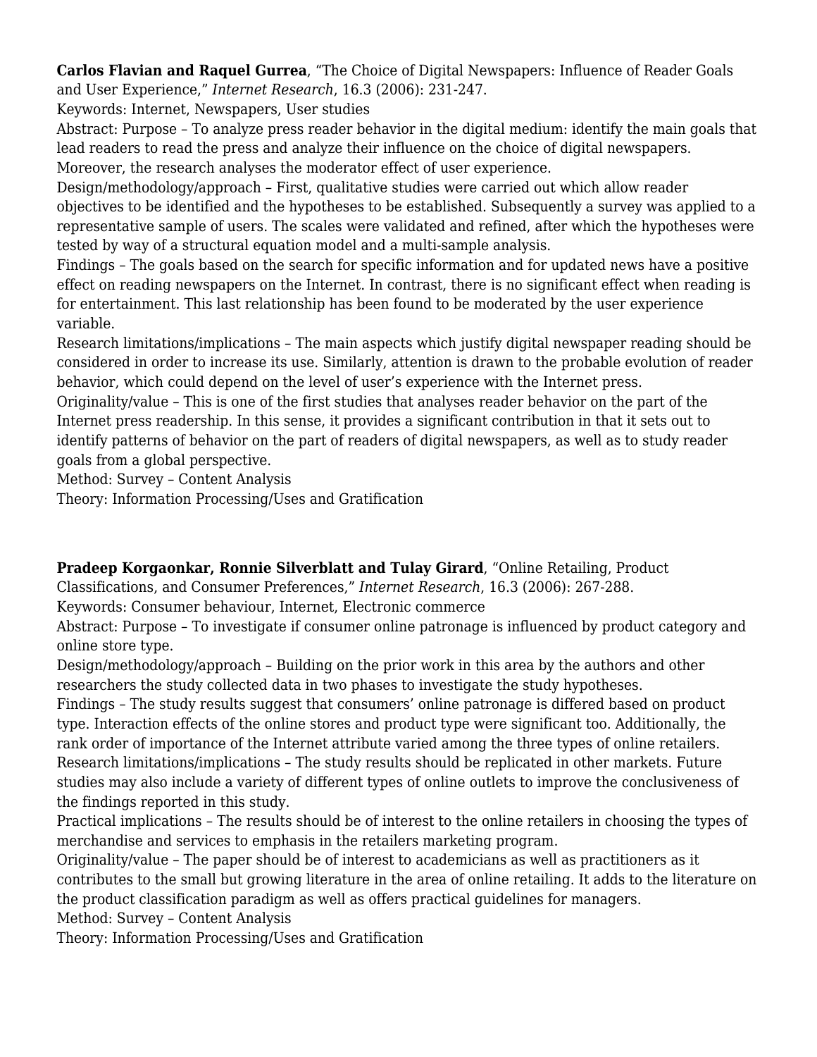**Carlos Flavian and Raquel Gurrea**, "The Choice of Digital Newspapers: Influence of Reader Goals and User Experience," *Internet Research*, 16.3 (2006): 231-247.
Keywords: Internet, Newspapers, User studies
Abstract: Purpose – To analyze press reader behavior in the digital medium: identify the main goals that lead readers to read the press and analyze their influence on the choice of digital newspapers. Moreover, the research analyses the moderator effect of user experience.
Design/methodology/approach – First, qualitative studies were carried out which allow reader objectives to be identified and the hypotheses to be established. Subsequently a survey was applied to a representative sample of users. The scales were validated and refined, after which the hypotheses were tested by way of a structural equation model and a multi-sample analysis.
Findings – The goals based on the search for specific information and for updated news have a positive effect on reading newspapers on the Internet. In contrast, there is no significant effect when reading is for entertainment. This last relationship has been found to be moderated by the user experience variable.
Research limitations/implications – The main aspects which justify digital newspaper reading should be considered in order to increase its use. Similarly, attention is drawn to the probable evolution of reader behavior, which could depend on the level of user's experience with the Internet press.
Originality/value – This is one of the first studies that analyses reader behavior on the part of the Internet press readership. In this sense, it provides a significant contribution in that it sets out to identify patterns of behavior on the part of readers of digital newspapers, as well as to study reader goals from a global perspective.
Method: Survey – Content Analysis
Theory: Information Processing/Uses and Gratification

**Pradeep Korgaonkar, Ronnie Silverblatt and Tulay Girard**, "Online Retailing, Product Classifications, and Consumer Preferences," *Internet Research*, 16.3 (2006): 267-288.
Keywords: Consumer behaviour, Internet, Electronic commerce
Abstract: Purpose – To investigate if consumer online patronage is influenced by product category and online store type.
Design/methodology/approach – Building on the prior work in this area by the authors and other researchers the study collected data in two phases to investigate the study hypotheses.
Findings – The study results suggest that consumers' online patronage is differed based on product type. Interaction effects of the online stores and product type were significant too. Additionally, the rank order of importance of the Internet attribute varied among the three types of online retailers.
Research limitations/implications – The study results should be replicated in other markets. Future studies may also include a variety of different types of online outlets to improve the conclusiveness of the findings reported in this study.
Practical implications – The results should be of interest to the online retailers in choosing the types of merchandise and services to emphasis in the retailers marketing program.
Originality/value – The paper should be of interest to academicians as well as practitioners as it contributes to the small but growing literature in the area of online retailing. It adds to the literature on the product classification paradigm as well as offers practical guidelines for managers.
Method: Survey – Content Analysis
Theory: Information Processing/Uses and Gratification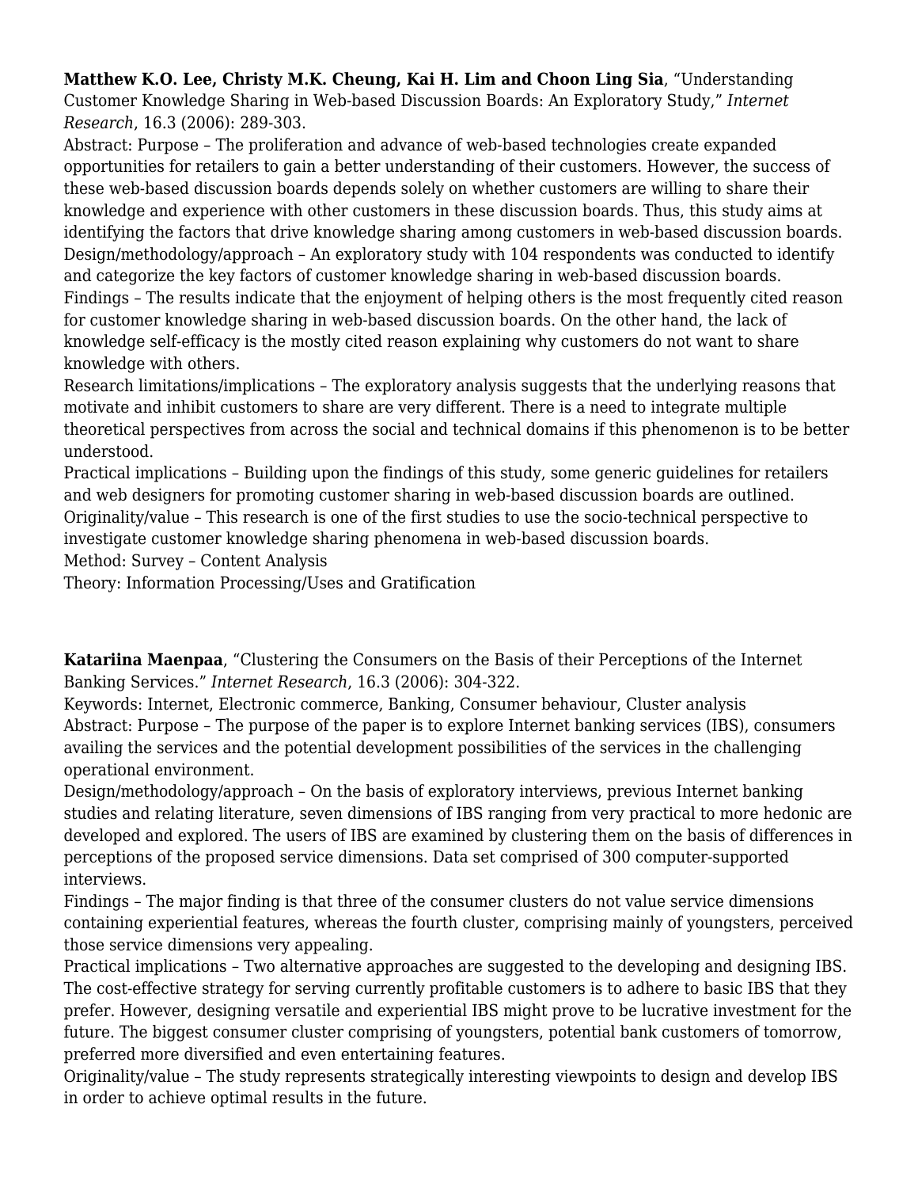**Matthew K.O. Lee, Christy M.K. Cheung, Kai H. Lim and Choon Ling Sia**, "Understanding Customer Knowledge Sharing in Web-based Discussion Boards: An Exploratory Study," *Internet Research*, 16.3 (2006): 289-303.

Abstract: Purpose – The proliferation and advance of web-based technologies create expanded opportunities for retailers to gain a better understanding of their customers. However, the success of these web-based discussion boards depends solely on whether customers are willing to share their knowledge and experience with other customers in these discussion boards. Thus, this study aims at identifying the factors that drive knowledge sharing among customers in web-based discussion boards.

Design/methodology/approach – An exploratory study with 104 respondents was conducted to identify and categorize the key factors of customer knowledge sharing in web-based discussion boards.

Findings – The results indicate that the enjoyment of helping others is the most frequently cited reason for customer knowledge sharing in web-based discussion boards. On the other hand, the lack of knowledge self-efficacy is the mostly cited reason explaining why customers do not want to share knowledge with others.

Research limitations/implications – The exploratory analysis suggests that the underlying reasons that motivate and inhibit customers to share are very different. There is a need to integrate multiple theoretical perspectives from across the social and technical domains if this phenomenon is to be better understood.

Practical implications – Building upon the findings of this study, some generic guidelines for retailers and web designers for promoting customer sharing in web-based discussion boards are outlined.

Originality/value – This research is one of the first studies to use the socio-technical perspective to investigate customer knowledge sharing phenomena in web-based discussion boards.

Method: Survey – Content Analysis

Theory: Information Processing/Uses and Gratification

**Katariina Maenpaa**, "Clustering the Consumers on the Basis of their Perceptions of the Internet Banking Services." *Internet Research*, 16.3 (2006): 304-322.

Keywords: Internet, Electronic commerce, Banking, Consumer behaviour, Cluster analysis

Abstract: Purpose – The purpose of the paper is to explore Internet banking services (IBS), consumers availing the services and the potential development possibilities of the services in the challenging operational environment.

Design/methodology/approach – On the basis of exploratory interviews, previous Internet banking studies and relating literature, seven dimensions of IBS ranging from very practical to more hedonic are developed and explored. The users of IBS are examined by clustering them on the basis of differences in perceptions of the proposed service dimensions. Data set comprised of 300 computer-supported interviews.

Findings – The major finding is that three of the consumer clusters do not value service dimensions containing experiential features, whereas the fourth cluster, comprising mainly of youngsters, perceived those service dimensions very appealing.

Practical implications – Two alternative approaches are suggested to the developing and designing IBS. The cost-effective strategy for serving currently profitable customers is to adhere to basic IBS that they prefer. However, designing versatile and experiential IBS might prove to be lucrative investment for the future. The biggest consumer cluster comprising of youngsters, potential bank customers of tomorrow, preferred more diversified and even entertaining features.

Originality/value – The study represents strategically interesting viewpoints to design and develop IBS in order to achieve optimal results in the future.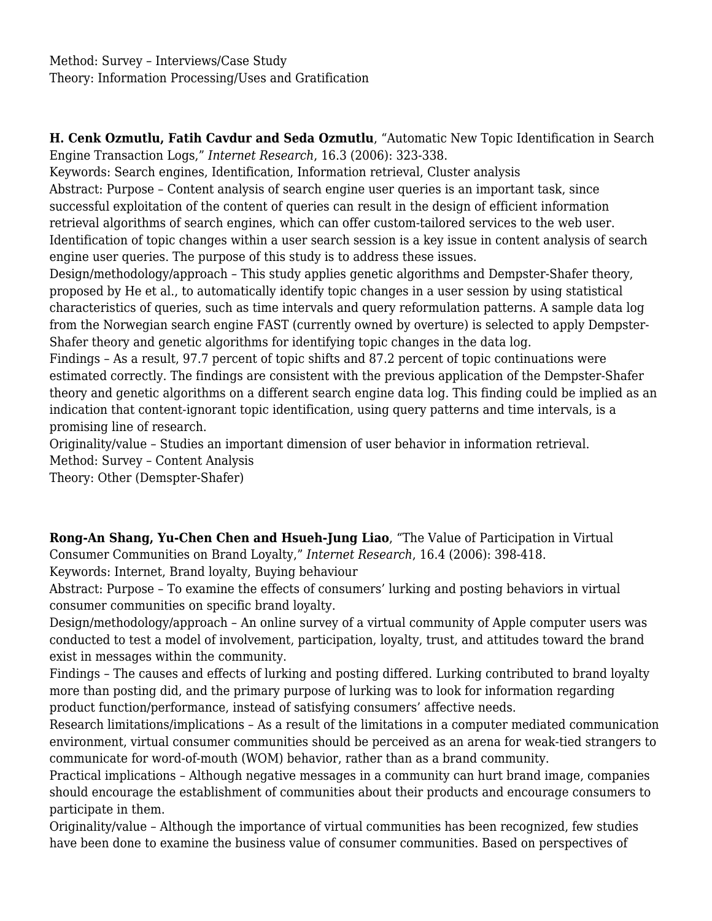Method: Survey – Interviews/Case Study
Theory: Information Processing/Uses and Gratification

**H. Cenk Ozmutlu, Fatih Cavdur and Seda Ozmutlu**, "Automatic New Topic Identification in Search Engine Transaction Logs," *Internet Research*, 16.3 (2006): 323-338.
Keywords: Search engines, Identification, Information retrieval, Cluster analysis
Abstract: Purpose – Content analysis of search engine user queries is an important task, since successful exploitation of the content of queries can result in the design of efficient information retrieval algorithms of search engines, which can offer custom-tailored services to the web user. Identification of topic changes within a user search session is a key issue in content analysis of search engine user queries. The purpose of this study is to address these issues.
Design/methodology/approach – This study applies genetic algorithms and Dempster-Shafer theory, proposed by He et al., to automatically identify topic changes in a user session by using statistical characteristics of queries, such as time intervals and query reformulation patterns. A sample data log from the Norwegian search engine FAST (currently owned by overture) is selected to apply Dempster-Shafer theory and genetic algorithms for identifying topic changes in the data log.
Findings – As a result, 97.7 percent of topic shifts and 87.2 percent of topic continuations were estimated correctly. The findings are consistent with the previous application of the Dempster-Shafer theory and genetic algorithms on a different search engine data log. This finding could be implied as an indication that content-ignorant topic identification, using query patterns and time intervals, is a promising line of research.
Originality/value – Studies an important dimension of user behavior in information retrieval.
Method: Survey – Content Analysis
Theory: Other (Demspter-Shafer)

**Rong-An Shang, Yu-Chen Chen and Hsueh-Jung Liao**, "The Value of Participation in Virtual Consumer Communities on Brand Loyalty," *Internet Research*, 16.4 (2006): 398-418.
Keywords: Internet, Brand loyalty, Buying behaviour
Abstract: Purpose – To examine the effects of consumers' lurking and posting behaviors in virtual consumer communities on specific brand loyalty.
Design/methodology/approach – An online survey of a virtual community of Apple computer users was conducted to test a model of involvement, participation, loyalty, trust, and attitudes toward the brand exist in messages within the community.
Findings – The causes and effects of lurking and posting differed. Lurking contributed to brand loyalty more than posting did, and the primary purpose of lurking was to look for information regarding product function/performance, instead of satisfying consumers' affective needs.
Research limitations/implications – As a result of the limitations in a computer mediated communication environment, virtual consumer communities should be perceived as an arena for weak-tied strangers to communicate for word-of-mouth (WOM) behavior, rather than as a brand community.
Practical implications – Although negative messages in a community can hurt brand image, companies should encourage the establishment of communities about their products and encourage consumers to participate in them.
Originality/value – Although the importance of virtual communities has been recognized, few studies have been done to examine the business value of consumer communities. Based on perspectives of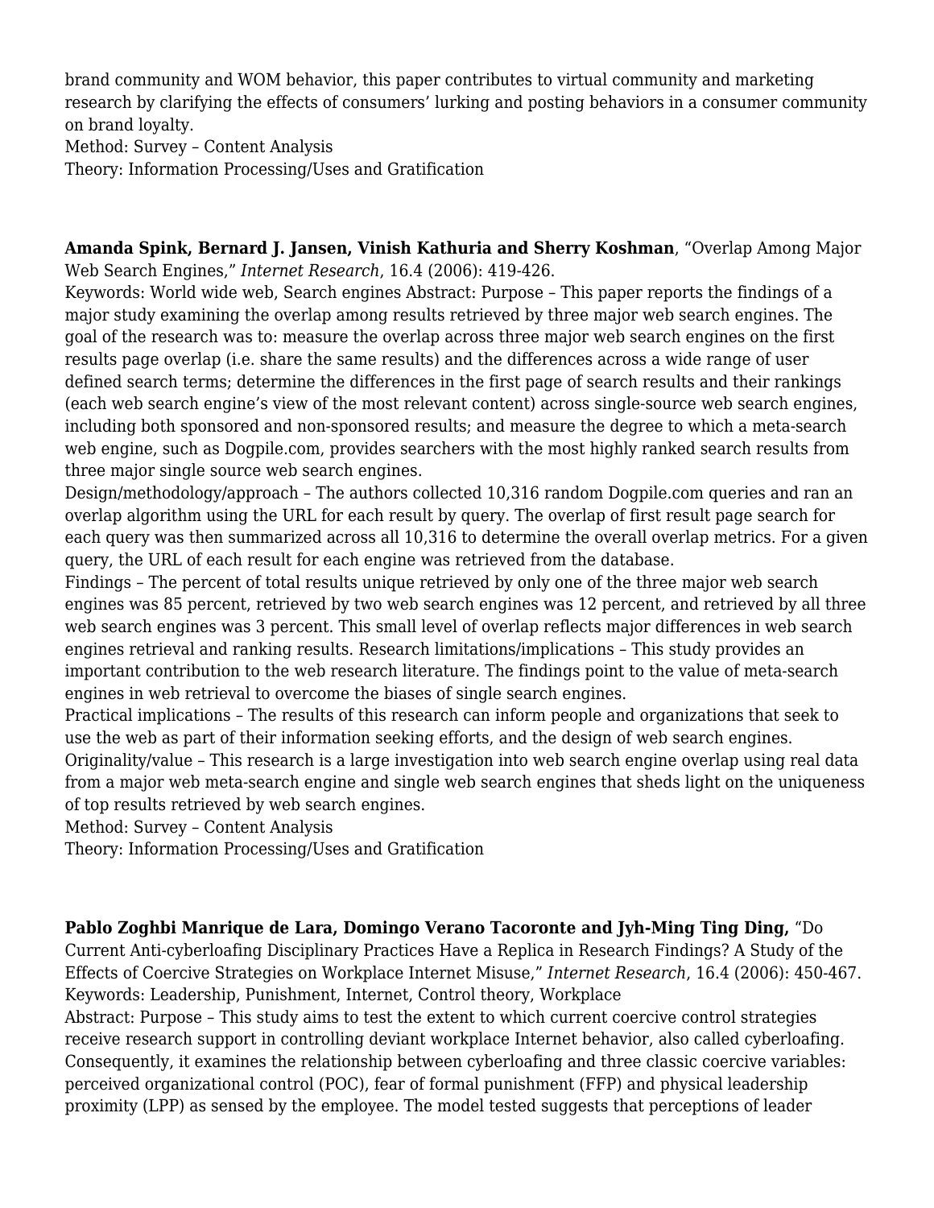brand community and WOM behavior, this paper contributes to virtual community and marketing research by clarifying the effects of consumers' lurking and posting behaviors in a consumer community on brand loyalty.
Method: Survey – Content Analysis
Theory: Information Processing/Uses and Gratification

**Amanda Spink, Bernard J. Jansen, Vinish Kathuria and Sherry Koshman**, "Overlap Among Major Web Search Engines," *Internet Research*, 16.4 (2006): 419-426.
Keywords: World wide web, Search engines Abstract: Purpose – This paper reports the findings of a major study examining the overlap among results retrieved by three major web search engines. The goal of the research was to: measure the overlap across three major web search engines on the first results page overlap (i.e. share the same results) and the differences across a wide range of user defined search terms; determine the differences in the first page of search results and their rankings (each web search engine's view of the most relevant content) across single-source web search engines, including both sponsored and non-sponsored results; and measure the degree to which a meta-search web engine, such as Dogpile.com, provides searchers with the most highly ranked search results from three major single source web search engines.
Design/methodology/approach – The authors collected 10,316 random Dogpile.com queries and ran an overlap algorithm using the URL for each result by query. The overlap of first result page search for each query was then summarized across all 10,316 to determine the overall overlap metrics. For a given query, the URL of each result for each engine was retrieved from the database.
Findings – The percent of total results unique retrieved by only one of the three major web search engines was 85 percent, retrieved by two web search engines was 12 percent, and retrieved by all three web search engines was 3 percent. This small level of overlap reflects major differences in web search engines retrieval and ranking results. Research limitations/implications – This study provides an important contribution to the web research literature. The findings point to the value of meta-search engines in web retrieval to overcome the biases of single search engines.
Practical implications – The results of this research can inform people and organizations that seek to use the web as part of their information seeking efforts, and the design of web search engines.
Originality/value – This research is a large investigation into web search engine overlap using real data from a major web meta-search engine and single web search engines that sheds light on the uniqueness of top results retrieved by web search engines.
Method: Survey – Content Analysis
Theory: Information Processing/Uses and Gratification

**Pablo Zoghbi Manrique de Lara, Domingo Verano Tacoronte and Jyh-Ming Ting Ding,** "Do Current Anti-cyberloafing Disciplinary Practices Have a Replica in Research Findings? A Study of the Effects of Coercive Strategies on Workplace Internet Misuse," *Internet Research*, 16.4 (2006): 450-467.
Keywords: Leadership, Punishment, Internet, Control theory, Workplace
Abstract: Purpose – This study aims to test the extent to which current coercive control strategies receive research support in controlling deviant workplace Internet behavior, also called cyberloafing. Consequently, it examines the relationship between cyberloafing and three classic coercive variables: perceived organizational control (POC), fear of formal punishment (FFP) and physical leadership proximity (LPP) as sensed by the employee. The model tested suggests that perceptions of leader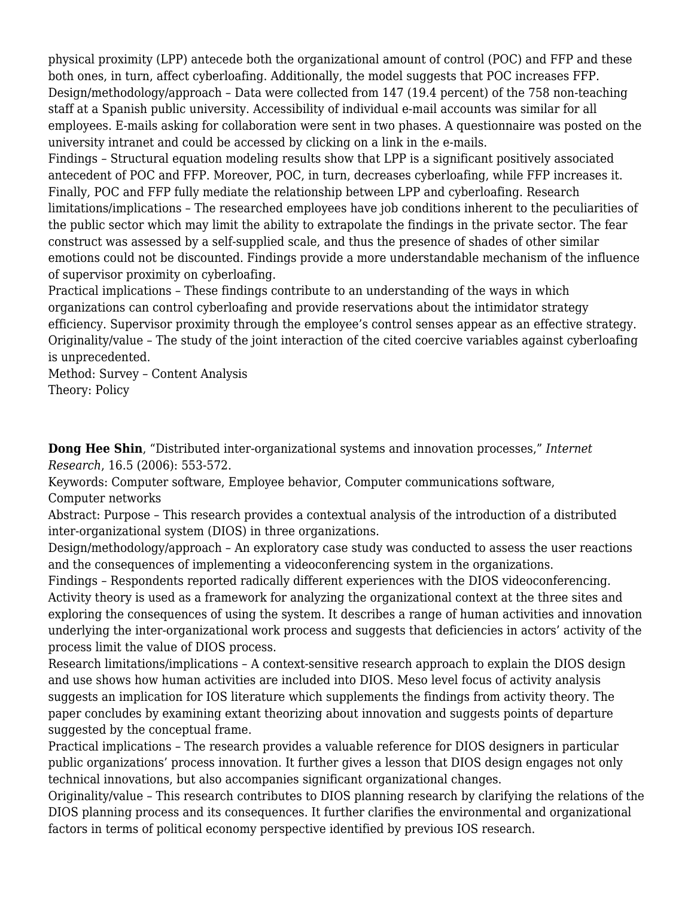physical proximity (LPP) antecede both the organizational amount of control (POC) and FFP and these both ones, in turn, affect cyberloafing. Additionally, the model suggests that POC increases FFP.
Design/methodology/approach – Data were collected from 147 (19.4 percent) of the 758 non-teaching staff at a Spanish public university. Accessibility of individual e-mail accounts was similar for all employees. E-mails asking for collaboration were sent in two phases. A questionnaire was posted on the university intranet and could be accessed by clicking on a link in the e-mails.
Findings – Structural equation modeling results show that LPP is a significant positively associated antecedent of POC and FFP. Moreover, POC, in turn, decreases cyberloafing, while FFP increases it. Finally, POC and FFP fully mediate the relationship between LPP and cyberloafing. Research limitations/implications – The researched employees have job conditions inherent to the peculiarities of the public sector which may limit the ability to extrapolate the findings in the private sector. The fear construct was assessed by a self-supplied scale, and thus the presence of shades of other similar emotions could not be discounted. Findings provide a more understandable mechanism of the influence of supervisor proximity on cyberloafing.
Practical implications – These findings contribute to an understanding of the ways in which organizations can control cyberloafing and provide reservations about the intimidator strategy efficiency. Supervisor proximity through the employee's control senses appear as an effective strategy.
Originality/value – The study of the joint interaction of the cited coercive variables against cyberloafing is unprecedented.
Method: Survey – Content Analysis
Theory: Policy

**Dong Hee Shin**, "Distributed inter-organizational systems and innovation processes," *Internet Research*, 16.5 (2006): 553-572.
Keywords: Computer software, Employee behavior, Computer communications software, Computer networks
Abstract: Purpose – This research provides a contextual analysis of the introduction of a distributed inter-organizational system (DIOS) in three organizations.
Design/methodology/approach – An exploratory case study was conducted to assess the user reactions and the consequences of implementing a videoconferencing system in the organizations.
Findings – Respondents reported radically different experiences with the DIOS videoconferencing. Activity theory is used as a framework for analyzing the organizational context at the three sites and exploring the consequences of using the system. It describes a range of human activities and innovation underlying the inter-organizational work process and suggests that deficiencies in actors' activity of the process limit the value of DIOS process.
Research limitations/implications – A context-sensitive research approach to explain the DIOS design and use shows how human activities are included into DIOS. Meso level focus of activity analysis suggests an implication for IOS literature which supplements the findings from activity theory. The paper concludes by examining extant theorizing about innovation and suggests points of departure suggested by the conceptual frame.
Practical implications – The research provides a valuable reference for DIOS designers in particular public organizations' process innovation. It further gives a lesson that DIOS design engages not only technical innovations, but also accompanies significant organizational changes.
Originality/value – This research contributes to DIOS planning research by clarifying the relations of the DIOS planning process and its consequences. It further clarifies the environmental and organizational factors in terms of political economy perspective identified by previous IOS research.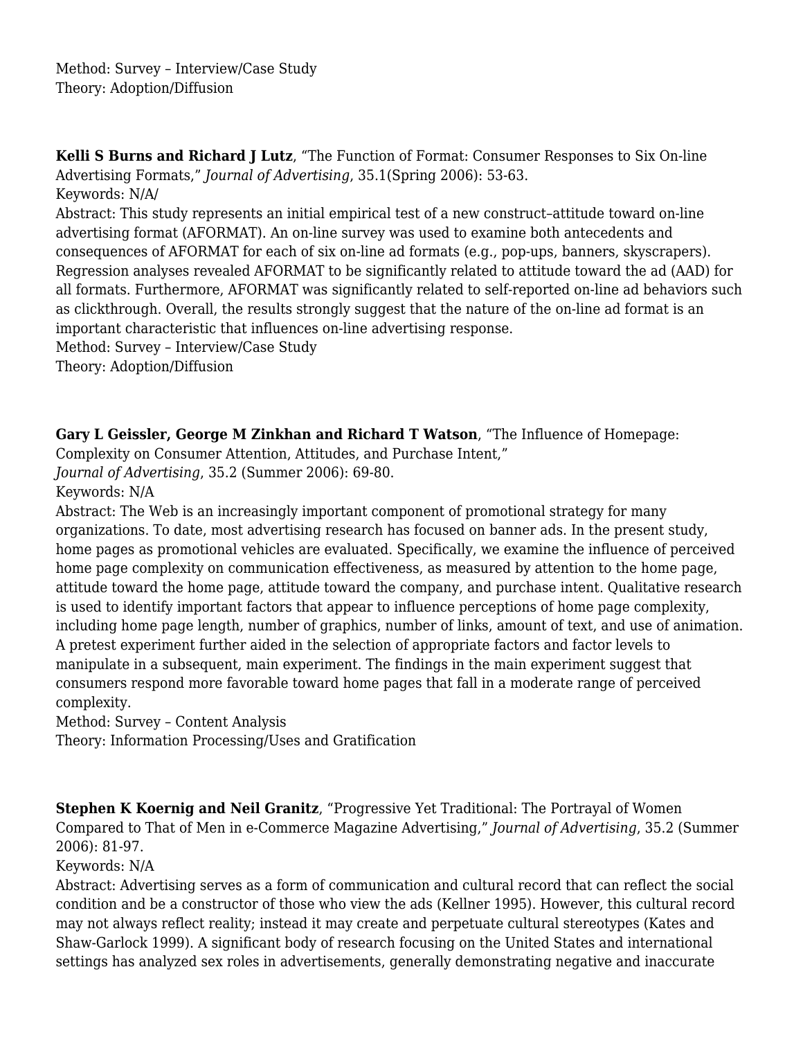Method: Survey – Interview/Case Study
Theory: Adoption/Diffusion

**Kelli S Burns and Richard J Lutz**, "The Function of Format: Consumer Responses to Six On-line Advertising Formats," *Journal of Advertising*, 35.1(Spring 2006): 53-63.
Keywords: N/A/
Abstract: This study represents an initial empirical test of a new construct–attitude toward on-line advertising format (AFORMAT). An on-line survey was used to examine both antecedents and consequences of AFORMAT for each of six on-line ad formats (e.g., pop-ups, banners, skyscrapers). Regression analyses revealed AFORMAT to be significantly related to attitude toward the ad (AAD) for all formats. Furthermore, AFORMAT was significantly related to self-reported on-line ad behaviors such as clickthrough. Overall, the results strongly suggest that the nature of the on-line ad format is an important characteristic that influences on-line advertising response.
Method: Survey – Interview/Case Study
Theory: Adoption/Diffusion

**Gary L Geissler, George M Zinkhan and Richard T Watson**, "The Influence of Homepage: Complexity on Consumer Attention, Attitudes, and Purchase Intent," *Journal of Advertising*, 35.2 (Summer 2006): 69-80.
Keywords: N/A
Abstract: The Web is an increasingly important component of promotional strategy for many organizations. To date, most advertising research has focused on banner ads. In the present study, home pages as promotional vehicles are evaluated. Specifically, we examine the influence of perceived home page complexity on communication effectiveness, as measured by attention to the home page, attitude toward the home page, attitude toward the company, and purchase intent. Qualitative research is used to identify important factors that appear to influence perceptions of home page complexity, including home page length, number of graphics, number of links, amount of text, and use of animation. A pretest experiment further aided in the selection of appropriate factors and factor levels to manipulate in a subsequent, main experiment. The findings in the main experiment suggest that consumers respond more favorable toward home pages that fall in a moderate range of perceived complexity.
Method: Survey – Content Analysis
Theory: Information Processing/Uses and Gratification

**Stephen K Koernig and Neil Granitz**, "Progressive Yet Traditional: The Portrayal of Women Compared to That of Men in e-Commerce Magazine Advertising," *Journal of Advertising*, 35.2 (Summer 2006): 81-97.
Keywords: N/A
Abstract: Advertising serves as a form of communication and cultural record that can reflect the social condition and be a constructor of those who view the ads (Kellner 1995). However, this cultural record may not always reflect reality; instead it may create and perpetuate cultural stereotypes (Kates and Shaw-Garlock 1999). A significant body of research focusing on the United States and international settings has analyzed sex roles in advertisements, generally demonstrating negative and inaccurate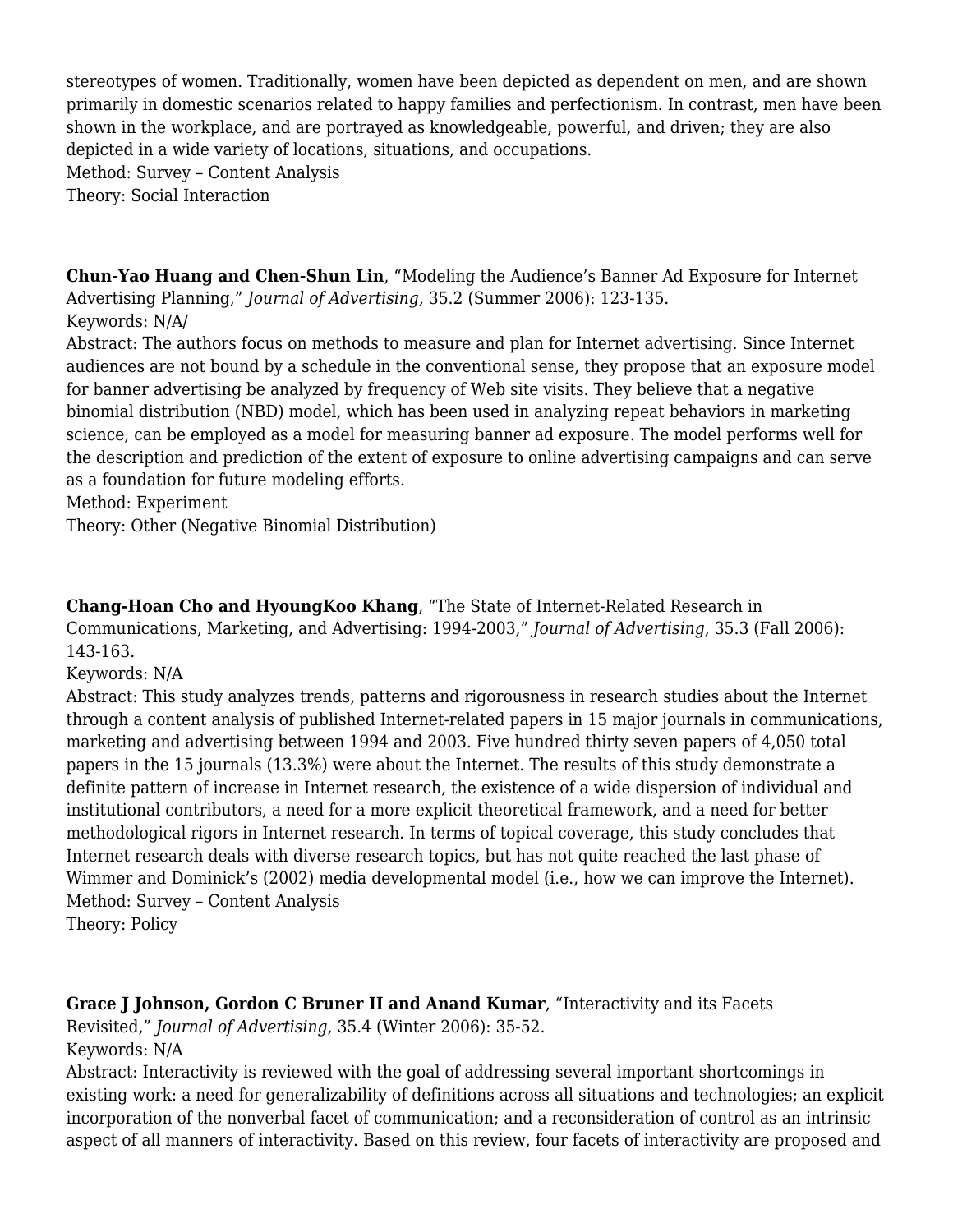stereotypes of women. Traditionally, women have been depicted as dependent on men, and are shown primarily in domestic scenarios related to happy families and perfectionism. In contrast, men have been shown in the workplace, and are portrayed as knowledgeable, powerful, and driven; they are also depicted in a wide variety of locations, situations, and occupations.
Method: Survey – Content Analysis
Theory: Social Interaction

**Chun-Yao Huang and Chen-Shun Lin**, "Modeling the Audience's Banner Ad Exposure for Internet Advertising Planning," *Journal of Advertising,* 35.2 (Summer 2006): 123-135.
Keywords: N/A/
Abstract: The authors focus on methods to measure and plan for Internet advertising. Since Internet audiences are not bound by a schedule in the conventional sense, they propose that an exposure model for banner advertising be analyzed by frequency of Web site visits. They believe that a negative binomial distribution (NBD) model, which has been used in analyzing repeat behaviors in marketing science, can be employed as a model for measuring banner ad exposure. The model performs well for the description and prediction of the extent of exposure to online advertising campaigns and can serve as a foundation for future modeling efforts.
Method: Experiment
Theory: Other (Negative Binomial Distribution)

**Chang-Hoan Cho and HyoungKoo Khang**, "The State of Internet-Related Research in Communications, Marketing, and Advertising: 1994-2003," *Journal of Advertising*, 35.3 (Fall 2006): 143-163.
Keywords: N/A
Abstract: This study analyzes trends, patterns and rigorousness in research studies about the Internet through a content analysis of published Internet-related papers in 15 major journals in communications, marketing and advertising between 1994 and 2003. Five hundred thirty seven papers of 4,050 total papers in the 15 journals (13.3%) were about the Internet. The results of this study demonstrate a definite pattern of increase in Internet research, the existence of a wide dispersion of individual and institutional contributors, a need for a more explicit theoretical framework, and a need for better methodological rigors in Internet research. In terms of topical coverage, this study concludes that Internet research deals with diverse research topics, but has not quite reached the last phase of Wimmer and Dominick's (2002) media developmental model (i.e., how we can improve the Internet).
Method: Survey – Content Analysis
Theory: Policy

**Grace J Johnson, Gordon C Bruner II and Anand Kumar**, "Interactivity and its Facets Revisited," *Journal of Advertising*, 35.4 (Winter 2006): 35-52.
Keywords: N/A
Abstract: Interactivity is reviewed with the goal of addressing several important shortcomings in existing work: a need for generalizability of definitions across all situations and technologies; an explicit incorporation of the nonverbal facet of communication; and a reconsideration of control as an intrinsic aspect of all manners of interactivity. Based on this review, four facets of interactivity are proposed and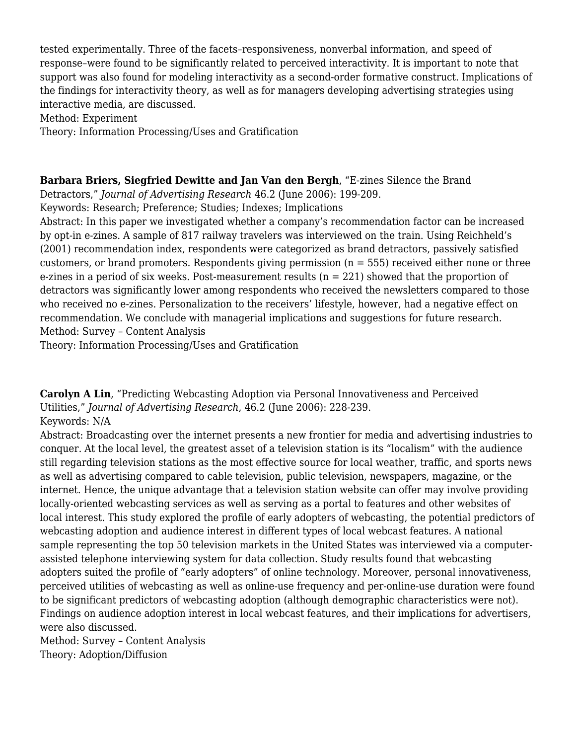tested experimentally. Three of the facets–responsiveness, nonverbal information, and speed of response–were found to be significantly related to perceived interactivity. It is important to note that support was also found for modeling interactivity as a second-order formative construct. Implications of the findings for interactivity theory, as well as for managers developing advertising strategies using interactive media, are discussed.
Method: Experiment
Theory: Information Processing/Uses and Gratification

**Barbara Briers, Siegfried Dewitte and Jan Van den Bergh**, "E-zines Silence the Brand Detractors," *Journal of Advertising Research* 46.2 (June 2006): 199-209.
Keywords: Research; Preference; Studies; Indexes; Implications
Abstract: In this paper we investigated whether a company's recommendation factor can be increased by opt-in e-zines. A sample of 817 railway travelers was interviewed on the train. Using Reichheld's (2001) recommendation index, respondents were categorized as brand detractors, passively satisfied customers, or brand promoters. Respondents giving permission (n = 555) received either none or three e-zines in a period of six weeks. Post-measurement results (n = 221) showed that the proportion of detractors was significantly lower among respondents who received the newsletters compared to those who received no e-zines. Personalization to the receivers' lifestyle, however, had a negative effect on recommendation. We conclude with managerial implications and suggestions for future research.
Method: Survey – Content Analysis
Theory: Information Processing/Uses and Gratification

**Carolyn A Lin**, "Predicting Webcasting Adoption via Personal Innovativeness and Perceived Utilities," *Journal of Advertising Research*, 46.2 (June 2006): 228-239.
Keywords: N/A
Abstract: Broadcasting over the internet presents a new frontier for media and advertising industries to conquer. At the local level, the greatest asset of a television station is its "localism" with the audience still regarding television stations as the most effective source for local weather, traffic, and sports news as well as advertising compared to cable television, public television, newspapers, magazine, or the internet. Hence, the unique advantage that a television station website can offer may involve providing locally-oriented webcasting services as well as serving as a portal to features and other websites of local interest. This study explored the profile of early adopters of webcasting, the potential predictors of webcasting adoption and audience interest in different types of local webcast features. A national sample representing the top 50 television markets in the United States was interviewed via a computer-assisted telephone interviewing system for data collection. Study results found that webcasting adopters suited the profile of "early adopters" of online technology. Moreover, personal innovativeness, perceived utilities of webcasting as well as online-use frequency and per-online-use duration were found to be significant predictors of webcasting adoption (although demographic characteristics were not). Findings on audience adoption interest in local webcast features, and their implications for advertisers, were also discussed.
Method: Survey – Content Analysis
Theory: Adoption/Diffusion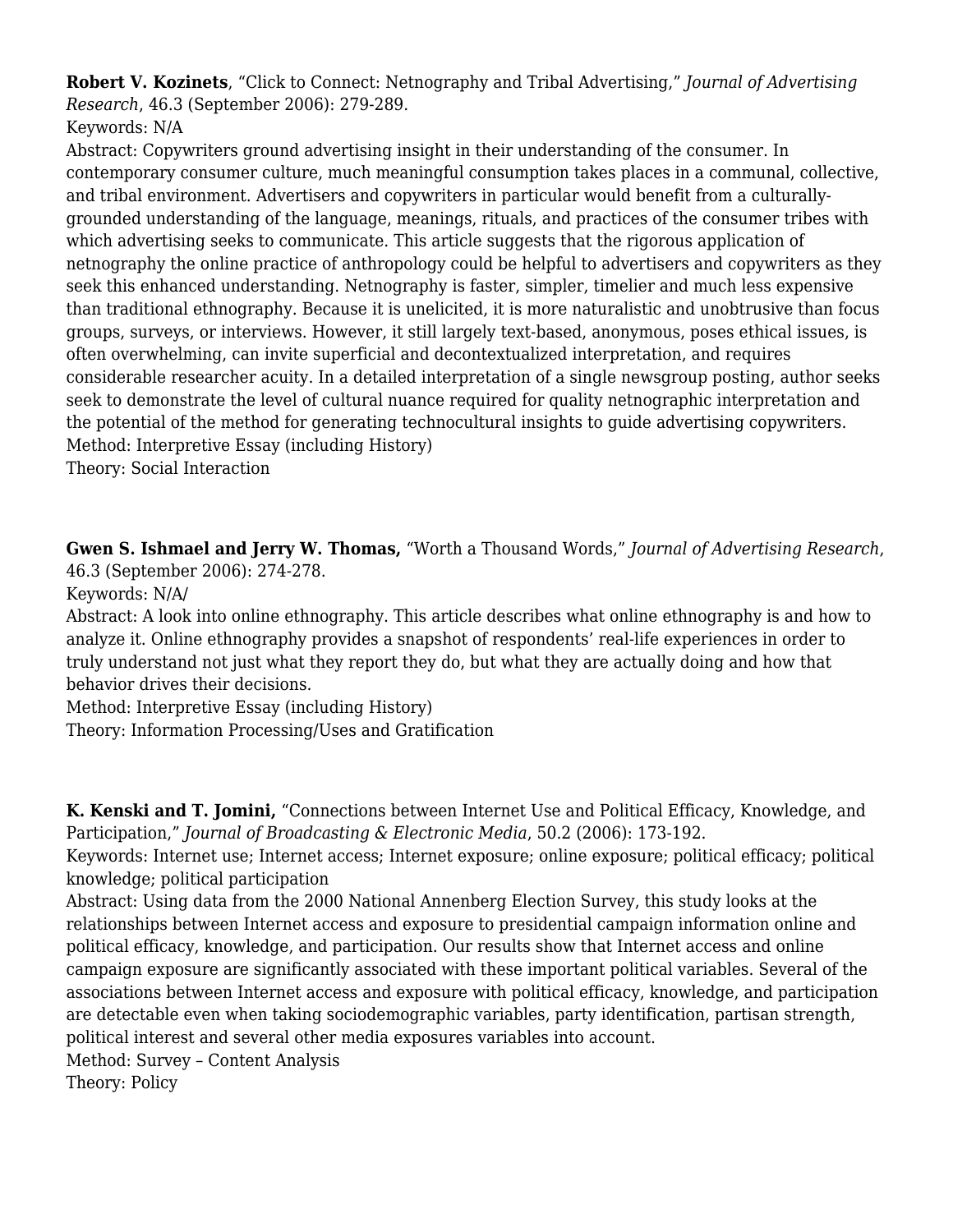**Robert V. Kozinets**, “Click to Connect: Netnography and Tribal Advertising,” *Journal of Advertising Research*, 46.3 (September 2006): 279-289.
Keywords: N/A
Abstract: Copywriters ground advertising insight in their understanding of the consumer. In contemporary consumer culture, much meaningful consumption takes places in a communal, collective, and tribal environment. Advertisers and copywriters in particular would benefit from a culturally-grounded understanding of the language, meanings, rituals, and practices of the consumer tribes with which advertising seeks to communicate. This article suggests that the rigorous application of netnography the online practice of anthropology could be helpful to advertisers and copywriters as they seek this enhanced understanding. Netnography is faster, simpler, timelier and much less expensive than traditional ethnography. Because it is unelicited, it is more naturalistic and unobtrusive than focus groups, surveys, or interviews. However, it still largely text-based, anonymous, poses ethical issues, is often overwhelming, can invite superficial and decontextualized interpretation, and requires considerable researcher acuity. In a detailed interpretation of a single newsgroup posting, author seeks seek to demonstrate the level of cultural nuance required for quality netnographic interpretation and the potential of the method for generating technocultural insights to guide advertising copywriters.
Method: Interpretive Essay (including History)
Theory: Social Interaction

**Gwen S. Ishmael and Jerry W. Thomas,** “Worth a Thousand Words,” *Journal of Advertising Research*, 46.3 (September 2006): 274-278.
Keywords: N/A/
Abstract: A look into online ethnography. This article describes what online ethnography is and how to analyze it. Online ethnography provides a snapshot of respondents’ real-life experiences in order to truly understand not just what they report they do, but what they are actually doing and how that behavior drives their decisions.
Method: Interpretive Essay (including History)
Theory: Information Processing/Uses and Gratification

**K. Kenski and T. Jomini,** “Connections between Internet Use and Political Efficacy, Knowledge, and Participation,” *Journal of Broadcasting & Electronic Media*, 50.2 (2006): 173-192.
Keywords: Internet use; Internet access; Internet exposure; online exposure; political efficacy; political knowledge; political participation
Abstract: Using data from the 2000 National Annenberg Election Survey, this study looks at the relationships between Internet access and exposure to presidential campaign information online and political efficacy, knowledge, and participation. Our results show that Internet access and online campaign exposure are significantly associated with these important political variables. Several of the associations between Internet access and exposure with political efficacy, knowledge, and participation are detectable even when taking sociodemographic variables, party identification, partisan strength, political interest and several other media exposures variables into account.
Method: Survey – Content Analysis
Theory: Policy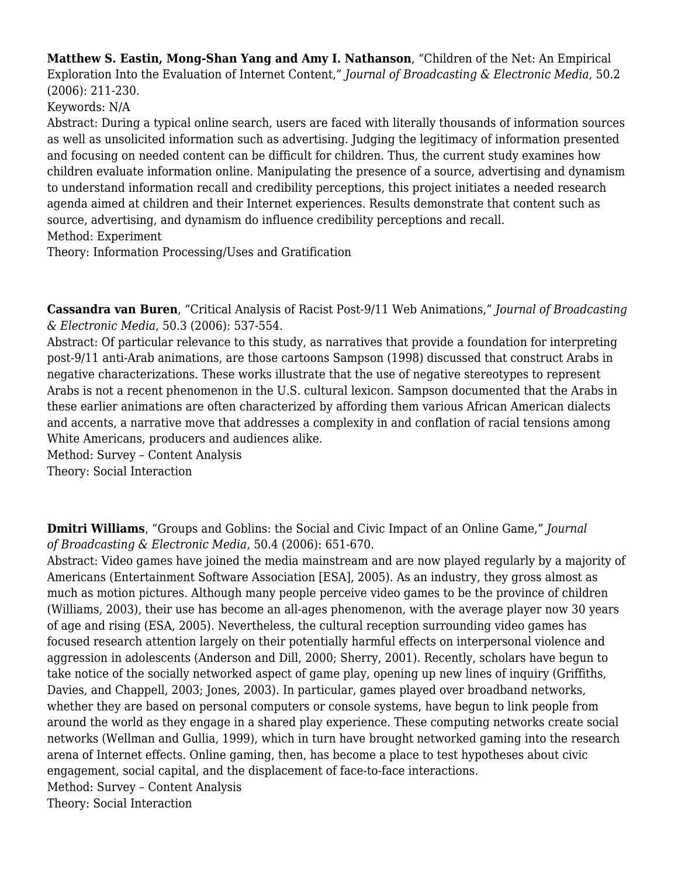**Matthew S. Eastin, Mong-Shan Yang and Amy I. Nathanson**, "Children of the Net: An Empirical Exploration Into the Evaluation of Internet Content," *Journal of Broadcasting & Electronic Media*, 50.2 (2006): 211-230.

Keywords: N/A

Abstract: During a typical online search, users are faced with literally thousands of information sources as well as unsolicited information such as advertising. Judging the legitimacy of information presented and focusing on needed content can be difficult for children. Thus, the current study examines how children evaluate information online. Manipulating the presence of a source, advertising and dynamism to understand information recall and credibility perceptions, this project initiates a needed research agenda aimed at children and their Internet experiences. Results demonstrate that content such as source, advertising, and dynamism do influence credibility perceptions and recall.

Method: Experiment

Theory: Information Processing/Uses and Gratification

**Cassandra van Buren**, "Critical Analysis of Racist Post-9/11 Web Animations," *Journal of Broadcasting & Electronic Media*, 50.3 (2006): 537-554.

Abstract: Of particular relevance to this study, as narratives that provide a foundation for interpreting post-9/11 anti-Arab animations, are those cartoons Sampson (1998) discussed that construct Arabs in negative characterizations. These works illustrate that the use of negative stereotypes to represent Arabs is not a recent phenomenon in the U.S. cultural lexicon. Sampson documented that the Arabs in these earlier animations are often characterized by affording them various African American dialects and accents, a narrative move that addresses a complexity in and conflation of racial tensions among White Americans, producers and audiences alike.

Method: Survey – Content Analysis

Theory: Social Interaction

**Dmitri Williams**, "Groups and Goblins: the Social and Civic Impact of an Online Game," *Journal of Broadcasting & Electronic Media*, 50.4 (2006): 651-670.

Abstract: Video games have joined the media mainstream and are now played regularly by a majority of Americans (Entertainment Software Association [ESA], 2005). As an industry, they gross almost as much as motion pictures. Although many people perceive video games to be the province of children (Williams, 2003), their use has become an all-ages phenomenon, with the average player now 30 years of age and rising (ESA, 2005). Nevertheless, the cultural reception surrounding video games has focused research attention largely on their potentially harmful effects on interpersonal violence and aggression in adolescents (Anderson and Dill, 2000; Sherry, 2001). Recently, scholars have begun to take notice of the socially networked aspect of game play, opening up new lines of inquiry (Griffiths, Davies, and Chappell, 2003; Jones, 2003). In particular, games played over broadband networks, whether they are based on personal computers or console systems, have begun to link people from around the world as they engage in a shared play experience. These computing networks create social networks (Wellman and Gullia, 1999), which in turn have brought networked gaming into the research arena of Internet effects. Online gaming, then, has become a place to test hypotheses about civic engagement, social capital, and the displacement of face-to-face interactions.

Method: Survey – Content Analysis

Theory: Social Interaction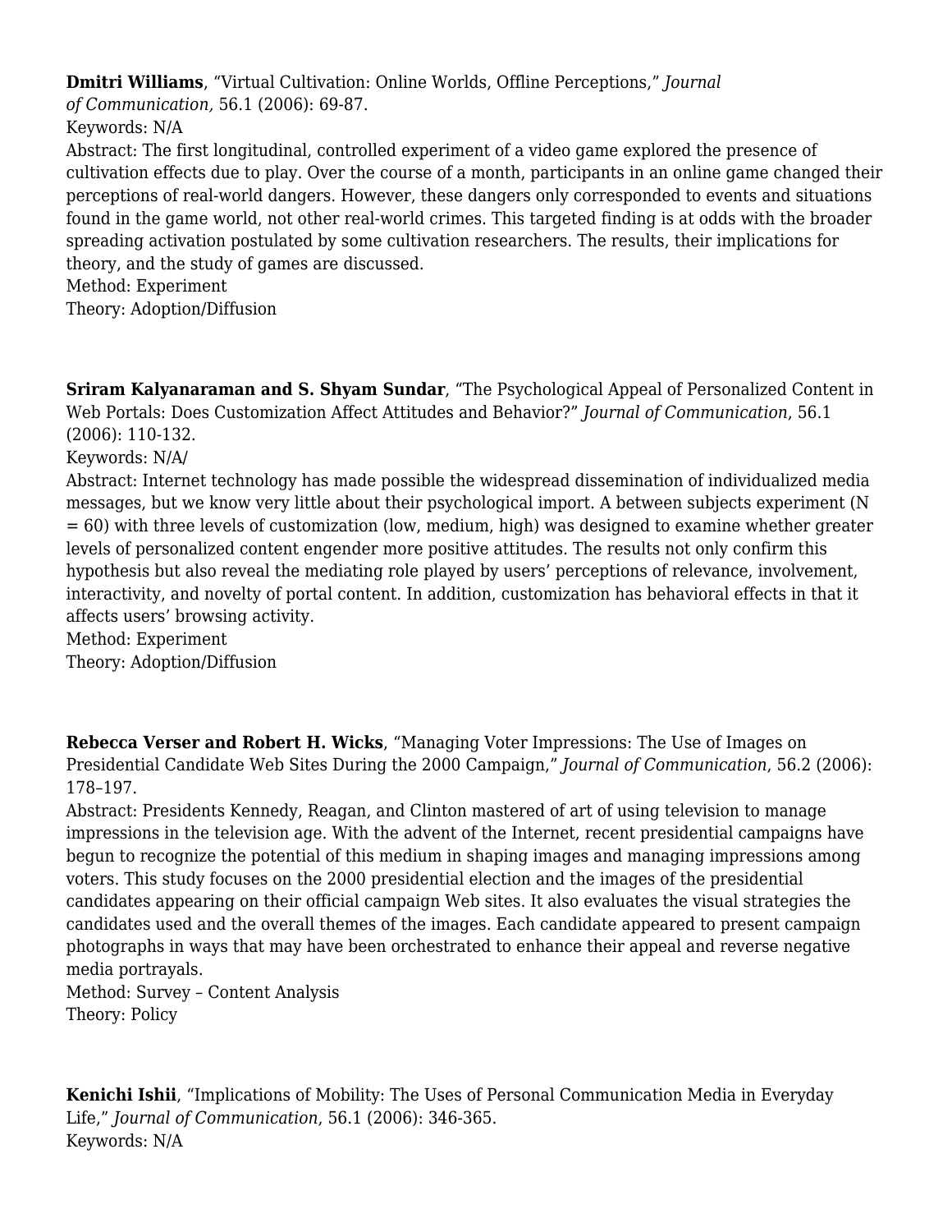**Dmitri Williams**, "Virtual Cultivation: Online Worlds, Offline Perceptions," *Journal of Communication,* 56.1 (2006): 69-87.
Keywords: N/A
Abstract: The first longitudinal, controlled experiment of a video game explored the presence of cultivation effects due to play. Over the course of a month, participants in an online game changed their perceptions of real-world dangers. However, these dangers only corresponded to events and situations found in the game world, not other real-world crimes. This targeted finding is at odds with the broader spreading activation postulated by some cultivation researchers. The results, their implications for theory, and the study of games are discussed.
Method: Experiment
Theory: Adoption/Diffusion

**Sriram Kalyanaraman and S. Shyam Sundar**, "The Psychological Appeal of Personalized Content in Web Portals: Does Customization Affect Attitudes and Behavior?" *Journal of Communication*, 56.1 (2006): 110-132.
Keywords: N/A/
Abstract: Internet technology has made possible the widespread dissemination of individualized media messages, but we know very little about their psychological import. A between subjects experiment (N = 60) with three levels of customization (low, medium, high) was designed to examine whether greater levels of personalized content engender more positive attitudes. The results not only confirm this hypothesis but also reveal the mediating role played by users' perceptions of relevance, involvement, interactivity, and novelty of portal content. In addition, customization has behavioral effects in that it affects users' browsing activity.
Method: Experiment
Theory: Adoption/Diffusion

**Rebecca Verser and Robert H. Wicks**, "Managing Voter Impressions: The Use of Images on Presidential Candidate Web Sites During the 2000 Campaign," *Journal of Communication*, 56.2 (2006): 178–197.
Abstract: Presidents Kennedy, Reagan, and Clinton mastered of art of using television to manage impressions in the television age. With the advent of the Internet, recent presidential campaigns have begun to recognize the potential of this medium in shaping images and managing impressions among voters. This study focuses on the 2000 presidential election and the images of the presidential candidates appearing on their official campaign Web sites. It also evaluates the visual strategies the candidates used and the overall themes of the images. Each candidate appeared to present campaign photographs in ways that may have been orchestrated to enhance their appeal and reverse negative media portrayals.
Method: Survey – Content Analysis
Theory: Policy

**Kenichi Ishii**, "Implications of Mobility: The Uses of Personal Communication Media in Everyday Life," *Journal of Communication*, 56.1 (2006): 346-365.
Keywords: N/A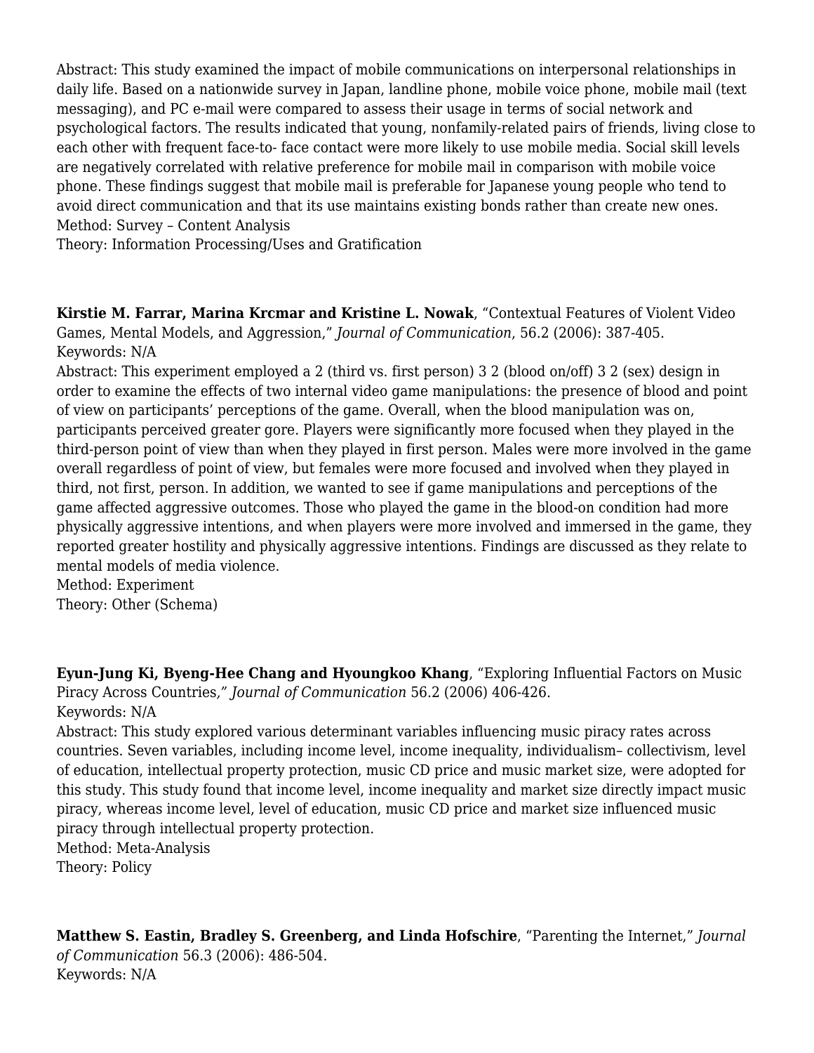Abstract: This study examined the impact of mobile communications on interpersonal relationships in daily life. Based on a nationwide survey in Japan, landline phone, mobile voice phone, mobile mail (text messaging), and PC e-mail were compared to assess their usage in terms of social network and psychological factors. The results indicated that young, nonfamily-related pairs of friends, living close to each other with frequent face-to- face contact were more likely to use mobile media. Social skill levels are negatively correlated with relative preference for mobile mail in comparison with mobile voice phone. These findings suggest that mobile mail is preferable for Japanese young people who tend to avoid direct communication and that its use maintains existing bonds rather than create new ones.
Method: Survey – Content Analysis
Theory: Information Processing/Uses and Gratification

**Kirstie M. Farrar, Marina Krcmar and Kristine L. Nowak**, "Contextual Features of Violent Video Games, Mental Models, and Aggression," *Journal of Communication*, 56.2 (2006): 387-405.
Keywords: N/A
Abstract: This experiment employed a 2 (third vs. first person) 3 2 (blood on/off) 3 2 (sex) design in order to examine the effects of two internal video game manipulations: the presence of blood and point of view on participants' perceptions of the game. Overall, when the blood manipulation was on, participants perceived greater gore. Players were significantly more focused when they played in the third-person point of view than when they played in first person. Males were more involved in the game overall regardless of point of view, but females were more focused and involved when they played in third, not first, person. In addition, we wanted to see if game manipulations and perceptions of the game affected aggressive outcomes. Those who played the game in the blood-on condition had more physically aggressive intentions, and when players were more involved and immersed in the game, they reported greater hostility and physically aggressive intentions. Findings are discussed as they relate to mental models of media violence.
Method: Experiment
Theory: Other (Schema)

**Eyun-Jung Ki, Byeng-Hee Chang and Hyoungkoo Khang**, "Exploring Influential Factors on Music Piracy Across Countries," *Journal of Communication* 56.2 (2006) 406-426.
Keywords: N/A
Abstract: This study explored various determinant variables influencing music piracy rates across countries. Seven variables, including income level, income inequality, individualism– collectivism, level of education, intellectual property protection, music CD price and music market size, were adopted for this study. This study found that income level, income inequality and market size directly impact music piracy, whereas income level, level of education, music CD price and market size influenced music piracy through intellectual property protection.
Method: Meta-Analysis
Theory: Policy

**Matthew S. Eastin, Bradley S. Greenberg, and Linda Hofschire**, "Parenting the Internet," *Journal of Communication* 56.3 (2006): 486-504.
Keywords: N/A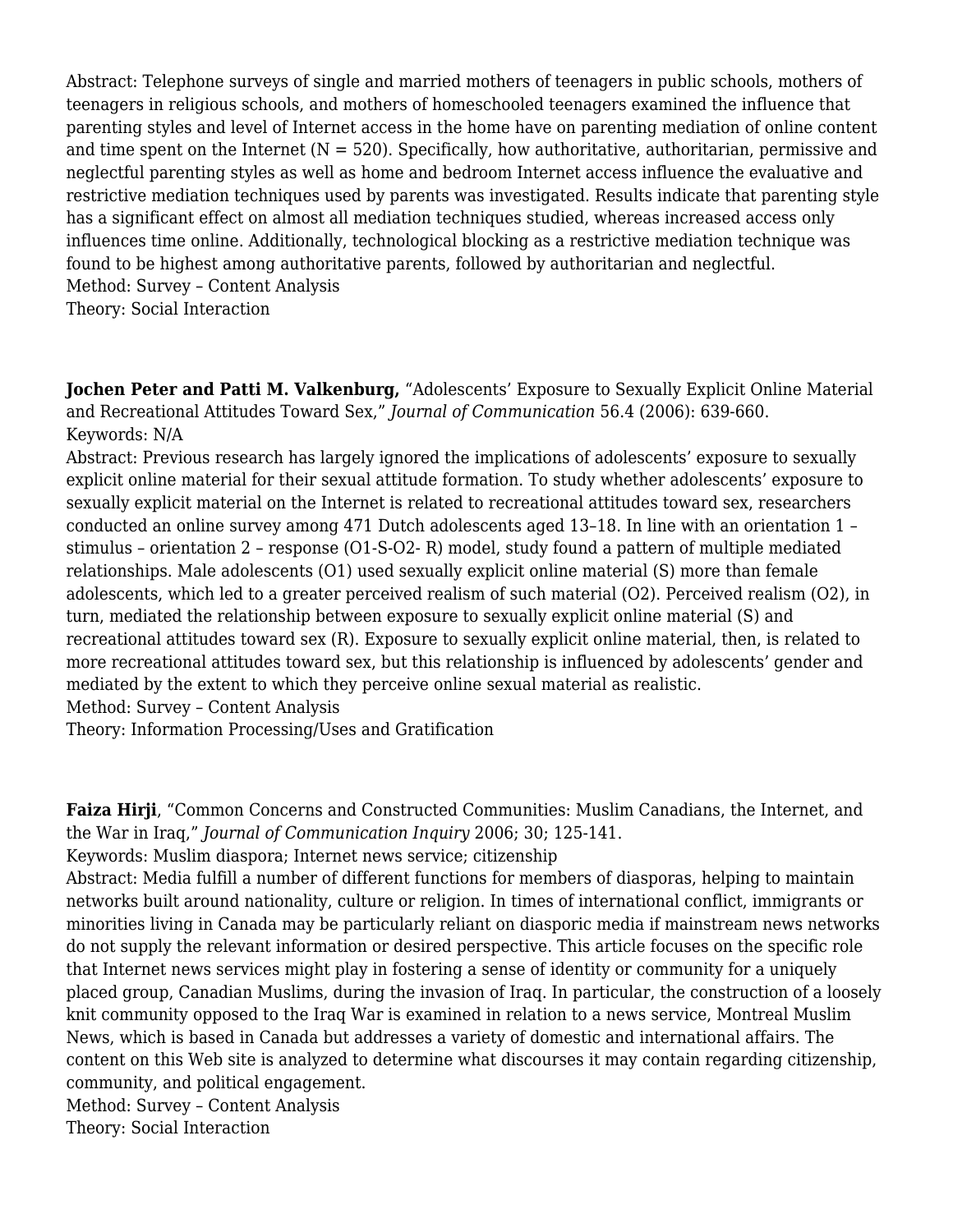Abstract: Telephone surveys of single and married mothers of teenagers in public schools, mothers of teenagers in religious schools, and mothers of homeschooled teenagers examined the influence that parenting styles and level of Internet access in the home have on parenting mediation of online content and time spent on the Internet (N = 520). Specifically, how authoritative, authoritarian, permissive and neglectful parenting styles as well as home and bedroom Internet access influence the evaluative and restrictive mediation techniques used by parents was investigated. Results indicate that parenting style has a significant effect on almost all mediation techniques studied, whereas increased access only influences time online. Additionally, technological blocking as a restrictive mediation technique was found to be highest among authoritative parents, followed by authoritarian and neglectful.
Method: Survey – Content Analysis
Theory: Social Interaction

**Jochen Peter and Patti M. Valkenburg,** "Adolescents' Exposure to Sexually Explicit Online Material and Recreational Attitudes Toward Sex," *Journal of Communication* 56.4 (2006): 639-660.
Keywords: N/A
Abstract: Previous research has largely ignored the implications of adolescents' exposure to sexually explicit online material for their sexual attitude formation. To study whether adolescents' exposure to sexually explicit material on the Internet is related to recreational attitudes toward sex, researchers conducted an online survey among 471 Dutch adolescents aged 13–18. In line with an orientation 1 – stimulus – orientation 2 – response (O1-S-O2- R) model, study found a pattern of multiple mediated relationships. Male adolescents (O1) used sexually explicit online material (S) more than female adolescents, which led to a greater perceived realism of such material (O2). Perceived realism (O2), in turn, mediated the relationship between exposure to sexually explicit online material (S) and recreational attitudes toward sex (R). Exposure to sexually explicit online material, then, is related to more recreational attitudes toward sex, but this relationship is influenced by adolescents' gender and mediated by the extent to which they perceive online sexual material as realistic.
Method: Survey – Content Analysis
Theory: Information Processing/Uses and Gratification

**Faiza Hirji**, "Common Concerns and Constructed Communities: Muslim Canadians, the Internet, and the War in Iraq," *Journal of Communication Inquiry* 2006; 30; 125-141.
Keywords: Muslim diaspora; Internet news service; citizenship
Abstract: Media fulfill a number of different functions for members of diasporas, helping to maintain networks built around nationality, culture or religion. In times of international conflict, immigrants or minorities living in Canada may be particularly reliant on diasporic media if mainstream news networks do not supply the relevant information or desired perspective. This article focuses on the specific role that Internet news services might play in fostering a sense of identity or community for a uniquely placed group, Canadian Muslims, during the invasion of Iraq. In particular, the construction of a loosely knit community opposed to the Iraq War is examined in relation to a news service, Montreal Muslim News, which is based in Canada but addresses a variety of domestic and international affairs. The content on this Web site is analyzed to determine what discourses it may contain regarding citizenship, community, and political engagement.
Method: Survey – Content Analysis
Theory: Social Interaction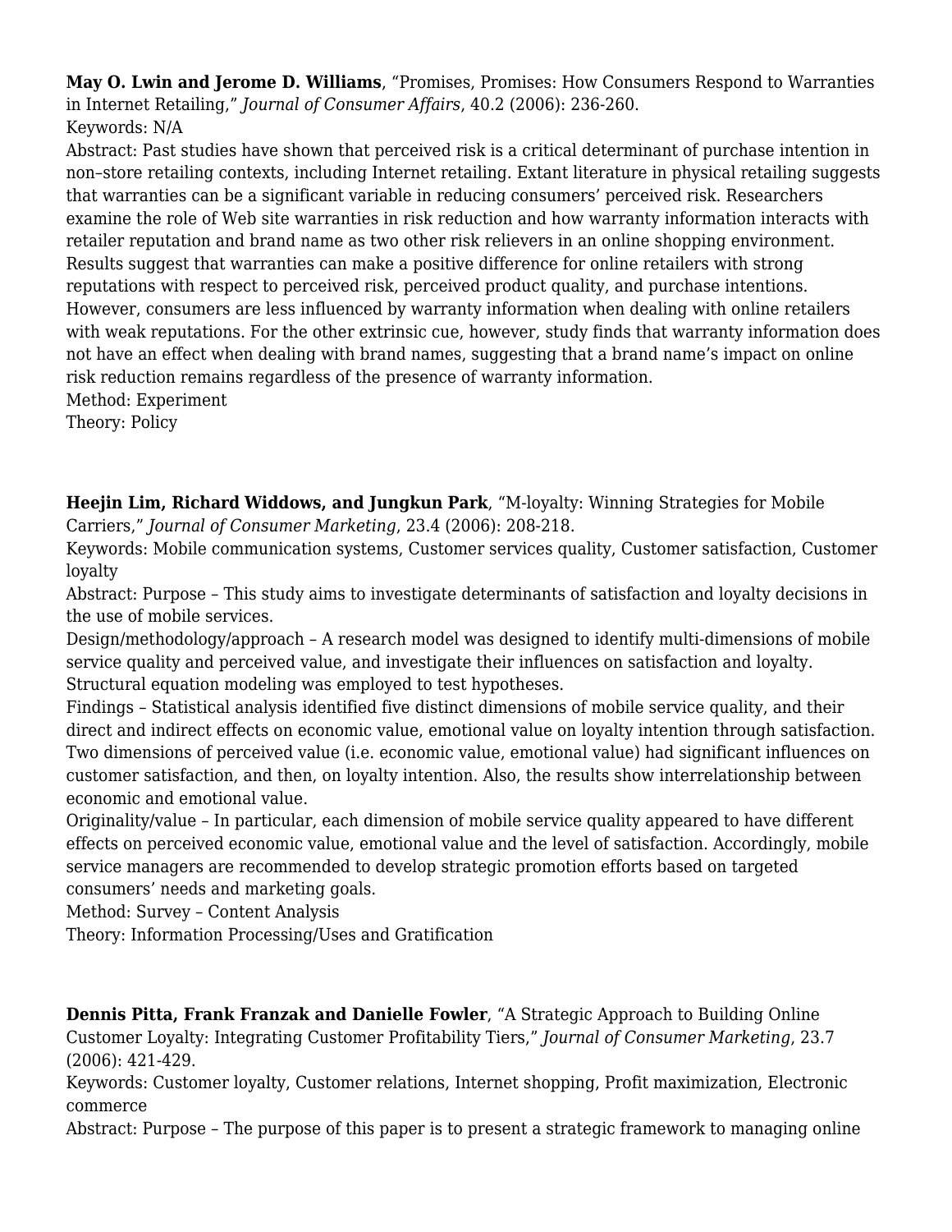**May O. Lwin and Jerome D. Williams**, "Promises, Promises: How Consumers Respond to Warranties in Internet Retailing," *Journal of Consumer Affairs*, 40.2 (2006): 236-260.
Keywords: N/A
Abstract: Past studies have shown that perceived risk is a critical determinant of purchase intention in non–store retailing contexts, including Internet retailing. Extant literature in physical retailing suggests that warranties can be a significant variable in reducing consumers' perceived risk. Researchers examine the role of Web site warranties in risk reduction and how warranty information interacts with retailer reputation and brand name as two other risk relievers in an online shopping environment. Results suggest that warranties can make a positive difference for online retailers with strong reputations with respect to perceived risk, perceived product quality, and purchase intentions. However, consumers are less influenced by warranty information when dealing with online retailers with weak reputations. For the other extrinsic cue, however, study finds that warranty information does not have an effect when dealing with brand names, suggesting that a brand name's impact on online risk reduction remains regardless of the presence of warranty information.
Method: Experiment
Theory: Policy

**Heejin Lim, Richard Widdows, and Jungkun Park**, "M-loyalty: Winning Strategies for Mobile Carriers," *Journal of Consumer Marketing*, 23.4 (2006): 208-218.
Keywords: Mobile communication systems, Customer services quality, Customer satisfaction, Customer loyalty
Abstract: Purpose – This study aims to investigate determinants of satisfaction and loyalty decisions in the use of mobile services.
Design/methodology/approach – A research model was designed to identify multi-dimensions of mobile service quality and perceived value, and investigate their influences on satisfaction and loyalty. Structural equation modeling was employed to test hypotheses.
Findings – Statistical analysis identified five distinct dimensions of mobile service quality, and their direct and indirect effects on economic value, emotional value on loyalty intention through satisfaction. Two dimensions of perceived value (i.e. economic value, emotional value) had significant influences on customer satisfaction, and then, on loyalty intention. Also, the results show interrelationship between economic and emotional value.
Originality/value – In particular, each dimension of mobile service quality appeared to have different effects on perceived economic value, emotional value and the level of satisfaction. Accordingly, mobile service managers are recommended to develop strategic promotion efforts based on targeted consumers' needs and marketing goals.
Method: Survey – Content Analysis
Theory: Information Processing/Uses and Gratification

**Dennis Pitta, Frank Franzak and Danielle Fowler**, "A Strategic Approach to Building Online Customer Loyalty: Integrating Customer Profitability Tiers," *Journal of Consumer Marketing*, 23.7 (2006): 421-429.
Keywords: Customer loyalty, Customer relations, Internet shopping, Profit maximization, Electronic commerce
Abstract: Purpose – The purpose of this paper is to present a strategic framework to managing online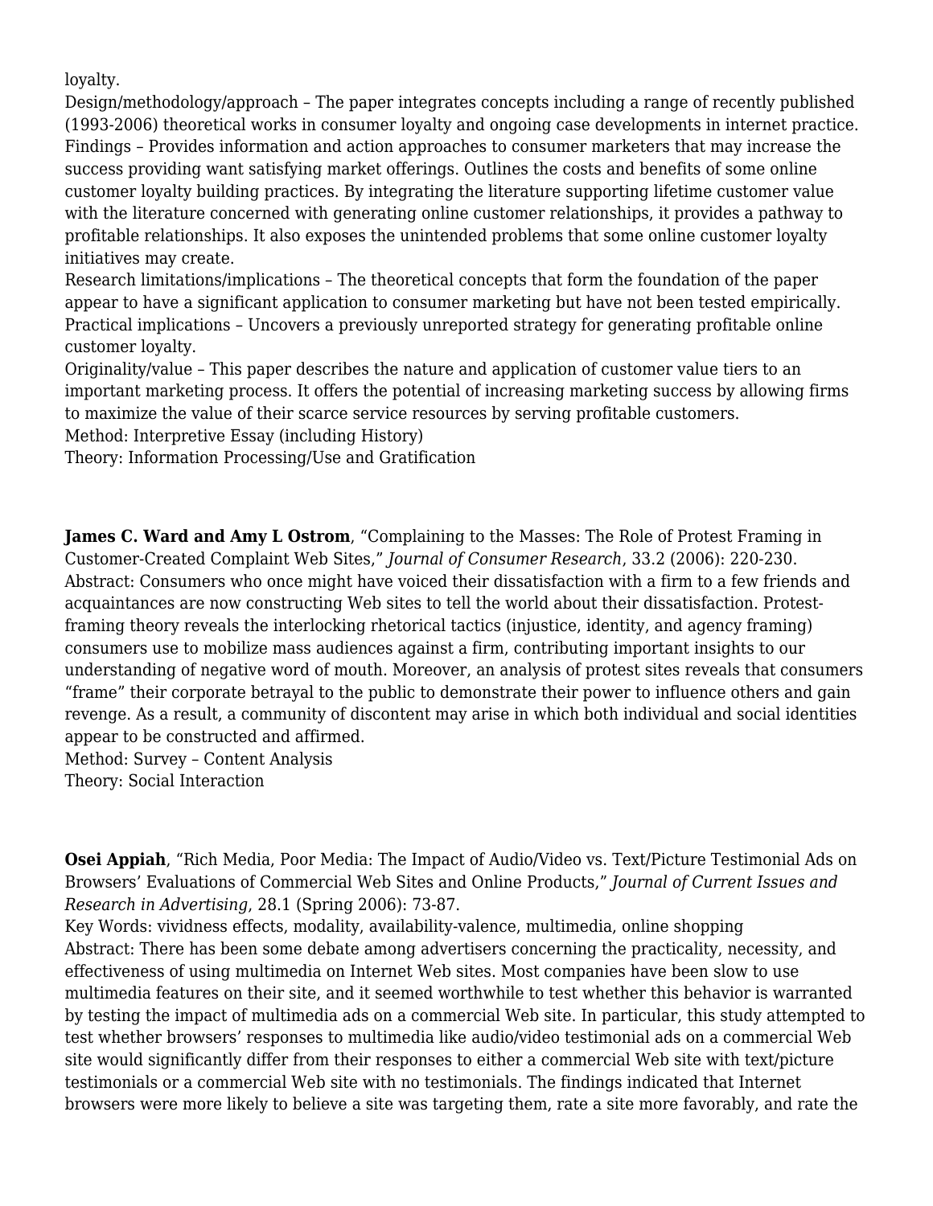loyalty.
Design/methodology/approach – The paper integrates concepts including a range of recently published (1993-2006) theoretical works in consumer loyalty and ongoing case developments in internet practice.
Findings – Provides information and action approaches to consumer marketers that may increase the success providing want satisfying market offerings. Outlines the costs and benefits of some online customer loyalty building practices. By integrating the literature supporting lifetime customer value with the literature concerned with generating online customer relationships, it provides a pathway to profitable relationships. It also exposes the unintended problems that some online customer loyalty initiatives may create.
Research limitations/implications – The theoretical concepts that form the foundation of the paper appear to have a significant application to consumer marketing but have not been tested empirically.
Practical implications – Uncovers a previously unreported strategy for generating profitable online customer loyalty.
Originality/value – This paper describes the nature and application of customer value tiers to an important marketing process. It offers the potential of increasing marketing success by allowing firms to maximize the value of their scarce service resources by serving profitable customers.
Method: Interpretive Essay (including History)
Theory: Information Processing/Use and Gratification

**James C. Ward and Amy L Ostrom**, "Complaining to the Masses: The Role of Protest Framing in Customer-Created Complaint Web Sites," *Journal of Consumer Research*, 33.2 (2006): 220-230.
Abstract: Consumers who once might have voiced their dissatisfaction with a firm to a few friends and acquaintances are now constructing Web sites to tell the world about their dissatisfaction. Protest-framing theory reveals the interlocking rhetorical tactics (injustice, identity, and agency framing) consumers use to mobilize mass audiences against a firm, contributing important insights to our understanding of negative word of mouth. Moreover, an analysis of protest sites reveals that consumers "frame" their corporate betrayal to the public to demonstrate their power to influence others and gain revenge. As a result, a community of discontent may arise in which both individual and social identities appear to be constructed and affirmed.
Method: Survey – Content Analysis
Theory: Social Interaction

**Osei Appiah**, "Rich Media, Poor Media: The Impact of Audio/Video vs. Text/Picture Testimonial Ads on Browsers' Evaluations of Commercial Web Sites and Online Products," *Journal of Current Issues and Research in Advertising*, 28.1 (Spring 2006): 73-87.
Key Words: vividness effects, modality, availability-valence, multimedia, online shopping
Abstract: There has been some debate among advertisers concerning the practicality, necessity, and effectiveness of using multimedia on Internet Web sites. Most companies have been slow to use multimedia features on their site, and it seemed worthwhile to test whether this behavior is warranted by testing the impact of multimedia ads on a commercial Web site. In particular, this study attempted to test whether browsers' responses to multimedia like audio/video testimonial ads on a commercial Web site would significantly differ from their responses to either a commercial Web site with text/picture testimonials or a commercial Web site with no testimonials. The findings indicated that Internet browsers were more likely to believe a site was targeting them, rate a site more favorably, and rate the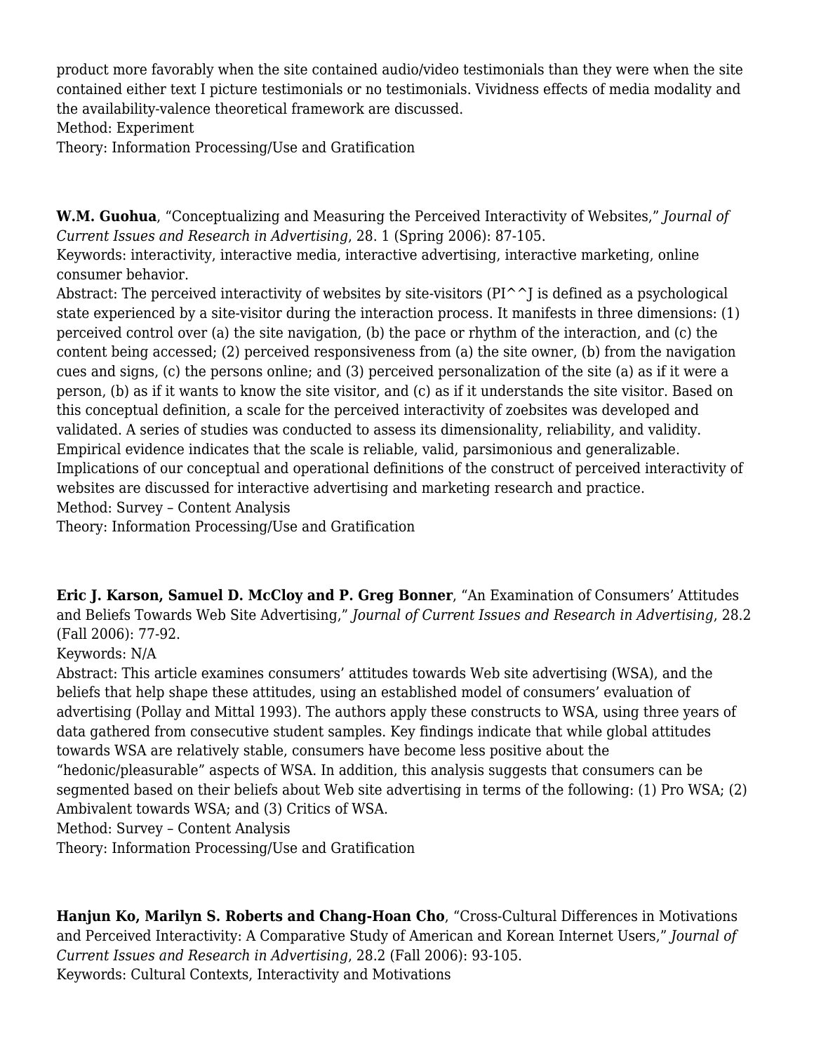product more favorably when the site contained audio/video testimonials than they were when the site contained either text I picture testimonials or no testimonials. Vividness effects of media modality and the availability-valence theoretical framework are discussed.
Method: Experiment
Theory: Information Processing/Use and Gratification

**W.M. Guohua**, "Conceptualizing and Measuring the Perceived Interactivity of Websites," *Journal of Current Issues and Research in Advertising*, 28. 1 (Spring 2006): 87-105.
Keywords: interactivity, interactive media, interactive advertising, interactive marketing, online consumer behavior.
Abstract: The perceived interactivity of websites by site-visitors (PI^^J is defined as a psychological state experienced by a site-visitor during the interaction process. It manifests in three dimensions: (1) perceived control over (a) the site navigation, (b) the pace or rhythm of the interaction, and (c) the content being accessed; (2) perceived responsiveness from (a) the site owner, (b) from the navigation cues and signs, (c) the persons online; and (3) perceived personalization of the site (a) as if it were a person, (b) as if it wants to know the site visitor, and (c) as if it understands the site visitor. Based on this conceptual definition, a scale for the perceived interactivity of zoebsites was developed and validated. A series of studies was conducted to assess its dimensionality, reliability, and validity. Empirical evidence indicates that the scale is reliable, valid, parsimonious and generalizable. Implications of our conceptual and operational definitions of the construct of perceived interactivity of websites are discussed for interactive advertising and marketing research and practice.
Method: Survey – Content Analysis
Theory: Information Processing/Use and Gratification

**Eric J. Karson, Samuel D. McCloy and P. Greg Bonner**, "An Examination of Consumers' Attitudes and Beliefs Towards Web Site Advertising," *Journal of Current Issues and Research in Advertising*, 28.2 (Fall 2006): 77-92.
Keywords: N/A
Abstract: This article examines consumers' attitudes towards Web site advertising (WSA), and the beliefs that help shape these attitudes, using an established model of consumers' evaluation of advertising (Pollay and Mittal 1993). The authors apply these constructs to WSA, using three years of data gathered from consecutive student samples. Key findings indicate that while global attitudes towards WSA are relatively stable, consumers have become less positive about the "hedonic/pleasurable" aspects of WSA. In addition, this analysis suggests that consumers can be segmented based on their beliefs about Web site advertising in terms of the following: (1) Pro WSA; (2) Ambivalent towards WSA; and (3) Critics of WSA.
Method: Survey – Content Analysis
Theory: Information Processing/Use and Gratification

**Hanjun Ko, Marilyn S. Roberts and Chang-Hoan Cho**, "Cross-Cultural Differences in Motivations and Perceived Interactivity: A Comparative Study of American and Korean Internet Users," *Journal of Current Issues and Research in Advertising*, 28.2 (Fall 2006): 93-105.
Keywords: Cultural Contexts, Interactivity and Motivations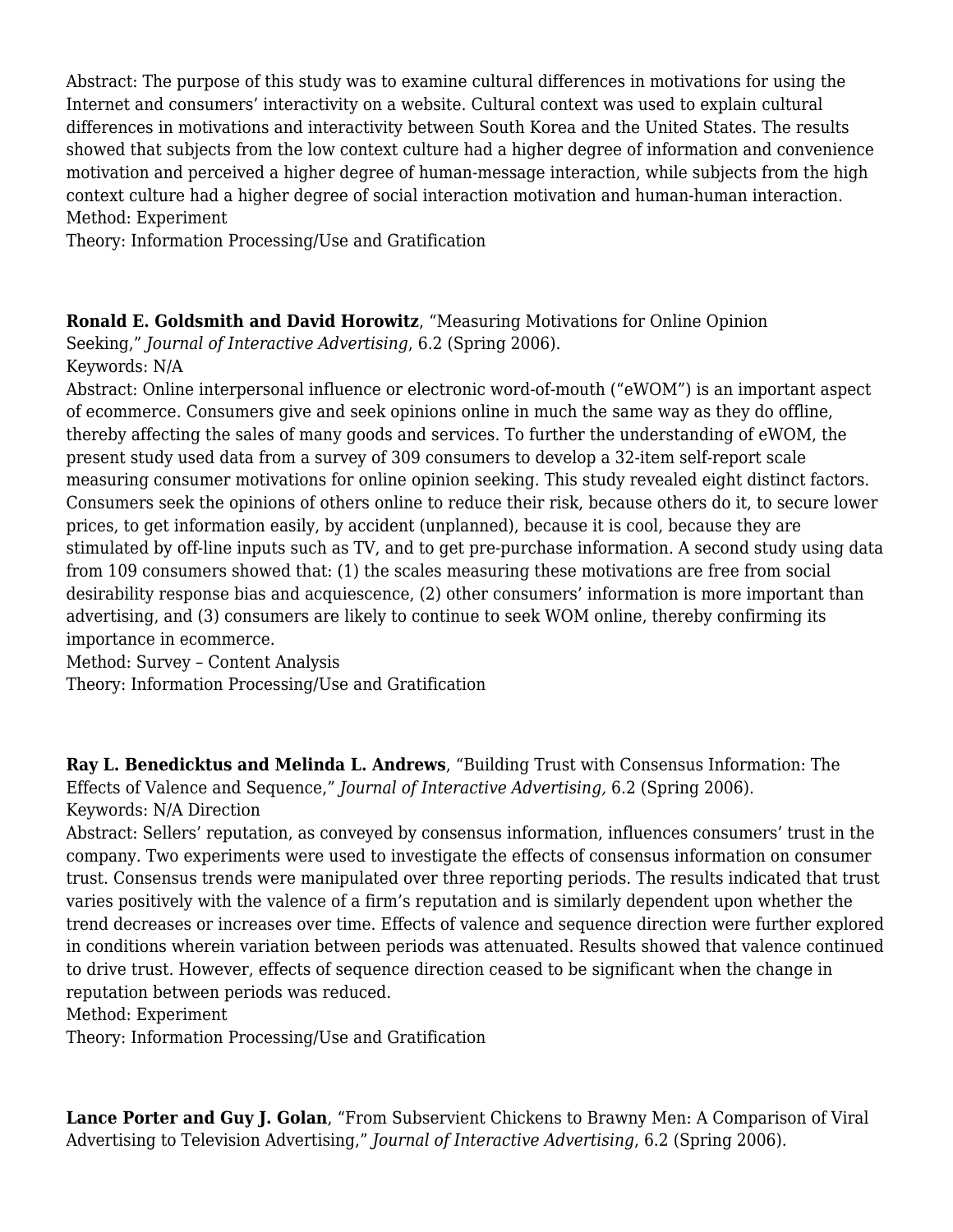Abstract: The purpose of this study was to examine cultural differences in motivations for using the Internet and consumers' interactivity on a website. Cultural context was used to explain cultural differences in motivations and interactivity between South Korea and the United States. The results showed that subjects from the low context culture had a higher degree of information and convenience motivation and perceived a higher degree of human-message interaction, while subjects from the high context culture had a higher degree of social interaction motivation and human-human interaction.
Method: Experiment
Theory: Information Processing/Use and Gratification

**Ronald E. Goldsmith and David Horowitz**, "Measuring Motivations for Online Opinion Seeking," *Journal of Interactive Advertising*, 6.2 (Spring 2006).
Keywords: N/A
Abstract: Online interpersonal influence or electronic word-of-mouth ("eWOM") is an important aspect of ecommerce. Consumers give and seek opinions online in much the same way as they do offline, thereby affecting the sales of many goods and services. To further the understanding of eWOM, the present study used data from a survey of 309 consumers to develop a 32-item self-report scale measuring consumer motivations for online opinion seeking. This study revealed eight distinct factors. Consumers seek the opinions of others online to reduce their risk, because others do it, to secure lower prices, to get information easily, by accident (unplanned), because it is cool, because they are stimulated by off-line inputs such as TV, and to get pre-purchase information. A second study using data from 109 consumers showed that: (1) the scales measuring these motivations are free from social desirability response bias and acquiescence, (2) other consumers' information is more important than advertising, and (3) consumers are likely to continue to seek WOM online, thereby confirming its importance in ecommerce.
Method: Survey – Content Analysis
Theory: Information Processing/Use and Gratification

**Ray L. Benedicktus and Melinda L. Andrews**, "Building Trust with Consensus Information: The Effects of Valence and Sequence," *Journal of Interactive Advertising,* 6.2 (Spring 2006).
Keywords: N/A Direction
Abstract: Sellers' reputation, as conveyed by consensus information, influences consumers' trust in the company. Two experiments were used to investigate the effects of consensus information on consumer trust. Consensus trends were manipulated over three reporting periods. The results indicated that trust varies positively with the valence of a firm's reputation and is similarly dependent upon whether the trend decreases or increases over time. Effects of valence and sequence direction were further explored in conditions wherein variation between periods was attenuated. Results showed that valence continued to drive trust. However, effects of sequence direction ceased to be significant when the change in reputation between periods was reduced.
Method: Experiment
Theory: Information Processing/Use and Gratification

**Lance Porter and Guy J. Golan**, "From Subservient Chickens to Brawny Men: A Comparison of Viral Advertising to Television Advertising," *Journal of Interactive Advertising*, 6.2 (Spring 2006).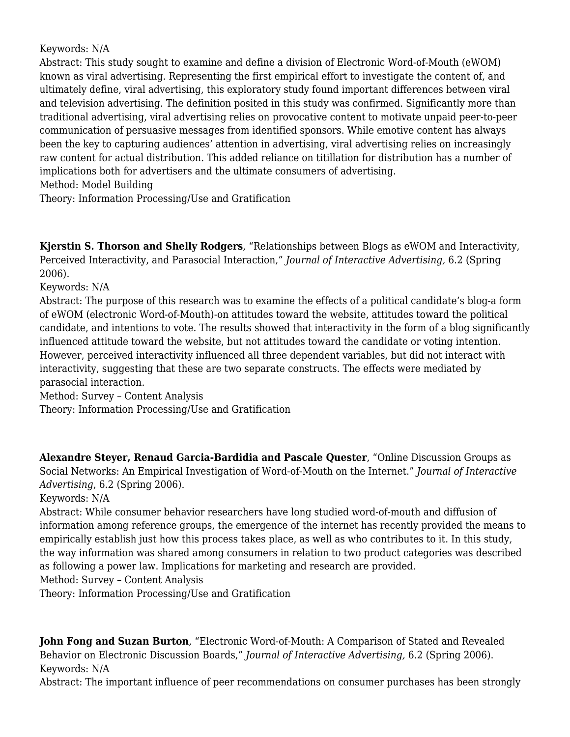Keywords: N/A
Abstract: This study sought to examine and define a division of Electronic Word-of-Mouth (eWOM) known as viral advertising. Representing the first empirical effort to investigate the content of, and ultimately define, viral advertising, this exploratory study found important differences between viral and television advertising. The definition posited in this study was confirmed. Significantly more than traditional advertising, viral advertising relies on provocative content to motivate unpaid peer-to-peer communication of persuasive messages from identified sponsors. While emotive content has always been the key to capturing audiences' attention in advertising, viral advertising relies on increasingly raw content for actual distribution. This added reliance on titillation for distribution has a number of implications both for advertisers and the ultimate consumers of advertising.
Method: Model Building
Theory: Information Processing/Use and Gratification

**Kjerstin S. Thorson and Shelly Rodgers**, "Relationships between Blogs as eWOM and Interactivity, Perceived Interactivity, and Parasocial Interaction," *Journal of Interactive Advertising,* 6.2 (Spring 2006).
Keywords: N/A
Abstract: The purpose of this research was to examine the effects of a political candidate's blog-a form of eWOM (electronic Word-of-Mouth)-on attitudes toward the website, attitudes toward the political candidate, and intentions to vote. The results showed that interactivity in the form of a blog significantly influenced attitude toward the website, but not attitudes toward the candidate or voting intention. However, perceived interactivity influenced all three dependent variables, but did not interact with interactivity, suggesting that these are two separate constructs. The effects were mediated by parasocial interaction.
Method: Survey – Content Analysis
Theory: Information Processing/Use and Gratification

**Alexandre Steyer, Renaud Garcia-Bardidia and Pascale Quester**, "Online Discussion Groups as Social Networks: An Empirical Investigation of Word-of-Mouth on the Internet." *Journal of Interactive Advertising*, 6.2 (Spring 2006).
Keywords: N/A
Abstract: While consumer behavior researchers have long studied word-of-mouth and diffusion of information among reference groups, the emergence of the internet has recently provided the means to empirically establish just how this process takes place, as well as who contributes to it. In this study, the way information was shared among consumers in relation to two product categories was described as following a power law. Implications for marketing and research are provided.
Method: Survey – Content Analysis
Theory: Information Processing/Use and Gratification

**John Fong and Suzan Burton**, "Electronic Word-of-Mouth: A Comparison of Stated and Revealed Behavior on Electronic Discussion Boards," *Journal of Interactive Advertising,* 6.2 (Spring 2006).
Keywords: N/A
Abstract: The important influence of peer recommendations on consumer purchases has been strongly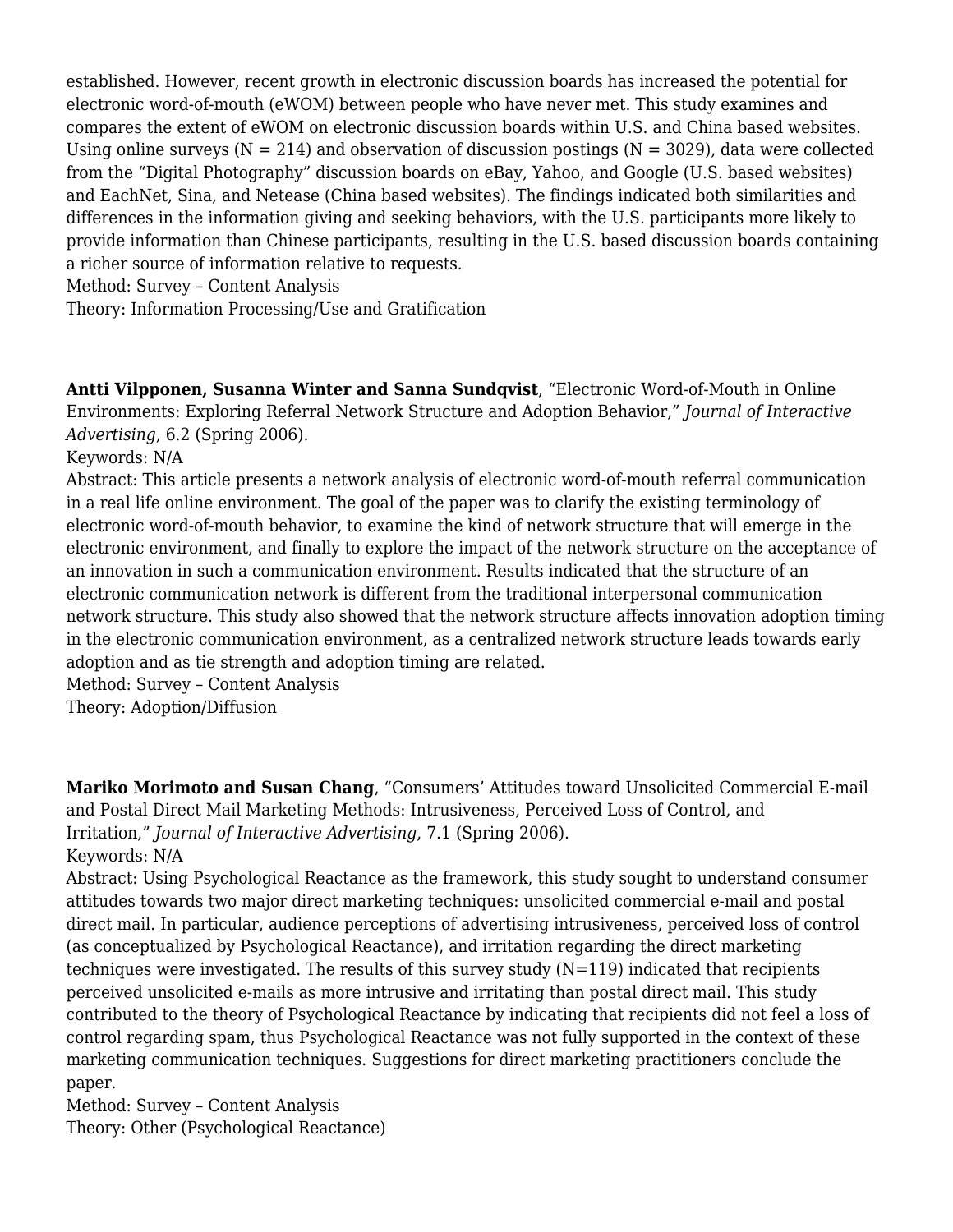established. However, recent growth in electronic discussion boards has increased the potential for electronic word-of-mouth (eWOM) between people who have never met. This study examines and compares the extent of eWOM on electronic discussion boards within U.S. and China based websites. Using online surveys (N = 214) and observation of discussion postings (N = 3029), data were collected from the "Digital Photography" discussion boards on eBay, Yahoo, and Google (U.S. based websites) and EachNet, Sina, and Netease (China based websites). The findings indicated both similarities and differences in the information giving and seeking behaviors, with the U.S. participants more likely to provide information than Chinese participants, resulting in the U.S. based discussion boards containing a richer source of information relative to requests.
Method: Survey – Content Analysis
Theory: Information Processing/Use and Gratification

**Antti Vilpponen, Susanna Winter and Sanna Sundqvist**, "Electronic Word-of-Mouth in Online Environments: Exploring Referral Network Structure and Adoption Behavior," *Journal of Interactive Advertising*, 6.2 (Spring 2006).
Keywords: N/A
Abstract: This article presents a network analysis of electronic word-of-mouth referral communication in a real life online environment. The goal of the paper was to clarify the existing terminology of electronic word-of-mouth behavior, to examine the kind of network structure that will emerge in the electronic environment, and finally to explore the impact of the network structure on the acceptance of an innovation in such a communication environment. Results indicated that the structure of an electronic communication network is different from the traditional interpersonal communication network structure. This study also showed that the network structure affects innovation adoption timing in the electronic communication environment, as a centralized network structure leads towards early adoption and as tie strength and adoption timing are related.
Method: Survey – Content Analysis
Theory: Adoption/Diffusion

**Mariko Morimoto and Susan Chang**, "Consumers' Attitudes toward Unsolicited Commercial E-mail and Postal Direct Mail Marketing Methods: Intrusiveness, Perceived Loss of Control, and Irritation," *Journal of Interactive Advertising*, 7.1 (Spring 2006).
Keywords: N/A
Abstract: Using Psychological Reactance as the framework, this study sought to understand consumer attitudes towards two major direct marketing techniques: unsolicited commercial e-mail and postal direct mail. In particular, audience perceptions of advertising intrusiveness, perceived loss of control (as conceptualized by Psychological Reactance), and irritation regarding the direct marketing techniques were investigated. The results of this survey study (N=119) indicated that recipients perceived unsolicited e-mails as more intrusive and irritating than postal direct mail. This study contributed to the theory of Psychological Reactance by indicating that recipients did not feel a loss of control regarding spam, thus Psychological Reactance was not fully supported in the context of these marketing communication techniques. Suggestions for direct marketing practitioners conclude the paper.
Method: Survey – Content Analysis
Theory: Other (Psychological Reactance)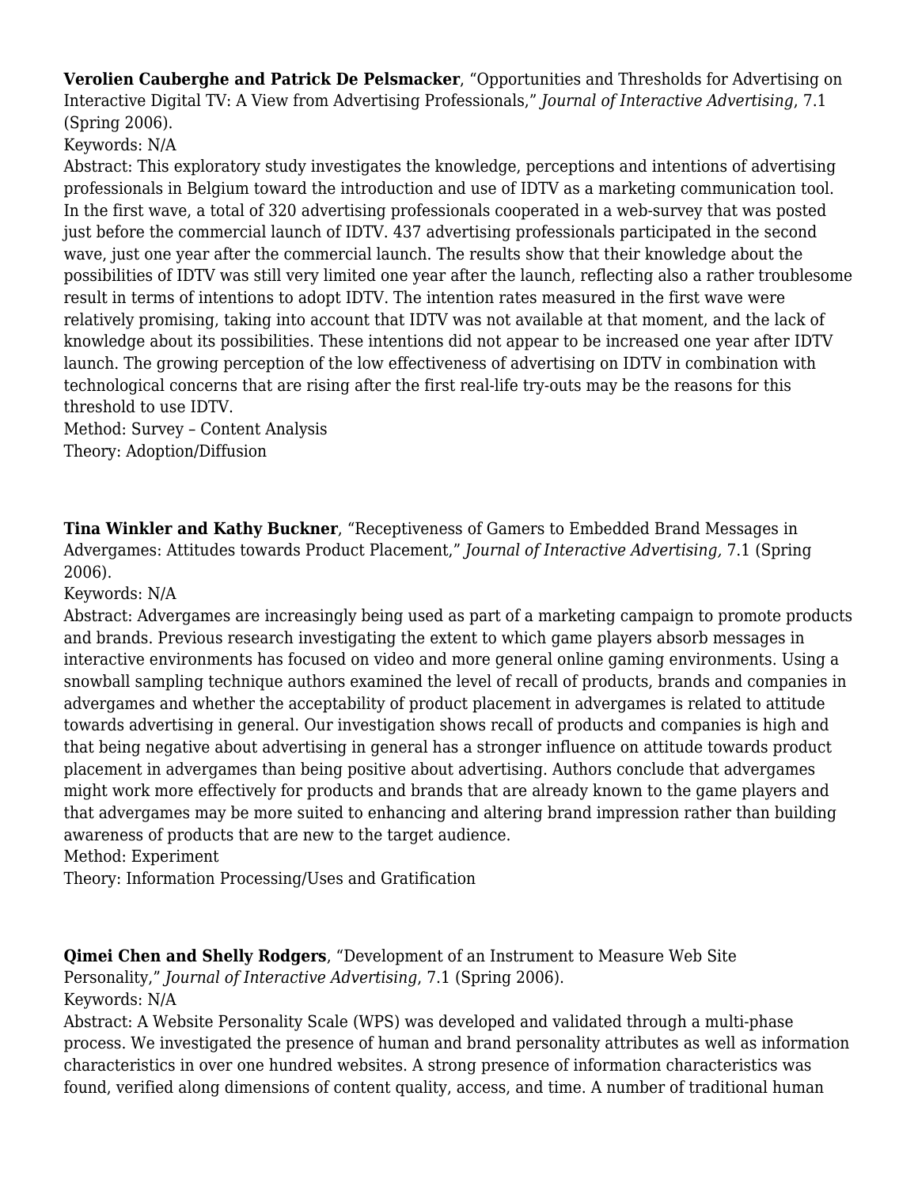**Verolien Cauberghe and Patrick De Pelsmacker**, "Opportunities and Thresholds for Advertising on Interactive Digital TV: A View from Advertising Professionals," *Journal of Interactive Advertising*, 7.1 (Spring 2006).
Keywords: N/A
Abstract: This exploratory study investigates the knowledge, perceptions and intentions of advertising professionals in Belgium toward the introduction and use of IDTV as a marketing communication tool. In the first wave, a total of 320 advertising professionals cooperated in a web-survey that was posted just before the commercial launch of IDTV. 437 advertising professionals participated in the second wave, just one year after the commercial launch. The results show that their knowledge about the possibilities of IDTV was still very limited one year after the launch, reflecting also a rather troublesome result in terms of intentions to adopt IDTV. The intention rates measured in the first wave were relatively promising, taking into account that IDTV was not available at that moment, and the lack of knowledge about its possibilities. These intentions did not appear to be increased one year after IDTV launch. The growing perception of the low effectiveness of advertising on IDTV in combination with technological concerns that are rising after the first real-life try-outs may be the reasons for this threshold to use IDTV.
Method: Survey – Content Analysis
Theory: Adoption/Diffusion

**Tina Winkler and Kathy Buckner**, "Receptiveness of Gamers to Embedded Brand Messages in Advergames: Attitudes towards Product Placement," *Journal of Interactive Advertising*, 7.1 (Spring 2006).
Keywords: N/A
Abstract: Advergames are increasingly being used as part of a marketing campaign to promote products and brands. Previous research investigating the extent to which game players absorb messages in interactive environments has focused on video and more general online gaming environments. Using a snowball sampling technique authors examined the level of recall of products, brands and companies in advergames and whether the acceptability of product placement in advergames is related to attitude towards advertising in general. Our investigation shows recall of products and companies is high and that being negative about advertising in general has a stronger influence on attitude towards product placement in advergames than being positive about advertising. Authors conclude that advergames might work more effectively for products and brands that are already known to the game players and that advergames may be more suited to enhancing and altering brand impression rather than building awareness of products that are new to the target audience.
Method: Experiment
Theory: Information Processing/Uses and Gratification

**Qimei Chen and Shelly Rodgers**, "Development of an Instrument to Measure Web Site Personality," *Journal of Interactive Advertising*, 7.1 (Spring 2006).
Keywords: N/A
Abstract: A Website Personality Scale (WPS) was developed and validated through a multi-phase process. We investigated the presence of human and brand personality attributes as well as information characteristics in over one hundred websites. A strong presence of information characteristics was found, verified along dimensions of content quality, access, and time. A number of traditional human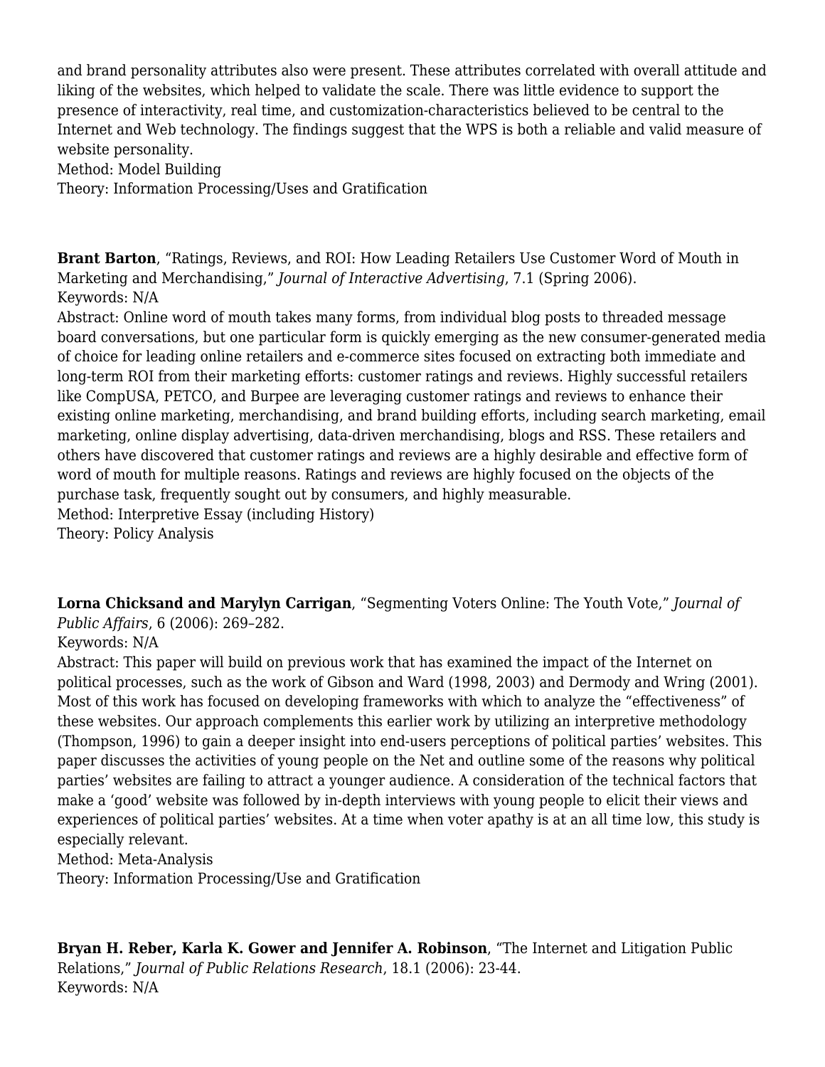and brand personality attributes also were present. These attributes correlated with overall attitude and liking of the websites, which helped to validate the scale. There was little evidence to support the presence of interactivity, real time, and customization-characteristics believed to be central to the Internet and Web technology. The findings suggest that the WPS is both a reliable and valid measure of website personality.
Method: Model Building
Theory: Information Processing/Uses and Gratification

**Brant Barton**, "Ratings, Reviews, and ROI: How Leading Retailers Use Customer Word of Mouth in Marketing and Merchandising," *Journal of Interactive Advertising*, 7.1 (Spring 2006).
Keywords: N/A
Abstract: Online word of mouth takes many forms, from individual blog posts to threaded message board conversations, but one particular form is quickly emerging as the new consumer-generated media of choice for leading online retailers and e-commerce sites focused on extracting both immediate and long-term ROI from their marketing efforts: customer ratings and reviews. Highly successful retailers like CompUSA, PETCO, and Burpee are leveraging customer ratings and reviews to enhance their existing online marketing, merchandising, and brand building efforts, including search marketing, email marketing, online display advertising, data-driven merchandising, blogs and RSS. These retailers and others have discovered that customer ratings and reviews are a highly desirable and effective form of word of mouth for multiple reasons. Ratings and reviews are highly focused on the objects of the purchase task, frequently sought out by consumers, and highly measurable.
Method: Interpretive Essay (including History)
Theory: Policy Analysis

**Lorna Chicksand and Marylyn Carrigan**, "Segmenting Voters Online: The Youth Vote," *Journal of Public Affairs*, 6 (2006): 269–282.
Keywords: N/A
Abstract: This paper will build on previous work that has examined the impact of the Internet on political processes, such as the work of Gibson and Ward (1998, 2003) and Dermody and Wring (2001). Most of this work has focused on developing frameworks with which to analyze the "effectiveness" of these websites. Our approach complements this earlier work by utilizing an interpretive methodology (Thompson, 1996) to gain a deeper insight into end-users perceptions of political parties' websites. This paper discusses the activities of young people on the Net and outline some of the reasons why political parties' websites are failing to attract a younger audience. A consideration of the technical factors that make a 'good' website was followed by in-depth interviews with young people to elicit their views and experiences of political parties' websites. At a time when voter apathy is at an all time low, this study is especially relevant.
Method: Meta-Analysis
Theory: Information Processing/Use and Gratification

**Bryan H. Reber, Karla K. Gower and Jennifer A. Robinson**, "The Internet and Litigation Public Relations," *Journal of Public Relations Research*, 18.1 (2006): 23-44.
Keywords: N/A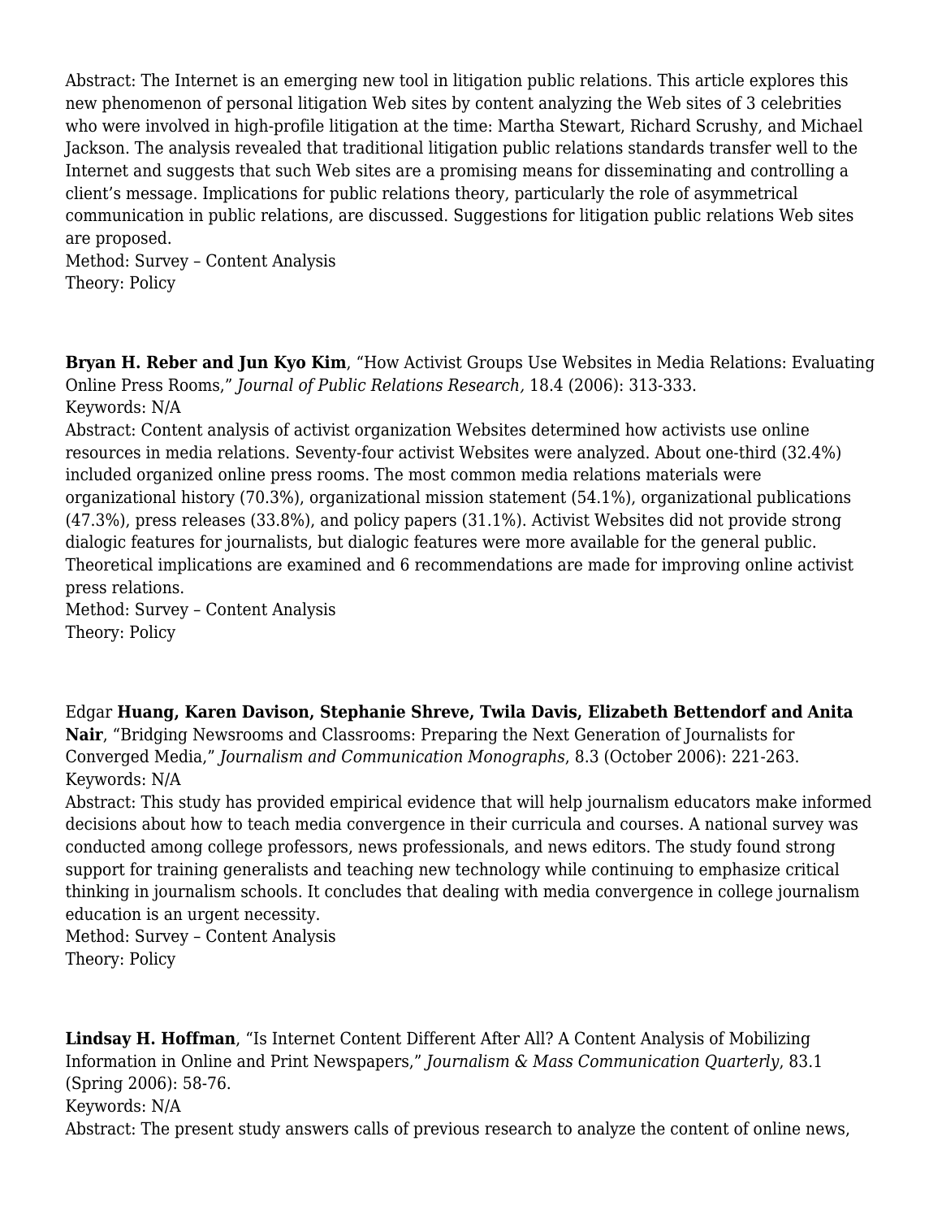Abstract: The Internet is an emerging new tool in litigation public relations. This article explores this new phenomenon of personal litigation Web sites by content analyzing the Web sites of 3 celebrities who were involved in high-profile litigation at the time: Martha Stewart, Richard Scrushy, and Michael Jackson. The analysis revealed that traditional litigation public relations standards transfer well to the Internet and suggests that such Web sites are a promising means for disseminating and controlling a client's message. Implications for public relations theory, particularly the role of asymmetrical communication in public relations, are discussed. Suggestions for litigation public relations Web sites are proposed.
Method: Survey – Content Analysis
Theory: Policy

**Bryan H. Reber and Jun Kyo Kim**, "How Activist Groups Use Websites in Media Relations: Evaluating Online Press Rooms," *Journal of Public Relations Research,* 18.4 (2006): 313-333.
Keywords: N/A
Abstract: Content analysis of activist organization Websites determined how activists use online resources in media relations. Seventy-four activist Websites were analyzed. About one-third (32.4%) included organized online press rooms. The most common media relations materials were organizational history (70.3%), organizational mission statement (54.1%), organizational publications (47.3%), press releases (33.8%), and policy papers (31.1%). Activist Websites did not provide strong dialogic features for journalists, but dialogic features were more available for the general public. Theoretical implications are examined and 6 recommendations are made for improving online activist press relations.
Method: Survey – Content Analysis
Theory: Policy

Edgar **Huang, Karen Davison, Stephanie Shreve, Twila Davis, Elizabeth Bettendorf and Anita Nair**, "Bridging Newsrooms and Classrooms: Preparing the Next Generation of Journalists for Converged Media," *Journalism and Communication Monographs*, 8.3 (October 2006): 221-263.
Keywords: N/A
Abstract: This study has provided empirical evidence that will help journalism educators make informed decisions about how to teach media convergence in their curricula and courses. A national survey was conducted among college professors, news professionals, and news editors. The study found strong support for training generalists and teaching new technology while continuing to emphasize critical thinking in journalism schools. It concludes that dealing with media convergence in college journalism education is an urgent necessity.
Method: Survey – Content Analysis
Theory: Policy

**Lindsay H. Hoffman**, "Is Internet Content Different After All? A Content Analysis of Mobilizing Information in Online and Print Newspapers," *Journalism & Mass Communication Quarterly*, 83.1 (Spring 2006): 58-76.
Keywords: N/A
Abstract: The present study answers calls of previous research to analyze the content of online news,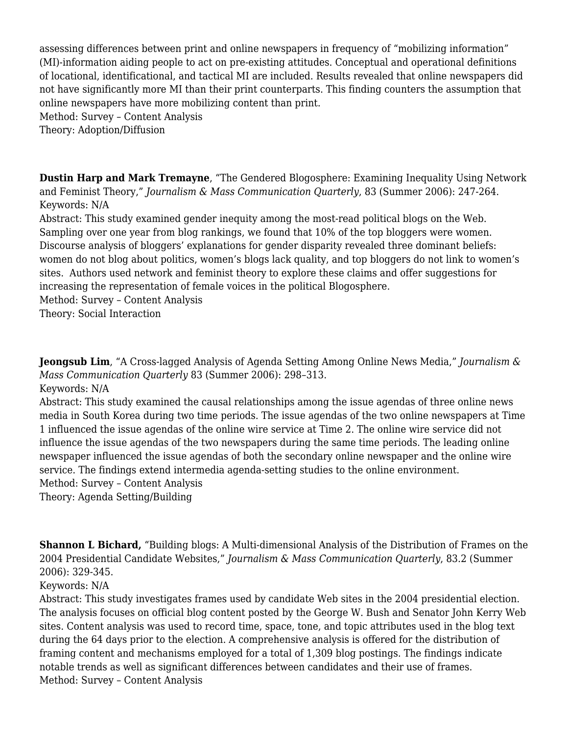assessing differences between print and online newspapers in frequency of “mobilizing information” (MI)-information aiding people to act on pre-existing attitudes. Conceptual and operational definitions of locational, identificational, and tactical MI are included. Results revealed that online newspapers did not have significantly more MI than their print counterparts. This finding counters the assumption that online newspapers have more mobilizing content than print.
Method: Survey – Content Analysis
Theory: Adoption/Diffusion

**Dustin Harp and Mark Tremayne**, “The Gendered Blogosphere: Examining Inequality Using Network and Feminist Theory,” *Journalism & Mass Communication Quarterly*, 83 (Summer 2006): 247-264.
Keywords: N/A
Abstract: This study examined gender inequity among the most-read political blogs on the Web. Sampling over one year from blog rankings, we found that 10% of the top bloggers were women. Discourse analysis of bloggers’ explanations for gender disparity revealed three dominant beliefs: women do not blog about politics, women’s blogs lack quality, and top bloggers do not link to women’s sites.  Authors used network and feminist theory to explore these claims and offer suggestions for increasing the representation of female voices in the political Blogosphere.
Method: Survey – Content Analysis
Theory: Social Interaction

**Jeongsub Lim**, “A Cross-lagged Analysis of Agenda Setting Among Online News Media,” *Journalism & Mass Communication Quarterly* 83 (Summer 2006): 298–313.
Keywords: N/A
Abstract: This study examined the causal relationships among the issue agendas of three online news media in South Korea during two time periods. The issue agendas of the two online newspapers at Time 1 influenced the issue agendas of the online wire service at Time 2. The online wire service did not influence the issue agendas of the two newspapers during the same time periods. The leading online newspaper influenced the issue agendas of both the secondary online newspaper and the online wire service. The findings extend intermedia agenda-setting studies to the online environment.
Method: Survey – Content Analysis
Theory: Agenda Setting/Building

**Shannon L Bichard,** “Building blogs: A Multi-dimensional Analysis of the Distribution of Frames on the 2004 Presidential Candidate Websites,” *Journalism & Mass Communication Quarterly*, 83.2 (Summer 2006): 329-345.
Keywords: N/A
Abstract: This study investigates frames used by candidate Web sites in the 2004 presidential election. The analysis focuses on official blog content posted by the George W. Bush and Senator John Kerry Web sites. Content analysis was used to record time, space, tone, and topic attributes used in the blog text during the 64 days prior to the election. A comprehensive analysis is offered for the distribution of framing content and mechanisms employed for a total of 1,309 blog postings. The findings indicate notable trends as well as significant differences between candidates and their use of frames.
Method: Survey – Content Analysis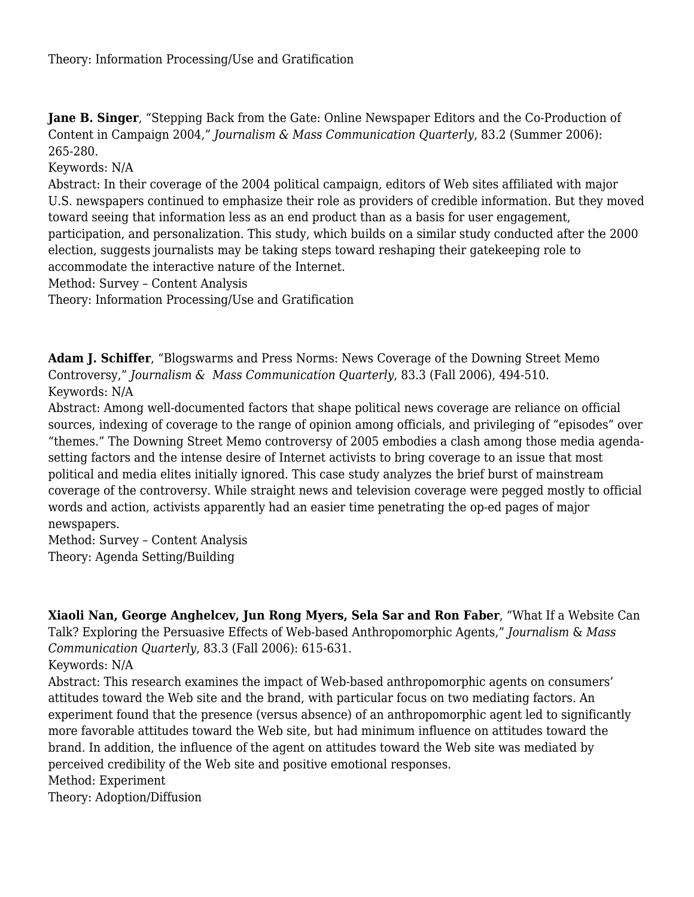Theory: Information Processing/Use and Gratification

**Jane B. Singer**, "Stepping Back from the Gate: Online Newspaper Editors and the Co-Production of Content in Campaign 2004," *Journalism & Mass Communication Quarterly*, 83.2 (Summer 2006): 265-280.

Keywords: N/A

Abstract: In their coverage of the 2004 political campaign, editors of Web sites affiliated with major U.S. newspapers continued to emphasize their role as providers of credible information. But they moved toward seeing that information less as an end product than as a basis for user engagement, participation, and personalization. This study, which builds on a similar study conducted after the 2000 election, suggests journalists may be taking steps toward reshaping their gatekeeping role to accommodate the interactive nature of the Internet.

Method: Survey – Content Analysis

Theory: Information Processing/Use and Gratification

**Adam J. Schiffer**, "Blogswarms and Press Norms: News Coverage of the Downing Street Memo Controversy," *Journalism & Mass Communication Quarterly*, 83.3 (Fall 2006), 494-510.

Keywords: N/A

Abstract: Among well-documented factors that shape political news coverage are reliance on official sources, indexing of coverage to the range of opinion among officials, and privileging of "episodes" over "themes." The Downing Street Memo controversy of 2005 embodies a clash among those media agenda-setting factors and the intense desire of Internet activists to bring coverage to an issue that most political and media elites initially ignored. This case study analyzes the brief burst of mainstream coverage of the controversy. While straight news and television coverage were pegged mostly to official words and action, activists apparently had an easier time penetrating the op-ed pages of major newspapers.

Method: Survey – Content Analysis

Theory: Agenda Setting/Building

**Xiaoli Nan, George Anghelcev, Jun Rong Myers, Sela Sar and Ron Faber**, "What If a Website Can Talk? Exploring the Persuasive Effects of Web-based Anthropomorphic Agents," *Journalism & Mass Communication Quarterly*, 83.3 (Fall 2006): 615-631.

Keywords: N/A

Abstract: This research examines the impact of Web-based anthropomorphic agents on consumers' attitudes toward the Web site and the brand, with particular focus on two mediating factors. An experiment found that the presence (versus absence) of an anthropomorphic agent led to significantly more favorable attitudes toward the Web site, but had minimum influence on attitudes toward the brand. In addition, the influence of the agent on attitudes toward the Web site was mediated by perceived credibility of the Web site and positive emotional responses.

Method: Experiment

Theory: Adoption/Diffusion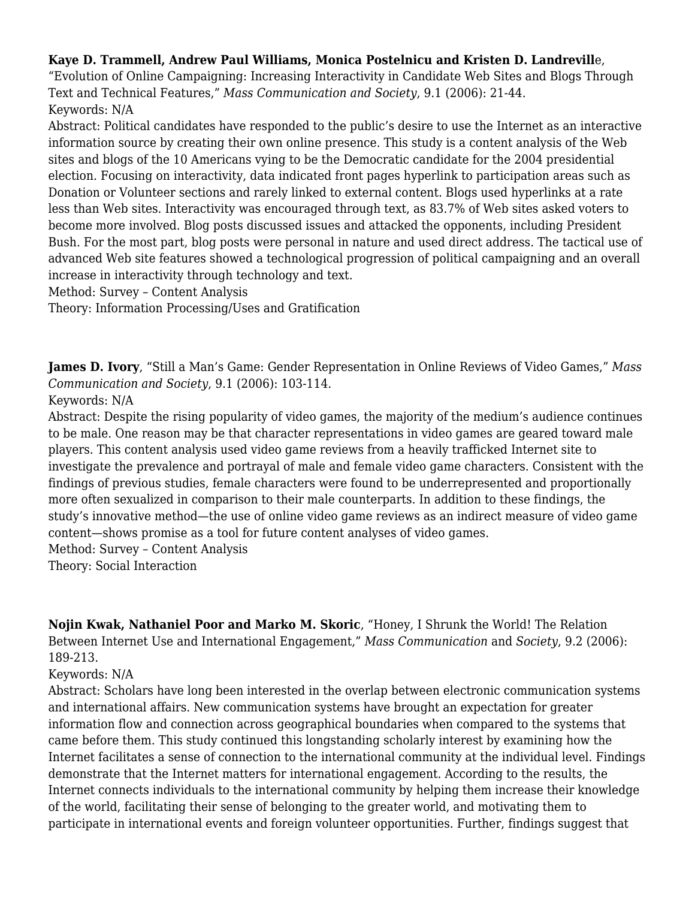**Kaye D. Trammell, Andrew Paul Williams, Monica Postelnicu and Kristen D. Landrevill**e, "Evolution of Online Campaigning: Increasing Interactivity in Candidate Web Sites and Blogs Through Text and Technical Features," *Mass Communication and Society*, 9.1 (2006): 21-44.
Keywords: N/A
Abstract: Political candidates have responded to the public's desire to use the Internet as an interactive information source by creating their own online presence. This study is a content analysis of the Web sites and blogs of the 10 Americans vying to be the Democratic candidate for the 2004 presidential election. Focusing on interactivity, data indicated front pages hyperlink to participation areas such as Donation or Volunteer sections and rarely linked to external content. Blogs used hyperlinks at a rate less than Web sites. Interactivity was encouraged through text, as 83.7% of Web sites asked voters to become more involved. Blog posts discussed issues and attacked the opponents, including President Bush. For the most part, blog posts were personal in nature and used direct address. The tactical use of advanced Web site features showed a technological progression of political campaigning and an overall increase in interactivity through technology and text.
Method: Survey – Content Analysis
Theory: Information Processing/Uses and Gratification

**James D. Ivory**, "Still a Man's Game: Gender Representation in Online Reviews of Video Games," *Mass Communication and Society*, 9.1 (2006): 103-114.
Keywords: N/A
Abstract: Despite the rising popularity of video games, the majority of the medium's audience continues to be male. One reason may be that character representations in video games are geared toward male players. This content analysis used video game reviews from a heavily trafficked Internet site to investigate the prevalence and portrayal of male and female video game characters. Consistent with the findings of previous studies, female characters were found to be underrepresented and proportionally more often sexualized in comparison to their male counterparts. In addition to these findings, the study's innovative method—the use of online video game reviews as an indirect measure of video game content—shows promise as a tool for future content analyses of video games.
Method: Survey – Content Analysis
Theory: Social Interaction

**Nojin Kwak, Nathaniel Poor and Marko M. Skoric**, "Honey, I Shrunk the World! The Relation Between Internet Use and International Engagement," *Mass Communication* and *Society*, 9.2 (2006): 189-213.
Keywords: N/A
Abstract: Scholars have long been interested in the overlap between electronic communication systems and international affairs. New communication systems have brought an expectation for greater information flow and connection across geographical boundaries when compared to the systems that came before them. This study continued this longstanding scholarly interest by examining how the Internet facilitates a sense of connection to the international community at the individual level. Findings demonstrate that the Internet matters for international engagement. According to the results, the Internet connects individuals to the international community by helping them increase their knowledge of the world, facilitating their sense of belonging to the greater world, and motivating them to participate in international events and foreign volunteer opportunities. Further, findings suggest that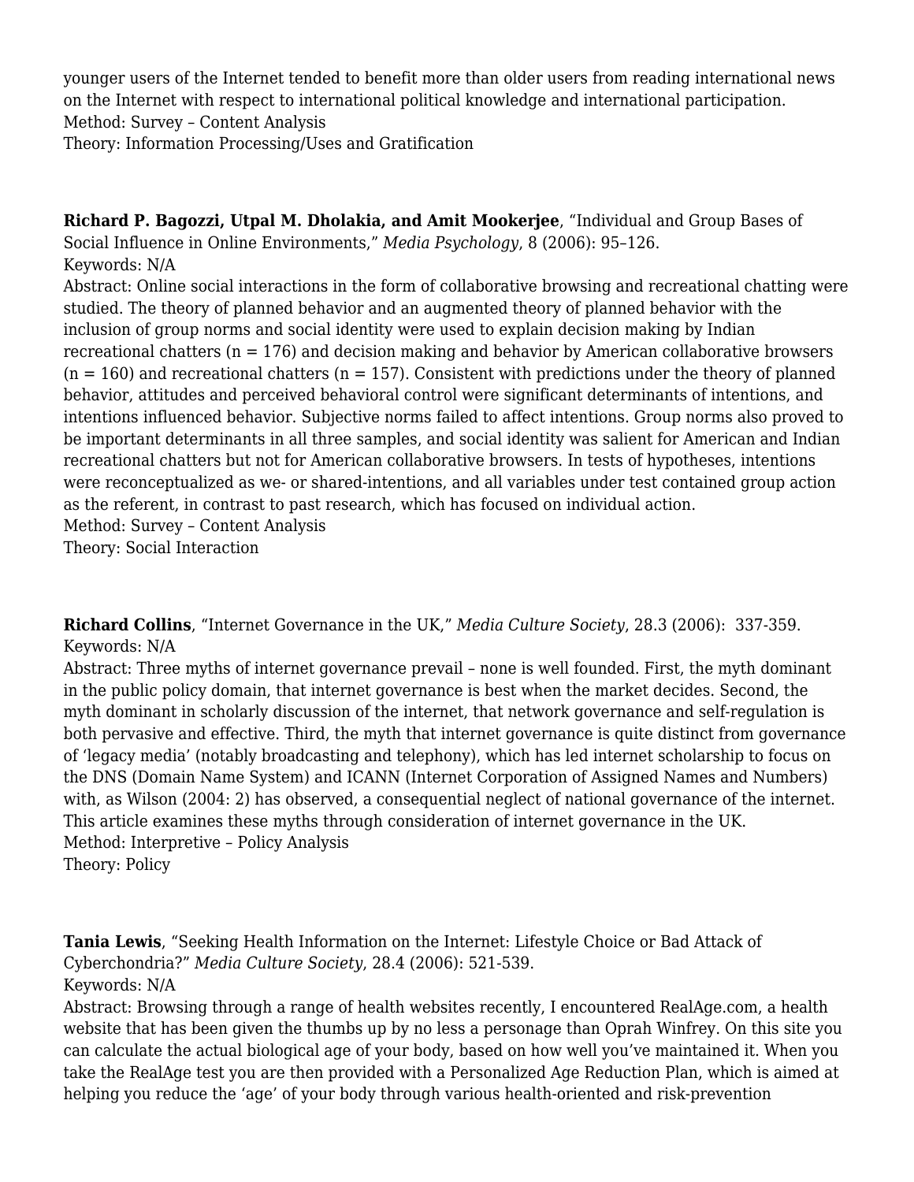younger users of the Internet tended to benefit more than older users from reading international news on the Internet with respect to international political knowledge and international participation.
Method: Survey – Content Analysis
Theory: Information Processing/Uses and Gratification

**Richard P. Bagozzi, Utpal M. Dholakia, and Amit Mookerjee**, "Individual and Group Bases of Social Influence in Online Environments," *Media Psychology*, 8 (2006): 95–126.
Keywords: N/A
Abstract: Online social interactions in the form of collaborative browsing and recreational chatting were studied. The theory of planned behavior and an augmented theory of planned behavior with the inclusion of group norms and social identity were used to explain decision making by Indian recreational chatters (n = 176) and decision making and behavior by American collaborative browsers (n = 160) and recreational chatters (n = 157). Consistent with predictions under the theory of planned behavior, attitudes and perceived behavioral control were significant determinants of intentions, and intentions influenced behavior. Subjective norms failed to affect intentions. Group norms also proved to be important determinants in all three samples, and social identity was salient for American and Indian recreational chatters but not for American collaborative browsers. In tests of hypotheses, intentions were reconceptualized as we- or shared-intentions, and all variables under test contained group action as the referent, in contrast to past research, which has focused on individual action.
Method: Survey – Content Analysis
Theory: Social Interaction

**Richard Collins**, "Internet Governance in the UK," *Media Culture Society*, 28.3 (2006): 337-359.
Keywords: N/A
Abstract: Three myths of internet governance prevail – none is well founded. First, the myth dominant in the public policy domain, that internet governance is best when the market decides. Second, the myth dominant in scholarly discussion of the internet, that network governance and self-regulation is both pervasive and effective. Third, the myth that internet governance is quite distinct from governance of 'legacy media' (notably broadcasting and telephony), which has led internet scholarship to focus on the DNS (Domain Name System) and ICANN (Internet Corporation of Assigned Names and Numbers) with, as Wilson (2004: 2) has observed, a consequential neglect of national governance of the internet. This article examines these myths through consideration of internet governance in the UK.
Method: Interpretive – Policy Analysis
Theory: Policy

**Tania Lewis**, "Seeking Health Information on the Internet: Lifestyle Choice or Bad Attack of Cyberchondria?" *Media Culture Society*, 28.4 (2006): 521-539.
Keywords: N/A
Abstract: Browsing through a range of health websites recently, I encountered RealAge.com, a health website that has been given the thumbs up by no less a personage than Oprah Winfrey. On this site you can calculate the actual biological age of your body, based on how well you've maintained it. When you take the RealAge test you are then provided with a Personalized Age Reduction Plan, which is aimed at helping you reduce the 'age' of your body through various health-oriented and risk-prevention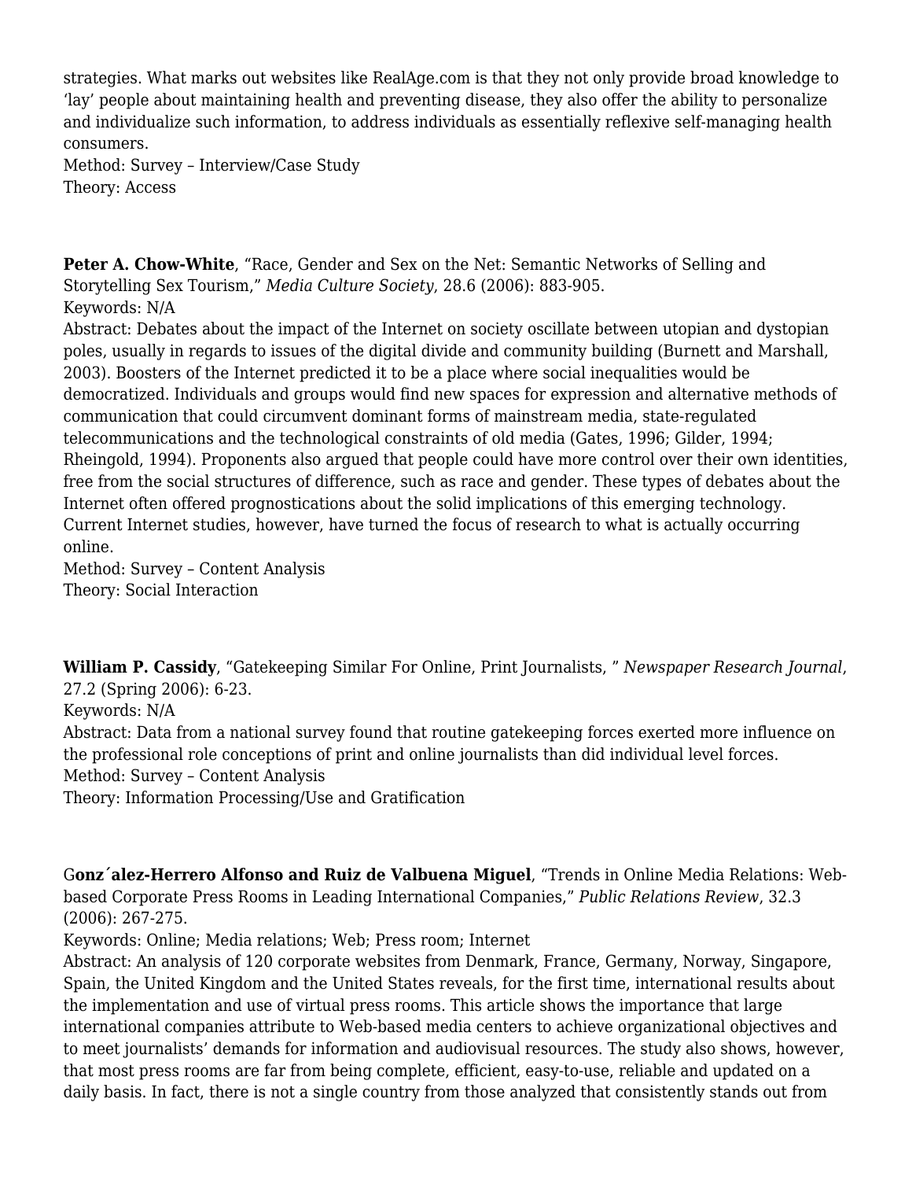strategies. What marks out websites like RealAge.com is that they not only provide broad knowledge to 'lay' people about maintaining health and preventing disease, they also offer the ability to personalize and individualize such information, to address individuals as essentially reflexive self-managing health consumers.
Method: Survey – Interview/Case Study
Theory: Access

**Peter A. Chow-White**, "Race, Gender and Sex on the Net: Semantic Networks of Selling and Storytelling Sex Tourism," *Media Culture Society*, 28.6 (2006): 883-905.
Keywords: N/A
Abstract: Debates about the impact of the Internet on society oscillate between utopian and dystopian poles, usually in regards to issues of the digital divide and community building (Burnett and Marshall, 2003). Boosters of the Internet predicted it to be a place where social inequalities would be democratized. Individuals and groups would find new spaces for expression and alternative methods of communication that could circumvent dominant forms of mainstream media, state-regulated telecommunications and the technological constraints of old media (Gates, 1996; Gilder, 1994; Rheingold, 1994). Proponents also argued that people could have more control over their own identities, free from the social structures of difference, such as race and gender. These types of debates about the Internet often offered prognostications about the solid implications of this emerging technology. Current Internet studies, however, have turned the focus of research to what is actually occurring online.
Method: Survey – Content Analysis
Theory: Social Interaction

**William P. Cassidy**, "Gatekeeping Similar For Online, Print Journalists, " *Newspaper Research Journal*, 27.2 (Spring 2006): 6-23.
Keywords: N/A
Abstract: Data from a national survey found that routine gatekeeping forces exerted more influence on the professional role conceptions of print and online journalists than did individual level forces.
Method: Survey – Content Analysis
Theory: Information Processing/Use and Gratification

G**onz´alez-Herrero Alfonso and Ruiz de Valbuena Miguel**, "Trends in Online Media Relations: Web-based Corporate Press Rooms in Leading International Companies," *Public Relations Review*, 32.3 (2006): 267-275.
Keywords: Online; Media relations; Web; Press room; Internet
Abstract: An analysis of 120 corporate websites from Denmark, France, Germany, Norway, Singapore, Spain, the United Kingdom and the United States reveals, for the first time, international results about the implementation and use of virtual press rooms. This article shows the importance that large international companies attribute to Web-based media centers to achieve organizational objectives and to meet journalists' demands for information and audiovisual resources. The study also shows, however, that most press rooms are far from being complete, efficient, easy-to-use, reliable and updated on a daily basis. In fact, there is not a single country from those analyzed that consistently stands out from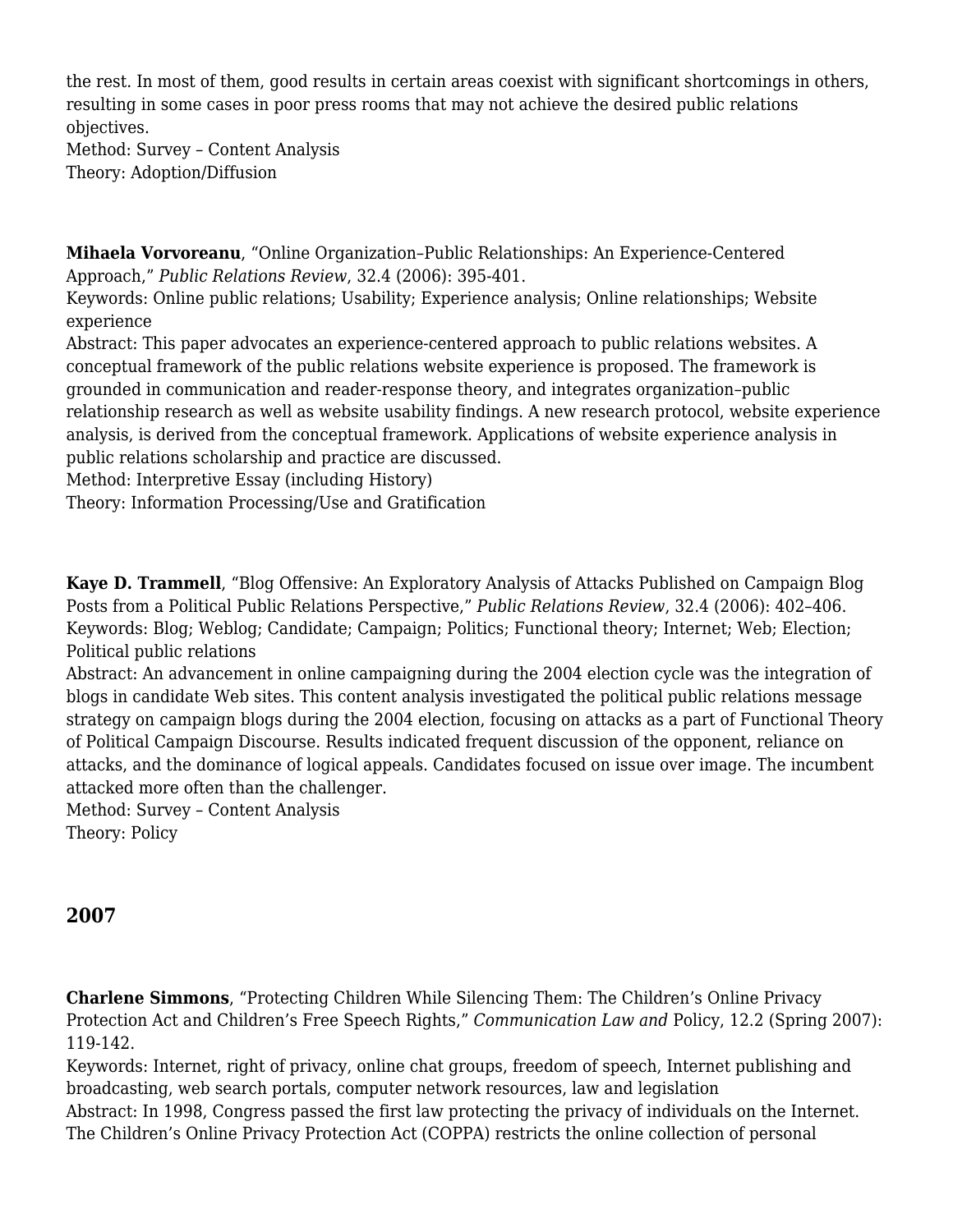the rest. In most of them, good results in certain areas coexist with significant shortcomings in others, resulting in some cases in poor press rooms that may not achieve the desired public relations objectives.
Method: Survey – Content Analysis
Theory: Adoption/Diffusion

**Mihaela Vorvoreanu**, "Online Organization–Public Relationships: An Experience-Centered Approach," *Public Relations Review*, 32.4 (2006): 395-401.
Keywords: Online public relations; Usability; Experience analysis; Online relationships; Website experience
Abstract: This paper advocates an experience-centered approach to public relations websites. A conceptual framework of the public relations website experience is proposed. The framework is grounded in communication and reader-response theory, and integrates organization–public relationship research as well as website usability findings. A new research protocol, website experience analysis, is derived from the conceptual framework. Applications of website experience analysis in public relations scholarship and practice are discussed.
Method: Interpretive Essay (including History)
Theory: Information Processing/Use and Gratification

**Kaye D. Trammell**, "Blog Offensive: An Exploratory Analysis of Attacks Published on Campaign Blog Posts from a Political Public Relations Perspective," *Public Relations Review*, 32.4 (2006): 402–406.
Keywords: Blog; Weblog; Candidate; Campaign; Politics; Functional theory; Internet; Web; Election; Political public relations
Abstract: An advancement in online campaigning during the 2004 election cycle was the integration of blogs in candidate Web sites. This content analysis investigated the political public relations message strategy on campaign blogs during the 2004 election, focusing on attacks as a part of Functional Theory of Political Campaign Discourse. Results indicated frequent discussion of the opponent, reliance on attacks, and the dominance of logical appeals. Candidates focused on issue over image. The incumbent attacked more often than the challenger.
Method: Survey – Content Analysis
Theory: Policy

## 2007

**Charlene Simmons**, "Protecting Children While Silencing Them: The Children's Online Privacy Protection Act and Children's Free Speech Rights," *Communication Law and* Policy, 12.2 (Spring 2007): 119-142.
Keywords: Internet, right of privacy, online chat groups, freedom of speech, Internet publishing and broadcasting, web search portals, computer network resources, law and legislation
Abstract: In 1998, Congress passed the first law protecting the privacy of individuals on the Internet. The Children's Online Privacy Protection Act (COPPA) restricts the online collection of personal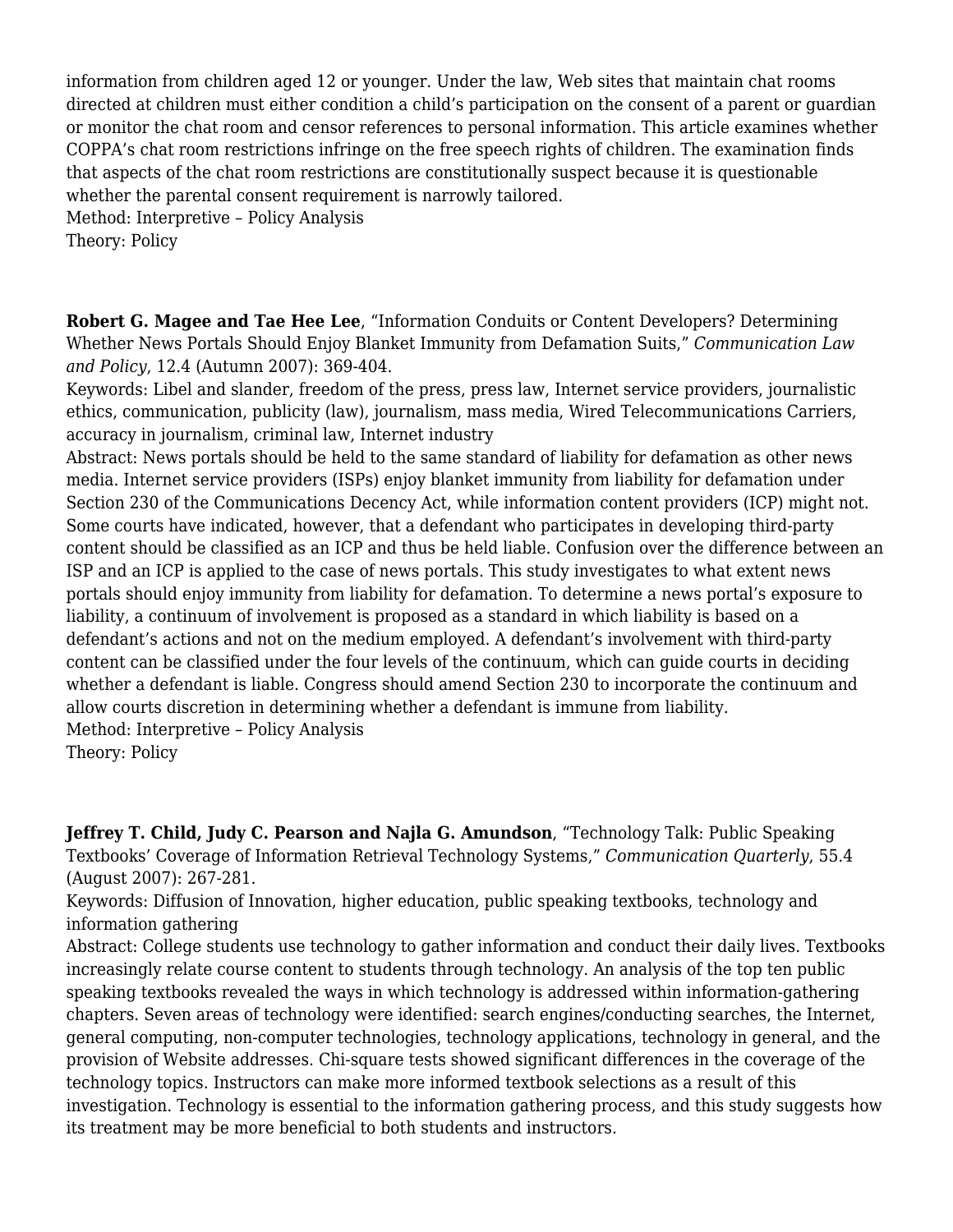information from children aged 12 or younger. Under the law, Web sites that maintain chat rooms directed at children must either condition a child's participation on the consent of a parent or guardian or monitor the chat room and censor references to personal information. This article examines whether COPPA's chat room restrictions infringe on the free speech rights of children. The examination finds that aspects of the chat room restrictions are constitutionally suspect because it is questionable whether the parental consent requirement is narrowly tailored.
Method: Interpretive – Policy Analysis
Theory: Policy

**Robert G. Magee and Tae Hee Lee**, "Information Conduits or Content Developers? Determining Whether News Portals Should Enjoy Blanket Immunity from Defamation Suits," *Communication Law and Policy*, 12.4 (Autumn 2007): 369-404.
Keywords: Libel and slander, freedom of the press, press law, Internet service providers, journalistic ethics, communication, publicity (law), journalism, mass media, Wired Telecommunications Carriers, accuracy in journalism, criminal law, Internet industry
Abstract: News portals should be held to the same standard of liability for defamation as other news media. Internet service providers (ISPs) enjoy blanket immunity from liability for defamation under Section 230 of the Communications Decency Act, while information content providers (ICP) might not. Some courts have indicated, however, that a defendant who participates in developing third-party content should be classified as an ICP and thus be held liable. Confusion over the difference between an ISP and an ICP is applied to the case of news portals. This study investigates to what extent news portals should enjoy immunity from liability for defamation. To determine a news portal's exposure to liability, a continuum of involvement is proposed as a standard in which liability is based on a defendant's actions and not on the medium employed. A defendant's involvement with third-party content can be classified under the four levels of the continuum, which can guide courts in deciding whether a defendant is liable. Congress should amend Section 230 to incorporate the continuum and allow courts discretion in determining whether a defendant is immune from liability.
Method: Interpretive – Policy Analysis
Theory: Policy

**Jeffrey T. Child, Judy C. Pearson and Najla G. Amundson**, "Technology Talk: Public Speaking Textbooks' Coverage of Information Retrieval Technology Systems," *Communication Quarterly*, 55.4 (August 2007): 267-281.
Keywords: Diffusion of Innovation, higher education, public speaking textbooks, technology and information gathering
Abstract: College students use technology to gather information and conduct their daily lives. Textbooks increasingly relate course content to students through technology. An analysis of the top ten public speaking textbooks revealed the ways in which technology is addressed within information-gathering chapters. Seven areas of technology were identified: search engines/conducting searches, the Internet, general computing, non-computer technologies, technology applications, technology in general, and the provision of Website addresses. Chi-square tests showed significant differences in the coverage of the technology topics. Instructors can make more informed textbook selections as a result of this investigation. Technology is essential to the information gathering process, and this study suggests how its treatment may be more beneficial to both students and instructors.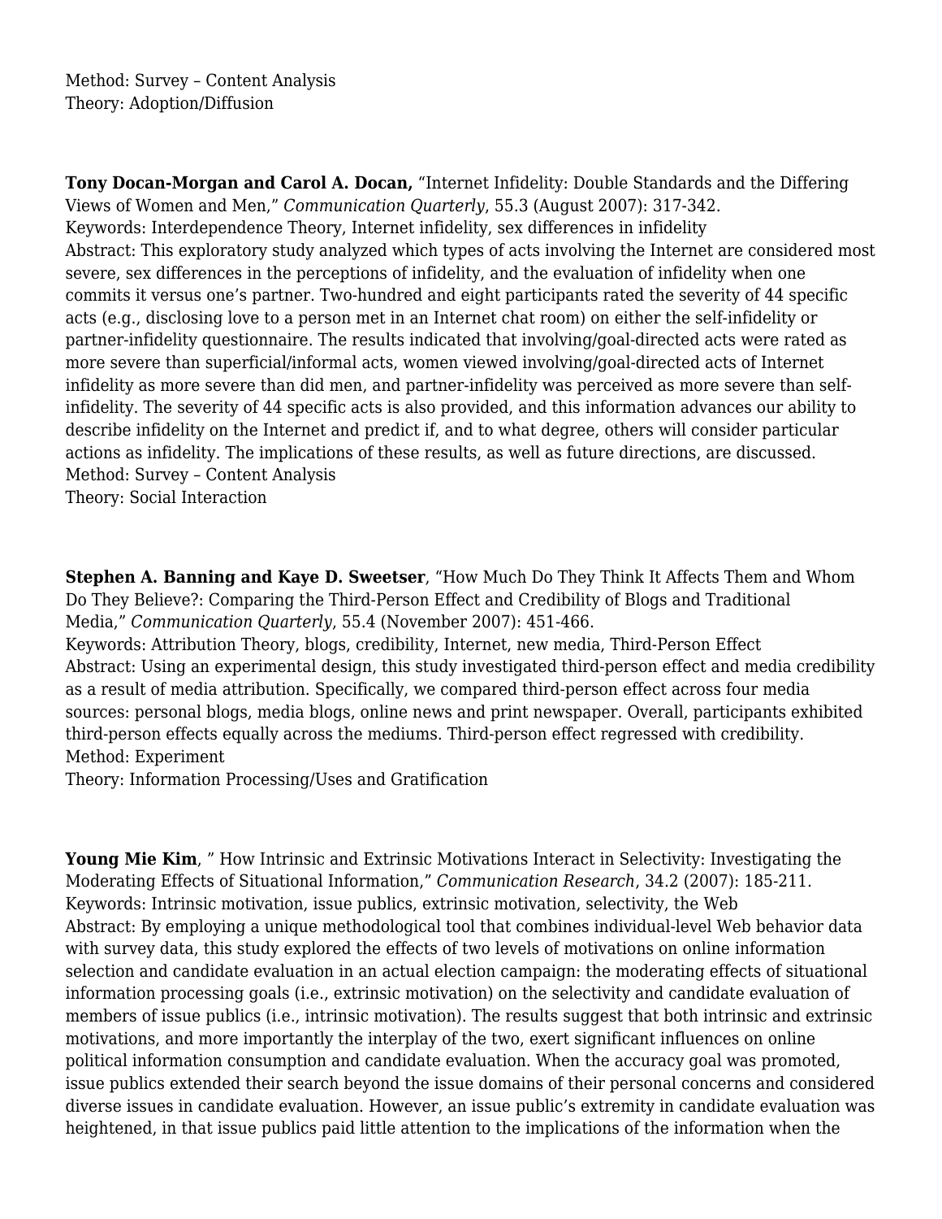Method: Survey – Content Analysis
Theory: Adoption/Diffusion

**Tony Docan-Morgan and Carol A. Docan,** "Internet Infidelity: Double Standards and the Differing Views of Women and Men," *Communication Quarterly*, 55.3 (August 2007): 317-342.
Keywords: Interdependence Theory, Internet infidelity, sex differences in infidelity
Abstract: This exploratory study analyzed which types of acts involving the Internet are considered most severe, sex differences in the perceptions of infidelity, and the evaluation of infidelity when one commits it versus one's partner. Two-hundred and eight participants rated the severity of 44 specific acts (e.g., disclosing love to a person met in an Internet chat room) on either the self-infidelity or partner-infidelity questionnaire. The results indicated that involving/goal-directed acts were rated as more severe than superficial/informal acts, women viewed involving/goal-directed acts of Internet infidelity as more severe than did men, and partner-infidelity was perceived as more severe than self-infidelity. The severity of 44 specific acts is also provided, and this information advances our ability to describe infidelity on the Internet and predict if, and to what degree, others will consider particular actions as infidelity. The implications of these results, as well as future directions, are discussed.
Method: Survey – Content Analysis
Theory: Social Interaction

**Stephen A. Banning and Kaye D. Sweetser**, "How Much Do They Think It Affects Them and Whom Do They Believe?: Comparing the Third-Person Effect and Credibility of Blogs and Traditional Media," *Communication Quarterly*, 55.4 (November 2007): 451-466.
Keywords: Attribution Theory, blogs, credibility, Internet, new media, Third-Person Effect
Abstract: Using an experimental design, this study investigated third-person effect and media credibility as a result of media attribution. Specifically, we compared third-person effect across four media sources: personal blogs, media blogs, online news and print newspaper. Overall, participants exhibited third-person effects equally across the mediums. Third-person effect regressed with credibility.
Method: Experiment
Theory: Information Processing/Uses and Gratification

**Young Mie Kim**, " How Intrinsic and Extrinsic Motivations Interact in Selectivity: Investigating the Moderating Effects of Situational Information," *Communication Research*, 34.2 (2007): 185-211.
Keywords: Intrinsic motivation, issue publics, extrinsic motivation, selectivity, the Web
Abstract: By employing a unique methodological tool that combines individual-level Web behavior data with survey data, this study explored the effects of two levels of motivations on online information selection and candidate evaluation in an actual election campaign: the moderating effects of situational information processing goals (i.e., extrinsic motivation) on the selectivity and candidate evaluation of members of issue publics (i.e., intrinsic motivation). The results suggest that both intrinsic and extrinsic motivations, and more importantly the interplay of the two, exert significant influences on online political information consumption and candidate evaluation. When the accuracy goal was promoted, issue publics extended their search beyond the issue domains of their personal concerns and considered diverse issues in candidate evaluation. However, an issue public's extremity in candidate evaluation was heightened, in that issue publics paid little attention to the implications of the information when the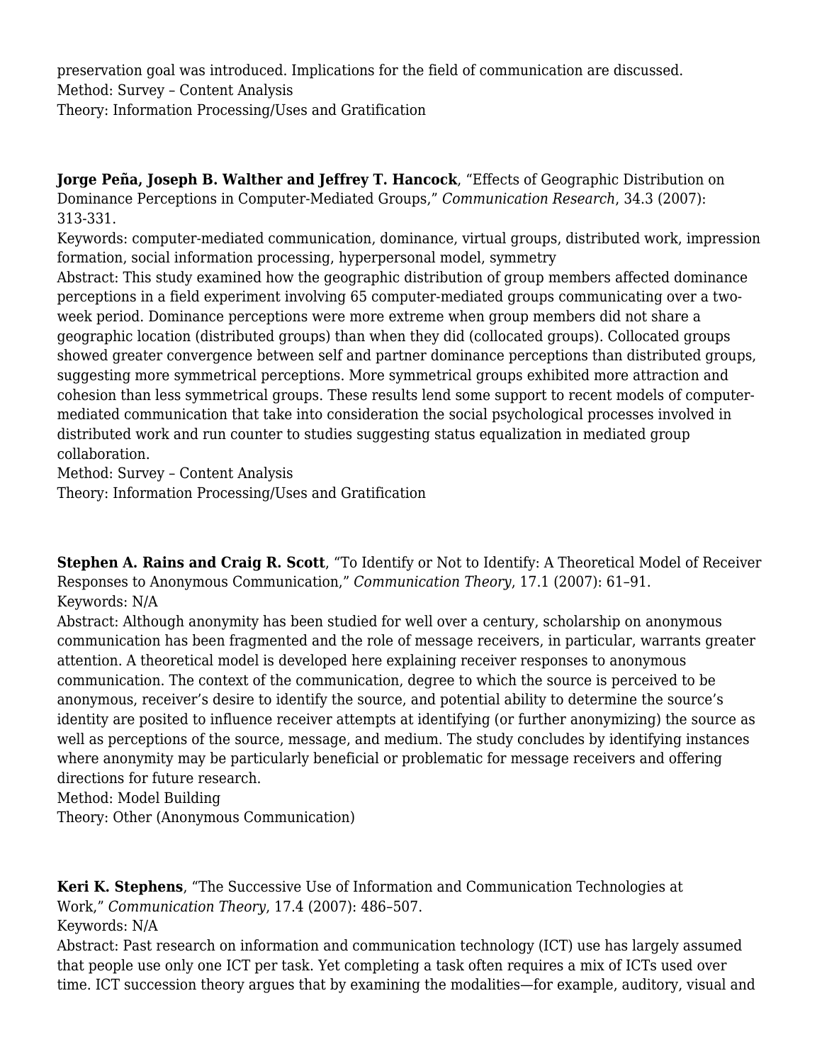preservation goal was introduced. Implications for the field of communication are discussed.
Method: Survey – Content Analysis
Theory: Information Processing/Uses and Gratification

**Jorge Peña, Joseph B. Walther and Jeffrey T. Hancock**, "Effects of Geographic Distribution on Dominance Perceptions in Computer-Mediated Groups," *Communication Research*, 34.3 (2007): 313-331.
Keywords: computer-mediated communication, dominance, virtual groups, distributed work, impression formation, social information processing, hyperpersonal model, symmetry
Abstract: This study examined how the geographic distribution of group members affected dominance perceptions in a field experiment involving 65 computer-mediated groups communicating over a two-week period. Dominance perceptions were more extreme when group members did not share a geographic location (distributed groups) than when they did (collocated groups). Collocated groups showed greater convergence between self and partner dominance perceptions than distributed groups, suggesting more symmetrical perceptions. More symmetrical groups exhibited more attraction and cohesion than less symmetrical groups. These results lend some support to recent models of computer-mediated communication that take into consideration the social psychological processes involved in distributed work and run counter to studies suggesting status equalization in mediated group collaboration.
Method: Survey – Content Analysis
Theory: Information Processing/Uses and Gratification

**Stephen A. Rains and Craig R. Scott**, "To Identify or Not to Identify: A Theoretical Model of Receiver Responses to Anonymous Communication," *Communication Theory*, 17.1 (2007): 61–91.
Keywords: N/A
Abstract: Although anonymity has been studied for well over a century, scholarship on anonymous communication has been fragmented and the role of message receivers, in particular, warrants greater attention. A theoretical model is developed here explaining receiver responses to anonymous communication. The context of the communication, degree to which the source is perceived to be anonymous, receiver's desire to identify the source, and potential ability to determine the source's identity are posited to influence receiver attempts at identifying (or further anonymizing) the source as well as perceptions of the source, message, and medium. The study concludes by identifying instances where anonymity may be particularly beneficial or problematic for message receivers and offering directions for future research.
Method: Model Building
Theory: Other (Anonymous Communication)

**Keri K. Stephens**, "The Successive Use of Information and Communication Technologies at Work," *Communication Theory*, 17.4 (2007): 486–507.
Keywords: N/A
Abstract: Past research on information and communication technology (ICT) use has largely assumed that people use only one ICT per task. Yet completing a task often requires a mix of ICTs used over time. ICT succession theory argues that by examining the modalities—for example, auditory, visual and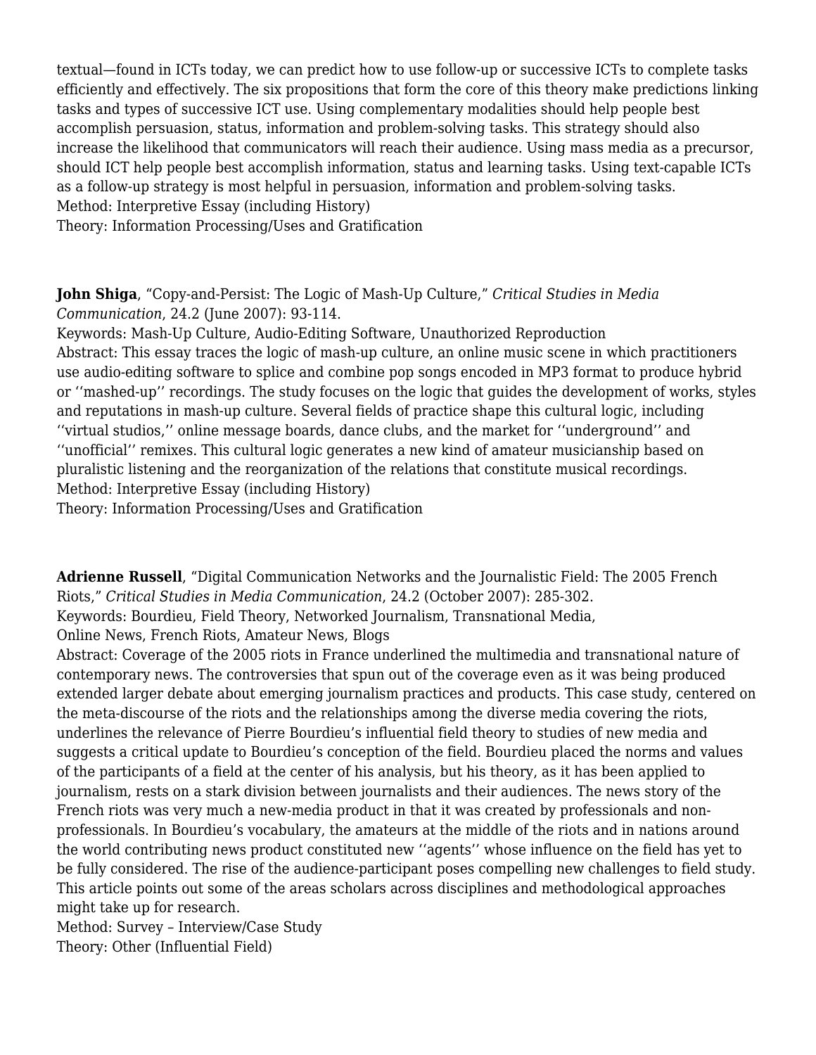textual—found in ICTs today, we can predict how to use follow-up or successive ICTs to complete tasks efficiently and effectively. The six propositions that form the core of this theory make predictions linking tasks and types of successive ICT use. Using complementary modalities should help people best accomplish persuasion, status, information and problem-solving tasks. This strategy should also increase the likelihood that communicators will reach their audience. Using mass media as a precursor, should ICT help people best accomplish information, status and learning tasks. Using text-capable ICTs as a follow-up strategy is most helpful in persuasion, information and problem-solving tasks.
Method: Interpretive Essay (including History)
Theory: Information Processing/Uses and Gratification

**John Shiga**, "Copy-and-Persist: The Logic of Mash-Up Culture," *Critical Studies in Media Communication*, 24.2 (June 2007): 93-114.
Keywords: Mash-Up Culture, Audio-Editing Software, Unauthorized Reproduction
Abstract: This essay traces the logic of mash-up culture, an online music scene in which practitioners use audio-editing software to splice and combine pop songs encoded in MP3 format to produce hybrid or ''mashed-up'' recordings. The study focuses on the logic that guides the development of works, styles and reputations in mash-up culture. Several fields of practice shape this cultural logic, including ''virtual studios,'' online message boards, dance clubs, and the market for ''underground'' and ''unofficial'' remixes. This cultural logic generates a new kind of amateur musicianship based on pluralistic listening and the reorganization of the relations that constitute musical recordings.
Method: Interpretive Essay (including History)
Theory: Information Processing/Uses and Gratification

**Adrienne Russell**, "Digital Communication Networks and the Journalistic Field: The 2005 French Riots," *Critical Studies in Media Communication*, 24.2 (October 2007): 285-302.
Keywords: Bourdieu, Field Theory, Networked Journalism, Transnational Media, Online News, French Riots, Amateur News, Blogs
Abstract: Coverage of the 2005 riots in France underlined the multimedia and transnational nature of contemporary news. The controversies that spun out of the coverage even as it was being produced extended larger debate about emerging journalism practices and products. This case study, centered on the meta-discourse of the riots and the relationships among the diverse media covering the riots, underlines the relevance of Pierre Bourdieu's influential field theory to studies of new media and suggests a critical update to Bourdieu's conception of the field. Bourdieu placed the norms and values of the participants of a field at the center of his analysis, but his theory, as it has been applied to journalism, rests on a stark division between journalists and their audiences. The news story of the French riots was very much a new-media product in that it was created by professionals and non-professionals. In Bourdieu's vocabulary, the amateurs at the middle of the riots and in nations around the world contributing news product constituted new ''agents'' whose influence on the field has yet to be fully considered. The rise of the audience-participant poses compelling new challenges to field study. This article points out some of the areas scholars across disciplines and methodological approaches might take up for research.
Method: Survey – Interview/Case Study
Theory: Other (Influential Field)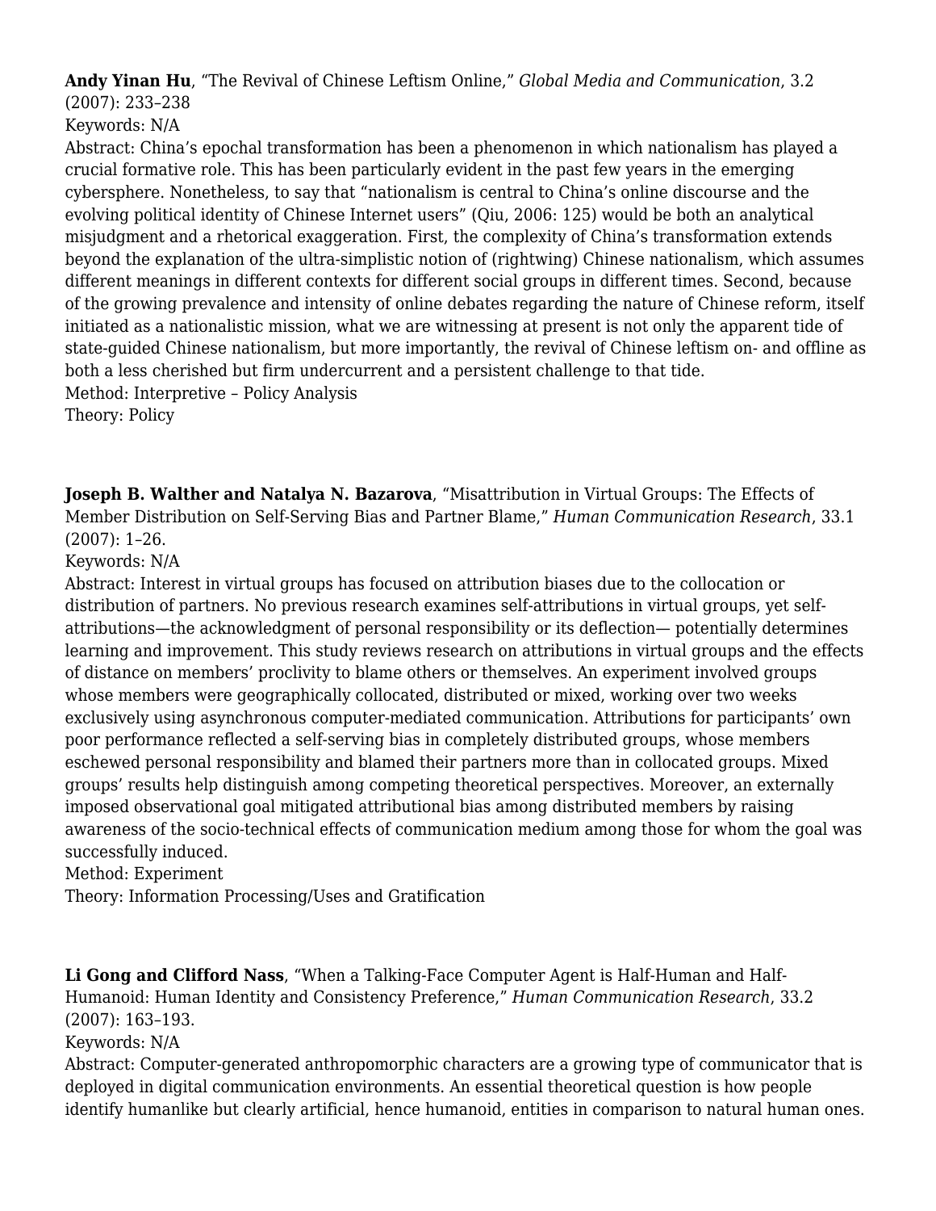**Andy Yinan Hu**, "The Revival of Chinese Leftism Online," *Global Media and Communication*, 3.2 (2007): 233–238

Keywords: N/A

Abstract: China's epochal transformation has been a phenomenon in which nationalism has played a crucial formative role. This has been particularly evident in the past few years in the emerging cybersphere. Nonetheless, to say that "nationalism is central to China's online discourse and the evolving political identity of Chinese Internet users" (Qiu, 2006: 125) would be both an analytical misjudgment and a rhetorical exaggeration. First, the complexity of China's transformation extends beyond the explanation of the ultra-simplistic notion of (rightwing) Chinese nationalism, which assumes different meanings in different contexts for different social groups in different times. Second, because of the growing prevalence and intensity of online debates regarding the nature of Chinese reform, itself initiated as a nationalistic mission, what we are witnessing at present is not only the apparent tide of state-guided Chinese nationalism, but more importantly, the revival of Chinese leftism on- and offline as both a less cherished but firm undercurrent and a persistent challenge to that tide.

Method: Interpretive – Policy Analysis

Theory: Policy

**Joseph B. Walther and Natalya N. Bazarova**, "Misattribution in Virtual Groups: The Effects of Member Distribution on Self-Serving Bias and Partner Blame," *Human Communication Research*, 33.1 (2007): 1–26.

Keywords: N/A

Abstract: Interest in virtual groups has focused on attribution biases due to the collocation or distribution of partners. No previous research examines self-attributions in virtual groups, yet self-attributions—the acknowledgment of personal responsibility or its deflection— potentially determines learning and improvement. This study reviews research on attributions in virtual groups and the effects of distance on members' proclivity to blame others or themselves. An experiment involved groups whose members were geographically collocated, distributed or mixed, working over two weeks exclusively using asynchronous computer-mediated communication. Attributions for participants' own poor performance reflected a self-serving bias in completely distributed groups, whose members eschewed personal responsibility and blamed their partners more than in collocated groups. Mixed groups' results help distinguish among competing theoretical perspectives. Moreover, an externally imposed observational goal mitigated attributional bias among distributed members by raising awareness of the socio-technical effects of communication medium among those for whom the goal was successfully induced.

Method: Experiment

Theory: Information Processing/Uses and Gratification

**Li Gong and Clifford Nass**, "When a Talking-Face Computer Agent is Half-Human and Half-Humanoid: Human Identity and Consistency Preference," *Human Communication Research*, 33.2 (2007): 163–193.

Keywords: N/A

Abstract: Computer-generated anthropomorphic characters are a growing type of communicator that is deployed in digital communication environments. An essential theoretical question is how people identify humanlike but clearly artificial, hence humanoid, entities in comparison to natural human ones.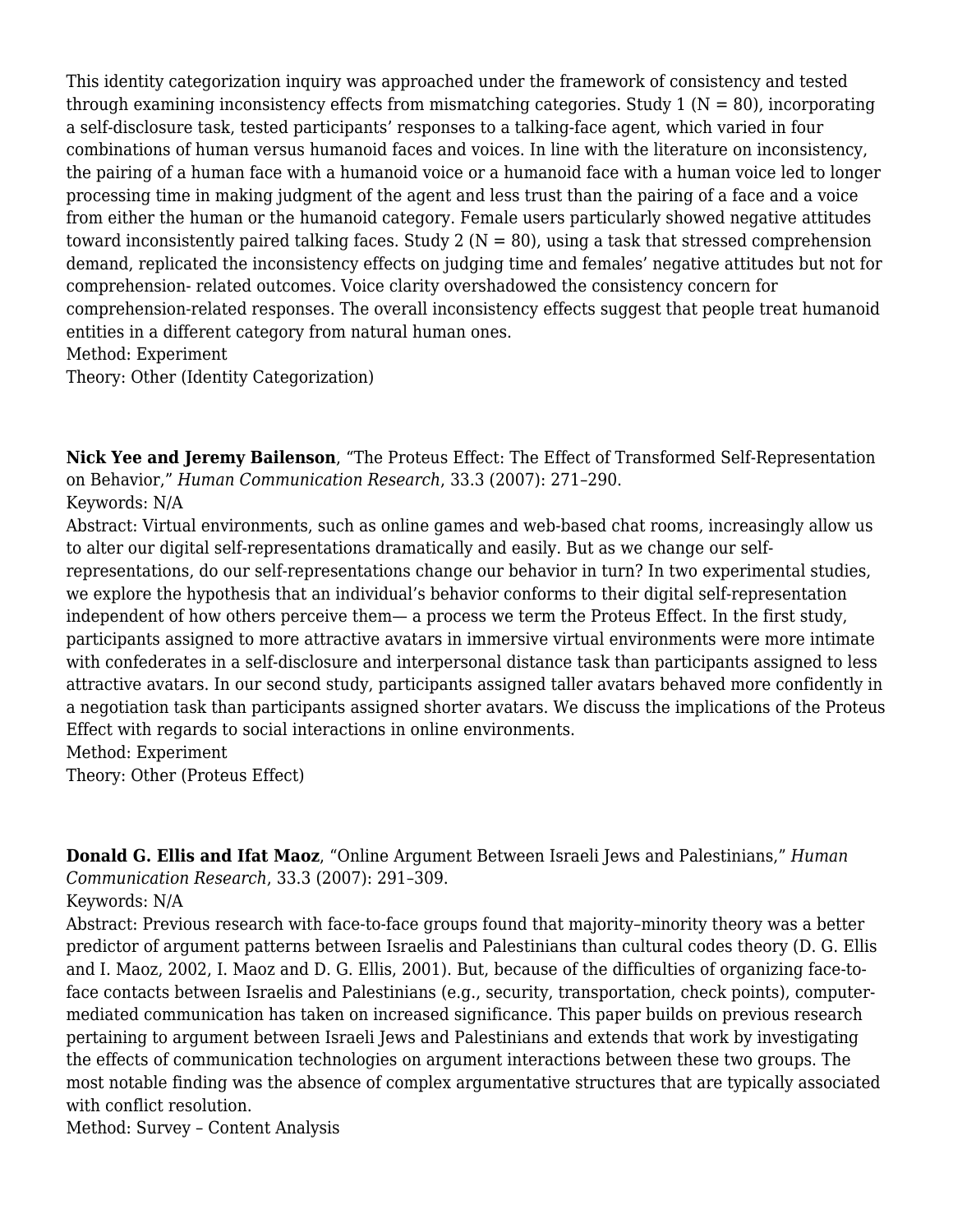This identity categorization inquiry was approached under the framework of consistency and tested through examining inconsistency effects from mismatching categories. Study 1 (N = 80), incorporating a self-disclosure task, tested participants' responses to a talking-face agent, which varied in four combinations of human versus humanoid faces and voices. In line with the literature on inconsistency, the pairing of a human face with a humanoid voice or a humanoid face with a human voice led to longer processing time in making judgment of the agent and less trust than the pairing of a face and a voice from either the human or the humanoid category. Female users particularly showed negative attitudes toward inconsistently paired talking faces. Study 2 (N = 80), using a task that stressed comprehension demand, replicated the inconsistency effects on judging time and females' negative attitudes but not for comprehension- related outcomes. Voice clarity overshadowed the consistency concern for comprehension-related responses. The overall inconsistency effects suggest that people treat humanoid entities in a different category from natural human ones.
Method: Experiment
Theory: Other (Identity Categorization)

**Nick Yee and Jeremy Bailenson**, "The Proteus Effect: The Effect of Transformed Self-Representation on Behavior," *Human Communication Research*, 33.3 (2007): 271–290.
Keywords: N/A
Abstract: Virtual environments, such as online games and web-based chat rooms, increasingly allow us to alter our digital self-representations dramatically and easily. But as we change our self-representations, do our self-representations change our behavior in turn? In two experimental studies, we explore the hypothesis that an individual's behavior conforms to their digital self-representation independent of how others perceive them— a process we term the Proteus Effect. In the first study, participants assigned to more attractive avatars in immersive virtual environments were more intimate with confederates in a self-disclosure and interpersonal distance task than participants assigned to less attractive avatars. In our second study, participants assigned taller avatars behaved more confidently in a negotiation task than participants assigned shorter avatars. We discuss the implications of the Proteus Effect with regards to social interactions in online environments.
Method: Experiment
Theory: Other (Proteus Effect)

**Donald G. Ellis and Ifat Maoz**, "Online Argument Between Israeli Jews and Palestinians," *Human Communication Research*, 33.3 (2007): 291–309.
Keywords: N/A
Abstract: Previous research with face-to-face groups found that majority–minority theory was a better predictor of argument patterns between Israelis and Palestinians than cultural codes theory (D. G. Ellis and I. Maoz, 2002, I. Maoz and D. G. Ellis, 2001). But, because of the difficulties of organizing face-to-face contacts between Israelis and Palestinians (e.g., security, transportation, check points), computer-mediated communication has taken on increased significance. This paper builds on previous research pertaining to argument between Israeli Jews and Palestinians and extends that work by investigating the effects of communication technologies on argument interactions between these two groups. The most notable finding was the absence of complex argumentative structures that are typically associated with conflict resolution.
Method: Survey – Content Analysis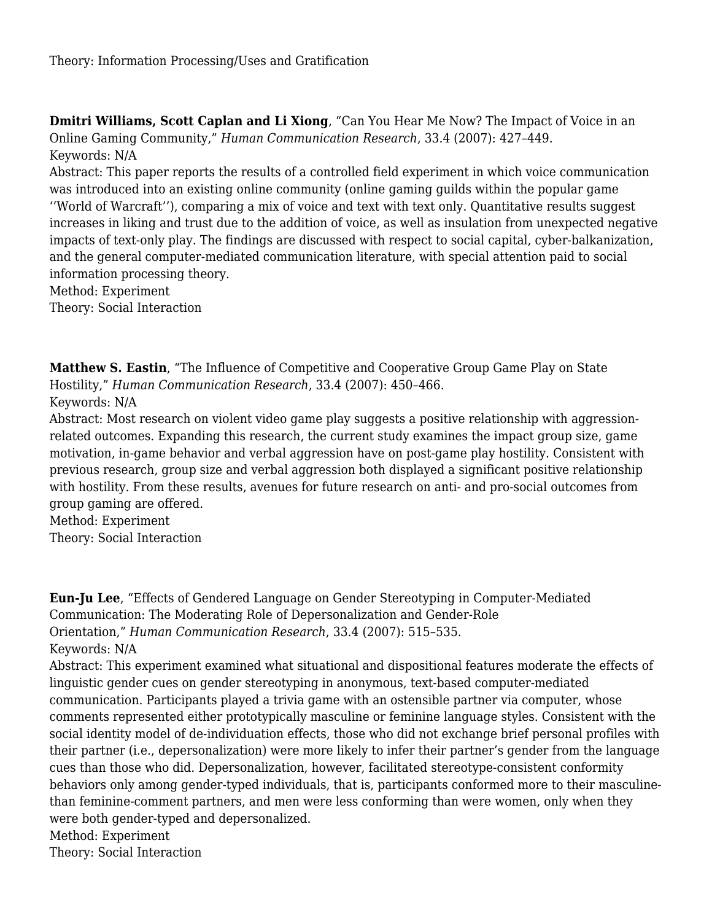Theory: Information Processing/Uses and Gratification

**Dmitri Williams, Scott Caplan and Li Xiong**, “Can You Hear Me Now? The Impact of Voice in an Online Gaming Community,” *Human Communication Research*, 33.4 (2007): 427–449.
Keywords: N/A
Abstract: This paper reports the results of a controlled field experiment in which voice communication was introduced into an existing online community (online gaming guilds within the popular game ‘‘World of Warcraft’’), comparing a mix of voice and text with text only. Quantitative results suggest increases in liking and trust due to the addition of voice, as well as insulation from unexpected negative impacts of text-only play. The findings are discussed with respect to social capital, cyber-balkanization, and the general computer-mediated communication literature, with special attention paid to social information processing theory.
Method: Experiment
Theory: Social Interaction

**Matthew S. Eastin**, “The Influence of Competitive and Cooperative Group Game Play on State Hostility,” *Human Communication Research*, 33.4 (2007): 450–466.
Keywords: N/A
Abstract: Most research on violent video game play suggests a positive relationship with aggression-related outcomes. Expanding this research, the current study examines the impact group size, game motivation, in-game behavior and verbal aggression have on post-game play hostility. Consistent with previous research, group size and verbal aggression both displayed a significant positive relationship with hostility. From these results, avenues for future research on anti- and pro-social outcomes from group gaming are offered.
Method: Experiment
Theory: Social Interaction

**Eun-Ju Lee**, “Effects of Gendered Language on Gender Stereotyping in Computer-Mediated Communication: The Moderating Role of Depersonalization and Gender-Role Orientation,” *Human Communication Research*, 33.4 (2007): 515–535.
Keywords: N/A
Abstract: This experiment examined what situational and dispositional features moderate the effects of linguistic gender cues on gender stereotyping in anonymous, text-based computer-mediated communication. Participants played a trivia game with an ostensible partner via computer, whose comments represented either prototypically masculine or feminine language styles. Consistent with the social identity model of de-individuation effects, those who did not exchange brief personal profiles with their partner (i.e., depersonalization) were more likely to infer their partner’s gender from the language cues than those who did. Depersonalization, however, facilitated stereotype-consistent conformity behaviors only among gender-typed individuals, that is, participants conformed more to their masculine- than feminine-comment partners, and men were less conforming than were women, only when they were both gender-typed and depersonalized.
Method: Experiment
Theory: Social Interaction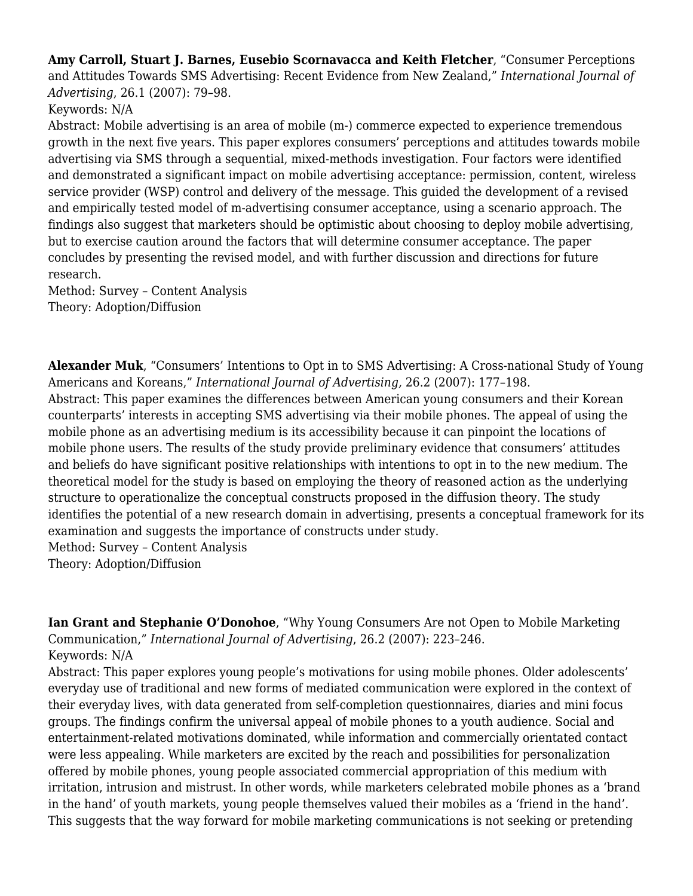**Amy Carroll, Stuart J. Barnes, Eusebio Scornavacca and Keith Fletcher**, "Consumer Perceptions and Attitudes Towards SMS Advertising: Recent Evidence from New Zealand," *International Journal of Advertising*, 26.1 (2007): 79–98.
Keywords: N/A
Abstract: Mobile advertising is an area of mobile (m-) commerce expected to experience tremendous growth in the next five years. This paper explores consumers' perceptions and attitudes towards mobile advertising via SMS through a sequential, mixed-methods investigation. Four factors were identified and demonstrated a significant impact on mobile advertising acceptance: permission, content, wireless service provider (WSP) control and delivery of the message. This guided the development of a revised and empirically tested model of m-advertising consumer acceptance, using a scenario approach. The findings also suggest that marketers should be optimistic about choosing to deploy mobile advertising, but to exercise caution around the factors that will determine consumer acceptance. The paper concludes by presenting the revised model, and with further discussion and directions for future research.
Method: Survey – Content Analysis
Theory: Adoption/Diffusion

**Alexander Muk**, "Consumers' Intentions to Opt in to SMS Advertising: A Cross-national Study of Young Americans and Koreans," *International Journal of Advertising,* 26.2 (2007): 177–198.
Abstract: This paper examines the differences between American young consumers and their Korean counterparts' interests in accepting SMS advertising via their mobile phones. The appeal of using the mobile phone as an advertising medium is its accessibility because it can pinpoint the locations of mobile phone users. The results of the study provide preliminary evidence that consumers' attitudes and beliefs do have significant positive relationships with intentions to opt in to the new medium. The theoretical model for the study is based on employing the theory of reasoned action as the underlying structure to operationalize the conceptual constructs proposed in the diffusion theory. The study identifies the potential of a new research domain in advertising, presents a conceptual framework for its examination and suggests the importance of constructs under study.
Method: Survey – Content Analysis
Theory: Adoption/Diffusion

**Ian Grant and Stephanie O'Donohoe**, "Why Young Consumers Are not Open to Mobile Marketing Communication," *International Journal of Advertising*, 26.2 (2007): 223–246.
Keywords: N/A
Abstract: This paper explores young people's motivations for using mobile phones. Older adolescents' everyday use of traditional and new forms of mediated communication were explored in the context of their everyday lives, with data generated from self-completion questionnaires, diaries and mini focus groups. The findings confirm the universal appeal of mobile phones to a youth audience. Social and entertainment-related motivations dominated, while information and commercially orientated contact were less appealing. While marketers are excited by the reach and possibilities for personalization offered by mobile phones, young people associated commercial appropriation of this medium with irritation, intrusion and mistrust. In other words, while marketers celebrated mobile phones as a 'brand in the hand' of youth markets, young people themselves valued their mobiles as a 'friend in the hand'. This suggests that the way forward for mobile marketing communications is not seeking or pretending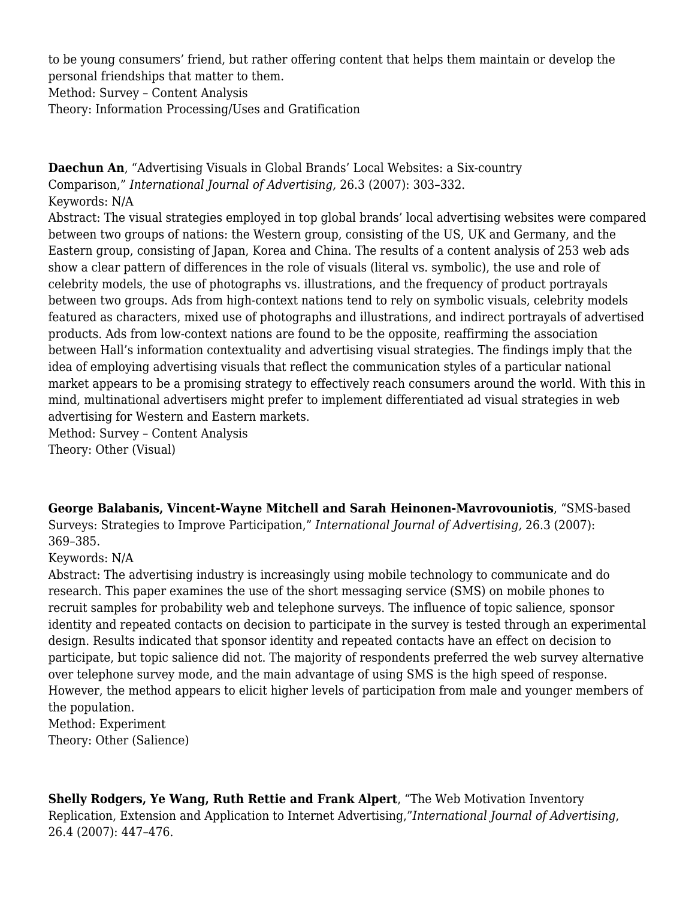to be young consumers' friend, but rather offering content that helps them maintain or develop the personal friendships that matter to them.
Method: Survey – Content Analysis
Theory: Information Processing/Uses and Gratification

**Daechun An**, "Advertising Visuals in Global Brands' Local Websites: a Six-country Comparison," *International Journal of Advertising,* 26.3 (2007): 303–332.
Keywords: N/A
Abstract: The visual strategies employed in top global brands' local advertising websites were compared between two groups of nations: the Western group, consisting of the US, UK and Germany, and the Eastern group, consisting of Japan, Korea and China. The results of a content analysis of 253 web ads show a clear pattern of differences in the role of visuals (literal vs. symbolic), the use and role of celebrity models, the use of photographs vs. illustrations, and the frequency of product portrayals between two groups. Ads from high-context nations tend to rely on symbolic visuals, celebrity models featured as characters, mixed use of photographs and illustrations, and indirect portrayals of advertised products. Ads from low-context nations are found to be the opposite, reaffirming the association between Hall's information contextuality and advertising visual strategies. The findings imply that the idea of employing advertising visuals that reflect the communication styles of a particular national market appears to be a promising strategy to effectively reach consumers around the world. With this in mind, multinational advertisers might prefer to implement differentiated ad visual strategies in web advertising for Western and Eastern markets.
Method: Survey – Content Analysis
Theory: Other (Visual)

**George Balabanis, Vincent-Wayne Mitchell and Sarah Heinonen-Mavrovouniotis**, "SMS-based Surveys: Strategies to Improve Participation," *International Journal of Advertising,* 26.3 (2007): 369–385.
Keywords: N/A
Abstract: The advertising industry is increasingly using mobile technology to communicate and do research. This paper examines the use of the short messaging service (SMS) on mobile phones to recruit samples for probability web and telephone surveys. The influence of topic salience, sponsor identity and repeated contacts on decision to participate in the survey is tested through an experimental design. Results indicated that sponsor identity and repeated contacts have an effect on decision to participate, but topic salience did not. The majority of respondents preferred the web survey alternative over telephone survey mode, and the main advantage of using SMS is the high speed of response. However, the method appears to elicit higher levels of participation from male and younger members of the population.
Method: Experiment
Theory: Other (Salience)

**Shelly Rodgers, Ye Wang, Ruth Rettie and Frank Alpert**, "The Web Motivation Inventory Replication, Extension and Application to Internet Advertising,"*International Journal of Advertising*, 26.4 (2007): 447–476.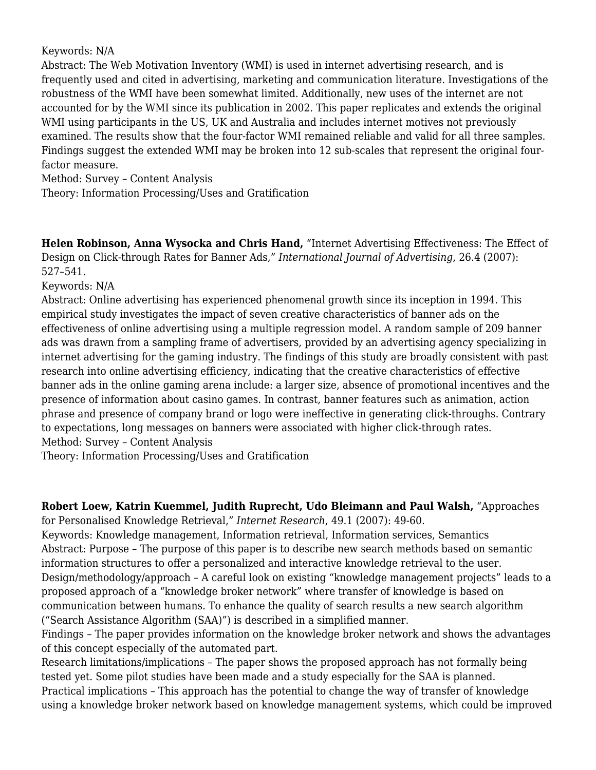Keywords: N/A
Abstract: The Web Motivation Inventory (WMI) is used in internet advertising research, and is frequently used and cited in advertising, marketing and communication literature. Investigations of the robustness of the WMI have been somewhat limited. Additionally, new uses of the internet are not accounted for by the WMI since its publication in 2002. This paper replicates and extends the original WMI using participants in the US, UK and Australia and includes internet motives not previously examined. The results show that the four-factor WMI remained reliable and valid for all three samples. Findings suggest the extended WMI may be broken into 12 sub-scales that represent the original four-factor measure.
Method: Survey – Content Analysis
Theory: Information Processing/Uses and Gratification

**Helen Robinson, Anna Wysocka and Chris Hand,** "Internet Advertising Effectiveness: The Effect of Design on Click-through Rates for Banner Ads," *International Journal of Advertising*, 26.4 (2007): 527–541.
Keywords: N/A
Abstract: Online advertising has experienced phenomenal growth since its inception in 1994. This empirical study investigates the impact of seven creative characteristics of banner ads on the effectiveness of online advertising using a multiple regression model. A random sample of 209 banner ads was drawn from a sampling frame of advertisers, provided by an advertising agency specializing in internet advertising for the gaming industry. The findings of this study are broadly consistent with past research into online advertising efficiency, indicating that the creative characteristics of effective banner ads in the online gaming arena include: a larger size, absence of promotional incentives and the presence of information about casino games. In contrast, banner features such as animation, action phrase and presence of company brand or logo were ineffective in generating click-throughs. Contrary to expectations, long messages on banners were associated with higher click-through rates.
Method: Survey – Content Analysis
Theory: Information Processing/Uses and Gratification

**Robert Loew, Katrin Kuemmel, Judith Ruprecht, Udo Bleimann and Paul Walsh,** "Approaches for Personalised Knowledge Retrieval," *Internet Research*, 49.1 (2007): 49-60.
Keywords: Knowledge management, Information retrieval, Information services, Semantics
Abstract: Purpose – The purpose of this paper is to describe new search methods based on semantic information structures to offer a personalized and interactive knowledge retrieval to the user.
Design/methodology/approach – A careful look on existing "knowledge management projects" leads to a proposed approach of a "knowledge broker network" where transfer of knowledge is based on communication between humans. To enhance the quality of search results a new search algorithm ("Search Assistance Algorithm (SAA)") is described in a simplified manner.
Findings – The paper provides information on the knowledge broker network and shows the advantages of this concept especially of the automated part.
Research limitations/implications – The paper shows the proposed approach has not formally being tested yet. Some pilot studies have been made and a study especially for the SAA is planned.
Practical implications – This approach has the potential to change the way of transfer of knowledge using a knowledge broker network based on knowledge management systems, which could be improved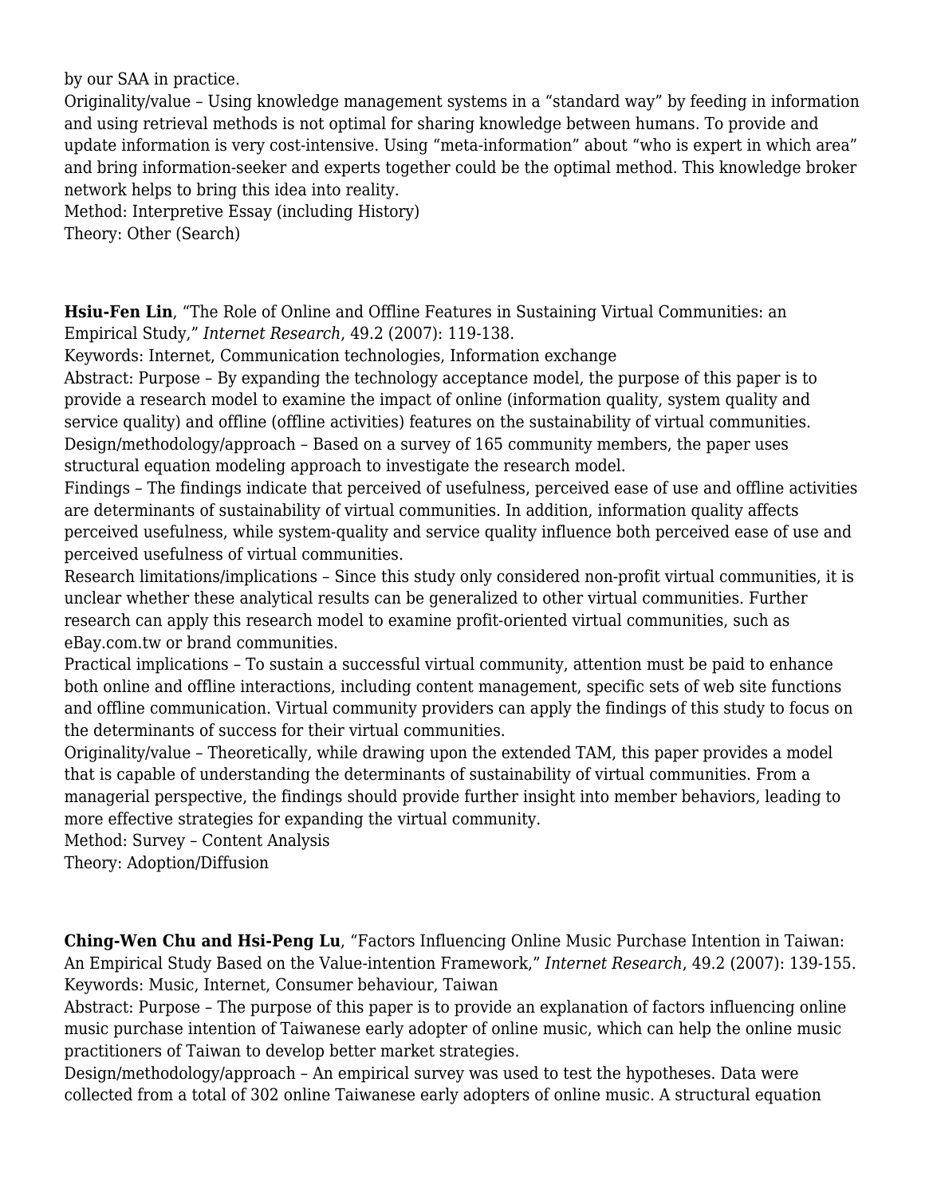by our SAA in practice.
Originality/value – Using knowledge management systems in a "standard way" by feeding in information and using retrieval methods is not optimal for sharing knowledge between humans. To provide and update information is very cost-intensive. Using "meta-information" about "who is expert in which area" and bring information-seeker and experts together could be the optimal method. This knowledge broker network helps to bring this idea into reality.
Method: Interpretive Essay (including History)
Theory: Other (Search)

**Hsiu-Fen Lin**, "The Role of Online and Offline Features in Sustaining Virtual Communities: an Empirical Study," *Internet Research*, 49.2 (2007): 119-138.
Keywords: Internet, Communication technologies, Information exchange
Abstract: Purpose – By expanding the technology acceptance model, the purpose of this paper is to provide a research model to examine the impact of online (information quality, system quality and service quality) and offline (offline activities) features on the sustainability of virtual communities.
Design/methodology/approach – Based on a survey of 165 community members, the paper uses structural equation modeling approach to investigate the research model.
Findings – The findings indicate that perceived of usefulness, perceived ease of use and offline activities are determinants of sustainability of virtual communities. In addition, information quality affects perceived usefulness, while system-quality and service quality influence both perceived ease of use and perceived usefulness of virtual communities.
Research limitations/implications – Since this study only considered non-profit virtual communities, it is unclear whether these analytical results can be generalized to other virtual communities. Further research can apply this research model to examine profit-oriented virtual communities, such as eBay.com.tw or brand communities.
Practical implications – To sustain a successful virtual community, attention must be paid to enhance both online and offline interactions, including content management, specific sets of web site functions and offline communication. Virtual community providers can apply the findings of this study to focus on the determinants of success for their virtual communities.
Originality/value – Theoretically, while drawing upon the extended TAM, this paper provides a model that is capable of understanding the determinants of sustainability of virtual communities. From a managerial perspective, the findings should provide further insight into member behaviors, leading to more effective strategies for expanding the virtual community.
Method: Survey – Content Analysis
Theory: Adoption/Diffusion

**Ching-Wen Chu and Hsi-Peng Lu**, "Factors Influencing Online Music Purchase Intention in Taiwan: An Empirical Study Based on the Value-intention Framework," *Internet Research*, 49.2 (2007): 139-155.
Keywords: Music, Internet, Consumer behaviour, Taiwan
Abstract: Purpose – The purpose of this paper is to provide an explanation of factors influencing online music purchase intention of Taiwanese early adopter of online music, which can help the online music practitioners of Taiwan to develop better market strategies.
Design/methodology/approach – An empirical survey was used to test the hypotheses. Data were collected from a total of 302 online Taiwanese early adopters of online music. A structural equation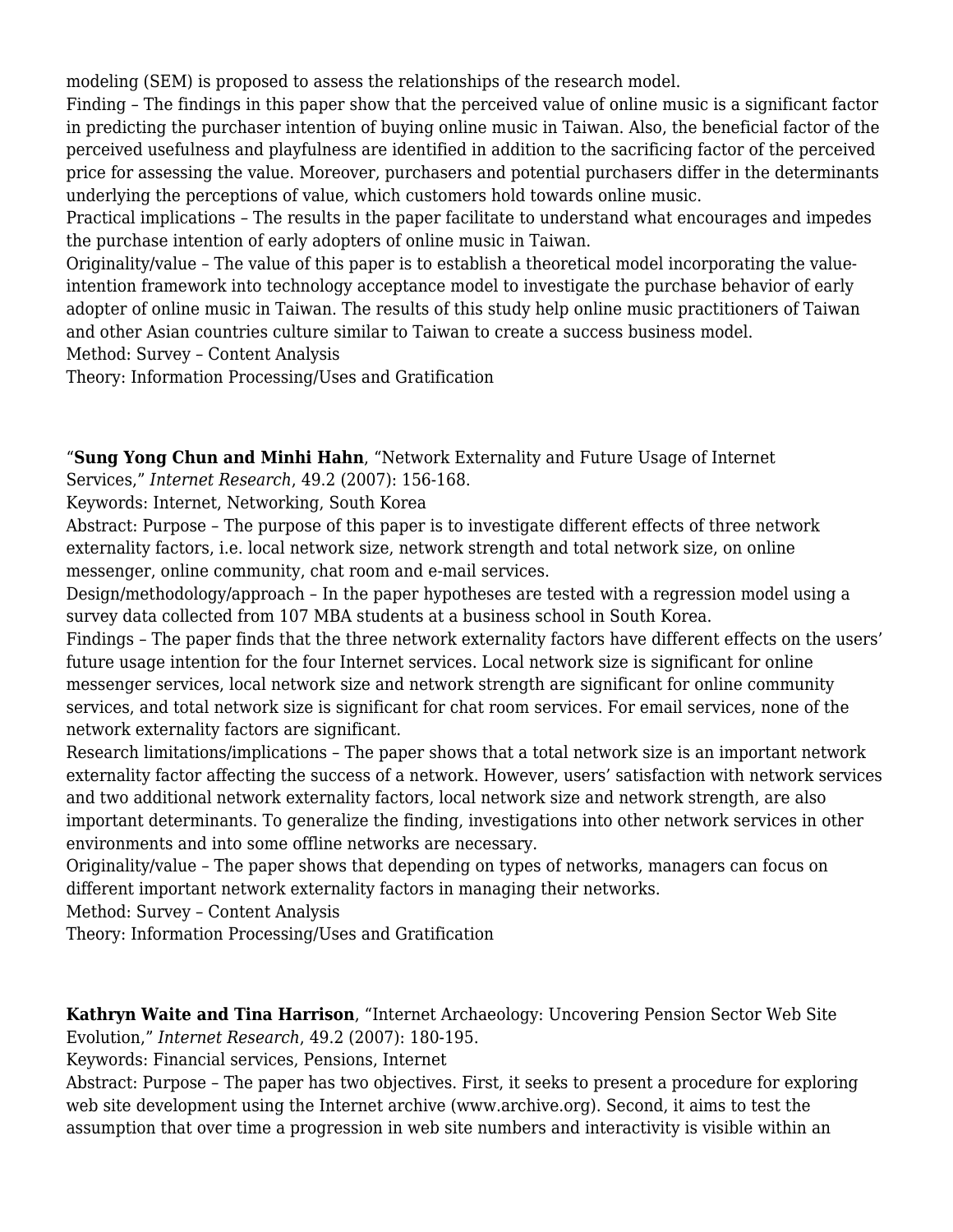modeling (SEM) is proposed to assess the relationships of the research model.
Finding – The findings in this paper show that the perceived value of online music is a significant factor in predicting the purchaser intention of buying online music in Taiwan. Also, the beneficial factor of the perceived usefulness and playfulness are identified in addition to the sacrificing factor of the perceived price for assessing the value. Moreover, purchasers and potential purchasers differ in the determinants underlying the perceptions of value, which customers hold towards online music.
Practical implications – The results in the paper facilitate to understand what encourages and impedes the purchase intention of early adopters of online music in Taiwan.
Originality/value – The value of this paper is to establish a theoretical model incorporating the value-intention framework into technology acceptance model to investigate the purchase behavior of early adopter of online music in Taiwan. The results of this study help online music practitioners of Taiwan and other Asian countries culture similar to Taiwan to create a success business model.
Method: Survey – Content Analysis
Theory: Information Processing/Uses and Gratification

"**Sung Yong Chun and Minhi Hahn**, "Network Externality and Future Usage of Internet Services," *Internet Research*, 49.2 (2007): 156-168.
Keywords: Internet, Networking, South Korea
Abstract: Purpose – The purpose of this paper is to investigate different effects of three network externality factors, i.e. local network size, network strength and total network size, on online messenger, online community, chat room and e-mail services.
Design/methodology/approach – In the paper hypotheses are tested with a regression model using a survey data collected from 107 MBA students at a business school in South Korea.
Findings – The paper finds that the three network externality factors have different effects on the users' future usage intention for the four Internet services. Local network size is significant for online messenger services, local network size and network strength are significant for online community services, and total network size is significant for chat room services. For email services, none of the network externality factors are significant.
Research limitations/implications – The paper shows that a total network size is an important network externality factor affecting the success of a network. However, users' satisfaction with network services and two additional network externality factors, local network size and network strength, are also important determinants. To generalize the finding, investigations into other network services in other environments and into some offline networks are necessary.
Originality/value – The paper shows that depending on types of networks, managers can focus on different important network externality factors in managing their networks.
Method: Survey – Content Analysis
Theory: Information Processing/Uses and Gratification

**Kathryn Waite and Tina Harrison**, "Internet Archaeology: Uncovering Pension Sector Web Site Evolution," *Internet Research*, 49.2 (2007): 180-195.
Keywords: Financial services, Pensions, Internet
Abstract: Purpose – The paper has two objectives. First, it seeks to present a procedure for exploring web site development using the Internet archive (www.archive.org). Second, it aims to test the assumption that over time a progression in web site numbers and interactivity is visible within an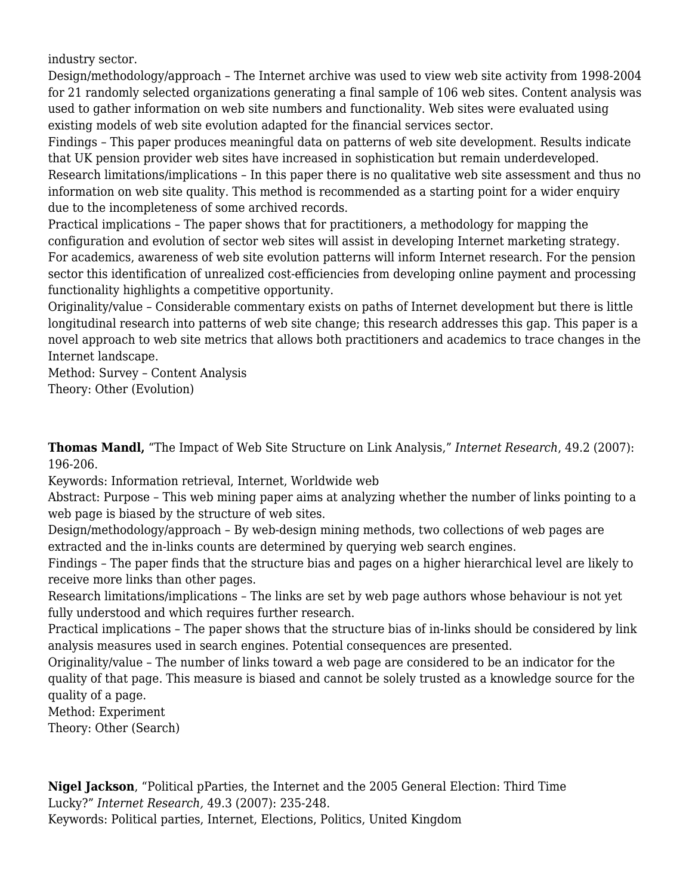industry sector.
Design/methodology/approach – The Internet archive was used to view web site activity from 1998-2004 for 21 randomly selected organizations generating a final sample of 106 web sites. Content analysis was used to gather information on web site numbers and functionality. Web sites were evaluated using existing models of web site evolution adapted for the financial services sector.
Findings – This paper produces meaningful data on patterns of web site development. Results indicate that UK pension provider web sites have increased in sophistication but remain underdeveloped.
Research limitations/implications – In this paper there is no qualitative web site assessment and thus no information on web site quality. This method is recommended as a starting point for a wider enquiry due to the incompleteness of some archived records.
Practical implications – The paper shows that for practitioners, a methodology for mapping the configuration and evolution of sector web sites will assist in developing Internet marketing strategy. For academics, awareness of web site evolution patterns will inform Internet research. For the pension sector this identification of unrealized cost-efficiencies from developing online payment and processing functionality highlights a competitive opportunity.
Originality/value – Considerable commentary exists on paths of Internet development but there is little longitudinal research into patterns of web site change; this research addresses this gap. This paper is a novel approach to web site metrics that allows both practitioners and academics to trace changes in the Internet landscape.
Method: Survey – Content Analysis
Theory: Other (Evolution)

**Thomas Mandl,** "The Impact of Web Site Structure on Link Analysis," *Internet Research*, 49.2 (2007): 196-206.
Keywords: Information retrieval, Internet, Worldwide web
Abstract: Purpose – This web mining paper aims at analyzing whether the number of links pointing to a web page is biased by the structure of web sites.
Design/methodology/approach – By web-design mining methods, two collections of web pages are extracted and the in-links counts are determined by querying web search engines.
Findings – The paper finds that the structure bias and pages on a higher hierarchical level are likely to receive more links than other pages.
Research limitations/implications – The links are set by web page authors whose behaviour is not yet fully understood and which requires further research.
Practical implications – The paper shows that the structure bias of in-links should be considered by link analysis measures used in search engines. Potential consequences are presented.
Originality/value – The number of links toward a web page are considered to be an indicator for the quality of that page. This measure is biased and cannot be solely trusted as a knowledge source for the quality of a page.
Method: Experiment
Theory: Other (Search)

**Nigel Jackson**, "Political pParties, the Internet and the 2005 General Election: Third Time Lucky?" *Internet Research,* 49.3 (2007): 235-248.
Keywords: Political parties, Internet, Elections, Politics, United Kingdom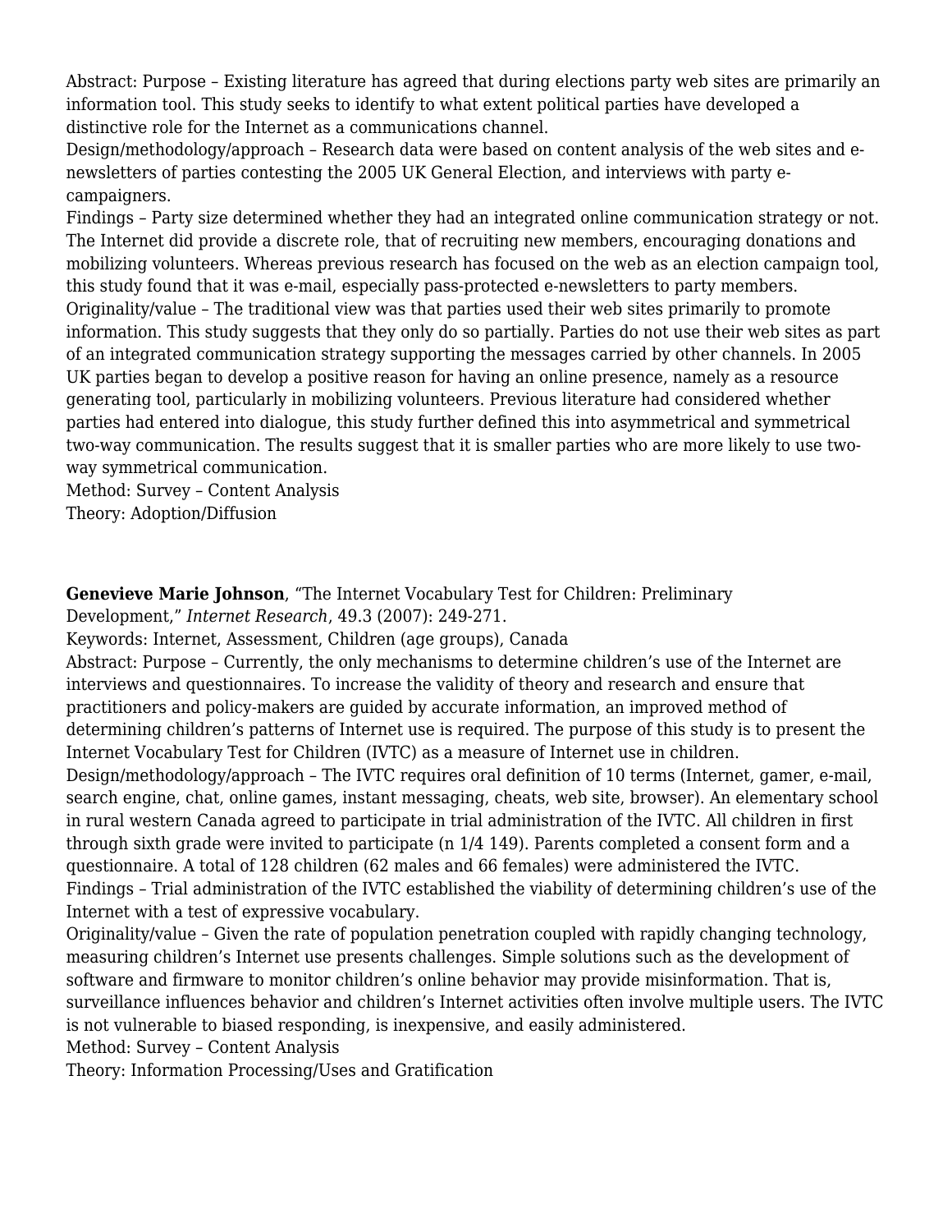Abstract: Purpose – Existing literature has agreed that during elections party web sites are primarily an information tool. This study seeks to identify to what extent political parties have developed a distinctive role for the Internet as a communications channel.
Design/methodology/approach – Research data were based on content analysis of the web sites and e-newsletters of parties contesting the 2005 UK General Election, and interviews with party e-campaigners.
Findings – Party size determined whether they had an integrated online communication strategy or not. The Internet did provide a discrete role, that of recruiting new members, encouraging donations and mobilizing volunteers. Whereas previous research has focused on the web as an election campaign tool, this study found that it was e-mail, especially pass-protected e-newsletters to party members.
Originality/value – The traditional view was that parties used their web sites primarily to promote information. This study suggests that they only do so partially. Parties do not use their web sites as part of an integrated communication strategy supporting the messages carried by other channels. In 2005 UK parties began to develop a positive reason for having an online presence, namely as a resource generating tool, particularly in mobilizing volunteers. Previous literature had considered whether parties had entered into dialogue, this study further defined this into asymmetrical and symmetrical two-way communication. The results suggest that it is smaller parties who are more likely to use two-way symmetrical communication.
Method: Survey – Content Analysis
Theory: Adoption/Diffusion

**Genevieve Marie Johnson**, "The Internet Vocabulary Test for Children: Preliminary Development," *Internet Research*, 49.3 (2007): 249-271.
Keywords: Internet, Assessment, Children (age groups), Canada
Abstract: Purpose – Currently, the only mechanisms to determine children's use of the Internet are interviews and questionnaires. To increase the validity of theory and research and ensure that practitioners and policy-makers are guided by accurate information, an improved method of determining children's patterns of Internet use is required. The purpose of this study is to present the Internet Vocabulary Test for Children (IVTC) as a measure of Internet use in children.
Design/methodology/approach – The IVTC requires oral definition of 10 terms (Internet, gamer, e-mail, search engine, chat, online games, instant messaging, cheats, web site, browser). An elementary school in rural western Canada agreed to participate in trial administration of the IVTC. All children in first through sixth grade were invited to participate (n 1/4 149). Parents completed a consent form and a questionnaire. A total of 128 children (62 males and 66 females) were administered the IVTC.
Findings – Trial administration of the IVTC established the viability of determining children's use of the Internet with a test of expressive vocabulary.
Originality/value – Given the rate of population penetration coupled with rapidly changing technology, measuring children's Internet use presents challenges. Simple solutions such as the development of software and firmware to monitor children's online behavior may provide misinformation. That is, surveillance influences behavior and children's Internet activities often involve multiple users. The IVTC is not vulnerable to biased responding, is inexpensive, and easily administered.
Method: Survey – Content Analysis
Theory: Information Processing/Uses and Gratification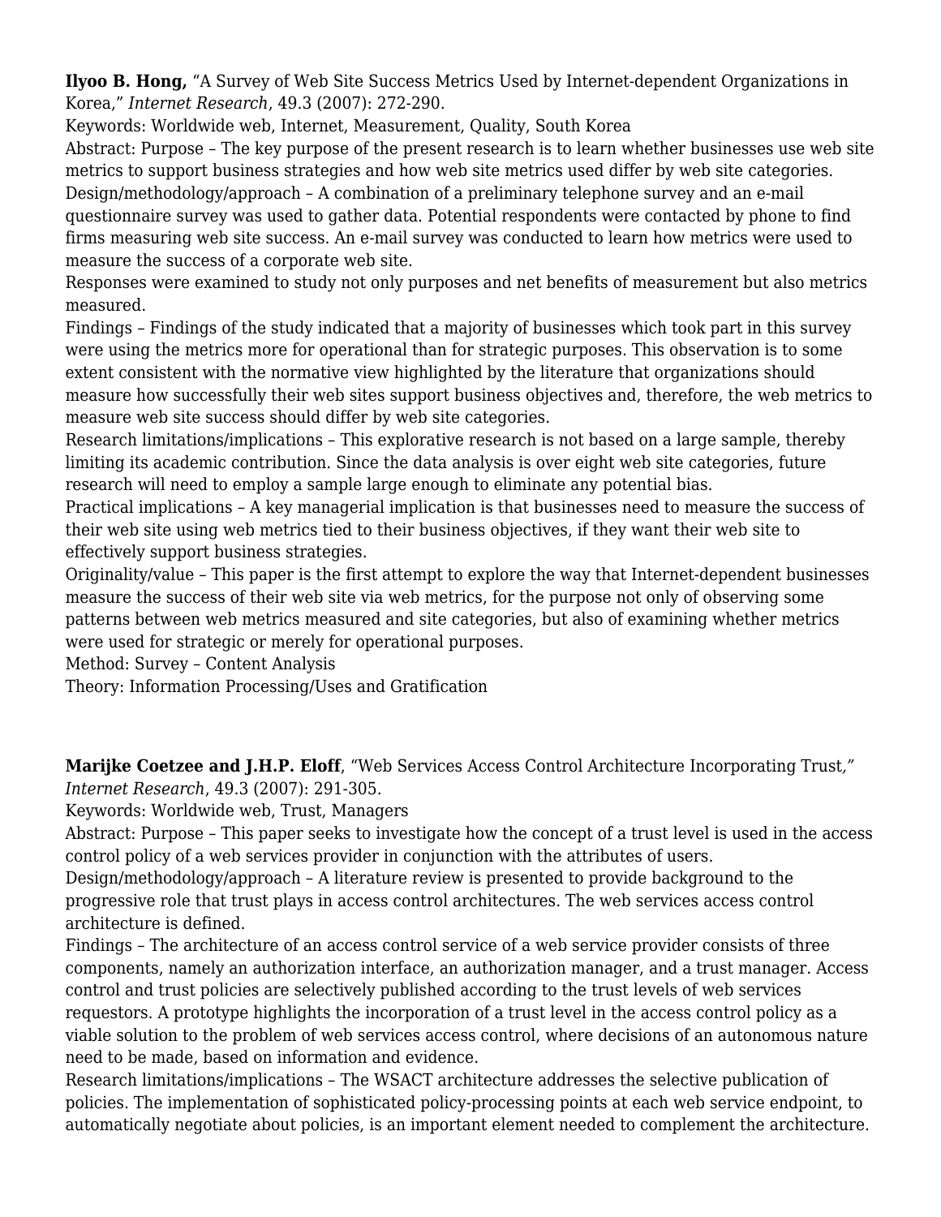**Ilyoo B. Hong,** “A Survey of Web Site Success Metrics Used by Internet-dependent Organizations in Korea,” *Internet Research*, 49.3 (2007): 272-290.

Keywords: Worldwide web, Internet, Measurement, Quality, South Korea

Abstract: Purpose – The key purpose of the present research is to learn whether businesses use web site metrics to support business strategies and how web site metrics used differ by web site categories.

Design/methodology/approach – A combination of a preliminary telephone survey and an e-mail questionnaire survey was used to gather data. Potential respondents were contacted by phone to find firms measuring web site success. An e-mail survey was conducted to learn how metrics were used to measure the success of a corporate web site.

Responses were examined to study not only purposes and net benefits of measurement but also metrics measured.

Findings – Findings of the study indicated that a majority of businesses which took part in this survey were using the metrics more for operational than for strategic purposes. This observation is to some extent consistent with the normative view highlighted by the literature that organizations should measure how successfully their web sites support business objectives and, therefore, the web metrics to measure web site success should differ by web site categories.

Research limitations/implications – This explorative research is not based on a large sample, thereby limiting its academic contribution. Since the data analysis is over eight web site categories, future research will need to employ a sample large enough to eliminate any potential bias.

Practical implications – A key managerial implication is that businesses need to measure the success of their web site using web metrics tied to their business objectives, if they want their web site to effectively support business strategies.

Originality/value – This paper is the first attempt to explore the way that Internet-dependent businesses measure the success of their web site via web metrics, for the purpose not only of observing some patterns between web metrics measured and site categories, but also of examining whether metrics were used for strategic or merely for operational purposes.

Method: Survey – Content Analysis

Theory: Information Processing/Uses and Gratification

**Marijke Coetzee and J.H.P. Eloff**, “Web Services Access Control Architecture Incorporating Trust,” *Internet Research*, 49.3 (2007): 291-305.

Keywords: Worldwide web, Trust, Managers

Abstract: Purpose – This paper seeks to investigate how the concept of a trust level is used in the access control policy of a web services provider in conjunction with the attributes of users.

Design/methodology/approach – A literature review is presented to provide background to the progressive role that trust plays in access control architectures. The web services access control architecture is defined.

Findings – The architecture of an access control service of a web service provider consists of three components, namely an authorization interface, an authorization manager, and a trust manager. Access control and trust policies are selectively published according to the trust levels of web services requestors. A prototype highlights the incorporation of a trust level in the access control policy as a viable solution to the problem of web services access control, where decisions of an autonomous nature need to be made, based on information and evidence.

Research limitations/implications – The WSACT architecture addresses the selective publication of policies. The implementation of sophisticated policy-processing points at each web service endpoint, to automatically negotiate about policies, is an important element needed to complement the architecture.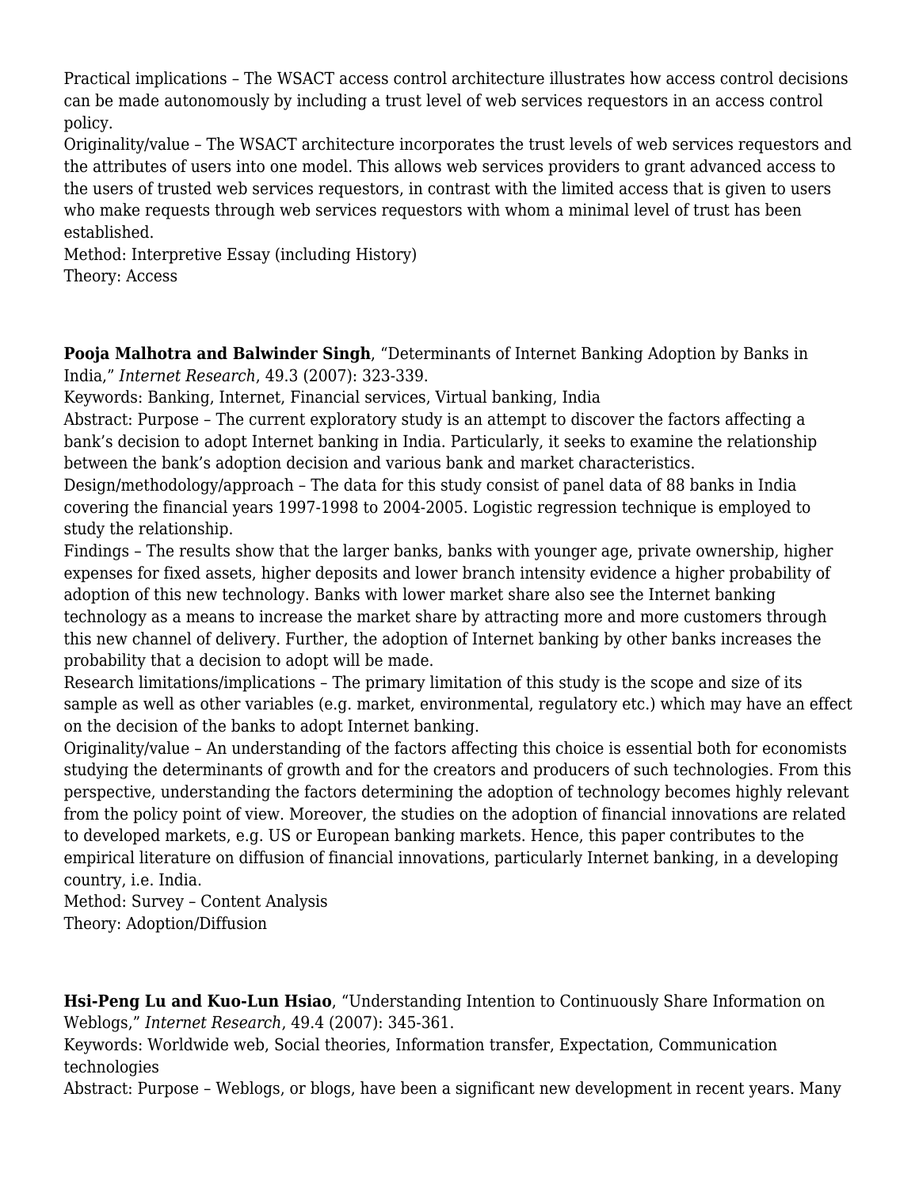Practical implications – The WSACT access control architecture illustrates how access control decisions can be made autonomously by including a trust level of web services requestors in an access control policy.
Originality/value – The WSACT architecture incorporates the trust levels of web services requestors and the attributes of users into one model. This allows web services providers to grant advanced access to the users of trusted web services requestors, in contrast with the limited access that is given to users who make requests through web services requestors with whom a minimal level of trust has been established.
Method: Interpretive Essay (including History)
Theory: Access

**Pooja Malhotra and Balwinder Singh**, "Determinants of Internet Banking Adoption by Banks in India," *Internet Research*, 49.3 (2007): 323-339.
Keywords: Banking, Internet, Financial services, Virtual banking, India
Abstract: Purpose – The current exploratory study is an attempt to discover the factors affecting a bank's decision to adopt Internet banking in India. Particularly, it seeks to examine the relationship between the bank's adoption decision and various bank and market characteristics.
Design/methodology/approach – The data for this study consist of panel data of 88 banks in India covering the financial years 1997-1998 to 2004-2005. Logistic regression technique is employed to study the relationship.
Findings – The results show that the larger banks, banks with younger age, private ownership, higher expenses for fixed assets, higher deposits and lower branch intensity evidence a higher probability of adoption of this new technology. Banks with lower market share also see the Internet banking technology as a means to increase the market share by attracting more and more customers through this new channel of delivery. Further, the adoption of Internet banking by other banks increases the probability that a decision to adopt will be made.
Research limitations/implications – The primary limitation of this study is the scope and size of its sample as well as other variables (e.g. market, environmental, regulatory etc.) which may have an effect on the decision of the banks to adopt Internet banking.
Originality/value – An understanding of the factors affecting this choice is essential both for economists studying the determinants of growth and for the creators and producers of such technologies. From this perspective, understanding the factors determining the adoption of technology becomes highly relevant from the policy point of view. Moreover, the studies on the adoption of financial innovations are related to developed markets, e.g. US or European banking markets. Hence, this paper contributes to the empirical literature on diffusion of financial innovations, particularly Internet banking, in a developing country, i.e. India.
Method: Survey – Content Analysis
Theory: Adoption/Diffusion

**Hsi-Peng Lu and Kuo-Lun Hsiao**, "Understanding Intention to Continuously Share Information on Weblogs," *Internet Research*, 49.4 (2007): 345-361.
Keywords: Worldwide web, Social theories, Information transfer, Expectation, Communication technologies
Abstract: Purpose – Weblogs, or blogs, have been a significant new development in recent years. Many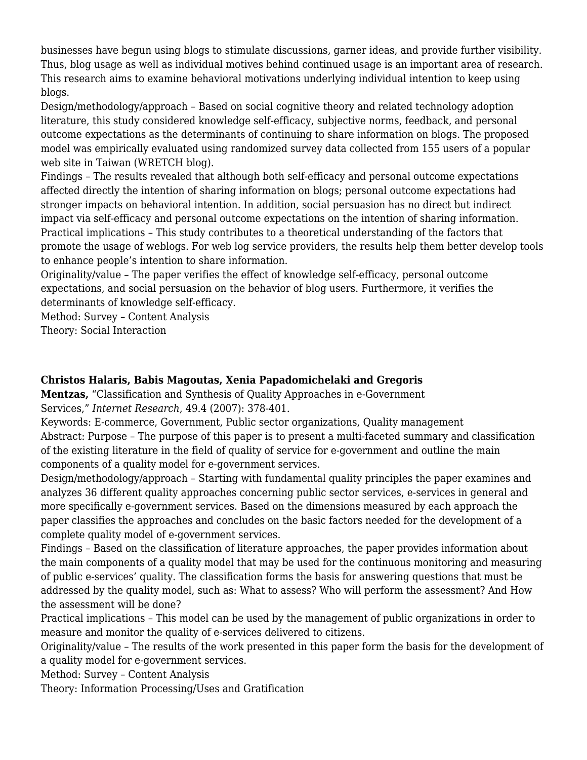businesses have begun using blogs to stimulate discussions, garner ideas, and provide further visibility. Thus, blog usage as well as individual motives behind continued usage is an important area of research. This research aims to examine behavioral motivations underlying individual intention to keep using blogs.
Design/methodology/approach – Based on social cognitive theory and related technology adoption literature, this study considered knowledge self-efficacy, subjective norms, feedback, and personal outcome expectations as the determinants of continuing to share information on blogs. The proposed model was empirically evaluated using randomized survey data collected from 155 users of a popular web site in Taiwan (WRETCH blog).
Findings – The results revealed that although both self-efficacy and personal outcome expectations affected directly the intention of sharing information on blogs; personal outcome expectations had stronger impacts on behavioral intention. In addition, social persuasion has no direct but indirect impact via self-efficacy and personal outcome expectations on the intention of sharing information.
Practical implications – This study contributes to a theoretical understanding of the factors that promote the usage of weblogs. For web log service providers, the results help them better develop tools to enhance people's intention to share information.
Originality/value – The paper verifies the effect of knowledge self-efficacy, personal outcome expectations, and social persuasion on the behavior of blog users. Furthermore, it verifies the determinants of knowledge self-efficacy.
Method: Survey – Content Analysis
Theory: Social Interaction

**Christos Halaris, Babis Magoutas, Xenia Papadomichelaki and Gregoris Mentzas,** "Classification and Synthesis of Quality Approaches in e-Government Services," *Internet Research*, 49.4 (2007): 378-401.
Keywords: E-commerce, Government, Public sector organizations, Quality management
Abstract: Purpose – The purpose of this paper is to present a multi-faceted summary and classification of the existing literature in the field of quality of service for e-government and outline the main components of a quality model for e-government services.
Design/methodology/approach – Starting with fundamental quality principles the paper examines and analyzes 36 different quality approaches concerning public sector services, e-services in general and more specifically e-government services. Based on the dimensions measured by each approach the paper classifies the approaches and concludes on the basic factors needed for the development of a complete quality model of e-government services.
Findings – Based on the classification of literature approaches, the paper provides information about the main components of a quality model that may be used for the continuous monitoring and measuring of public e-services' quality. The classification forms the basis for answering questions that must be addressed by the quality model, such as: What to assess? Who will perform the assessment? And How the assessment will be done?
Practical implications – This model can be used by the management of public organizations in order to measure and monitor the quality of e-services delivered to citizens.
Originality/value – The results of the work presented in this paper form the basis for the development of a quality model for e-government services.
Method: Survey – Content Analysis
Theory: Information Processing/Uses and Gratification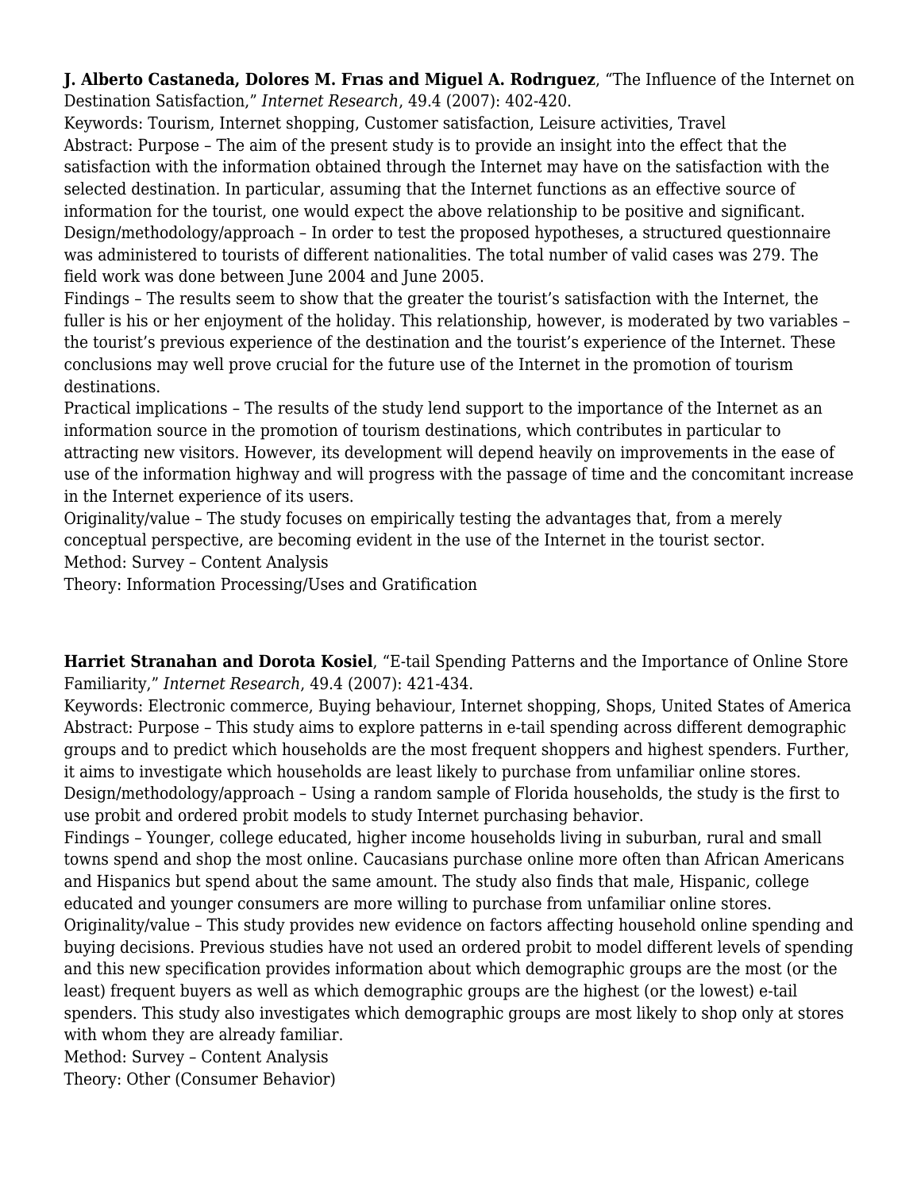**J. Alberto Castaneda, Dolores M. Frıas and Miguel A. Rodrıguez**, “The Influence of the Internet on Destination Satisfaction,” *Internet Research*, 49.4 (2007): 402-420.
Keywords: Tourism, Internet shopping, Customer satisfaction, Leisure activities, Travel
Abstract: Purpose – The aim of the present study is to provide an insight into the effect that the satisfaction with the information obtained through the Internet may have on the satisfaction with the selected destination. In particular, assuming that the Internet functions as an effective source of information for the tourist, one would expect the above relationship to be positive and significant.
Design/methodology/approach – In order to test the proposed hypotheses, a structured questionnaire was administered to tourists of different nationalities. The total number of valid cases was 279. The field work was done between June 2004 and June 2005.
Findings – The results seem to show that the greater the tourist’s satisfaction with the Internet, the fuller is his or her enjoyment of the holiday. This relationship, however, is moderated by two variables – the tourist’s previous experience of the destination and the tourist’s experience of the Internet. These conclusions may well prove crucial for the future use of the Internet in the promotion of tourism destinations.
Practical implications – The results of the study lend support to the importance of the Internet as an information source in the promotion of tourism destinations, which contributes in particular to attracting new visitors. However, its development will depend heavily on improvements in the ease of use of the information highway and will progress with the passage of time and the concomitant increase in the Internet experience of its users.
Originality/value – The study focuses on empirically testing the advantages that, from a merely conceptual perspective, are becoming evident in the use of the Internet in the tourist sector.
Method: Survey – Content Analysis
Theory: Information Processing/Uses and Gratification

**Harriet Stranahan and Dorota Kosiel**, “E-tail Spending Patterns and the Importance of Online Store Familiarity,” *Internet Research*, 49.4 (2007): 421-434.
Keywords: Electronic commerce, Buying behaviour, Internet shopping, Shops, United States of America
Abstract: Purpose – This study aims to explore patterns in e-tail spending across different demographic groups and to predict which households are the most frequent shoppers and highest spenders. Further, it aims to investigate which households are least likely to purchase from unfamiliar online stores.
Design/methodology/approach – Using a random sample of Florida households, the study is the first to use probit and ordered probit models to study Internet purchasing behavior.
Findings – Younger, college educated, higher income households living in suburban, rural and small towns spend and shop the most online. Caucasians purchase online more often than African Americans and Hispanics but spend about the same amount. The study also finds that male, Hispanic, college educated and younger consumers are more willing to purchase from unfamiliar online stores.
Originality/value – This study provides new evidence on factors affecting household online spending and buying decisions. Previous studies have not used an ordered probit to model different levels of spending and this new specification provides information about which demographic groups are the most (or the least) frequent buyers as well as which demographic groups are the highest (or the lowest) e-tail spenders. This study also investigates which demographic groups are most likely to shop only at stores with whom they are already familiar.
Method: Survey – Content Analysis
Theory: Other (Consumer Behavior)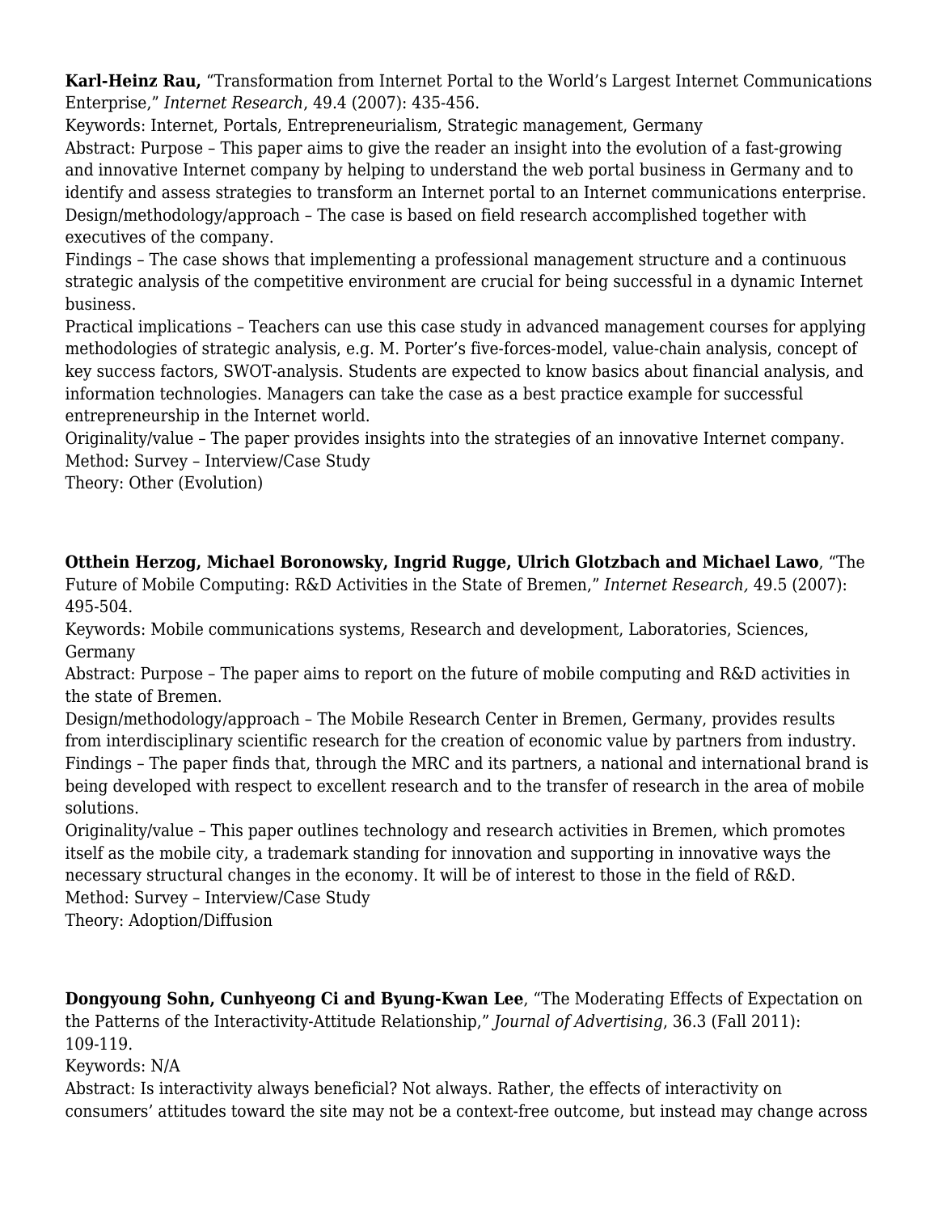**Karl-Heinz Rau,** "Transformation from Internet Portal to the World's Largest Internet Communications Enterprise," *Internet Research*, 49.4 (2007): 435-456.
Keywords: Internet, Portals, Entrepreneurialism, Strategic management, Germany
Abstract: Purpose – This paper aims to give the reader an insight into the evolution of a fast-growing and innovative Internet company by helping to understand the web portal business in Germany and to identify and assess strategies to transform an Internet portal to an Internet communications enterprise.
Design/methodology/approach – The case is based on field research accomplished together with executives of the company.
Findings – The case shows that implementing a professional management structure and a continuous strategic analysis of the competitive environment are crucial for being successful in a dynamic Internet business.
Practical implications – Teachers can use this case study in advanced management courses for applying methodologies of strategic analysis, e.g. M. Porter's five-forces-model, value-chain analysis, concept of key success factors, SWOT-analysis. Students are expected to know basics about financial analysis, and information technologies. Managers can take the case as a best practice example for successful entrepreneurship in the Internet world.
Originality/value – The paper provides insights into the strategies of an innovative Internet company.
Method: Survey – Interview/Case Study
Theory: Other (Evolution)

**Otthein Herzog, Michael Boronowsky, Ingrid Rugge, Ulrich Glotzbach and Michael Lawo**, "The Future of Mobile Computing: R&D Activities in the State of Bremen," *Internet Research,* 49.5 (2007): 495-504.
Keywords: Mobile communications systems, Research and development, Laboratories, Sciences, Germany
Abstract: Purpose – The paper aims to report on the future of mobile computing and R&D activities in the state of Bremen.
Design/methodology/approach – The Mobile Research Center in Bremen, Germany, provides results from interdisciplinary scientific research for the creation of economic value by partners from industry.
Findings – The paper finds that, through the MRC and its partners, a national and international brand is being developed with respect to excellent research and to the transfer of research in the area of mobile solutions.
Originality/value – This paper outlines technology and research activities in Bremen, which promotes itself as the mobile city, a trademark standing for innovation and supporting in innovative ways the necessary structural changes in the economy. It will be of interest to those in the field of R&D.
Method: Survey – Interview/Case Study
Theory: Adoption/Diffusion

**Dongyoung Sohn, Cunhyeong Ci and Byung-Kwan Lee**, "The Moderating Effects of Expectation on the Patterns of the Interactivity-Attitude Relationship," *Journal of Advertising*, 36.3 (Fall 2011): 109-119.
Keywords: N/A
Abstract: Is interactivity always beneficial? Not always. Rather, the effects of interactivity on consumers' attitudes toward the site may not be a context-free outcome, but instead may change across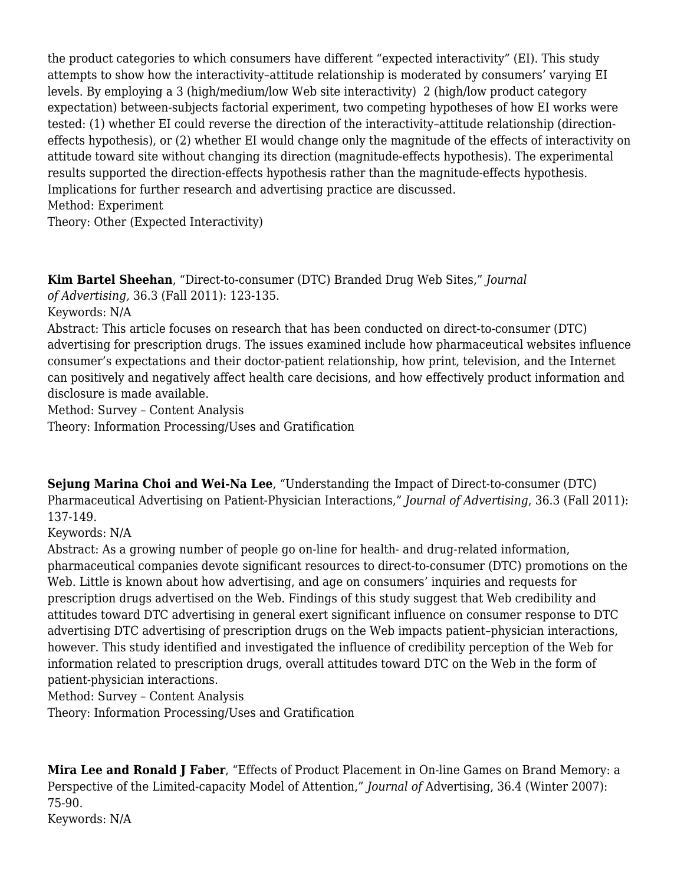the product categories to which consumers have different "expected interactivity" (EI). This study attempts to show how the interactivity–attitude relationship is moderated by consumers' varying EI levels. By employing a 3 (high/medium/low Web site interactivity)  2 (high/low product category expectation) between-subjects factorial experiment, two competing hypotheses of how EI works were tested: (1) whether EI could reverse the direction of the interactivity–attitude relationship (direction-effects hypothesis), or (2) whether EI would change only the magnitude of the effects of interactivity on attitude toward site without changing its direction (magnitude-effects hypothesis). The experimental results supported the direction-effects hypothesis rather than the magnitude-effects hypothesis. Implications for further research and advertising practice are discussed.
Method: Experiment
Theory: Other (Expected Interactivity)

**Kim Bartel Sheehan**, "Direct-to-consumer (DTC) Branded Drug Web Sites," *Journal of Advertising,* 36.3 (Fall 2011): 123-135.
Keywords: N/A
Abstract: This article focuses on research that has been conducted on direct-to-consumer (DTC) advertising for prescription drugs. The issues examined include how pharmaceutical websites influence consumer's expectations and their doctor-patient relationship, how print, television, and the Internet can positively and negatively affect health care decisions, and how effectively product information and disclosure is made available.
Method: Survey – Content Analysis
Theory: Information Processing/Uses and Gratification

**Sejung Marina Choi and Wei-Na Lee**, "Understanding the Impact of Direct-to-consumer (DTC) Pharmaceutical Advertising on Patient-Physician Interactions," *Journal of Advertising*, 36.3 (Fall 2011): 137-149.
Keywords: N/A
Abstract: As a growing number of people go on-line for health- and drug-related information, pharmaceutical companies devote significant resources to direct-to-consumer (DTC) promotions on the Web. Little is known about how advertising, and age on consumers' inquiries and requests for prescription drugs advertised on the Web. Findings of this study suggest that Web credibility and attitudes toward DTC advertising in general exert significant influence on consumer response to DTC advertising DTC advertising of prescription drugs on the Web impacts patient–physician interactions, however. This study identified and investigated the influence of credibility perception of the Web for information related to prescription drugs, overall attitudes toward DTC on the Web in the form of patient-physician interactions.
Method: Survey – Content Analysis
Theory: Information Processing/Uses and Gratification

**Mira Lee and Ronald J Faber**, "Effects of Product Placement in On-line Games on Brand Memory: a Perspective of the Limited-capacity Model of Attention," *Journal of* Advertising, 36.4 (Winter 2007): 75-90.
Keywords: N/A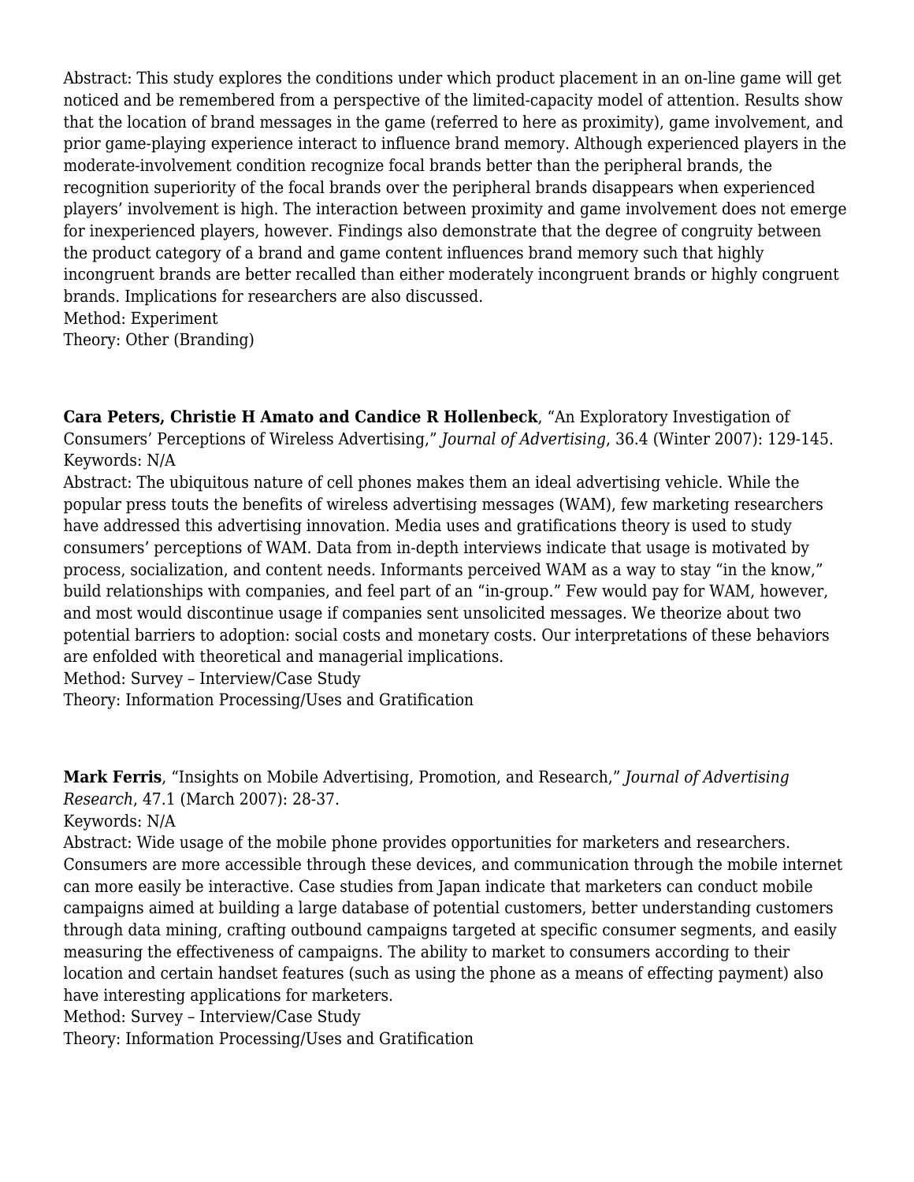Abstract: This study explores the conditions under which product placement in an on-line game will get noticed and be remembered from a perspective of the limited-capacity model of attention. Results show that the location of brand messages in the game (referred to here as proximity), game involvement, and prior game-playing experience interact to influence brand memory. Although experienced players in the moderate-involvement condition recognize focal brands better than the peripheral brands, the recognition superiority of the focal brands over the peripheral brands disappears when experienced players' involvement is high. The interaction between proximity and game involvement does not emerge for inexperienced players, however. Findings also demonstrate that the degree of congruity between the product category of a brand and game content influences brand memory such that highly incongruent brands are better recalled than either moderately incongruent brands or highly congruent brands. Implications for researchers are also discussed.
Method: Experiment
Theory: Other (Branding)

**Cara Peters, Christie H Amato and Candice R Hollenbeck**, "An Exploratory Investigation of Consumers' Perceptions of Wireless Advertising," *Journal of Advertising*, 36.4 (Winter 2007): 129-145.
Keywords: N/A
Abstract: The ubiquitous nature of cell phones makes them an ideal advertising vehicle. While the popular press touts the benefits of wireless advertising messages (WAM), few marketing researchers have addressed this advertising innovation. Media uses and gratifications theory is used to study consumers' perceptions of WAM. Data from in-depth interviews indicate that usage is motivated by process, socialization, and content needs. Informants perceived WAM as a way to stay "in the know," build relationships with companies, and feel part of an "in-group." Few would pay for WAM, however, and most would discontinue usage if companies sent unsolicited messages. We theorize about two potential barriers to adoption: social costs and monetary costs. Our interpretations of these behaviors are enfolded with theoretical and managerial implications.
Method: Survey – Interview/Case Study
Theory: Information Processing/Uses and Gratification

**Mark Ferris**, "Insights on Mobile Advertising, Promotion, and Research," *Journal of Advertising Research*, 47.1 (March 2007): 28-37.
Keywords: N/A
Abstract: Wide usage of the mobile phone provides opportunities for marketers and researchers. Consumers are more accessible through these devices, and communication through the mobile internet can more easily be interactive. Case studies from Japan indicate that marketers can conduct mobile campaigns aimed at building a large database of potential customers, better understanding customers through data mining, crafting outbound campaigns targeted at specific consumer segments, and easily measuring the effectiveness of campaigns. The ability to market to consumers according to their location and certain handset features (such as using the phone as a means of effecting payment) also have interesting applications for marketers.
Method: Survey – Interview/Case Study
Theory: Information Processing/Uses and Gratification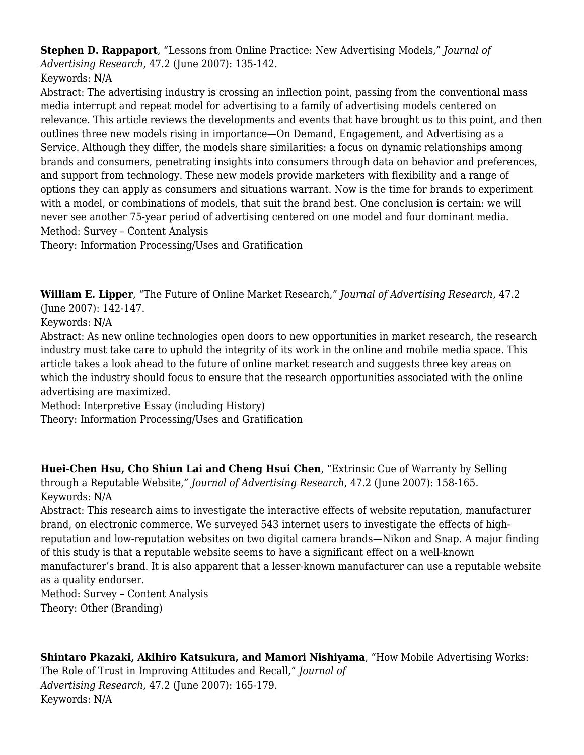**Stephen D. Rappaport**, "Lessons from Online Practice: New Advertising Models," *Journal of Advertising Research*, 47.2 (June 2007): 135-142.
Keywords: N/A
Abstract: The advertising industry is crossing an inflection point, passing from the conventional mass media interrupt and repeat model for advertising to a family of advertising models centered on relevance. This article reviews the developments and events that have brought us to this point, and then outlines three new models rising in importance—On Demand, Engagement, and Advertising as a Service. Although they differ, the models share similarities: a focus on dynamic relationships among brands and consumers, penetrating insights into consumers through data on behavior and preferences, and support from technology. These new models provide marketers with flexibility and a range of options they can apply as consumers and situations warrant. Now is the time for brands to experiment with a model, or combinations of models, that suit the brand best. One conclusion is certain: we will never see another 75-year period of advertising centered on one model and four dominant media.
Method: Survey – Content Analysis
Theory: Information Processing/Uses and Gratification

**William E. Lipper**, "The Future of Online Market Research," *Journal of Advertising Research*, 47.2 (June 2007): 142-147.
Keywords: N/A
Abstract: As new online technologies open doors to new opportunities in market research, the research industry must take care to uphold the integrity of its work in the online and mobile media space. This article takes a look ahead to the future of online market research and suggests three key areas on which the industry should focus to ensure that the research opportunities associated with the online advertising are maximized.
Method: Interpretive Essay (including History)
Theory: Information Processing/Uses and Gratification

**Huei-Chen Hsu, Cho Shiun Lai and Cheng Hsui Chen**, "Extrinsic Cue of Warranty by Selling through a Reputable Website," *Journal of Advertising Research*, 47.2 (June 2007): 158-165.
Keywords: N/A
Abstract: This research aims to investigate the interactive effects of website reputation, manufacturer brand, on electronic commerce. We surveyed 543 internet users to investigate the effects of high-reputation and low-reputation websites on two digital camera brands—Nikon and Snap. A major finding of this study is that a reputable website seems to have a significant effect on a well-known manufacturer's brand. It is also apparent that a lesser-known manufacturer can use a reputable website as a quality endorser.
Method: Survey – Content Analysis
Theory: Other (Branding)

**Shintaro Pkazaki, Akihiro Katsukura, and Mamori Nishiyama**, "How Mobile Advertising Works: The Role of Trust in Improving Attitudes and Recall," *Journal of Advertising Research*, 47.2 (June 2007): 165-179.
Keywords: N/A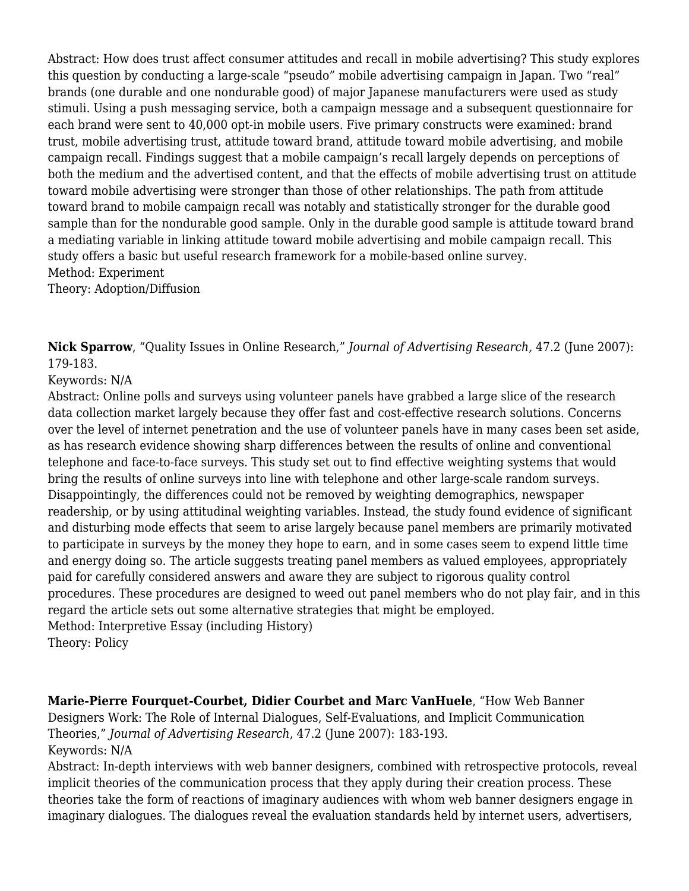Abstract: How does trust affect consumer attitudes and recall in mobile advertising? This study explores this question by conducting a large-scale "pseudo" mobile advertising campaign in Japan. Two "real" brands (one durable and one nondurable good) of major Japanese manufacturers were used as study stimuli. Using a push messaging service, both a campaign message and a subsequent questionnaire for each brand were sent to 40,000 opt-in mobile users. Five primary constructs were examined: brand trust, mobile advertising trust, attitude toward brand, attitude toward mobile advertising, and mobile campaign recall. Findings suggest that a mobile campaign's recall largely depends on perceptions of both the medium and the advertised content, and that the effects of mobile advertising trust on attitude toward mobile advertising were stronger than those of other relationships. The path from attitude toward brand to mobile campaign recall was notably and statistically stronger for the durable good sample than for the nondurable good sample. Only in the durable good sample is attitude toward brand a mediating variable in linking attitude toward mobile advertising and mobile campaign recall. This study offers a basic but useful research framework for a mobile-based online survey.
Method: Experiment
Theory: Adoption/Diffusion

**Nick Sparrow**, "Quality Issues in Online Research," *Journal of Advertising Research,* 47.2 (June 2007): 179-183.
Keywords: N/A
Abstract: Online polls and surveys using volunteer panels have grabbed a large slice of the research data collection market largely because they offer fast and cost-effective research solutions. Concerns over the level of internet penetration and the use of volunteer panels have in many cases been set aside, as has research evidence showing sharp differences between the results of online and conventional telephone and face-to-face surveys. This study set out to find effective weighting systems that would bring the results of online surveys into line with telephone and other large-scale random surveys. Disappointingly, the differences could not be removed by weighting demographics, newspaper readership, or by using attitudinal weighting variables. Instead, the study found evidence of significant and disturbing mode effects that seem to arise largely because panel members are primarily motivated to participate in surveys by the money they hope to earn, and in some cases seem to expend little time and energy doing so. The article suggests treating panel members as valued employees, appropriately paid for carefully considered answers and aware they are subject to rigorous quality control procedures. These procedures are designed to weed out panel members who do not play fair, and in this regard the article sets out some alternative strategies that might be employed.
Method: Interpretive Essay (including History)
Theory: Policy

**Marie-Pierre Fourquet-Courbet, Didier Courbet and Marc VanHuele**, "How Web Banner Designers Work: The Role of Internal Dialogues, Self-Evaluations, and Implicit Communication Theories," *Journal of Advertising Research*, 47.2 (June 2007): 183-193.
Keywords: N/A
Abstract: In-depth interviews with web banner designers, combined with retrospective protocols, reveal implicit theories of the communication process that they apply during their creation process. These theories take the form of reactions of imaginary audiences with whom web banner designers engage in imaginary dialogues. The dialogues reveal the evaluation standards held by internet users, advertisers,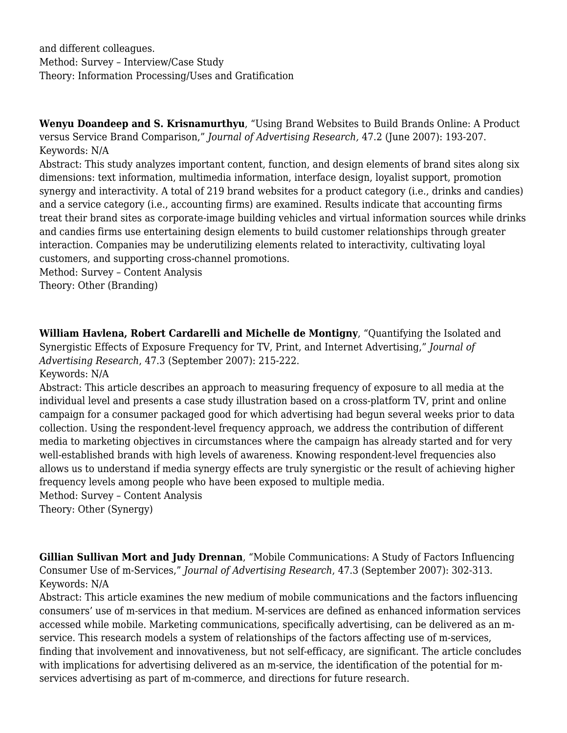and different colleagues.
Method: Survey – Interview/Case Study
Theory: Information Processing/Uses and Gratification

**Wenyu Doandeep and S. Krisnamurthyu**, “Using Brand Websites to Build Brands Online: A Product versus Service Brand Comparison,” *Journal of Advertising Research,* 47.2 (June 2007): 193-207.
Keywords: N/A
Abstract: This study analyzes important content, function, and design elements of brand sites along six dimensions: text information, multimedia information, interface design, loyalist support, promotion synergy and interactivity. A total of 219 brand websites for a product category (i.e., drinks and candies) and a service category (i.e., accounting firms) are examined. Results indicate that accounting firms treat their brand sites as corporate-image building vehicles and virtual information sources while drinks and candies firms use entertaining design elements to build customer relationships through greater interaction. Companies may be underutilizing elements related to interactivity, cultivating loyal customers, and supporting cross-channel promotions.
Method: Survey – Content Analysis
Theory: Other (Branding)

**William Havlena, Robert Cardarelli and Michelle de Montigny**, “Quantifying the Isolated and Synergistic Effects of Exposure Frequency for TV, Print, and Internet Advertising,” *Journal of Advertising Research*, 47.3 (September 2007): 215-222.
Keywords: N/A
Abstract: This article describes an approach to measuring frequency of exposure to all media at the individual level and presents a case study illustration based on a cross-platform TV, print and online campaign for a consumer packaged good for which advertising had begun several weeks prior to data collection. Using the respondent-level frequency approach, we address the contribution of different media to marketing objectives in circumstances where the campaign has already started and for very well-established brands with high levels of awareness. Knowing respondent-level frequencies also allows us to understand if media synergy effects are truly synergistic or the result of achieving higher frequency levels among people who have been exposed to multiple media.
Method: Survey – Content Analysis
Theory: Other (Synergy)

**Gillian Sullivan Mort and Judy Drennan**, “Mobile Communications: A Study of Factors Influencing Consumer Use of m-Services,” *Journal of Advertising Research*, 47.3 (September 2007): 302-313.
Keywords: N/A
Abstract: This article examines the new medium of mobile communications and the factors influencing consumers’ use of m-services in that medium. M-services are defined as enhanced information services accessed while mobile. Marketing communications, specifically advertising, can be delivered as an m-service. This research models a system of relationships of the factors affecting use of m-services, finding that involvement and innovativeness, but not self-efficacy, are significant. The article concludes with implications for advertising delivered as an m-service, the identification of the potential for m-services advertising as part of m-commerce, and directions for future research.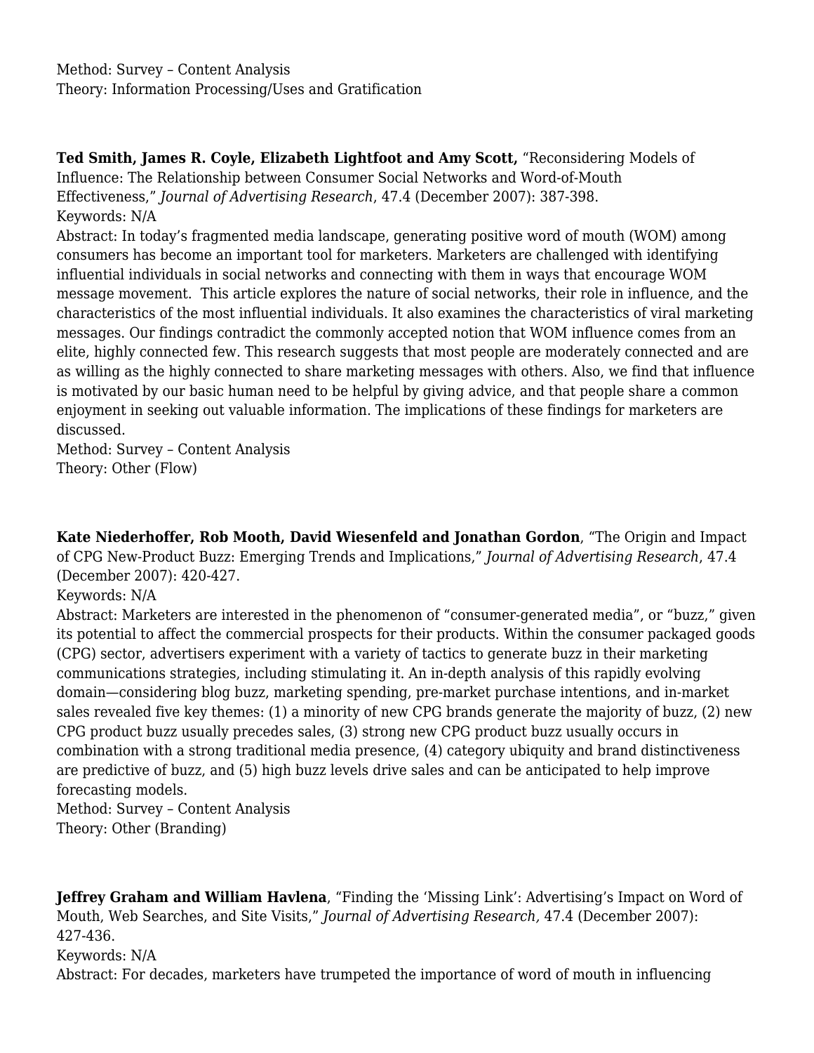Method: Survey – Content Analysis
Theory: Information Processing/Uses and Gratification

**Ted Smith, James R. Coyle, Elizabeth Lightfoot and Amy Scott,** "Reconsidering Models of Influence: The Relationship between Consumer Social Networks and Word-of-Mouth Effectiveness," *Journal of Advertising Research*, 47.4 (December 2007): 387-398.
Keywords: N/A
Abstract: In today's fragmented media landscape, generating positive word of mouth (WOM) among consumers has become an important tool for marketers. Marketers are challenged with identifying influential individuals in social networks and connecting with them in ways that encourage WOM message movement. This article explores the nature of social networks, their role in influence, and the characteristics of the most influential individuals. It also examines the characteristics of viral marketing messages. Our findings contradict the commonly accepted notion that WOM influence comes from an elite, highly connected few. This research suggests that most people are moderately connected and are as willing as the highly connected to share marketing messages with others. Also, we find that influence is motivated by our basic human need to be helpful by giving advice, and that people share a common enjoyment in seeking out valuable information. The implications of these findings for marketers are discussed.
Method: Survey – Content Analysis
Theory: Other (Flow)

**Kate Niederhoffer, Rob Mooth, David Wiesenfeld and Jonathan Gordon**, "The Origin and Impact of CPG New-Product Buzz: Emerging Trends and Implications," *Journal of Advertising Research*, 47.4 (December 2007): 420-427.
Keywords: N/A
Abstract: Marketers are interested in the phenomenon of "consumer-generated media", or "buzz," given its potential to affect the commercial prospects for their products. Within the consumer packaged goods (CPG) sector, advertisers experiment with a variety of tactics to generate buzz in their marketing communications strategies, including stimulating it. An in-depth analysis of this rapidly evolving domain—considering blog buzz, marketing spending, pre-market purchase intentions, and in-market sales revealed five key themes: (1) a minority of new CPG brands generate the majority of buzz, (2) new CPG product buzz usually precedes sales, (3) strong new CPG product buzz usually occurs in combination with a strong traditional media presence, (4) category ubiquity and brand distinctiveness are predictive of buzz, and (5) high buzz levels drive sales and can be anticipated to help improve forecasting models.
Method: Survey – Content Analysis
Theory: Other (Branding)

**Jeffrey Graham and William Havlena**, "Finding the 'Missing Link': Advertising's Impact on Word of Mouth, Web Searches, and Site Visits," *Journal of Advertising Research,* 47.4 (December 2007): 427-436.
Keywords: N/A
Abstract: For decades, marketers have trumpeted the importance of word of mouth in influencing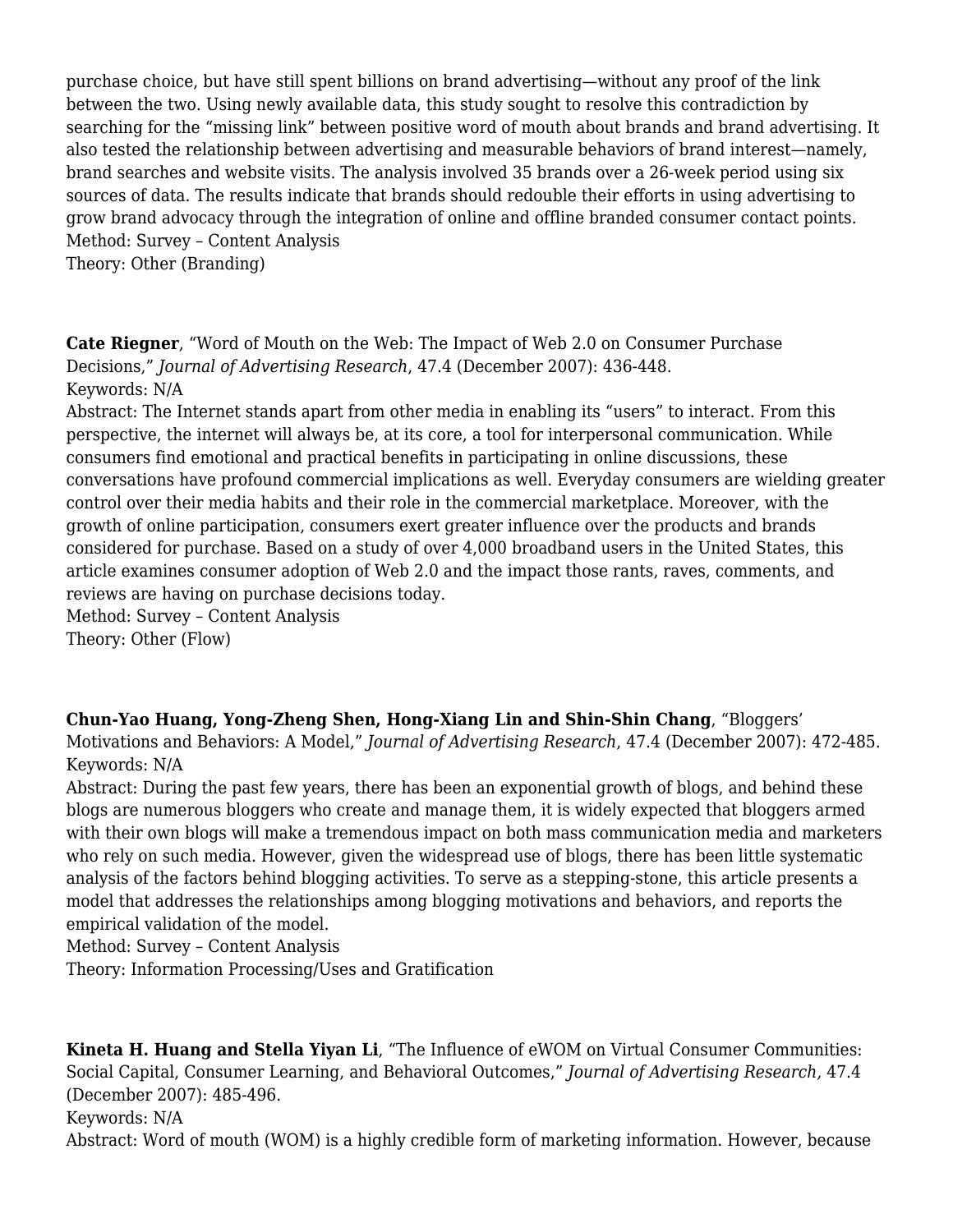purchase choice, but have still spent billions on brand advertising—without any proof of the link between the two. Using newly available data, this study sought to resolve this contradiction by searching for the "missing link" between positive word of mouth about brands and brand advertising. It also tested the relationship between advertising and measurable behaviors of brand interest—namely, brand searches and website visits. The analysis involved 35 brands over a 26-week period using six sources of data. The results indicate that brands should redouble their efforts in using advertising to grow brand advocacy through the integration of online and offline branded consumer contact points.
Method: Survey – Content Analysis
Theory: Other (Branding)

**Cate Riegner**, "Word of Mouth on the Web: The Impact of Web 2.0 on Consumer Purchase Decisions," *Journal of Advertising Research*, 47.4 (December 2007): 436-448.
Keywords: N/A
Abstract: The Internet stands apart from other media in enabling its "users" to interact. From this perspective, the internet will always be, at its core, a tool for interpersonal communication. While consumers find emotional and practical benefits in participating in online discussions, these conversations have profound commercial implications as well. Everyday consumers are wielding greater control over their media habits and their role in the commercial marketplace. Moreover, with the growth of online participation, consumers exert greater influence over the products and brands considered for purchase. Based on a study of over 4,000 broadband users in the United States, this article examines consumer adoption of Web 2.0 and the impact those rants, raves, comments, and reviews are having on purchase decisions today.
Method: Survey – Content Analysis
Theory: Other (Flow)

**Chun-Yao Huang, Yong-Zheng Shen, Hong-Xiang Lin and Shin-Shin Chang**, "Bloggers' Motivations and Behaviors: A Model," *Journal of Advertising Research*, 47.4 (December 2007): 472-485.
Keywords: N/A
Abstract: During the past few years, there has been an exponential growth of blogs, and behind these blogs are numerous bloggers who create and manage them, it is widely expected that bloggers armed with their own blogs will make a tremendous impact on both mass communication media and marketers who rely on such media. However, given the widespread use of blogs, there has been little systematic analysis of the factors behind blogging activities. To serve as a stepping-stone, this article presents a model that addresses the relationships among blogging motivations and behaviors, and reports the empirical validation of the model.
Method: Survey – Content Analysis
Theory: Information Processing/Uses and Gratification

**Kineta H. Huang and Stella Yiyan Li**, "The Influence of eWOM on Virtual Consumer Communities: Social Capital, Consumer Learning, and Behavioral Outcomes," *Journal of Advertising Research,* 47.4 (December 2007): 485-496.
Keywords: N/A
Abstract: Word of mouth (WOM) is a highly credible form of marketing information. However, because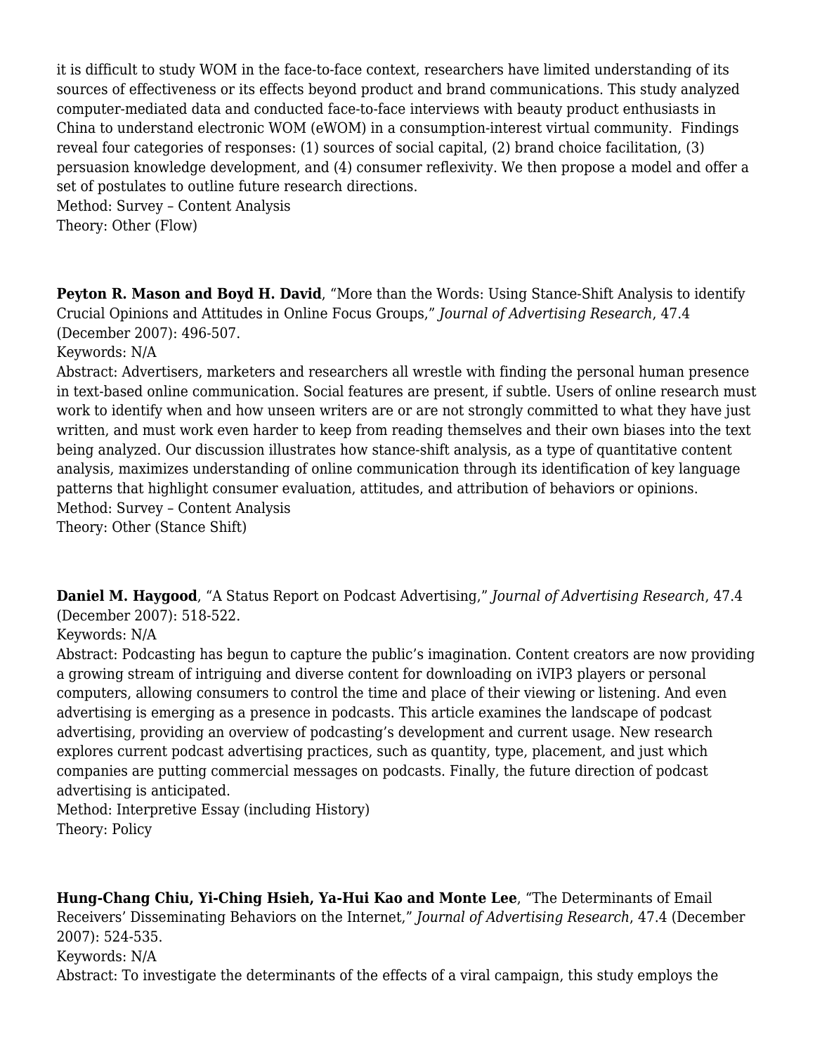it is difficult to study WOM in the face-to-face context, researchers have limited understanding of its sources of effectiveness or its effects beyond product and brand communications. This study analyzed computer-mediated data and conducted face-to-face interviews with beauty product enthusiasts in China to understand electronic WOM (eWOM) in a consumption-interest virtual community. Findings reveal four categories of responses: (1) sources of social capital, (2) brand choice facilitation, (3) persuasion knowledge development, and (4) consumer reflexivity. We then propose a model and offer a set of postulates to outline future research directions.
Method: Survey – Content Analysis
Theory: Other (Flow)

**Peyton R. Mason and Boyd H. David**, "More than the Words: Using Stance-Shift Analysis to identify Crucial Opinions and Attitudes in Online Focus Groups," *Journal of Advertising Research*, 47.4 (December 2007): 496-507.
Keywords: N/A
Abstract: Advertisers, marketers and researchers all wrestle with finding the personal human presence in text-based online communication. Social features are present, if subtle. Users of online research must work to identify when and how unseen writers are or are not strongly committed to what they have just written, and must work even harder to keep from reading themselves and their own biases into the text being analyzed. Our discussion illustrates how stance-shift analysis, as a type of quantitative content analysis, maximizes understanding of online communication through its identification of key language patterns that highlight consumer evaluation, attitudes, and attribution of behaviors or opinions.
Method: Survey – Content Analysis
Theory: Other (Stance Shift)

**Daniel M. Haygood**, "A Status Report on Podcast Advertising," *Journal of Advertising Research*, 47.4 (December 2007): 518-522.
Keywords: N/A
Abstract: Podcasting has begun to capture the public's imagination. Content creators are now providing a growing stream of intriguing and diverse content for downloading on iVIP3 players or personal computers, allowing consumers to control the time and place of their viewing or listening. And even advertising is emerging as a presence in podcasts. This article examines the landscape of podcast advertising, providing an overview of podcasting's development and current usage. New research explores current podcast advertising practices, such as quantity, type, placement, and just which companies are putting commercial messages on podcasts. Finally, the future direction of podcast advertising is anticipated.
Method: Interpretive Essay (including History)
Theory: Policy

**Hung-Chang Chiu, Yi-Ching Hsieh, Ya-Hui Kao and Monte Lee**, "The Determinants of Email Receivers' Disseminating Behaviors on the Internet," *Journal of Advertising Research*, 47.4 (December 2007): 524-535.
Keywords: N/A
Abstract: To investigate the determinants of the effects of a viral campaign, this study employs the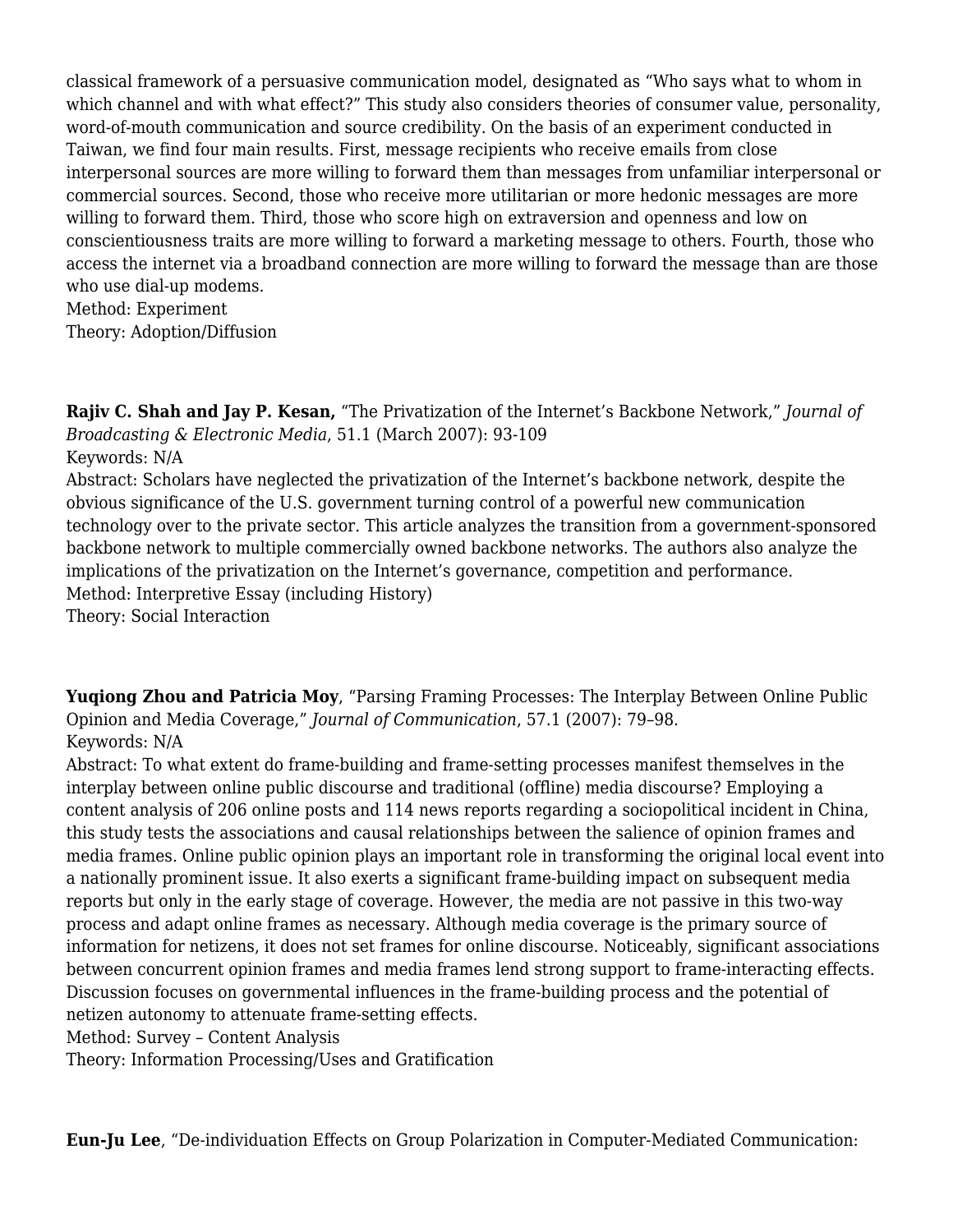classical framework of a persuasive communication model, designated as “Who says what to whom in which channel and with what effect?” This study also considers theories of consumer value, personality, word-of-mouth communication and source credibility. On the basis of an experiment conducted in Taiwan, we find four main results. First, message recipients who receive emails from close interpersonal sources are more willing to forward them than messages from unfamiliar interpersonal or commercial sources. Second, those who receive more utilitarian or more hedonic messages are more willing to forward them. Third, those who score high on extraversion and openness and low on conscientiousness traits are more willing to forward a marketing message to others. Fourth, those who access the internet via a broadband connection are more willing to forward the message than are those who use dial-up modems.
Method: Experiment
Theory: Adoption/Diffusion

**Rajiv C. Shah and Jay P. Kesan,** “The Privatization of the Internet’s Backbone Network,” *Journal of Broadcasting & Electronic Media*, 51.1 (March 2007): 93-109
Keywords: N/A
Abstract: Scholars have neglected the privatization of the Internet’s backbone network, despite the obvious significance of the U.S. government turning control of a powerful new communication technology over to the private sector. This article analyzes the transition from a government-sponsored backbone network to multiple commercially owned backbone networks. The authors also analyze the implications of the privatization on the Internet’s governance, competition and performance.
Method: Interpretive Essay (including History)
Theory: Social Interaction

**Yuqiong Zhou and Patricia Moy**, “Parsing Framing Processes: The Interplay Between Online Public Opinion and Media Coverage,” *Journal of Communication*, 57.1 (2007): 79–98.
Keywords: N/A
Abstract: To what extent do frame-building and frame-setting processes manifest themselves in the interplay between online public discourse and traditional (offline) media discourse? Employing a content analysis of 206 online posts and 114 news reports regarding a sociopolitical incident in China, this study tests the associations and causal relationships between the salience of opinion frames and media frames. Online public opinion plays an important role in transforming the original local event into a nationally prominent issue. It also exerts a significant frame-building impact on subsequent media reports but only in the early stage of coverage. However, the media are not passive in this two-way process and adapt online frames as necessary. Although media coverage is the primary source of information for netizens, it does not set frames for online discourse. Noticeably, significant associations between concurrent opinion frames and media frames lend strong support to frame-interacting effects. Discussion focuses on governmental influences in the frame-building process and the potential of netizen autonomy to attenuate frame-setting effects.
Method: Survey – Content Analysis
Theory: Information Processing/Uses and Gratification

**Eun-Ju Lee**, “De-individuation Effects on Group Polarization in Computer-Mediated Communication: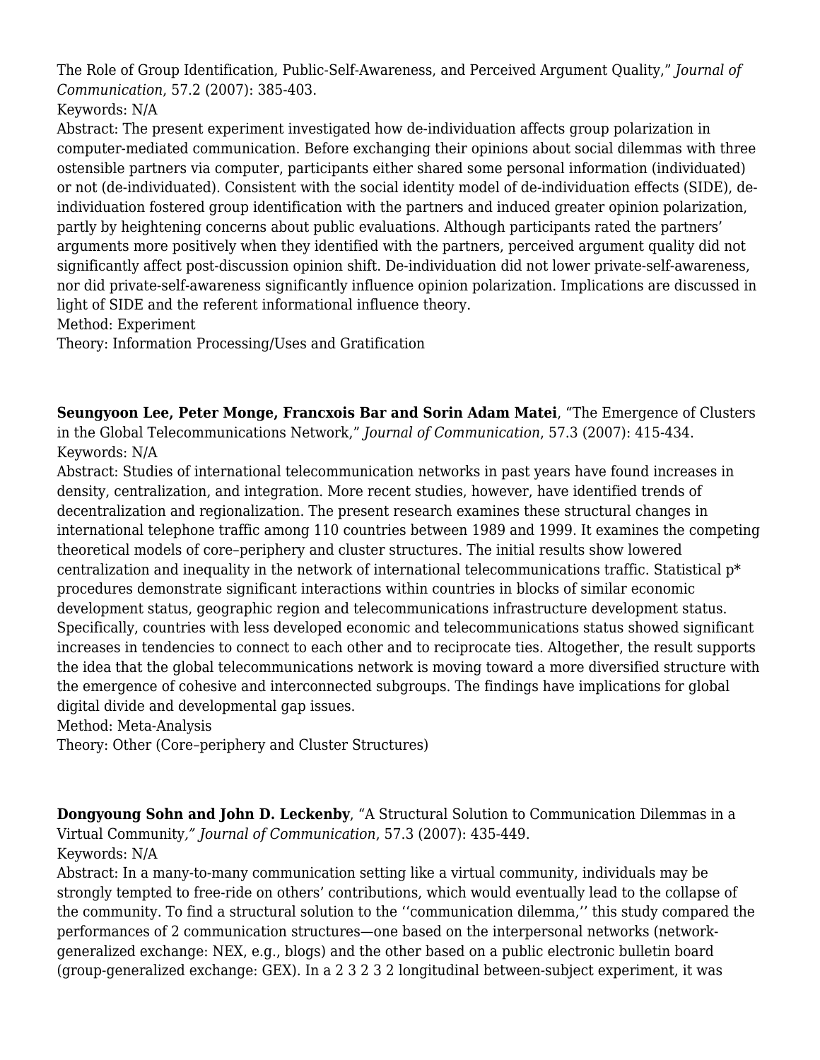The Role of Group Identification, Public-Self-Awareness, and Perceived Argument Quality," *Journal of Communication*, 57.2 (2007): 385-403.
Keywords: N/A
Abstract: The present experiment investigated how de-individuation affects group polarization in computer-mediated communication. Before exchanging their opinions about social dilemmas with three ostensible partners via computer, participants either shared some personal information (individuated) or not (de-individuated). Consistent with the social identity model of de-individuation effects (SIDE), de-individuation fostered group identification with the partners and induced greater opinion polarization, partly by heightening concerns about public evaluations. Although participants rated the partners' arguments more positively when they identified with the partners, perceived argument quality did not significantly affect post-discussion opinion shift. De-individuation did not lower private-self-awareness, nor did private-self-awareness significantly influence opinion polarization. Implications are discussed in light of SIDE and the referent informational influence theory.
Method: Experiment
Theory: Information Processing/Uses and Gratification

**Seungyoon Lee, Peter Monge, Francxois Bar and Sorin Adam Matei**, "The Emergence of Clusters in the Global Telecommunications Network," *Journal of Communication*, 57.3 (2007): 415-434.
Keywords: N/A
Abstract: Studies of international telecommunication networks in past years have found increases in density, centralization, and integration. More recent studies, however, have identified trends of decentralization and regionalization. The present research examines these structural changes in international telephone traffic among 110 countries between 1989 and 1999. It examines the competing theoretical models of core–periphery and cluster structures. The initial results show lowered centralization and inequality in the network of international telecommunications traffic. Statistical p* procedures demonstrate significant interactions within countries in blocks of similar economic development status, geographic region and telecommunications infrastructure development status. Specifically, countries with less developed economic and telecommunications status showed significant increases in tendencies to connect to each other and to reciprocate ties. Altogether, the result supports the idea that the global telecommunications network is moving toward a more diversified structure with the emergence of cohesive and interconnected subgroups. The findings have implications for global digital divide and developmental gap issues.
Method: Meta-Analysis
Theory: Other (Core–periphery and Cluster Structures)

**Dongyoung Sohn and John D. Leckenby**, "A Structural Solution to Communication Dilemmas in a Virtual Community*," Journal of Communication*, 57.3 (2007): 435-449.
Keywords: N/A
Abstract: In a many-to-many communication setting like a virtual community, individuals may be strongly tempted to free-ride on others' contributions, which would eventually lead to the collapse of the community. To find a structural solution to the ''communication dilemma,'' this study compared the performances of 2 communication structures—one based on the interpersonal networks (network-generalized exchange: NEX, e.g., blogs) and the other based on a public electronic bulletin board (group-generalized exchange: GEX). In a 2 3 2 3 2 longitudinal between-subject experiment, it was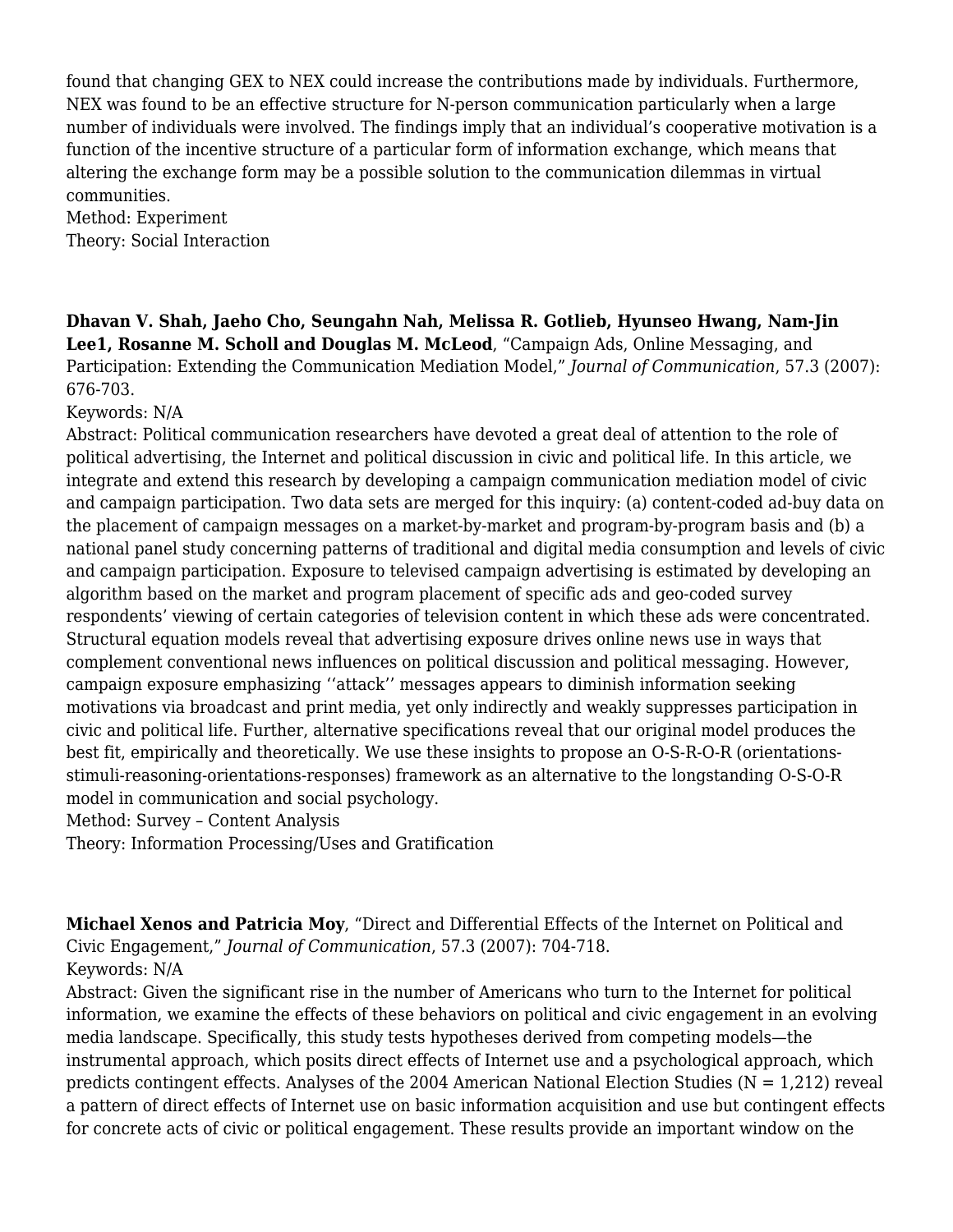found that changing GEX to NEX could increase the contributions made by individuals. Furthermore, NEX was found to be an effective structure for N-person communication particularly when a large number of individuals were involved. The findings imply that an individual's cooperative motivation is a function of the incentive structure of a particular form of information exchange, which means that altering the exchange form may be a possible solution to the communication dilemmas in virtual communities.
Method: Experiment
Theory: Social Interaction

**Dhavan V. Shah, Jaeho Cho, Seungahn Nah, Melissa R. Gotlieb, Hyunseo Hwang, Nam-Jin Lee1, Rosanne M. Scholl and Douglas M. McLeod**, "Campaign Ads, Online Messaging, and Participation: Extending the Communication Mediation Model," *Journal of Communication*, 57.3 (2007): 676-703.
Keywords: N/A
Abstract: Political communication researchers have devoted a great deal of attention to the role of political advertising, the Internet and political discussion in civic and political life. In this article, we integrate and extend this research by developing a campaign communication mediation model of civic and campaign participation. Two data sets are merged for this inquiry: (a) content-coded ad-buy data on the placement of campaign messages on a market-by-market and program-by-program basis and (b) a national panel study concerning patterns of traditional and digital media consumption and levels of civic and campaign participation. Exposure to televised campaign advertising is estimated by developing an algorithm based on the market and program placement of specific ads and geo-coded survey respondents' viewing of certain categories of television content in which these ads were concentrated. Structural equation models reveal that advertising exposure drives online news use in ways that complement conventional news influences on political discussion and political messaging. However, campaign exposure emphasizing ''attack'' messages appears to diminish information seeking motivations via broadcast and print media, yet only indirectly and weakly suppresses participation in civic and political life. Further, alternative specifications reveal that our original model produces the best fit, empirically and theoretically. We use these insights to propose an O-S-R-O-R (orientations-stimuli-reasoning-orientations-responses) framework as an alternative to the longstanding O-S-O-R model in communication and social psychology.
Method: Survey – Content Analysis
Theory: Information Processing/Uses and Gratification

**Michael Xenos and Patricia Moy**, "Direct and Differential Effects of the Internet on Political and Civic Engagement," *Journal of Communication*, 57.3 (2007): 704-718.
Keywords: N/A
Abstract: Given the significant rise in the number of Americans who turn to the Internet for political information, we examine the effects of these behaviors on political and civic engagement in an evolving media landscape. Specifically, this study tests hypotheses derived from competing models—the instrumental approach, which posits direct effects of Internet use and a psychological approach, which predicts contingent effects. Analyses of the 2004 American National Election Studies (N = 1,212) reveal a pattern of direct effects of Internet use on basic information acquisition and use but contingent effects for concrete acts of civic or political engagement. These results provide an important window on the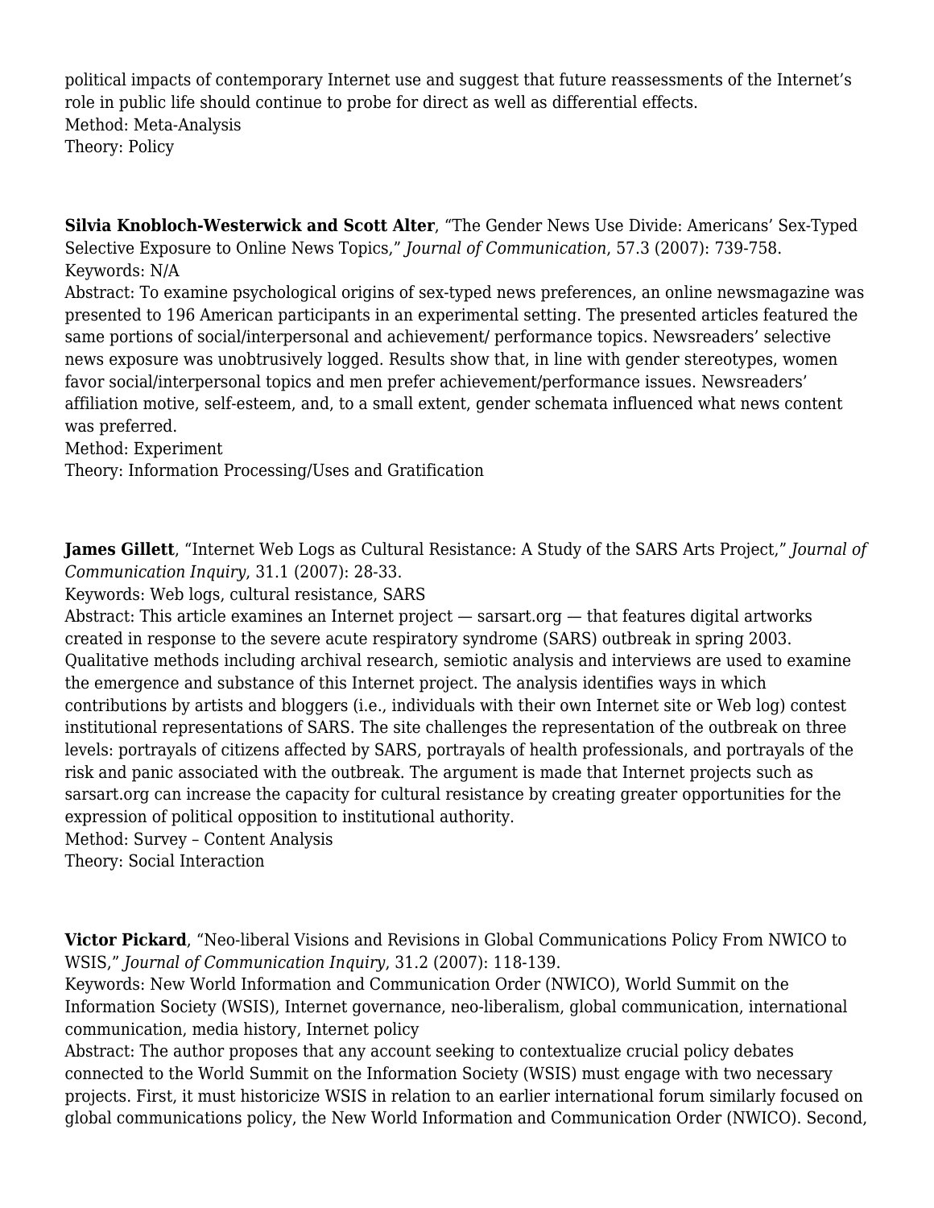political impacts of contemporary Internet use and suggest that future reassessments of the Internet's role in public life should continue to probe for direct as well as differential effects.
Method: Meta-Analysis
Theory: Policy

**Silvia Knobloch-Westerwick and Scott Alter**, "The Gender News Use Divide: Americans' Sex-Typed Selective Exposure to Online News Topics," *Journal of Communication*, 57.3 (2007): 739-758.
Keywords: N/A
Abstract: To examine psychological origins of sex-typed news preferences, an online newsmagazine was presented to 196 American participants in an experimental setting. The presented articles featured the same portions of social/interpersonal and achievement/ performance topics. Newsreaders' selective news exposure was unobtrusively logged. Results show that, in line with gender stereotypes, women favor social/interpersonal topics and men prefer achievement/performance issues. Newsreaders' affiliation motive, self-esteem, and, to a small extent, gender schemata influenced what news content was preferred.
Method: Experiment
Theory: Information Processing/Uses and Gratification

**James Gillett**, "Internet Web Logs as Cultural Resistance: A Study of the SARS Arts Project," *Journal of Communication Inquiry*, 31.1 (2007): 28-33.
Keywords: Web logs, cultural resistance, SARS
Abstract: This article examines an Internet project — sarsart.org — that features digital artworks created in response to the severe acute respiratory syndrome (SARS) outbreak in spring 2003. Qualitative methods including archival research, semiotic analysis and interviews are used to examine the emergence and substance of this Internet project. The analysis identifies ways in which contributions by artists and bloggers (i.e., individuals with their own Internet site or Web log) contest institutional representations of SARS. The site challenges the representation of the outbreak on three levels: portrayals of citizens affected by SARS, portrayals of health professionals, and portrayals of the risk and panic associated with the outbreak. The argument is made that Internet projects such as sarsart.org can increase the capacity for cultural resistance by creating greater opportunities for the expression of political opposition to institutional authority.
Method: Survey – Content Analysis
Theory: Social Interaction

**Victor Pickard**, "Neo-liberal Visions and Revisions in Global Communications Policy From NWICO to WSIS," *Journal of Communication Inquiry*, 31.2 (2007): 118-139.
Keywords: New World Information and Communication Order (NWICO), World Summit on the Information Society (WSIS), Internet governance, neo-liberalism, global communication, international communication, media history, Internet policy
Abstract: The author proposes that any account seeking to contextualize crucial policy debates connected to the World Summit on the Information Society (WSIS) must engage with two necessary projects. First, it must historicize WSIS in relation to an earlier international forum similarly focused on global communications policy, the New World Information and Communication Order (NWICO). Second,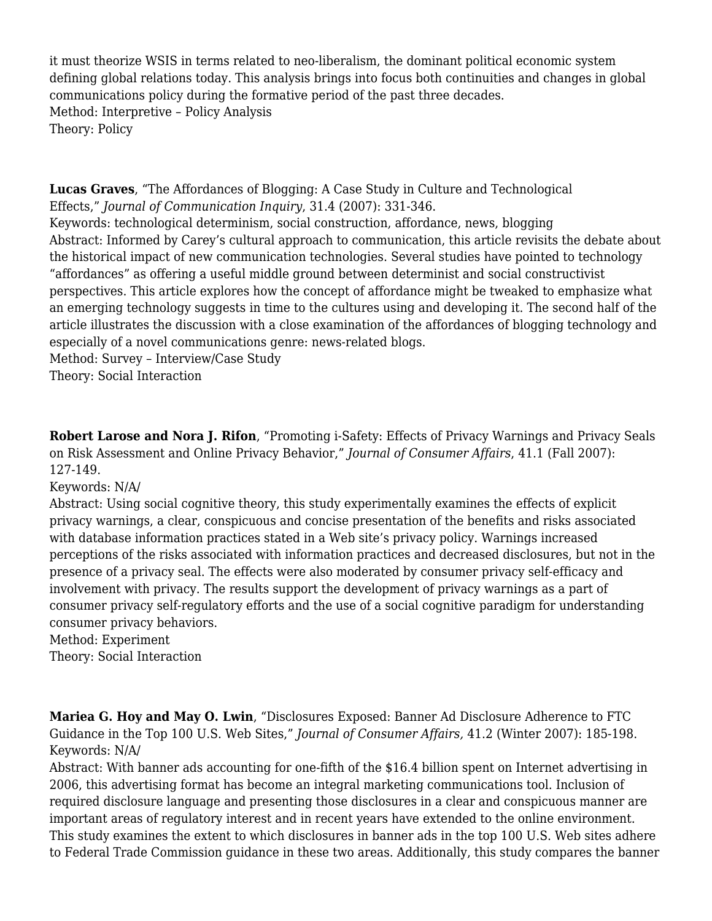it must theorize WSIS in terms related to neo-liberalism, the dominant political economic system defining global relations today. This analysis brings into focus both continuities and changes in global communications policy during the formative period of the past three decades.
Method: Interpretive – Policy Analysis
Theory: Policy

**Lucas Graves**, "The Affordances of Blogging: A Case Study in Culture and Technological Effects," *Journal of Communication Inquiry*, 31.4 (2007): 331-346.
Keywords: technological determinism, social construction, affordance, news, blogging
Abstract: Informed by Carey's cultural approach to communication, this article revisits the debate about the historical impact of new communication technologies. Several studies have pointed to technology "affordances" as offering a useful middle ground between determinist and social constructivist perspectives. This article explores how the concept of affordance might be tweaked to emphasize what an emerging technology suggests in time to the cultures using and developing it. The second half of the article illustrates the discussion with a close examination of the affordances of blogging technology and especially of a novel communications genre: news-related blogs.
Method: Survey – Interview/Case Study
Theory: Social Interaction

**Robert Larose and Nora J. Rifon**, "Promoting i-Safety: Effects of Privacy Warnings and Privacy Seals on Risk Assessment and Online Privacy Behavior," *Journal of Consumer Affairs*, 41.1 (Fall 2007): 127-149.
Keywords: N/A/
Abstract: Using social cognitive theory, this study experimentally examines the effects of explicit privacy warnings, a clear, conspicuous and concise presentation of the benefits and risks associated with database information practices stated in a Web site's privacy policy. Warnings increased perceptions of the risks associated with information practices and decreased disclosures, but not in the presence of a privacy seal. The effects were also moderated by consumer privacy self-efficacy and involvement with privacy. The results support the development of privacy warnings as a part of consumer privacy self-regulatory efforts and the use of a social cognitive paradigm for understanding consumer privacy behaviors.
Method: Experiment
Theory: Social Interaction

**Mariea G. Hoy and May O. Lwin**, "Disclosures Exposed: Banner Ad Disclosure Adherence to FTC Guidance in the Top 100 U.S. Web Sites," *Journal of Consumer Affairs,* 41.2 (Winter 2007): 185-198.
Keywords: N/A/
Abstract: With banner ads accounting for one-fifth of the $16.4 billion spent on Internet advertising in 2006, this advertising format has become an integral marketing communications tool. Inclusion of required disclosure language and presenting those disclosures in a clear and conspicuous manner are important areas of regulatory interest and in recent years have extended to the online environment. This study examines the extent to which disclosures in banner ads in the top 100 U.S. Web sites adhere to Federal Trade Commission guidance in these two areas. Additionally, this study compares the banner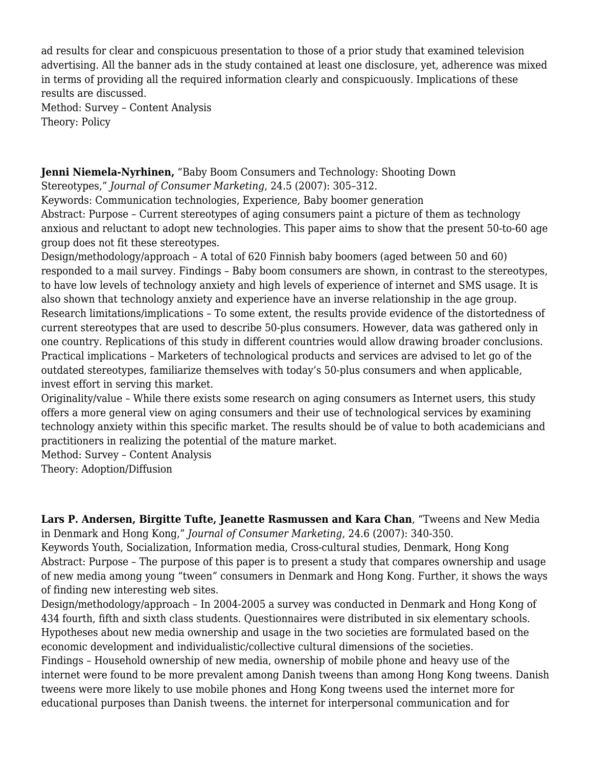ad results for clear and conspicuous presentation to those of a prior study that examined television advertising. All the banner ads in the study contained at least one disclosure, yet, adherence was mixed in terms of providing all the required information clearly and conspicuously. Implications of these results are discussed.
Method: Survey – Content Analysis
Theory: Policy

**Jenni Niemela-Nyrhinen,** "Baby Boom Consumers and Technology: Shooting Down Stereotypes," *Journal of Consumer Marketing*, 24.5 (2007): 305–312.
Keywords: Communication technologies, Experience, Baby boomer generation
Abstract: Purpose – Current stereotypes of aging consumers paint a picture of them as technology anxious and reluctant to adopt new technologies. This paper aims to show that the present 50-to-60 age group does not fit these stereotypes.
Design/methodology/approach – A total of 620 Finnish baby boomers (aged between 50 and 60) responded to a mail survey. Findings – Baby boom consumers are shown, in contrast to the stereotypes, to have low levels of technology anxiety and high levels of experience of internet and SMS usage. It is also shown that technology anxiety and experience have an inverse relationship in the age group.
Research limitations/implications – To some extent, the results provide evidence of the distortedness of current stereotypes that are used to describe 50-plus consumers. However, data was gathered only in one country. Replications of this study in different countries would allow drawing broader conclusions.
Practical implications – Marketers of technological products and services are advised to let go of the outdated stereotypes, familiarize themselves with today's 50-plus consumers and when applicable, invest effort in serving this market.
Originality/value – While there exists some research on aging consumers as Internet users, this study offers a more general view on aging consumers and their use of technological services by examining technology anxiety within this specific market. The results should be of value to both academicians and practitioners in realizing the potential of the mature market.
Method: Survey – Content Analysis
Theory: Adoption/Diffusion

**Lars P. Andersen, Birgitte Tufte, Jeanette Rasmussen and Kara Chan**, "Tweens and New Media in Denmark and Hong Kong," *Journal of Consumer Marketing*, 24.6 (2007): 340-350.
Keywords Youth, Socialization, Information media, Cross-cultural studies, Denmark, Hong Kong
Abstract: Purpose – The purpose of this paper is to present a study that compares ownership and usage of new media among young "tween" consumers in Denmark and Hong Kong. Further, it shows the ways of finding new interesting web sites.
Design/methodology/approach – In 2004-2005 a survey was conducted in Denmark and Hong Kong of 434 fourth, fifth and sixth class students. Questionnaires were distributed in six elementary schools. Hypotheses about new media ownership and usage in the two societies are formulated based on the economic development and individualistic/collective cultural dimensions of the societies.
Findings – Household ownership of new media, ownership of mobile phone and heavy use of the internet were found to be more prevalent among Danish tweens than among Hong Kong tweens. Danish tweens were more likely to use mobile phones and Hong Kong tweens used the internet more for educational purposes than Danish tweens. the internet for interpersonal communication and for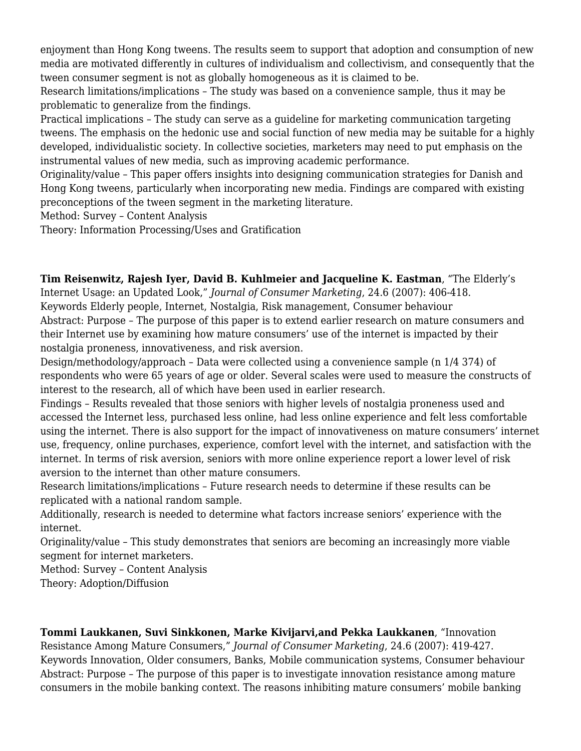enjoyment than Hong Kong tweens. The results seem to support that adoption and consumption of new media are motivated differently in cultures of individualism and collectivism, and consequently that the tween consumer segment is not as globally homogeneous as it is claimed to be.
Research limitations/implications – The study was based on a convenience sample, thus it may be problematic to generalize from the findings.
Practical implications – The study can serve as a guideline for marketing communication targeting tweens. The emphasis on the hedonic use and social function of new media may be suitable for a highly developed, individualistic society. In collective societies, marketers may need to put emphasis on the instrumental values of new media, such as improving academic performance.
Originality/value – This paper offers insights into designing communication strategies for Danish and Hong Kong tweens, particularly when incorporating new media. Findings are compared with existing preconceptions of the tween segment in the marketing literature.
Method: Survey – Content Analysis
Theory: Information Processing/Uses and Gratification

**Tim Reisenwitz, Rajesh Iyer, David B. Kuhlmeier and Jacqueline K. Eastman**, "The Elderly's Internet Usage: an Updated Look," *Journal of Consumer Marketing*, 24.6 (2007): 406-418.
Keywords Elderly people, Internet, Nostalgia, Risk management, Consumer behaviour
Abstract: Purpose – The purpose of this paper is to extend earlier research on mature consumers and their Internet use by examining how mature consumers' use of the internet is impacted by their nostalgia proneness, innovativeness, and risk aversion.
Design/methodology/approach – Data were collected using a convenience sample (n 1/4 374) of respondents who were 65 years of age or older. Several scales were used to measure the constructs of interest to the research, all of which have been used in earlier research.
Findings – Results revealed that those seniors with higher levels of nostalgia proneness used and accessed the Internet less, purchased less online, had less online experience and felt less comfortable using the internet. There is also support for the impact of innovativeness on mature consumers' internet use, frequency, online purchases, experience, comfort level with the internet, and satisfaction with the internet. In terms of risk aversion, seniors with more online experience report a lower level of risk aversion to the internet than other mature consumers.
Research limitations/implications – Future research needs to determine if these results can be replicated with a national random sample.
Additionally, research is needed to determine what factors increase seniors' experience with the internet.
Originality/value – This study demonstrates that seniors are becoming an increasingly more viable segment for internet marketers.
Method: Survey – Content Analysis
Theory: Adoption/Diffusion

**Tommi Laukkanen, Suvi Sinkkonen, Marke Kivijarvi,and Pekka Laukkanen**, "Innovation Resistance Among Mature Consumers," *Journal of Consumer Marketing*, 24.6 (2007): 419-427.
Keywords Innovation, Older consumers, Banks, Mobile communication systems, Consumer behaviour
Abstract: Purpose – The purpose of this paper is to investigate innovation resistance among mature consumers in the mobile banking context. The reasons inhibiting mature consumers' mobile banking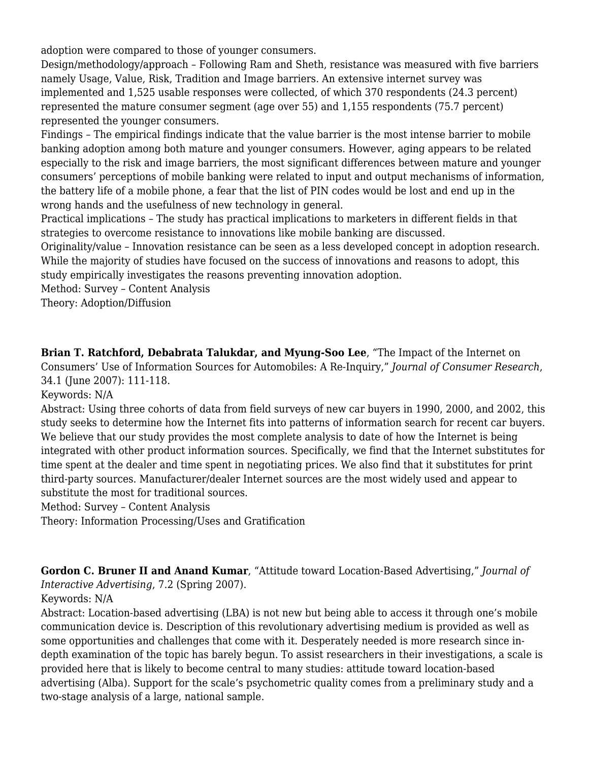adoption were compared to those of younger consumers.
Design/methodology/approach – Following Ram and Sheth, resistance was measured with five barriers namely Usage, Value, Risk, Tradition and Image barriers. An extensive internet survey was implemented and 1,525 usable responses were collected, of which 370 respondents (24.3 percent) represented the mature consumer segment (age over 55) and 1,155 respondents (75.7 percent) represented the younger consumers.
Findings – The empirical findings indicate that the value barrier is the most intense barrier to mobile banking adoption among both mature and younger consumers. However, aging appears to be related especially to the risk and image barriers, the most significant differences between mature and younger consumers' perceptions of mobile banking were related to input and output mechanisms of information, the battery life of a mobile phone, a fear that the list of PIN codes would be lost and end up in the wrong hands and the usefulness of new technology in general.
Practical implications – The study has practical implications to marketers in different fields in that strategies to overcome resistance to innovations like mobile banking are discussed.
Originality/value – Innovation resistance can be seen as a less developed concept in adoption research. While the majority of studies have focused on the success of innovations and reasons to adopt, this study empirically investigates the reasons preventing innovation adoption.
Method: Survey – Content Analysis
Theory: Adoption/Diffusion

**Brian T. Ratchford, Debabrata Talukdar, and Myung-Soo Lee**, "The Impact of the Internet on Consumers' Use of Information Sources for Automobiles: A Re-Inquiry," *Journal of Consumer Research*, 34.1 (June 2007): 111-118.
Keywords: N/A
Abstract: Using three cohorts of data from field surveys of new car buyers in 1990, 2000, and 2002, this study seeks to determine how the Internet fits into patterns of information search for recent car buyers. We believe that our study provides the most complete analysis to date of how the Internet is being integrated with other product information sources. Specifically, we find that the Internet substitutes for time spent at the dealer and time spent in negotiating prices. We also find that it substitutes for print third-party sources. Manufacturer/dealer Internet sources are the most widely used and appear to substitute the most for traditional sources.
Method: Survey – Content Analysis
Theory: Information Processing/Uses and Gratification

**Gordon C. Bruner II and Anand Kumar**, "Attitude toward Location-Based Advertising," *Journal of Interactive Advertising*, 7.2 (Spring 2007).
Keywords: N/A
Abstract: Location-based advertising (LBA) is not new but being able to access it through one's mobile communication device is. Description of this revolutionary advertising medium is provided as well as some opportunities and challenges that come with it. Desperately needed is more research since in-depth examination of the topic has barely begun. To assist researchers in their investigations, a scale is provided here that is likely to become central to many studies: attitude toward location-based advertising (Alba). Support for the scale's psychometric quality comes from a preliminary study and a two-stage analysis of a large, national sample.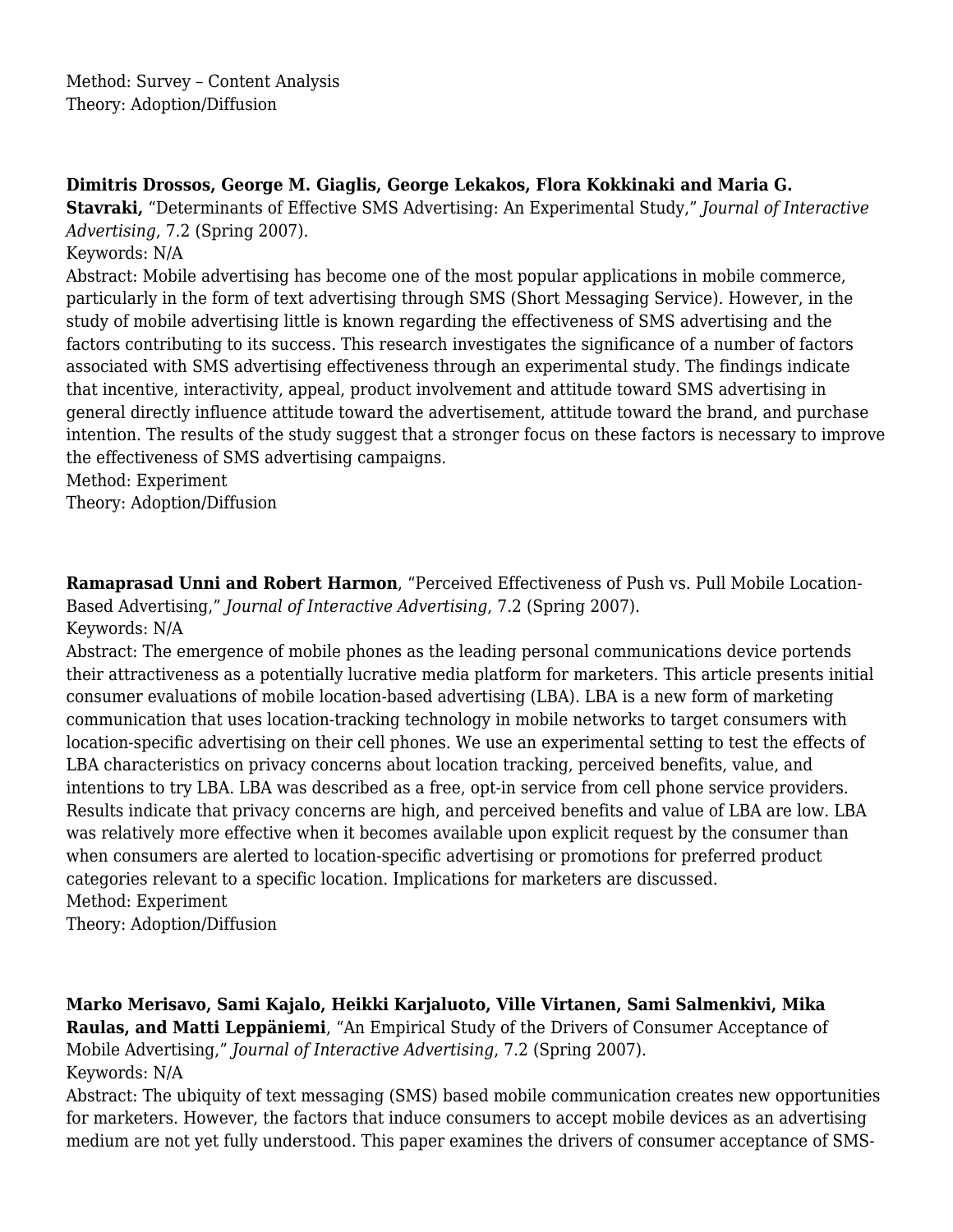Method: Survey – Content Analysis
Theory: Adoption/Diffusion

**Dimitris Drossos, George M. Giaglis, George Lekakos, Flora Kokkinaki and Maria G. Stavraki,** "Determinants of Effective SMS Advertising: An Experimental Study," *Journal of Interactive Advertising*, 7.2 (Spring 2007).
Keywords: N/A
Abstract: Mobile advertising has become one of the most popular applications in mobile commerce, particularly in the form of text advertising through SMS (Short Messaging Service). However, in the study of mobile advertising little is known regarding the effectiveness of SMS advertising and the factors contributing to its success. This research investigates the significance of a number of factors associated with SMS advertising effectiveness through an experimental study. The findings indicate that incentive, interactivity, appeal, product involvement and attitude toward SMS advertising in general directly influence attitude toward the advertisement, attitude toward the brand, and purchase intention. The results of the study suggest that a stronger focus on these factors is necessary to improve the effectiveness of SMS advertising campaigns.
Method: Experiment
Theory: Adoption/Diffusion

**Ramaprasad Unni and Robert Harmon**, "Perceived Effectiveness of Push vs. Pull Mobile Location-Based Advertising," *Journal of Interactive Advertising*, 7.2 (Spring 2007).
Keywords: N/A
Abstract: The emergence of mobile phones as the leading personal communications device portends their attractiveness as a potentially lucrative media platform for marketers. This article presents initial consumer evaluations of mobile location-based advertising (LBA). LBA is a new form of marketing communication that uses location-tracking technology in mobile networks to target consumers with location-specific advertising on their cell phones. We use an experimental setting to test the effects of LBA characteristics on privacy concerns about location tracking, perceived benefits, value, and intentions to try LBA. LBA was described as a free, opt-in service from cell phone service providers. Results indicate that privacy concerns are high, and perceived benefits and value of LBA are low. LBA was relatively more effective when it becomes available upon explicit request by the consumer than when consumers are alerted to location-specific advertising or promotions for preferred product categories relevant to a specific location. Implications for marketers are discussed.
Method: Experiment
Theory: Adoption/Diffusion

**Marko Merisavo, Sami Kajalo, Heikki Karjaluoto, Ville Virtanen, Sami Salmenkivi, Mika Raulas, and Matti Leppäniemi**, "An Empirical Study of the Drivers of Consumer Acceptance of Mobile Advertising," *Journal of Interactive Advertising,* 7.2 (Spring 2007).
Keywords: N/A
Abstract: The ubiquity of text messaging (SMS) based mobile communication creates new opportunities for marketers. However, the factors that induce consumers to accept mobile devices as an advertising medium are not yet fully understood. This paper examines the drivers of consumer acceptance of SMS-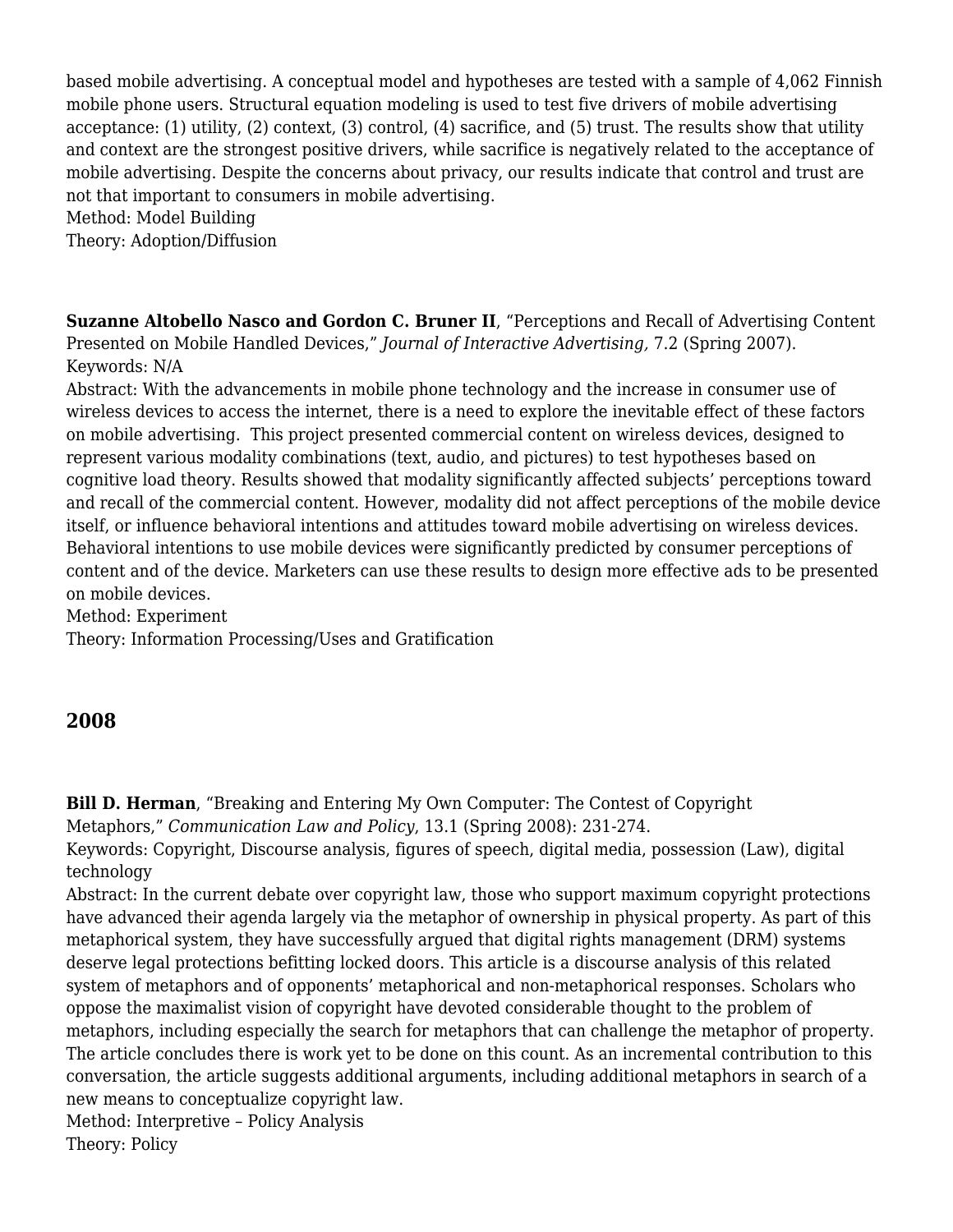based mobile advertising. A conceptual model and hypotheses are tested with a sample of 4,062 Finnish mobile phone users. Structural equation modeling is used to test five drivers of mobile advertising acceptance: (1) utility, (2) context, (3) control, (4) sacrifice, and (5) trust. The results show that utility and context are the strongest positive drivers, while sacrifice is negatively related to the acceptance of mobile advertising. Despite the concerns about privacy, our results indicate that control and trust are not that important to consumers in mobile advertising.
Method: Model Building
Theory: Adoption/Diffusion

**Suzanne Altobello Nasco and Gordon C. Bruner II**, "Perceptions and Recall of Advertising Content Presented on Mobile Handled Devices," *Journal of Interactive Advertising,* 7.2 (Spring 2007).
Keywords: N/A
Abstract: With the advancements in mobile phone technology and the increase in consumer use of wireless devices to access the internet, there is a need to explore the inevitable effect of these factors on mobile advertising. This project presented commercial content on wireless devices, designed to represent various modality combinations (text, audio, and pictures) to test hypotheses based on cognitive load theory. Results showed that modality significantly affected subjects' perceptions toward and recall of the commercial content. However, modality did not affect perceptions of the mobile device itself, or influence behavioral intentions and attitudes toward mobile advertising on wireless devices. Behavioral intentions to use mobile devices were significantly predicted by consumer perceptions of content and of the device. Marketers can use these results to design more effective ads to be presented on mobile devices.
Method: Experiment
Theory: Information Processing/Uses and Gratification

## 2008

**Bill D. Herman**, "Breaking and Entering My Own Computer: The Contest of Copyright Metaphors," *Communication Law and Policy*, 13.1 (Spring 2008): 231-274.
Keywords: Copyright, Discourse analysis, figures of speech, digital media, possession (Law), digital technology
Abstract: In the current debate over copyright law, those who support maximum copyright protections have advanced their agenda largely via the metaphor of ownership in physical property. As part of this metaphorical system, they have successfully argued that digital rights management (DRM) systems deserve legal protections befitting locked doors. This article is a discourse analysis of this related system of metaphors and of opponents' metaphorical and non-metaphorical responses. Scholars who oppose the maximalist vision of copyright have devoted considerable thought to the problem of metaphors, including especially the search for metaphors that can challenge the metaphor of property. The article concludes there is work yet to be done on this count. As an incremental contribution to this conversation, the article suggests additional arguments, including additional metaphors in search of a new means to conceptualize copyright law.
Method: Interpretive – Policy Analysis
Theory: Policy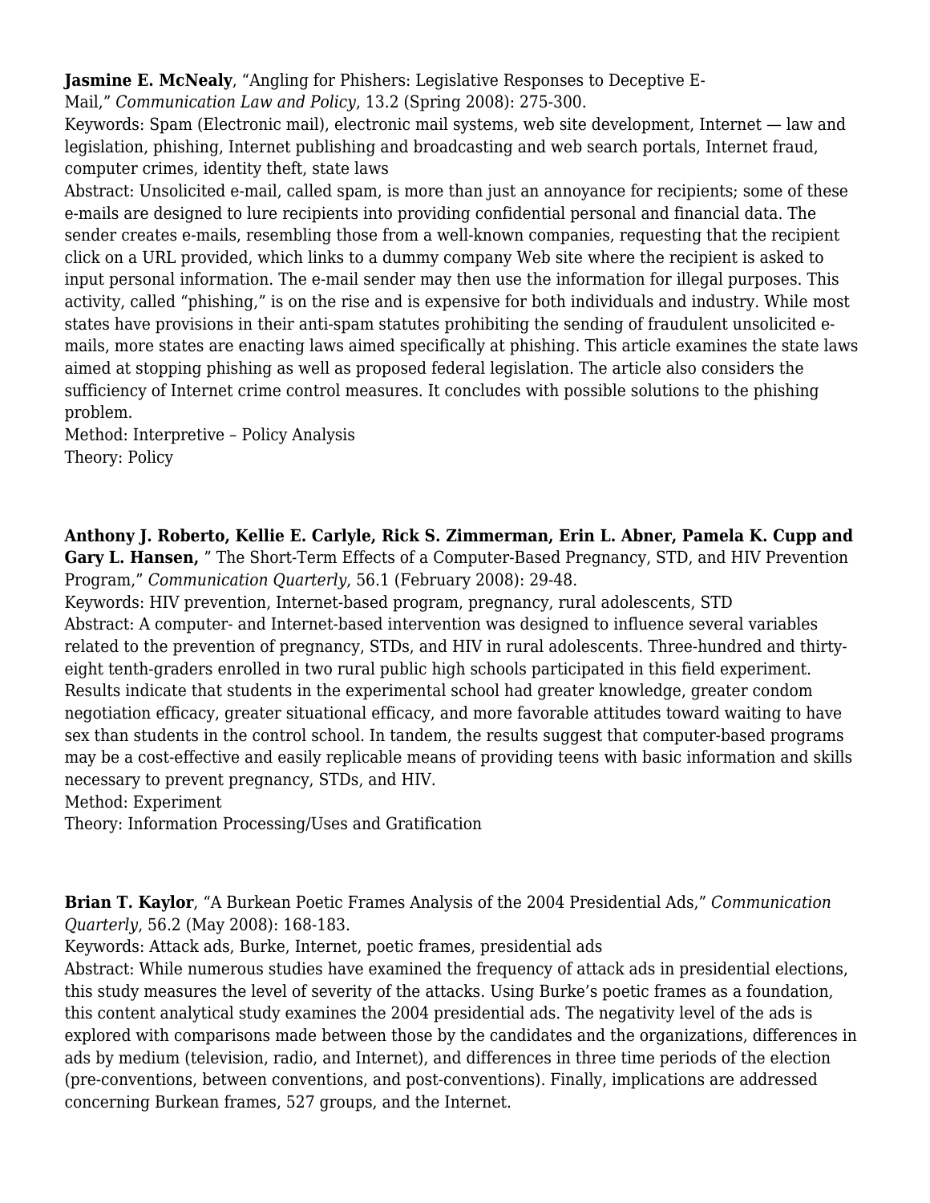**Jasmine E. McNealy**, "Angling for Phishers: Legislative Responses to Deceptive E-Mail," *Communication Law and Policy*, 13.2 (Spring 2008): 275-300.
Keywords: Spam (Electronic mail), electronic mail systems, web site development, Internet — law and legislation, phishing, Internet publishing and broadcasting and web search portals, Internet fraud, computer crimes, identity theft, state laws
Abstract: Unsolicited e-mail, called spam, is more than just an annoyance for recipients; some of these e-mails are designed to lure recipients into providing confidential personal and financial data. The sender creates e-mails, resembling those from a well-known companies, requesting that the recipient click on a URL provided, which links to a dummy company Web site where the recipient is asked to input personal information. The e-mail sender may then use the information for illegal purposes. This activity, called "phishing," is on the rise and is expensive for both individuals and industry. While most states have provisions in their anti-spam statutes prohibiting the sending of fraudulent unsolicited e-mails, more states are enacting laws aimed specifically at phishing. This article examines the state laws aimed at stopping phishing as well as proposed federal legislation. The article also considers the sufficiency of Internet crime control measures. It concludes with possible solutions to the phishing problem.
Method: Interpretive – Policy Analysis
Theory: Policy

**Anthony J. Roberto, Kellie E. Carlyle, Rick S. Zimmerman, Erin L. Abner, Pamela K. Cupp and Gary L. Hansen,** " The Short-Term Effects of a Computer-Based Pregnancy, STD, and HIV Prevention Program," *Communication Quarterly*, 56.1 (February 2008): 29-48.
Keywords: HIV prevention, Internet-based program, pregnancy, rural adolescents, STD
Abstract: A computer- and Internet-based intervention was designed to influence several variables related to the prevention of pregnancy, STDs, and HIV in rural adolescents. Three-hundred and thirty-eight tenth-graders enrolled in two rural public high schools participated in this field experiment. Results indicate that students in the experimental school had greater knowledge, greater condom negotiation efficacy, greater situational efficacy, and more favorable attitudes toward waiting to have sex than students in the control school. In tandem, the results suggest that computer-based programs may be a cost-effective and easily replicable means of providing teens with basic information and skills necessary to prevent pregnancy, STDs, and HIV.
Method: Experiment
Theory: Information Processing/Uses and Gratification

**Brian T. Kaylor**, "A Burkean Poetic Frames Analysis of the 2004 Presidential Ads," *Communication Quarterly*, 56.2 (May 2008): 168-183.
Keywords: Attack ads, Burke, Internet, poetic frames, presidential ads
Abstract: While numerous studies have examined the frequency of attack ads in presidential elections, this study measures the level of severity of the attacks. Using Burke's poetic frames as a foundation, this content analytical study examines the 2004 presidential ads. The negativity level of the ads is explored with comparisons made between those by the candidates and the organizations, differences in ads by medium (television, radio, and Internet), and differences in three time periods of the election (pre-conventions, between conventions, and post-conventions). Finally, implications are addressed concerning Burkean frames, 527 groups, and the Internet.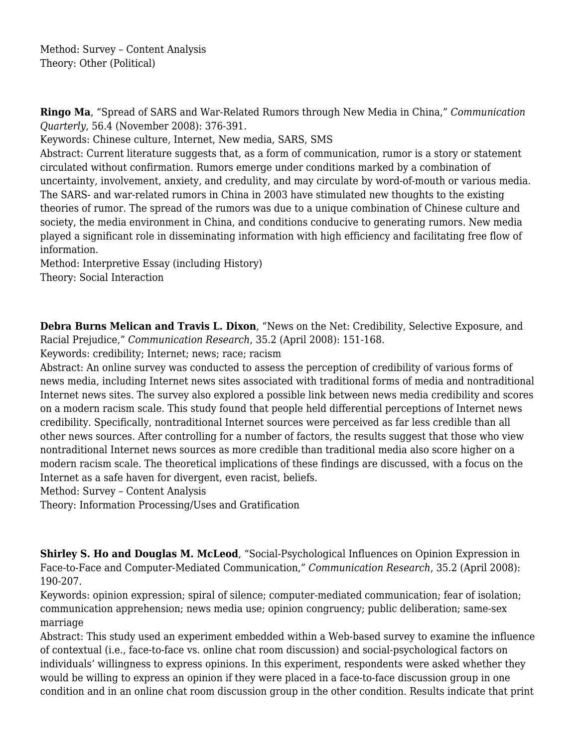Method: Survey – Content Analysis
Theory: Other (Political)

**Ringo Ma**, "Spread of SARS and War-Related Rumors through New Media in China," *Communication Quarterly*, 56.4 (November 2008): 376-391.
Keywords: Chinese culture, Internet, New media, SARS, SMS
Abstract: Current literature suggests that, as a form of communication, rumor is a story or statement circulated without confirmation. Rumors emerge under conditions marked by a combination of uncertainty, involvement, anxiety, and credulity, and may circulate by word-of-mouth or various media. The SARS- and war-related rumors in China in 2003 have stimulated new thoughts to the existing theories of rumor. The spread of the rumors was due to a unique combination of Chinese culture and society, the media environment in China, and conditions conducive to generating rumors. New media played a significant role in disseminating information with high efficiency and facilitating free flow of information.
Method: Interpretive Essay (including History)
Theory: Social Interaction

**Debra Burns Melican and Travis L. Dixon**, "News on the Net: Credibility, Selective Exposure, and Racial Prejudice," *Communication Research*, 35.2 (April 2008): 151-168.
Keywords: credibility; Internet; news; race; racism
Abstract: An online survey was conducted to assess the perception of credibility of various forms of news media, including Internet news sites associated with traditional forms of media and nontraditional Internet news sites. The survey also explored a possible link between news media credibility and scores on a modern racism scale. This study found that people held differential perceptions of Internet news credibility. Specifically, nontraditional Internet sources were perceived as far less credible than all other news sources. After controlling for a number of factors, the results suggest that those who view nontraditional Internet news sources as more credible than traditional media also score higher on a modern racism scale. The theoretical implications of these findings are discussed, with a focus on the Internet as a safe haven for divergent, even racist, beliefs.
Method: Survey – Content Analysis
Theory: Information Processing/Uses and Gratification

**Shirley S. Ho and Douglas M. McLeod**, "Social-Psychological Influences on Opinion Expression in Face-to-Face and Computer-Mediated Communication," *Communication Research*, 35.2 (April 2008): 190-207.
Keywords: opinion expression; spiral of silence; computer-mediated communication; fear of isolation; communication apprehension; news media use; opinion congruency; public deliberation; same-sex marriage
Abstract: This study used an experiment embedded within a Web-based survey to examine the influence of contextual (i.e., face-to-face vs. online chat room discussion) and social-psychological factors on individuals' willingness to express opinions. In this experiment, respondents were asked whether they would be willing to express an opinion if they were placed in a face-to-face discussion group in one condition and in an online chat room discussion group in the other condition. Results indicate that print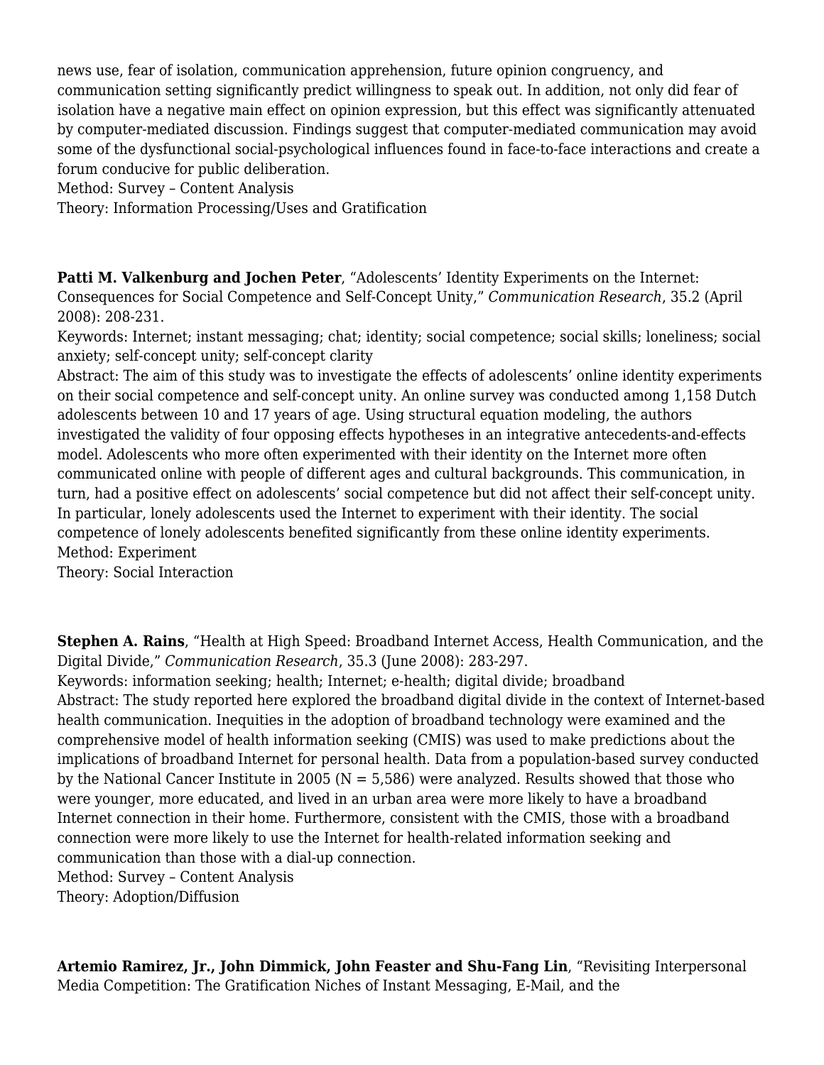news use, fear of isolation, communication apprehension, future opinion congruency, and communication setting significantly predict willingness to speak out. In addition, not only did fear of isolation have a negative main effect on opinion expression, but this effect was significantly attenuated by computer-mediated discussion. Findings suggest that computer-mediated communication may avoid some of the dysfunctional social-psychological influences found in face-to-face interactions and create a forum conducive for public deliberation.
Method: Survey – Content Analysis
Theory: Information Processing/Uses and Gratification

**Patti M. Valkenburg and Jochen Peter**, "Adolescents' Identity Experiments on the Internet: Consequences for Social Competence and Self-Concept Unity," *Communication Research*, 35.2 (April 2008): 208-231.
Keywords: Internet; instant messaging; chat; identity; social competence; social skills; loneliness; social anxiety; self-concept unity; self-concept clarity
Abstract: The aim of this study was to investigate the effects of adolescents' online identity experiments on their social competence and self-concept unity. An online survey was conducted among 1,158 Dutch adolescents between 10 and 17 years of age. Using structural equation modeling, the authors investigated the validity of four opposing effects hypotheses in an integrative antecedents-and-effects model. Adolescents who more often experimented with their identity on the Internet more often communicated online with people of different ages and cultural backgrounds. This communication, in turn, had a positive effect on adolescents' social competence but did not affect their self-concept unity. In particular, lonely adolescents used the Internet to experiment with their identity. The social competence of lonely adolescents benefited significantly from these online identity experiments.
Method: Experiment
Theory: Social Interaction

**Stephen A. Rains**, "Health at High Speed: Broadband Internet Access, Health Communication, and the Digital Divide," *Communication Research*, 35.3 (June 2008): 283-297.
Keywords: information seeking; health; Internet; e-health; digital divide; broadband
Abstract: The study reported here explored the broadband digital divide in the context of Internet-based health communication. Inequities in the adoption of broadband technology were examined and the comprehensive model of health information seeking (CMIS) was used to make predictions about the implications of broadband Internet for personal health. Data from a population-based survey conducted by the National Cancer Institute in 2005 (N = 5,586) were analyzed. Results showed that those who were younger, more educated, and lived in an urban area were more likely to have a broadband Internet connection in their home. Furthermore, consistent with the CMIS, those with a broadband connection were more likely to use the Internet for health-related information seeking and communication than those with a dial-up connection.
Method: Survey – Content Analysis
Theory: Adoption/Diffusion

**Artemio Ramirez, Jr., John Dimmick, John Feaster and Shu-Fang Lin**, "Revisiting Interpersonal Media Competition: The Gratification Niches of Instant Messaging, E-Mail, and the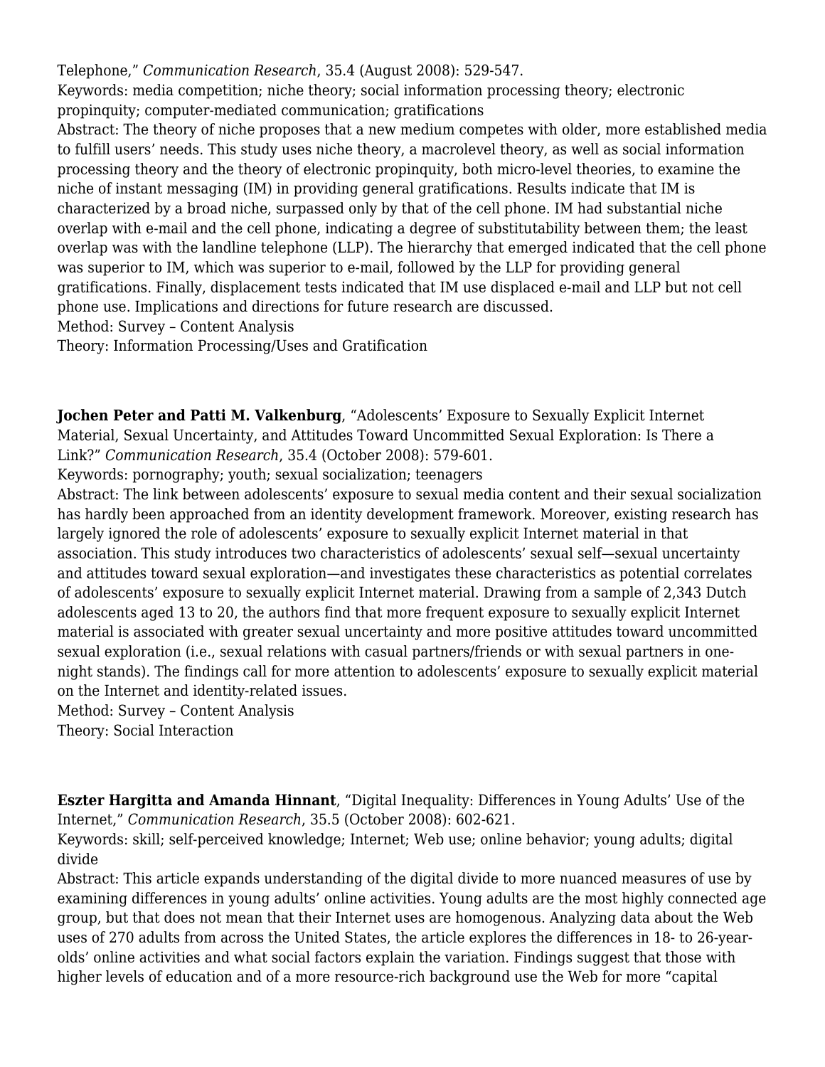Telephone," *Communication Research*, 35.4 (August 2008): 529-547.
Keywords: media competition; niche theory; social information processing theory; electronic propinquity; computer-mediated communication; gratifications
Abstract: The theory of niche proposes that a new medium competes with older, more established media to fulfill users' needs. This study uses niche theory, a macrolevel theory, as well as social information processing theory and the theory of electronic propinquity, both micro-level theories, to examine the niche of instant messaging (IM) in providing general gratifications. Results indicate that IM is characterized by a broad niche, surpassed only by that of the cell phone. IM had substantial niche overlap with e-mail and the cell phone, indicating a degree of substitutability between them; the least overlap was with the landline telephone (LLP). The hierarchy that emerged indicated that the cell phone was superior to IM, which was superior to e-mail, followed by the LLP for providing general gratifications. Finally, displacement tests indicated that IM use displaced e-mail and LLP but not cell phone use. Implications and directions for future research are discussed.
Method: Survey – Content Analysis
Theory: Information Processing/Uses and Gratification

**Jochen Peter and Patti M. Valkenburg**, "Adolescents' Exposure to Sexually Explicit Internet Material, Sexual Uncertainty, and Attitudes Toward Uncommitted Sexual Exploration: Is There a Link?" *Communication Research*, 35.4 (October 2008): 579-601.
Keywords: pornography; youth; sexual socialization; teenagers
Abstract: The link between adolescents' exposure to sexual media content and their sexual socialization has hardly been approached from an identity development framework. Moreover, existing research has largely ignored the role of adolescents' exposure to sexually explicit Internet material in that association. This study introduces two characteristics of adolescents' sexual self—sexual uncertainty and attitudes toward sexual exploration—and investigates these characteristics as potential correlates of adolescents' exposure to sexually explicit Internet material. Drawing from a sample of 2,343 Dutch adolescents aged 13 to 20, the authors find that more frequent exposure to sexually explicit Internet material is associated with greater sexual uncertainty and more positive attitudes toward uncommitted sexual exploration (i.e., sexual relations with casual partners/friends or with sexual partners in one-night stands). The findings call for more attention to adolescents' exposure to sexually explicit material on the Internet and identity-related issues.
Method: Survey – Content Analysis
Theory: Social Interaction

**Eszter Hargitta and Amanda Hinnant**, "Digital Inequality: Differences in Young Adults' Use of the Internet," *Communication Research*, 35.5 (October 2008): 602-621.
Keywords: skill; self-perceived knowledge; Internet; Web use; online behavior; young adults; digital divide
Abstract: This article expands understanding of the digital divide to more nuanced measures of use by examining differences in young adults' online activities. Young adults are the most highly connected age group, but that does not mean that their Internet uses are homogenous. Analyzing data about the Web uses of 270 adults from across the United States, the article explores the differences in 18- to 26-year-olds' online activities and what social factors explain the variation. Findings suggest that those with higher levels of education and of a more resource-rich background use the Web for more "capital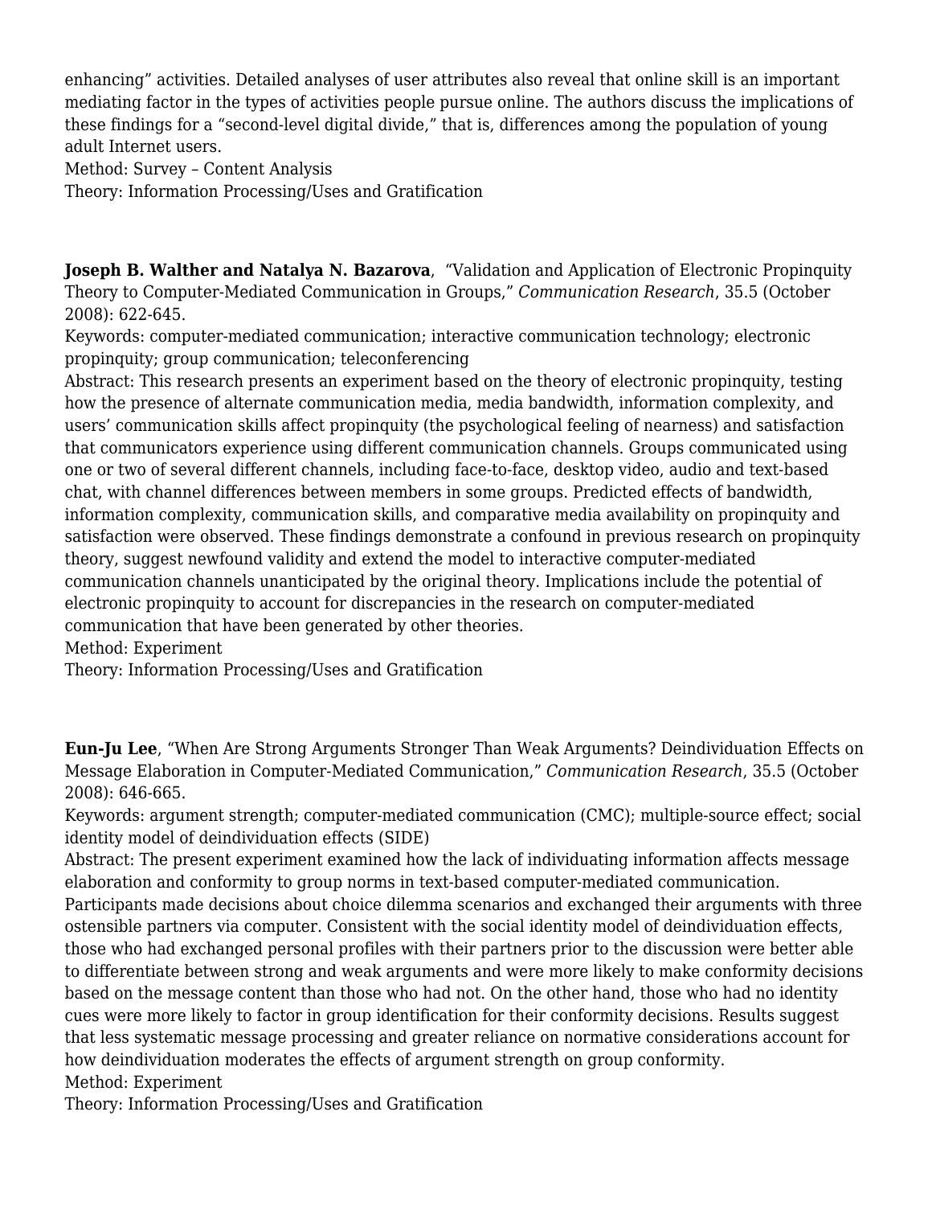enhancing" activities. Detailed analyses of user attributes also reveal that online skill is an important mediating factor in the types of activities people pursue online. The authors discuss the implications of these findings for a "second-level digital divide," that is, differences among the population of young adult Internet users.
Method: Survey – Content Analysis
Theory: Information Processing/Uses and Gratification

**Joseph B. Walther and Natalya N. Bazarova**, "Validation and Application of Electronic Propinquity Theory to Computer-Mediated Communication in Groups," *Communication Research*, 35.5 (October 2008): 622-645.
Keywords: computer-mediated communication; interactive communication technology; electronic propinquity; group communication; teleconferencing
Abstract: This research presents an experiment based on the theory of electronic propinquity, testing how the presence of alternate communication media, media bandwidth, information complexity, and users' communication skills affect propinquity (the psychological feeling of nearness) and satisfaction that communicators experience using different communication channels. Groups communicated using one or two of several different channels, including face-to-face, desktop video, audio and text-based chat, with channel differences between members in some groups. Predicted effects of bandwidth, information complexity, communication skills, and comparative media availability on propinquity and satisfaction were observed. These findings demonstrate a confound in previous research on propinquity theory, suggest newfound validity and extend the model to interactive computer-mediated communication channels unanticipated by the original theory. Implications include the potential of electronic propinquity to account for discrepancies in the research on computer-mediated communication that have been generated by other theories.
Method: Experiment
Theory: Information Processing/Uses and Gratification

**Eun-Ju Lee**, "When Are Strong Arguments Stronger Than Weak Arguments? Deindividuation Effects on Message Elaboration in Computer-Mediated Communication," *Communication Research*, 35.5 (October 2008): 646-665.
Keywords: argument strength; computer-mediated communication (CMC); multiple-source effect; social identity model of deindividuation effects (SIDE)
Abstract: The present experiment examined how the lack of individuating information affects message elaboration and conformity to group norms in text-based computer-mediated communication. Participants made decisions about choice dilemma scenarios and exchanged their arguments with three ostensible partners via computer. Consistent with the social identity model of deindividuation effects, those who had exchanged personal profiles with their partners prior to the discussion were better able to differentiate between strong and weak arguments and were more likely to make conformity decisions based on the message content than those who had not. On the other hand, those who had no identity cues were more likely to factor in group identification for their conformity decisions. Results suggest that less systematic message processing and greater reliance on normative considerations account for how deindividuation moderates the effects of argument strength on group conformity.
Method: Experiment
Theory: Information Processing/Uses and Gratification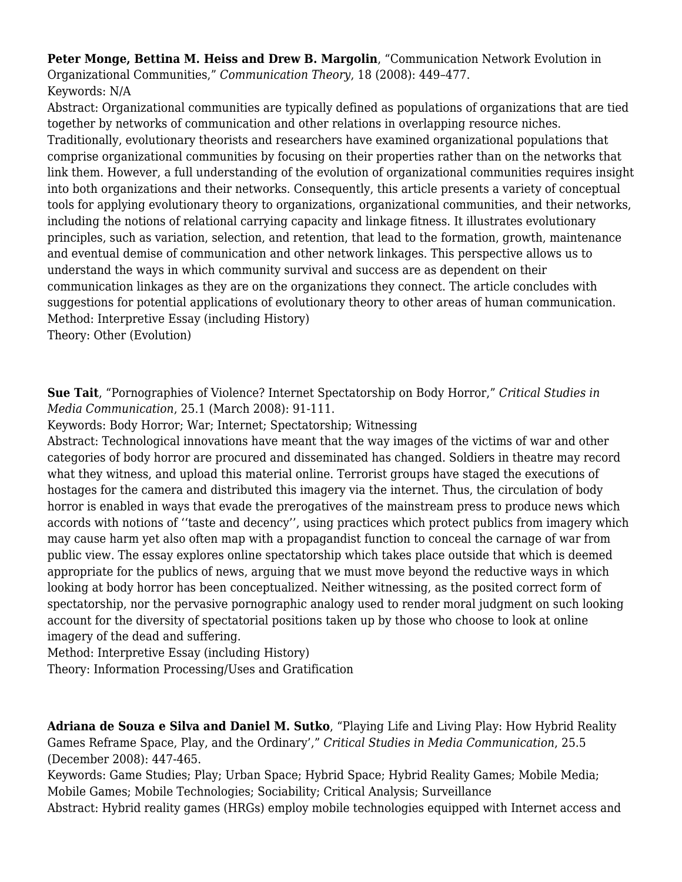**Peter Monge, Bettina M. Heiss and Drew B. Margolin**, "Communication Network Evolution in Organizational Communities," *Communication Theory*, 18 (2008): 449–477.
Keywords: N/A
Abstract: Organizational communities are typically defined as populations of organizations that are tied together by networks of communication and other relations in overlapping resource niches. Traditionally, evolutionary theorists and researchers have examined organizational populations that comprise organizational communities by focusing on their properties rather than on the networks that link them. However, a full understanding of the evolution of organizational communities requires insight into both organizations and their networks. Consequently, this article presents a variety of conceptual tools for applying evolutionary theory to organizations, organizational communities, and their networks, including the notions of relational carrying capacity and linkage fitness. It illustrates evolutionary principles, such as variation, selection, and retention, that lead to the formation, growth, maintenance and eventual demise of communication and other network linkages. This perspective allows us to understand the ways in which community survival and success are as dependent on their communication linkages as they are on the organizations they connect. The article concludes with suggestions for potential applications of evolutionary theory to other areas of human communication.
Method: Interpretive Essay (including History)
Theory: Other (Evolution)

**Sue Tait**, "Pornographies of Violence? Internet Spectatorship on Body Horror," *Critical Studies in Media Communication*, 25.1 (March 2008): 91-111.
Keywords: Body Horror; War; Internet; Spectatorship; Witnessing
Abstract: Technological innovations have meant that the way images of the victims of war and other categories of body horror are procured and disseminated has changed. Soldiers in theatre may record what they witness, and upload this material online. Terrorist groups have staged the executions of hostages for the camera and distributed this imagery via the internet. Thus, the circulation of body horror is enabled in ways that evade the prerogatives of the mainstream press to produce news which accords with notions of ''taste and decency'', using practices which protect publics from imagery which may cause harm yet also often map with a propagandist function to conceal the carnage of war from public view. The essay explores online spectatorship which takes place outside that which is deemed appropriate for the publics of news, arguing that we must move beyond the reductive ways in which looking at body horror has been conceptualized. Neither witnessing, as the posited correct form of spectatorship, nor the pervasive pornographic analogy used to render moral judgment on such looking account for the diversity of spectatorial positions taken up by those who choose to look at online imagery of the dead and suffering.
Method: Interpretive Essay (including History)
Theory: Information Processing/Uses and Gratification

**Adriana de Souza e Silva and Daniel M. Sutko**, "Playing Life and Living Play: How Hybrid Reality Games Reframe Space, Play, and the Ordinary'," *Critical Studies in Media Communication*, 25.5 (December 2008): 447-465.
Keywords: Game Studies; Play; Urban Space; Hybrid Space; Hybrid Reality Games; Mobile Media; Mobile Games; Mobile Technologies; Sociability; Critical Analysis; Surveillance
Abstract: Hybrid reality games (HRGs) employ mobile technologies equipped with Internet access and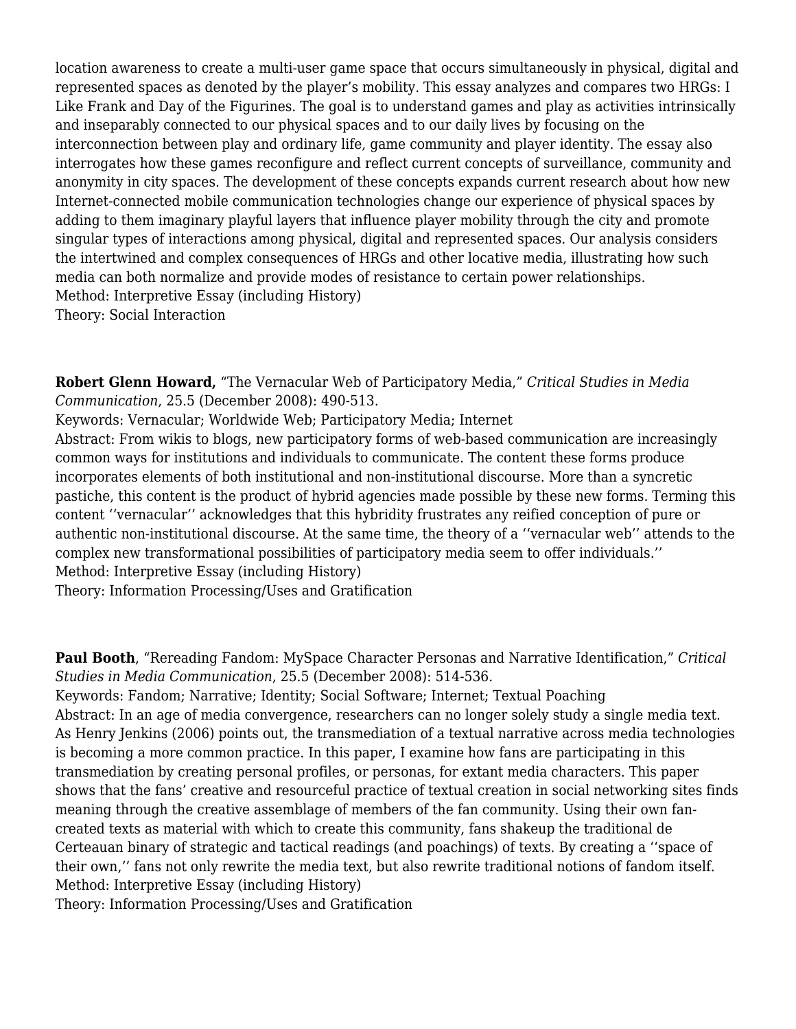location awareness to create a multi-user game space that occurs simultaneously in physical, digital and represented spaces as denoted by the player's mobility. This essay analyzes and compares two HRGs: I Like Frank and Day of the Figurines. The goal is to understand games and play as activities intrinsically and inseparably connected to our physical spaces and to our daily lives by focusing on the interconnection between play and ordinary life, game community and player identity. The essay also interrogates how these games reconfigure and reflect current concepts of surveillance, community and anonymity in city spaces. The development of these concepts expands current research about how new Internet-connected mobile communication technologies change our experience of physical spaces by adding to them imaginary playful layers that influence player mobility through the city and promote singular types of interactions among physical, digital and represented spaces. Our analysis considers the intertwined and complex consequences of HRGs and other locative media, illustrating how such media can both normalize and provide modes of resistance to certain power relationships.
Method: Interpretive Essay (including History)
Theory: Social Interaction

**Robert Glenn Howard,** "The Vernacular Web of Participatory Media," *Critical Studies in Media Communication*, 25.5 (December 2008): 490-513.
Keywords: Vernacular; Worldwide Web; Participatory Media; Internet
Abstract: From wikis to blogs, new participatory forms of web-based communication are increasingly common ways for institutions and individuals to communicate. The content these forms produce incorporates elements of both institutional and non-institutional discourse. More than a syncretic pastiche, this content is the product of hybrid agencies made possible by these new forms. Terming this content ''vernacular'' acknowledges that this hybridity frustrates any reified conception of pure or authentic non-institutional discourse. At the same time, the theory of a ''vernacular web'' attends to the complex new transformational possibilities of participatory media seem to offer individuals.''
Method: Interpretive Essay (including History)
Theory: Information Processing/Uses and Gratification

**Paul Booth**, "Rereading Fandom: MySpace Character Personas and Narrative Identification," *Critical Studies in Media Communication*, 25.5 (December 2008): 514-536.
Keywords: Fandom; Narrative; Identity; Social Software; Internet; Textual Poaching
Abstract: In an age of media convergence, researchers can no longer solely study a single media text. As Henry Jenkins (2006) points out, the transmediation of a textual narrative across media technologies is becoming a more common practice. In this paper, I examine how fans are participating in this transmediation by creating personal profiles, or personas, for extant media characters. This paper shows that the fans' creative and resourceful practice of textual creation in social networking sites finds meaning through the creative assemblage of members of the fan community. Using their own fan-created texts as material with which to create this community, fans shakeup the traditional de Certeauan binary of strategic and tactical readings (and poachings) of texts. By creating a ''space of their own,'' fans not only rewrite the media text, but also rewrite traditional notions of fandom itself.
Method: Interpretive Essay (including History)
Theory: Information Processing/Uses and Gratification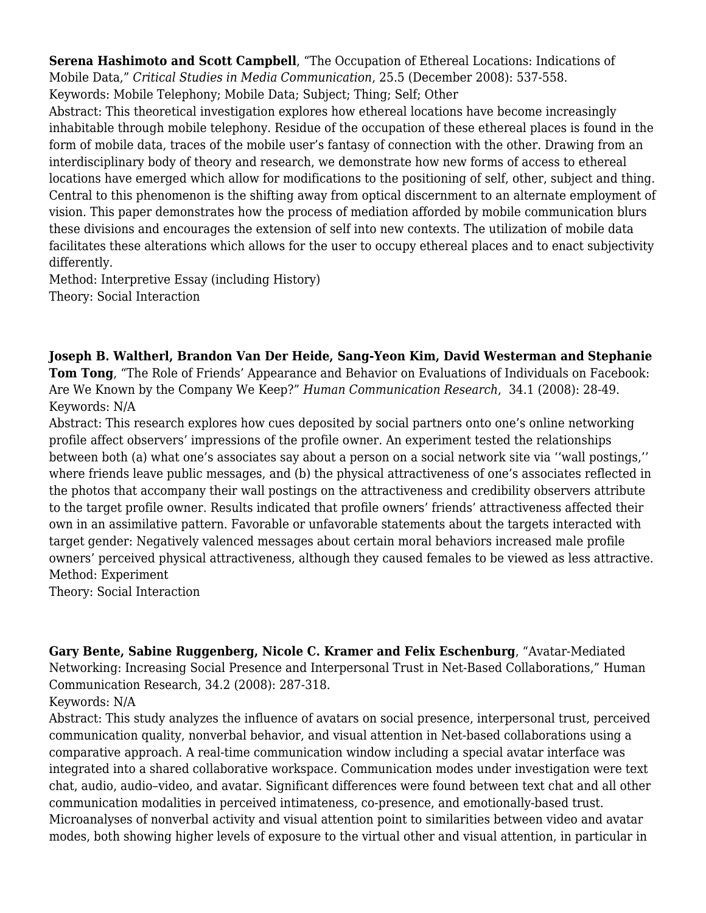**Serena Hashimoto and Scott Campbell**, “The Occupation of Ethereal Locations: Indications of Mobile Data,” *Critical Studies in Media Communication*, 25.5 (December 2008): 537-558.
Keywords: Mobile Telephony; Mobile Data; Subject; Thing; Self; Other
Abstract: This theoretical investigation explores how ethereal locations have become increasingly inhabitable through mobile telephony. Residue of the occupation of these ethereal places is found in the form of mobile data, traces of the mobile user’s fantasy of connection with the other. Drawing from an interdisciplinary body of theory and research, we demonstrate how new forms of access to ethereal locations have emerged which allow for modifications to the positioning of self, other, subject and thing. Central to this phenomenon is the shifting away from optical discernment to an alternate employment of vision. This paper demonstrates how the process of mediation afforded by mobile communication blurs these divisions and encourages the extension of self into new contexts. The utilization of mobile data facilitates these alterations which allows for the user to occupy ethereal places and to enact subjectivity differently.
Method: Interpretive Essay (including History)
Theory: Social Interaction

**Joseph B. Waltherl, Brandon Van Der Heide, Sang-Yeon Kim, David Westerman and Stephanie Tom Tong**, “The Role of Friends’ Appearance and Behavior on Evaluations of Individuals on Facebook: Are We Known by the Company We Keep?” *Human Communication Research*, 34.1 (2008): 28-49.
Keywords: N/A
Abstract: This research explores how cues deposited by social partners onto one’s online networking profile affect observers’ impressions of the profile owner. An experiment tested the relationships between both (a) what one’s associates say about a person on a social network site via ‘‘wall postings,’’ where friends leave public messages, and (b) the physical attractiveness of one’s associates reflected in the photos that accompany their wall postings on the attractiveness and credibility observers attribute to the target profile owner. Results indicated that profile owners’ friends’ attractiveness affected their own in an assimilative pattern. Favorable or unfavorable statements about the targets interacted with target gender: Negatively valenced messages about certain moral behaviors increased male profile owners’ perceived physical attractiveness, although they caused females to be viewed as less attractive.
Method: Experiment
Theory: Social Interaction

**Gary Bente, Sabine Ruggenberg, Nicole C. Kramer and Felix Eschenburg**, “Avatar-Mediated Networking: Increasing Social Presence and Interpersonal Trust in Net-Based Collaborations,” Human Communication Research, 34.2 (2008): 287-318.
Keywords: N/A
Abstract: This study analyzes the influence of avatars on social presence, interpersonal trust, perceived communication quality, nonverbal behavior, and visual attention in Net-based collaborations using a comparative approach. A real-time communication window including a special avatar interface was integrated into a shared collaborative workspace. Communication modes under investigation were text chat, audio, audio–video, and avatar. Significant differences were found between text chat and all other communication modalities in perceived intimateness, co-presence, and emotionally-based trust. Microanalyses of nonverbal activity and visual attention point to similarities between video and avatar modes, both showing higher levels of exposure to the virtual other and visual attention, in particular in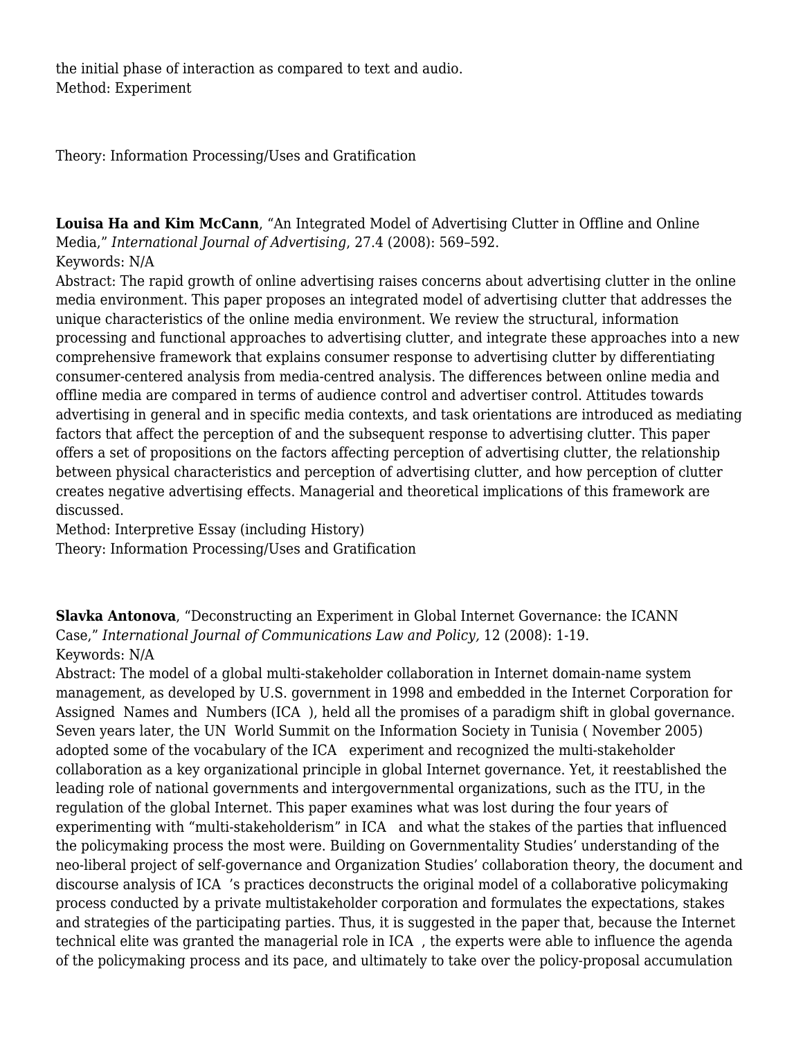the initial phase of interaction as compared to text and audio.
Method: Experiment

Theory: Information Processing/Uses and Gratification

**Louisa Ha and Kim McCann**, "An Integrated Model of Advertising Clutter in Offline and Online Media," *International Journal of Advertising*, 27.4 (2008): 569–592.
Keywords: N/A
Abstract: The rapid growth of online advertising raises concerns about advertising clutter in the online media environment. This paper proposes an integrated model of advertising clutter that addresses the unique characteristics of the online media environment. We review the structural, information processing and functional approaches to advertising clutter, and integrate these approaches into a new comprehensive framework that explains consumer response to advertising clutter by differentiating consumer-centered analysis from media-centred analysis. The differences between online media and offline media are compared in terms of audience control and advertiser control. Attitudes towards advertising in general and in specific media contexts, and task orientations are introduced as mediating factors that affect the perception of and the subsequent response to advertising clutter. This paper offers a set of propositions on the factors affecting perception of advertising clutter, the relationship between physical characteristics and perception of advertising clutter, and how perception of clutter creates negative advertising effects. Managerial and theoretical implications of this framework are discussed.
Method: Interpretive Essay (including History)
Theory: Information Processing/Uses and Gratification

**Slavka Antonova**, "Deconstructing an Experiment in Global Internet Governance: the ICANN Case," *International Journal of Communications Law and Policy,* 12 (2008): 1-19.
Keywords: N/A
Abstract: The model of a global multi-stakeholder collaboration in Internet domain-name system management, as developed by U.S. government in 1998 and embedded in the Internet Corporation for Assigned Names and Numbers (ICA ), held all the promises of a paradigm shift in global governance. Seven years later, the UN World Summit on the Information Society in Tunisia ( November 2005) adopted some of the vocabulary of the ICA experiment and recognized the multi-stakeholder collaboration as a key organizational principle in global Internet governance. Yet, it reestablished the leading role of national governments and intergovernmental organizations, such as the ITU, in the regulation of the global Internet. This paper examines what was lost during the four years of experimenting with "multi-stakeholderism" in ICA and what the stakes of the parties that influenced the policymaking process the most were. Building on Governmentality Studies' understanding of the neo-liberal project of self-governance and Organization Studies' collaboration theory, the document and discourse analysis of ICA 's practices deconstructs the original model of a collaborative policymaking process conducted by a private multistakeholder corporation and formulates the expectations, stakes and strategies of the participating parties. Thus, it is suggested in the paper that, because the Internet technical elite was granted the managerial role in ICA , the experts were able to influence the agenda of the policymaking process and its pace, and ultimately to take over the policy-proposal accumulation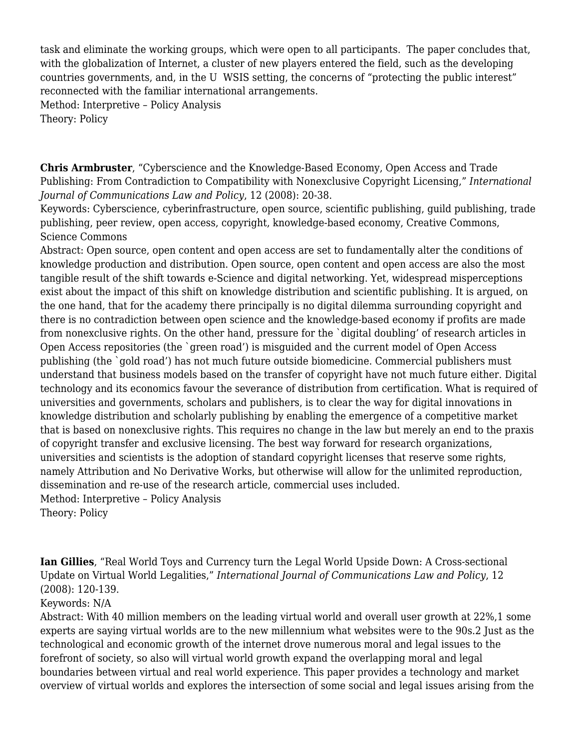task and eliminate the working groups, which were open to all participants. The paper concludes that, with the globalization of Internet, a cluster of new players entered the field, such as the developing countries governments, and, in the U WSIS setting, the concerns of "protecting the public interest" reconnected with the familiar international arrangements.
Method: Interpretive – Policy Analysis
Theory: Policy

**Chris Armbruster**, "Cyberscience and the Knowledge-Based Economy, Open Access and Trade Publishing: From Contradiction to Compatibility with Nonexclusive Copyright Licensing," *International Journal of Communications Law and Policy*, 12 (2008): 20-38.
Keywords: Cyberscience, cyberinfrastructure, open source, scientific publishing, guild publishing, trade publishing, peer review, open access, copyright, knowledge-based economy, Creative Commons, Science Commons
Abstract: Open source, open content and open access are set to fundamentally alter the conditions of knowledge production and distribution. Open source, open content and open access are also the most tangible result of the shift towards e-Science and digital networking. Yet, widespread misperceptions exist about the impact of this shift on knowledge distribution and scientific publishing. It is argued, on the one hand, that for the academy there principally is no digital dilemma surrounding copyright and there is no contradiction between open science and the knowledge-based economy if profits are made from nonexclusive rights. On the other hand, pressure for the `digital doubling' of research articles in Open Access repositories (the `green road') is misguided and the current model of Open Access publishing (the `gold road') has not much future outside biomedicine. Commercial publishers must understand that business models based on the transfer of copyright have not much future either. Digital technology and its economics favour the severance of distribution from certification. What is required of universities and governments, scholars and publishers, is to clear the way for digital innovations in knowledge distribution and scholarly publishing by enabling the emergence of a competitive market that is based on nonexclusive rights. This requires no change in the law but merely an end to the praxis of copyright transfer and exclusive licensing. The best way forward for research organizations, universities and scientists is the adoption of standard copyright licenses that reserve some rights, namely Attribution and No Derivative Works, but otherwise will allow for the unlimited reproduction, dissemination and re-use of the research article, commercial uses included.
Method: Interpretive – Policy Analysis
Theory: Policy

**Ian Gillies**, "Real World Toys and Currency turn the Legal World Upside Down: A Cross-sectional Update on Virtual World Legalities," *International Journal of Communications Law and Policy*, 12 (2008): 120-139.
Keywords: N/A
Abstract: With 40 million members on the leading virtual world and overall user growth at 22%,1 some experts are saying virtual worlds are to the new millennium what websites were to the 90s.2 Just as the technological and economic growth of the internet drove numerous moral and legal issues to the forefront of society, so also will virtual world growth expand the overlapping moral and legal boundaries between virtual and real world experience. This paper provides a technology and market overview of virtual worlds and explores the intersection of some social and legal issues arising from the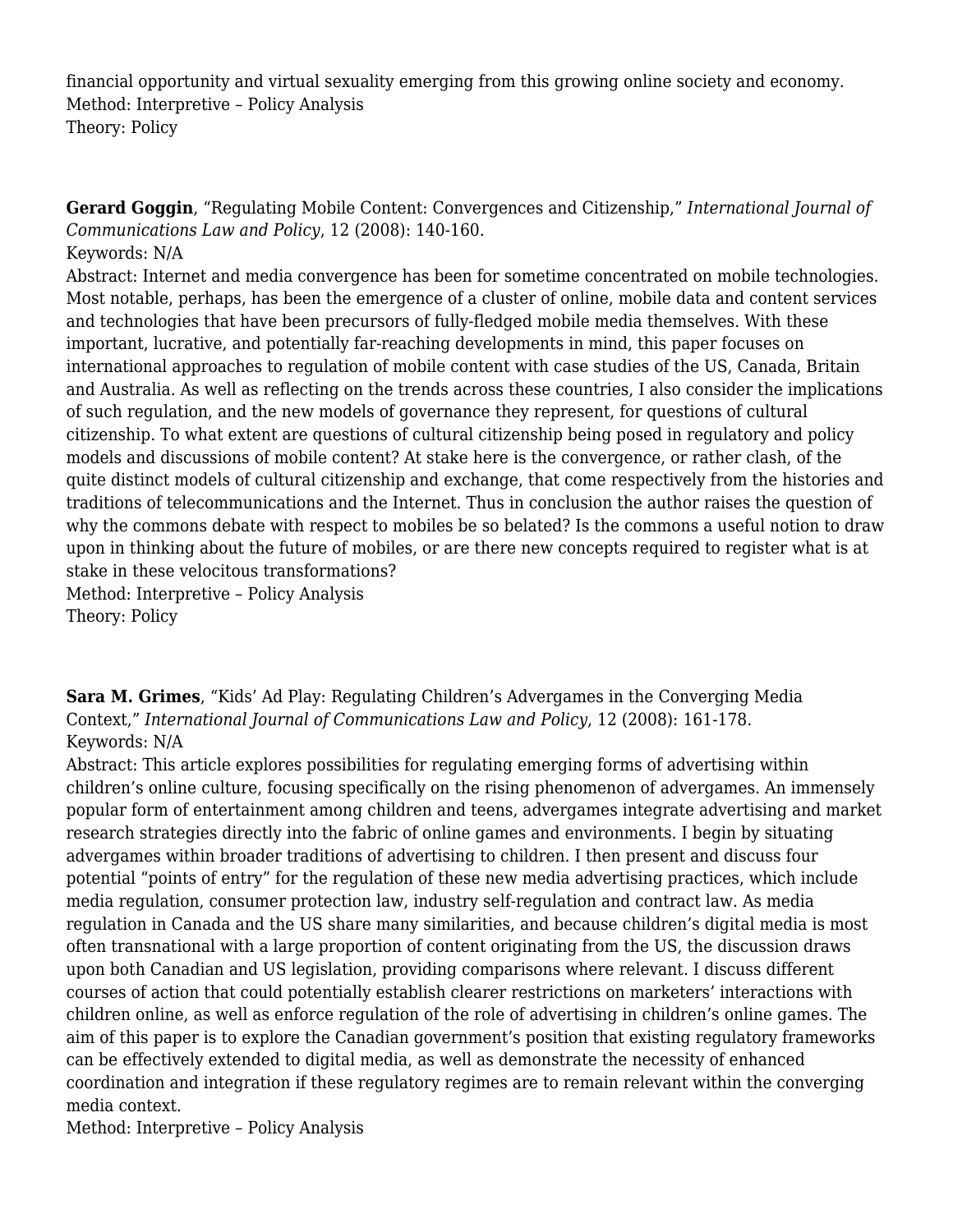financial opportunity and virtual sexuality emerging from this growing online society and economy.
Method: Interpretive – Policy Analysis
Theory: Policy

**Gerard Goggin**, "Regulating Mobile Content: Convergences and Citizenship," *International Journal of Communications Law and Policy*, 12 (2008): 140-160.
Keywords: N/A
Abstract: Internet and media convergence has been for sometime concentrated on mobile technologies. Most notable, perhaps, has been the emergence of a cluster of online, mobile data and content services and technologies that have been precursors of fully-fledged mobile media themselves. With these important, lucrative, and potentially far-reaching developments in mind, this paper focuses on international approaches to regulation of mobile content with case studies of the US, Canada, Britain and Australia. As well as reflecting on the trends across these countries, I also consider the implications of such regulation, and the new models of governance they represent, for questions of cultural citizenship. To what extent are questions of cultural citizenship being posed in regulatory and policy models and discussions of mobile content? At stake here is the convergence, or rather clash, of the quite distinct models of cultural citizenship and exchange, that come respectively from the histories and traditions of telecommunications and the Internet. Thus in conclusion the author raises the question of why the commons debate with respect to mobiles be so belated? Is the commons a useful notion to draw upon in thinking about the future of mobiles, or are there new concepts required to register what is at stake in these velocitous transformations?
Method: Interpretive – Policy Analysis
Theory: Policy

**Sara M. Grimes**, "Kids' Ad Play: Regulating Children's Advergames in the Converging Media Context," *International Journal of Communications Law and Policy*, 12 (2008): 161-178.
Keywords: N/A
Abstract: This article explores possibilities for regulating emerging forms of advertising within children's online culture, focusing specifically on the rising phenomenon of advergames. An immensely popular form of entertainment among children and teens, advergames integrate advertising and market research strategies directly into the fabric of online games and environments. I begin by situating advergames within broader traditions of advertising to children. I then present and discuss four potential "points of entry" for the regulation of these new media advertising practices, which include media regulation, consumer protection law, industry self-regulation and contract law. As media regulation in Canada and the US share many similarities, and because children's digital media is most often transnational with a large proportion of content originating from the US, the discussion draws upon both Canadian and US legislation, providing comparisons where relevant. I discuss different courses of action that could potentially establish clearer restrictions on marketers' interactions with children online, as well as enforce regulation of the role of advertising in children's online games. The aim of this paper is to explore the Canadian government's position that existing regulatory frameworks can be effectively extended to digital media, as well as demonstrate the necessity of enhanced coordination and integration if these regulatory regimes are to remain relevant within the converging media context.
Method: Interpretive – Policy Analysis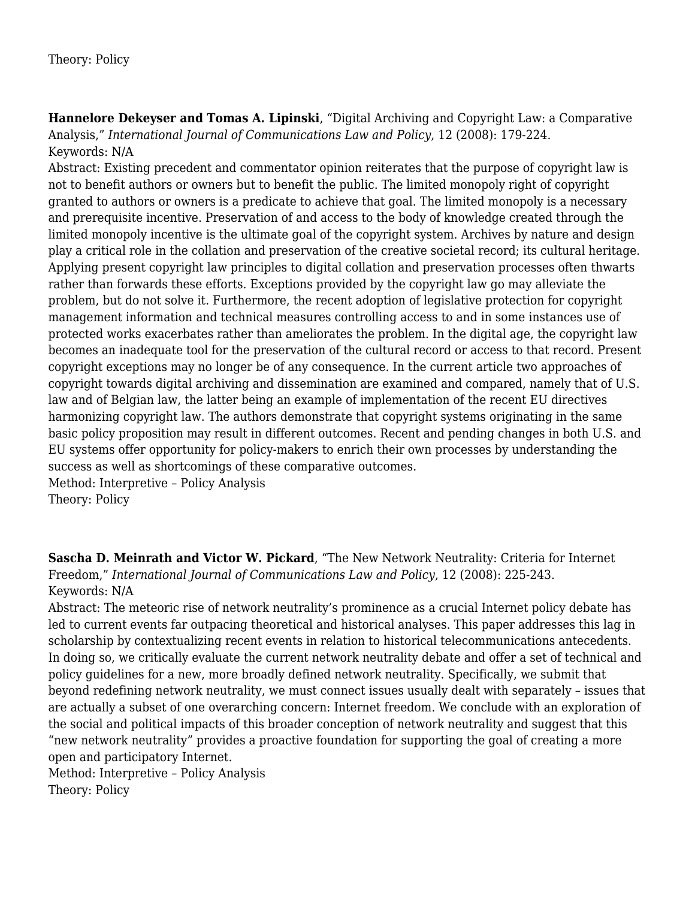Theory: Policy

**Hannelore Dekeyser and Tomas A. Lipinski**, “Digital Archiving and Copyright Law: a Comparative Analysis,” *International Journal of Communications Law and Policy*, 12 (2008): 179-224.
Keywords: N/A
Abstract: Existing precedent and commentator opinion reiterates that the purpose of copyright law is not to benefit authors or owners but to benefit the public. The limited monopoly right of copyright granted to authors or owners is a predicate to achieve that goal. The limited monopoly is a necessary and prerequisite incentive. Preservation of and access to the body of knowledge created through the limited monopoly incentive is the ultimate goal of the copyright system. Archives by nature and design play a critical role in the collation and preservation of the creative societal record; its cultural heritage. Applying present copyright law principles to digital collation and preservation processes often thwarts rather than forwards these efforts. Exceptions provided by the copyright law go may alleviate the problem, but do not solve it. Furthermore, the recent adoption of legislative protection for copyright management information and technical measures controlling access to and in some instances use of protected works exacerbates rather than ameliorates the problem. In the digital age, the copyright law becomes an inadequate tool for the preservation of the cultural record or access to that record. Present copyright exceptions may no longer be of any consequence. In the current article two approaches of copyright towards digital archiving and dissemination are examined and compared, namely that of U.S. law and of Belgian law, the latter being an example of implementation of the recent EU directives harmonizing copyright law. The authors demonstrate that copyright systems originating in the same basic policy proposition may result in different outcomes. Recent and pending changes in both U.S. and EU systems offer opportunity for policy-makers to enrich their own processes by understanding the success as well as shortcomings of these comparative outcomes.
Method: Interpretive – Policy Analysis
Theory: Policy

**Sascha D. Meinrath and Victor W. Pickard**, “The New Network Neutrality: Criteria for Internet Freedom,” *International Journal of Communications Law and Policy*, 12 (2008): 225-243.
Keywords: N/A
Abstract: The meteoric rise of network neutrality’s prominence as a crucial Internet policy debate has led to current events far outpacing theoretical and historical analyses. This paper addresses this lag in scholarship by contextualizing recent events in relation to historical telecommunications antecedents. In doing so, we critically evaluate the current network neutrality debate and offer a set of technical and policy guidelines for a new, more broadly defined network neutrality. Specifically, we submit that beyond redefining network neutrality, we must connect issues usually dealt with separately – issues that are actually a subset of one overarching concern: Internet freedom. We conclude with an exploration of the social and political impacts of this broader conception of network neutrality and suggest that this “new network neutrality” provides a proactive foundation for supporting the goal of creating a more open and participatory Internet.
Method: Interpretive – Policy Analysis
Theory: Policy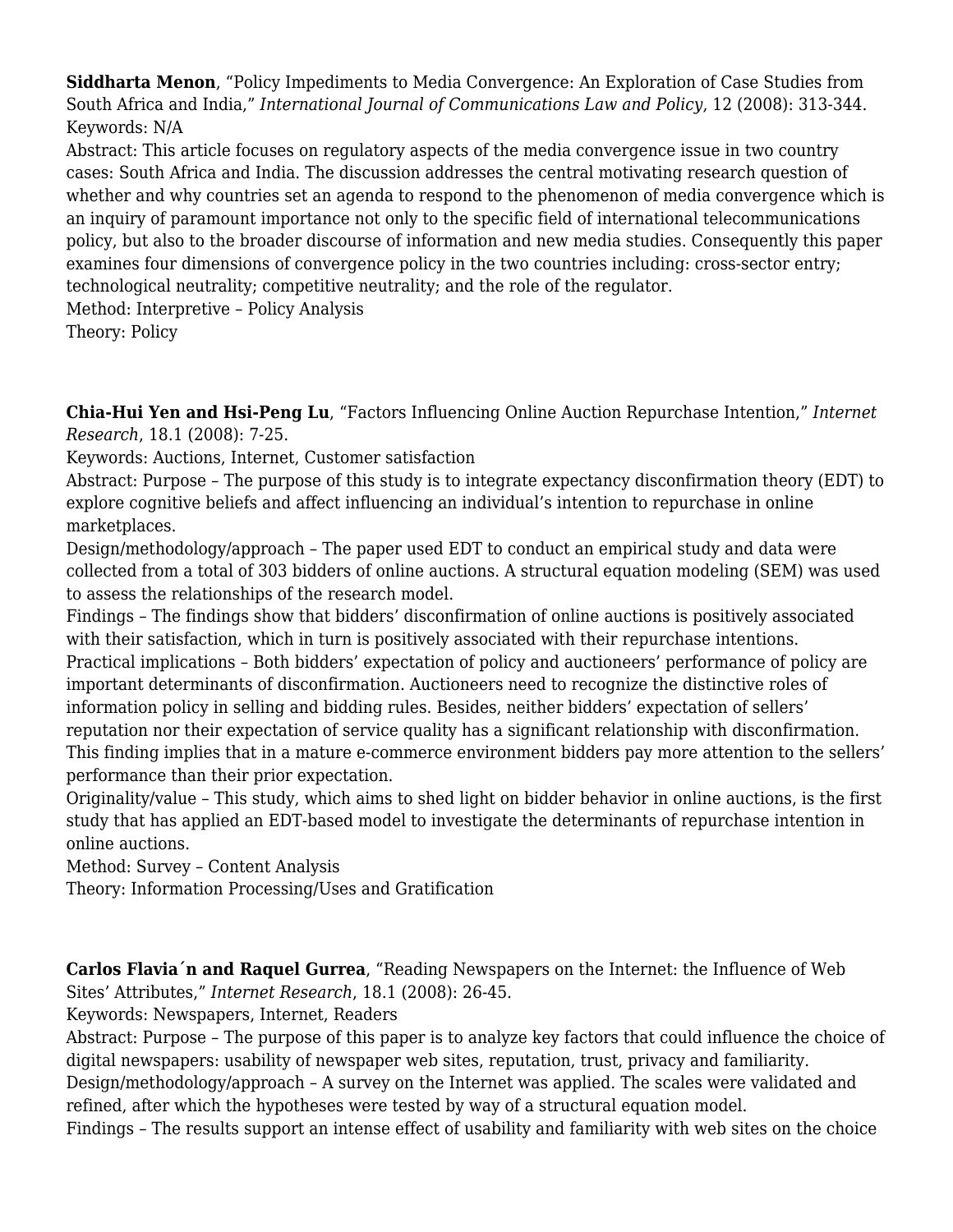**Siddharta Menon**, “Policy Impediments to Media Convergence: An Exploration of Case Studies from South Africa and India,” *International Journal of Communications Law and Policy*, 12 (2008): 313-344.
Keywords: N/A
Abstract: This article focuses on regulatory aspects of the media convergence issue in two country cases: South Africa and India. The discussion addresses the central motivating research question of whether and why countries set an agenda to respond to the phenomenon of media convergence which is an inquiry of paramount importance not only to the specific field of international telecommunications policy, but also to the broader discourse of information and new media studies. Consequently this paper examines four dimensions of convergence policy in the two countries including: cross-sector entry; technological neutrality; competitive neutrality; and the role of the regulator.
Method: Interpretive – Policy Analysis
Theory: Policy

**Chia-Hui Yen and Hsi-Peng Lu**, “Factors Influencing Online Auction Repurchase Intention,” *Internet Research*, 18.1 (2008): 7-25.
Keywords: Auctions, Internet, Customer satisfaction
Abstract: Purpose – The purpose of this study is to integrate expectancy disconfirmation theory (EDT) to explore cognitive beliefs and affect influencing an individual’s intention to repurchase in online marketplaces.
Design/methodology/approach – The paper used EDT to conduct an empirical study and data were collected from a total of 303 bidders of online auctions. A structural equation modeling (SEM) was used to assess the relationships of the research model.
Findings – The findings show that bidders’ disconfirmation of online auctions is positively associated with their satisfaction, which in turn is positively associated with their repurchase intentions.
Practical implications – Both bidders’ expectation of policy and auctioneers’ performance of policy are important determinants of disconfirmation. Auctioneers need to recognize the distinctive roles of information policy in selling and bidding rules. Besides, neither bidders’ expectation of sellers’ reputation nor their expectation of service quality has a significant relationship with disconfirmation. This finding implies that in a mature e-commerce environment bidders pay more attention to the sellers’ performance than their prior expectation.
Originality/value – This study, which aims to shed light on bidder behavior in online auctions, is the first study that has applied an EDT-based model to investigate the determinants of repurchase intention in online auctions.
Method: Survey – Content Analysis
Theory: Information Processing/Uses and Gratification

**Carlos Flavia´n and Raquel Gurrea**, “Reading Newspapers on the Internet: the Influence of Web Sites’ Attributes,” *Internet Research*, 18.1 (2008): 26-45.
Keywords: Newspapers, Internet, Readers
Abstract: Purpose – The purpose of this paper is to analyze key factors that could influence the choice of digital newspapers: usability of newspaper web sites, reputation, trust, privacy and familiarity.
Design/methodology/approach – A survey on the Internet was applied. The scales were validated and refined, after which the hypotheses were tested by way of a structural equation model.
Findings – The results support an intense effect of usability and familiarity with web sites on the choice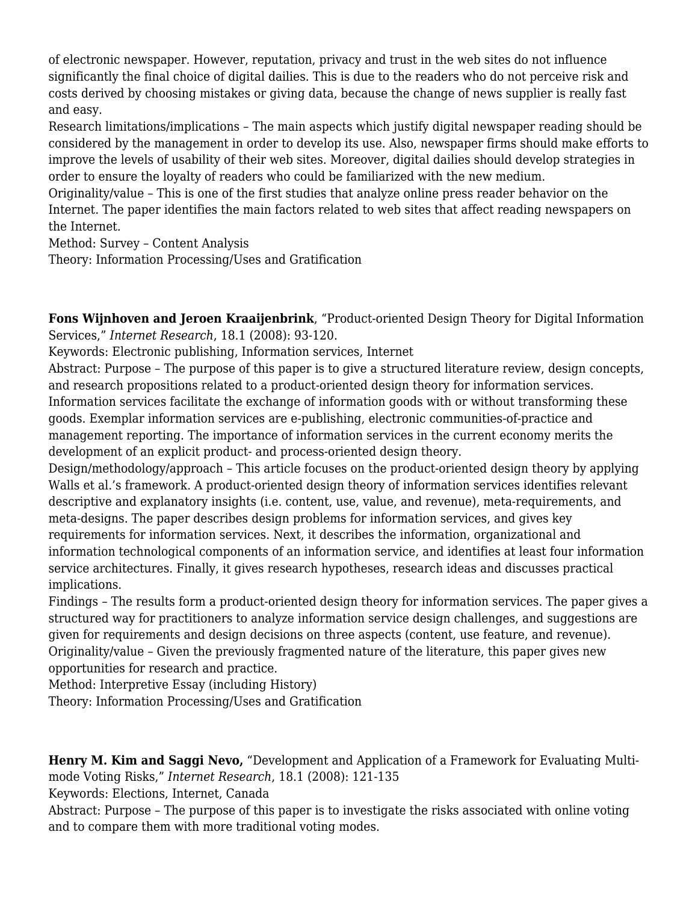of electronic newspaper. However, reputation, privacy and trust in the web sites do not influence significantly the final choice of digital dailies. This is due to the readers who do not perceive risk and costs derived by choosing mistakes or giving data, because the change of news supplier is really fast and easy.
Research limitations/implications – The main aspects which justify digital newspaper reading should be considered by the management in order to develop its use. Also, newspaper firms should make efforts to improve the levels of usability of their web sites. Moreover, digital dailies should develop strategies in order to ensure the loyalty of readers who could be familiarized with the new medium.
Originality/value – This is one of the first studies that analyze online press reader behavior on the Internet. The paper identifies the main factors related to web sites that affect reading newspapers on the Internet.
Method: Survey – Content Analysis
Theory: Information Processing/Uses and Gratification

**Fons Wijnhoven and Jeroen Kraaijenbrink**, "Product-oriented Design Theory for Digital Information Services," *Internet Research*, 18.1 (2008): 93-120.
Keywords: Electronic publishing, Information services, Internet
Abstract: Purpose – The purpose of this paper is to give a structured literature review, design concepts, and research propositions related to a product-oriented design theory for information services. Information services facilitate the exchange of information goods with or without transforming these goods. Exemplar information services are e-publishing, electronic communities-of-practice and management reporting. The importance of information services in the current economy merits the development of an explicit product- and process-oriented design theory.
Design/methodology/approach – This article focuses on the product-oriented design theory by applying Walls et al.'s framework. A product-oriented design theory of information services identifies relevant descriptive and explanatory insights (i.e. content, use, value, and revenue), meta-requirements, and meta-designs. The paper describes design problems for information services, and gives key requirements for information services. Next, it describes the information, organizational and information technological components of an information service, and identifies at least four information service architectures. Finally, it gives research hypotheses, research ideas and discusses practical implications.
Findings – The results form a product-oriented design theory for information services. The paper gives a structured way for practitioners to analyze information service design challenges, and suggestions are given for requirements and design decisions on three aspects (content, use feature, and revenue).
Originality/value – Given the previously fragmented nature of the literature, this paper gives new opportunities for research and practice.
Method: Interpretive Essay (including History)
Theory: Information Processing/Uses and Gratification

**Henry M. Kim and Saggi Nevo,** "Development and Application of a Framework for Evaluating Multi-mode Voting Risks," *Internet Research*, 18.1 (2008): 121-135
Keywords: Elections, Internet, Canada
Abstract: Purpose – The purpose of this paper is to investigate the risks associated with online voting and to compare them with more traditional voting modes.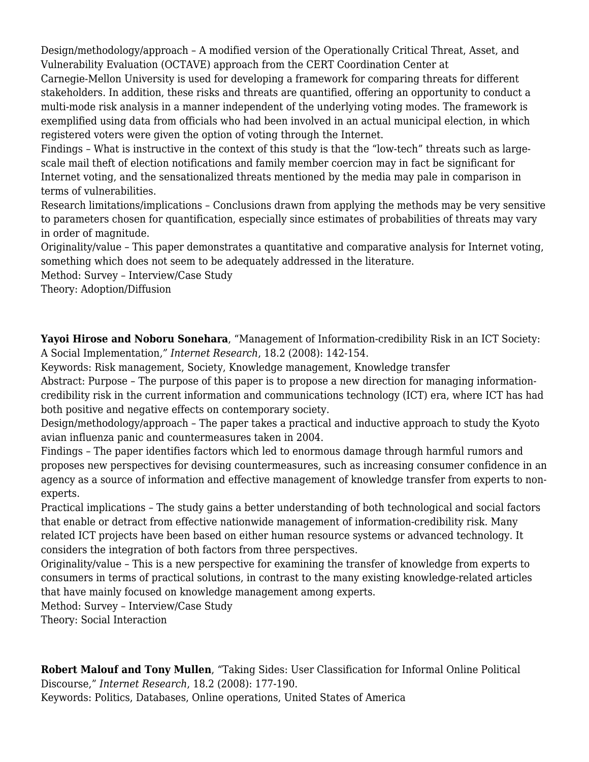Design/methodology/approach – A modified version of the Operationally Critical Threat, Asset, and Vulnerability Evaluation (OCTAVE) approach from the CERT Coordination Center at Carnegie-Mellon University is used for developing a framework for comparing threats for different stakeholders. In addition, these risks and threats are quantified, offering an opportunity to conduct a multi-mode risk analysis in a manner independent of the underlying voting modes. The framework is exemplified using data from officials who had been involved in an actual municipal election, in which registered voters were given the option of voting through the Internet.
Findings – What is instructive in the context of this study is that the "low-tech" threats such as large-scale mail theft of election notifications and family member coercion may in fact be significant for Internet voting, and the sensationalized threats mentioned by the media may pale in comparison in terms of vulnerabilities.
Research limitations/implications – Conclusions drawn from applying the methods may be very sensitive to parameters chosen for quantification, especially since estimates of probabilities of threats may vary in order of magnitude.
Originality/value – This paper demonstrates a quantitative and comparative analysis for Internet voting, something which does not seem to be adequately addressed in the literature.
Method: Survey – Interview/Case Study
Theory: Adoption/Diffusion

**Yayoi Hirose and Noboru Sonehara**, "Management of Information-credibility Risk in an ICT Society: A Social Implementation*," Internet Research*, 18.2 (2008): 142-154.
Keywords: Risk management, Society, Knowledge management, Knowledge transfer
Abstract: Purpose – The purpose of this paper is to propose a new direction for managing information-credibility risk in the current information and communications technology (ICT) era, where ICT has had both positive and negative effects on contemporary society.
Design/methodology/approach – The paper takes a practical and inductive approach to study the Kyoto avian influenza panic and countermeasures taken in 2004.
Findings – The paper identifies factors which led to enormous damage through harmful rumors and proposes new perspectives for devising countermeasures, such as increasing consumer confidence in an agency as a source of information and effective management of knowledge transfer from experts to non-experts.
Practical implications – The study gains a better understanding of both technological and social factors that enable or detract from effective nationwide management of information-credibility risk. Many related ICT projects have been based on either human resource systems or advanced technology. It considers the integration of both factors from three perspectives.
Originality/value – This is a new perspective for examining the transfer of knowledge from experts to consumers in terms of practical solutions, in contrast to the many existing knowledge-related articles that have mainly focused on knowledge management among experts.
Method: Survey – Interview/Case Study
Theory: Social Interaction

**Robert Malouf and Tony Mullen**, "Taking Sides: User Classification for Informal Online Political Discourse," *Internet Research*, 18.2 (2008): 177-190.
Keywords: Politics, Databases, Online operations, United States of America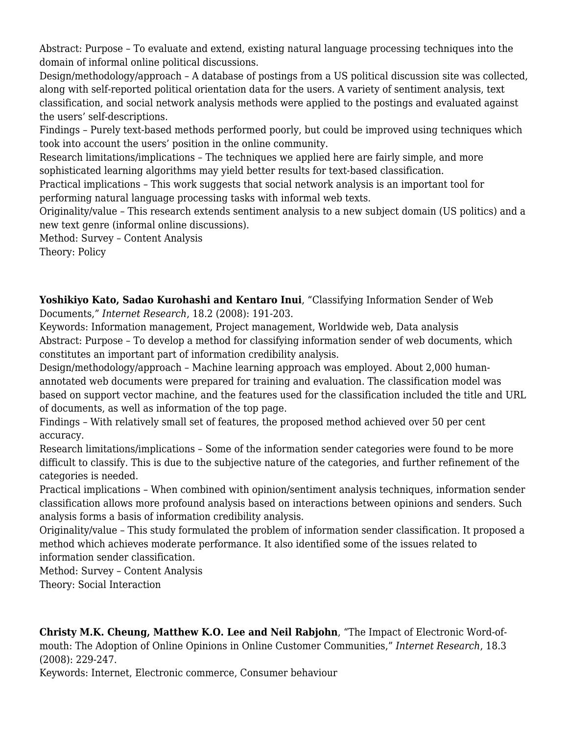Abstract: Purpose – To evaluate and extend, existing natural language processing techniques into the domain of informal online political discussions.
Design/methodology/approach – A database of postings from a US political discussion site was collected, along with self-reported political orientation data for the users. A variety of sentiment analysis, text classification, and social network analysis methods were applied to the postings and evaluated against the users' self-descriptions.
Findings – Purely text-based methods performed poorly, but could be improved using techniques which took into account the users' position in the online community.
Research limitations/implications – The techniques we applied here are fairly simple, and more sophisticated learning algorithms may yield better results for text-based classification.
Practical implications – This work suggests that social network analysis is an important tool for performing natural language processing tasks with informal web texts.
Originality/value – This research extends sentiment analysis to a new subject domain (US politics) and a new text genre (informal online discussions).
Method: Survey – Content Analysis
Theory: Policy

**Yoshikiyo Kato, Sadao Kurohashi and Kentaro Inui**, "Classifying Information Sender of Web Documents," *Internet Research*, 18.2 (2008): 191-203.
Keywords: Information management, Project management, Worldwide web, Data analysis
Abstract: Purpose – To develop a method for classifying information sender of web documents, which constitutes an important part of information credibility analysis.
Design/methodology/approach – Machine learning approach was employed. About 2,000 human-annotated web documents were prepared for training and evaluation. The classification model was based on support vector machine, and the features used for the classification included the title and URL of documents, as well as information of the top page.
Findings – With relatively small set of features, the proposed method achieved over 50 per cent accuracy.
Research limitations/implications – Some of the information sender categories were found to be more difficult to classify. This is due to the subjective nature of the categories, and further refinement of the categories is needed.
Practical implications – When combined with opinion/sentiment analysis techniques, information sender classification allows more profound analysis based on interactions between opinions and senders. Such analysis forms a basis of information credibility analysis.
Originality/value – This study formulated the problem of information sender classification. It proposed a method which achieves moderate performance. It also identified some of the issues related to information sender classification.
Method: Survey – Content Analysis
Theory: Social Interaction

**Christy M.K. Cheung, Matthew K.O. Lee and Neil Rabjohn**, "The Impact of Electronic Word-of-mouth: The Adoption of Online Opinions in Online Customer Communities," *Internet Research*, 18.3 (2008): 229-247.
Keywords: Internet, Electronic commerce, Consumer behaviour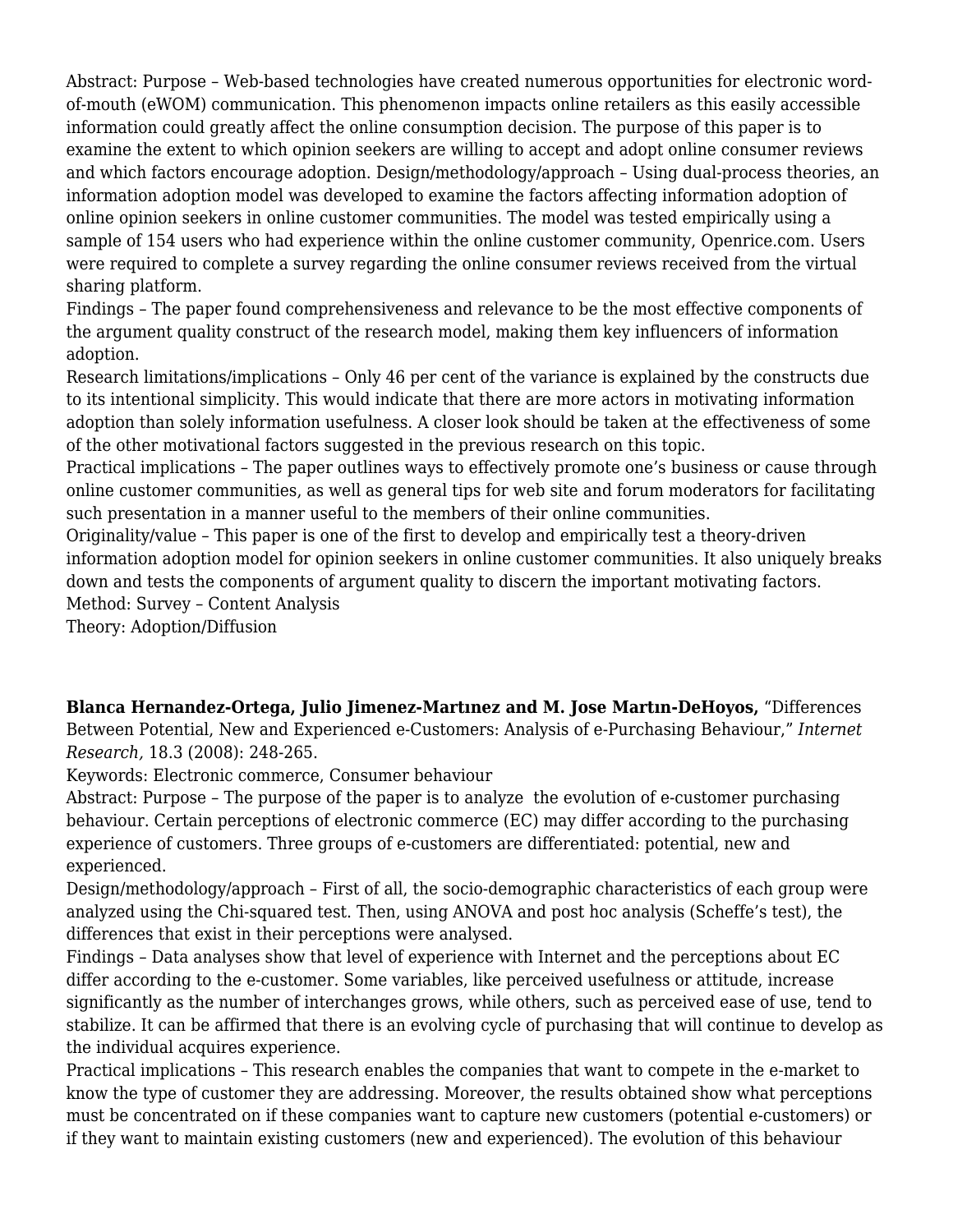Abstract: Purpose – Web-based technologies have created numerous opportunities for electronic word-of-mouth (eWOM) communication. This phenomenon impacts online retailers as this easily accessible information could greatly affect the online consumption decision. The purpose of this paper is to examine the extent to which opinion seekers are willing to accept and adopt online consumer reviews and which factors encourage adoption. Design/methodology/approach – Using dual-process theories, an information adoption model was developed to examine the factors affecting information adoption of online opinion seekers in online customer communities. The model was tested empirically using a sample of 154 users who had experience within the online customer community, Openrice.com. Users were required to complete a survey regarding the online consumer reviews received from the virtual sharing platform.
Findings – The paper found comprehensiveness and relevance to be the most effective components of the argument quality construct of the research model, making them key influencers of information adoption.
Research limitations/implications – Only 46 per cent of the variance is explained by the constructs due to its intentional simplicity. This would indicate that there are more actors in motivating information adoption than solely information usefulness. A closer look should be taken at the effectiveness of some of the other motivational factors suggested in the previous research on this topic.
Practical implications – The paper outlines ways to effectively promote one's business or cause through online customer communities, as well as general tips for web site and forum moderators for facilitating such presentation in a manner useful to the members of their online communities.
Originality/value – This paper is one of the first to develop and empirically test a theory-driven information adoption model for opinion seekers in online customer communities. It also uniquely breaks down and tests the components of argument quality to discern the important motivating factors.
Method: Survey – Content Analysis
Theory: Adoption/Diffusion

**Blanca Hernandez-Ortega, Julio Jimenez-Martınez and M. Jose Martın-DeHoyos,** "Differences Between Potential, New and Experienced e-Customers: Analysis of e-Purchasing Behaviour," *Internet Research,* 18.3 (2008): 248-265.
Keywords: Electronic commerce, Consumer behaviour
Abstract: Purpose – The purpose of the paper is to analyze the evolution of e-customer purchasing behaviour. Certain perceptions of electronic commerce (EC) may differ according to the purchasing experience of customers. Three groups of e-customers are differentiated: potential, new and experienced.
Design/methodology/approach – First of all, the socio-demographic characteristics of each group were analyzed using the Chi-squared test. Then, using ANOVA and post hoc analysis (Scheffe's test), the differences that exist in their perceptions were analysed.
Findings – Data analyses show that level of experience with Internet and the perceptions about EC differ according to the e-customer. Some variables, like perceived usefulness or attitude, increase significantly as the number of interchanges grows, while others, such as perceived ease of use, tend to stabilize. It can be affirmed that there is an evolving cycle of purchasing that will continue to develop as the individual acquires experience.
Practical implications – This research enables the companies that want to compete in the e-market to know the type of customer they are addressing. Moreover, the results obtained show what perceptions must be concentrated on if these companies want to capture new customers (potential e-customers) or if they want to maintain existing customers (new and experienced). The evolution of this behaviour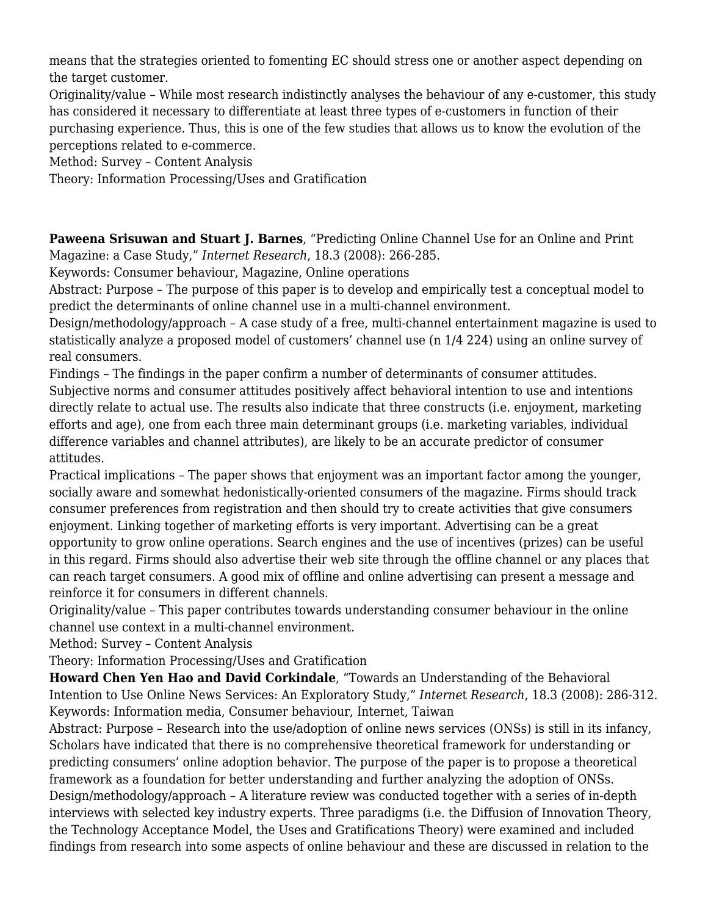means that the strategies oriented to fomenting EC should stress one or another aspect depending on the target customer.
Originality/value – While most research indistinctly analyses the behaviour of any e-customer, this study has considered it necessary to differentiate at least three types of e-customers in function of their purchasing experience. Thus, this is one of the few studies that allows us to know the evolution of the perceptions related to e-commerce.
Method: Survey – Content Analysis
Theory: Information Processing/Uses and Gratification

**Paweena Srisuwan and Stuart J. Barnes**, "Predicting Online Channel Use for an Online and Print Magazine: a Case Study," *Internet Research*, 18.3 (2008): 266-285.
Keywords: Consumer behaviour, Magazine, Online operations
Abstract: Purpose – The purpose of this paper is to develop and empirically test a conceptual model to predict the determinants of online channel use in a multi-channel environment.
Design/methodology/approach – A case study of a free, multi-channel entertainment magazine is used to statistically analyze a proposed model of customers' channel use (n 1/4 224) using an online survey of real consumers.
Findings – The findings in the paper confirm a number of determinants of consumer attitudes. Subjective norms and consumer attitudes positively affect behavioral intention to use and intentions directly relate to actual use. The results also indicate that three constructs (i.e. enjoyment, marketing efforts and age), one from each three main determinant groups (i.e. marketing variables, individual difference variables and channel attributes), are likely to be an accurate predictor of consumer attitudes.
Practical implications – The paper shows that enjoyment was an important factor among the younger, socially aware and somewhat hedonistically-oriented consumers of the magazine. Firms should track consumer preferences from registration and then should try to create activities that give consumers enjoyment. Linking together of marketing efforts is very important. Advertising can be a great opportunity to grow online operations. Search engines and the use of incentives (prizes) can be useful in this regard. Firms should also advertise their web site through the offline channel or any places that can reach target consumers. A good mix of offline and online advertising can present a message and reinforce it for consumers in different channels.
Originality/value – This paper contributes towards understanding consumer behaviour in the online channel use context in a multi-channel environment.
Method: Survey – Content Analysis
Theory: Information Processing/Uses and Gratification
**Howard Chen Yen Hao and David Corkindale**, "Towards an Understanding of the Behavioral Intention to Use Online News Services: An Exploratory Study," *Internet Research*, 18.3 (2008): 286-312.
Keywords: Information media, Consumer behaviour, Internet, Taiwan
Abstract: Purpose – Research into the use/adoption of online news services (ONSs) is still in its infancy, Scholars have indicated that there is no comprehensive theoretical framework for understanding or predicting consumers' online adoption behavior. The purpose of the paper is to propose a theoretical framework as a foundation for better understanding and further analyzing the adoption of ONSs.
Design/methodology/approach – A literature review was conducted together with a series of in-depth interviews with selected key industry experts. Three paradigms (i.e. the Diffusion of Innovation Theory, the Technology Acceptance Model, the Uses and Gratifications Theory) were examined and included findings from research into some aspects of online behaviour and these are discussed in relation to the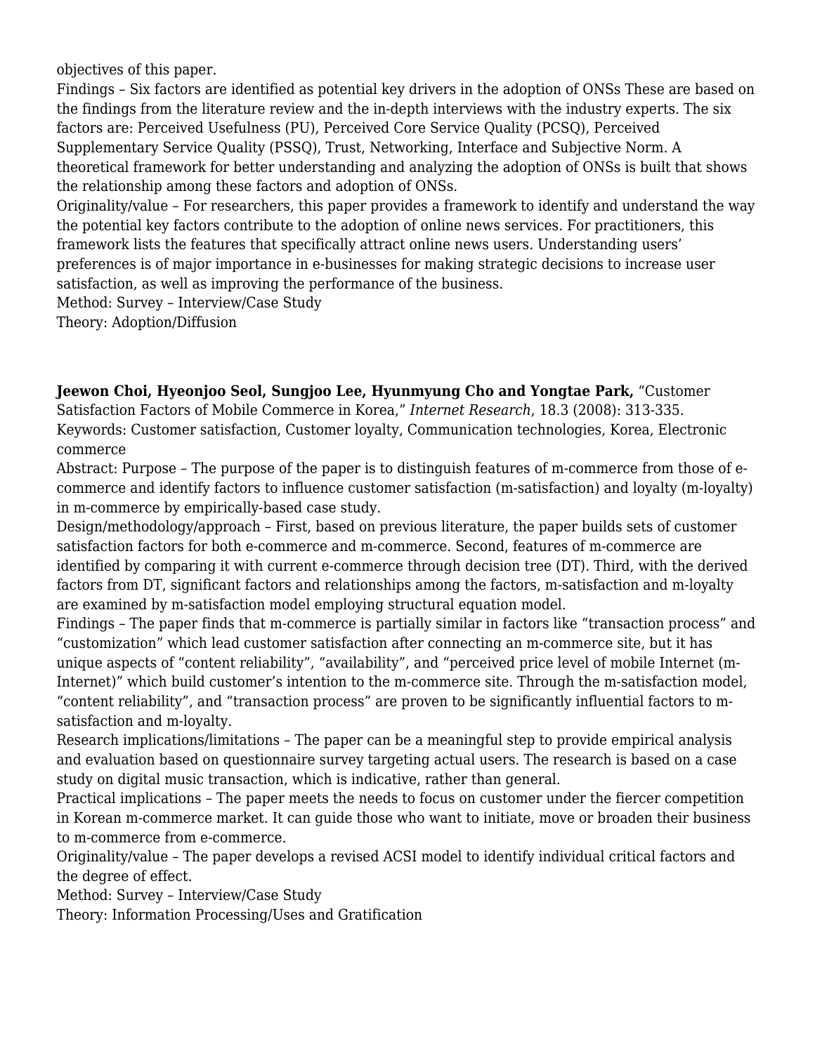objectives of this paper.

Findings – Six factors are identified as potential key drivers in the adoption of ONSs These are based on the findings from the literature review and the in-depth interviews with the industry experts. The six factors are: Perceived Usefulness (PU), Perceived Core Service Quality (PCSQ), Perceived Supplementary Service Quality (PSSQ), Trust, Networking, Interface and Subjective Norm. A theoretical framework for better understanding and analyzing the adoption of ONSs is built that shows the relationship among these factors and adoption of ONSs.

Originality/value – For researchers, this paper provides a framework to identify and understand the way the potential key factors contribute to the adoption of online news services. For practitioners, this framework lists the features that specifically attract online news users. Understanding users' preferences is of major importance in e-businesses for making strategic decisions to increase user satisfaction, as well as improving the performance of the business.

Method: Survey – Interview/Case Study

Theory: Adoption/Diffusion

**Jeewon Choi, Hyeonjoo Seol, Sungjoo Lee, Hyunmyung Cho and Yongtae Park,** "Customer Satisfaction Factors of Mobile Commerce in Korea," *Internet Research*, 18.3 (2008): 313-335.

Keywords: Customer satisfaction, Customer loyalty, Communication technologies, Korea, Electronic commerce

Abstract: Purpose – The purpose of the paper is to distinguish features of m-commerce from those of e-commerce and identify factors to influence customer satisfaction (m-satisfaction) and loyalty (m-loyalty) in m-commerce by empirically-based case study.

Design/methodology/approach – First, based on previous literature, the paper builds sets of customer satisfaction factors for both e-commerce and m-commerce. Second, features of m-commerce are identified by comparing it with current e-commerce through decision tree (DT). Third, with the derived factors from DT, significant factors and relationships among the factors, m-satisfaction and m-loyalty are examined by m-satisfaction model employing structural equation model.

Findings – The paper finds that m-commerce is partially similar in factors like "transaction process" and "customization" which lead customer satisfaction after connecting an m-commerce site, but it has unique aspects of "content reliability", "availability", and "perceived price level of mobile Internet (m-Internet)" which build customer's intention to the m-commerce site. Through the m-satisfaction model, "content reliability", and "transaction process" are proven to be significantly influential factors to m-satisfaction and m-loyalty.

Research implications/limitations – The paper can be a meaningful step to provide empirical analysis and evaluation based on questionnaire survey targeting actual users. The research is based on a case study on digital music transaction, which is indicative, rather than general.

Practical implications – The paper meets the needs to focus on customer under the fiercer competition in Korean m-commerce market. It can guide those who want to initiate, move or broaden their business to m-commerce from e-commerce.

Originality/value – The paper develops a revised ACSI model to identify individual critical factors and the degree of effect.

Method: Survey – Interview/Case Study

Theory: Information Processing/Uses and Gratification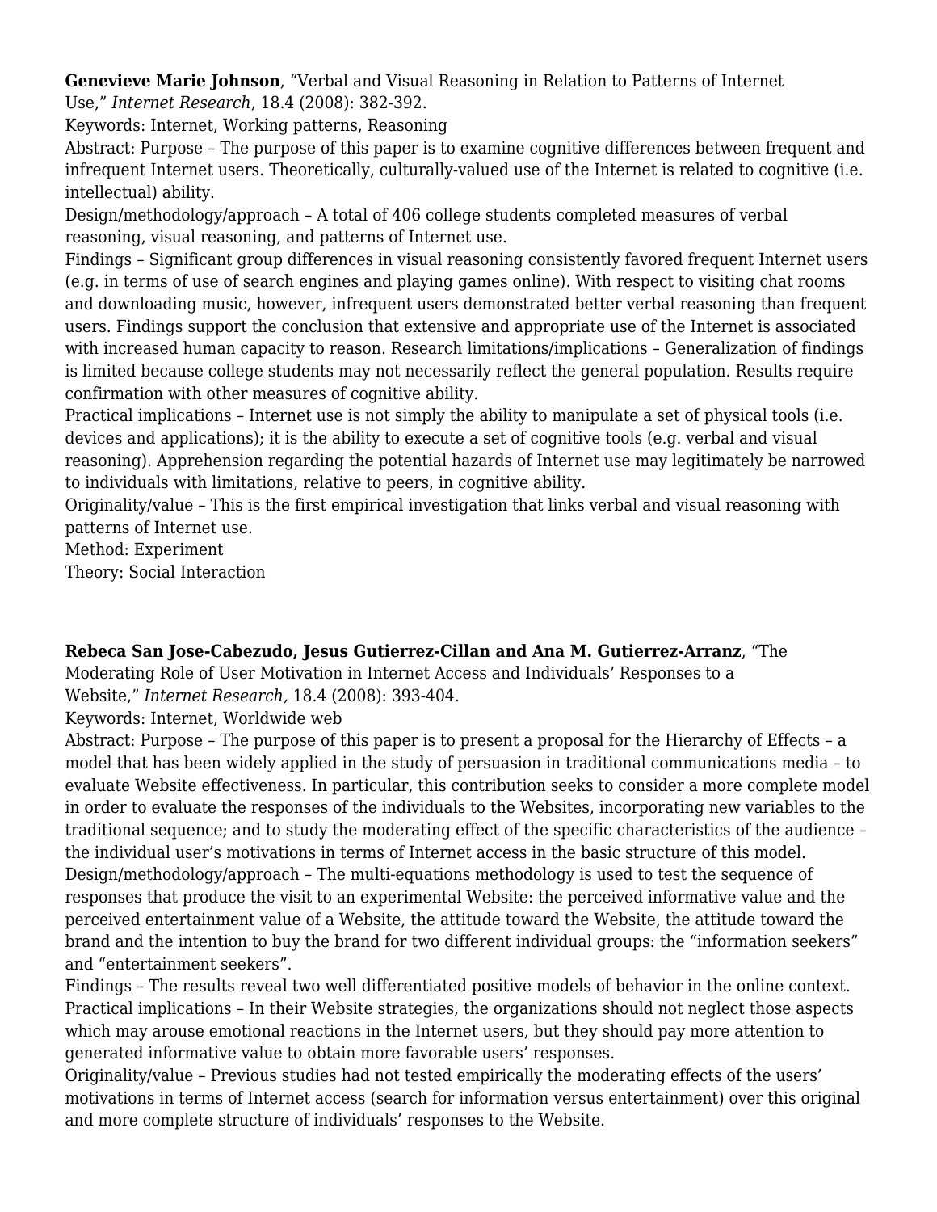**Genevieve Marie Johnson**, “Verbal and Visual Reasoning in Relation to Patterns of Internet Use,” *Internet Research*, 18.4 (2008): 382-392.

Keywords: Internet, Working patterns, Reasoning

Abstract: Purpose – The purpose of this paper is to examine cognitive differences between frequent and infrequent Internet users. Theoretically, culturally-valued use of the Internet is related to cognitive (i.e. intellectual) ability.

Design/methodology/approach – A total of 406 college students completed measures of verbal reasoning, visual reasoning, and patterns of Internet use.

Findings – Significant group differences in visual reasoning consistently favored frequent Internet users (e.g. in terms of use of search engines and playing games online). With respect to visiting chat rooms and downloading music, however, infrequent users demonstrated better verbal reasoning than frequent users. Findings support the conclusion that extensive and appropriate use of the Internet is associated with increased human capacity to reason. Research limitations/implications – Generalization of findings is limited because college students may not necessarily reflect the general population. Results require confirmation with other measures of cognitive ability.

Practical implications – Internet use is not simply the ability to manipulate a set of physical tools (i.e. devices and applications); it is the ability to execute a set of cognitive tools (e.g. verbal and visual reasoning). Apprehension regarding the potential hazards of Internet use may legitimately be narrowed to individuals with limitations, relative to peers, in cognitive ability.

Originality/value – This is the first empirical investigation that links verbal and visual reasoning with patterns of Internet use.

Method: Experiment

Theory: Social Interaction

**Rebeca San Jose-Cabezudo, Jesus Gutierrez-Cillan and Ana M. Gutierrez-Arranz**, “The Moderating Role of User Motivation in Internet Access and Individuals’ Responses to a Website,” *Internet Research,* 18.4 (2008): 393-404.

Keywords: Internet, Worldwide web

Abstract: Purpose – The purpose of this paper is to present a proposal for the Hierarchy of Effects – a model that has been widely applied in the study of persuasion in traditional communications media – to evaluate Website effectiveness. In particular, this contribution seeks to consider a more complete model in order to evaluate the responses of the individuals to the Websites, incorporating new variables to the traditional sequence; and to study the moderating effect of the specific characteristics of the audience – the individual user’s motivations in terms of Internet access in the basic structure of this model.

Design/methodology/approach – The multi-equations methodology is used to test the sequence of responses that produce the visit to an experimental Website: the perceived informative value and the perceived entertainment value of a Website, the attitude toward the Website, the attitude toward the brand and the intention to buy the brand for two different individual groups: the “information seekers” and “entertainment seekers”.

Findings – The results reveal two well differentiated positive models of behavior in the online context.

Practical implications – In their Website strategies, the organizations should not neglect those aspects which may arouse emotional reactions in the Internet users, but they should pay more attention to generated informative value to obtain more favorable users’ responses.

Originality/value – Previous studies had not tested empirically the moderating effects of the users’ motivations in terms of Internet access (search for information versus entertainment) over this original and more complete structure of individuals’ responses to the Website.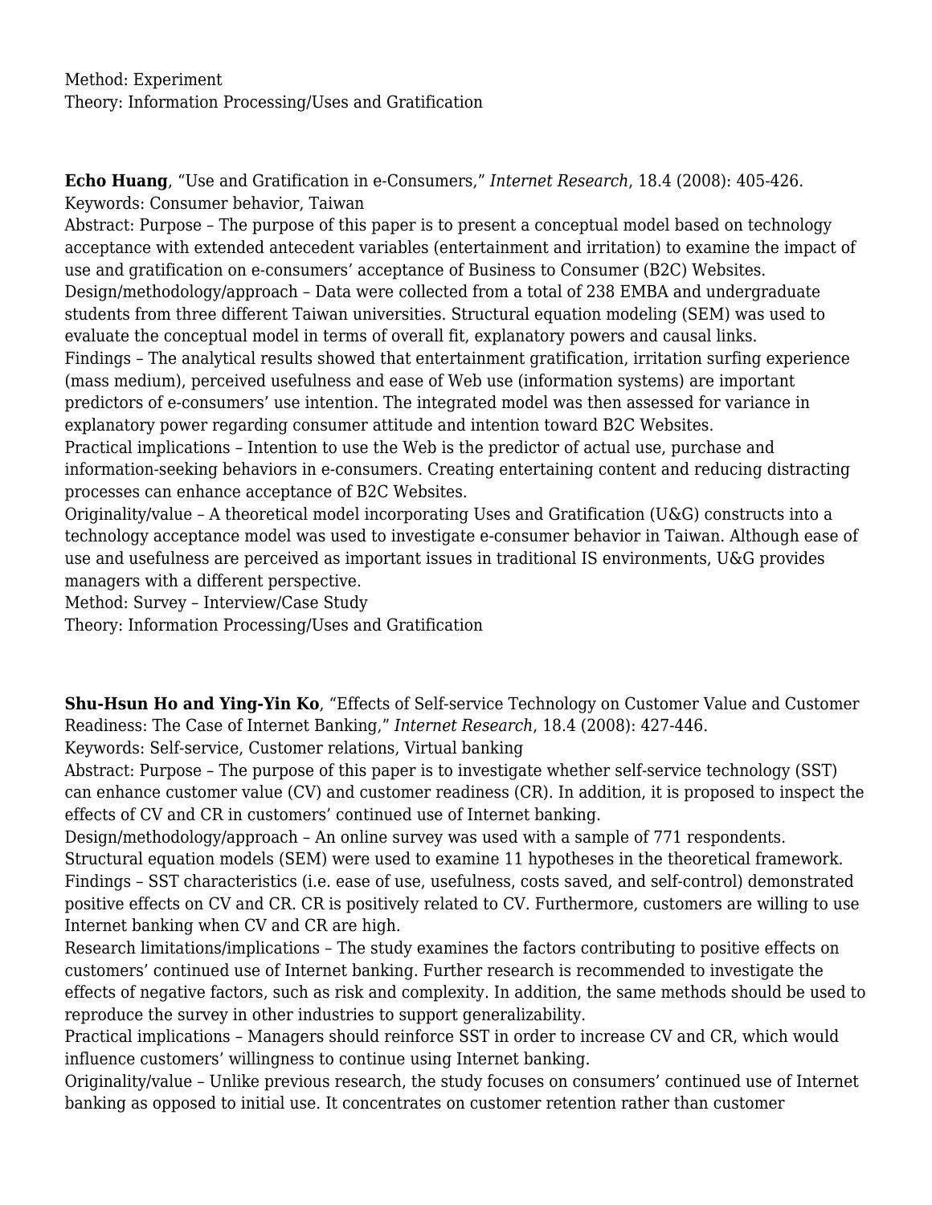Method: Experiment
Theory: Information Processing/Uses and Gratification

**Echo Huang**, "Use and Gratification in e-Consumers," *Internet Research*, 18.4 (2008): 405-426.
Keywords: Consumer behavior, Taiwan
Abstract: Purpose – The purpose of this paper is to present a conceptual model based on technology acceptance with extended antecedent variables (entertainment and irritation) to examine the impact of use and gratification on e-consumers' acceptance of Business to Consumer (B2C) Websites.
Design/methodology/approach – Data were collected from a total of 238 EMBA and undergraduate students from three different Taiwan universities. Structural equation modeling (SEM) was used to evaluate the conceptual model in terms of overall fit, explanatory powers and causal links.
Findings – The analytical results showed that entertainment gratification, irritation surfing experience (mass medium), perceived usefulness and ease of Web use (information systems) are important predictors of e-consumers' use intention. The integrated model was then assessed for variance in explanatory power regarding consumer attitude and intention toward B2C Websites.
Practical implications – Intention to use the Web is the predictor of actual use, purchase and information-seeking behaviors in e-consumers. Creating entertaining content and reducing distracting processes can enhance acceptance of B2C Websites.
Originality/value – A theoretical model incorporating Uses and Gratification (U&G) constructs into a technology acceptance model was used to investigate e-consumer behavior in Taiwan. Although ease of use and usefulness are perceived as important issues in traditional IS environments, U&G provides managers with a different perspective.
Method: Survey – Interview/Case Study
Theory: Information Processing/Uses and Gratification

**Shu-Hsun Ho and Ying-Yin Ko**, "Effects of Self-service Technology on Customer Value and Customer Readiness: The Case of Internet Banking," *Internet Research*, 18.4 (2008): 427-446.
Keywords: Self-service, Customer relations, Virtual banking
Abstract: Purpose – The purpose of this paper is to investigate whether self-service technology (SST) can enhance customer value (CV) and customer readiness (CR). In addition, it is proposed to inspect the effects of CV and CR in customers' continued use of Internet banking.
Design/methodology/approach – An online survey was used with a sample of 771 respondents. Structural equation models (SEM) were used to examine 11 hypotheses in the theoretical framework.
Findings – SST characteristics (i.e. ease of use, usefulness, costs saved, and self-control) demonstrated positive effects on CV and CR. CR is positively related to CV. Furthermore, customers are willing to use Internet banking when CV and CR are high.
Research limitations/implications – The study examines the factors contributing to positive effects on customers' continued use of Internet banking. Further research is recommended to investigate the effects of negative factors, such as risk and complexity. In addition, the same methods should be used to reproduce the survey in other industries to support generalizability.
Practical implications – Managers should reinforce SST in order to increase CV and CR, which would influence customers' willingness to continue using Internet banking.
Originality/value – Unlike previous research, the study focuses on consumers' continued use of Internet banking as opposed to initial use. It concentrates on customer retention rather than customer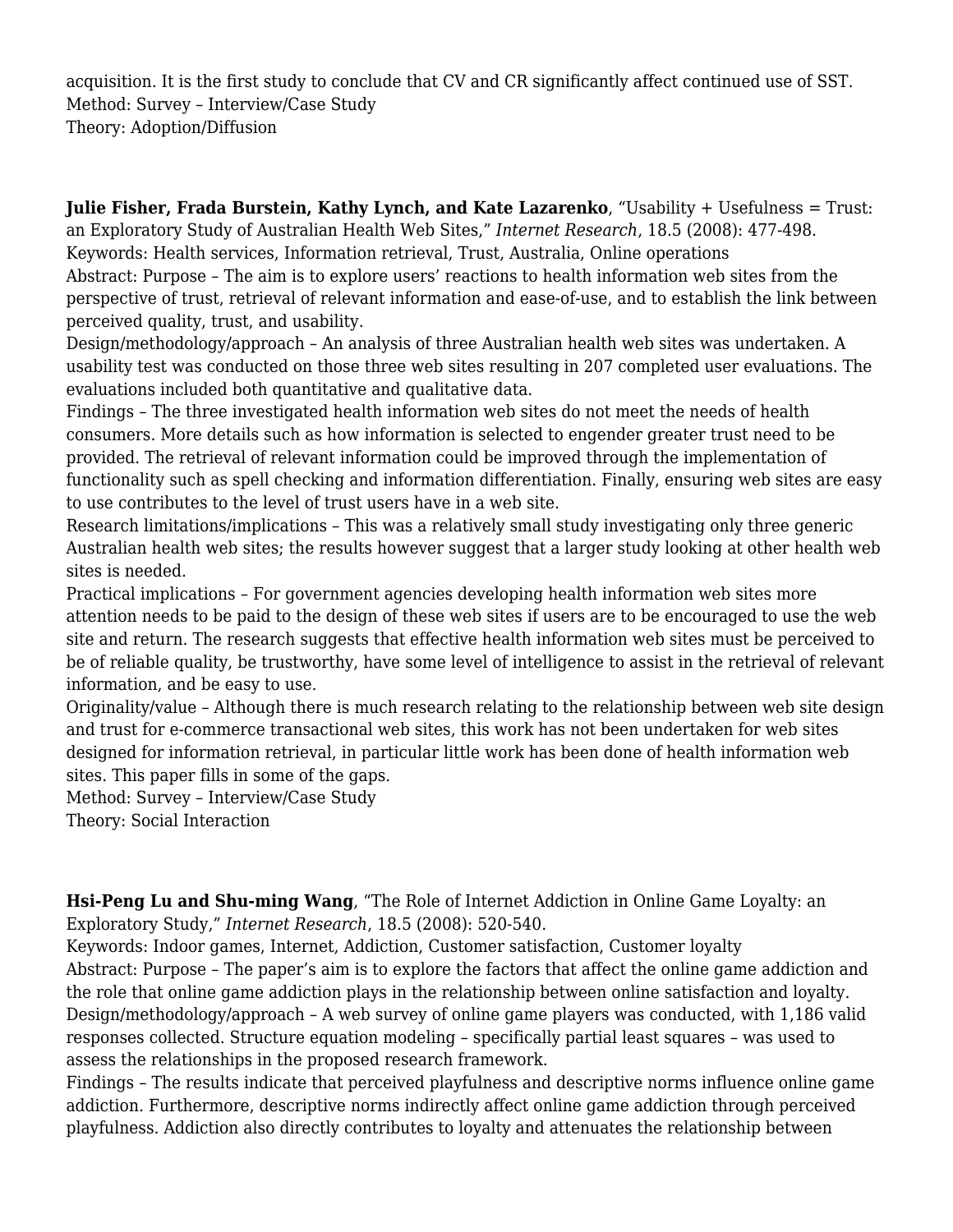acquisition. It is the first study to conclude that CV and CR significantly affect continued use of SST.
Method: Survey – Interview/Case Study
Theory: Adoption/Diffusion

**Julie Fisher, Frada Burstein, Kathy Lynch, and Kate Lazarenko**, "Usability + Usefulness = Trust: an Exploratory Study of Australian Health Web Sites," *Internet Research*, 18.5 (2008): 477-498.
Keywords: Health services, Information retrieval, Trust, Australia, Online operations
Abstract: Purpose – The aim is to explore users' reactions to health information web sites from the perspective of trust, retrieval of relevant information and ease-of-use, and to establish the link between perceived quality, trust, and usability.
Design/methodology/approach – An analysis of three Australian health web sites was undertaken. A usability test was conducted on those three web sites resulting in 207 completed user evaluations. The evaluations included both quantitative and qualitative data.
Findings – The three investigated health information web sites do not meet the needs of health consumers. More details such as how information is selected to engender greater trust need to be provided. The retrieval of relevant information could be improved through the implementation of functionality such as spell checking and information differentiation. Finally, ensuring web sites are easy to use contributes to the level of trust users have in a web site.
Research limitations/implications – This was a relatively small study investigating only three generic Australian health web sites; the results however suggest that a larger study looking at other health web sites is needed.
Practical implications – For government agencies developing health information web sites more attention needs to be paid to the design of these web sites if users are to be encouraged to use the web site and return. The research suggests that effective health information web sites must be perceived to be of reliable quality, be trustworthy, have some level of intelligence to assist in the retrieval of relevant information, and be easy to use.
Originality/value – Although there is much research relating to the relationship between web site design and trust for e-commerce transactional web sites, this work has not been undertaken for web sites designed for information retrieval, in particular little work has been done of health information web sites. This paper fills in some of the gaps.
Method: Survey – Interview/Case Study
Theory: Social Interaction

**Hsi-Peng Lu and Shu-ming Wang**, "The Role of Internet Addiction in Online Game Loyalty: an Exploratory Study," *Internet Research*, 18.5 (2008): 520-540.
Keywords: Indoor games, Internet, Addiction, Customer satisfaction, Customer loyalty
Abstract: Purpose – The paper's aim is to explore the factors that affect the online game addiction and the role that online game addiction plays in the relationship between online satisfaction and loyalty.
Design/methodology/approach – A web survey of online game players was conducted, with 1,186 valid responses collected. Structure equation modeling – specifically partial least squares – was used to assess the relationships in the proposed research framework.
Findings – The results indicate that perceived playfulness and descriptive norms influence online game addiction. Furthermore, descriptive norms indirectly affect online game addiction through perceived playfulness. Addiction also directly contributes to loyalty and attenuates the relationship between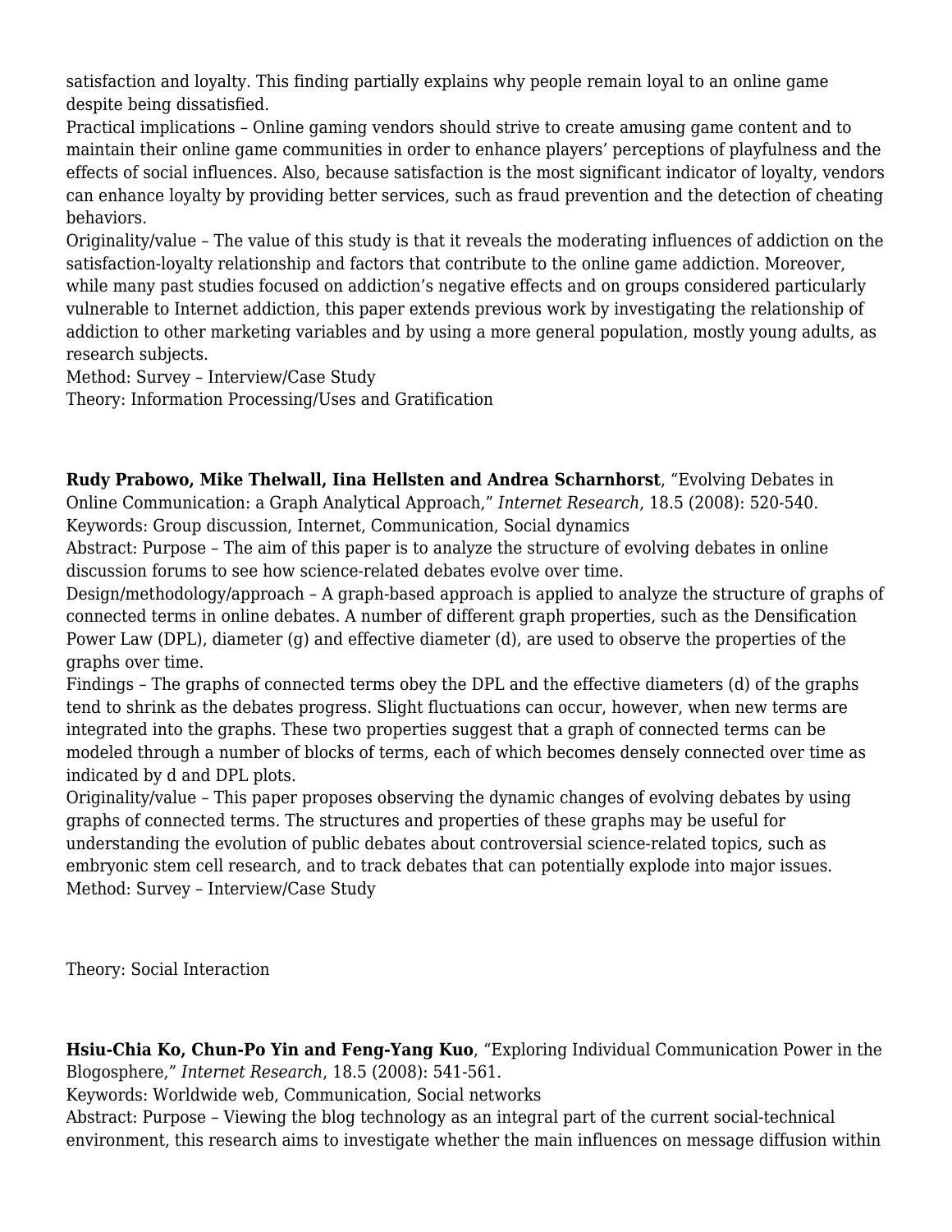satisfaction and loyalty. This finding partially explains why people remain loyal to an online game despite being dissatisfied.
Practical implications – Online gaming vendors should strive to create amusing game content and to maintain their online game communities in order to enhance players' perceptions of playfulness and the effects of social influences. Also, because satisfaction is the most significant indicator of loyalty, vendors can enhance loyalty by providing better services, such as fraud prevention and the detection of cheating behaviors.
Originality/value – The value of this study is that it reveals the moderating influences of addiction on the satisfaction-loyalty relationship and factors that contribute to the online game addiction. Moreover, while many past studies focused on addiction's negative effects and on groups considered particularly vulnerable to Internet addiction, this paper extends previous work by investigating the relationship of addiction to other marketing variables and by using a more general population, mostly young adults, as research subjects.
Method: Survey – Interview/Case Study
Theory: Information Processing/Uses and Gratification

**Rudy Prabowo, Mike Thelwall, Iina Hellsten and Andrea Scharnhorst**, "Evolving Debates in Online Communication: a Graph Analytical Approach," *Internet Research*, 18.5 (2008): 520-540.
Keywords: Group discussion, Internet, Communication, Social dynamics
Abstract: Purpose – The aim of this paper is to analyze the structure of evolving debates in online discussion forums to see how science-related debates evolve over time.
Design/methodology/approach – A graph-based approach is applied to analyze the structure of graphs of connected terms in online debates. A number of different graph properties, such as the Densification Power Law (DPL), diameter (g) and effective diameter (d), are used to observe the properties of the graphs over time.
Findings – The graphs of connected terms obey the DPL and the effective diameters (d) of the graphs tend to shrink as the debates progress. Slight fluctuations can occur, however, when new terms are integrated into the graphs. These two properties suggest that a graph of connected terms can be modeled through a number of blocks of terms, each of which becomes densely connected over time as indicated by d and DPL plots.
Originality/value – This paper proposes observing the dynamic changes of evolving debates by using graphs of connected terms. The structures and properties of these graphs may be useful for understanding the evolution of public debates about controversial science-related topics, such as embryonic stem cell research, and to track debates that can potentially explode into major issues.
Method: Survey – Interview/Case Study

Theory: Social Interaction

**Hsiu-Chia Ko, Chun-Po Yin and Feng-Yang Kuo**, "Exploring Individual Communication Power in the Blogosphere," *Internet Research*, 18.5 (2008): 541-561.
Keywords: Worldwide web, Communication, Social networks
Abstract: Purpose – Viewing the blog technology as an integral part of the current social-technical environment, this research aims to investigate whether the main influences on message diffusion within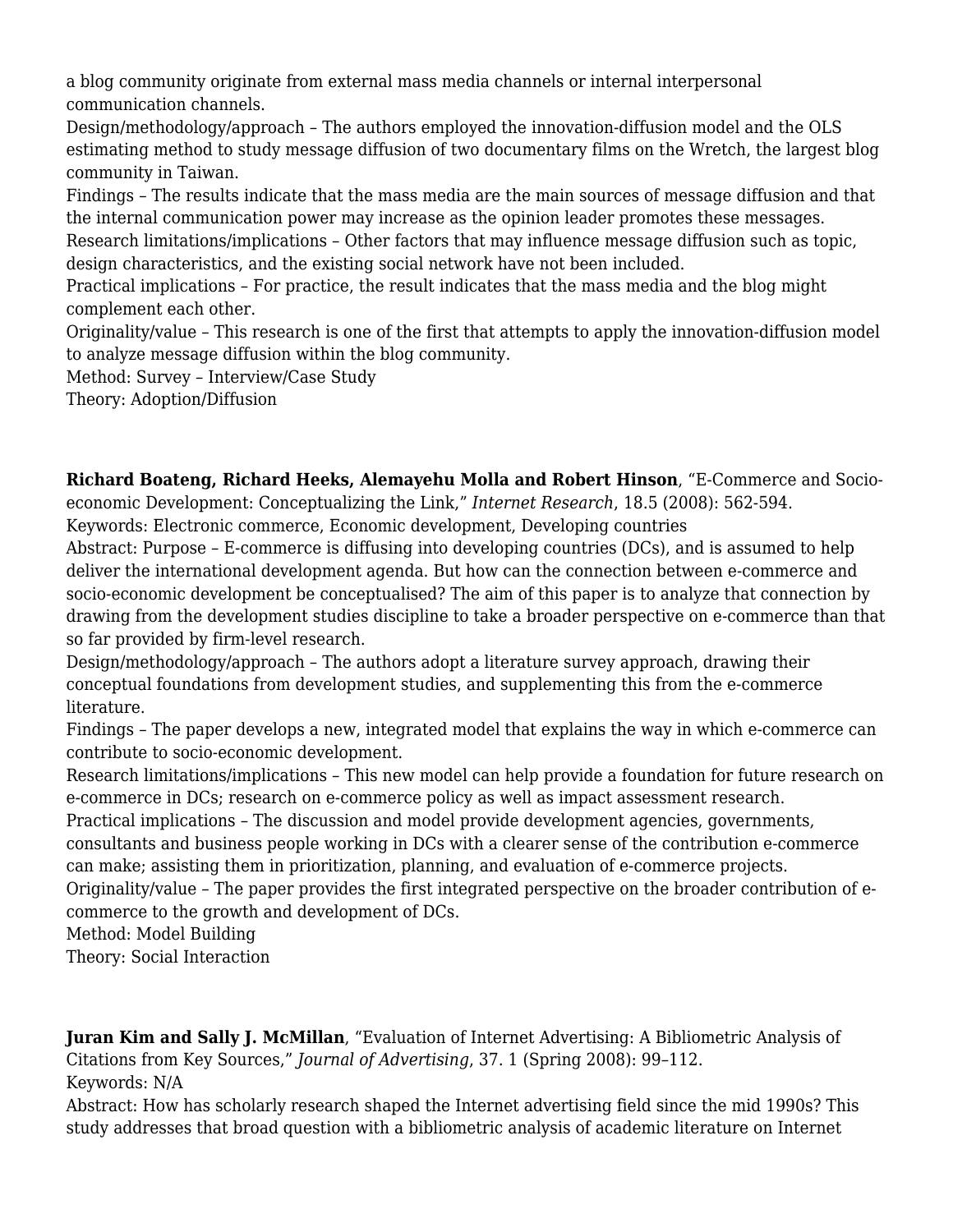a blog community originate from external mass media channels or internal interpersonal communication channels.
Design/methodology/approach – The authors employed the innovation-diffusion model and the OLS estimating method to study message diffusion of two documentary films on the Wretch, the largest blog community in Taiwan.
Findings – The results indicate that the mass media are the main sources of message diffusion and that the internal communication power may increase as the opinion leader promotes these messages.
Research limitations/implications – Other factors that may influence message diffusion such as topic, design characteristics, and the existing social network have not been included.
Practical implications – For practice, the result indicates that the mass media and the blog might complement each other.
Originality/value – This research is one of the first that attempts to apply the innovation-diffusion model to analyze message diffusion within the blog community.
Method: Survey – Interview/Case Study
Theory: Adoption/Diffusion

**Richard Boateng, Richard Heeks, Alemayehu Molla and Robert Hinson**, "E-Commerce and Socio-economic Development: Conceptualizing the Link," *Internet Research*, 18.5 (2008): 562-594.
Keywords: Electronic commerce, Economic development, Developing countries
Abstract: Purpose – E-commerce is diffusing into developing countries (DCs), and is assumed to help deliver the international development agenda. But how can the connection between e-commerce and socio-economic development be conceptualised? The aim of this paper is to analyze that connection by drawing from the development studies discipline to take a broader perspective on e-commerce than that so far provided by firm-level research.
Design/methodology/approach – The authors adopt a literature survey approach, drawing their conceptual foundations from development studies, and supplementing this from the e-commerce literature.
Findings – The paper develops a new, integrated model that explains the way in which e-commerce can contribute to socio-economic development.
Research limitations/implications – This new model can help provide a foundation for future research on e-commerce in DCs; research on e-commerce policy as well as impact assessment research.
Practical implications – The discussion and model provide development agencies, governments, consultants and business people working in DCs with a clearer sense of the contribution e-commerce can make; assisting them in prioritization, planning, and evaluation of e-commerce projects.
Originality/value – The paper provides the first integrated perspective on the broader contribution of e-commerce to the growth and development of DCs.
Method: Model Building
Theory: Social Interaction

**Juran Kim and Sally J. McMillan**, "Evaluation of Internet Advertising: A Bibliometric Analysis of Citations from Key Sources," *Journal of Advertising*, 37. 1 (Spring 2008): 99–112.
Keywords: N/A
Abstract: How has scholarly research shaped the Internet advertising field since the mid 1990s? This study addresses that broad question with a bibliometric analysis of academic literature on Internet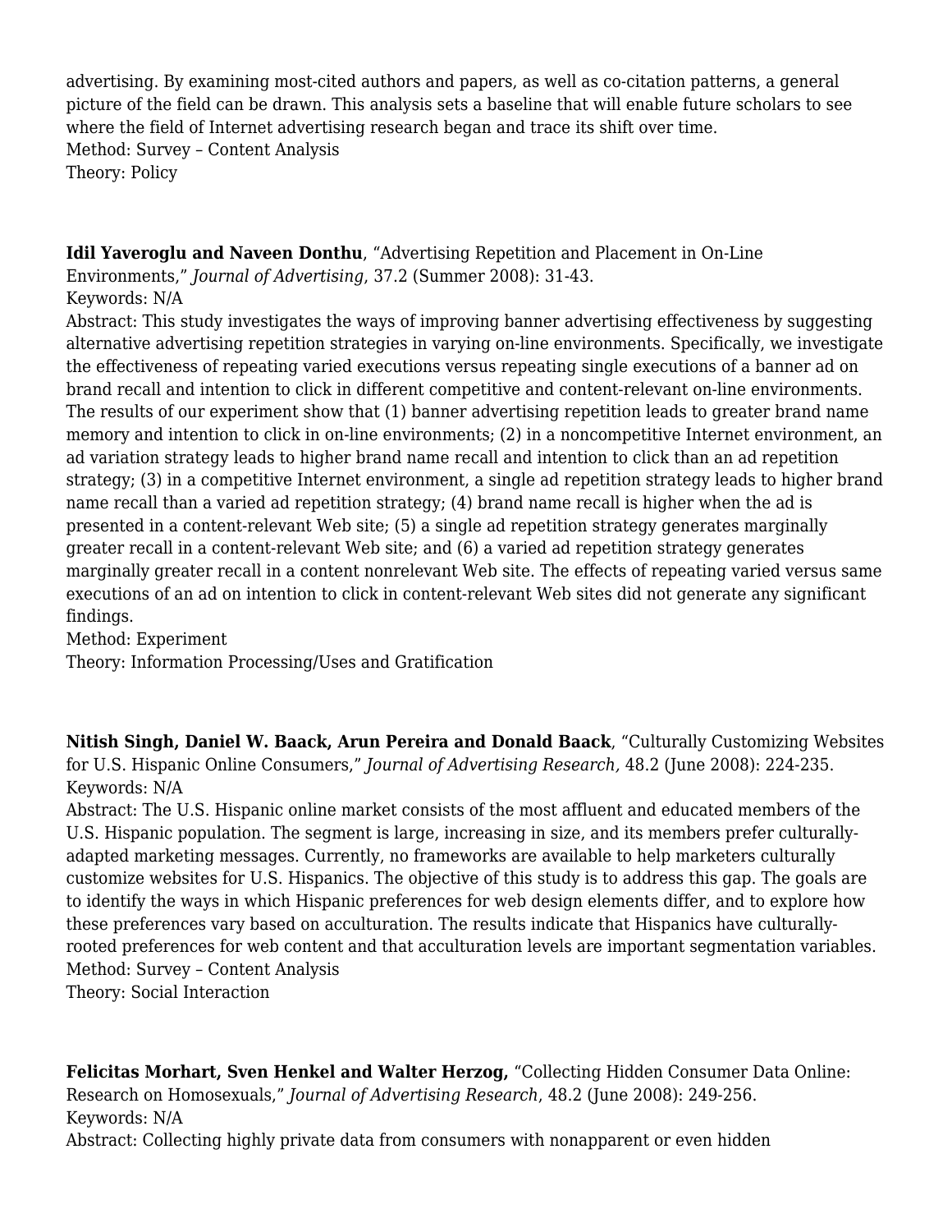advertising. By examining most-cited authors and papers, as well as co-citation patterns, a general picture of the field can be drawn. This analysis sets a baseline that will enable future scholars to see where the field of Internet advertising research began and trace its shift over time.
Method: Survey – Content Analysis
Theory: Policy

**Idil Yaveroglu and Naveen Donthu**, "Advertising Repetition and Placement in On-Line Environments," *Journal of Advertising*, 37.2 (Summer 2008): 31-43.
Keywords: N/A
Abstract: This study investigates the ways of improving banner advertising effectiveness by suggesting alternative advertising repetition strategies in varying on-line environments. Specifically, we investigate the effectiveness of repeating varied executions versus repeating single executions of a banner ad on brand recall and intention to click in different competitive and content-relevant on-line environments. The results of our experiment show that (1) banner advertising repetition leads to greater brand name memory and intention to click in on-line environments; (2) in a noncompetitive Internet environment, an ad variation strategy leads to higher brand name recall and intention to click than an ad repetition strategy; (3) in a competitive Internet environment, a single ad repetition strategy leads to higher brand name recall than a varied ad repetition strategy; (4) brand name recall is higher when the ad is presented in a content-relevant Web site; (5) a single ad repetition strategy generates marginally greater recall in a content-relevant Web site; and (6) a varied ad repetition strategy generates marginally greater recall in a content nonrelevant Web site. The effects of repeating varied versus same executions of an ad on intention to click in content-relevant Web sites did not generate any significant findings.
Method: Experiment
Theory: Information Processing/Uses and Gratification

**Nitish Singh, Daniel W. Baack, Arun Pereira and Donald Baack**, "Culturally Customizing Websites for U.S. Hispanic Online Consumers," *Journal of Advertising Research,* 48.2 (June 2008): 224-235.
Keywords: N/A
Abstract: The U.S. Hispanic online market consists of the most affluent and educated members of the U.S. Hispanic population. The segment is large, increasing in size, and its members prefer culturally-adapted marketing messages. Currently, no frameworks are available to help marketers culturally customize websites for U.S. Hispanics. The objective of this study is to address this gap. The goals are to identify the ways in which Hispanic preferences for web design elements differ, and to explore how these preferences vary based on acculturation. The results indicate that Hispanics have culturally-rooted preferences for web content and that acculturation levels are important segmentation variables.
Method: Survey – Content Analysis
Theory: Social Interaction

**Felicitas Morhart, Sven Henkel and Walter Herzog,** "Collecting Hidden Consumer Data Online: Research on Homosexuals," *Journal of Advertising Research*, 48.2 (June 2008): 249-256.
Keywords: N/A
Abstract: Collecting highly private data from consumers with nonapparent or even hidden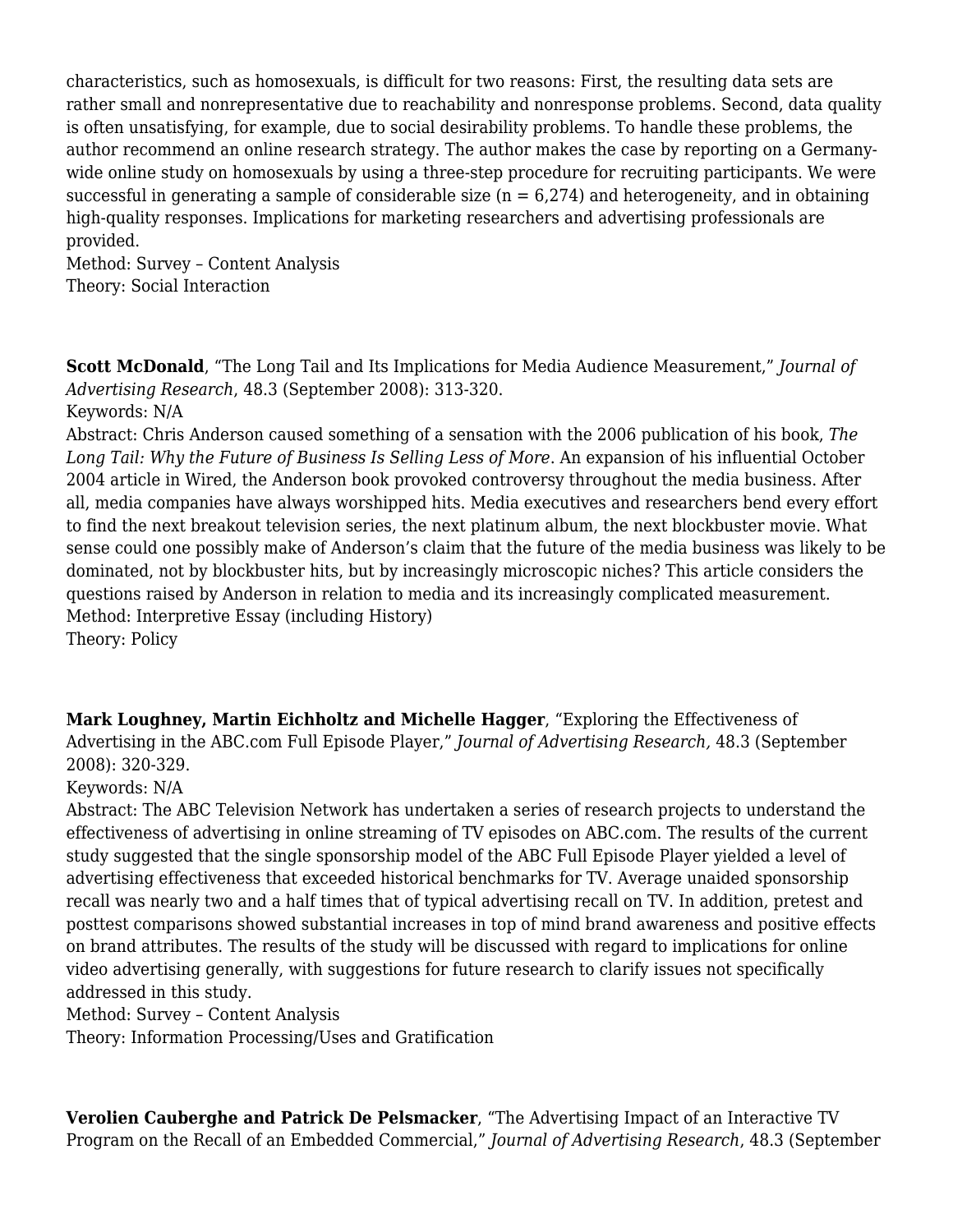characteristics, such as homosexuals, is difficult for two reasons: First, the resulting data sets are rather small and nonrepresentative due to reachability and nonresponse problems. Second, data quality is often unsatisfying, for example, due to social desirability problems. To handle these problems, the author recommend an online research strategy. The author makes the case by reporting on a Germany-wide online study on homosexuals by using a three-step procedure for recruiting participants. We were successful in generating a sample of considerable size (n = 6,274) and heterogeneity, and in obtaining high-quality responses. Implications for marketing researchers and advertising professionals are provided.
Method: Survey – Content Analysis
Theory: Social Interaction

**Scott McDonald**, "The Long Tail and Its Implications for Media Audience Measurement," *Journal of Advertising Research*, 48.3 (September 2008): 313-320.
Keywords: N/A
Abstract: Chris Anderson caused something of a sensation with the 2006 publication of his book, *The Long Tail: Why the Future of Business Is Selling Less of More*. An expansion of his influential October 2004 article in Wired, the Anderson book provoked controversy throughout the media business. After all, media companies have always worshipped hits. Media executives and researchers bend every effort to find the next breakout television series, the next platinum album, the next blockbuster movie. What sense could one possibly make of Anderson's claim that the future of the media business was likely to be dominated, not by blockbuster hits, but by increasingly microscopic niches? This article considers the questions raised by Anderson in relation to media and its increasingly complicated measurement.
Method: Interpretive Essay (including History)
Theory: Policy

**Mark Loughney, Martin Eichholtz and Michelle Hagger**, "Exploring the Effectiveness of Advertising in the ABC.com Full Episode Player," *Journal of Advertising Research,* 48.3 (September 2008): 320-329.
Keywords: N/A
Abstract: The ABC Television Network has undertaken a series of research projects to understand the effectiveness of advertising in online streaming of TV episodes on ABC.com. The results of the current study suggested that the single sponsorship model of the ABC Full Episode Player yielded a level of advertising effectiveness that exceeded historical benchmarks for TV. Average unaided sponsorship recall was nearly two and a half times that of typical advertising recall on TV. In addition, pretest and posttest comparisons showed substantial increases in top of mind brand awareness and positive effects on brand attributes. The results of the study will be discussed with regard to implications for online video advertising generally, with suggestions for future research to clarify issues not specifically addressed in this study.
Method: Survey – Content Analysis
Theory: Information Processing/Uses and Gratification

**Verolien Cauberghe and Patrick De Pelsmacker**, "The Advertising Impact of an Interactive TV Program on the Recall of an Embedded Commercial," *Journal of Advertising Research*, 48.3 (September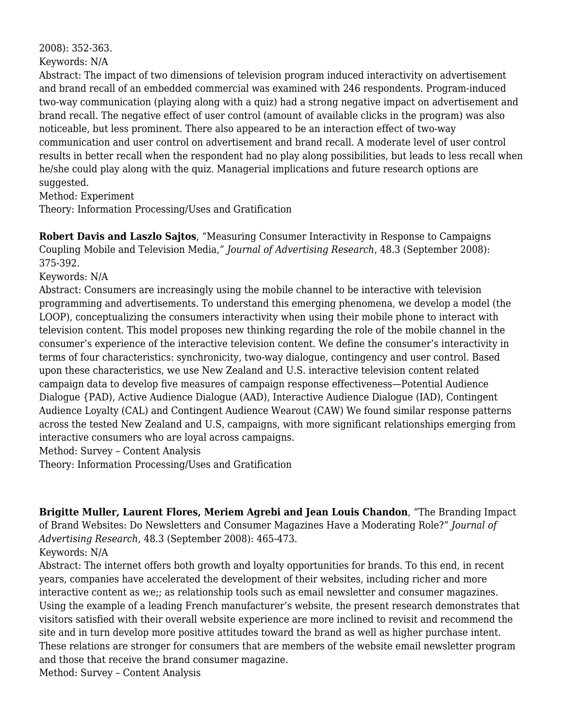2008): 352-363.
Keywords: N/A
Abstract: The impact of two dimensions of television program induced interactivity on advertisement and brand recall of an embedded commercial was examined with 246 respondents. Program-induced two-way communication (playing along with a quiz) had a strong negative impact on advertisement and brand recall. The negative effect of user control (amount of available clicks in the program) was also noticeable, but less prominent. There also appeared to be an interaction effect of two-way communication and user control on advertisement and brand recall. A moderate level of user control results in better recall when the respondent had no play along possibilities, but leads to less recall when he/she could play along with the quiz. Managerial implications and future research options are suggested.
Method: Experiment
Theory: Information Processing/Uses and Gratification

**Robert Davis and Laszlo Sajtos**, "Measuring Consumer Interactivity in Response to Campaigns Coupling Mobile and Television Media," *Journal of Advertising Research*, 48.3 (September 2008): 375-392.
Keywords: N/A
Abstract: Consumers are increasingly using the mobile channel to be interactive with television programming and advertisements. To understand this emerging phenomena, we develop a model (the LOOP), conceptualizing the consumers interactivity when using their mobile phone to interact with television content. This model proposes new thinking regarding the role of the mobile channel in the consumer's experience of the interactive television content. We define the consumer's interactivity in terms of four characteristics: synchronicity, two-way dialogue, contingency and user control. Based upon these characteristics, we use New Zealand and U.S. interactive television content related campaign data to develop five measures of campaign response effectiveness—Potential Audience Dialogue {PAD), Active Audience Dialogue (AAD), Interactive Audience Dialogue (IAD), Contingent Audience Loyalty (CAL) and Contingent Audience Wearout (CAW) We found similar response patterns across the tested New Zealand and U.S, campaigns, with more significant relationships emerging from interactive consumers who are loyal across campaigns.
Method: Survey – Content Analysis
Theory: Information Processing/Uses and Gratification

**Brigitte Muller, Laurent Flores, Meriem Agrebi and Jean Louis Chandon**, "The Branding Impact of Brand Websites: Do Newsletters and Consumer Magazines Have a Moderating Role?" *Journal of Advertising Research*, 48.3 (September 2008): 465-473.
Keywords: N/A
Abstract: The internet offers both growth and loyalty opportunities for brands. To this end, in recent years, companies have accelerated the development of their websites, including richer and more interactive content as we;; as relationship tools such as email newsletter and consumer magazines. Using the example of a leading French manufacturer's website, the present research demonstrates that visitors satisfied with their overall website experience are more inclined to revisit and recommend the site and in turn develop more positive attitudes toward the brand as well as higher purchase intent. These relations are stronger for consumers that are members of the website email newsletter program and those that receive the brand consumer magazine.
Method: Survey – Content Analysis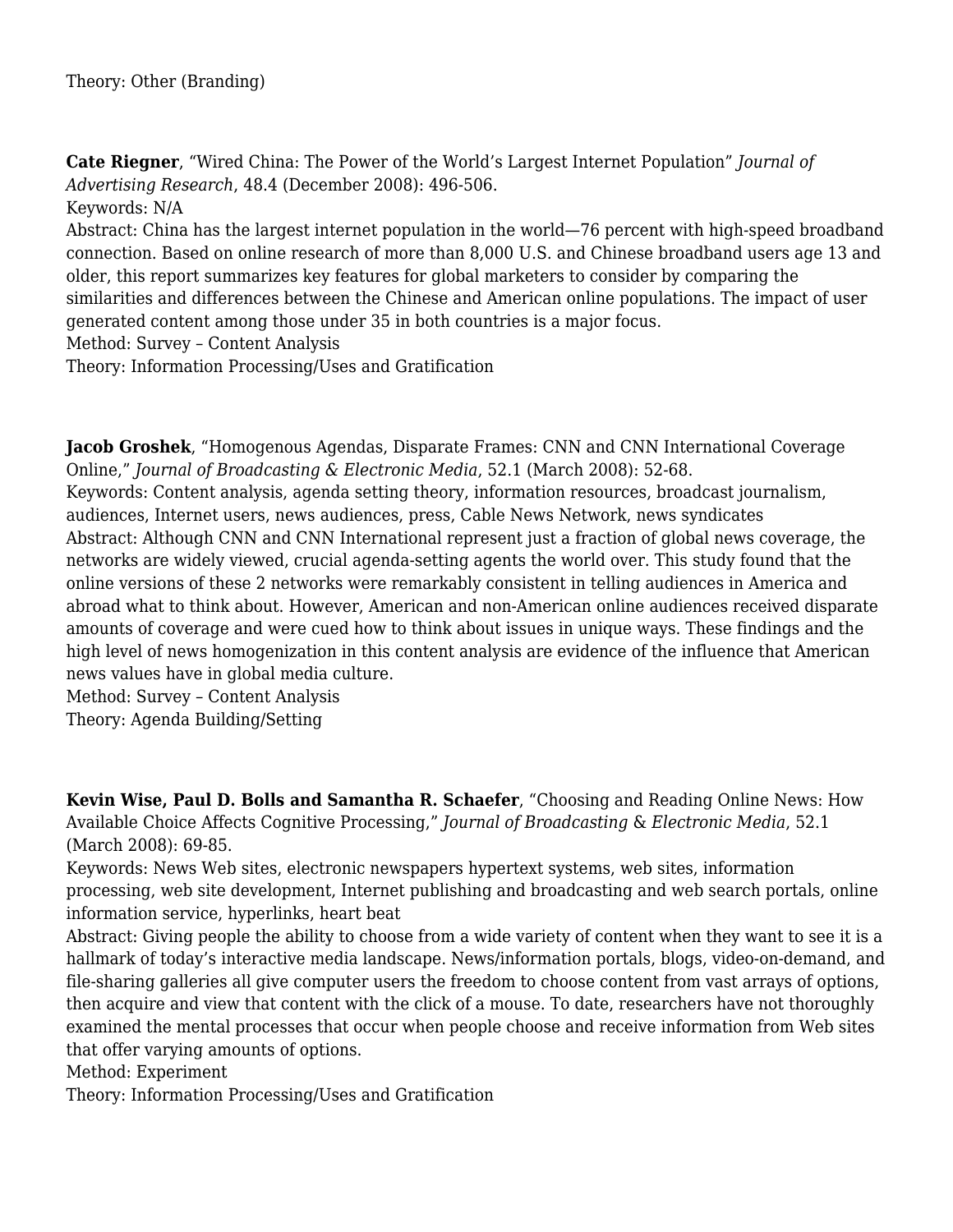Theory: Other (Branding)

**Cate Riegner**, “Wired China: The Power of the World’s Largest Internet Population” *Journal of Advertising Research*, 48.4 (December 2008): 496-506.
Keywords: N/A
Abstract: China has the largest internet population in the world—76 percent with high-speed broadband connection. Based on online research of more than 8,000 U.S. and Chinese broadband users age 13 and older, this report summarizes key features for global marketers to consider by comparing the similarities and differences between the Chinese and American online populations. The impact of user generated content among those under 35 in both countries is a major focus.
Method: Survey – Content Analysis
Theory: Information Processing/Uses and Gratification

**Jacob Groshek**, “Homogenous Agendas, Disparate Frames: CNN and CNN International Coverage Online,” *Journal of Broadcasting & Electronic Media*, 52.1 (March 2008): 52-68.
Keywords: Content analysis, agenda setting theory, information resources, broadcast journalism, audiences, Internet users, news audiences, press, Cable News Network, news syndicates
Abstract: Although CNN and CNN International represent just a fraction of global news coverage, the networks are widely viewed, crucial agenda-setting agents the world over. This study found that the online versions of these 2 networks were remarkably consistent in telling audiences in America and abroad what to think about. However, American and non-American online audiences received disparate amounts of coverage and were cued how to think about issues in unique ways. These findings and the high level of news homogenization in this content analysis are evidence of the influence that American news values have in global media culture.
Method: Survey – Content Analysis
Theory: Agenda Building/Setting

**Kevin Wise, Paul D. Bolls and Samantha R. Schaefer**, “Choosing and Reading Online News: How Available Choice Affects Cognitive Processing,” *Journal of Broadcasting & Electronic Media*, 52.1 (March 2008): 69-85.
Keywords: News Web sites, electronic newspapers hypertext systems, web sites, information processing, web site development, Internet publishing and broadcasting and web search portals, online information service, hyperlinks, heart beat
Abstract: Giving people the ability to choose from a wide variety of content when they want to see it is a hallmark of today’s interactive media landscape. News/information portals, blogs, video-on-demand, and file-sharing galleries all give computer users the freedom to choose content from vast arrays of options, then acquire and view that content with the click of a mouse. To date, researchers have not thoroughly examined the mental processes that occur when people choose and receive information from Web sites that offer varying amounts of options.
Method: Experiment
Theory: Information Processing/Uses and Gratification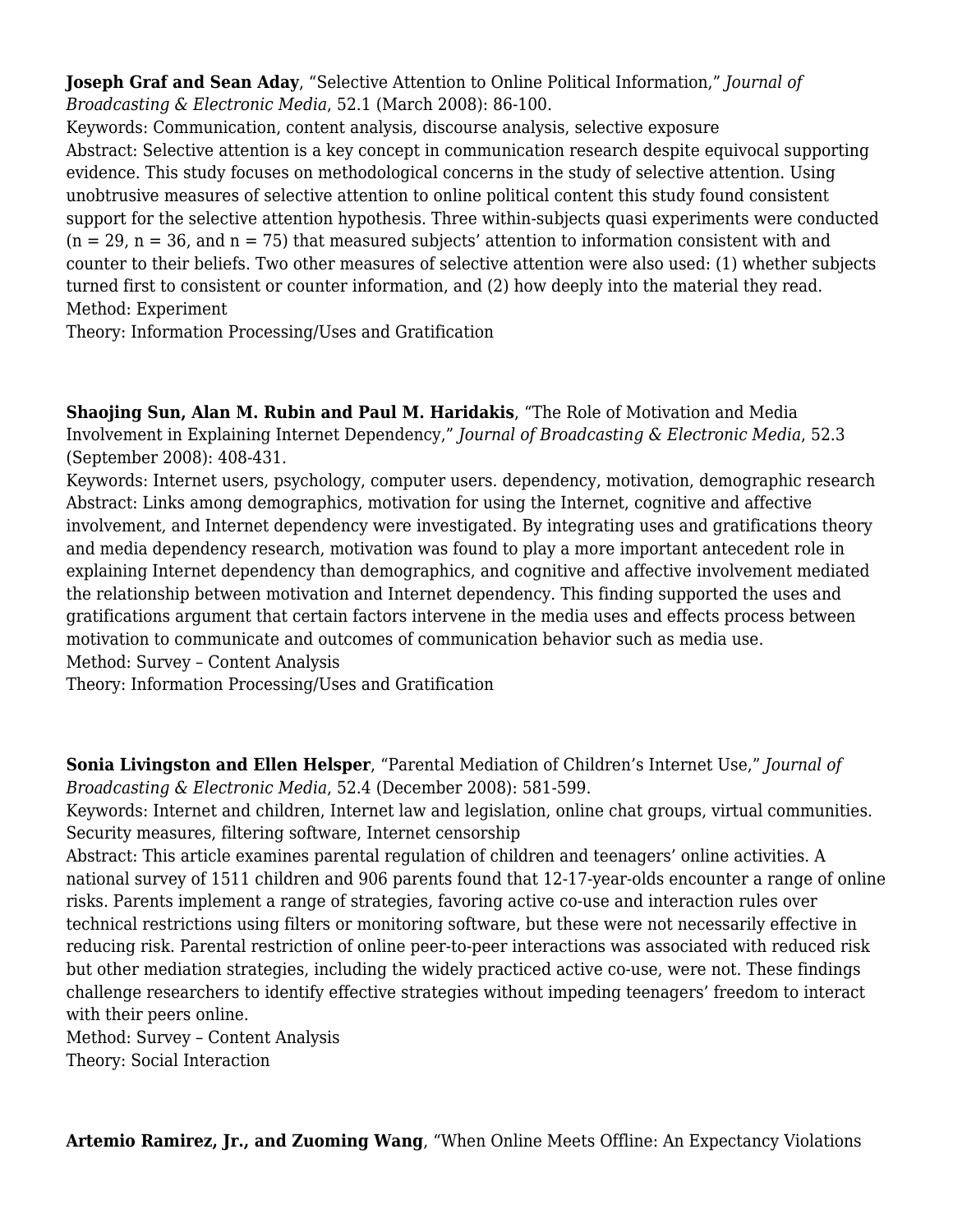**Joseph Graf and Sean Aday**, "Selective Attention to Online Political Information," *Journal of Broadcasting & Electronic Media*, 52.1 (March 2008): 86-100.
Keywords: Communication, content analysis, discourse analysis, selective exposure
Abstract: Selective attention is a key concept in communication research despite equivocal supporting evidence. This study focuses on methodological concerns in the study of selective attention. Using unobtrusive measures of selective attention to online political content this study found consistent support for the selective attention hypothesis. Three within-subjects quasi experiments were conducted (n = 29, n = 36, and n = 75) that measured subjects' attention to information consistent with and counter to their beliefs. Two other measures of selective attention were also used: (1) whether subjects turned first to consistent or counter information, and (2) how deeply into the material they read.
Method: Experiment
Theory: Information Processing/Uses and Gratification

**Shaojing Sun, Alan M. Rubin and Paul M. Haridakis**, "The Role of Motivation and Media Involvement in Explaining Internet Dependency," *Journal of Broadcasting & Electronic Media*, 52.3 (September 2008): 408-431.
Keywords: Internet users, psychology, computer users. dependency, motivation, demographic research
Abstract: Links among demographics, motivation for using the Internet, cognitive and affective involvement, and Internet dependency were investigated. By integrating uses and gratifications theory and media dependency research, motivation was found to play a more important antecedent role in explaining Internet dependency than demographics, and cognitive and affective involvement mediated the relationship between motivation and Internet dependency. This finding supported the uses and gratifications argument that certain factors intervene in the media uses and effects process between motivation to communicate and outcomes of communication behavior such as media use.
Method: Survey – Content Analysis
Theory: Information Processing/Uses and Gratification

**Sonia Livingston and Ellen Helsper**, "Parental Mediation of Children's Internet Use," *Journal of Broadcasting & Electronic Media*, 52.4 (December 2008): 581-599.
Keywords: Internet and children, Internet law and legislation, online chat groups, virtual communities. Security measures, filtering software, Internet censorship
Abstract: This article examines parental regulation of children and teenagers' online activities. A national survey of 1511 children and 906 parents found that 12-17-year-olds encounter a range of online risks. Parents implement a range of strategies, favoring active co-use and interaction rules over technical restrictions using filters or monitoring software, but these were not necessarily effective in reducing risk. Parental restriction of online peer-to-peer interactions was associated with reduced risk but other mediation strategies, including the widely practiced active co-use, were not. These findings challenge researchers to identify effective strategies without impeding teenagers' freedom to interact with their peers online.
Method: Survey – Content Analysis
Theory: Social Interaction

**Artemio Ramirez, Jr., and Zuoming Wang**, "When Online Meets Offline: An Expectancy Violations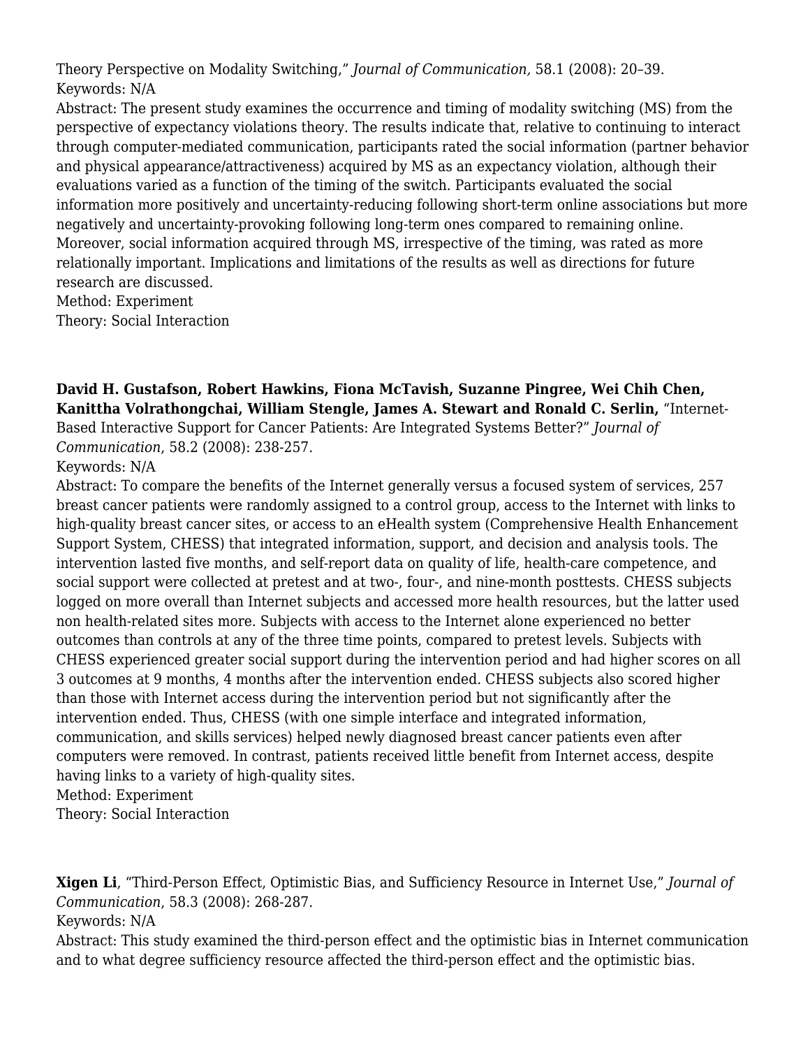Theory Perspective on Modality Switching," *Journal of Communication,* 58.1 (2008): 20–39.
Keywords: N/A
Abstract: The present study examines the occurrence and timing of modality switching (MS) from the perspective of expectancy violations theory. The results indicate that, relative to continuing to interact through computer-mediated communication, participants rated the social information (partner behavior and physical appearance/attractiveness) acquired by MS as an expectancy violation, although their evaluations varied as a function of the timing of the switch. Participants evaluated the social information more positively and uncertainty-reducing following short-term online associations but more negatively and uncertainty-provoking following long-term ones compared to remaining online. Moreover, social information acquired through MS, irrespective of the timing, was rated as more relationally important. Implications and limitations of the results as well as directions for future research are discussed.
Method: Experiment
Theory: Social Interaction

**David H. Gustafson, Robert Hawkins, Fiona McTavish, Suzanne Pingree, Wei Chih Chen, Kanittha Volrathongchai, William Stengle, James A. Stewart and Ronald C. Serlin,** "Internet-Based Interactive Support for Cancer Patients: Are Integrated Systems Better?" *Journal of Communication*, 58.2 (2008): 238-257.
Keywords: N/A
Abstract: To compare the benefits of the Internet generally versus a focused system of services, 257 breast cancer patients were randomly assigned to a control group, access to the Internet with links to high-quality breast cancer sites, or access to an eHealth system (Comprehensive Health Enhancement Support System, CHESS) that integrated information, support, and decision and analysis tools. The intervention lasted five months, and self-report data on quality of life, health-care competence, and social support were collected at pretest and at two-, four-, and nine-month posttests. CHESS subjects logged on more overall than Internet subjects and accessed more health resources, but the latter used non health-related sites more. Subjects with access to the Internet alone experienced no better outcomes than controls at any of the three time points, compared to pretest levels. Subjects with CHESS experienced greater social support during the intervention period and had higher scores on all 3 outcomes at 9 months, 4 months after the intervention ended. CHESS subjects also scored higher than those with Internet access during the intervention period but not significantly after the intervention ended. Thus, CHESS (with one simple interface and integrated information, communication, and skills services) helped newly diagnosed breast cancer patients even after computers were removed. In contrast, patients received little benefit from Internet access, despite having links to a variety of high-quality sites.
Method: Experiment
Theory: Social Interaction

**Xigen Li**, "Third-Person Effect, Optimistic Bias, and Sufficiency Resource in Internet Use," *Journal of Communication*, 58.3 (2008): 268-287.
Keywords: N/A
Abstract: This study examined the third-person effect and the optimistic bias in Internet communication and to what degree sufficiency resource affected the third-person effect and the optimistic bias.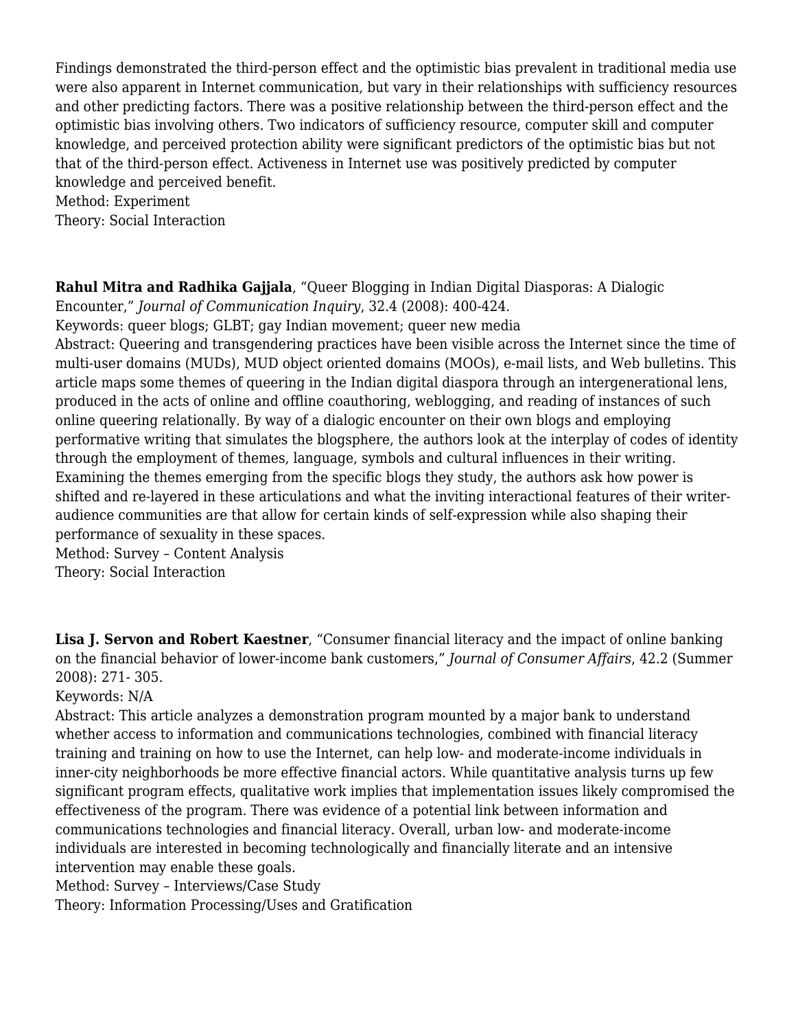Findings demonstrated the third-person effect and the optimistic bias prevalent in traditional media use were also apparent in Internet communication, but vary in their relationships with sufficiency resources and other predicting factors. There was a positive relationship between the third-person effect and the optimistic bias involving others. Two indicators of sufficiency resource, computer skill and computer knowledge, and perceived protection ability were significant predictors of the optimistic bias but not that of the third-person effect. Activeness in Internet use was positively predicted by computer knowledge and perceived benefit.
Method: Experiment
Theory: Social Interaction

**Rahul Mitra and Radhika Gajjala**, "Queer Blogging in Indian Digital Diasporas: A Dialogic Encounter," *Journal of Communication Inquiry*, 32.4 (2008): 400-424.
Keywords: queer blogs; GLBT; gay Indian movement; queer new media
Abstract: Queering and transgendering practices have been visible across the Internet since the time of multi-user domains (MUDs), MUD object oriented domains (MOOs), e-mail lists, and Web bulletins. This article maps some themes of queering in the Indian digital diaspora through an intergenerational lens, produced in the acts of online and offline coauthoring, weblogging, and reading of instances of such online queering relationally. By way of a dialogic encounter on their own blogs and employing performative writing that simulates the blogsphere, the authors look at the interplay of codes of identity through the employment of themes, language, symbols and cultural influences in their writing. Examining the themes emerging from the specific blogs they study, the authors ask how power is shifted and re-layered in these articulations and what the inviting interactional features of their writer-audience communities are that allow for certain kinds of self-expression while also shaping their performance of sexuality in these spaces.
Method: Survey – Content Analysis
Theory: Social Interaction

**Lisa J. Servon and Robert Kaestner**, "Consumer financial literacy and the impact of online banking on the financial behavior of lower-income bank customers," *Journal of Consumer Affairs*, 42.2 (Summer 2008): 271- 305.
Keywords: N/A
Abstract: This article analyzes a demonstration program mounted by a major bank to understand whether access to information and communications technologies, combined with financial literacy training and training on how to use the Internet, can help low- and moderate-income individuals in inner-city neighborhoods be more effective financial actors. While quantitative analysis turns up few significant program effects, qualitative work implies that implementation issues likely compromised the effectiveness of the program. There was evidence of a potential link between information and communications technologies and financial literacy. Overall, urban low- and moderate-income individuals are interested in becoming technologically and financially literate and an intensive intervention may enable these goals.
Method: Survey – Interviews/Case Study
Theory: Information Processing/Uses and Gratification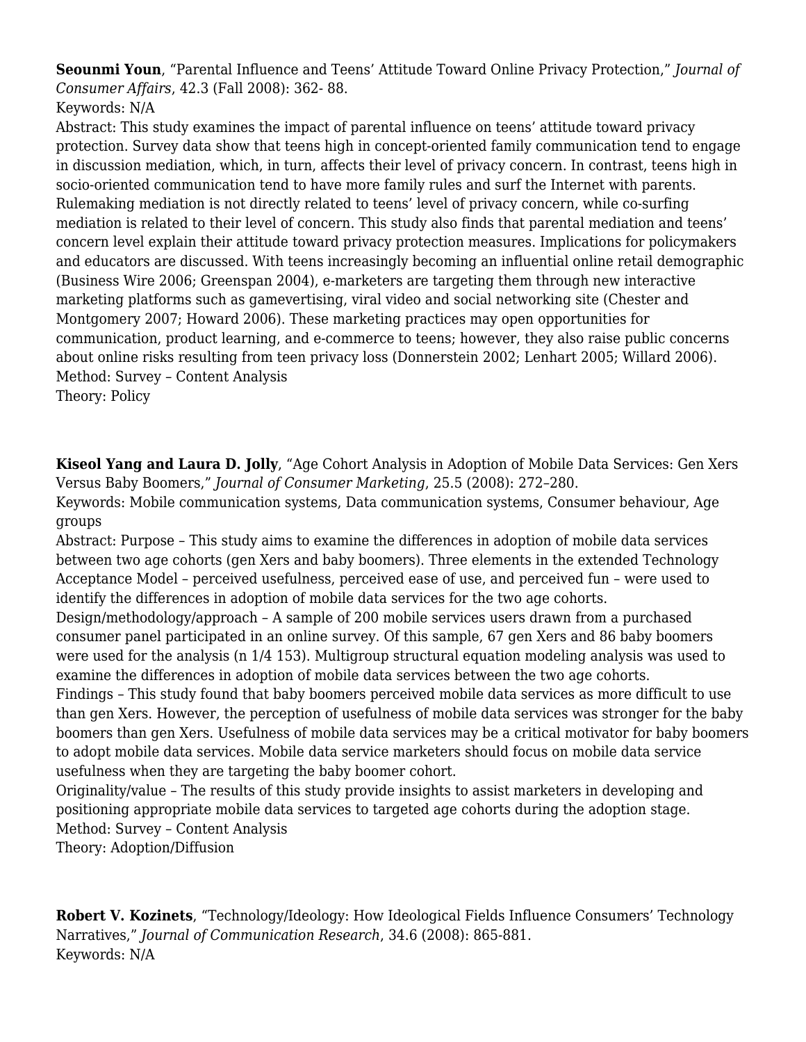**Seounmi Youn**, "Parental Influence and Teens' Attitude Toward Online Privacy Protection," *Journal of Consumer Affairs*, 42.3 (Fall 2008): 362- 88.
Keywords: N/A
Abstract: This study examines the impact of parental influence on teens' attitude toward privacy protection. Survey data show that teens high in concept-oriented family communication tend to engage in discussion mediation, which, in turn, affects their level of privacy concern. In contrast, teens high in socio-oriented communication tend to have more family rules and surf the Internet with parents. Rulemaking mediation is not directly related to teens' level of privacy concern, while co-surfing mediation is related to their level of concern. This study also finds that parental mediation and teens' concern level explain their attitude toward privacy protection measures. Implications for policymakers and educators are discussed. With teens increasingly becoming an influential online retail demographic (Business Wire 2006; Greenspan 2004), e-marketers are targeting them through new interactive marketing platforms such as gamevertising, viral video and social networking site (Chester and Montgomery 2007; Howard 2006). These marketing practices may open opportunities for communication, product learning, and e-commerce to teens; however, they also raise public concerns about online risks resulting from teen privacy loss (Donnerstein 2002; Lenhart 2005; Willard 2006).
Method: Survey – Content Analysis
Theory: Policy

**Kiseol Yang and Laura D. Jolly**, "Age Cohort Analysis in Adoption of Mobile Data Services: Gen Xers Versus Baby Boomers," *Journal of Consumer Marketing*, 25.5 (2008): 272–280.
Keywords: Mobile communication systems, Data communication systems, Consumer behaviour, Age groups
Abstract: Purpose – This study aims to examine the differences in adoption of mobile data services between two age cohorts (gen Xers and baby boomers). Three elements in the extended Technology Acceptance Model – perceived usefulness, perceived ease of use, and perceived fun – were used to identify the differences in adoption of mobile data services for the two age cohorts.
Design/methodology/approach – A sample of 200 mobile services users drawn from a purchased consumer panel participated in an online survey. Of this sample, 67 gen Xers and 86 baby boomers were used for the analysis (n 1/4 153). Multigroup structural equation modeling analysis was used to examine the differences in adoption of mobile data services between the two age cohorts.
Findings – This study found that baby boomers perceived mobile data services as more difficult to use than gen Xers. However, the perception of usefulness of mobile data services was stronger for the baby boomers than gen Xers. Usefulness of mobile data services may be a critical motivator for baby boomers to adopt mobile data services. Mobile data service marketers should focus on mobile data service usefulness when they are targeting the baby boomer cohort.
Originality/value – The results of this study provide insights to assist marketers in developing and positioning appropriate mobile data services to targeted age cohorts during the adoption stage.
Method: Survey – Content Analysis
Theory: Adoption/Diffusion

**Robert V. Kozinets**, "Technology/Ideology: How Ideological Fields Influence Consumers' Technology Narratives," *Journal of Communication Research*, 34.6 (2008): 865-881.
Keywords: N/A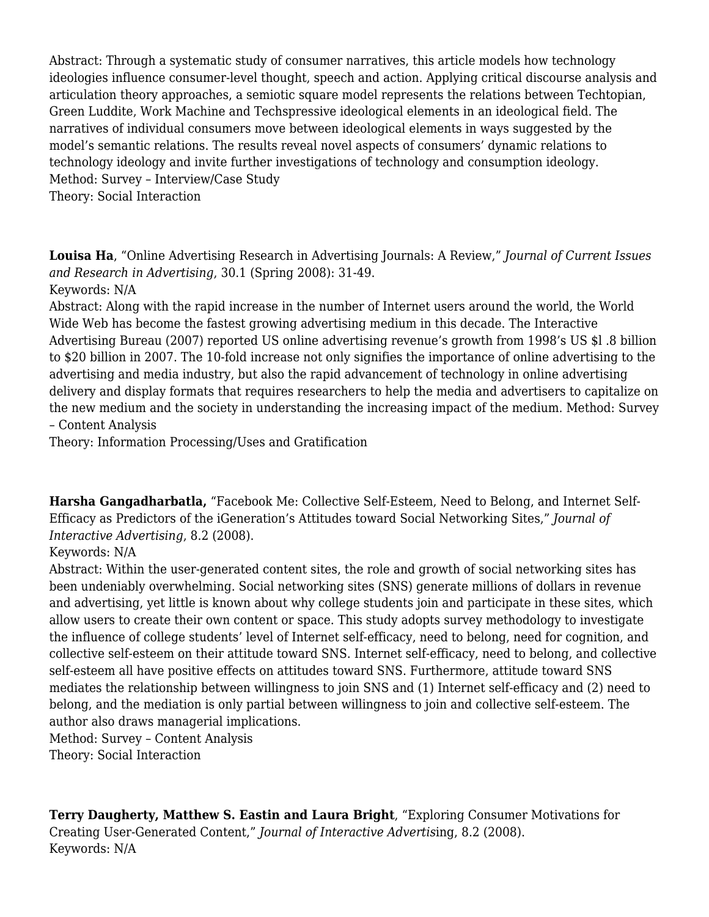Abstract: Through a systematic study of consumer narratives, this article models how technology ideologies influence consumer-level thought, speech and action. Applying critical discourse analysis and articulation theory approaches, a semiotic square model represents the relations between Techtopian, Green Luddite, Work Machine and Techspressive ideological elements in an ideological field. The narratives of individual consumers move between ideological elements in ways suggested by the model's semantic relations. The results reveal novel aspects of consumers' dynamic relations to technology ideology and invite further investigations of technology and consumption ideology.
Method: Survey – Interview/Case Study
Theory: Social Interaction

**Louisa Ha**, "Online Advertising Research in Advertising Journals: A Review," *Journal of Current Issues and Research in Advertising*, 30.1 (Spring 2008): 31-49.
Keywords: N/A
Abstract: Along with the rapid increase in the number of Internet users around the world, the World Wide Web has become the fastest growing advertising medium in this decade. The Interactive Advertising Bureau (2007) reported US online advertising revenue's growth from 1998's US $l .8 billion to $20 billion in 2007. The 10-fold increase not only signifies the importance of online advertising to the advertising and media industry, but also the rapid advancement of technology in online advertising delivery and display formats that requires researchers to help the media and advertisers to capitalize on the new medium and the society in understanding the increasing impact of the medium. Method: Survey – Content Analysis
Theory: Information Processing/Uses and Gratification

**Harsha Gangadharbatla,** "Facebook Me: Collective Self-Esteem, Need to Belong, and Internet Self-Efficacy as Predictors of the iGeneration's Attitudes toward Social Networking Sites," *Journal of Interactive Advertising*, 8.2 (2008).
Keywords: N/A
Abstract: Within the user-generated content sites, the role and growth of social networking sites has been undeniably overwhelming. Social networking sites (SNS) generate millions of dollars in revenue and advertising, yet little is known about why college students join and participate in these sites, which allow users to create their own content or space. This study adopts survey methodology to investigate the influence of college students' level of Internet self-efficacy, need to belong, need for cognition, and collective self-esteem on their attitude toward SNS. Internet self-efficacy, need to belong, and collective self-esteem all have positive effects on attitudes toward SNS. Furthermore, attitude toward SNS mediates the relationship between willingness to join SNS and (1) Internet self-efficacy and (2) need to belong, and the mediation is only partial between willingness to join and collective self-esteem. The author also draws managerial implications.
Method: Survey – Content Analysis
Theory: Social Interaction

**Terry Daugherty, Matthew S. Eastin and Laura Bright**, "Exploring Consumer Motivations for Creating User-Generated Content," *Journal of Interactive Advertis*ing, 8.2 (2008).
Keywords: N/A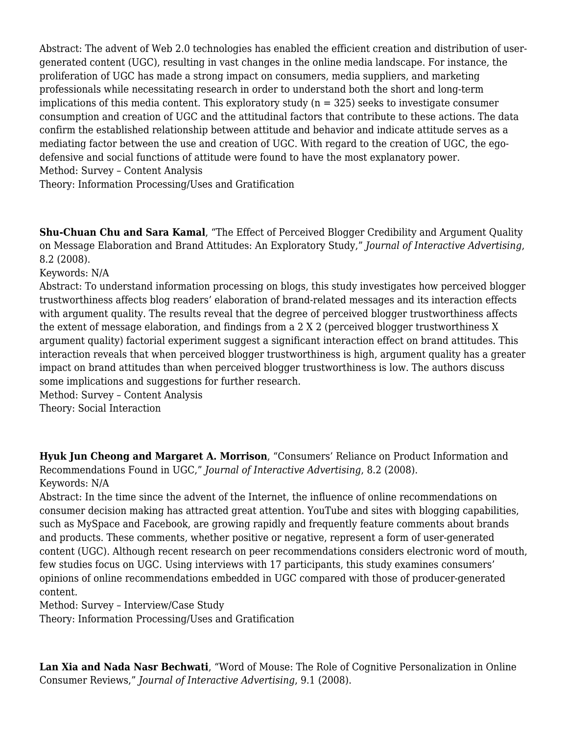Abstract: The advent of Web 2.0 technologies has enabled the efficient creation and distribution of user-generated content (UGC), resulting in vast changes in the online media landscape. For instance, the proliferation of UGC has made a strong impact on consumers, media suppliers, and marketing professionals while necessitating research in order to understand both the short and long-term implications of this media content. This exploratory study (n = 325) seeks to investigate consumer consumption and creation of UGC and the attitudinal factors that contribute to these actions. The data confirm the established relationship between attitude and behavior and indicate attitude serves as a mediating factor between the use and creation of UGC. With regard to the creation of UGC, the ego-defensive and social functions of attitude were found to have the most explanatory power.
Method: Survey – Content Analysis
Theory: Information Processing/Uses and Gratification

**Shu-Chuan Chu and Sara Kamal**, "The Effect of Perceived Blogger Credibility and Argument Quality on Message Elaboration and Brand Attitudes: An Exploratory Study," *Journal of Interactive Advertising*, 8.2 (2008).
Keywords: N/A
Abstract: To understand information processing on blogs, this study investigates how perceived blogger trustworthiness affects blog readers' elaboration of brand-related messages and its interaction effects with argument quality. The results reveal that the degree of perceived blogger trustworthiness affects the extent of message elaboration, and findings from a 2 X 2 (perceived blogger trustworthiness X argument quality) factorial experiment suggest a significant interaction effect on brand attitudes. This interaction reveals that when perceived blogger trustworthiness is high, argument quality has a greater impact on brand attitudes than when perceived blogger trustworthiness is low. The authors discuss some implications and suggestions for further research.
Method: Survey – Content Analysis
Theory: Social Interaction

**Hyuk Jun Cheong and Margaret A. Morrison**, "Consumers' Reliance on Product Information and Recommendations Found in UGC," *Journal of Interactive Advertising*, 8.2 (2008).
Keywords: N/A
Abstract: In the time since the advent of the Internet, the influence of online recommendations on consumer decision making has attracted great attention. YouTube and sites with blogging capabilities, such as MySpace and Facebook, are growing rapidly and frequently feature comments about brands and products. These comments, whether positive or negative, represent a form of user-generated content (UGC). Although recent research on peer recommendations considers electronic word of mouth, few studies focus on UGC. Using interviews with 17 participants, this study examines consumers' opinions of online recommendations embedded in UGC compared with those of producer-generated content.
Method: Survey – Interview/Case Study
Theory: Information Processing/Uses and Gratification

**Lan Xia and Nada Nasr Bechwati**, "Word of Mouse: The Role of Cognitive Personalization in Online Consumer Reviews," *Journal of Interactive Advertising*, 9.1 (2008).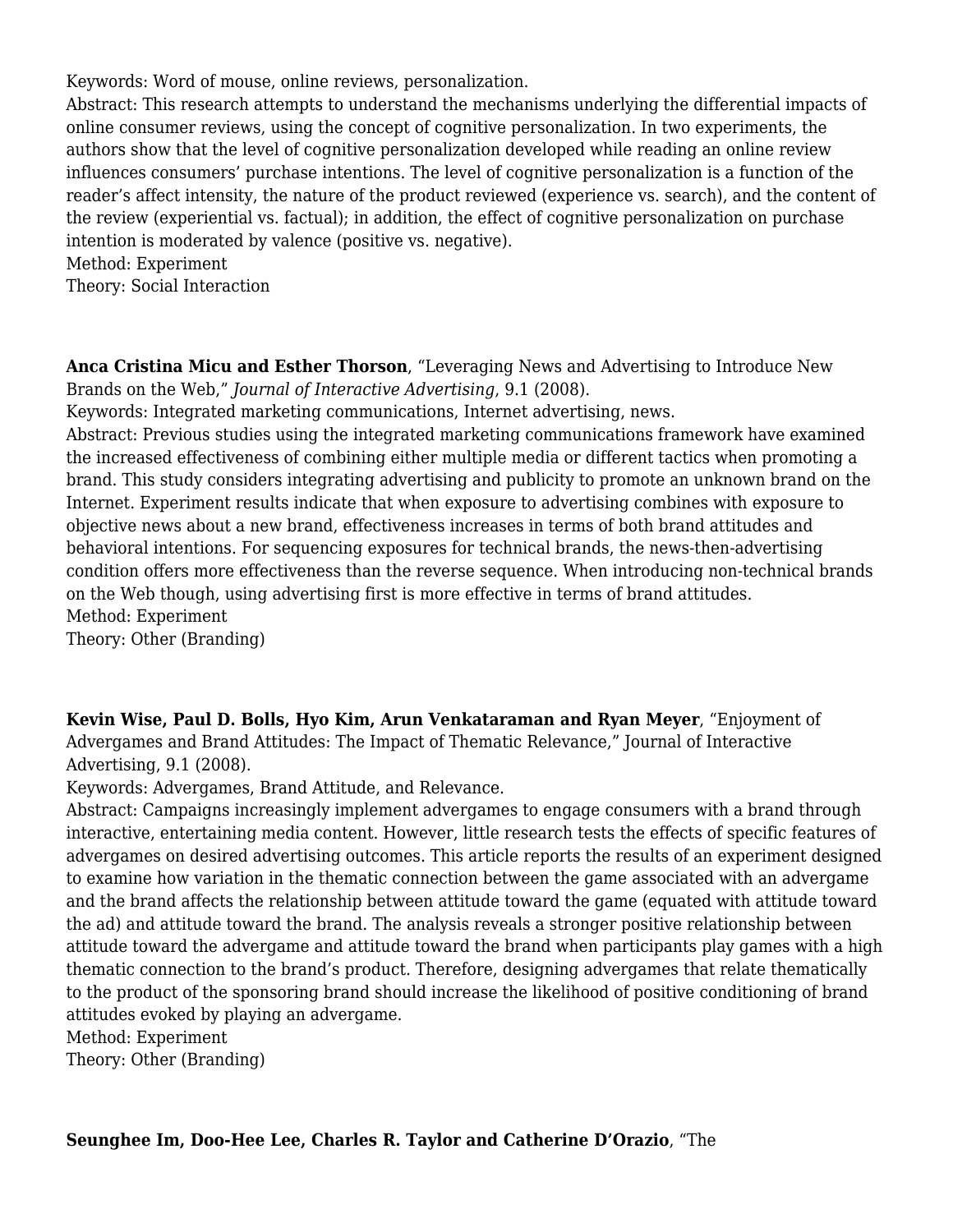Keywords: Word of mouse, online reviews, personalization.
Abstract: This research attempts to understand the mechanisms underlying the differential impacts of online consumer reviews, using the concept of cognitive personalization. In two experiments, the authors show that the level of cognitive personalization developed while reading an online review influences consumers' purchase intentions. The level of cognitive personalization is a function of the reader's affect intensity, the nature of the product reviewed (experience vs. search), and the content of the review (experiential vs. factual); in addition, the effect of cognitive personalization on purchase intention is moderated by valence (positive vs. negative).
Method: Experiment
Theory: Social Interaction

**Anca Cristina Micu and Esther Thorson**, "Leveraging News and Advertising to Introduce New Brands on the Web," *Journal of Interactive Advertising*, 9.1 (2008).
Keywords: Integrated marketing communications, Internet advertising, news.
Abstract: Previous studies using the integrated marketing communications framework have examined the increased effectiveness of combining either multiple media or different tactics when promoting a brand. This study considers integrating advertising and publicity to promote an unknown brand on the Internet. Experiment results indicate that when exposure to advertising combines with exposure to objective news about a new brand, effectiveness increases in terms of both brand attitudes and behavioral intentions. For sequencing exposures for technical brands, the news-then-advertising condition offers more effectiveness than the reverse sequence. When introducing non-technical brands on the Web though, using advertising first is more effective in terms of brand attitudes.
Method: Experiment
Theory: Other (Branding)

**Kevin Wise, Paul D. Bolls, Hyo Kim, Arun Venkataraman and Ryan Meyer**, "Enjoyment of Advergames and Brand Attitudes: The Impact of Thematic Relevance," Journal of Interactive Advertising, 9.1 (2008).
Keywords: Advergames, Brand Attitude, and Relevance.
Abstract: Campaigns increasingly implement advergames to engage consumers with a brand through interactive, entertaining media content. However, little research tests the effects of specific features of advergames on desired advertising outcomes. This article reports the results of an experiment designed to examine how variation in the thematic connection between the game associated with an advergame and the brand affects the relationship between attitude toward the game (equated with attitude toward the ad) and attitude toward the brand. The analysis reveals a stronger positive relationship between attitude toward the advergame and attitude toward the brand when participants play games with a high thematic connection to the brand's product. Therefore, designing advergames that relate thematically to the product of the sponsoring brand should increase the likelihood of positive conditioning of brand attitudes evoked by playing an advergame.
Method: Experiment
Theory: Other (Branding)

**Seunghee Im, Doo-Hee Lee, Charles R. Taylor and Catherine D'Orazio**, "The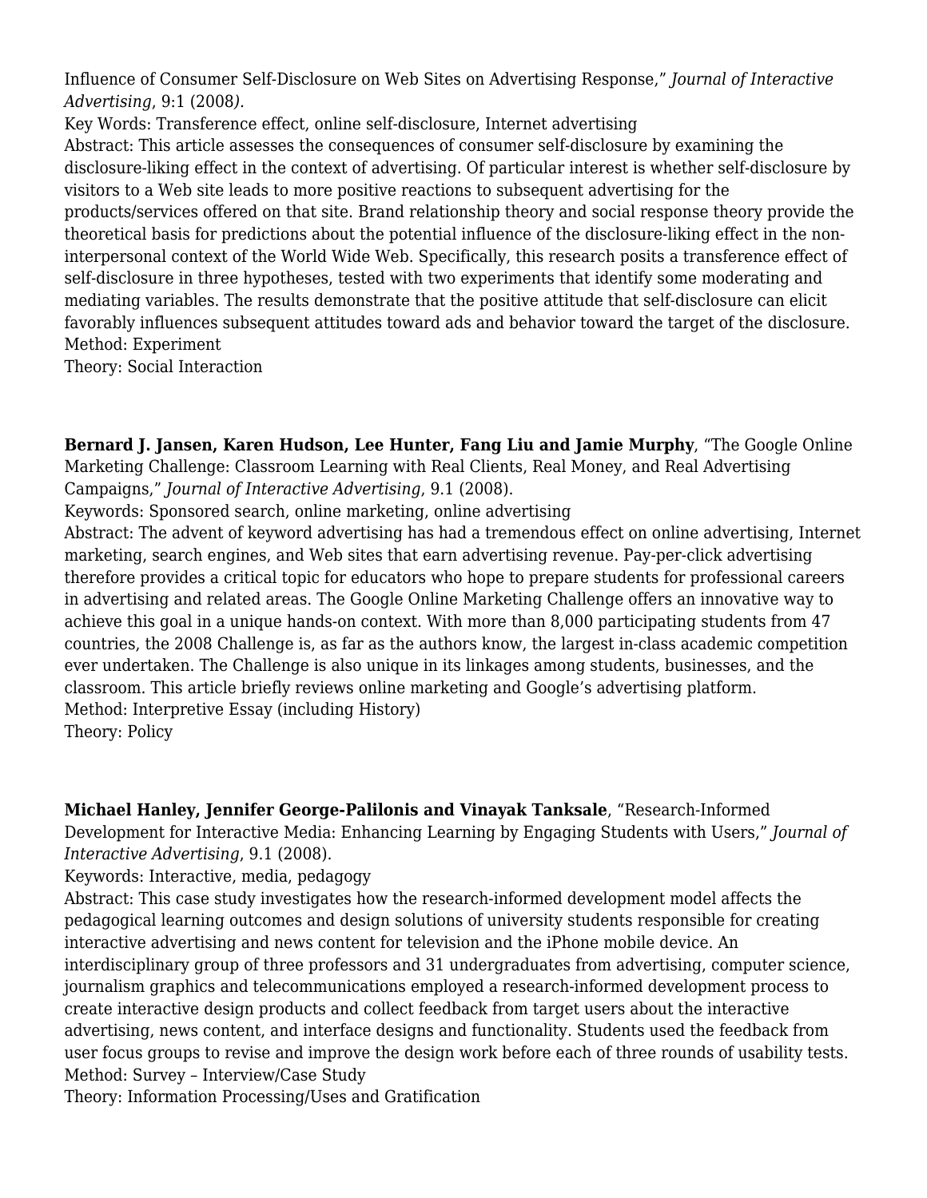Influence of Consumer Self-Disclosure on Web Sites on Advertising Response," *Journal of Interactive Advertising*, 9:1 (2008*).*

Key Words: Transference effect, online self-disclosure, Internet advertising

Abstract: This article assesses the consequences of consumer self-disclosure by examining the disclosure-liking effect in the context of advertising. Of particular interest is whether self-disclosure by visitors to a Web site leads to more positive reactions to subsequent advertising for the products/services offered on that site. Brand relationship theory and social response theory provide the theoretical basis for predictions about the potential influence of the disclosure-liking effect in the non-interpersonal context of the World Wide Web. Specifically, this research posits a transference effect of self-disclosure in three hypotheses, tested with two experiments that identify some moderating and mediating variables. The results demonstrate that the positive attitude that self-disclosure can elicit favorably influences subsequent attitudes toward ads and behavior toward the target of the disclosure.

Method: Experiment

Theory: Social Interaction

**Bernard J. Jansen, Karen Hudson, Lee Hunter, Fang Liu and Jamie Murphy**, "The Google Online Marketing Challenge: Classroom Learning with Real Clients, Real Money, and Real Advertising Campaigns," *Journal of Interactive Advertising*, 9.1 (2008).

Keywords: Sponsored search, online marketing, online advertising

Abstract: The advent of keyword advertising has had a tremendous effect on online advertising, Internet marketing, search engines, and Web sites that earn advertising revenue. Pay-per-click advertising therefore provides a critical topic for educators who hope to prepare students for professional careers in advertising and related areas. The Google Online Marketing Challenge offers an innovative way to achieve this goal in a unique hands-on context. With more than 8,000 participating students from 47 countries, the 2008 Challenge is, as far as the authors know, the largest in-class academic competition ever undertaken. The Challenge is also unique in its linkages among students, businesses, and the classroom. This article briefly reviews online marketing and Google's advertising platform.

Method: Interpretive Essay (including History)

Theory: Policy

**Michael Hanley, Jennifer George-Palilonis and Vinayak Tanksale**, "Research-Informed Development for Interactive Media: Enhancing Learning by Engaging Students with Users," *Journal of Interactive Advertising*, 9.1 (2008).

Keywords: Interactive, media, pedagogy

Abstract: This case study investigates how the research-informed development model affects the pedagogical learning outcomes and design solutions of university students responsible for creating interactive advertising and news content for television and the iPhone mobile device. An interdisciplinary group of three professors and 31 undergraduates from advertising, computer science, journalism graphics and telecommunications employed a research-informed development process to create interactive design products and collect feedback from target users about the interactive advertising, news content, and interface designs and functionality. Students used the feedback from user focus groups to revise and improve the design work before each of three rounds of usability tests.

Method: Survey – Interview/Case Study

Theory: Information Processing/Uses and Gratification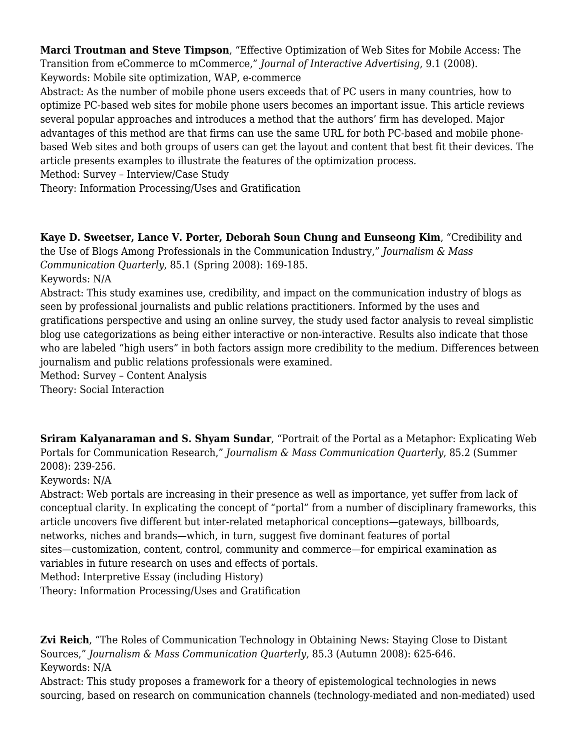**Marci Troutman and Steve Timpson**, "Effective Optimization of Web Sites for Mobile Access: The Transition from eCommerce to mCommerce," *Journal of Interactive Advertising*, 9.1 (2008).
Keywords: Mobile site optimization, WAP, e-commerce
Abstract: As the number of mobile phone users exceeds that of PC users in many countries, how to optimize PC-based web sites for mobile phone users becomes an important issue. This article reviews several popular approaches and introduces a method that the authors' firm has developed. Major advantages of this method are that firms can use the same URL for both PC-based and mobile phone-based Web sites and both groups of users can get the layout and content that best fit their devices. The article presents examples to illustrate the features of the optimization process.
Method: Survey – Interview/Case Study
Theory: Information Processing/Uses and Gratification

**Kaye D. Sweetser, Lance V. Porter, Deborah Soun Chung and Eunseong Kim**, "Credibility and the Use of Blogs Among Professionals in the Communication Industry," *Journalism & Mass Communication Quarterly*, 85.1 (Spring 2008): 169-185.
Keywords: N/A
Abstract: This study examines use, credibility, and impact on the communication industry of blogs as seen by professional journalists and public relations practitioners. Informed by the uses and gratifications perspective and using an online survey, the study used factor analysis to reveal simplistic blog use categorizations as being either interactive or non-interactive. Results also indicate that those who are labeled "high users" in both factors assign more credibility to the medium. Differences between journalism and public relations professionals were examined.
Method: Survey – Content Analysis
Theory: Social Interaction

**Sriram Kalyanaraman and S. Shyam Sundar**, "Portrait of the Portal as a Metaphor: Explicating Web Portals for Communication Research," *Journalism & Mass Communication Quarterly*, 85.2 (Summer 2008): 239-256.
Keywords: N/A
Abstract: Web portals are increasing in their presence as well as importance, yet suffer from lack of conceptual clarity. In explicating the concept of "portal" from a number of disciplinary frameworks, this article uncovers five different but inter-related metaphorical conceptions—gateways, billboards, networks, niches and brands—which, in turn, suggest five dominant features of portal sites—customization, content, control, community and commerce—for empirical examination as variables in future research on uses and effects of portals.
Method: Interpretive Essay (including History)
Theory: Information Processing/Uses and Gratification

**Zvi Reich**, "The Roles of Communication Technology in Obtaining News: Staying Close to Distant Sources," *Journalism & Mass Communication Quarterly*, 85.3 (Autumn 2008): 625-646.
Keywords: N/A
Abstract: This study proposes a framework for a theory of epistemological technologies in news sourcing, based on research on communication channels (technology-mediated and non-mediated) used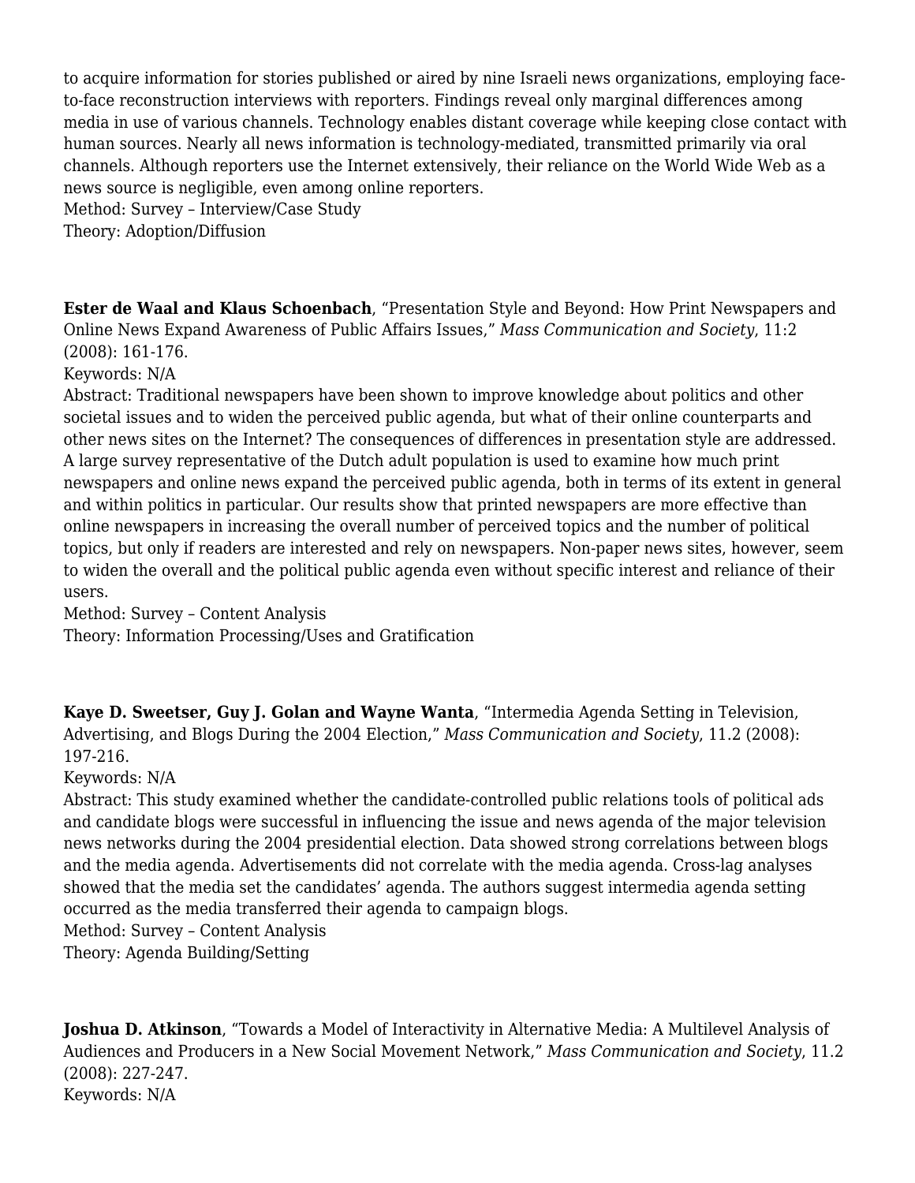to acquire information for stories published or aired by nine Israeli news organizations, employing face-to-face reconstruction interviews with reporters. Findings reveal only marginal differences among media in use of various channels. Technology enables distant coverage while keeping close contact with human sources. Nearly all news information is technology-mediated, transmitted primarily via oral channels. Although reporters use the Internet extensively, their reliance on the World Wide Web as a news source is negligible, even among online reporters.
Method: Survey – Interview/Case Study
Theory: Adoption/Diffusion

**Ester de Waal and Klaus Schoenbach**, "Presentation Style and Beyond: How Print Newspapers and Online News Expand Awareness of Public Affairs Issues," *Mass Communication and Society*, 11:2 (2008): 161-176.
Keywords: N/A
Abstract: Traditional newspapers have been shown to improve knowledge about politics and other societal issues and to widen the perceived public agenda, but what of their online counterparts and other news sites on the Internet? The consequences of differences in presentation style are addressed. A large survey representative of the Dutch adult population is used to examine how much print newspapers and online news expand the perceived public agenda, both in terms of its extent in general and within politics in particular. Our results show that printed newspapers are more effective than online newspapers in increasing the overall number of perceived topics and the number of political topics, but only if readers are interested and rely on newspapers. Non-paper news sites, however, seem to widen the overall and the political public agenda even without specific interest and reliance of their users.
Method: Survey – Content Analysis
Theory: Information Processing/Uses and Gratification

**Kaye D. Sweetser, Guy J. Golan and Wayne Wanta**, "Intermedia Agenda Setting in Television, Advertising, and Blogs During the 2004 Election," *Mass Communication and Society*, 11.2 (2008): 197-216.
Keywords: N/A
Abstract: This study examined whether the candidate-controlled public relations tools of political ads and candidate blogs were successful in influencing the issue and news agenda of the major television news networks during the 2004 presidential election. Data showed strong correlations between blogs and the media agenda. Advertisements did not correlate with the media agenda. Cross-lag analyses showed that the media set the candidates' agenda. The authors suggest intermedia agenda setting occurred as the media transferred their agenda to campaign blogs.
Method: Survey – Content Analysis
Theory: Agenda Building/Setting

**Joshua D. Atkinson**, "Towards a Model of Interactivity in Alternative Media: A Multilevel Analysis of Audiences and Producers in a New Social Movement Network," *Mass Communication and Society*, 11.2 (2008): 227-247.
Keywords: N/A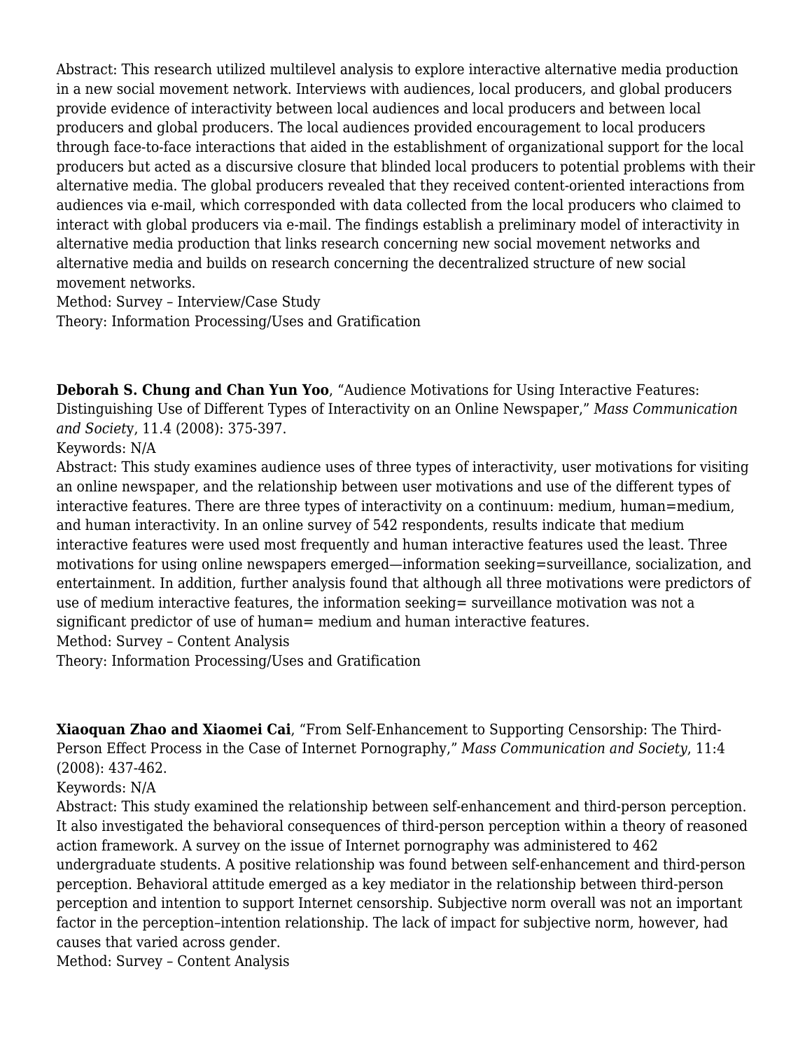Abstract: This research utilized multilevel analysis to explore interactive alternative media production in a new social movement network. Interviews with audiences, local producers, and global producers provide evidence of interactivity between local audiences and local producers and between local producers and global producers. The local audiences provided encouragement to local producers through face-to-face interactions that aided in the establishment of organizational support for the local producers but acted as a discursive closure that blinded local producers to potential problems with their alternative media. The global producers revealed that they received content-oriented interactions from audiences via e-mail, which corresponded with data collected from the local producers who claimed to interact with global producers via e-mail. The findings establish a preliminary model of interactivity in alternative media production that links research concerning new social movement networks and alternative media and builds on research concerning the decentralized structure of new social movement networks.
Method: Survey – Interview/Case Study
Theory: Information Processing/Uses and Gratification

**Deborah S. Chung and Chan Yun Yoo**, "Audience Motivations for Using Interactive Features: Distinguishing Use of Different Types of Interactivity on an Online Newspaper," *Mass Communication and Society*, 11.4 (2008): 375-397.
Keywords: N/A
Abstract: This study examines audience uses of three types of interactivity, user motivations for visiting an online newspaper, and the relationship between user motivations and use of the different types of interactive features. There are three types of interactivity on a continuum: medium, human=medium, and human interactivity. In an online survey of 542 respondents, results indicate that medium interactive features were used most frequently and human interactive features used the least. Three motivations for using online newspapers emerged—information seeking=surveillance, socialization, and entertainment. In addition, further analysis found that although all three motivations were predictors of use of medium interactive features, the information seeking= surveillance motivation was not a significant predictor of use of human= medium and human interactive features.
Method: Survey – Content Analysis
Theory: Information Processing/Uses and Gratification

**Xiaoquan Zhao and Xiaomei Cai**, "From Self-Enhancement to Supporting Censorship: The Third-Person Effect Process in the Case of Internet Pornography," *Mass Communication and Society*, 11:4 (2008): 437-462.
Keywords: N/A
Abstract: This study examined the relationship between self-enhancement and third-person perception. It also investigated the behavioral consequences of third-person perception within a theory of reasoned action framework. A survey on the issue of Internet pornography was administered to 462 undergraduate students. A positive relationship was found between self-enhancement and third-person perception. Behavioral attitude emerged as a key mediator in the relationship between third-person perception and intention to support Internet censorship. Subjective norm overall was not an important factor in the perception–intention relationship. The lack of impact for subjective norm, however, had causes that varied across gender.
Method: Survey – Content Analysis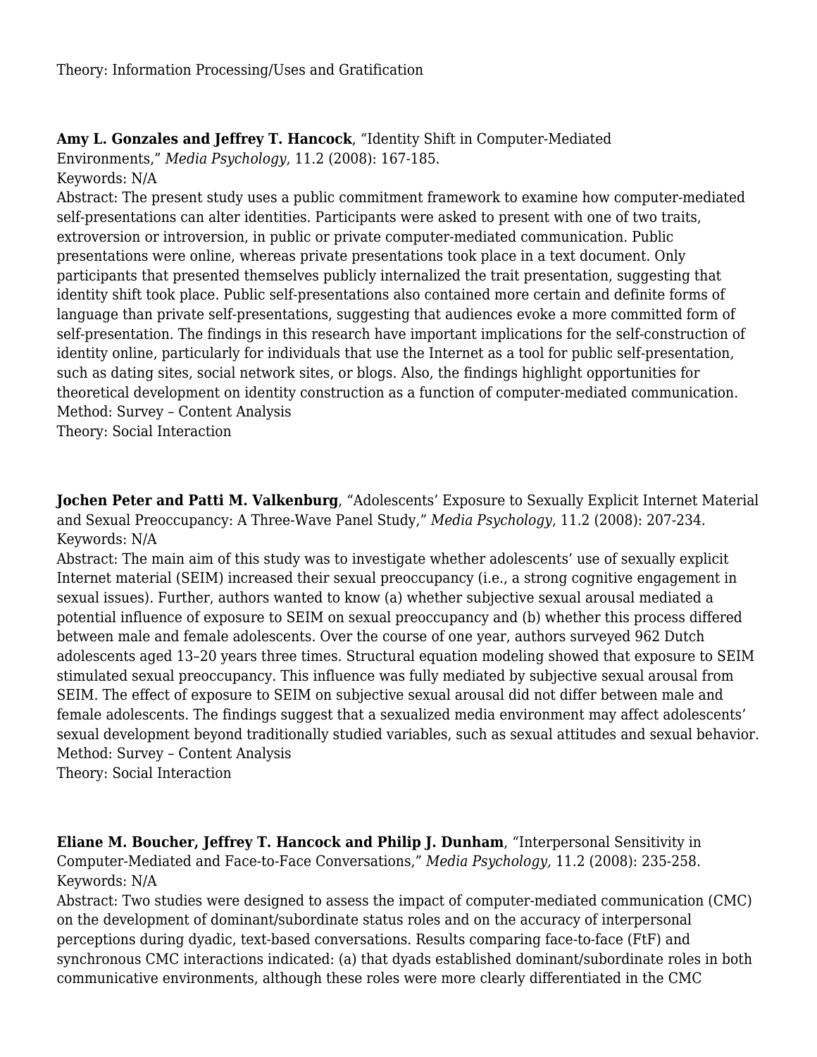Theory: Information Processing/Uses and Gratification

**Amy L. Gonzales and Jeffrey T. Hancock**, "Identity Shift in Computer-Mediated Environments," *Media Psychology*, 11.2 (2008): 167-185.
Keywords: N/A
Abstract: The present study uses a public commitment framework to examine how computer-mediated self-presentations can alter identities. Participants were asked to present with one of two traits, extroversion or introversion, in public or private computer-mediated communication. Public presentations were online, whereas private presentations took place in a text document. Only participants that presented themselves publicly internalized the trait presentation, suggesting that identity shift took place. Public self-presentations also contained more certain and definite forms of language than private self-presentations, suggesting that audiences evoke a more committed form of self-presentation. The findings in this research have important implications for the self-construction of identity online, particularly for individuals that use the Internet as a tool for public self-presentation, such as dating sites, social network sites, or blogs. Also, the findings highlight opportunities for theoretical development on identity construction as a function of computer-mediated communication.
Method: Survey – Content Analysis
Theory: Social Interaction

**Jochen Peter and Patti M. Valkenburg**, "Adolescents' Exposure to Sexually Explicit Internet Material and Sexual Preoccupancy: A Three-Wave Panel Study," *Media Psychology*, 11.2 (2008): 207-234.
Keywords: N/A
Abstract: The main aim of this study was to investigate whether adolescents' use of sexually explicit Internet material (SEIM) increased their sexual preoccupancy (i.e., a strong cognitive engagement in sexual issues). Further, authors wanted to know (a) whether subjective sexual arousal mediated a potential influence of exposure to SEIM on sexual preoccupancy and (b) whether this process differed between male and female adolescents. Over the course of one year, authors surveyed 962 Dutch adolescents aged 13–20 years three times. Structural equation modeling showed that exposure to SEIM stimulated sexual preoccupancy. This influence was fully mediated by subjective sexual arousal from SEIM. The effect of exposure to SEIM on subjective sexual arousal did not differ between male and female adolescents. The findings suggest that a sexualized media environment may affect adolescents' sexual development beyond traditionally studied variables, such as sexual attitudes and sexual behavior.
Method: Survey – Content Analysis
Theory: Social Interaction

**Eliane M. Boucher, Jeffrey T. Hancock and Philip J. Dunham**, "Interpersonal Sensitivity in Computer-Mediated and Face-to-Face Conversations," *Media Psychology,* 11.2 (2008): 235-258.
Keywords: N/A
Abstract: Two studies were designed to assess the impact of computer-mediated communication (CMC) on the development of dominant/subordinate status roles and on the accuracy of interpersonal perceptions during dyadic, text-based conversations. Results comparing face-to-face (FtF) and synchronous CMC interactions indicated: (a) that dyads established dominant/subordinate roles in both communicative environments, although these roles were more clearly differentiated in the CMC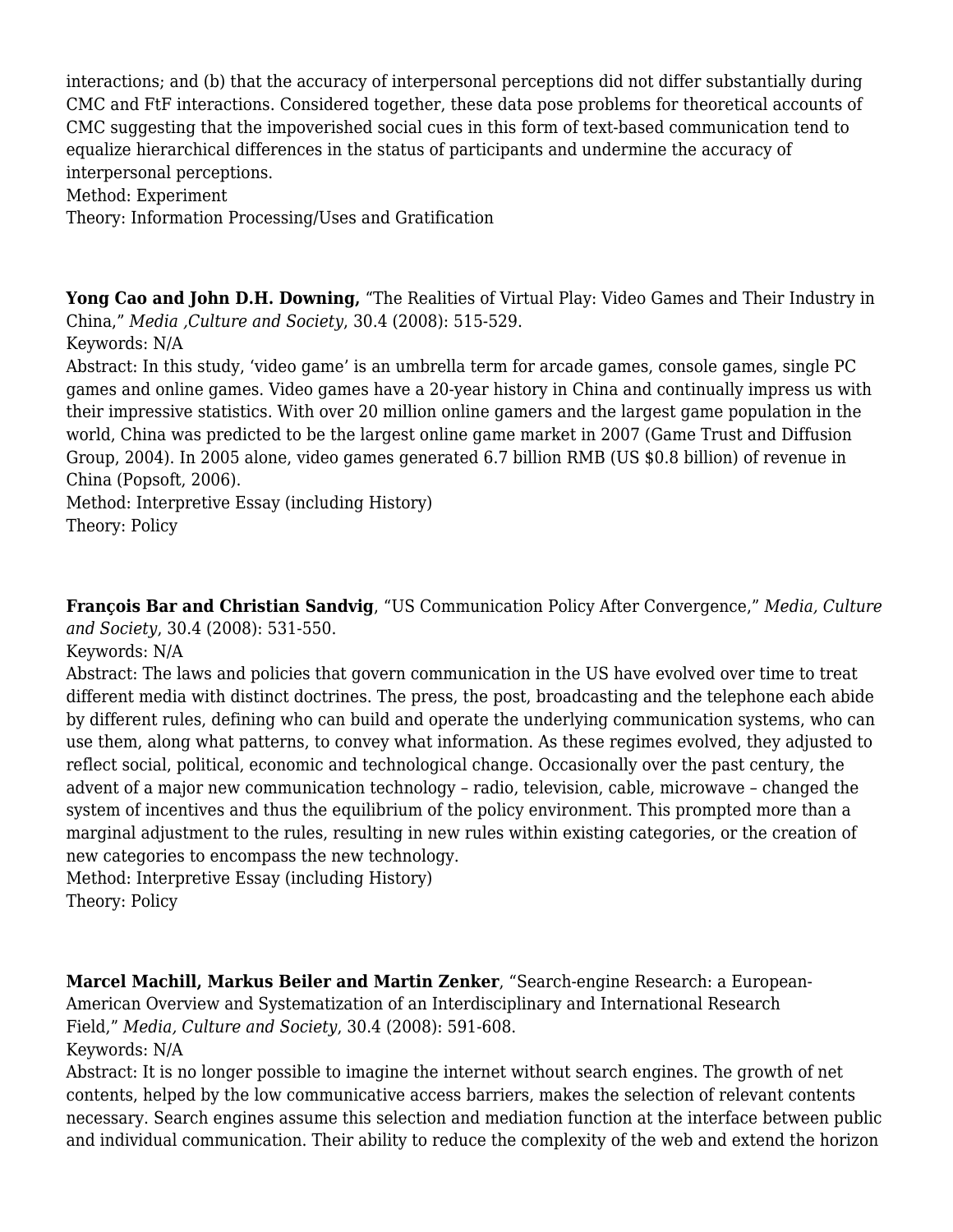interactions; and (b) that the accuracy of interpersonal perceptions did not differ substantially during CMC and FtF interactions. Considered together, these data pose problems for theoretical accounts of CMC suggesting that the impoverished social cues in this form of text-based communication tend to equalize hierarchical differences in the status of participants and undermine the accuracy of interpersonal perceptions.
Method: Experiment
Theory: Information Processing/Uses and Gratification

**Yong Cao and John D.H. Downing,** "The Realities of Virtual Play: Video Games and Their Industry in China," *Media ,Culture and Society*, 30.4 (2008): 515-529.
Keywords: N/A
Abstract: In this study, 'video game' is an umbrella term for arcade games, console games, single PC games and online games. Video games have a 20-year history in China and continually impress us with their impressive statistics. With over 20 million online gamers and the largest game population in the world, China was predicted to be the largest online game market in 2007 (Game Trust and Diffusion Group, 2004). In 2005 alone, video games generated 6.7 billion RMB (US $0.8 billion) of revenue in China (Popsoft, 2006).
Method: Interpretive Essay (including History)
Theory: Policy

**François Bar and Christian Sandvig**, "US Communication Policy After Convergence," *Media, Culture and Society*, 30.4 (2008): 531-550.
Keywords: N/A
Abstract: The laws and policies that govern communication in the US have evolved over time to treat different media with distinct doctrines. The press, the post, broadcasting and the telephone each abide by different rules, defining who can build and operate the underlying communication systems, who can use them, along what patterns, to convey what information. As these regimes evolved, they adjusted to reflect social, political, economic and technological change. Occasionally over the past century, the advent of a major new communication technology – radio, television, cable, microwave – changed the system of incentives and thus the equilibrium of the policy environment. This prompted more than a marginal adjustment to the rules, resulting in new rules within existing categories, or the creation of new categories to encompass the new technology.
Method: Interpretive Essay (including History)
Theory: Policy

**Marcel Machill, Markus Beiler and Martin Zenker**, "Search-engine Research: a European-American Overview and Systematization of an Interdisciplinary and International Research Field," *Media, Culture and Society*, 30.4 (2008): 591-608.
Keywords: N/A
Abstract: It is no longer possible to imagine the internet without search engines. The growth of net contents, helped by the low communicative access barriers, makes the selection of relevant contents necessary. Search engines assume this selection and mediation function at the interface between public and individual communication. Their ability to reduce the complexity of the web and extend the horizon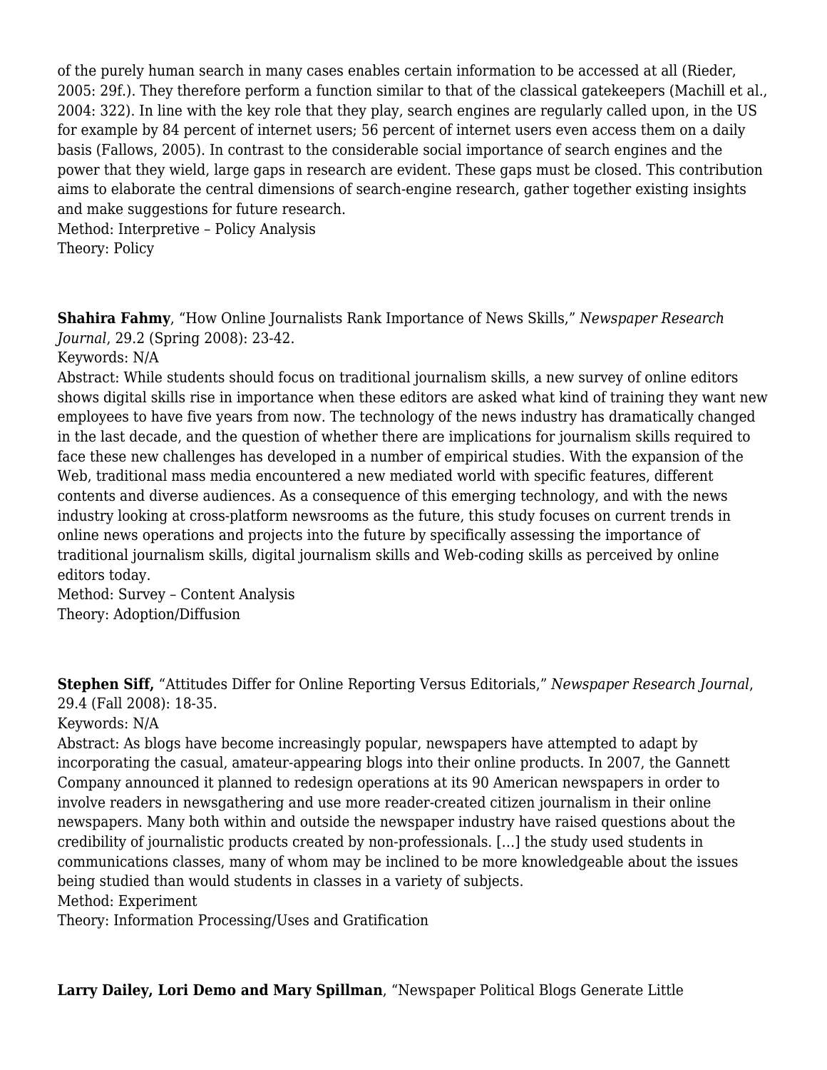of the purely human search in many cases enables certain information to be accessed at all (Rieder, 2005: 29f.). They therefore perform a function similar to that of the classical gatekeepers (Machill et al., 2004: 322). In line with the key role that they play, search engines are regularly called upon, in the US for example by 84 percent of internet users; 56 percent of internet users even access them on a daily basis (Fallows, 2005). In contrast to the considerable social importance of search engines and the power that they wield, large gaps in research are evident. These gaps must be closed. This contribution aims to elaborate the central dimensions of search-engine research, gather together existing insights and make suggestions for future research.
Method: Interpretive – Policy Analysis
Theory: Policy

**Shahira Fahmy**, "How Online Journalists Rank Importance of News Skills," *Newspaper Research Journal*, 29.2 (Spring 2008): 23-42.
Keywords: N/A
Abstract: While students should focus on traditional journalism skills, a new survey of online editors shows digital skills rise in importance when these editors are asked what kind of training they want new employees to have five years from now. The technology of the news industry has dramatically changed in the last decade, and the question of whether there are implications for journalism skills required to face these new challenges has developed in a number of empirical studies. With the expansion of the Web, traditional mass media encountered a new mediated world with specific features, different contents and diverse audiences. As a consequence of this emerging technology, and with the news industry looking at cross-platform newsrooms as the future, this study focuses on current trends in online news operations and projects into the future by specifically assessing the importance of traditional journalism skills, digital journalism skills and Web-coding skills as perceived by online editors today.
Method: Survey – Content Analysis
Theory: Adoption/Diffusion

**Stephen Siff,** "Attitudes Differ for Online Reporting Versus Editorials," *Newspaper Research Journal*, 29.4 (Fall 2008): 18-35.
Keywords: N/A
Abstract: As blogs have become increasingly popular, newspapers have attempted to adapt by incorporating the casual, amateur-appearing blogs into their online products. In 2007, the Gannett Company announced it planned to redesign operations at its 90 American newspapers in order to involve readers in newsgathering and use more reader-created citizen journalism in their online newspapers. Many both within and outside the newspaper industry have raised questions about the credibility of journalistic products created by non-professionals. […] the study used students in communications classes, many of whom may be inclined to be more knowledgeable about the issues being studied than would students in classes in a variety of subjects.
Method: Experiment
Theory: Information Processing/Uses and Gratification

**Larry Dailey, Lori Demo and Mary Spillman**, "Newspaper Political Blogs Generate Little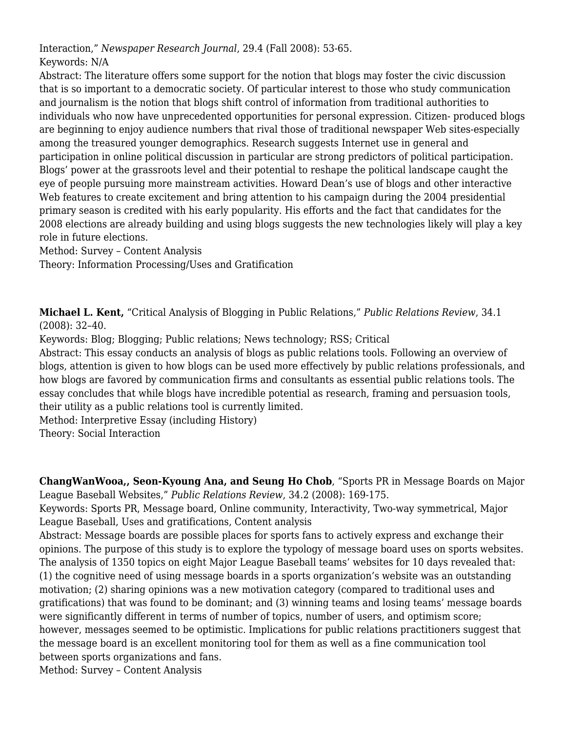Interaction," *Newspaper Research Journal*, 29.4 (Fall 2008): 53-65.
Keywords: N/A
Abstract: The literature offers some support for the notion that blogs may foster the civic discussion that is so important to a democratic society. Of particular interest to those who study communication and journalism is the notion that blogs shift control of information from traditional authorities to individuals who now have unprecedented opportunities for personal expression. Citizen- produced blogs are beginning to enjoy audience numbers that rival those of traditional newspaper Web sites-especially among the treasured younger demographics. Research suggests Internet use in general and participation in online political discussion in particular are strong predictors of political participation. Blogs' power at the grassroots level and their potential to reshape the political landscape caught the eye of people pursuing more mainstream activities. Howard Dean's use of blogs and other interactive Web features to create excitement and bring attention to his campaign during the 2004 presidential primary season is credited with his early popularity. His efforts and the fact that candidates for the 2008 elections are already building and using blogs suggests the new technologies likely will play a key role in future elections.
Method: Survey – Content Analysis
Theory: Information Processing/Uses and Gratification

**Michael L. Kent,** "Critical Analysis of Blogging in Public Relations," *Public Relations Review*, 34.1 (2008): 32–40.
Keywords: Blog; Blogging; Public relations; News technology; RSS; Critical
Abstract: This essay conducts an analysis of blogs as public relations tools. Following an overview of blogs, attention is given to how blogs can be used more effectively by public relations professionals, and how blogs are favored by communication firms and consultants as essential public relations tools. The essay concludes that while blogs have incredible potential as research, framing and persuasion tools, their utility as a public relations tool is currently limited.
Method: Interpretive Essay (including History)
Theory: Social Interaction

**ChangWanWooa,, Seon-Kyoung Ana, and Seung Ho Chob**, "Sports PR in Message Boards on Major League Baseball Websites," *Public Relations Review*, 34.2 (2008): 169-175.
Keywords: Sports PR, Message board, Online community, Interactivity, Two-way symmetrical, Major League Baseball, Uses and gratifications, Content analysis
Abstract: Message boards are possible places for sports fans to actively express and exchange their opinions. The purpose of this study is to explore the typology of message board uses on sports websites. The analysis of 1350 topics on eight Major League Baseball teams' websites for 10 days revealed that: (1) the cognitive need of using message boards in a sports organization's website was an outstanding motivation; (2) sharing opinions was a new motivation category (compared to traditional uses and gratifications) that was found to be dominant; and (3) winning teams and losing teams' message boards were significantly different in terms of number of topics, number of users, and optimism score; however, messages seemed to be optimistic. Implications for public relations practitioners suggest that the message board is an excellent monitoring tool for them as well as a fine communication tool between sports organizations and fans.
Method: Survey – Content Analysis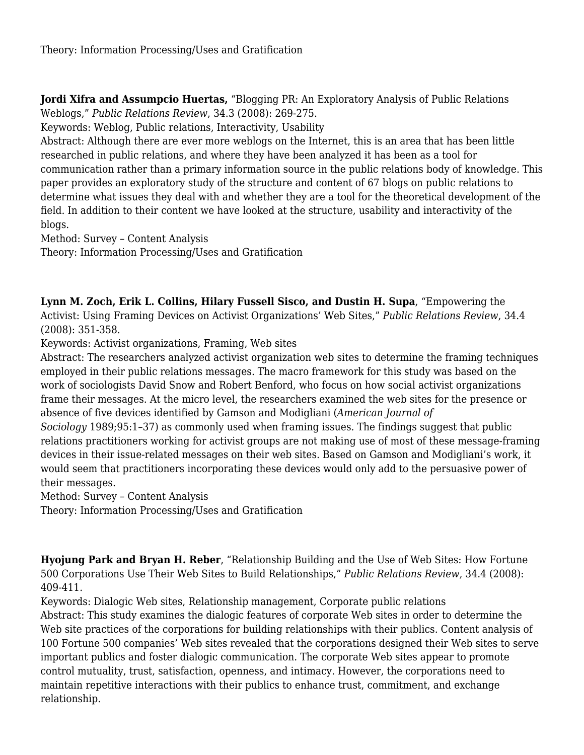Theory: Information Processing/Uses and Gratification

**Jordi Xifra and Assumpcio Huertas,** "Blogging PR: An Exploratory Analysis of Public Relations Weblogs," *Public Relations Review*, 34.3 (2008): 269-275.
Keywords: Weblog, Public relations, Interactivity, Usability
Abstract: Although there are ever more weblogs on the Internet, this is an area that has been little researched in public relations, and where they have been analyzed it has been as a tool for communication rather than a primary information source in the public relations body of knowledge. This paper provides an exploratory study of the structure and content of 67 blogs on public relations to determine what issues they deal with and whether they are a tool for the theoretical development of the field. In addition to their content we have looked at the structure, usability and interactivity of the blogs.
Method: Survey – Content Analysis
Theory: Information Processing/Uses and Gratification

**Lynn M. Zoch, Erik L. Collins, Hilary Fussell Sisco, and Dustin H. Supa**, "Empowering the Activist: Using Framing Devices on Activist Organizations' Web Sites," *Public Relations Review*, 34.4 (2008): 351-358.
Keywords: Activist organizations, Framing, Web sites
Abstract: The researchers analyzed activist organization web sites to determine the framing techniques employed in their public relations messages. The macro framework for this study was based on the work of sociologists David Snow and Robert Benford, who focus on how social activist organizations frame their messages. At the micro level, the researchers examined the web sites for the presence or absence of five devices identified by Gamson and Modigliani (*American Journal of Sociology* 1989;95:1–37) as commonly used when framing issues. The findings suggest that public relations practitioners working for activist groups are not making use of most of these message-framing devices in their issue-related messages on their web sites. Based on Gamson and Modigliani's work, it would seem that practitioners incorporating these devices would only add to the persuasive power of their messages.
Method: Survey – Content Analysis
Theory: Information Processing/Uses and Gratification

**Hyojung Park and Bryan H. Reber**, "Relationship Building and the Use of Web Sites: How Fortune 500 Corporations Use Their Web Sites to Build Relationships," *Public Relations Review*, 34.4 (2008): 409-411.
Keywords: Dialogic Web sites, Relationship management, Corporate public relations
Abstract: This study examines the dialogic features of corporate Web sites in order to determine the Web site practices of the corporations for building relationships with their publics. Content analysis of 100 Fortune 500 companies' Web sites revealed that the corporations designed their Web sites to serve important publics and foster dialogic communication. The corporate Web sites appear to promote control mutuality, trust, satisfaction, openness, and intimacy. However, the corporations need to maintain repetitive interactions with their publics to enhance trust, commitment, and exchange relationship.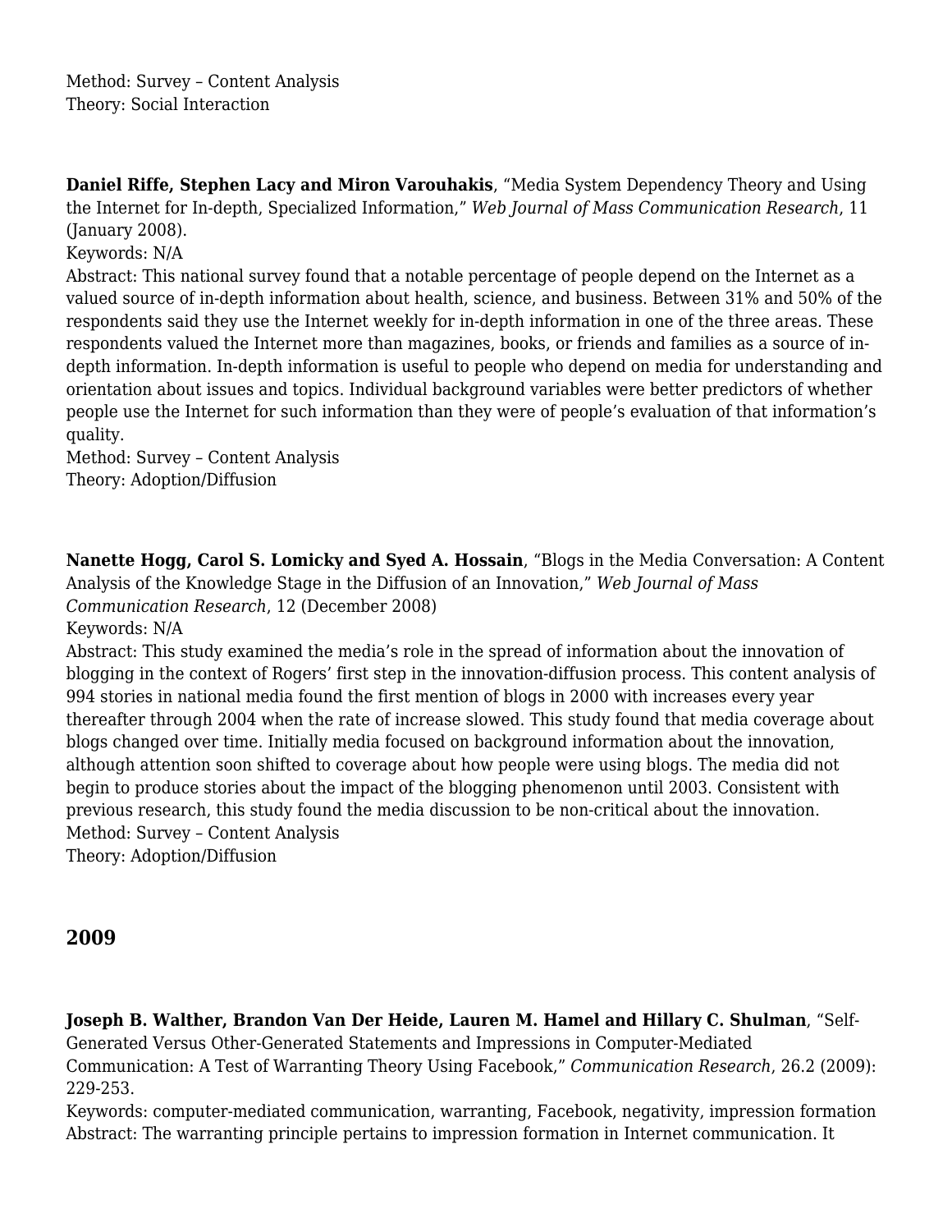Method: Survey – Content Analysis
Theory: Social Interaction

**Daniel Riffe, Stephen Lacy and Miron Varouhakis**, "Media System Dependency Theory and Using the Internet for In-depth, Specialized Information," *Web Journal of Mass Communication Research*, 11 (January 2008).
Keywords: N/A
Abstract: This national survey found that a notable percentage of people depend on the Internet as a valued source of in-depth information about health, science, and business. Between 31% and 50% of the respondents said they use the Internet weekly for in-depth information in one of the three areas. These respondents valued the Internet more than magazines, books, or friends and families as a source of in-depth information. In-depth information is useful to people who depend on media for understanding and orientation about issues and topics. Individual background variables were better predictors of whether people use the Internet for such information than they were of people's evaluation of that information's quality.
Method: Survey – Content Analysis
Theory: Adoption/Diffusion

**Nanette Hogg, Carol S. Lomicky and Syed A. Hossain**, "Blogs in the Media Conversation: A Content Analysis of the Knowledge Stage in the Diffusion of an Innovation," *Web Journal of Mass Communication Research*, 12 (December 2008)
Keywords: N/A
Abstract: This study examined the media's role in the spread of information about the innovation of blogging in the context of Rogers' first step in the innovation-diffusion process. This content analysis of 994 stories in national media found the first mention of blogs in 2000 with increases every year thereafter through 2004 when the rate of increase slowed. This study found that media coverage about blogs changed over time. Initially media focused on background information about the innovation, although attention soon shifted to coverage about how people were using blogs. The media did not begin to produce stories about the impact of the blogging phenomenon until 2003. Consistent with previous research, this study found the media discussion to be non-critical about the innovation.
Method: Survey – Content Analysis
Theory: Adoption/Diffusion

## 2009

**Joseph B. Walther, Brandon Van Der Heide, Lauren M. Hamel and Hillary C. Shulman**, "Self-Generated Versus Other-Generated Statements and Impressions in Computer-Mediated Communication: A Test of Warranting Theory Using Facebook," *Communication Research*, 26.2 (2009): 229-253.
Keywords: computer-mediated communication, warranting, Facebook, negativity, impression formation
Abstract: The warranting principle pertains to impression formation in Internet communication. It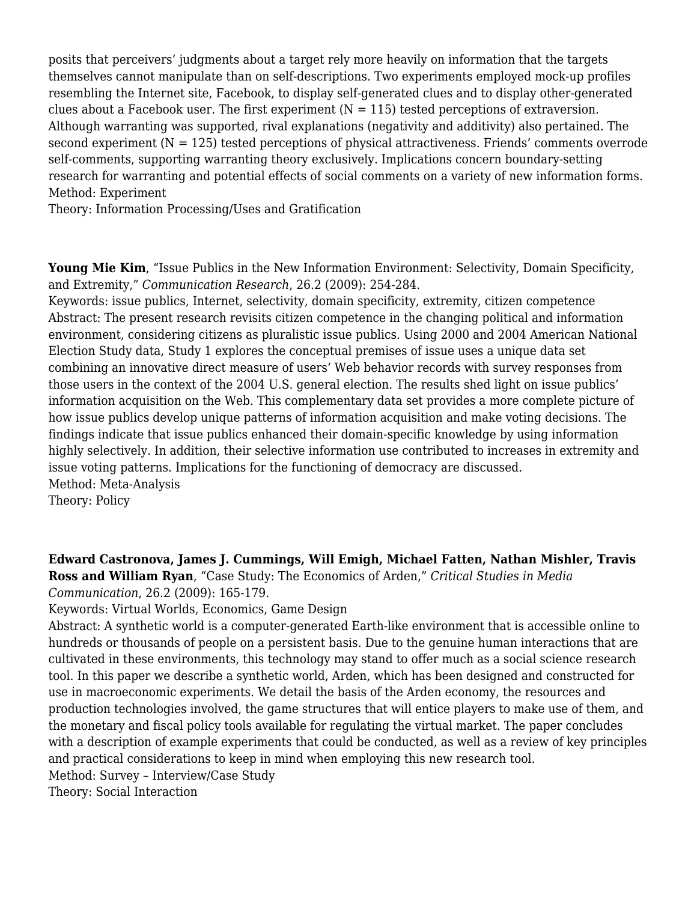posits that perceivers' judgments about a target rely more heavily on information that the targets themselves cannot manipulate than on self-descriptions. Two experiments employed mock-up profiles resembling the Internet site, Facebook, to display self-generated clues and to display other-generated clues about a Facebook user. The first experiment (N = 115) tested perceptions of extraversion. Although warranting was supported, rival explanations (negativity and additivity) also pertained. The second experiment (N = 125) tested perceptions of physical attractiveness. Friends' comments overrode self-comments, supporting warranting theory exclusively. Implications concern boundary-setting research for warranting and potential effects of social comments on a variety of new information forms.
Method: Experiment
Theory: Information Processing/Uses and Gratification

**Young Mie Kim**, "Issue Publics in the New Information Environment: Selectivity, Domain Specificity, and Extremity," *Communication Research*, 26.2 (2009): 254-284.
Keywords: issue publics, Internet, selectivity, domain specificity, extremity, citizen competence
Abstract: The present research revisits citizen competence in the changing political and information environment, considering citizens as pluralistic issue publics. Using 2000 and 2004 American National Election Study data, Study 1 explores the conceptual premises of issue uses a unique data set combining an innovative direct measure of users' Web behavior records with survey responses from those users in the context of the 2004 U.S. general election. The results shed light on issue publics' information acquisition on the Web. This complementary data set provides a more complete picture of how issue publics develop unique patterns of information acquisition and make voting decisions. The findings indicate that issue publics enhanced their domain-specific knowledge by using information highly selectively. In addition, their selective information use contributed to increases in extremity and issue voting patterns. Implications for the functioning of democracy are discussed.
Method: Meta-Analysis
Theory: Policy

**Edward Castronova, James J. Cummings, Will Emigh, Michael Fatten, Nathan Mishler, Travis Ross and William Ryan**, "Case Study: The Economics of Arden," *Critical Studies in Media Communication*, 26.2 (2009): 165-179.
Keywords: Virtual Worlds, Economics, Game Design
Abstract: A synthetic world is a computer-generated Earth-like environment that is accessible online to hundreds or thousands of people on a persistent basis. Due to the genuine human interactions that are cultivated in these environments, this technology may stand to offer much as a social science research tool. In this paper we describe a synthetic world, Arden, which has been designed and constructed for use in macroeconomic experiments. We detail the basis of the Arden economy, the resources and production technologies involved, the game structures that will entice players to make use of them, and the monetary and fiscal policy tools available for regulating the virtual market. The paper concludes with a description of example experiments that could be conducted, as well as a review of key principles and practical considerations to keep in mind when employing this new research tool.
Method: Survey – Interview/Case Study
Theory: Social Interaction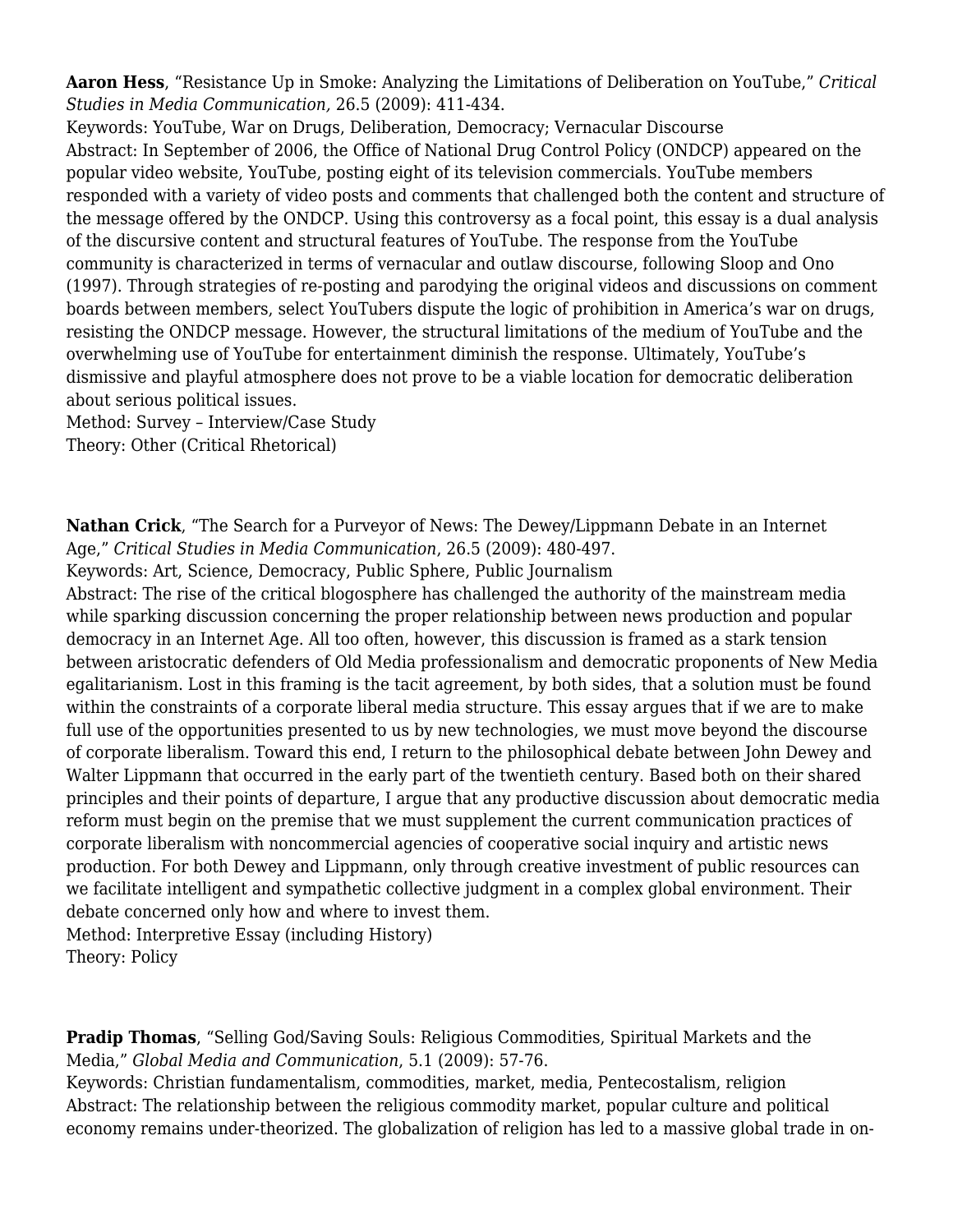**Aaron Hess**, "Resistance Up in Smoke: Analyzing the Limitations of Deliberation on YouTube," *Critical Studies in Media Communication,* 26.5 (2009): 411-434.
Keywords: YouTube, War on Drugs, Deliberation, Democracy; Vernacular Discourse
Abstract: In September of 2006, the Office of National Drug Control Policy (ONDCP) appeared on the popular video website, YouTube, posting eight of its television commercials. YouTube members responded with a variety of video posts and comments that challenged both the content and structure of the message offered by the ONDCP. Using this controversy as a focal point, this essay is a dual analysis of the discursive content and structural features of YouTube. The response from the YouTube community is characterized in terms of vernacular and outlaw discourse, following Sloop and Ono (1997). Through strategies of re-posting and parodying the original videos and discussions on comment boards between members, select YouTubers dispute the logic of prohibition in America's war on drugs, resisting the ONDCP message. However, the structural limitations of the medium of YouTube and the overwhelming use of YouTube for entertainment diminish the response. Ultimately, YouTube's dismissive and playful atmosphere does not prove to be a viable location for democratic deliberation about serious political issues.
Method: Survey – Interview/Case Study
Theory: Other (Critical Rhetorical)

**Nathan Crick**, "The Search for a Purveyor of News: The Dewey/Lippmann Debate in an Internet Age," *Critical Studies in Media Communication*, 26.5 (2009): 480-497.
Keywords: Art, Science, Democracy, Public Sphere, Public Journalism
Abstract: The rise of the critical blogosphere has challenged the authority of the mainstream media while sparking discussion concerning the proper relationship between news production and popular democracy in an Internet Age. All too often, however, this discussion is framed as a stark tension between aristocratic defenders of Old Media professionalism and democratic proponents of New Media egalitarianism. Lost in this framing is the tacit agreement, by both sides, that a solution must be found within the constraints of a corporate liberal media structure. This essay argues that if we are to make full use of the opportunities presented to us by new technologies, we must move beyond the discourse of corporate liberalism. Toward this end, I return to the philosophical debate between John Dewey and Walter Lippmann that occurred in the early part of the twentieth century. Based both on their shared principles and their points of departure, I argue that any productive discussion about democratic media reform must begin on the premise that we must supplement the current communication practices of corporate liberalism with noncommercial agencies of cooperative social inquiry and artistic news production. For both Dewey and Lippmann, only through creative investment of public resources can we facilitate intelligent and sympathetic collective judgment in a complex global environment. Their debate concerned only how and where to invest them.
Method: Interpretive Essay (including History)
Theory: Policy

**Pradip Thomas**, "Selling God/Saving Souls: Religious Commodities, Spiritual Markets and the Media," *Global Media and Communication*, 5.1 (2009): 57-76.
Keywords: Christian fundamentalism, commodities, market, media, Pentecostalism, religion
Abstract: The relationship between the religious commodity market, popular culture and political economy remains under-theorized. The globalization of religion has led to a massive global trade in on-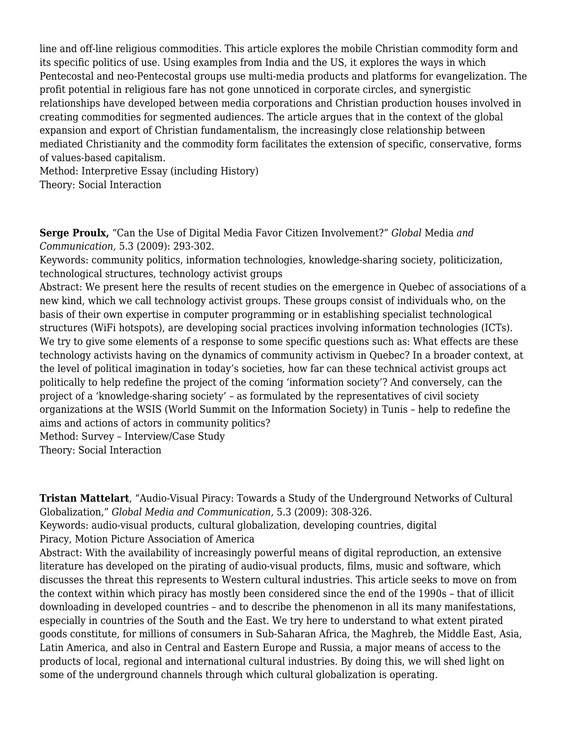line and off-line religious commodities. This article explores the mobile Christian commodity form and its specific politics of use. Using examples from India and the US, it explores the ways in which Pentecostal and neo-Pentecostal groups use multi-media products and platforms for evangelization. The profit potential in religious fare has not gone unnoticed in corporate circles, and synergistic relationships have developed between media corporations and Christian production houses involved in creating commodities for segmented audiences. The article argues that in the context of the global expansion and export of Christian fundamentalism, the increasingly close relationship between mediated Christianity and the commodity form facilitates the extension of specific, conservative, forms of values-based capitalism.
Method: Interpretive Essay (including History)
Theory: Social Interaction

**Serge Proulx,** "Can the Use of Digital Media Favor Citizen Involvement?" *Global* Media *and Communication,* 5.3 (2009): 293-302.
Keywords: community politics, information technologies, knowledge-sharing society, politicization, technological structures, technology activist groups
Abstract: We present here the results of recent studies on the emergence in Quebec of associations of a new kind, which we call technology activist groups. These groups consist of individuals who, on the basis of their own expertise in computer programming or in establishing specialist technological structures (WiFi hotspots), are developing social practices involving information technologies (ICTs). We try to give some elements of a response to some specific questions such as: What effects are these technology activists having on the dynamics of community activism in Quebec? In a broader context, at the level of political imagination in today's societies, how far can these technical activist groups act politically to help redefine the project of the coming 'information society'? And conversely, can the project of a 'knowledge-sharing society' – as formulated by the representatives of civil society organizations at the WSIS (World Summit on the Information Society) in Tunis – help to redefine the aims and actions of actors in community politics?
Method: Survey – Interview/Case Study
Theory: Social Interaction

**Tristan Mattelart**, "Audio-Visual Piracy: Towards a Study of the Underground Networks of Cultural Globalization," *Global Media and Communication,* 5.3 (2009): 308-326.
Keywords: audio-visual products, cultural globalization, developing countries, digital Piracy, Motion Picture Association of America
Abstract: With the availability of increasingly powerful means of digital reproduction, an extensive literature has developed on the pirating of audio-visual products, films, music and software, which discusses the threat this represents to Western cultural industries. This article seeks to move on from the context within which piracy has mostly been considered since the end of the 1990s – that of illicit downloading in developed countries – and to describe the phenomenon in all its many manifestations, especially in countries of the South and the East. We try here to understand to what extent pirated goods constitute, for millions of consumers in Sub-Saharan Africa, the Maghreb, the Middle East, Asia, Latin America, and also in Central and Eastern Europe and Russia, a major means of access to the products of local, regional and international cultural industries. By doing this, we will shed light on some of the underground channels through which cultural globalization is operating.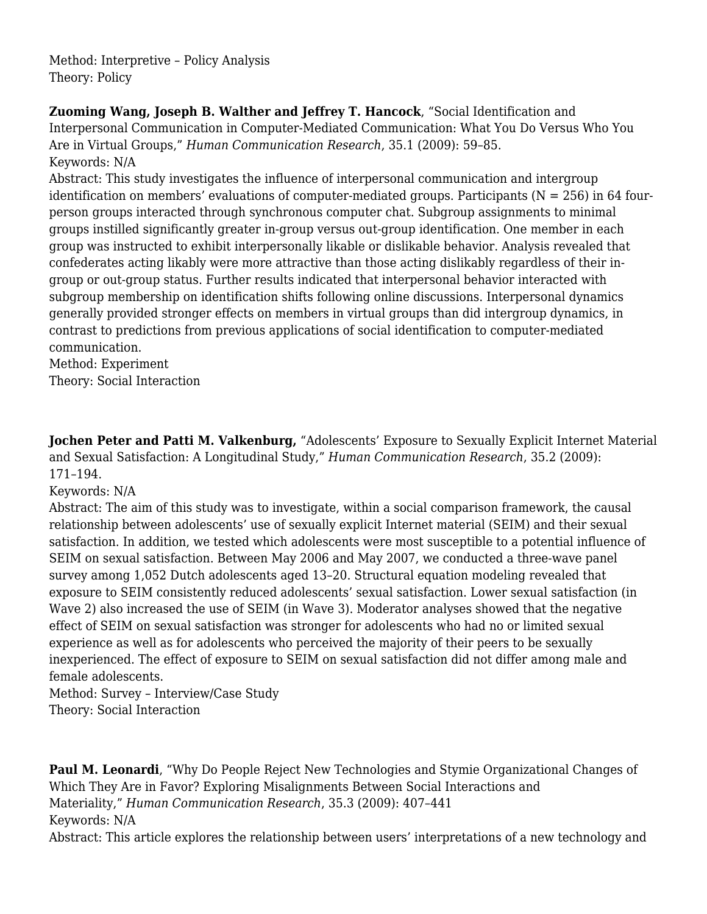Method: Interpretive – Policy Analysis
Theory: Policy

**Zuoming Wang, Joseph B. Walther and Jeffrey T. Hancock**, "Social Identification and Interpersonal Communication in Computer-Mediated Communication: What You Do Versus Who You Are in Virtual Groups," *Human Communication Research*, 35.1 (2009): 59–85.
Keywords: N/A
Abstract: This study investigates the influence of interpersonal communication and intergroup identification on members' evaluations of computer-mediated groups. Participants (N = 256) in 64 four-person groups interacted through synchronous computer chat. Subgroup assignments to minimal groups instilled significantly greater in-group versus out-group identification. One member in each group was instructed to exhibit interpersonally likable or dislikable behavior. Analysis revealed that confederates acting likably were more attractive than those acting dislikably regardless of their in-group or out-group status. Further results indicated that interpersonal behavior interacted with subgroup membership on identification shifts following online discussions. Interpersonal dynamics generally provided stronger effects on members in virtual groups than did intergroup dynamics, in contrast to predictions from previous applications of social identification to computer-mediated communication.
Method: Experiment
Theory: Social Interaction

**Jochen Peter and Patti M. Valkenburg,** "Adolescents' Exposure to Sexually Explicit Internet Material and Sexual Satisfaction: A Longitudinal Study," *Human Communication Research*, 35.2 (2009): 171–194.
Keywords: N/A
Abstract: The aim of this study was to investigate, within a social comparison framework, the causal relationship between adolescents' use of sexually explicit Internet material (SEIM) and their sexual satisfaction. In addition, we tested which adolescents were most susceptible to a potential influence of SEIM on sexual satisfaction. Between May 2006 and May 2007, we conducted a three-wave panel survey among 1,052 Dutch adolescents aged 13–20. Structural equation modeling revealed that exposure to SEIM consistently reduced adolescents' sexual satisfaction. Lower sexual satisfaction (in Wave 2) also increased the use of SEIM (in Wave 3). Moderator analyses showed that the negative effect of SEIM on sexual satisfaction was stronger for adolescents who had no or limited sexual experience as well as for adolescents who perceived the majority of their peers to be sexually inexperienced. The effect of exposure to SEIM on sexual satisfaction did not differ among male and female adolescents.
Method: Survey – Interview/Case Study
Theory: Social Interaction

**Paul M. Leonardi**, "Why Do People Reject New Technologies and Stymie Organizational Changes of Which They Are in Favor? Exploring Misalignments Between Social Interactions and Materiality," *Human Communication Research*, 35.3 (2009): 407–441
Keywords: N/A
Abstract: This article explores the relationship between users' interpretations of a new technology and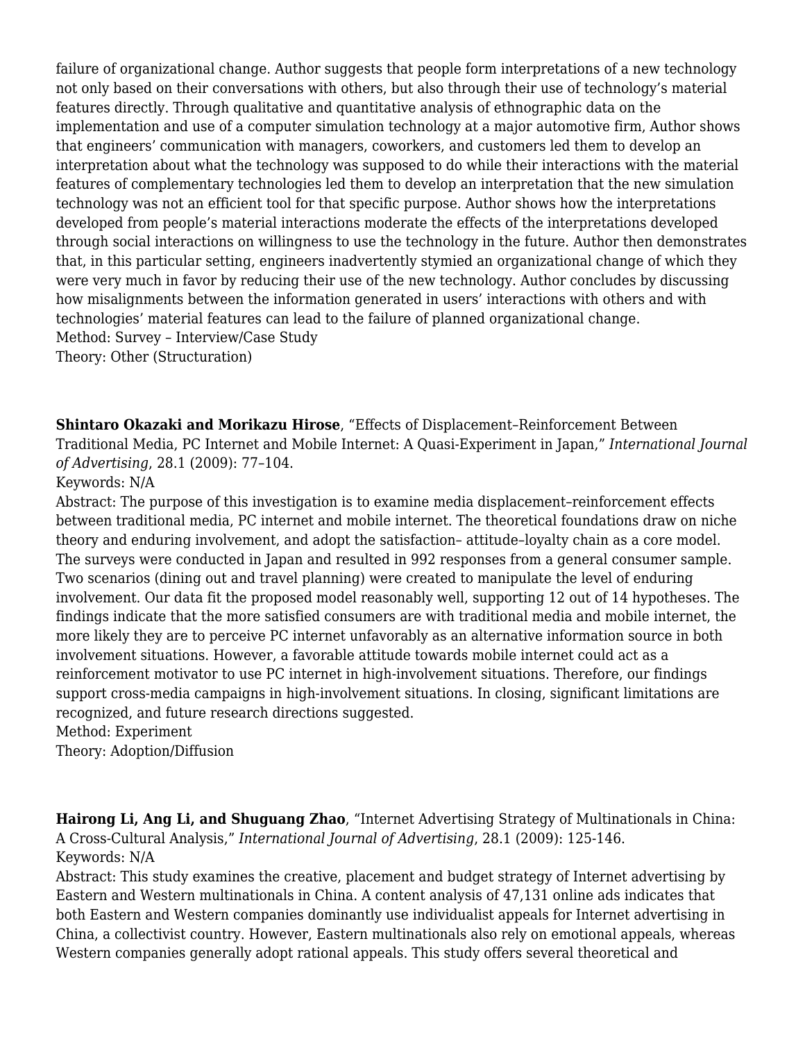failure of organizational change. Author suggests that people form interpretations of a new technology not only based on their conversations with others, but also through their use of technology's material features directly. Through qualitative and quantitative analysis of ethnographic data on the implementation and use of a computer simulation technology at a major automotive firm, Author shows that engineers' communication with managers, coworkers, and customers led them to develop an interpretation about what the technology was supposed to do while their interactions with the material features of complementary technologies led them to develop an interpretation that the new simulation technology was not an efficient tool for that specific purpose. Author shows how the interpretations developed from people's material interactions moderate the effects of the interpretations developed through social interactions on willingness to use the technology in the future. Author then demonstrates that, in this particular setting, engineers inadvertently stymied an organizational change of which they were very much in favor by reducing their use of the new technology. Author concludes by discussing how misalignments between the information generated in users' interactions with others and with technologies' material features can lead to the failure of planned organizational change.
Method: Survey – Interview/Case Study
Theory: Other (Structuration)

**Shintaro Okazaki and Morikazu Hirose**, "Effects of Displacement–Reinforcement Between Traditional Media, PC Internet and Mobile Internet: A Quasi-Experiment in Japan," *International Journal of Advertising*, 28.1 (2009): 77–104.
Keywords: N/A
Abstract: The purpose of this investigation is to examine media displacement–reinforcement effects between traditional media, PC internet and mobile internet. The theoretical foundations draw on niche theory and enduring involvement, and adopt the satisfaction– attitude–loyalty chain as a core model. The surveys were conducted in Japan and resulted in 992 responses from a general consumer sample. Two scenarios (dining out and travel planning) were created to manipulate the level of enduring involvement. Our data fit the proposed model reasonably well, supporting 12 out of 14 hypotheses. The findings indicate that the more satisfied consumers are with traditional media and mobile internet, the more likely they are to perceive PC internet unfavorably as an alternative information source in both involvement situations. However, a favorable attitude towards mobile internet could act as a reinforcement motivator to use PC internet in high-involvement situations. Therefore, our findings support cross-media campaigns in high-involvement situations. In closing, significant limitations are recognized, and future research directions suggested.
Method: Experiment
Theory: Adoption/Diffusion

**Hairong Li, Ang Li, and Shuguang Zhao**, "Internet Advertising Strategy of Multinationals in China: A Cross-Cultural Analysis," *International Journal of Advertising*, 28.1 (2009): 125-146.
Keywords: N/A
Abstract: This study examines the creative, placement and budget strategy of Internet advertising by Eastern and Western multinationals in China. A content analysis of 47,131 online ads indicates that both Eastern and Western companies dominantly use individualist appeals for Internet advertising in China, a collectivist country. However, Eastern multinationals also rely on emotional appeals, whereas Western companies generally adopt rational appeals. This study offers several theoretical and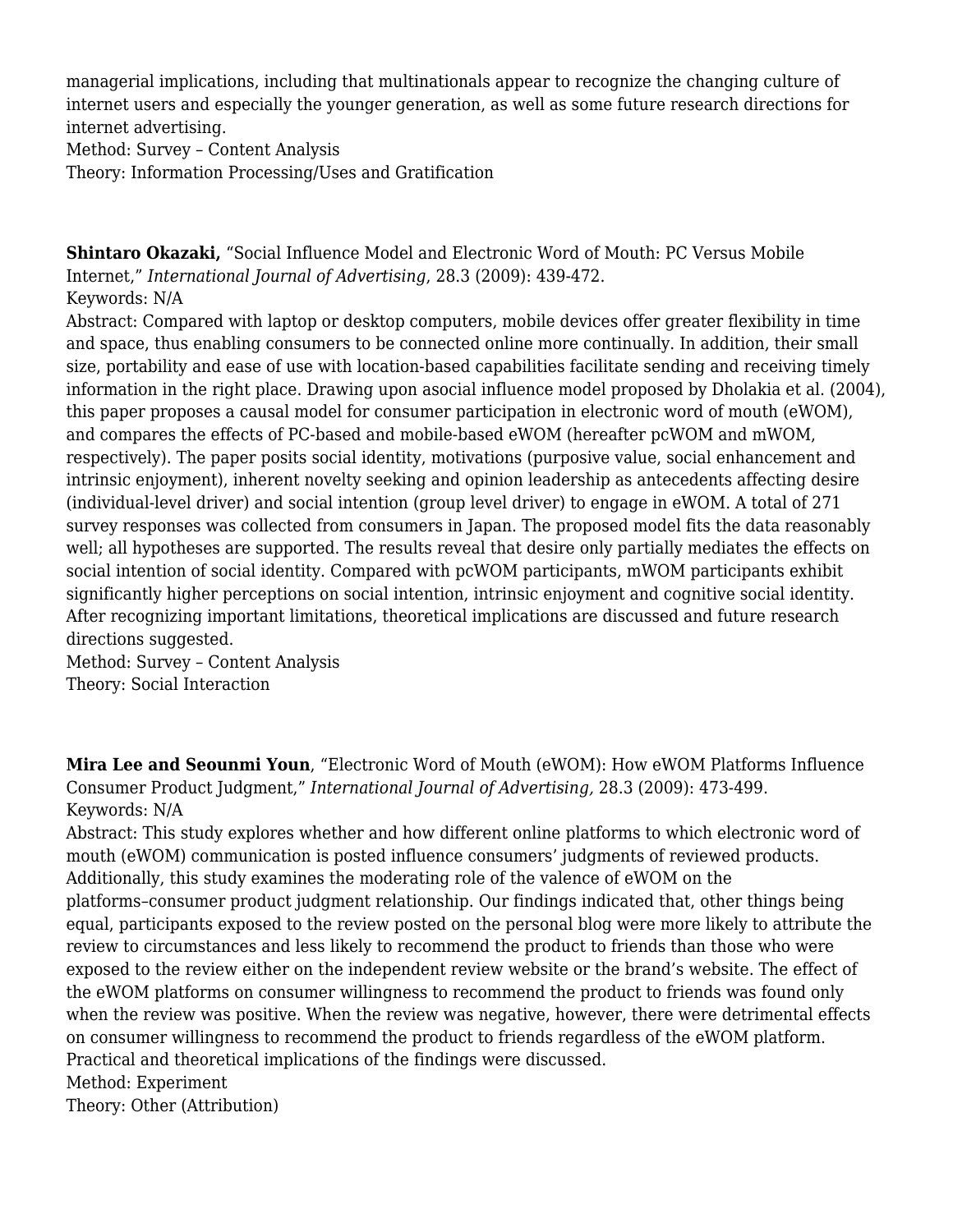managerial implications, including that multinationals appear to recognize the changing culture of internet users and especially the younger generation, as well as some future research directions for internet advertising.
Method: Survey – Content Analysis
Theory: Information Processing/Uses and Gratification

**Shintaro Okazaki,** "Social Influence Model and Electronic Word of Mouth: PC Versus Mobile Internet," *International Journal of Advertising*, 28.3 (2009): 439-472.
Keywords: N/A
Abstract: Compared with laptop or desktop computers, mobile devices offer greater flexibility in time and space, thus enabling consumers to be connected online more continually. In addition, their small size, portability and ease of use with location-based capabilities facilitate sending and receiving timely information in the right place. Drawing upon asocial influence model proposed by Dholakia et al. (2004), this paper proposes a causal model for consumer participation in electronic word of mouth (eWOM), and compares the effects of PC-based and mobile-based eWOM (hereafter pcWOM and mWOM, respectively). The paper posits social identity, motivations (purposive value, social enhancement and intrinsic enjoyment), inherent novelty seeking and opinion leadership as antecedents affecting desire (individual-level driver) and social intention (group level driver) to engage in eWOM. A total of 271 survey responses was collected from consumers in Japan. The proposed model fits the data reasonably well; all hypotheses are supported. The results reveal that desire only partially mediates the effects on social intention of social identity. Compared with pcWOM participants, mWOM participants exhibit significantly higher perceptions on social intention, intrinsic enjoyment and cognitive social identity. After recognizing important limitations, theoretical implications are discussed and future research directions suggested.
Method: Survey – Content Analysis
Theory: Social Interaction

**Mira Lee and Seounmi Youn**, "Electronic Word of Mouth (eWOM): How eWOM Platforms Influence Consumer Product Judgment," *International Journal of Advertising,* 28.3 (2009): 473-499.
Keywords: N/A
Abstract: This study explores whether and how different online platforms to which electronic word of mouth (eWOM) communication is posted influence consumers' judgments of reviewed products. Additionally, this study examines the moderating role of the valence of eWOM on the platforms–consumer product judgment relationship. Our findings indicated that, other things being equal, participants exposed to the review posted on the personal blog were more likely to attribute the review to circumstances and less likely to recommend the product to friends than those who were exposed to the review either on the independent review website or the brand's website. The effect of the eWOM platforms on consumer willingness to recommend the product to friends was found only when the review was positive. When the review was negative, however, there were detrimental effects on consumer willingness to recommend the product to friends regardless of the eWOM platform. Practical and theoretical implications of the findings were discussed.
Method: Experiment
Theory: Other (Attribution)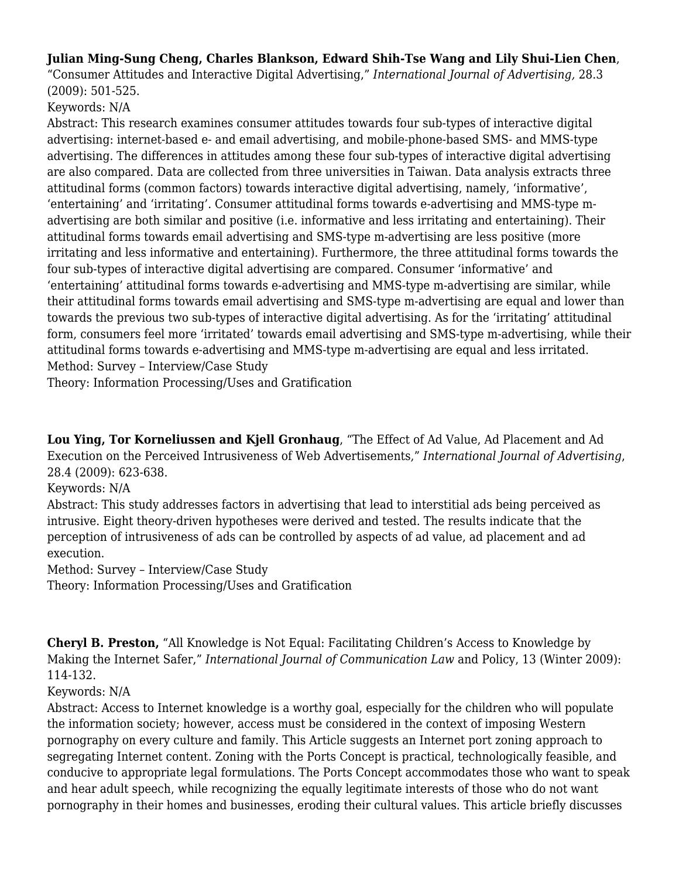**Julian Ming-Sung Cheng, Charles Blankson, Edward Shih-Tse Wang and Lily Shui-Lien Chen**, "Consumer Attitudes and Interactive Digital Advertising," *International Journal of Advertising,* 28.3 (2009): 501-525.

Keywords: N/A

Abstract: This research examines consumer attitudes towards four sub-types of interactive digital advertising: internet-based e- and email advertising, and mobile-phone-based SMS- and MMS-type advertising. The differences in attitudes among these four sub-types of interactive digital advertising are also compared. Data are collected from three universities in Taiwan. Data analysis extracts three attitudinal forms (common factors) towards interactive digital advertising, namely, 'informative', 'entertaining' and 'irritating'. Consumer attitudinal forms towards e-advertising and MMS-type m-advertising are both similar and positive (i.e. informative and less irritating and entertaining). Their attitudinal forms towards email advertising and SMS-type m-advertising are less positive (more irritating and less informative and entertaining). Furthermore, the three attitudinal forms towards the four sub-types of interactive digital advertising are compared. Consumer 'informative' and 'entertaining' attitudinal forms towards e-advertising and MMS-type m-advertising are similar, while their attitudinal forms towards email advertising and SMS-type m-advertising are equal and lower than towards the previous two sub-types of interactive digital advertising. As for the 'irritating' attitudinal form, consumers feel more 'irritated' towards email advertising and SMS-type m-advertising, while their attitudinal forms towards e-advertising and MMS-type m-advertising are equal and less irritated.

Method: Survey – Interview/Case Study

Theory: Information Processing/Uses and Gratification

**Lou Ying, Tor Korneliussen and Kjell Gronhaug**, "The Effect of Ad Value, Ad Placement and Ad Execution on the Perceived Intrusiveness of Web Advertisements," *International Journal of Advertising*, 28.4 (2009): 623-638.

Keywords: N/A

Abstract: This study addresses factors in advertising that lead to interstitial ads being perceived as intrusive. Eight theory-driven hypotheses were derived and tested. The results indicate that the perception of intrusiveness of ads can be controlled by aspects of ad value, ad placement and ad execution.

Method: Survey – Interview/Case Study

Theory: Information Processing/Uses and Gratification

**Cheryl B. Preston,** "All Knowledge is Not Equal: Facilitating Children's Access to Knowledge by Making the Internet Safer," *International Journal of Communication Law* and Policy, 13 (Winter 2009): 114-132.

Keywords: N/A

Abstract: Access to Internet knowledge is a worthy goal, especially for the children who will populate the information society; however, access must be considered in the context of imposing Western pornography on every culture and family. This Article suggests an Internet port zoning approach to segregating Internet content. Zoning with the Ports Concept is practical, technologically feasible, and conducive to appropriate legal formulations. The Ports Concept accommodates those who want to speak and hear adult speech, while recognizing the equally legitimate interests of those who do not want pornography in their homes and businesses, eroding their cultural values. This article briefly discusses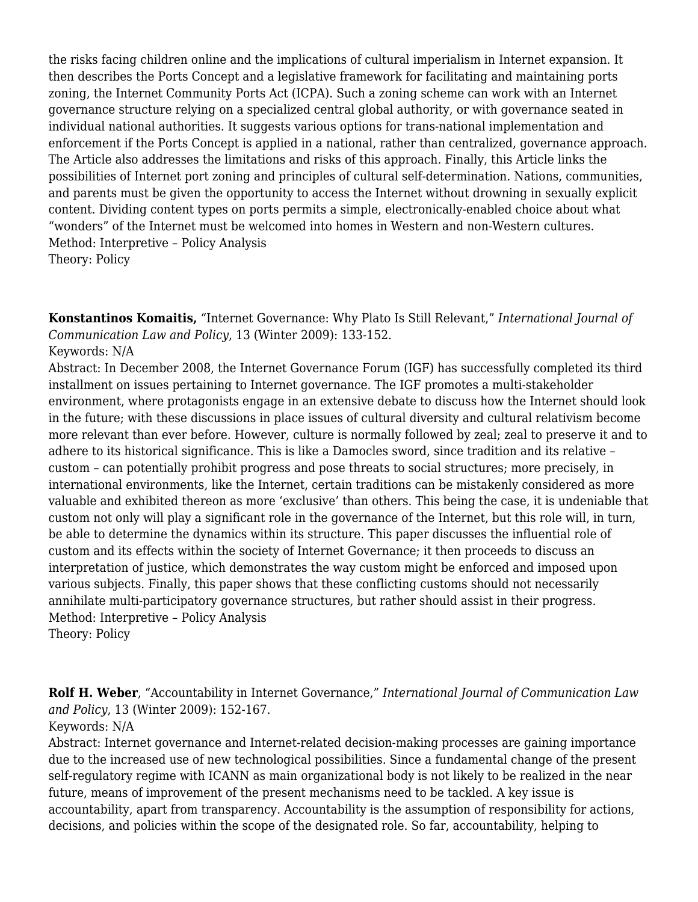the risks facing children online and the implications of cultural imperialism in Internet expansion. It then describes the Ports Concept and a legislative framework for facilitating and maintaining ports zoning, the Internet Community Ports Act (ICPA). Such a zoning scheme can work with an Internet governance structure relying on a specialized central global authority, or with governance seated in individual national authorities. It suggests various options for trans-national implementation and enforcement if the Ports Concept is applied in a national, rather than centralized, governance approach. The Article also addresses the limitations and risks of this approach. Finally, this Article links the possibilities of Internet port zoning and principles of cultural self-determination. Nations, communities, and parents must be given the opportunity to access the Internet without drowning in sexually explicit content. Dividing content types on ports permits a simple, electronically-enabled choice about what "wonders" of the Internet must be welcomed into homes in Western and non-Western cultures.
Method: Interpretive – Policy Analysis
Theory: Policy

**Konstantinos Komaitis,** "Internet Governance: Why Plato Is Still Relevant," *International Journal of Communication Law and Policy*, 13 (Winter 2009): 133-152.
Keywords: N/A
Abstract: In December 2008, the Internet Governance Forum (IGF) has successfully completed its third installment on issues pertaining to Internet governance. The IGF promotes a multi-stakeholder environment, where protagonists engage in an extensive debate to discuss how the Internet should look in the future; with these discussions in place issues of cultural diversity and cultural relativism become more relevant than ever before. However, culture is normally followed by zeal; zeal to preserve it and to adhere to its historical significance. This is like a Damocles sword, since tradition and its relative – custom – can potentially prohibit progress and pose threats to social structures; more precisely, in international environments, like the Internet, certain traditions can be mistakenly considered as more valuable and exhibited thereon as more 'exclusive' than others. This being the case, it is undeniable that custom not only will play a significant role in the governance of the Internet, but this role will, in turn, be able to determine the dynamics within its structure. This paper discusses the influential role of custom and its effects within the society of Internet Governance; it then proceeds to discuss an interpretation of justice, which demonstrates the way custom might be enforced and imposed upon various subjects. Finally, this paper shows that these conflicting customs should not necessarily annihilate multi-participatory governance structures, but rather should assist in their progress.
Method: Interpretive – Policy Analysis
Theory: Policy

**Rolf H. Weber**, "Accountability in Internet Governance," *International Journal of Communication Law and Policy*, 13 (Winter 2009): 152-167.
Keywords: N/A
Abstract: Internet governance and Internet-related decision-making processes are gaining importance due to the increased use of new technological possibilities. Since a fundamental change of the present self-regulatory regime with ICANN as main organizational body is not likely to be realized in the near future, means of improvement of the present mechanisms need to be tackled. A key issue is accountability, apart from transparency. Accountability is the assumption of responsibility for actions, decisions, and policies within the scope of the designated role. So far, accountability, helping to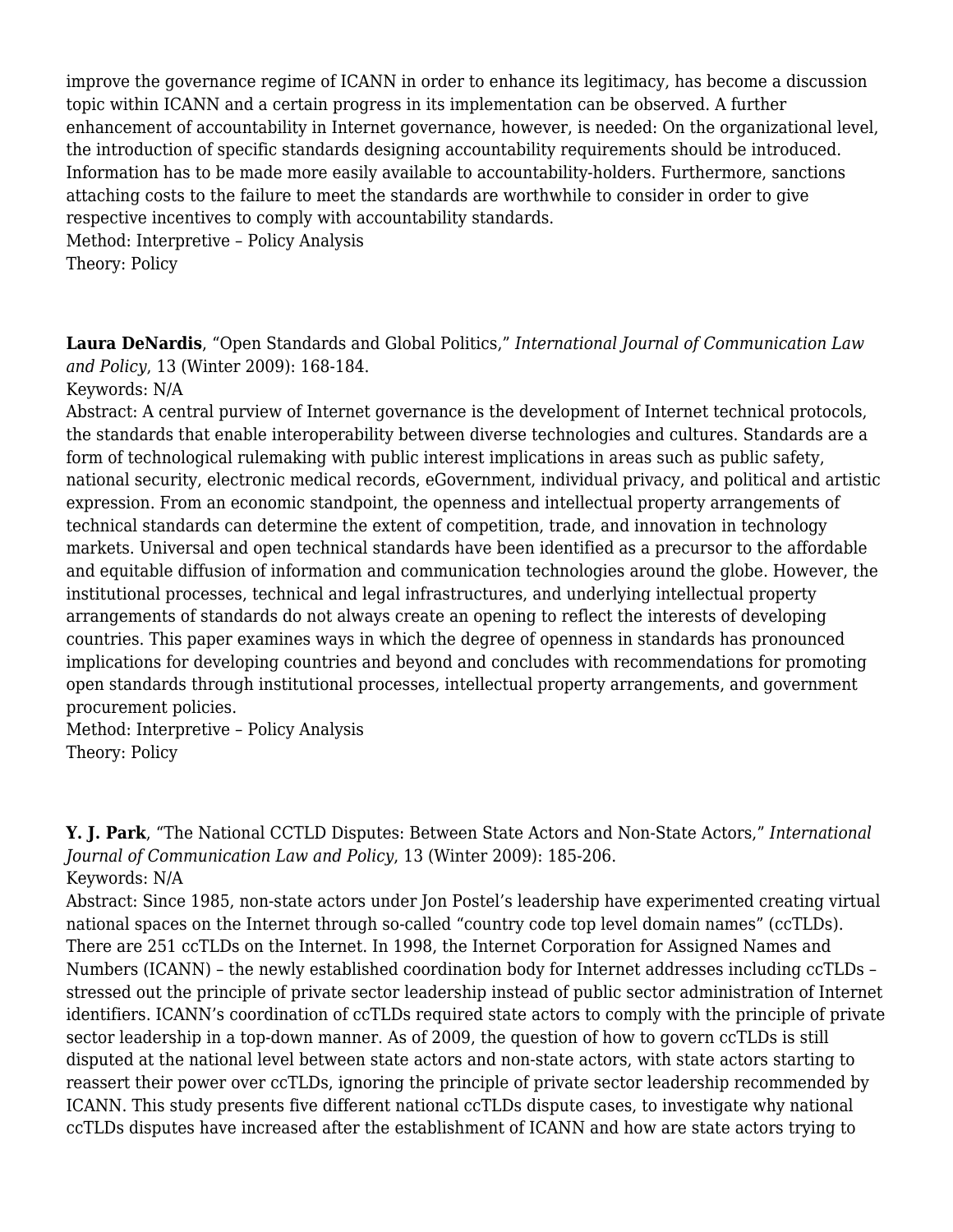improve the governance regime of ICANN in order to enhance its legitimacy, has become a discussion topic within ICANN and a certain progress in its implementation can be observed. A further enhancement of accountability in Internet governance, however, is needed: On the organizational level, the introduction of specific standards designing accountability requirements should be introduced. Information has to be made more easily available to accountability-holders. Furthermore, sanctions attaching costs to the failure to meet the standards are worthwhile to consider in order to give respective incentives to comply with accountability standards.
Method: Interpretive – Policy Analysis
Theory: Policy

**Laura DeNardis**, "Open Standards and Global Politics," *International Journal of Communication Law and Policy*, 13 (Winter 2009): 168-184.
Keywords: N/A
Abstract: A central purview of Internet governance is the development of Internet technical protocols, the standards that enable interoperability between diverse technologies and cultures. Standards are a form of technological rulemaking with public interest implications in areas such as public safety, national security, electronic medical records, eGovernment, individual privacy, and political and artistic expression. From an economic standpoint, the openness and intellectual property arrangements of technical standards can determine the extent of competition, trade, and innovation in technology markets. Universal and open technical standards have been identified as a precursor to the affordable and equitable diffusion of information and communication technologies around the globe. However, the institutional processes, technical and legal infrastructures, and underlying intellectual property arrangements of standards do not always create an opening to reflect the interests of developing countries. This paper examines ways in which the degree of openness in standards has pronounced implications for developing countries and beyond and concludes with recommendations for promoting open standards through institutional processes, intellectual property arrangements, and government procurement policies.
Method: Interpretive – Policy Analysis
Theory: Policy

**Y. J. Park**, "The National CCTLD Disputes: Between State Actors and Non-State Actors," *International Journal of Communication Law and Policy*, 13 (Winter 2009): 185-206.
Keywords: N/A
Abstract: Since 1985, non-state actors under Jon Postel's leadership have experimented creating virtual national spaces on the Internet through so-called "country code top level domain names" (ccTLDs). There are 251 ccTLDs on the Internet. In 1998, the Internet Corporation for Assigned Names and Numbers (ICANN) – the newly established coordination body for Internet addresses including ccTLDs – stressed out the principle of private sector leadership instead of public sector administration of Internet identifiers. ICANN's coordination of ccTLDs required state actors to comply with the principle of private sector leadership in a top-down manner. As of 2009, the question of how to govern ccTLDs is still disputed at the national level between state actors and non-state actors, with state actors starting to reassert their power over ccTLDs, ignoring the principle of private sector leadership recommended by ICANN. This study presents five different national ccTLDs dispute cases, to investigate why national ccTLDs disputes have increased after the establishment of ICANN and how are state actors trying to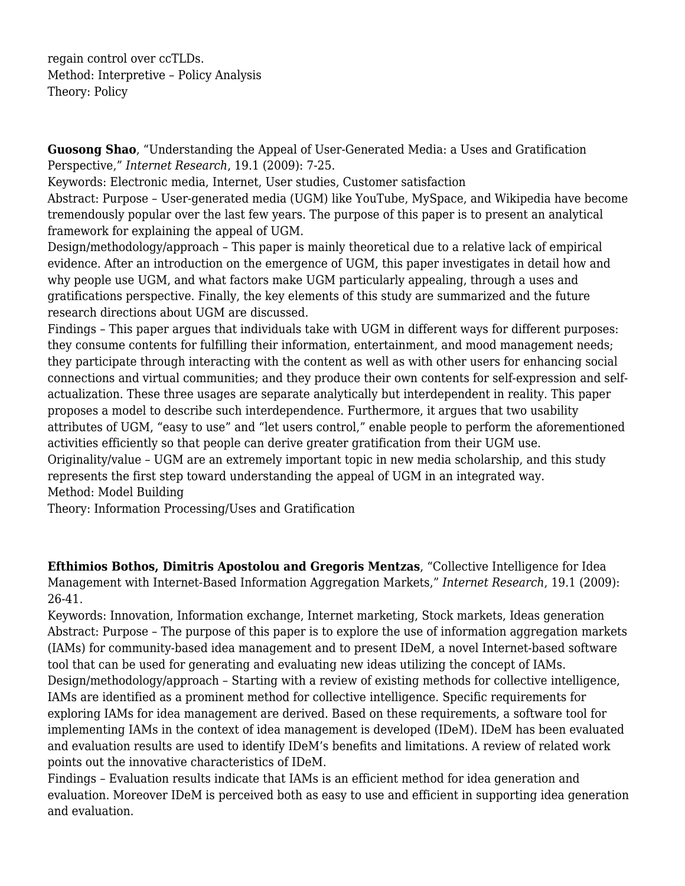regain control over ccTLDs.
Method: Interpretive – Policy Analysis
Theory: Policy

**Guosong Shao**, "Understanding the Appeal of User-Generated Media: a Uses and Gratification Perspective," *Internet Research*, 19.1 (2009): 7-25.
Keywords: Electronic media, Internet, User studies, Customer satisfaction
Abstract: Purpose – User-generated media (UGM) like YouTube, MySpace, and Wikipedia have become tremendously popular over the last few years. The purpose of this paper is to present an analytical framework for explaining the appeal of UGM.
Design/methodology/approach – This paper is mainly theoretical due to a relative lack of empirical evidence. After an introduction on the emergence of UGM, this paper investigates in detail how and why people use UGM, and what factors make UGM particularly appealing, through a uses and gratifications perspective. Finally, the key elements of this study are summarized and the future research directions about UGM are discussed.
Findings – This paper argues that individuals take with UGM in different ways for different purposes: they consume contents for fulfilling their information, entertainment, and mood management needs; they participate through interacting with the content as well as with other users for enhancing social connections and virtual communities; and they produce their own contents for self-expression and self-actualization. These three usages are separate analytically but interdependent in reality. This paper proposes a model to describe such interdependence. Furthermore, it argues that two usability attributes of UGM, "easy to use" and "let users control," enable people to perform the aforementioned activities efficiently so that people can derive greater gratification from their UGM use.
Originality/value – UGM are an extremely important topic in new media scholarship, and this study represents the first step toward understanding the appeal of UGM in an integrated way.
Method: Model Building
Theory: Information Processing/Uses and Gratification

**Efthimios Bothos, Dimitris Apostolou and Gregoris Mentzas**, "Collective Intelligence for Idea Management with Internet-Based Information Aggregation Markets," *Internet Research*, 19.1 (2009): 26-41.
Keywords: Innovation, Information exchange, Internet marketing, Stock markets, Ideas generation
Abstract: Purpose – The purpose of this paper is to explore the use of information aggregation markets (IAMs) for community-based idea management and to present IDeM, a novel Internet-based software tool that can be used for generating and evaluating new ideas utilizing the concept of IAMs.
Design/methodology/approach – Starting with a review of existing methods for collective intelligence, IAMs are identified as a prominent method for collective intelligence. Specific requirements for exploring IAMs for idea management are derived. Based on these requirements, a software tool for implementing IAMs in the context of idea management is developed (IDeM). IDeM has been evaluated and evaluation results are used to identify IDeM's benefits and limitations. A review of related work points out the innovative characteristics of IDeM.
Findings – Evaluation results indicate that IAMs is an efficient method for idea generation and evaluation. Moreover IDeM is perceived both as easy to use and efficient in supporting idea generation and evaluation.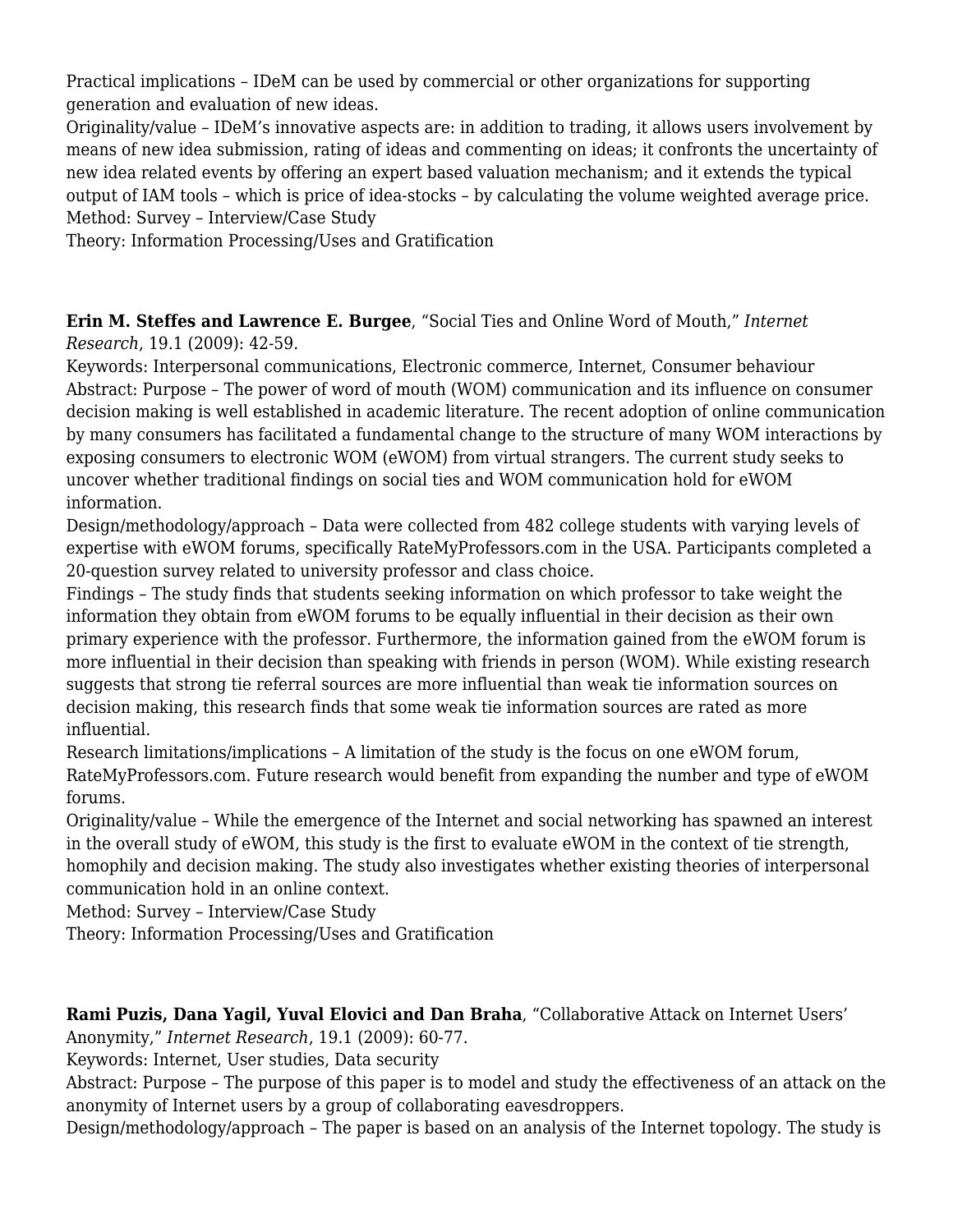Practical implications – IDeM can be used by commercial or other organizations for supporting generation and evaluation of new ideas.
Originality/value – IDeM's innovative aspects are: in addition to trading, it allows users involvement by means of new idea submission, rating of ideas and commenting on ideas; it confronts the uncertainty of new idea related events by offering an expert based valuation mechanism; and it extends the typical output of IAM tools – which is price of idea-stocks – by calculating the volume weighted average price.
Method: Survey – Interview/Case Study
Theory: Information Processing/Uses and Gratification

**Erin M. Steffes and Lawrence E. Burgee**, "Social Ties and Online Word of Mouth," *Internet Research*, 19.1 (2009): 42-59.
Keywords: Interpersonal communications, Electronic commerce, Internet, Consumer behaviour
Abstract: Purpose – The power of word of mouth (WOM) communication and its influence on consumer decision making is well established in academic literature. The recent adoption of online communication by many consumers has facilitated a fundamental change to the structure of many WOM interactions by exposing consumers to electronic WOM (eWOM) from virtual strangers. The current study seeks to uncover whether traditional findings on social ties and WOM communication hold for eWOM information.
Design/methodology/approach – Data were collected from 482 college students with varying levels of expertise with eWOM forums, specifically RateMyProfessors.com in the USA. Participants completed a 20-question survey related to university professor and class choice.
Findings – The study finds that students seeking information on which professor to take weight the information they obtain from eWOM forums to be equally influential in their decision as their own primary experience with the professor. Furthermore, the information gained from the eWOM forum is more influential in their decision than speaking with friends in person (WOM). While existing research suggests that strong tie referral sources are more influential than weak tie information sources on decision making, this research finds that some weak tie information sources are rated as more influential.
Research limitations/implications – A limitation of the study is the focus on one eWOM forum, RateMyProfessors.com. Future research would benefit from expanding the number and type of eWOM forums.
Originality/value – While the emergence of the Internet and social networking has spawned an interest in the overall study of eWOM, this study is the first to evaluate eWOM in the context of tie strength, homophily and decision making. The study also investigates whether existing theories of interpersonal communication hold in an online context.
Method: Survey – Interview/Case Study
Theory: Information Processing/Uses and Gratification

**Rami Puzis, Dana Yagil, Yuval Elovici and Dan Braha**, "Collaborative Attack on Internet Users' Anonymity," *Internet Research*, 19.1 (2009): 60-77.
Keywords: Internet, User studies, Data security
Abstract: Purpose – The purpose of this paper is to model and study the effectiveness of an attack on the anonymity of Internet users by a group of collaborating eavesdroppers.
Design/methodology/approach – The paper is based on an analysis of the Internet topology. The study is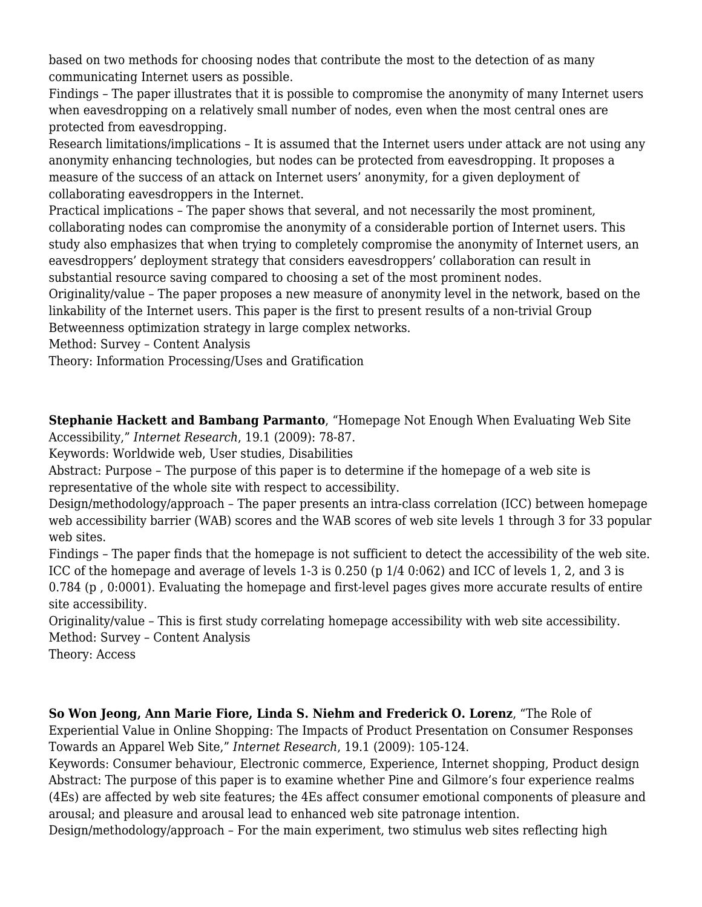based on two methods for choosing nodes that contribute the most to the detection of as many communicating Internet users as possible.

Findings – The paper illustrates that it is possible to compromise the anonymity of many Internet users when eavesdropping on a relatively small number of nodes, even when the most central ones are protected from eavesdropping.

Research limitations/implications – It is assumed that the Internet users under attack are not using any anonymity enhancing technologies, but nodes can be protected from eavesdropping. It proposes a measure of the success of an attack on Internet users' anonymity, for a given deployment of collaborating eavesdroppers in the Internet.

Practical implications – The paper shows that several, and not necessarily the most prominent, collaborating nodes can compromise the anonymity of a considerable portion of Internet users. This study also emphasizes that when trying to completely compromise the anonymity of Internet users, an eavesdroppers' deployment strategy that considers eavesdroppers' collaboration can result in substantial resource saving compared to choosing a set of the most prominent nodes.

Originality/value – The paper proposes a new measure of anonymity level in the network, based on the linkability of the Internet users. This paper is the first to present results of a non-trivial Group Betweenness optimization strategy in large complex networks.

Method: Survey – Content Analysis

Theory: Information Processing/Uses and Gratification

**Stephanie Hackett and Bambang Parmanto**, "Homepage Not Enough When Evaluating Web Site Accessibility," *Internet Research*, 19.1 (2009): 78-87.

Keywords: Worldwide web, User studies, Disabilities

Abstract: Purpose – The purpose of this paper is to determine if the homepage of a web site is representative of the whole site with respect to accessibility.

Design/methodology/approach – The paper presents an intra-class correlation (ICC) between homepage web accessibility barrier (WAB) scores and the WAB scores of web site levels 1 through 3 for 33 popular web sites.

Findings – The paper finds that the homepage is not sufficient to detect the accessibility of the web site. ICC of the homepage and average of levels 1-3 is 0.250 (p 1/4 0:062) and ICC of levels 1, 2, and 3 is 0.784 (p , 0:0001). Evaluating the homepage and first-level pages gives more accurate results of entire site accessibility.

Originality/value – This is first study correlating homepage accessibility with web site accessibility.

Method: Survey – Content Analysis

Theory: Access

**So Won Jeong, Ann Marie Fiore, Linda S. Niehm and Frederick O. Lorenz**, "The Role of Experiential Value in Online Shopping: The Impacts of Product Presentation on Consumer Responses Towards an Apparel Web Site," *Internet Research*, 19.1 (2009): 105-124.

Keywords: Consumer behaviour, Electronic commerce, Experience, Internet shopping, Product design

Abstract: The purpose of this paper is to examine whether Pine and Gilmore's four experience realms (4Es) are affected by web site features; the 4Es affect consumer emotional components of pleasure and arousal; and pleasure and arousal lead to enhanced web site patronage intention.

Design/methodology/approach – For the main experiment, two stimulus web sites reflecting high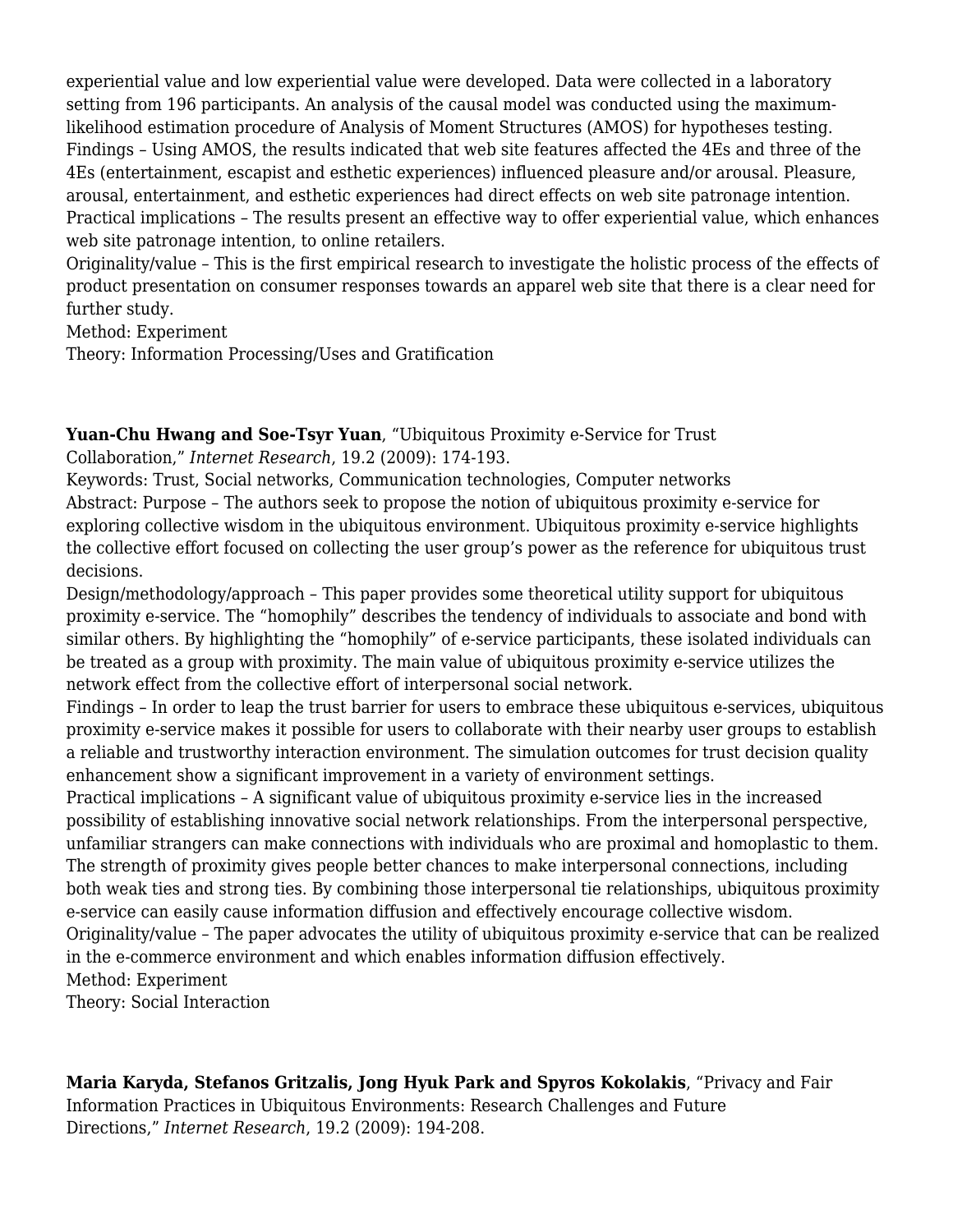experiential value and low experiential value were developed. Data were collected in a laboratory setting from 196 participants. An analysis of the causal model was conducted using the maximum-likelihood estimation procedure of Analysis of Moment Structures (AMOS) for hypotheses testing.
Findings – Using AMOS, the results indicated that web site features affected the 4Es and three of the 4Es (entertainment, escapist and esthetic experiences) influenced pleasure and/or arousal. Pleasure, arousal, entertainment, and esthetic experiences had direct effects on web site patronage intention.
Practical implications – The results present an effective way to offer experiential value, which enhances web site patronage intention, to online retailers.
Originality/value – This is the first empirical research to investigate the holistic process of the effects of product presentation on consumer responses towards an apparel web site that there is a clear need for further study.
Method: Experiment
Theory: Information Processing/Uses and Gratification

**Yuan-Chu Hwang and Soe-Tsyr Yuan**, "Ubiquitous Proximity e-Service for Trust Collaboration," *Internet Research*, 19.2 (2009): 174-193.
Keywords: Trust, Social networks, Communication technologies, Computer networks
Abstract: Purpose – The authors seek to propose the notion of ubiquitous proximity e-service for exploring collective wisdom in the ubiquitous environment. Ubiquitous proximity e-service highlights the collective effort focused on collecting the user group's power as the reference for ubiquitous trust decisions.
Design/methodology/approach – This paper provides some theoretical utility support for ubiquitous proximity e-service. The "homophily" describes the tendency of individuals to associate and bond with similar others. By highlighting the "homophily" of e-service participants, these isolated individuals can be treated as a group with proximity. The main value of ubiquitous proximity e-service utilizes the network effect from the collective effort of interpersonal social network.
Findings – In order to leap the trust barrier for users to embrace these ubiquitous e-services, ubiquitous proximity e-service makes it possible for users to collaborate with their nearby user groups to establish a reliable and trustworthy interaction environment. The simulation outcomes for trust decision quality enhancement show a significant improvement in a variety of environment settings.
Practical implications – A significant value of ubiquitous proximity e-service lies in the increased possibility of establishing innovative social network relationships. From the interpersonal perspective, unfamiliar strangers can make connections with individuals who are proximal and homoplastic to them. The strength of proximity gives people better chances to make interpersonal connections, including both weak ties and strong ties. By combining those interpersonal tie relationships, ubiquitous proximity e-service can easily cause information diffusion and effectively encourage collective wisdom.
Originality/value – The paper advocates the utility of ubiquitous proximity e-service that can be realized in the e-commerce environment and which enables information diffusion effectively.
Method: Experiment
Theory: Social Interaction

**Maria Karyda, Stefanos Gritzalis, Jong Hyuk Park and Spyros Kokolakis**, "Privacy and Fair Information Practices in Ubiquitous Environments: Research Challenges and Future Directions," *Internet Research*, 19.2 (2009): 194-208.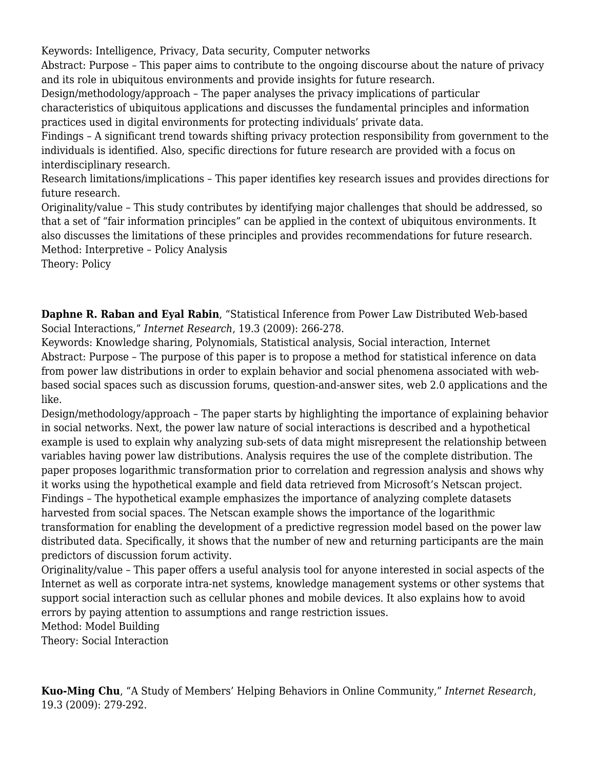Keywords: Intelligence, Privacy, Data security, Computer networks
Abstract: Purpose – This paper aims to contribute to the ongoing discourse about the nature of privacy and its role in ubiquitous environments and provide insights for future research.
Design/methodology/approach – The paper analyses the privacy implications of particular characteristics of ubiquitous applications and discusses the fundamental principles and information practices used in digital environments for protecting individuals' private data.
Findings – A significant trend towards shifting privacy protection responsibility from government to the individuals is identified. Also, specific directions for future research are provided with a focus on interdisciplinary research.
Research limitations/implications – This paper identifies key research issues and provides directions for future research.
Originality/value – This study contributes by identifying major challenges that should be addressed, so that a set of "fair information principles" can be applied in the context of ubiquitous environments. It also discusses the limitations of these principles and provides recommendations for future research.
Method: Interpretive – Policy Analysis
Theory: Policy

**Daphne R. Raban and Eyal Rabin**, "Statistical Inference from Power Law Distributed Web-based Social Interactions," *Internet Research*, 19.3 (2009): 266-278.
Keywords: Knowledge sharing, Polynomials, Statistical analysis, Social interaction, Internet
Abstract: Purpose – The purpose of this paper is to propose a method for statistical inference on data from power law distributions in order to explain behavior and social phenomena associated with web-based social spaces such as discussion forums, question-and-answer sites, web 2.0 applications and the like.
Design/methodology/approach – The paper starts by highlighting the importance of explaining behavior in social networks. Next, the power law nature of social interactions is described and a hypothetical example is used to explain why analyzing sub-sets of data might misrepresent the relationship between variables having power law distributions. Analysis requires the use of the complete distribution. The paper proposes logarithmic transformation prior to correlation and regression analysis and shows why it works using the hypothetical example and field data retrieved from Microsoft's Netscan project.
Findings – The hypothetical example emphasizes the importance of analyzing complete datasets harvested from social spaces. The Netscan example shows the importance of the logarithmic transformation for enabling the development of a predictive regression model based on the power law distributed data. Specifically, it shows that the number of new and returning participants are the main predictors of discussion forum activity.
Originality/value – This paper offers a useful analysis tool for anyone interested in social aspects of the Internet as well as corporate intra-net systems, knowledge management systems or other systems that support social interaction such as cellular phones and mobile devices. It also explains how to avoid errors by paying attention to assumptions and range restriction issues.
Method: Model Building
Theory: Social Interaction

**Kuo-Ming Chu**, "A Study of Members' Helping Behaviors in Online Community," *Internet Research*, 19.3 (2009): 279-292.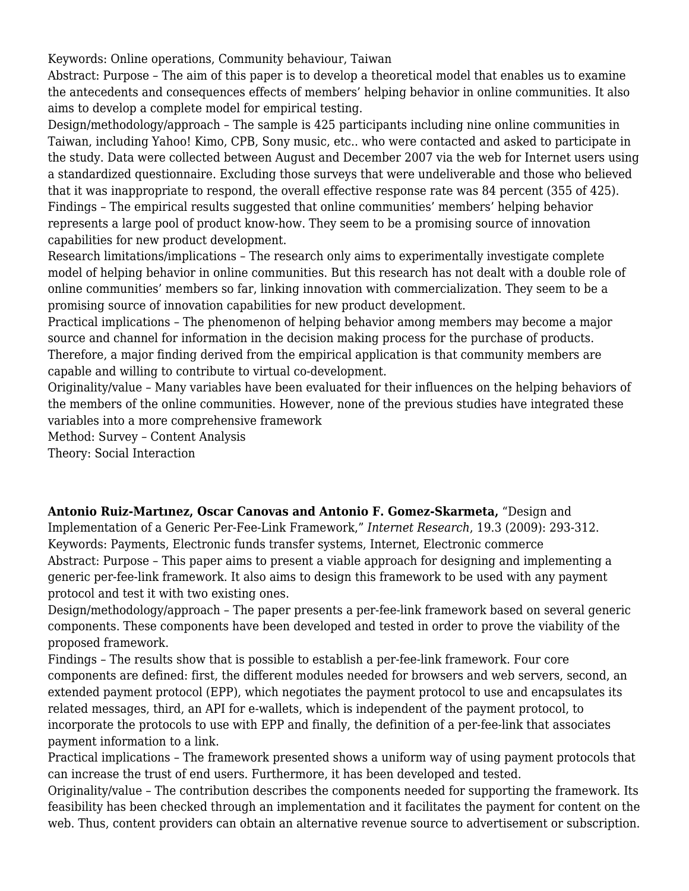Keywords: Online operations, Community behaviour, Taiwan

Abstract: Purpose – The aim of this paper is to develop a theoretical model that enables us to examine the antecedents and consequences effects of members' helping behavior in online communities. It also aims to develop a complete model for empirical testing.

Design/methodology/approach – The sample is 425 participants including nine online communities in Taiwan, including Yahoo! Kimo, CPB, Sony music, etc.. who were contacted and asked to participate in the study. Data were collected between August and December 2007 via the web for Internet users using a standardized questionnaire. Excluding those surveys that were undeliverable and those who believed that it was inappropriate to respond, the overall effective response rate was 84 percent (355 of 425).

Findings – The empirical results suggested that online communities' members' helping behavior represents a large pool of product know-how. They seem to be a promising source of innovation capabilities for new product development.

Research limitations/implications – The research only aims to experimentally investigate complete model of helping behavior in online communities. But this research has not dealt with a double role of online communities' members so far, linking innovation with commercialization. They seem to be a promising source of innovation capabilities for new product development.

Practical implications – The phenomenon of helping behavior among members may become a major source and channel for information in the decision making process for the purchase of products. Therefore, a major finding derived from the empirical application is that community members are capable and willing to contribute to virtual co-development.

Originality/value – Many variables have been evaluated for their influences on the helping behaviors of the members of the online communities. However, none of the previous studies have integrated these variables into a more comprehensive framework

Method: Survey – Content Analysis

Theory: Social Interaction

**Antonio Ruiz-Martınez, Oscar Canovas and Antonio F. Gomez-Skarmeta,** "Design and Implementation of a Generic Per-Fee-Link Framework," *Internet Research*, 19.3 (2009): 293-312.

Keywords: Payments, Electronic funds transfer systems, Internet, Electronic commerce

Abstract: Purpose – This paper aims to present a viable approach for designing and implementing a generic per-fee-link framework. It also aims to design this framework to be used with any payment protocol and test it with two existing ones.

Design/methodology/approach – The paper presents a per-fee-link framework based on several generic components. These components have been developed and tested in order to prove the viability of the proposed framework.

Findings – The results show that is possible to establish a per-fee-link framework. Four core components are defined: first, the different modules needed for browsers and web servers, second, an extended payment protocol (EPP), which negotiates the payment protocol to use and encapsulates its related messages, third, an API for e-wallets, which is independent of the payment protocol, to incorporate the protocols to use with EPP and finally, the definition of a per-fee-link that associates payment information to a link.

Practical implications – The framework presented shows a uniform way of using payment protocols that can increase the trust of end users. Furthermore, it has been developed and tested.

Originality/value – The contribution describes the components needed for supporting the framework. Its feasibility has been checked through an implementation and it facilitates the payment for content on the web. Thus, content providers can obtain an alternative revenue source to advertisement or subscription.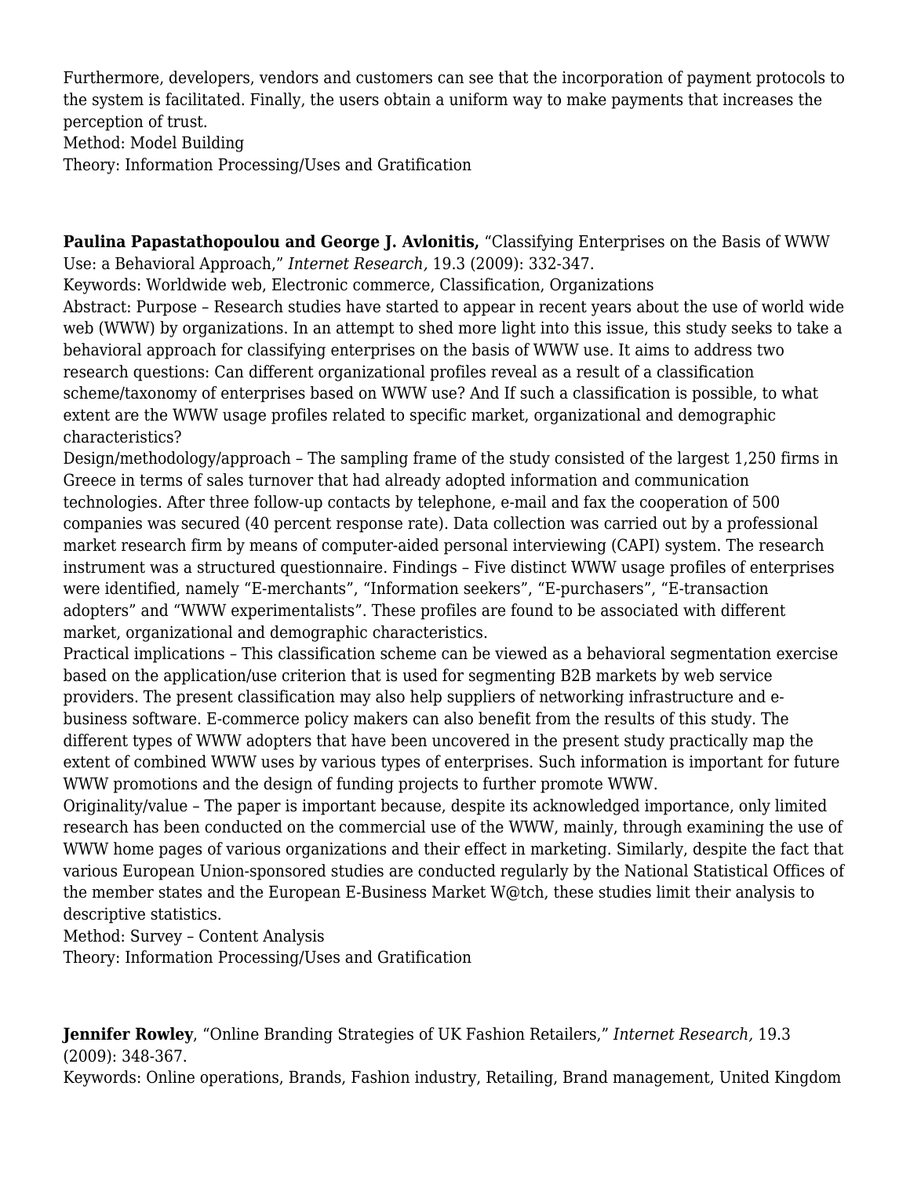Furthermore, developers, vendors and customers can see that the incorporation of payment protocols to the system is facilitated. Finally, the users obtain a uniform way to make payments that increases the perception of trust.
Method: Model Building
Theory: Information Processing/Uses and Gratification

**Paulina Papastathopoulou and George J. Avlonitis,** “Classifying Enterprises on the Basis of WWW Use: a Behavioral Approach,” *Internet Research,* 19.3 (2009): 332-347.
Keywords: Worldwide web, Electronic commerce, Classification, Organizations
Abstract: Purpose – Research studies have started to appear in recent years about the use of world wide web (WWW) by organizations. In an attempt to shed more light into this issue, this study seeks to take a behavioral approach for classifying enterprises on the basis of WWW use. It aims to address two research questions: Can different organizational profiles reveal as a result of a classification scheme/taxonomy of enterprises based on WWW use? And If such a classification is possible, to what extent are the WWW usage profiles related to specific market, organizational and demographic characteristics?
Design/methodology/approach – The sampling frame of the study consisted of the largest 1,250 firms in Greece in terms of sales turnover that had already adopted information and communication technologies. After three follow-up contacts by telephone, e-mail and fax the cooperation of 500 companies was secured (40 percent response rate). Data collection was carried out by a professional market research firm by means of computer-aided personal interviewing (CAPI) system. The research instrument was a structured questionnaire. Findings – Five distinct WWW usage profiles of enterprises were identified, namely “E-merchants”, “Information seekers”, “E-purchasers”, “E-transaction adopters” and “WWW experimentalists”. These profiles are found to be associated with different market, organizational and demographic characteristics.
Practical implications – This classification scheme can be viewed as a behavioral segmentation exercise based on the application/use criterion that is used for segmenting B2B markets by web service providers. The present classification may also help suppliers of networking infrastructure and e-business software. E-commerce policy makers can also benefit from the results of this study. The different types of WWW adopters that have been uncovered in the present study practically map the extent of combined WWW uses by various types of enterprises. Such information is important for future WWW promotions and the design of funding projects to further promote WWW.
Originality/value – The paper is important because, despite its acknowledged importance, only limited research has been conducted on the commercial use of the WWW, mainly, through examining the use of WWW home pages of various organizations and their effect in marketing. Similarly, despite the fact that various European Union-sponsored studies are conducted regularly by the National Statistical Offices of the member states and the European E-Business Market W@tch, these studies limit their analysis to descriptive statistics.
Method: Survey – Content Analysis
Theory: Information Processing/Uses and Gratification

**Jennifer Rowley**, “Online Branding Strategies of UK Fashion Retailers,” *Internet Research,* 19.3 (2009): 348-367.
Keywords: Online operations, Brands, Fashion industry, Retailing, Brand management, United Kingdom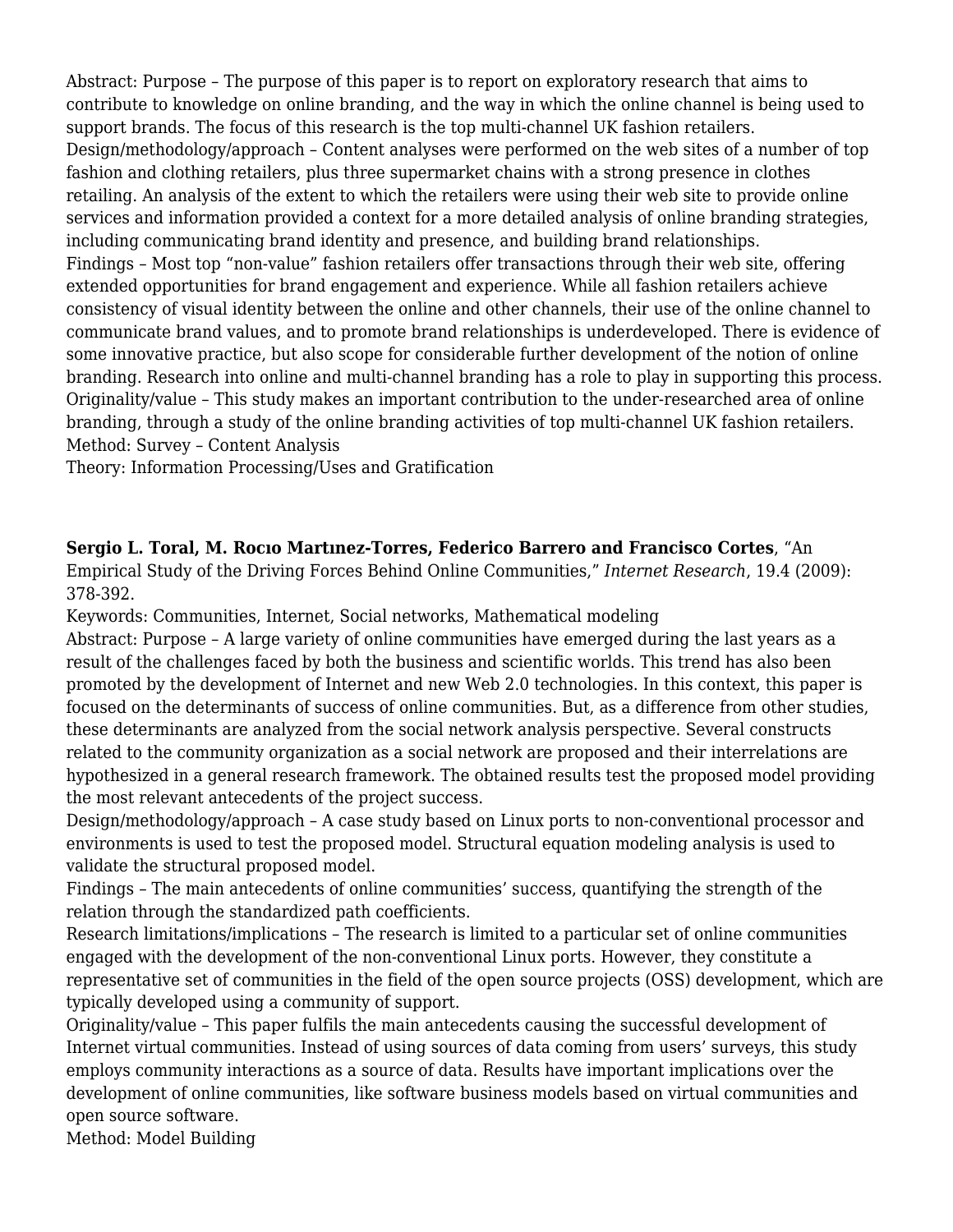Abstract: Purpose – The purpose of this paper is to report on exploratory research that aims to contribute to knowledge on online branding, and the way in which the online channel is being used to support brands. The focus of this research is the top multi-channel UK fashion retailers.
Design/methodology/approach – Content analyses were performed on the web sites of a number of top fashion and clothing retailers, plus three supermarket chains with a strong presence in clothes retailing. An analysis of the extent to which the retailers were using their web site to provide online services and information provided a context for a more detailed analysis of online branding strategies, including communicating brand identity and presence, and building brand relationships.
Findings – Most top "non-value" fashion retailers offer transactions through their web site, offering extended opportunities for brand engagement and experience. While all fashion retailers achieve consistency of visual identity between the online and other channels, their use of the online channel to communicate brand values, and to promote brand relationships is underdeveloped. There is evidence of some innovative practice, but also scope for considerable further development of the notion of online branding. Research into online and multi-channel branding has a role to play in supporting this process.
Originality/value – This study makes an important contribution to the under-researched area of online branding, through a study of the online branding activities of top multi-channel UK fashion retailers.
Method: Survey – Content Analysis
Theory: Information Processing/Uses and Gratification

**Sergio L. Toral, M. Rocıo Martınez-Torres, Federico Barrero and Francisco Cortes**, "An Empirical Study of the Driving Forces Behind Online Communities," *Internet Research*, 19.4 (2009): 378-392.
Keywords: Communities, Internet, Social networks, Mathematical modeling
Abstract: Purpose – A large variety of online communities have emerged during the last years as a result of the challenges faced by both the business and scientific worlds. This trend has also been promoted by the development of Internet and new Web 2.0 technologies. In this context, this paper is focused on the determinants of success of online communities. But, as a difference from other studies, these determinants are analyzed from the social network analysis perspective. Several constructs related to the community organization as a social network are proposed and their interrelations are hypothesized in a general research framework. The obtained results test the proposed model providing the most relevant antecedents of the project success.
Design/methodology/approach – A case study based on Linux ports to non-conventional processor and environments is used to test the proposed model. Structural equation modeling analysis is used to validate the structural proposed model.
Findings – The main antecedents of online communities' success, quantifying the strength of the relation through the standardized path coefficients.
Research limitations/implications – The research is limited to a particular set of online communities engaged with the development of the non-conventional Linux ports. However, they constitute a representative set of communities in the field of the open source projects (OSS) development, which are typically developed using a community of support.
Originality/value – This paper fulfils the main antecedents causing the successful development of Internet virtual communities. Instead of using sources of data coming from users' surveys, this study employs community interactions as a source of data. Results have important implications over the development of online communities, like software business models based on virtual communities and open source software.
Method: Model Building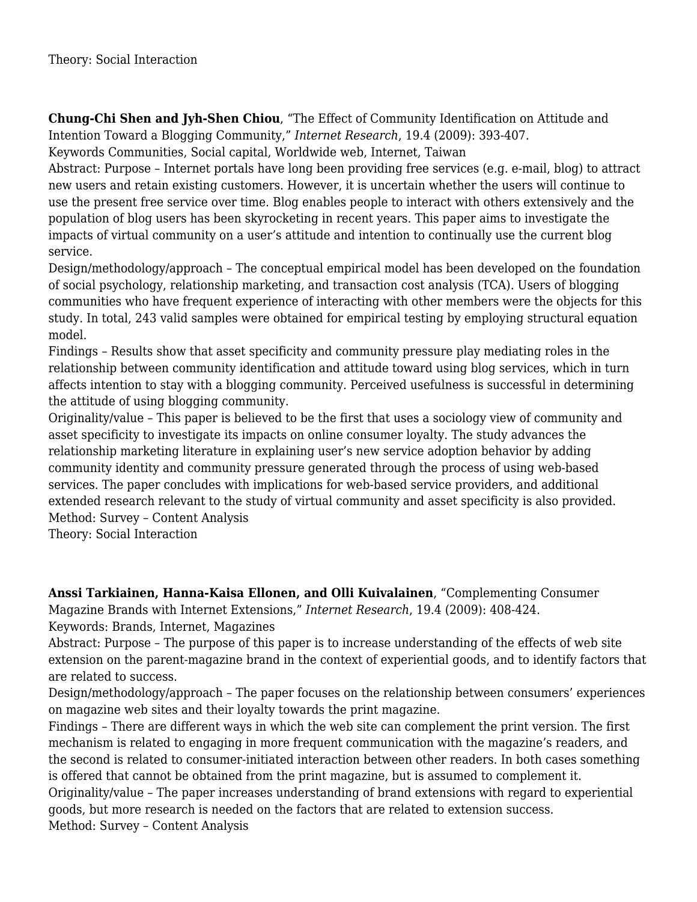Theory: Social Interaction

**Chung-Chi Shen and Jyh-Shen Chiou**, "The Effect of Community Identification on Attitude and Intention Toward a Blogging Community," *Internet Research*, 19.4 (2009): 393-407.
Keywords Communities, Social capital, Worldwide web, Internet, Taiwan
Abstract: Purpose – Internet portals have long been providing free services (e.g. e-mail, blog) to attract new users and retain existing customers. However, it is uncertain whether the users will continue to use the present free service over time. Blog enables people to interact with others extensively and the population of blog users has been skyrocketing in recent years. This paper aims to investigate the impacts of virtual community on a user's attitude and intention to continually use the current blog service.
Design/methodology/approach – The conceptual empirical model has been developed on the foundation of social psychology, relationship marketing, and transaction cost analysis (TCA). Users of blogging communities who have frequent experience of interacting with other members were the objects for this study. In total, 243 valid samples were obtained for empirical testing by employing structural equation model.
Findings – Results show that asset specificity and community pressure play mediating roles in the relationship between community identification and attitude toward using blog services, which in turn affects intention to stay with a blogging community. Perceived usefulness is successful in determining the attitude of using blogging community.
Originality/value – This paper is believed to be the first that uses a sociology view of community and asset specificity to investigate its impacts on online consumer loyalty. The study advances the relationship marketing literature in explaining user's new service adoption behavior by adding community identity and community pressure generated through the process of using web-based services. The paper concludes with implications for web-based service providers, and additional extended research relevant to the study of virtual community and asset specificity is also provided.
Method: Survey – Content Analysis
Theory: Social Interaction

**Anssi Tarkiainen, Hanna-Kaisa Ellonen, and Olli Kuivalainen**, "Complementing Consumer Magazine Brands with Internet Extensions," *Internet Research*, 19.4 (2009): 408-424.
Keywords: Brands, Internet, Magazines
Abstract: Purpose – The purpose of this paper is to increase understanding of the effects of web site extension on the parent-magazine brand in the context of experiential goods, and to identify factors that are related to success.
Design/methodology/approach – The paper focuses on the relationship between consumers' experiences on magazine web sites and their loyalty towards the print magazine.
Findings – There are different ways in which the web site can complement the print version. The first mechanism is related to engaging in more frequent communication with the magazine's readers, and the second is related to consumer-initiated interaction between other readers. In both cases something is offered that cannot be obtained from the print magazine, but is assumed to complement it.
Originality/value – The paper increases understanding of brand extensions with regard to experiential goods, but more research is needed on the factors that are related to extension success.
Method: Survey – Content Analysis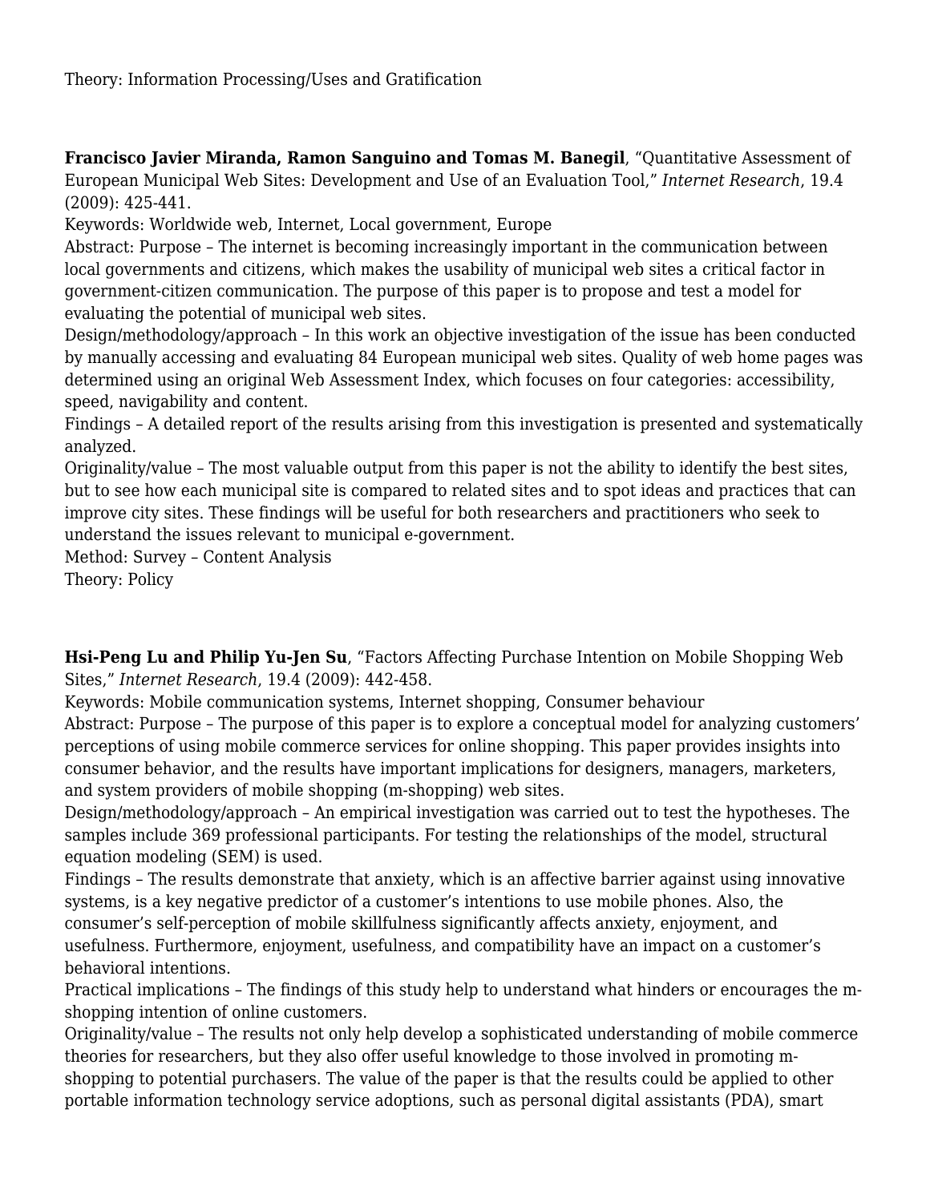Theory: Information Processing/Uses and Gratification

**Francisco Javier Miranda, Ramon Sanguino and Tomas M. Banegil**, "Quantitative Assessment of European Municipal Web Sites: Development and Use of an Evaluation Tool," *Internet Research*, 19.4 (2009): 425-441.
Keywords: Worldwide web, Internet, Local government, Europe
Abstract: Purpose – The internet is becoming increasingly important in the communication between local governments and citizens, which makes the usability of municipal web sites a critical factor in government-citizen communication. The purpose of this paper is to propose and test a model for evaluating the potential of municipal web sites.
Design/methodology/approach – In this work an objective investigation of the issue has been conducted by manually accessing and evaluating 84 European municipal web sites. Quality of web home pages was determined using an original Web Assessment Index, which focuses on four categories: accessibility, speed, navigability and content.
Findings – A detailed report of the results arising from this investigation is presented and systematically analyzed.
Originality/value – The most valuable output from this paper is not the ability to identify the best sites, but to see how each municipal site is compared to related sites and to spot ideas and practices that can improve city sites. These findings will be useful for both researchers and practitioners who seek to understand the issues relevant to municipal e-government.
Method: Survey – Content Analysis
Theory: Policy

**Hsi-Peng Lu and Philip Yu-Jen Su**, "Factors Affecting Purchase Intention on Mobile Shopping Web Sites," *Internet Research*, 19.4 (2009): 442-458.
Keywords: Mobile communication systems, Internet shopping, Consumer behaviour
Abstract: Purpose – The purpose of this paper is to explore a conceptual model for analyzing customers' perceptions of using mobile commerce services for online shopping. This paper provides insights into consumer behavior, and the results have important implications for designers, managers, marketers, and system providers of mobile shopping (m-shopping) web sites.
Design/methodology/approach – An empirical investigation was carried out to test the hypotheses. The samples include 369 professional participants. For testing the relationships of the model, structural equation modeling (SEM) is used.
Findings – The results demonstrate that anxiety, which is an affective barrier against using innovative systems, is a key negative predictor of a customer's intentions to use mobile phones. Also, the consumer's self-perception of mobile skillfulness significantly affects anxiety, enjoyment, and usefulness. Furthermore, enjoyment, usefulness, and compatibility have an impact on a customer's behavioral intentions.
Practical implications – The findings of this study help to understand what hinders or encourages the m-shopping intention of online customers.
Originality/value – The results not only help develop a sophisticated understanding of mobile commerce theories for researchers, but they also offer useful knowledge to those involved in promoting m-shopping to potential purchasers. The value of the paper is that the results could be applied to other portable information technology service adoptions, such as personal digital assistants (PDA), smart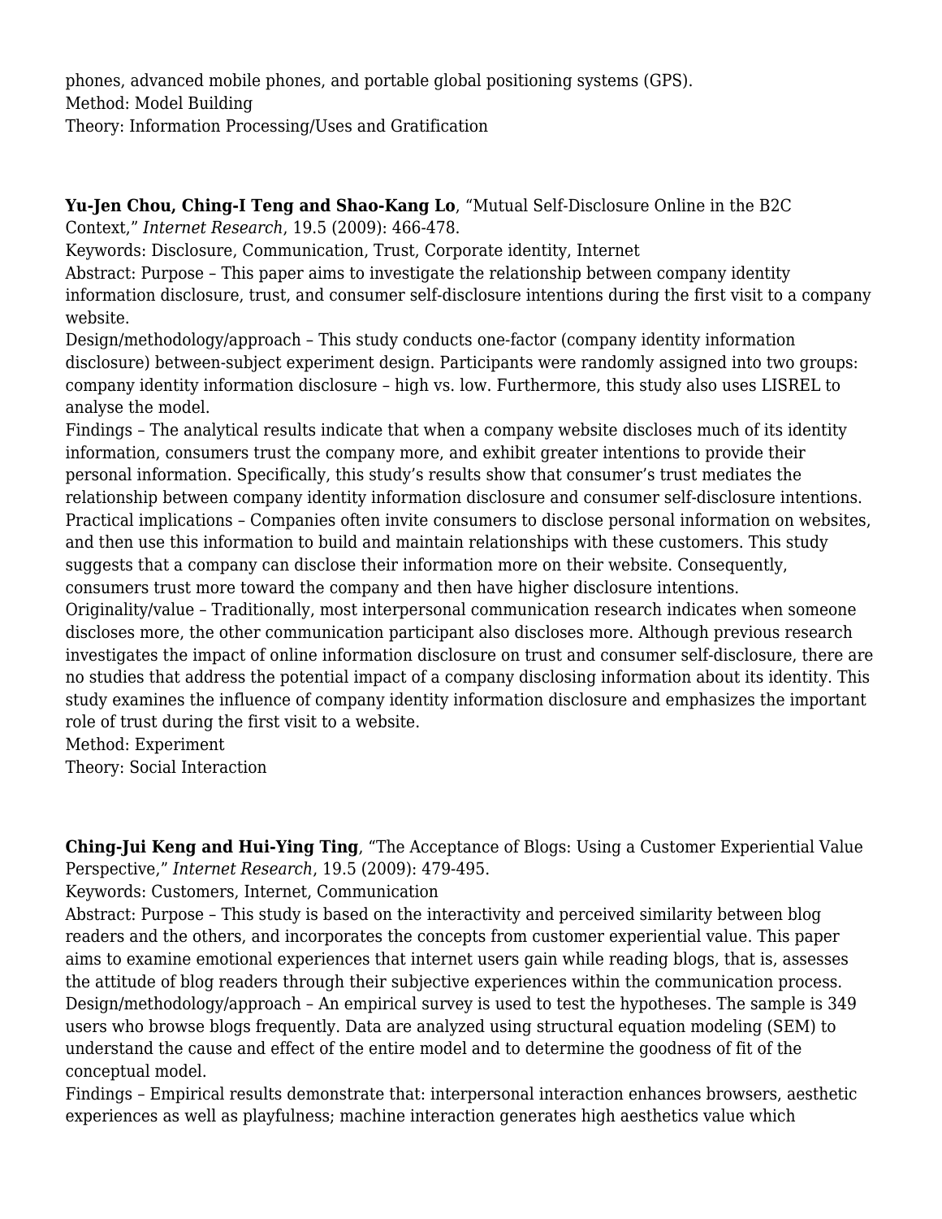phones, advanced mobile phones, and portable global positioning systems (GPS).
Method: Model Building
Theory: Information Processing/Uses and Gratification

**Yu-Jen Chou, Ching-I Teng and Shao-Kang Lo**, "Mutual Self-Disclosure Online in the B2C Context," *Internet Research*, 19.5 (2009): 466-478.
Keywords: Disclosure, Communication, Trust, Corporate identity, Internet
Abstract: Purpose – This paper aims to investigate the relationship between company identity information disclosure, trust, and consumer self-disclosure intentions during the first visit to a company website.
Design/methodology/approach – This study conducts one-factor (company identity information disclosure) between-subject experiment design. Participants were randomly assigned into two groups: company identity information disclosure – high vs. low. Furthermore, this study also uses LISREL to analyse the model.
Findings – The analytical results indicate that when a company website discloses much of its identity information, consumers trust the company more, and exhibit greater intentions to provide their personal information. Specifically, this study's results show that consumer's trust mediates the relationship between company identity information disclosure and consumer self-disclosure intentions.
Practical implications – Companies often invite consumers to disclose personal information on websites, and then use this information to build and maintain relationships with these customers. This study suggests that a company can disclose their information more on their website. Consequently, consumers trust more toward the company and then have higher disclosure intentions.
Originality/value – Traditionally, most interpersonal communication research indicates when someone discloses more, the other communication participant also discloses more. Although previous research investigates the impact of online information disclosure on trust and consumer self-disclosure, there are no studies that address the potential impact of a company disclosing information about its identity. This study examines the influence of company identity information disclosure and emphasizes the important role of trust during the first visit to a website.
Method: Experiment
Theory: Social Interaction

**Ching-Jui Keng and Hui-Ying Ting**, "The Acceptance of Blogs: Using a Customer Experiential Value Perspective," *Internet Research*, 19.5 (2009): 479-495.
Keywords: Customers, Internet, Communication
Abstract: Purpose – This study is based on the interactivity and perceived similarity between blog readers and the others, and incorporates the concepts from customer experiential value. This paper aims to examine emotional experiences that internet users gain while reading blogs, that is, assesses the attitude of blog readers through their subjective experiences within the communication process.
Design/methodology/approach – An empirical survey is used to test the hypotheses. The sample is 349 users who browse blogs frequently. Data are analyzed using structural equation modeling (SEM) to understand the cause and effect of the entire model and to determine the goodness of fit of the conceptual model.
Findings – Empirical results demonstrate that: interpersonal interaction enhances browsers, aesthetic experiences as well as playfulness; machine interaction generates high aesthetics value which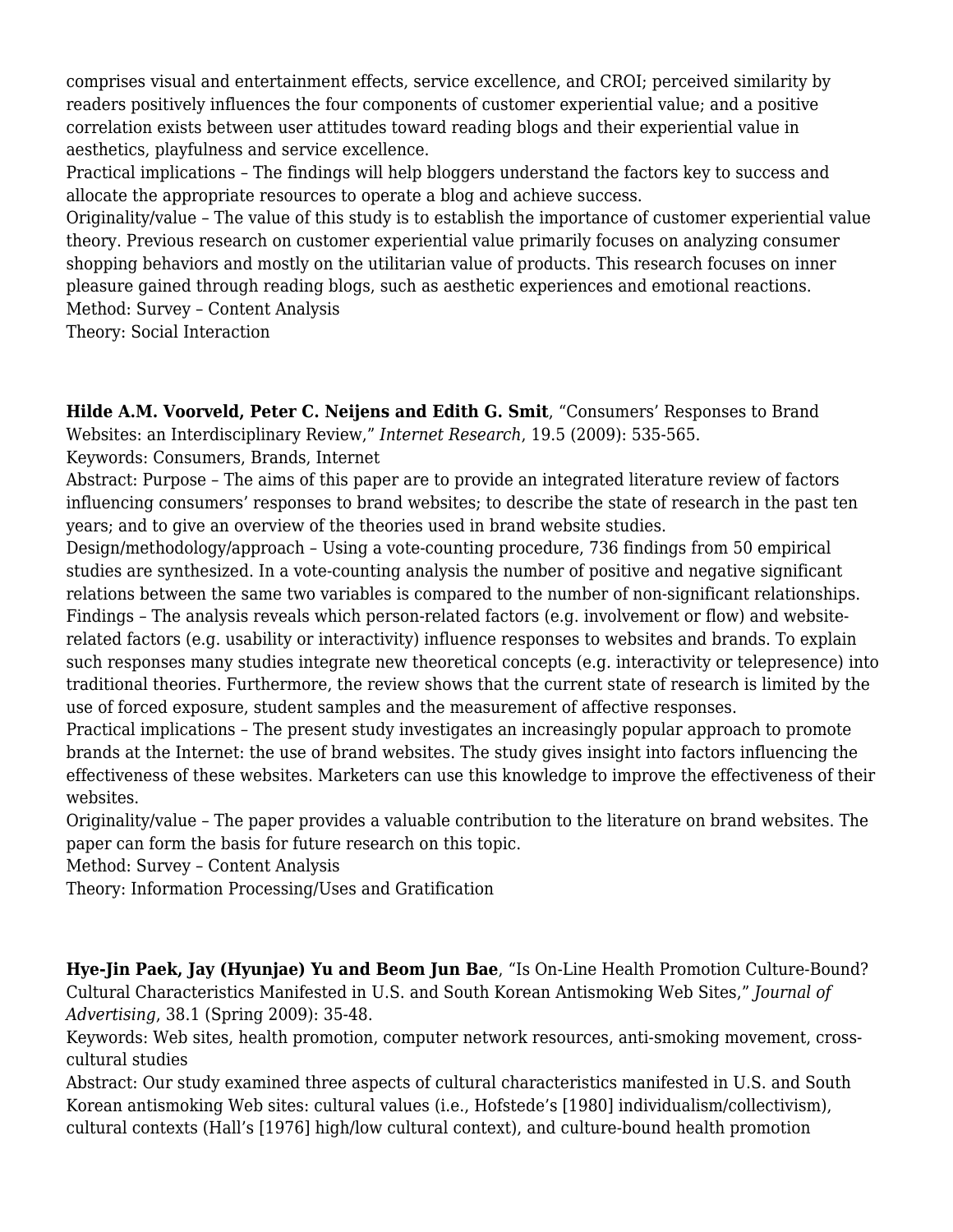comprises visual and entertainment effects, service excellence, and CROI; perceived similarity by readers positively influences the four components of customer experiential value; and a positive correlation exists between user attitudes toward reading blogs and their experiential value in aesthetics, playfulness and service excellence.
Practical implications – The findings will help bloggers understand the factors key to success and allocate the appropriate resources to operate a blog and achieve success.
Originality/value – The value of this study is to establish the importance of customer experiential value theory. Previous research on customer experiential value primarily focuses on analyzing consumer shopping behaviors and mostly on the utilitarian value of products. This research focuses on inner pleasure gained through reading blogs, such as aesthetic experiences and emotional reactions.
Method: Survey – Content Analysis
Theory: Social Interaction

**Hilde A.M. Voorveld, Peter C. Neijens and Edith G. Smit**, "Consumers' Responses to Brand Websites: an Interdisciplinary Review," *Internet Research*, 19.5 (2009): 535-565.
Keywords: Consumers, Brands, Internet
Abstract: Purpose – The aims of this paper are to provide an integrated literature review of factors influencing consumers' responses to brand websites; to describe the state of research in the past ten years; and to give an overview of the theories used in brand website studies.
Design/methodology/approach – Using a vote-counting procedure, 736 findings from 50 empirical studies are synthesized. In a vote-counting analysis the number of positive and negative significant relations between the same two variables is compared to the number of non-significant relationships.
Findings – The analysis reveals which person-related factors (e.g. involvement or flow) and website-related factors (e.g. usability or interactivity) influence responses to websites and brands. To explain such responses many studies integrate new theoretical concepts (e.g. interactivity or telepresence) into traditional theories. Furthermore, the review shows that the current state of research is limited by the use of forced exposure, student samples and the measurement of affective responses.
Practical implications – The present study investigates an increasingly popular approach to promote brands at the Internet: the use of brand websites. The study gives insight into factors influencing the effectiveness of these websites. Marketers can use this knowledge to improve the effectiveness of their websites.
Originality/value – The paper provides a valuable contribution to the literature on brand websites. The paper can form the basis for future research on this topic.
Method: Survey – Content Analysis
Theory: Information Processing/Uses and Gratification

**Hye-Jin Paek, Jay (Hyunjae) Yu and Beom Jun Bae**, "Is On-Line Health Promotion Culture-Bound? Cultural Characteristics Manifested in U.S. and South Korean Antismoking Web Sites," *Journal of Advertising*, 38.1 (Spring 2009): 35-48.
Keywords: Web sites, health promotion, computer network resources, anti-smoking movement, cross-cultural studies
Abstract: Our study examined three aspects of cultural characteristics manifested in U.S. and South Korean antismoking Web sites: cultural values (i.e., Hofstede's [1980] individualism/collectivism), cultural contexts (Hall's [1976] high/low cultural context), and culture-bound health promotion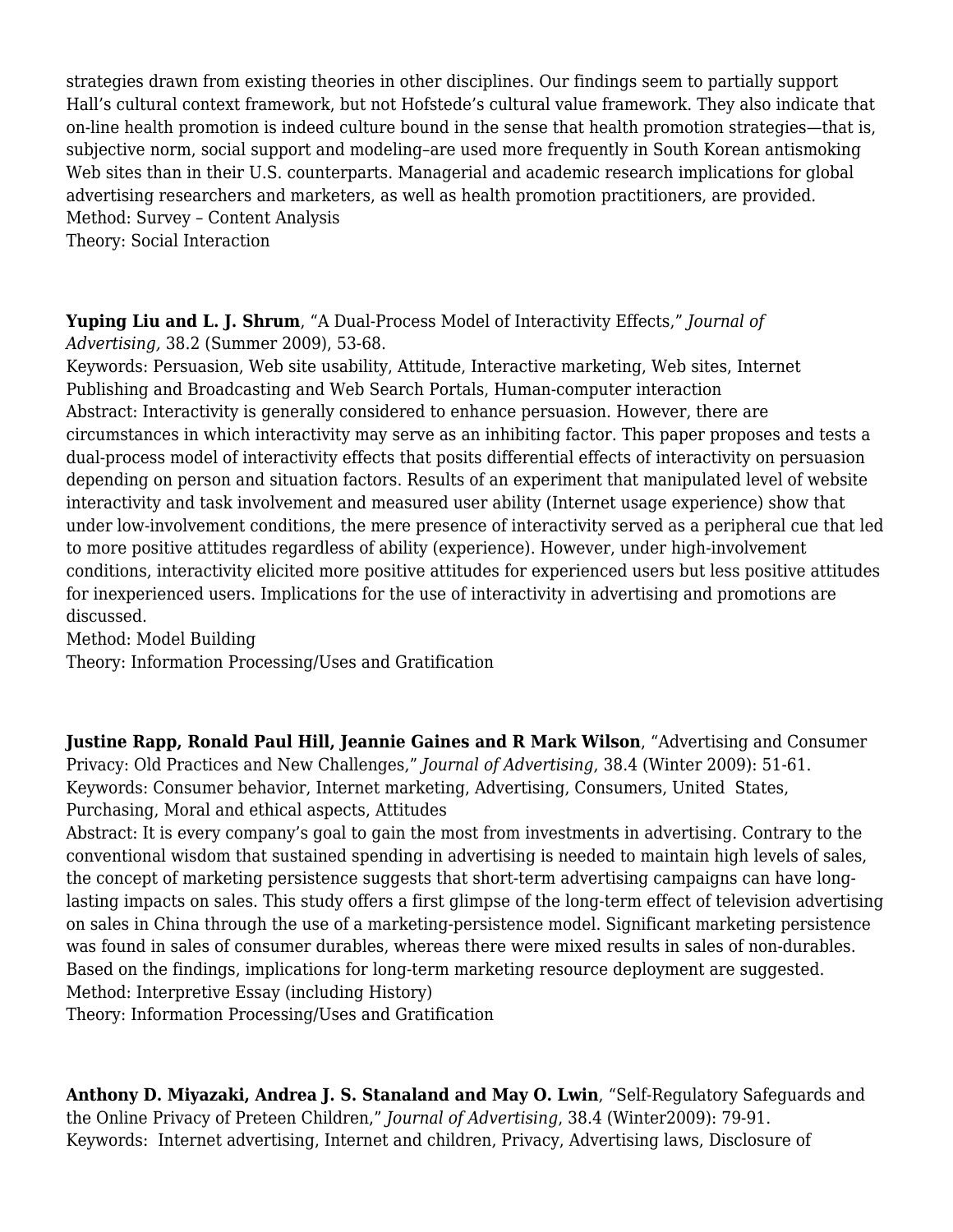strategies drawn from existing theories in other disciplines. Our findings seem to partially support Hall's cultural context framework, but not Hofstede's cultural value framework. They also indicate that on-line health promotion is indeed culture bound in the sense that health promotion strategies—that is, subjective norm, social support and modeling–are used more frequently in South Korean antismoking Web sites than in their U.S. counterparts. Managerial and academic research implications for global advertising researchers and marketers, as well as health promotion practitioners, are provided.
Method: Survey – Content Analysis
Theory: Social Interaction

**Yuping Liu and L. J. Shrum**, "A Dual-Process Model of Interactivity Effects," *Journal of Advertising,* 38.2 (Summer 2009), 53-68.
Keywords: Persuasion, Web site usability, Attitude, Interactive marketing, Web sites, Internet Publishing and Broadcasting and Web Search Portals, Human-computer interaction
Abstract: Interactivity is generally considered to enhance persuasion. However, there are circumstances in which interactivity may serve as an inhibiting factor. This paper proposes and tests a dual-process model of interactivity effects that posits differential effects of interactivity on persuasion depending on person and situation factors. Results of an experiment that manipulated level of website interactivity and task involvement and measured user ability (Internet usage experience) show that under low-involvement conditions, the mere presence of interactivity served as a peripheral cue that led to more positive attitudes regardless of ability (experience). However, under high-involvement conditions, interactivity elicited more positive attitudes for experienced users but less positive attitudes for inexperienced users. Implications for the use of interactivity in advertising and promotions are discussed.
Method: Model Building
Theory: Information Processing/Uses and Gratification

**Justine Rapp, Ronald Paul Hill, Jeannie Gaines and R Mark Wilson**, "Advertising and Consumer Privacy: Old Practices and New Challenges," *Journal of Advertising*, 38.4 (Winter 2009): 51-61.
Keywords: Consumer behavior, Internet marketing, Advertising, Consumers, United States, Purchasing, Moral and ethical aspects, Attitudes
Abstract: It is every company's goal to gain the most from investments in advertising. Contrary to the conventional wisdom that sustained spending in advertising is needed to maintain high levels of sales, the concept of marketing persistence suggests that short-term advertising campaigns can have long-lasting impacts on sales. This study offers a first glimpse of the long-term effect of television advertising on sales in China through the use of a marketing-persistence model. Significant marketing persistence was found in sales of consumer durables, whereas there were mixed results in sales of non-durables. Based on the findings, implications for long-term marketing resource deployment are suggested.
Method: Interpretive Essay (including History)
Theory: Information Processing/Uses and Gratification

**Anthony D. Miyazaki, Andrea J. S. Stanaland and May O. Lwin**, "Self-Regulatory Safeguards and the Online Privacy of Preteen Children," *Journal of Advertising*, 38.4 (Winter2009): 79-91.
Keywords: Internet advertising, Internet and children, Privacy, Advertising laws, Disclosure of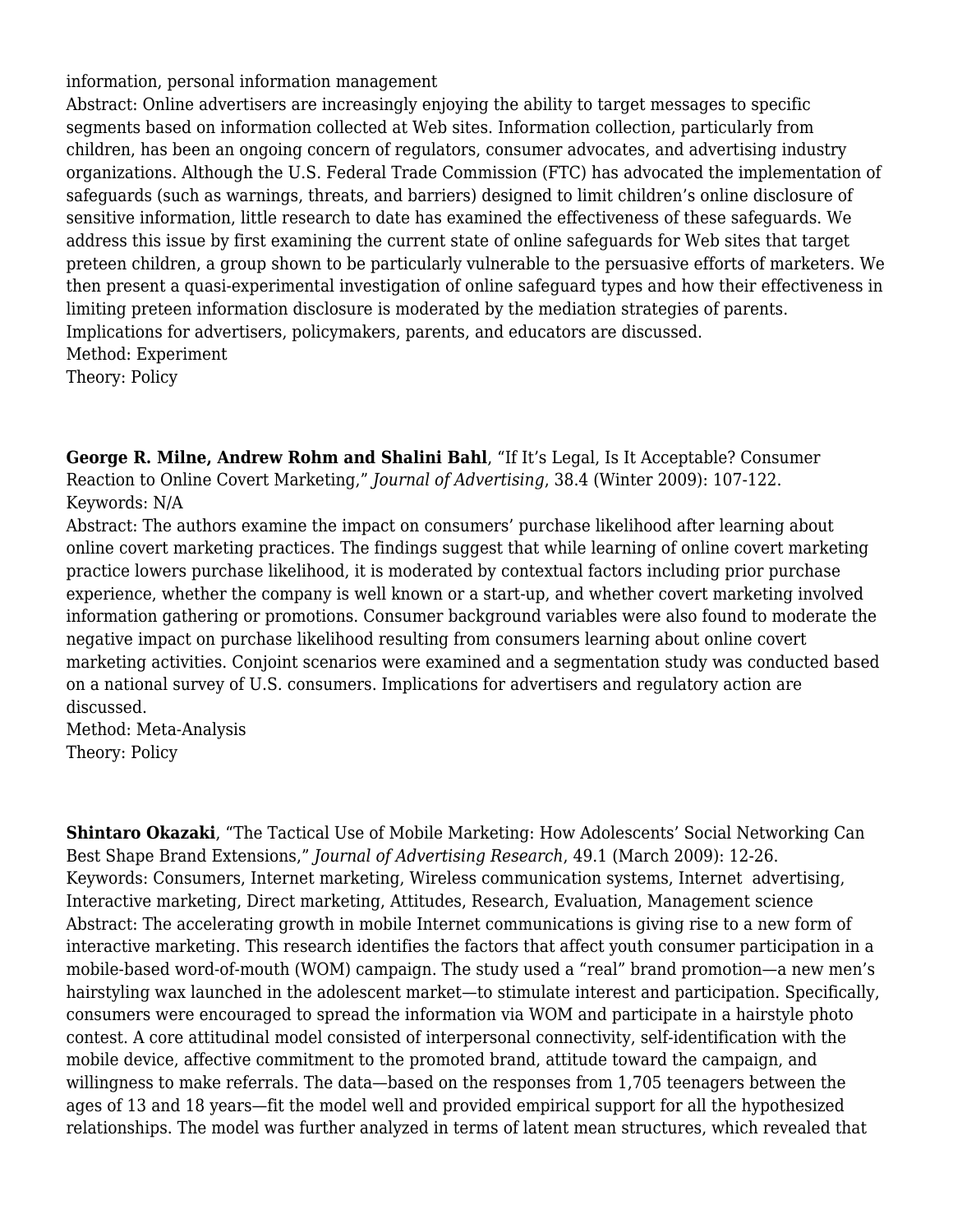information, personal information management
Abstract: Online advertisers are increasingly enjoying the ability to target messages to specific segments based on information collected at Web sites. Information collection, particularly from children, has been an ongoing concern of regulators, consumer advocates, and advertising industry organizations. Although the U.S. Federal Trade Commission (FTC) has advocated the implementation of safeguards (such as warnings, threats, and barriers) designed to limit children's online disclosure of sensitive information, little research to date has examined the effectiveness of these safeguards. We address this issue by first examining the current state of online safeguards for Web sites that target preteen children, a group shown to be particularly vulnerable to the persuasive efforts of marketers. We then present a quasi-experimental investigation of online safeguard types and how their effectiveness in limiting preteen information disclosure is moderated by the mediation strategies of parents. Implications for advertisers, policymakers, parents, and educators are discussed.
Method: Experiment
Theory: Policy

**George R. Milne, Andrew Rohm and Shalini Bahl**, "If It's Legal, Is It Acceptable? Consumer Reaction to Online Covert Marketing," *Journal of Advertising*, 38.4 (Winter 2009): 107-122.
Keywords: N/A
Abstract: The authors examine the impact on consumers' purchase likelihood after learning about online covert marketing practices. The findings suggest that while learning of online covert marketing practice lowers purchase likelihood, it is moderated by contextual factors including prior purchase experience, whether the company is well known or a start-up, and whether covert marketing involved information gathering or promotions. Consumer background variables were also found to moderate the negative impact on purchase likelihood resulting from consumers learning about online covert marketing activities. Conjoint scenarios were examined and a segmentation study was conducted based on a national survey of U.S. consumers. Implications for advertisers and regulatory action are discussed.
Method: Meta-Analysis
Theory: Policy

**Shintaro Okazaki**, "The Tactical Use of Mobile Marketing: How Adolescents' Social Networking Can Best Shape Brand Extensions," *Journal of Advertising Research*, 49.1 (March 2009): 12-26.
Keywords: Consumers, Internet marketing, Wireless communication systems, Internet advertising, Interactive marketing, Direct marketing, Attitudes, Research, Evaluation, Management science
Abstract: The accelerating growth in mobile Internet communications is giving rise to a new form of interactive marketing. This research identifies the factors that affect youth consumer participation in a mobile-based word-of-mouth (WOM) campaign. The study used a "real" brand promotion—a new men's hairstyling wax launched in the adolescent market—to stimulate interest and participation. Specifically, consumers were encouraged to spread the information via WOM and participate in a hairstyle photo contest. A core attitudinal model consisted of interpersonal connectivity, self-identification with the mobile device, affective commitment to the promoted brand, attitude toward the campaign, and willingness to make referrals. The data—based on the responses from 1,705 teenagers between the ages of 13 and 18 years—fit the model well and provided empirical support for all the hypothesized relationships. The model was further analyzed in terms of latent mean structures, which revealed that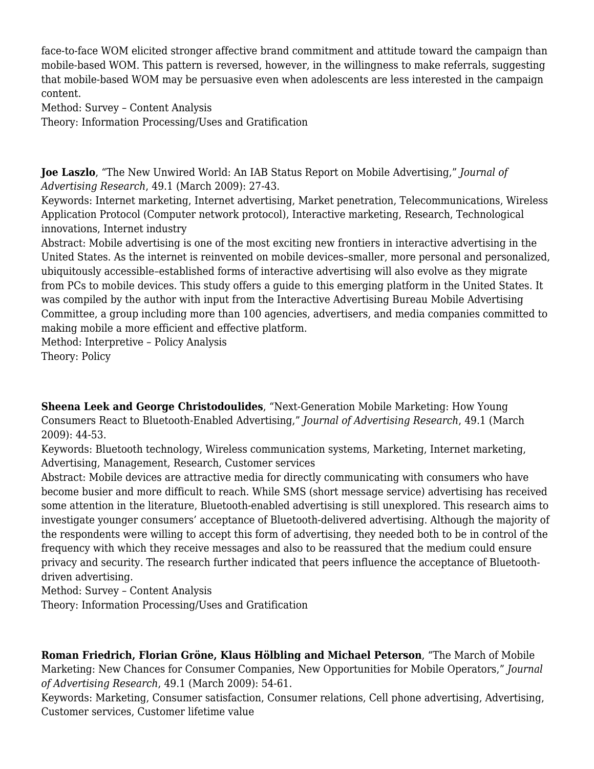face-to-face WOM elicited stronger affective brand commitment and attitude toward the campaign than mobile-based WOM. This pattern is reversed, however, in the willingness to make referrals, suggesting that mobile-based WOM may be persuasive even when adolescents are less interested in the campaign content.
Method: Survey – Content Analysis
Theory: Information Processing/Uses and Gratification

**Joe Laszlo**, "The New Unwired World: An IAB Status Report on Mobile Advertising," *Journal of Advertising Research*, 49.1 (March 2009): 27-43.
Keywords: Internet marketing, Internet advertising, Market penetration, Telecommunications, Wireless Application Protocol (Computer network protocol), Interactive marketing, Research, Technological innovations, Internet industry
Abstract: Mobile advertising is one of the most exciting new frontiers in interactive advertising in the United States. As the internet is reinvented on mobile devices–smaller, more personal and personalized, ubiquitously accessible–established forms of interactive advertising will also evolve as they migrate from PCs to mobile devices. This study offers a guide to this emerging platform in the United States. It was compiled by the author with input from the Interactive Advertising Bureau Mobile Advertising Committee, a group including more than 100 agencies, advertisers, and media companies committed to making mobile a more efficient and effective platform.
Method: Interpretive – Policy Analysis
Theory: Policy

**Sheena Leek and George Christodoulides**, "Next-Generation Mobile Marketing: How Young Consumers React to Bluetooth-Enabled Advertising," *Journal of Advertising Research*, 49.1 (March 2009): 44-53.
Keywords: Bluetooth technology, Wireless communication systems, Marketing, Internet marketing, Advertising, Management, Research, Customer services
Abstract: Mobile devices are attractive media for directly communicating with consumers who have become busier and more difficult to reach. While SMS (short message service) advertising has received some attention in the literature, Bluetooth-enabled advertising is still unexplored. This research aims to investigate younger consumers' acceptance of Bluetooth-delivered advertising. Although the majority of the respondents were willing to accept this form of advertising, they needed both to be in control of the frequency with which they receive messages and also to be reassured that the medium could ensure privacy and security. The research further indicated that peers influence the acceptance of Bluetooth-driven advertising.
Method: Survey – Content Analysis
Theory: Information Processing/Uses and Gratification

**Roman Friedrich, Florian Gröne, Klaus Hölbling and Michael Peterson**, "The March of Mobile Marketing: New Chances for Consumer Companies, New Opportunities for Mobile Operators," *Journal of Advertising Research*, 49.1 (March 2009): 54-61.
Keywords: Marketing, Consumer satisfaction, Consumer relations, Cell phone advertising, Advertising, Customer services, Customer lifetime value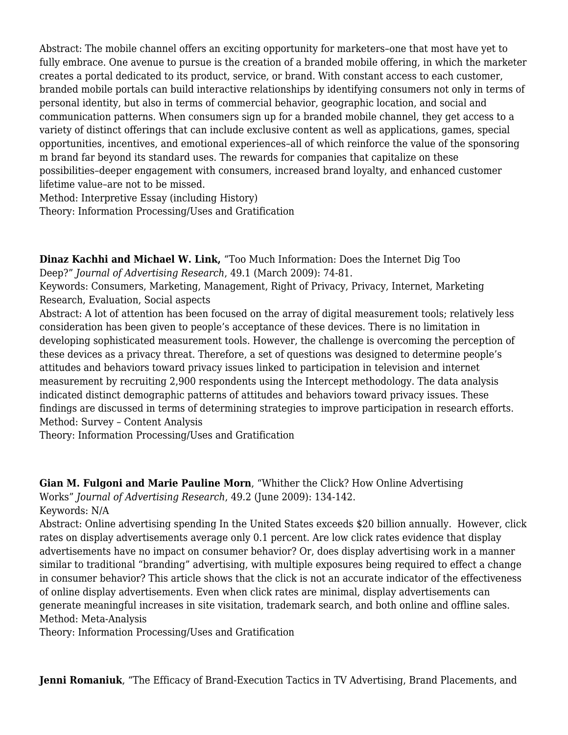Abstract: The mobile channel offers an exciting opportunity for marketers–one that most have yet to fully embrace. One avenue to pursue is the creation of a branded mobile offering, in which the marketer creates a portal dedicated to its product, service, or brand. With constant access to each customer, branded mobile portals can build interactive relationships by identifying consumers not only in terms of personal identity, but also in terms of commercial behavior, geographic location, and social and communication patterns. When consumers sign up for a branded mobile channel, they get access to a variety of distinct offerings that can include exclusive content as well as applications, games, special opportunities, incentives, and emotional experiences–all of which reinforce the value of the sponsoring m brand far beyond its standard uses. The rewards for companies that capitalize on these possibilities–deeper engagement with consumers, increased brand loyalty, and enhanced customer lifetime value–are not to be missed.
Method: Interpretive Essay (including History)
Theory: Information Processing/Uses and Gratification

**Dinaz Kachhi and Michael W. Link,** "Too Much Information: Does the Internet Dig Too Deep?" *Journal of Advertising Research*, 49.1 (March 2009): 74-81.
Keywords: Consumers, Marketing, Management, Right of Privacy, Privacy, Internet, Marketing Research, Evaluation, Social aspects
Abstract: A lot of attention has been focused on the array of digital measurement tools; relatively less consideration has been given to people's acceptance of these devices. There is no limitation in developing sophisticated measurement tools. However, the challenge is overcoming the perception of these devices as a privacy threat. Therefore, a set of questions was designed to determine people's attitudes and behaviors toward privacy issues linked to participation in television and internet measurement by recruiting 2,900 respondents using the Intercept methodology. The data analysis indicated distinct demographic patterns of attitudes and behaviors toward privacy issues. These findings are discussed in terms of determining strategies to improve participation in research efforts.
Method: Survey – Content Analysis
Theory: Information Processing/Uses and Gratification

**Gian M. Fulgoni and Marie Pauline Morn**, "Whither the Click? How Online Advertising Works" *Journal of Advertising Research*, 49.2 (June 2009): 134-142.
Keywords: N/A
Abstract: Online advertising spending In the United States exceeds $20 billion annually.  However, click rates on display advertisements average only 0.1 percent. Are low click rates evidence that display advertisements have no impact on consumer behavior? Or, does display advertising work in a manner similar to traditional "branding" advertising, with multiple exposures being required to effect a change in consumer behavior? This article shows that the click is not an accurate indicator of the effectiveness of online display advertisements. Even when click rates are minimal, display advertisements can generate meaningful increases in site visitation, trademark search, and both online and offline sales.
Method: Meta-Analysis
Theory: Information Processing/Uses and Gratification

**Jenni Romaniuk**, "The Efficacy of Brand-Execution Tactics in TV Advertising, Brand Placements, and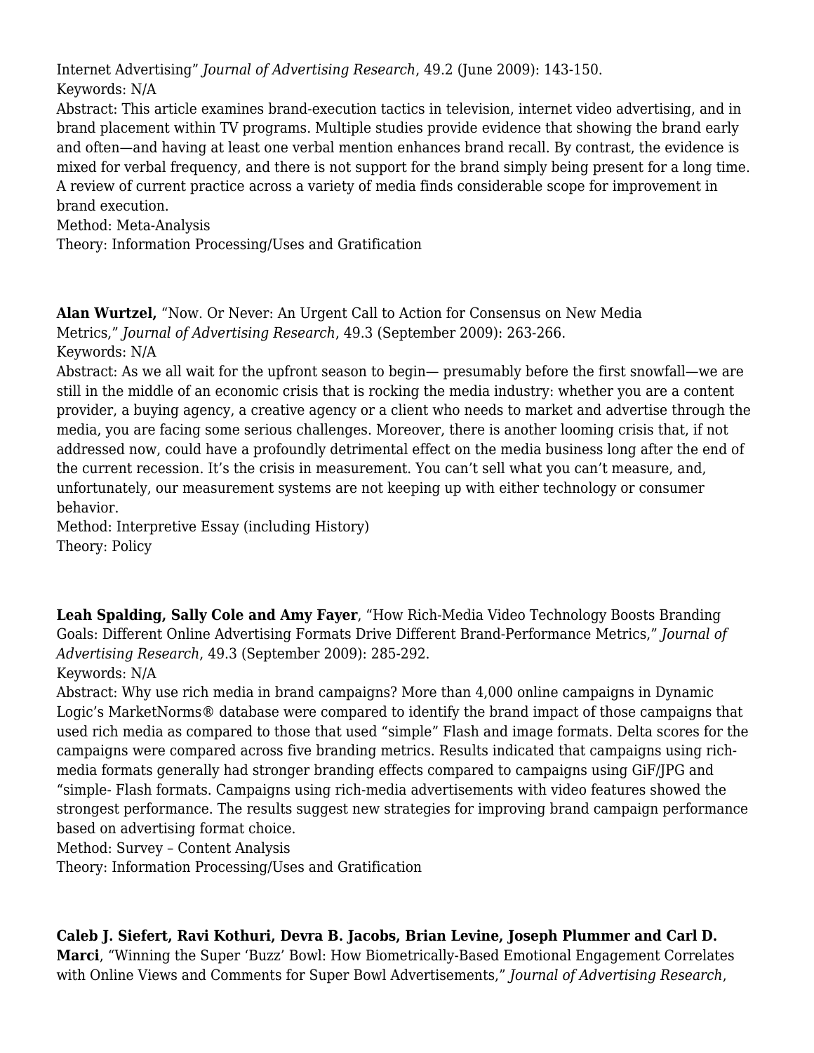Internet Advertising" *Journal of Advertising Research*, 49.2 (June 2009): 143-150.
Keywords: N/A
Abstract: This article examines brand-execution tactics in television, internet video advertising, and in brand placement within TV programs. Multiple studies provide evidence that showing the brand early and often—and having at least one verbal mention enhances brand recall. By contrast, the evidence is mixed for verbal frequency, and there is not support for the brand simply being present for a long time. A review of current practice across a variety of media finds considerable scope for improvement in brand execution.
Method: Meta-Analysis
Theory: Information Processing/Uses and Gratification

**Alan Wurtzel,** "Now. Or Never: An Urgent Call to Action for Consensus on New Media Metrics," *Journal of Advertising Research*, 49.3 (September 2009): 263-266.
Keywords: N/A
Abstract: As we all wait for the upfront season to begin— presumably before the first snowfall—we are still in the middle of an economic crisis that is rocking the media industry: whether you are a content provider, a buying agency, a creative agency or a client who needs to market and advertise through the media, you are facing some serious challenges. Moreover, there is another looming crisis that, if not addressed now, could have a profoundly detrimental effect on the media business long after the end of the current recession. It's the crisis in measurement. You can't sell what you can't measure, and, unfortunately, our measurement systems are not keeping up with either technology or consumer behavior.
Method: Interpretive Essay (including History)
Theory: Policy

**Leah Spalding, Sally Cole and Amy Fayer**, "How Rich-Media Video Technology Boosts Branding Goals: Different Online Advertising Formats Drive Different Brand-Performance Metrics," *Journal of Advertising Research*, 49.3 (September 2009): 285-292.
Keywords: N/A
Abstract: Why use rich media in brand campaigns? More than 4,000 online campaigns in Dynamic Logic's MarketNorms® database were compared to identify the brand impact of those campaigns that used rich media as compared to those that used "simple" Flash and image formats. Delta scores for the campaigns were compared across five branding metrics. Results indicated that campaigns using rich-media formats generally had stronger branding effects compared to campaigns using GiF/JPG and "simple- Flash formats. Campaigns using rich-media advertisements with video features showed the strongest performance. The results suggest new strategies for improving brand campaign performance based on advertising format choice.
Method: Survey – Content Analysis
Theory: Information Processing/Uses and Gratification

**Caleb J. Siefert, Ravi Kothuri, Devra B. Jacobs, Brian Levine, Joseph Plummer and Carl D. Marci**, "Winning the Super 'Buzz' Bowl: How Biometrically-Based Emotional Engagement Correlates with Online Views and Comments for Super Bowl Advertisements," *Journal of Advertising Research*,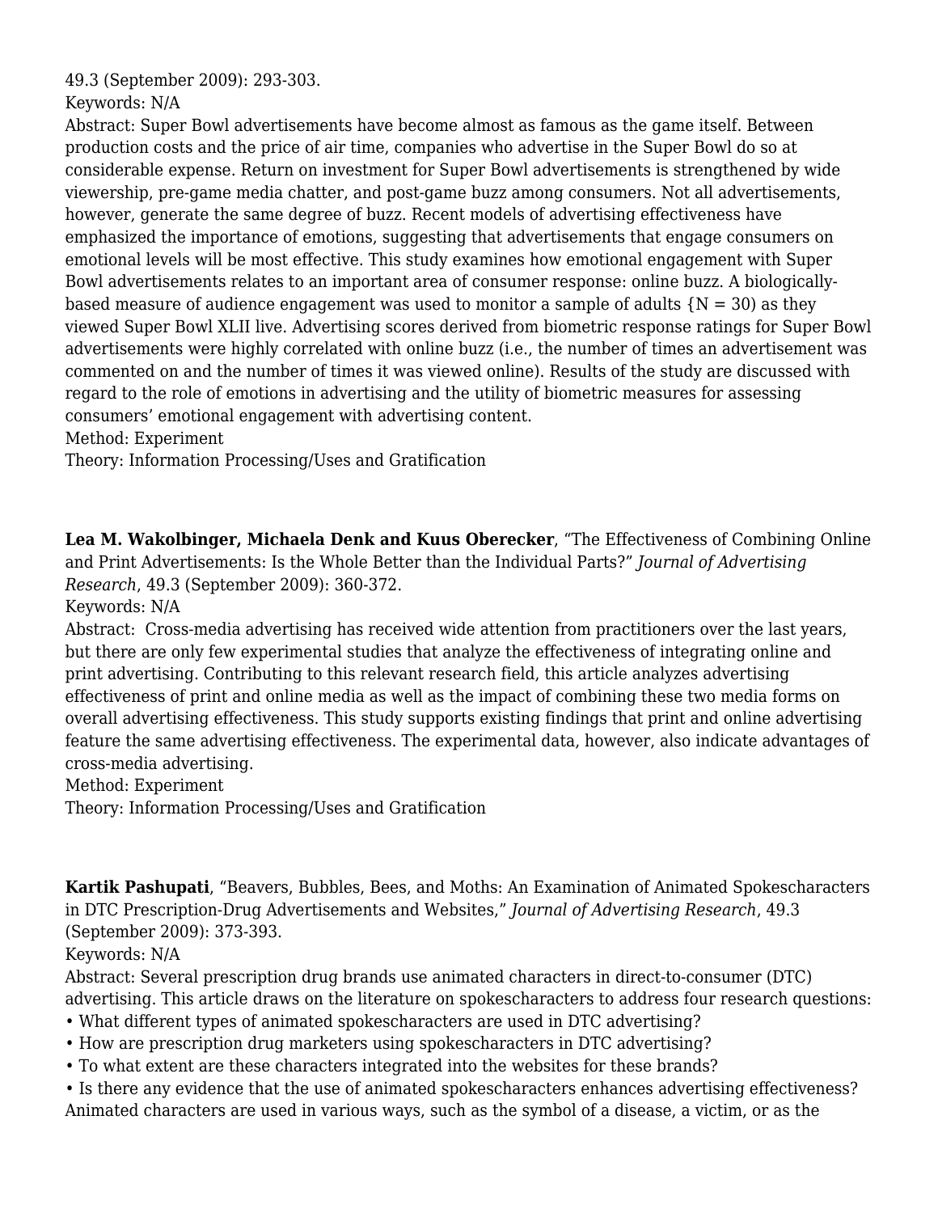49.3 (September 2009): 293-303.
Keywords: N/A
Abstract: Super Bowl advertisements have become almost as famous as the game itself. Between production costs and the price of air time, companies who advertise in the Super Bowl do so at considerable expense. Return on investment for Super Bowl advertisements is strengthened by wide viewership, pre-game media chatter, and post-game buzz among consumers. Not all advertisements, however, generate the same degree of buzz. Recent models of advertising effectiveness have emphasized the importance of emotions, suggesting that advertisements that engage consumers on emotional levels will be most effective. This study examines how emotional engagement with Super Bowl advertisements relates to an important area of consumer response: online buzz. A biologically-based measure of audience engagement was used to monitor a sample of adults {N = 30) as they viewed Super Bowl XLII live. Advertising scores derived from biometric response ratings for Super Bowl advertisements were highly correlated with online buzz (i.e., the number of times an advertisement was commented on and the number of times it was viewed online). Results of the study are discussed with regard to the role of emotions in advertising and the utility of biometric measures for assessing consumers' emotional engagement with advertising content.
Method: Experiment
Theory: Information Processing/Uses and Gratification

**Lea M. Wakolbinger, Michaela Denk and Kuus Oberecker**, "The Effectiveness of Combining Online and Print Advertisements: Is the Whole Better than the Individual Parts?" *Journal of Advertising Research*, 49.3 (September 2009): 360-372.
Keywords: N/A
Abstract: Cross-media advertising has received wide attention from practitioners over the last years, but there are only few experimental studies that analyze the effectiveness of integrating online and print advertising. Contributing to this relevant research field, this article analyzes advertising effectiveness of print and online media as well as the impact of combining these two media forms on overall advertising effectiveness. This study supports existing findings that print and online advertising feature the same advertising effectiveness. The experimental data, however, also indicate advantages of cross-media advertising.
Method: Experiment
Theory: Information Processing/Uses and Gratification

**Kartik Pashupati**, "Beavers, Bubbles, Bees, and Moths: An Examination of Animated Spokescharacters in DTC Prescription-Drug Advertisements and Websites," *Journal of Advertising Research*, 49.3 (September 2009): 373-393.
Keywords: N/A
Abstract: Several prescription drug brands use animated characters in direct-to-consumer (DTC) advertising. This article draws on the literature on spokescharacters to address four research questions:

- What different types of animated spokescharacters are used in DTC advertising?
- How are prescription drug marketers using spokescharacters in DTC advertising?
- To what extent are these characters integrated into the websites for these brands?
- Is there any evidence that the use of animated spokescharacters enhances advertising effectiveness?

Animated characters are used in various ways, such as the symbol of a disease, a victim, or as the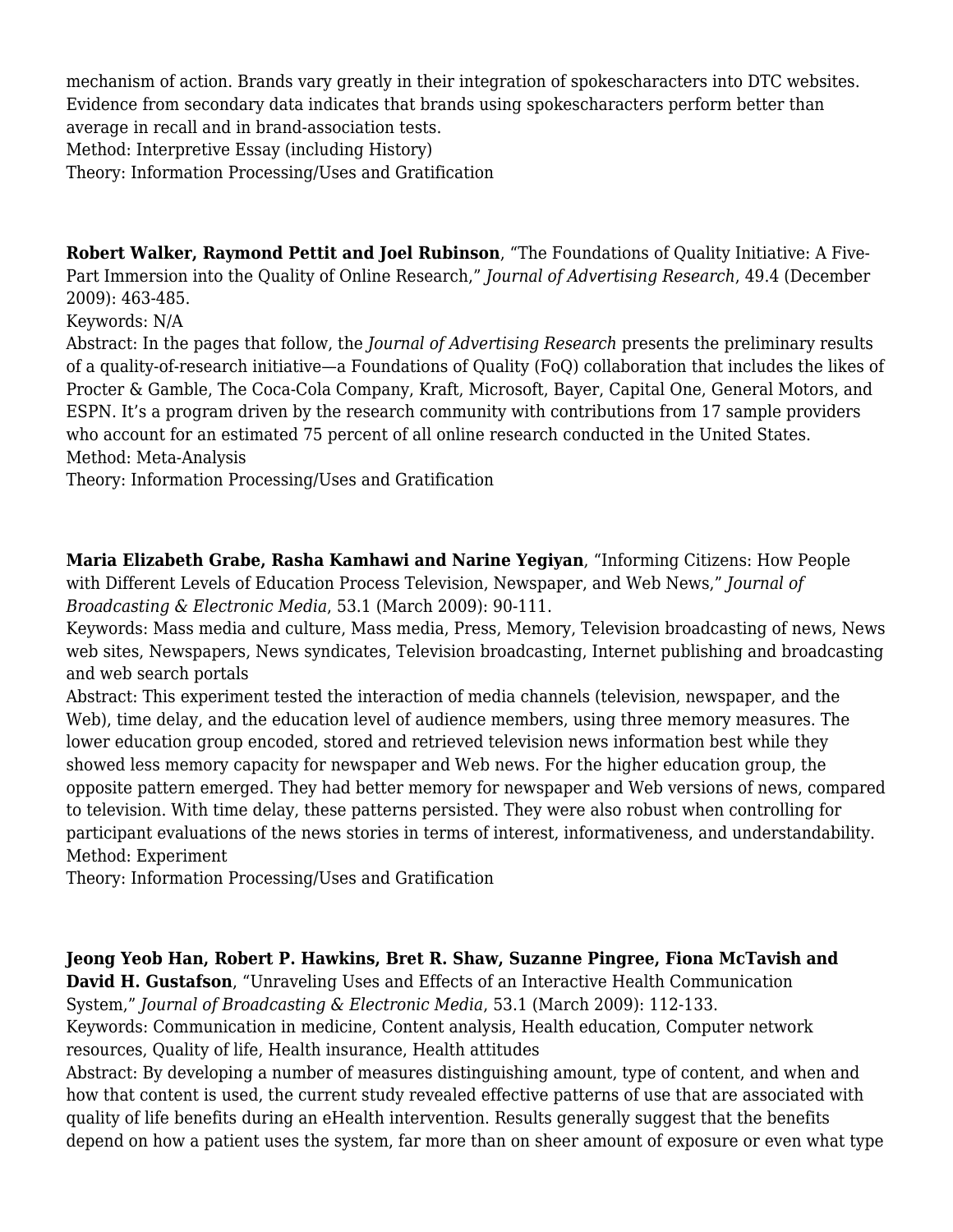mechanism of action. Brands vary greatly in their integration of spokescharacters into DTC websites. Evidence from secondary data indicates that brands using spokescharacters perform better than average in recall and in brand-association tests.
Method: Interpretive Essay (including History)
Theory: Information Processing/Uses and Gratification

**Robert Walker, Raymond Pettit and Joel Rubinson**, "The Foundations of Quality Initiative: A Five-Part Immersion into the Quality of Online Research," *Journal of Advertising Research*, 49.4 (December 2009): 463-485.
Keywords: N/A
Abstract: In the pages that follow, the *Journal of Advertising Research* presents the preliminary results of a quality-of-research initiative—a Foundations of Quality (FoQ) collaboration that includes the likes of Procter & Gamble, The Coca-Cola Company, Kraft, Microsoft, Bayer, Capital One, General Motors, and ESPN. It's a program driven by the research community with contributions from 17 sample providers who account for an estimated 75 percent of all online research conducted in the United States.
Method: Meta-Analysis
Theory: Information Processing/Uses and Gratification

**Maria Elizabeth Grabe, Rasha Kamhawi and Narine Yegiyan**, "Informing Citizens: How People with Different Levels of Education Process Television, Newspaper, and Web News," *Journal of Broadcasting & Electronic Media*, 53.1 (March 2009): 90-111.
Keywords: Mass media and culture, Mass media, Press, Memory, Television broadcasting of news, News web sites, Newspapers, News syndicates, Television broadcasting, Internet publishing and broadcasting and web search portals
Abstract: This experiment tested the interaction of media channels (television, newspaper, and the Web), time delay, and the education level of audience members, using three memory measures. The lower education group encoded, stored and retrieved television news information best while they showed less memory capacity for newspaper and Web news. For the higher education group, the opposite pattern emerged. They had better memory for newspaper and Web versions of news, compared to television. With time delay, these patterns persisted. They were also robust when controlling for participant evaluations of the news stories in terms of interest, informativeness, and understandability.
Method: Experiment
Theory: Information Processing/Uses and Gratification

**Jeong Yeob Han, Robert P. Hawkins, Bret R. Shaw, Suzanne Pingree, Fiona McTavish and David H. Gustafson**, "Unraveling Uses and Effects of an Interactive Health Communication System," *Journal of Broadcasting & Electronic Media*, 53.1 (March 2009): 112-133.
Keywords: Communication in medicine, Content analysis, Health education, Computer network resources, Quality of life, Health insurance, Health attitudes
Abstract: By developing a number of measures distinguishing amount, type of content, and when and how that content is used, the current study revealed effective patterns of use that are associated with quality of life benefits during an eHealth intervention. Results generally suggest that the benefits depend on how a patient uses the system, far more than on sheer amount of exposure or even what type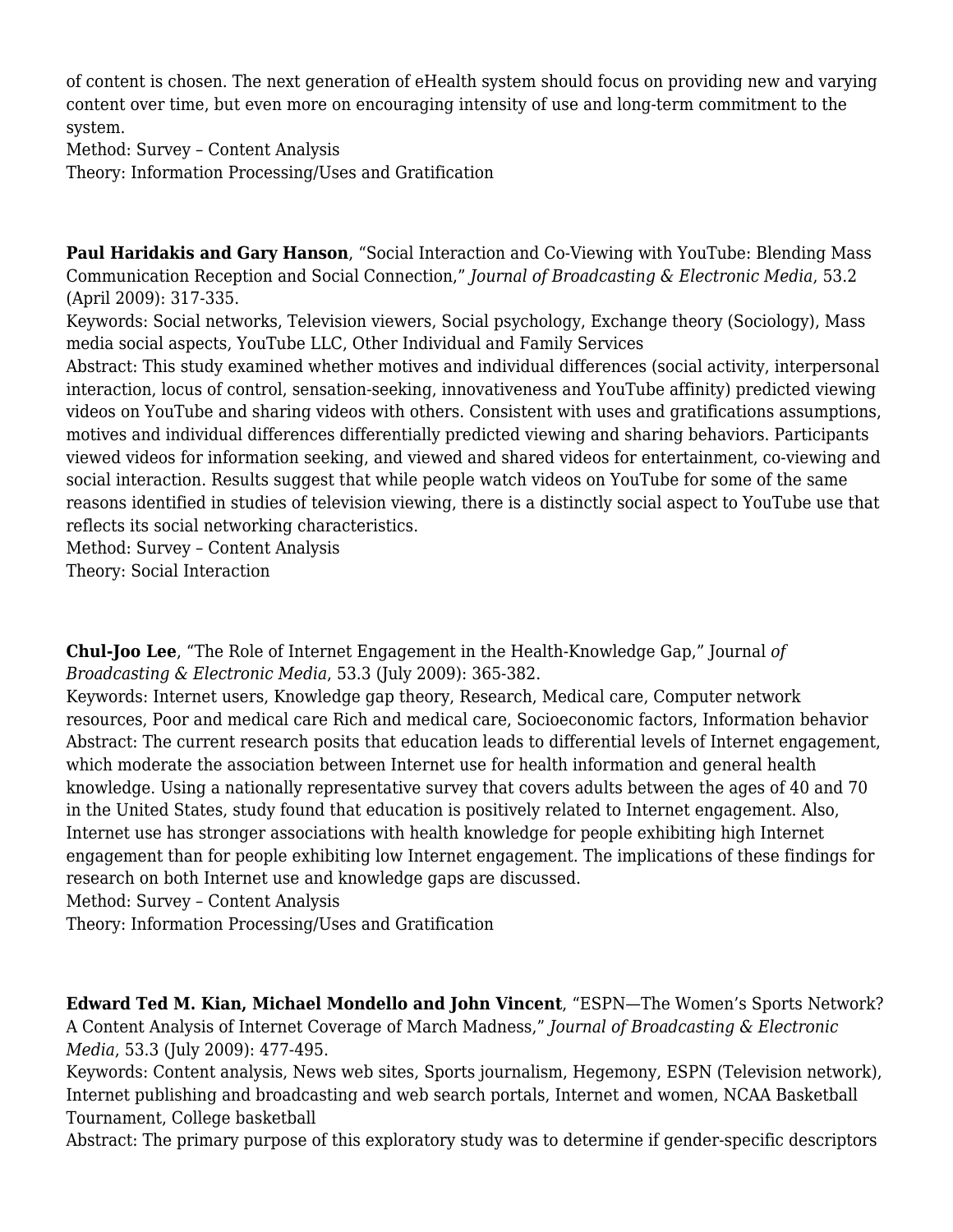of content is chosen. The next generation of eHealth system should focus on providing new and varying content over time, but even more on encouraging intensity of use and long-term commitment to the system.
Method: Survey – Content Analysis
Theory: Information Processing/Uses and Gratification

**Paul Haridakis and Gary Hanson**, "Social Interaction and Co-Viewing with YouTube: Blending Mass Communication Reception and Social Connection," *Journal of Broadcasting & Electronic Media*, 53.2 (April 2009): 317-335.
Keywords: Social networks, Television viewers, Social psychology, Exchange theory (Sociology), Mass media social aspects, YouTube LLC, Other Individual and Family Services
Abstract: This study examined whether motives and individual differences (social activity, interpersonal interaction, locus of control, sensation-seeking, innovativeness and YouTube affinity) predicted viewing videos on YouTube and sharing videos with others. Consistent with uses and gratifications assumptions, motives and individual differences differentially predicted viewing and sharing behaviors. Participants viewed videos for information seeking, and viewed and shared videos for entertainment, co-viewing and social interaction. Results suggest that while people watch videos on YouTube for some of the same reasons identified in studies of television viewing, there is a distinctly social aspect to YouTube use that reflects its social networking characteristics.
Method: Survey – Content Analysis
Theory: Social Interaction

**Chul-Joo Lee**, "The Role of Internet Engagement in the Health-Knowledge Gap," Journal *of Broadcasting & Electronic Media*, 53.3 (July 2009): 365-382.
Keywords: Internet users, Knowledge gap theory, Research, Medical care, Computer network resources, Poor and medical care Rich and medical care, Socioeconomic factors, Information behavior
Abstract: The current research posits that education leads to differential levels of Internet engagement, which moderate the association between Internet use for health information and general health knowledge. Using a nationally representative survey that covers adults between the ages of 40 and 70 in the United States, study found that education is positively related to Internet engagement. Also, Internet use has stronger associations with health knowledge for people exhibiting high Internet engagement than for people exhibiting low Internet engagement. The implications of these findings for research on both Internet use and knowledge gaps are discussed.
Method: Survey – Content Analysis
Theory: Information Processing/Uses and Gratification

**Edward Ted M. Kian, Michael Mondello and John Vincent**, "ESPN—The Women's Sports Network? A Content Analysis of Internet Coverage of March Madness," *Journal of Broadcasting & Electronic Media*, 53.3 (July 2009): 477-495.
Keywords: Content analysis, News web sites, Sports journalism, Hegemony, ESPN (Television network), Internet publishing and broadcasting and web search portals, Internet and women, NCAA Basketball Tournament, College basketball
Abstract: The primary purpose of this exploratory study was to determine if gender-specific descriptors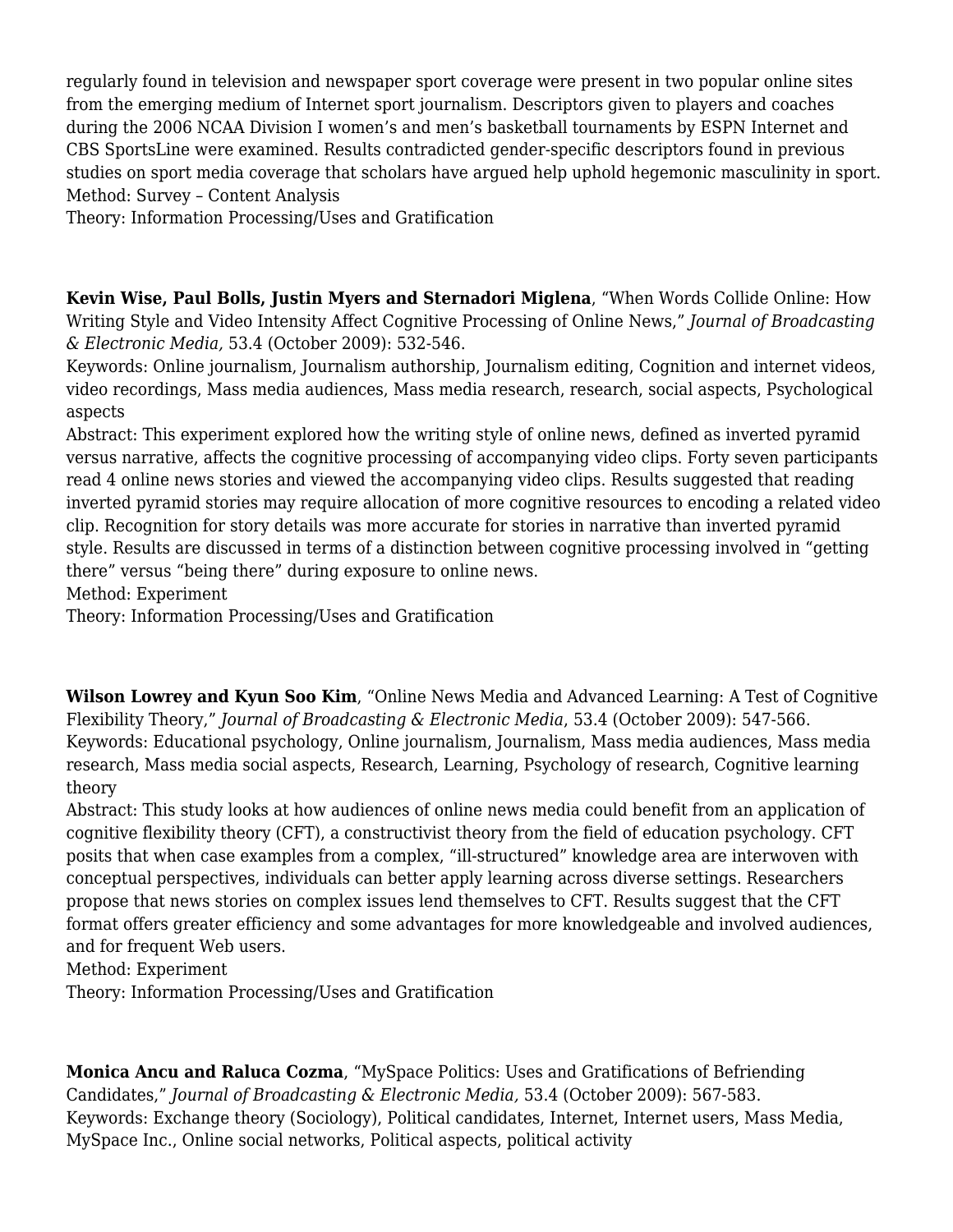regularly found in television and newspaper sport coverage were present in two popular online sites from the emerging medium of Internet sport journalism. Descriptors given to players and coaches during the 2006 NCAA Division I women's and men's basketball tournaments by ESPN Internet and CBS SportsLine were examined. Results contradicted gender-specific descriptors found in previous studies on sport media coverage that scholars have argued help uphold hegemonic masculinity in sport.
Method: Survey – Content Analysis
Theory: Information Processing/Uses and Gratification

**Kevin Wise, Paul Bolls, Justin Myers and Sternadori Miglena**, "When Words Collide Online: How Writing Style and Video Intensity Affect Cognitive Processing of Online News," *Journal of Broadcasting & Electronic Media,* 53.4 (October 2009): 532-546.
Keywords: Online journalism, Journalism authorship, Journalism editing, Cognition and internet videos, video recordings, Mass media audiences, Mass media research, research, social aspects, Psychological aspects
Abstract: This experiment explored how the writing style of online news, defined as inverted pyramid versus narrative, affects the cognitive processing of accompanying video clips. Forty seven participants read 4 online news stories and viewed the accompanying video clips. Results suggested that reading inverted pyramid stories may require allocation of more cognitive resources to encoding a related video clip. Recognition for story details was more accurate for stories in narrative than inverted pyramid style. Results are discussed in terms of a distinction between cognitive processing involved in "getting there" versus "being there" during exposure to online news.
Method: Experiment
Theory: Information Processing/Uses and Gratification

**Wilson Lowrey and Kyun Soo Kim**, "Online News Media and Advanced Learning: A Test of Cognitive Flexibility Theory," *Journal of Broadcasting & Electronic Media*, 53.4 (October 2009): 547-566.
Keywords: Educational psychology, Online journalism, Journalism, Mass media audiences, Mass media research, Mass media social aspects, Research, Learning, Psychology of research, Cognitive learning theory
Abstract: This study looks at how audiences of online news media could benefit from an application of cognitive flexibility theory (CFT), a constructivist theory from the field of education psychology. CFT posits that when case examples from a complex, "ill-structured" knowledge area are interwoven with conceptual perspectives, individuals can better apply learning across diverse settings. Researchers propose that news stories on complex issues lend themselves to CFT. Results suggest that the CFT format offers greater efficiency and some advantages for more knowledgeable and involved audiences, and for frequent Web users.
Method: Experiment
Theory: Information Processing/Uses and Gratification

**Monica Ancu and Raluca Cozma**, "MySpace Politics: Uses and Gratifications of Befriending Candidates," *Journal of Broadcasting & Electronic Media,* 53.4 (October 2009): 567-583.
Keywords: Exchange theory (Sociology), Political candidates, Internet, Internet users, Mass Media, MySpace Inc., Online social networks, Political aspects, political activity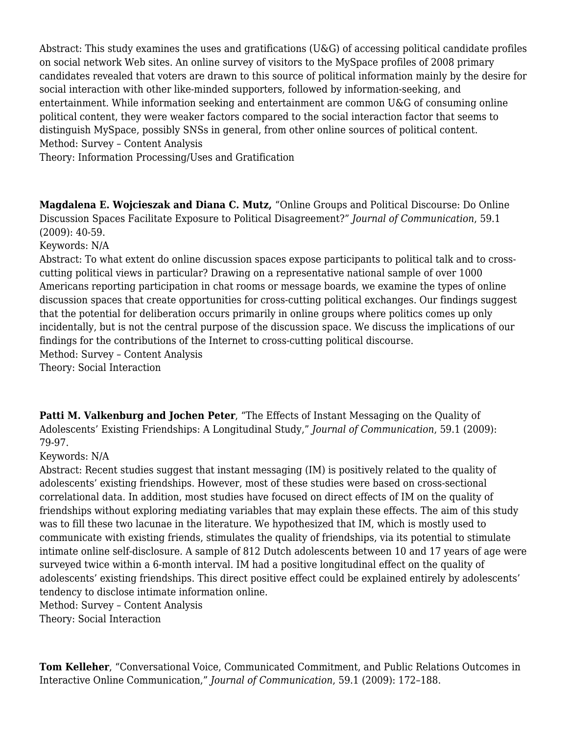Abstract: This study examines the uses and gratifications (U&G) of accessing political candidate profiles on social network Web sites. An online survey of visitors to the MySpace profiles of 2008 primary candidates revealed that voters are drawn to this source of political information mainly by the desire for social interaction with other like-minded supporters, followed by information-seeking, and entertainment. While information seeking and entertainment are common U&G of consuming online political content, they were weaker factors compared to the social interaction factor that seems to distinguish MySpace, possibly SNSs in general, from other online sources of political content.
Method: Survey – Content Analysis
Theory: Information Processing/Uses and Gratification

**Magdalena E. Wojcieszak and Diana C. Mutz,** "Online Groups and Political Discourse: Do Online Discussion Spaces Facilitate Exposure to Political Disagreement?" *Journal of Communication*, 59.1 (2009): 40-59.
Keywords: N/A
Abstract: To what extent do online discussion spaces expose participants to political talk and to cross-cutting political views in particular? Drawing on a representative national sample of over 1000 Americans reporting participation in chat rooms or message boards, we examine the types of online discussion spaces that create opportunities for cross-cutting political exchanges. Our findings suggest that the potential for deliberation occurs primarily in online groups where politics comes up only incidentally, but is not the central purpose of the discussion space. We discuss the implications of our findings for the contributions of the Internet to cross-cutting political discourse.
Method: Survey – Content Analysis
Theory: Social Interaction

**Patti M. Valkenburg and Jochen Peter**, "The Effects of Instant Messaging on the Quality of Adolescents' Existing Friendships: A Longitudinal Study," *Journal of Communication*, 59.1 (2009): 79-97.
Keywords: N/A
Abstract: Recent studies suggest that instant messaging (IM) is positively related to the quality of adolescents' existing friendships. However, most of these studies were based on cross-sectional correlational data. In addition, most studies have focused on direct effects of IM on the quality of friendships without exploring mediating variables that may explain these effects. The aim of this study was to fill these two lacunae in the literature. We hypothesized that IM, which is mostly used to communicate with existing friends, stimulates the quality of friendships, via its potential to stimulate intimate online self-disclosure. A sample of 812 Dutch adolescents between 10 and 17 years of age were surveyed twice within a 6-month interval. IM had a positive longitudinal effect on the quality of adolescents' existing friendships. This direct positive effect could be explained entirely by adolescents' tendency to disclose intimate information online.
Method: Survey – Content Analysis
Theory: Social Interaction

**Tom Kelleher**, "Conversational Voice, Communicated Commitment, and Public Relations Outcomes in Interactive Online Communication," *Journal of Communication*, 59.1 (2009): 172–188.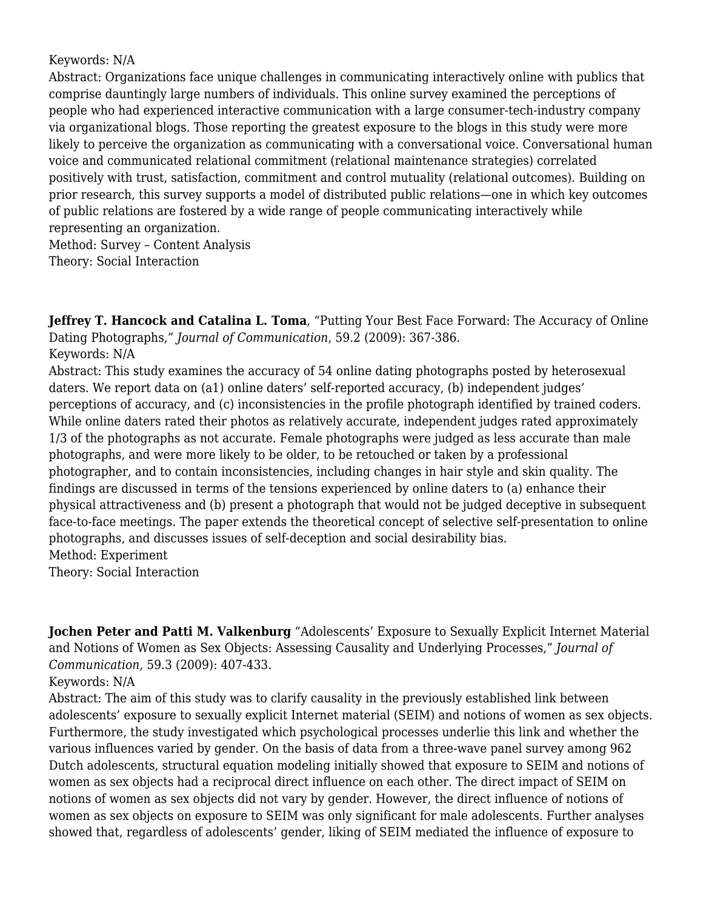Keywords: N/A
Abstract: Organizations face unique challenges in communicating interactively online with publics that comprise dauntingly large numbers of individuals. This online survey examined the perceptions of people who had experienced interactive communication with a large consumer-tech-industry company via organizational blogs. Those reporting the greatest exposure to the blogs in this study were more likely to perceive the organization as communicating with a conversational voice. Conversational human voice and communicated relational commitment (relational maintenance strategies) correlated positively with trust, satisfaction, commitment and control mutuality (relational outcomes). Building on prior research, this survey supports a model of distributed public relations—one in which key outcomes of public relations are fostered by a wide range of people communicating interactively while representing an organization.
Method: Survey – Content Analysis
Theory: Social Interaction

**Jeffrey T. Hancock and Catalina L. Toma**, "Putting Your Best Face Forward: The Accuracy of Online Dating Photographs," *Journal of Communication*, 59.2 (2009): 367-386.
Keywords: N/A
Abstract: This study examines the accuracy of 54 online dating photographs posted by heterosexual daters. We report data on (a1) online daters' self-reported accuracy, (b) independent judges' perceptions of accuracy, and (c) inconsistencies in the profile photograph identified by trained coders. While online daters rated their photos as relatively accurate, independent judges rated approximately 1/3 of the photographs as not accurate. Female photographs were judged as less accurate than male photographs, and were more likely to be older, to be retouched or taken by a professional photographer, and to contain inconsistencies, including changes in hair style and skin quality. The findings are discussed in terms of the tensions experienced by online daters to (a) enhance their physical attractiveness and (b) present a photograph that would not be judged deceptive in subsequent face-to-face meetings. The paper extends the theoretical concept of selective self-presentation to online photographs, and discusses issues of self-deception and social desirability bias.
Method: Experiment
Theory: Social Interaction

**Jochen Peter and Patti M. Valkenburg** "Adolescents' Exposure to Sexually Explicit Internet Material and Notions of Women as Sex Objects: Assessing Causality and Underlying Processes," *Journal of Communication*, 59.3 (2009): 407-433.
Keywords: N/A
Abstract: The aim of this study was to clarify causality in the previously established link between adolescents' exposure to sexually explicit Internet material (SEIM) and notions of women as sex objects. Furthermore, the study investigated which psychological processes underlie this link and whether the various influences varied by gender. On the basis of data from a three-wave panel survey among 962 Dutch adolescents, structural equation modeling initially showed that exposure to SEIM and notions of women as sex objects had a reciprocal direct influence on each other. The direct impact of SEIM on notions of women as sex objects did not vary by gender. However, the direct influence of notions of women as sex objects on exposure to SEIM was only significant for male adolescents. Further analyses showed that, regardless of adolescents' gender, liking of SEIM mediated the influence of exposure to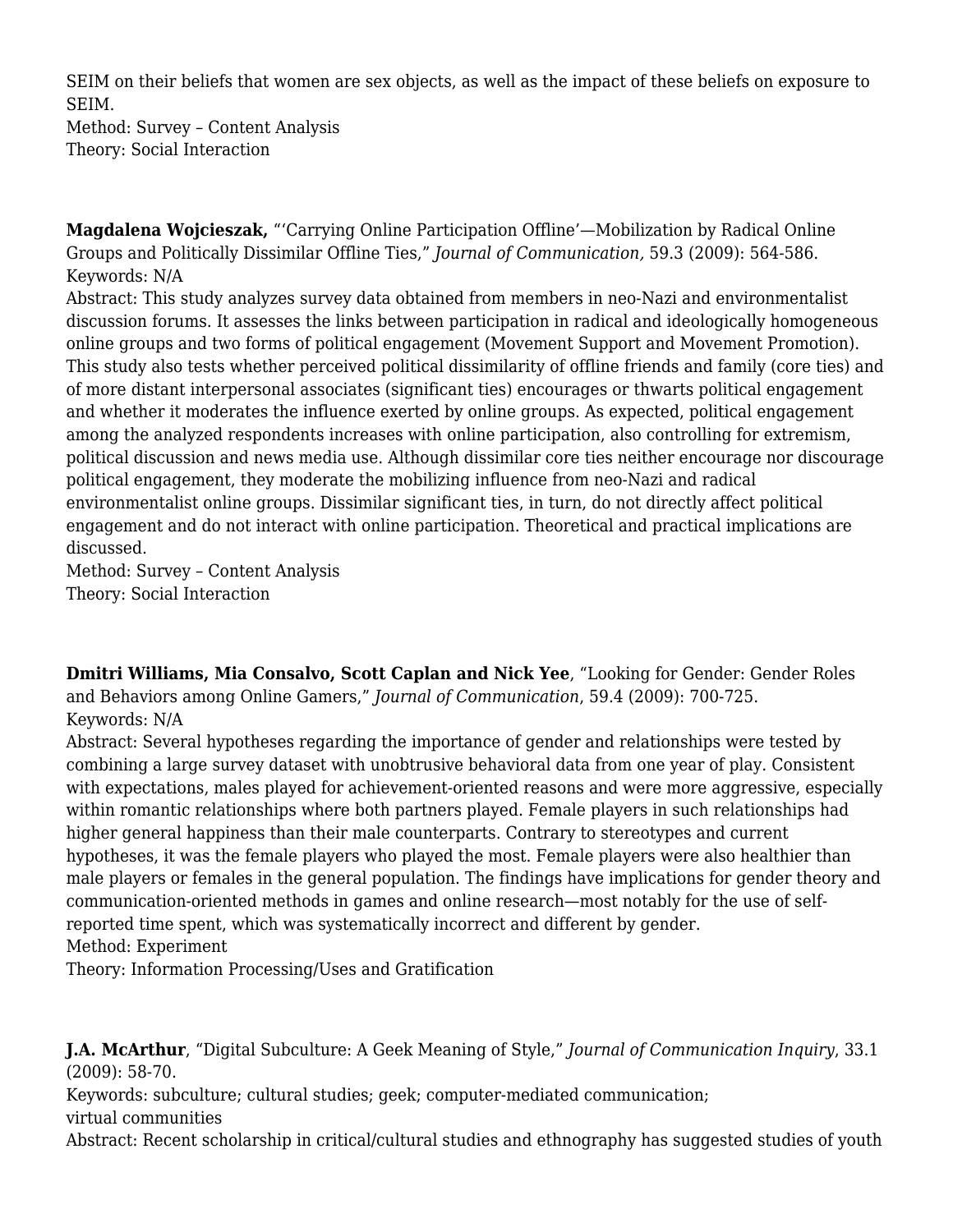SEIM on their beliefs that women are sex objects, as well as the impact of these beliefs on exposure to SEIM.
Method: Survey – Content Analysis
Theory: Social Interaction

**Magdalena Wojcieszak,** "'Carrying Online Participation Offline'—Mobilization by Radical Online Groups and Politically Dissimilar Offline Ties," *Journal of Communication,* 59.3 (2009): 564-586.
Keywords: N/A
Abstract: This study analyzes survey data obtained from members in neo-Nazi and environmentalist discussion forums. It assesses the links between participation in radical and ideologically homogeneous online groups and two forms of political engagement (Movement Support and Movement Promotion). This study also tests whether perceived political dissimilarity of offline friends and family (core ties) and of more distant interpersonal associates (significant ties) encourages or thwarts political engagement and whether it moderates the influence exerted by online groups. As expected, political engagement among the analyzed respondents increases with online participation, also controlling for extremism, political discussion and news media use. Although dissimilar core ties neither encourage nor discourage political engagement, they moderate the mobilizing influence from neo-Nazi and radical environmentalist online groups. Dissimilar significant ties, in turn, do not directly affect political engagement and do not interact with online participation. Theoretical and practical implications are discussed.
Method: Survey – Content Analysis
Theory: Social Interaction

**Dmitri Williams, Mia Consalvo, Scott Caplan and Nick Yee**, "Looking for Gender: Gender Roles and Behaviors among Online Gamers," *Journal of Communication*, 59.4 (2009): 700-725.
Keywords: N/A
Abstract: Several hypotheses regarding the importance of gender and relationships were tested by combining a large survey dataset with unobtrusive behavioral data from one year of play. Consistent with expectations, males played for achievement-oriented reasons and were more aggressive, especially within romantic relationships where both partners played. Female players in such relationships had higher general happiness than their male counterparts. Contrary to stereotypes and current hypotheses, it was the female players who played the most. Female players were also healthier than male players or females in the general population. The findings have implications for gender theory and communication-oriented methods in games and online research—most notably for the use of self-reported time spent, which was systematically incorrect and different by gender.
Method: Experiment
Theory: Information Processing/Uses and Gratification

**J.A. McArthur**, "Digital Subculture: A Geek Meaning of Style," *Journal of Communication Inquiry*, 33.1 (2009): 58-70.
Keywords: subculture; cultural studies; geek; computer-mediated communication; virtual communities
Abstract: Recent scholarship in critical/cultural studies and ethnography has suggested studies of youth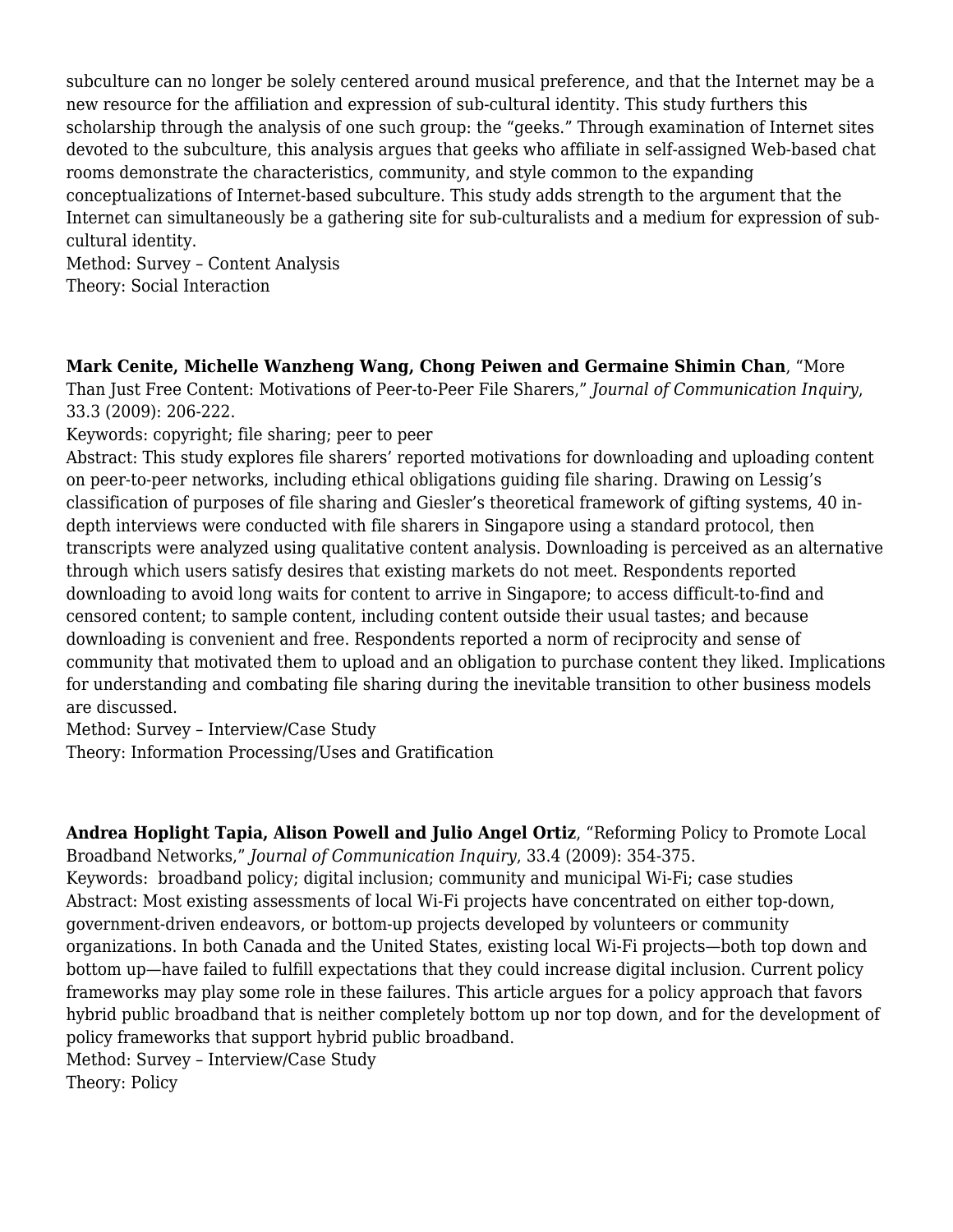subculture can no longer be solely centered around musical preference, and that the Internet may be a new resource for the affiliation and expression of sub-cultural identity. This study furthers this scholarship through the analysis of one such group: the "geeks." Through examination of Internet sites devoted to the subculture, this analysis argues that geeks who affiliate in self-assigned Web-based chat rooms demonstrate the characteristics, community, and style common to the expanding conceptualizations of Internet-based subculture. This study adds strength to the argument that the Internet can simultaneously be a gathering site for sub-culturalists and a medium for expression of sub-cultural identity.
Method: Survey – Content Analysis
Theory: Social Interaction

**Mark Cenite, Michelle Wanzheng Wang, Chong Peiwen and Germaine Shimin Chan**, "More Than Just Free Content: Motivations of Peer-to-Peer File Sharers," *Journal of Communication Inquiry*, 33.3 (2009): 206-222.
Keywords: copyright; file sharing; peer to peer
Abstract: This study explores file sharers' reported motivations for downloading and uploading content on peer-to-peer networks, including ethical obligations guiding file sharing. Drawing on Lessig's classification of purposes of file sharing and Giesler's theoretical framework of gifting systems, 40 in-depth interviews were conducted with file sharers in Singapore using a standard protocol, then transcripts were analyzed using qualitative content analysis. Downloading is perceived as an alternative through which users satisfy desires that existing markets do not meet. Respondents reported downloading to avoid long waits for content to arrive in Singapore; to access difficult-to-find and censored content; to sample content, including content outside their usual tastes; and because downloading is convenient and free. Respondents reported a norm of reciprocity and sense of community that motivated them to upload and an obligation to purchase content they liked. Implications for understanding and combating file sharing during the inevitable transition to other business models are discussed.
Method: Survey – Interview/Case Study
Theory: Information Processing/Uses and Gratification

**Andrea Hoplight Tapia, Alison Powell and Julio Angel Ortiz**, "Reforming Policy to Promote Local Broadband Networks," *Journal of Communication Inquiry*, 33.4 (2009): 354-375.
Keywords: broadband policy; digital inclusion; community and municipal Wi-Fi; case studies
Abstract: Most existing assessments of local Wi-Fi projects have concentrated on either top-down, government-driven endeavors, or bottom-up projects developed by volunteers or community organizations. In both Canada and the United States, existing local Wi-Fi projects—both top down and bottom up—have failed to fulfill expectations that they could increase digital inclusion. Current policy frameworks may play some role in these failures. This article argues for a policy approach that favors hybrid public broadband that is neither completely bottom up nor top down, and for the development of policy frameworks that support hybrid public broadband.
Method: Survey – Interview/Case Study
Theory: Policy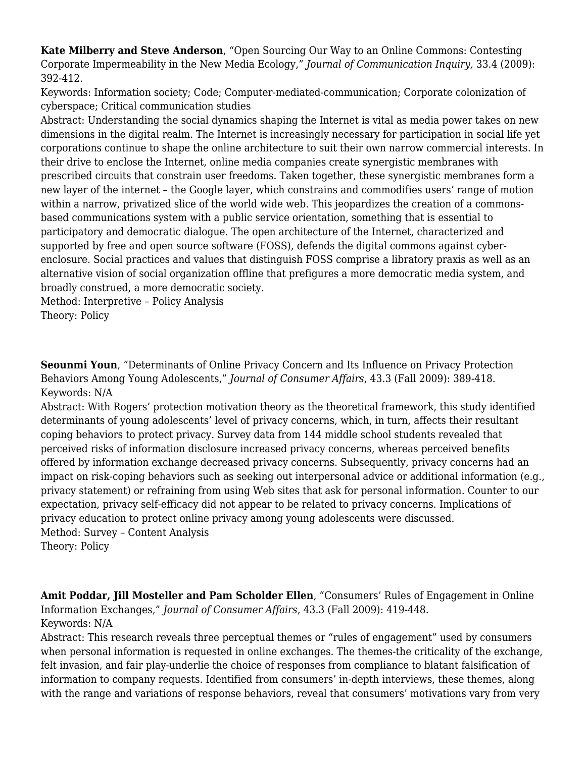**Kate Milberry and Steve Anderson**, "Open Sourcing Our Way to an Online Commons: Contesting Corporate Impermeability in the New Media Ecology," *Journal of Communication Inquiry,* 33.4 (2009): 392-412.
Keywords: Information society; Code; Computer-mediated-communication; Corporate colonization of cyberspace; Critical communication studies
Abstract: Understanding the social dynamics shaping the Internet is vital as media power takes on new dimensions in the digital realm. The Internet is increasingly necessary for participation in social life yet corporations continue to shape the online architecture to suit their own narrow commercial interests. In their drive to enclose the Internet, online media companies create synergistic membranes with prescribed circuits that constrain user freedoms. Taken together, these synergistic membranes form a new layer of the internet – the Google layer, which constrains and commodifies users' range of motion within a narrow, privatized slice of the world wide web. This jeopardizes the creation of a commons-based communications system with a public service orientation, something that is essential to participatory and democratic dialogue. The open architecture of the Internet, characterized and supported by free and open source software (FOSS), defends the digital commons against cyber-enclosure. Social practices and values that distinguish FOSS comprise a libratory praxis as well as an alternative vision of social organization offline that prefigures a more democratic media system, and broadly construed, a more democratic society.
Method: Interpretive – Policy Analysis
Theory: Policy

**Seounmi Youn**, "Determinants of Online Privacy Concern and Its Influence on Privacy Protection Behaviors Among Young Adolescents," *Journal of Consumer Affairs*, 43.3 (Fall 2009): 389-418.
Keywords: N/A
Abstract: With Rogers' protection motivation theory as the theoretical framework, this study identified determinants of young adolescents' level of privacy concerns, which, in turn, affects their resultant coping behaviors to protect privacy. Survey data from 144 middle school students revealed that perceived risks of information disclosure increased privacy concerns, whereas perceived benefits offered by information exchange decreased privacy concerns. Subsequently, privacy concerns had an impact on risk-coping behaviors such as seeking out interpersonal advice or additional information (e.g., privacy statement) or refraining from using Web sites that ask for personal information. Counter to our expectation, privacy self-efficacy did not appear to be related to privacy concerns. Implications of privacy education to protect online privacy among young adolescents were discussed.
Method: Survey – Content Analysis
Theory: Policy

**Amit Poddar, Jill Mosteller and Pam Scholder Ellen**, "Consumers' Rules of Engagement in Online Information Exchanges," *Journal of Consumer Affairs*, 43.3 (Fall 2009): 419-448.
Keywords: N/A
Abstract: This research reveals three perceptual themes or "rules of engagement" used by consumers when personal information is requested in online exchanges. The themes-the criticality of the exchange, felt invasion, and fair play-underlie the choice of responses from compliance to blatant falsification of information to company requests. Identified from consumers' in-depth interviews, these themes, along with the range and variations of response behaviors, reveal that consumers' motivations vary from very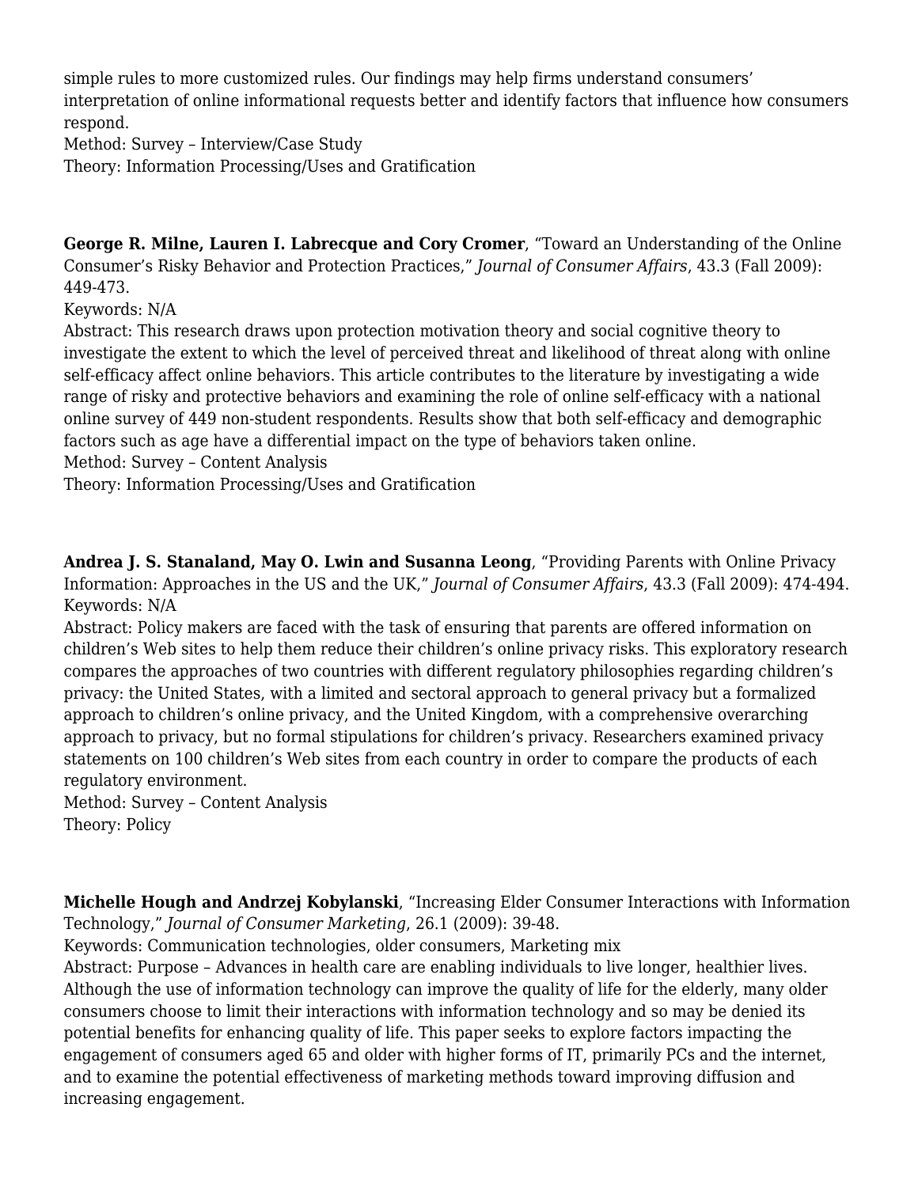simple rules to more customized rules. Our findings may help firms understand consumers' interpretation of online informational requests better and identify factors that influence how consumers respond.
Method: Survey – Interview/Case Study
Theory: Information Processing/Uses and Gratification

**George R. Milne, Lauren I. Labrecque and Cory Cromer**, "Toward an Understanding of the Online Consumer's Risky Behavior and Protection Practices," *Journal of Consumer Affairs*, 43.3 (Fall 2009): 449-473.
Keywords: N/A
Abstract: This research draws upon protection motivation theory and social cognitive theory to investigate the extent to which the level of perceived threat and likelihood of threat along with online self-efficacy affect online behaviors. This article contributes to the literature by investigating a wide range of risky and protective behaviors and examining the role of online self-efficacy with a national online survey of 449 non-student respondents. Results show that both self-efficacy and demographic factors such as age have a differential impact on the type of behaviors taken online.
Method: Survey – Content Analysis
Theory: Information Processing/Uses and Gratification

**Andrea J. S. Stanaland, May O. Lwin and Susanna Leong**, "Providing Parents with Online Privacy Information: Approaches in the US and the UK," *Journal of Consumer Affairs*, 43.3 (Fall 2009): 474-494.
Keywords: N/A
Abstract: Policy makers are faced with the task of ensuring that parents are offered information on children's Web sites to help them reduce their children's online privacy risks. This exploratory research compares the approaches of two countries with different regulatory philosophies regarding children's privacy: the United States, with a limited and sectoral approach to general privacy but a formalized approach to children's online privacy, and the United Kingdom, with a comprehensive overarching approach to privacy, but no formal stipulations for children's privacy. Researchers examined privacy statements on 100 children's Web sites from each country in order to compare the products of each regulatory environment.
Method: Survey – Content Analysis
Theory: Policy

**Michelle Hough and Andrzej Kobylanski**, "Increasing Elder Consumer Interactions with Information Technology," *Journal of Consumer Marketing*, 26.1 (2009): 39-48.
Keywords: Communication technologies, older consumers, Marketing mix
Abstract: Purpose – Advances in health care are enabling individuals to live longer, healthier lives. Although the use of information technology can improve the quality of life for the elderly, many older consumers choose to limit their interactions with information technology and so may be denied its potential benefits for enhancing quality of life. This paper seeks to explore factors impacting the engagement of consumers aged 65 and older with higher forms of IT, primarily PCs and the internet, and to examine the potential effectiveness of marketing methods toward improving diffusion and increasing engagement.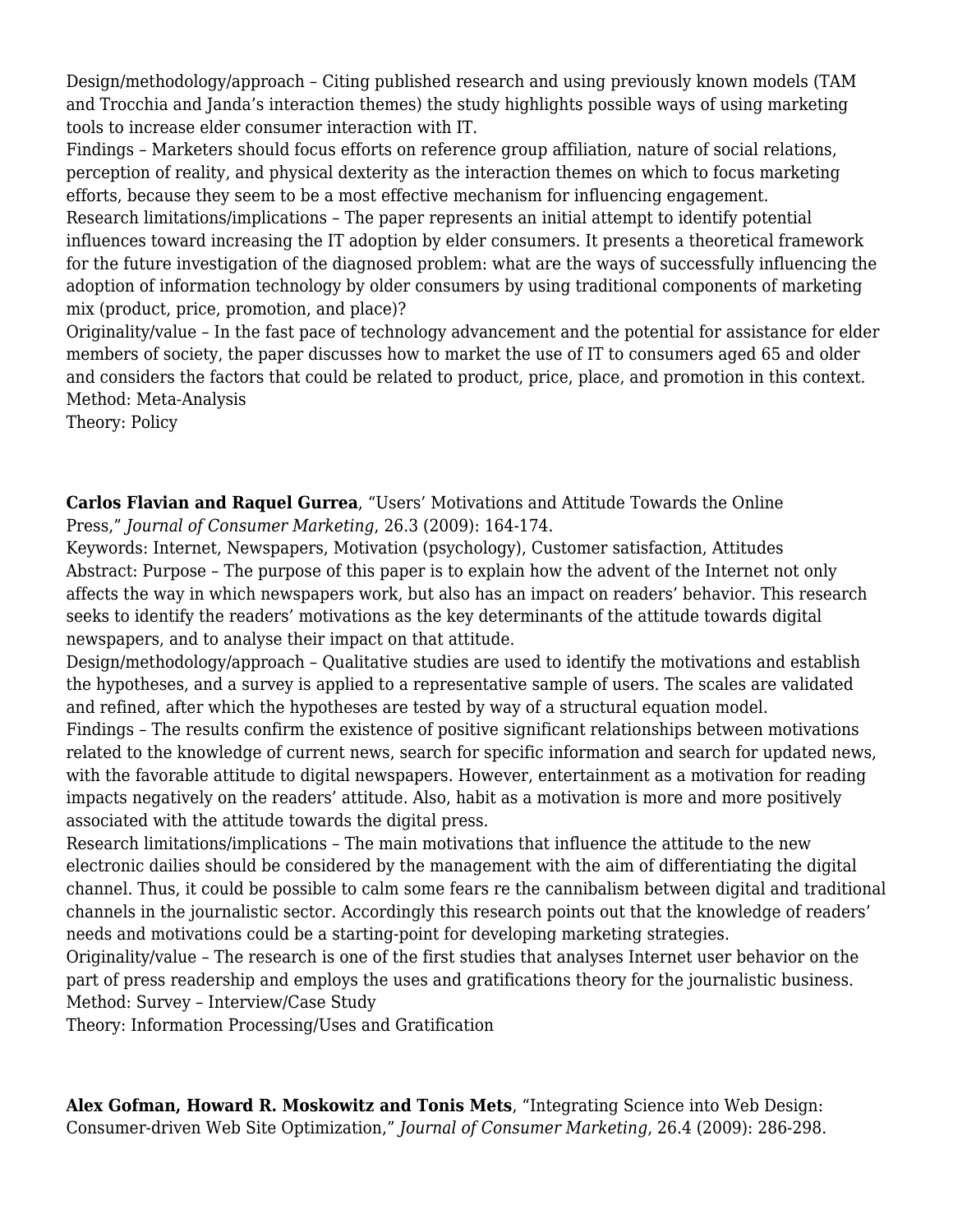Design/methodology/approach – Citing published research and using previously known models (TAM and Trocchia and Janda's interaction themes) the study highlights possible ways of using marketing tools to increase elder consumer interaction with IT.
Findings – Marketers should focus efforts on reference group affiliation, nature of social relations, perception of reality, and physical dexterity as the interaction themes on which to focus marketing efforts, because they seem to be a most effective mechanism for influencing engagement.
Research limitations/implications – The paper represents an initial attempt to identify potential influences toward increasing the IT adoption by elder consumers. It presents a theoretical framework for the future investigation of the diagnosed problem: what are the ways of successfully influencing the adoption of information technology by older consumers by using traditional components of marketing mix (product, price, promotion, and place)?
Originality/value – In the fast pace of technology advancement and the potential for assistance for elder members of society, the paper discusses how to market the use of IT to consumers aged 65 and older and considers the factors that could be related to product, price, place, and promotion in this context.
Method: Meta-Analysis
Theory: Policy

**Carlos Flavian and Raquel Gurrea**, "Users' Motivations and Attitude Towards the Online Press," *Journal of Consumer Marketing*, 26.3 (2009): 164-174.
Keywords: Internet, Newspapers, Motivation (psychology), Customer satisfaction, Attitudes
Abstract: Purpose – The purpose of this paper is to explain how the advent of the Internet not only affects the way in which newspapers work, but also has an impact on readers' behavior. This research seeks to identify the readers' motivations as the key determinants of the attitude towards digital newspapers, and to analyse their impact on that attitude.
Design/methodology/approach – Qualitative studies are used to identify the motivations and establish the hypotheses, and a survey is applied to a representative sample of users. The scales are validated and refined, after which the hypotheses are tested by way of a structural equation model.
Findings – The results confirm the existence of positive significant relationships between motivations related to the knowledge of current news, search for specific information and search for updated news, with the favorable attitude to digital newspapers. However, entertainment as a motivation for reading impacts negatively on the readers' attitude. Also, habit as a motivation is more and more positively associated with the attitude towards the digital press.
Research limitations/implications – The main motivations that influence the attitude to the new electronic dailies should be considered by the management with the aim of differentiating the digital channel. Thus, it could be possible to calm some fears re the cannibalism between digital and traditional channels in the journalistic sector. Accordingly this research points out that the knowledge of readers' needs and motivations could be a starting-point for developing marketing strategies.
Originality/value – The research is one of the first studies that analyses Internet user behavior on the part of press readership and employs the uses and gratifications theory for the journalistic business.
Method: Survey – Interview/Case Study
Theory: Information Processing/Uses and Gratification

**Alex Gofman, Howard R. Moskowitz and Tonis Mets**, "Integrating Science into Web Design: Consumer-driven Web Site Optimization," *Journal of Consumer Marketing*, 26.4 (2009): 286-298.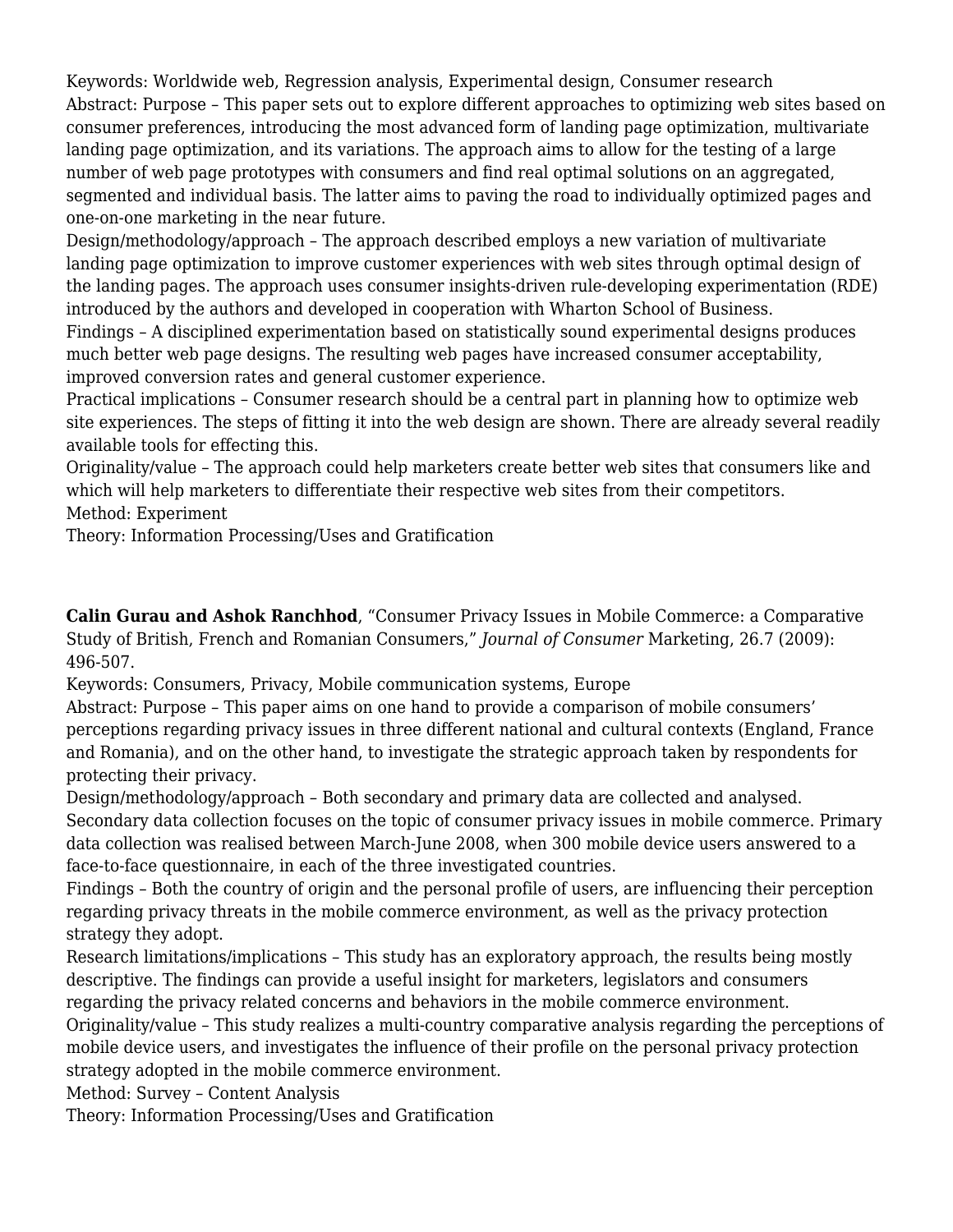Keywords: Worldwide web, Regression analysis, Experimental design, Consumer research
Abstract: Purpose – This paper sets out to explore different approaches to optimizing web sites based on consumer preferences, introducing the most advanced form of landing page optimization, multivariate landing page optimization, and its variations. The approach aims to allow for the testing of a large number of web page prototypes with consumers and find real optimal solutions on an aggregated, segmented and individual basis. The latter aims to paving the road to individually optimized pages and one-on-one marketing in the near future.
Design/methodology/approach – The approach described employs a new variation of multivariate landing page optimization to improve customer experiences with web sites through optimal design of the landing pages. The approach uses consumer insights-driven rule-developing experimentation (RDE) introduced by the authors and developed in cooperation with Wharton School of Business.
Findings – A disciplined experimentation based on statistically sound experimental designs produces much better web page designs. The resulting web pages have increased consumer acceptability, improved conversion rates and general customer experience.
Practical implications – Consumer research should be a central part in planning how to optimize web site experiences. The steps of fitting it into the web design are shown. There are already several readily available tools for effecting this.
Originality/value – The approach could help marketers create better web sites that consumers like and which will help marketers to differentiate their respective web sites from their competitors.
Method: Experiment
Theory: Information Processing/Uses and Gratification

**Calin Gurau and Ashok Ranchhod**, "Consumer Privacy Issues in Mobile Commerce: a Comparative Study of British, French and Romanian Consumers," *Journal of Consumer* Marketing, 26.7 (2009): 496-507.
Keywords: Consumers, Privacy, Mobile communication systems, Europe
Abstract: Purpose – This paper aims on one hand to provide a comparison of mobile consumers' perceptions regarding privacy issues in three different national and cultural contexts (England, France and Romania), and on the other hand, to investigate the strategic approach taken by respondents for protecting their privacy.
Design/methodology/approach – Both secondary and primary data are collected and analysed. Secondary data collection focuses on the topic of consumer privacy issues in mobile commerce. Primary data collection was realised between March-June 2008, when 300 mobile device users answered to a face-to-face questionnaire, in each of the three investigated countries.
Findings – Both the country of origin and the personal profile of users, are influencing their perception regarding privacy threats in the mobile commerce environment, as well as the privacy protection strategy they adopt.
Research limitations/implications – This study has an exploratory approach, the results being mostly descriptive. The findings can provide a useful insight for marketers, legislators and consumers regarding the privacy related concerns and behaviors in the mobile commerce environment.
Originality/value – This study realizes a multi-country comparative analysis regarding the perceptions of mobile device users, and investigates the influence of their profile on the personal privacy protection strategy adopted in the mobile commerce environment.
Method: Survey – Content Analysis
Theory: Information Processing/Uses and Gratification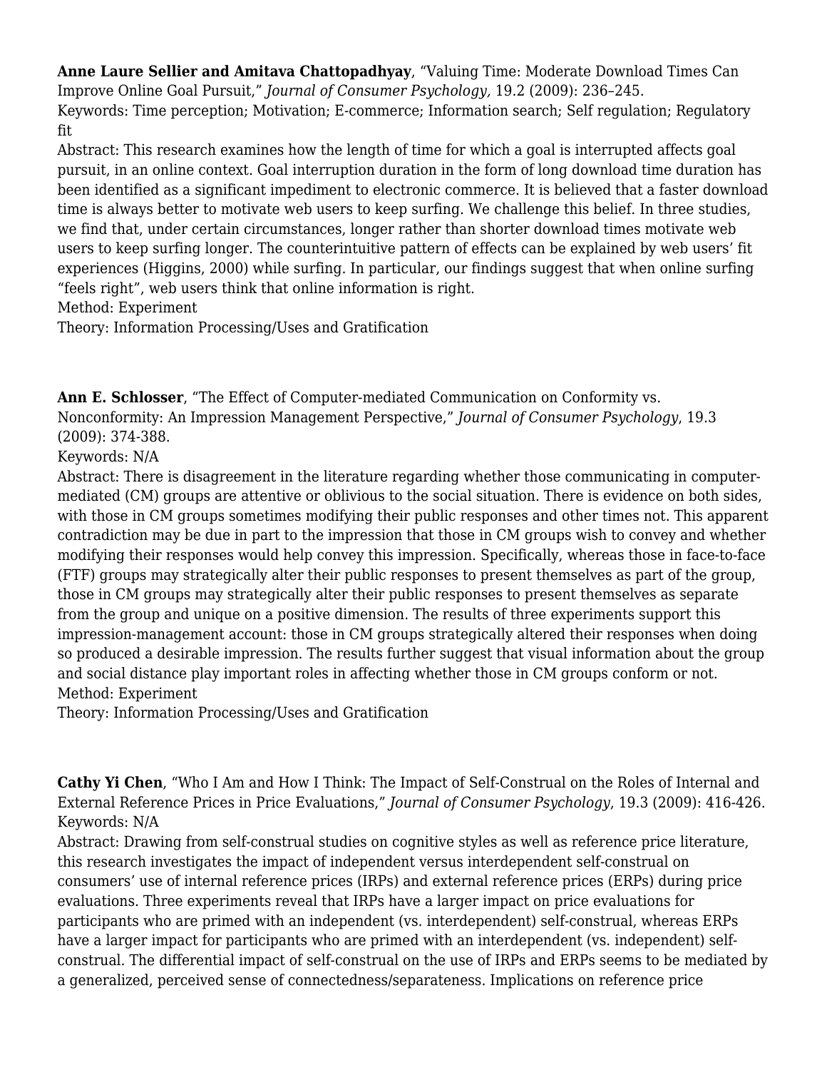**Anne Laure Sellier and Amitava Chattopadhyay**, "Valuing Time: Moderate Download Times Can Improve Online Goal Pursuit," *Journal of Consumer Psychology,* 19.2 (2009): 236–245.
Keywords: Time perception; Motivation; E-commerce; Information search; Self regulation; Regulatory fit
Abstract: This research examines how the length of time for which a goal is interrupted affects goal pursuit, in an online context. Goal interruption duration in the form of long download time duration has been identified as a significant impediment to electronic commerce. It is believed that a faster download time is always better to motivate web users to keep surfing. We challenge this belief. In three studies, we find that, under certain circumstances, longer rather than shorter download times motivate web users to keep surfing longer. The counterintuitive pattern of effects can be explained by web users' fit experiences (Higgins, 2000) while surfing. In particular, our findings suggest that when online surfing "feels right", web users think that online information is right.
Method: Experiment
Theory: Information Processing/Uses and Gratification

**Ann E. Schlosser**, "The Effect of Computer-mediated Communication on Conformity vs. Nonconformity: An Impression Management Perspective," *Journal of Consumer Psychology*, 19.3 (2009): 374-388.
Keywords: N/A
Abstract: There is disagreement in the literature regarding whether those communicating in computer-mediated (CM) groups are attentive or oblivious to the social situation. There is evidence on both sides, with those in CM groups sometimes modifying their public responses and other times not. This apparent contradiction may be due in part to the impression that those in CM groups wish to convey and whether modifying their responses would help convey this impression. Specifically, whereas those in face-to-face (FTF) groups may strategically alter their public responses to present themselves as part of the group, those in CM groups may strategically alter their public responses to present themselves as separate from the group and unique on a positive dimension. The results of three experiments support this impression-management account: those in CM groups strategically altered their responses when doing so produced a desirable impression. The results further suggest that visual information about the group and social distance play important roles in affecting whether those in CM groups conform or not.
Method: Experiment
Theory: Information Processing/Uses and Gratification

**Cathy Yi Chen**, "Who I Am and How I Think: The Impact of Self-Construal on the Roles of Internal and External Reference Prices in Price Evaluations," *Journal of Consumer Psychology*, 19.3 (2009): 416-426.
Keywords: N/A
Abstract: Drawing from self-construal studies on cognitive styles as well as reference price literature, this research investigates the impact of independent versus interdependent self-construal on consumers' use of internal reference prices (IRPs) and external reference prices (ERPs) during price evaluations. Three experiments reveal that IRPs have a larger impact on price evaluations for participants who are primed with an independent (vs. interdependent) self-construal, whereas ERPs have a larger impact for participants who are primed with an interdependent (vs. independent) self-construal. The differential impact of self-construal on the use of IRPs and ERPs seems to be mediated by a generalized, perceived sense of connectedness/separateness. Implications on reference price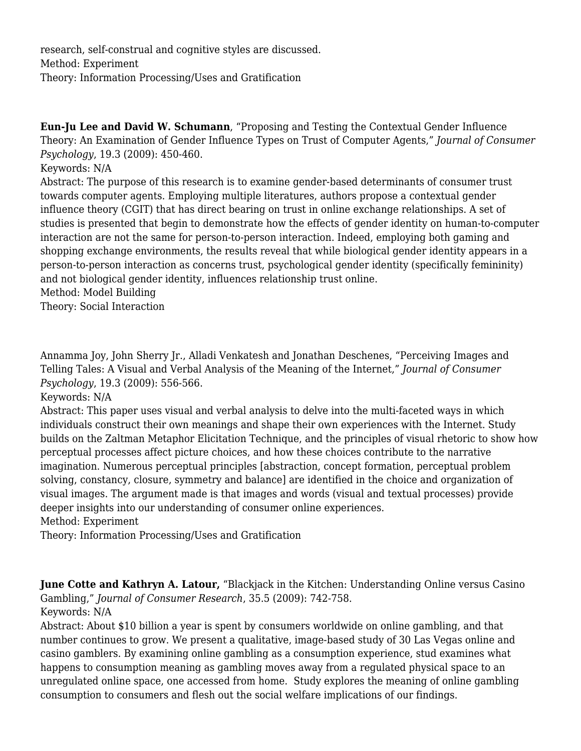research, self-construal and cognitive styles are discussed.
Method: Experiment
Theory: Information Processing/Uses and Gratification

**Eun-Ju Lee and David W. Schumann**, “Proposing and Testing the Contextual Gender Influence Theory: An Examination of Gender Influence Types on Trust of Computer Agents,” *Journal of Consumer Psychology*, 19.3 (2009): 450-460.
Keywords: N/A
Abstract: The purpose of this research is to examine gender-based determinants of consumer trust towards computer agents. Employing multiple literatures, authors propose a contextual gender influence theory (CGIT) that has direct bearing on trust in online exchange relationships. A set of studies is presented that begin to demonstrate how the effects of gender identity on human-to-computer interaction are not the same for person-to-person interaction. Indeed, employing both gaming and shopping exchange environments, the results reveal that while biological gender identity appears in a person-to-person interaction as concerns trust, psychological gender identity (specifically femininity) and not biological gender identity, influences relationship trust online.
Method: Model Building
Theory: Social Interaction

Annamma Joy, John Sherry Jr., Alladi Venkatesh and Jonathan Deschenes, “Perceiving Images and Telling Tales: A Visual and Verbal Analysis of the Meaning of the Internet,” *Journal of Consumer Psychology*, 19.3 (2009): 556-566.
Keywords: N/A
Abstract: This paper uses visual and verbal analysis to delve into the multi-faceted ways in which individuals construct their own meanings and shape their own experiences with the Internet. Study builds on the Zaltman Metaphor Elicitation Technique, and the principles of visual rhetoric to show how perceptual processes affect picture choices, and how these choices contribute to the narrative imagination. Numerous perceptual principles [abstraction, concept formation, perceptual problem solving, constancy, closure, symmetry and balance] are identified in the choice and organization of visual images. The argument made is that images and words (visual and textual processes) provide deeper insights into our understanding of consumer online experiences.
Method: Experiment
Theory: Information Processing/Uses and Gratification

**June Cotte and Kathryn A. Latour,** “Blackjack in the Kitchen: Understanding Online versus Casino Gambling,” *Journal of Consumer Research*, 35.5 (2009): 742-758.
Keywords: N/A
Abstract: About $10 billion a year is spent by consumers worldwide on online gambling, and that number continues to grow. We present a qualitative, image-based study of 30 Las Vegas online and casino gamblers. By examining online gambling as a consumption experience, stud examines what happens to consumption meaning as gambling moves away from a regulated physical space to an unregulated online space, one accessed from home. Study explores the meaning of online gambling consumption to consumers and flesh out the social welfare implications of our findings.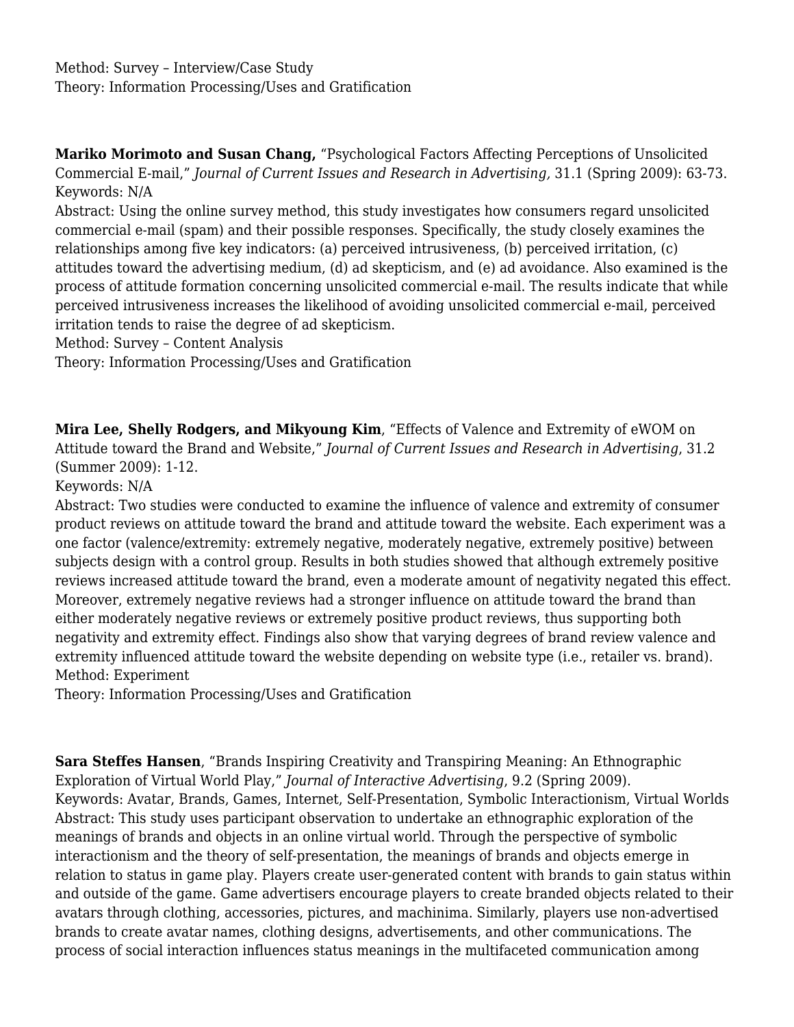Method: Survey – Interview/Case Study
Theory: Information Processing/Uses and Gratification

**Mariko Morimoto and Susan Chang,** "Psychological Factors Affecting Perceptions of Unsolicited Commercial E-mail," *Journal of Current Issues and Research in Advertising,* 31.1 (Spring 2009): 63-73.
Keywords: N/A
Abstract: Using the online survey method, this study investigates how consumers regard unsolicited commercial e-mail (spam) and their possible responses. Specifically, the study closely examines the relationships among five key indicators: (a) perceived intrusiveness, (b) perceived irritation, (c) attitudes toward the advertising medium, (d) ad skepticism, and (e) ad avoidance. Also examined is the process of attitude formation concerning unsolicited commercial e-mail. The results indicate that while perceived intrusiveness increases the likelihood of avoiding unsolicited commercial e-mail, perceived irritation tends to raise the degree of ad skepticism.
Method: Survey – Content Analysis
Theory: Information Processing/Uses and Gratification

**Mira Lee, Shelly Rodgers, and Mikyoung Kim**, "Effects of Valence and Extremity of eWOM on Attitude toward the Brand and Website," *Journal of Current Issues and Research in Advertising*, 31.2 (Summer 2009): 1-12.
Keywords: N/A
Abstract: Two studies were conducted to examine the influence of valence and extremity of consumer product reviews on attitude toward the brand and attitude toward the website. Each experiment was a one factor (valence/extremity: extremely negative, moderately negative, extremely positive) between subjects design with a control group. Results in both studies showed that although extremely positive reviews increased attitude toward the brand, even a moderate amount of negativity negated this effect. Moreover, extremely negative reviews had a stronger influence on attitude toward the brand than either moderately negative reviews or extremely positive product reviews, thus supporting both negativity and extremity effect. Findings also show that varying degrees of brand review valence and extremity influenced attitude toward the website depending on website type (i.e., retailer vs. brand).
Method: Experiment
Theory: Information Processing/Uses and Gratification

**Sara Steffes Hansen**, "Brands Inspiring Creativity and Transpiring Meaning: An Ethnographic Exploration of Virtual World Play," *Journal of Interactive Advertising*, 9.2 (Spring 2009).
Keywords: Avatar, Brands, Games, Internet, Self-Presentation, Symbolic Interactionism, Virtual Worlds
Abstract: This study uses participant observation to undertake an ethnographic exploration of the meanings of brands and objects in an online virtual world. Through the perspective of symbolic interactionism and the theory of self-presentation, the meanings of brands and objects emerge in relation to status in game play. Players create user-generated content with brands to gain status within and outside of the game. Game advertisers encourage players to create branded objects related to their avatars through clothing, accessories, pictures, and machinima. Similarly, players use non-advertised brands to create avatar names, clothing designs, advertisements, and other communications. The process of social interaction influences status meanings in the multifaceted communication among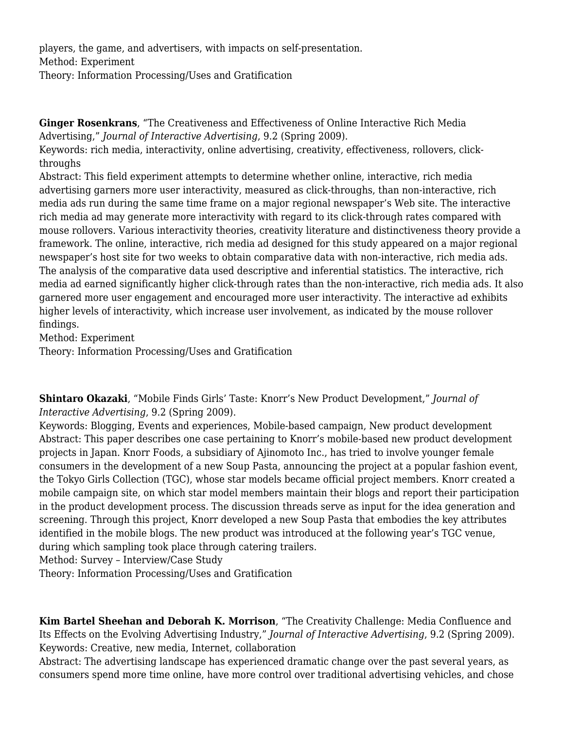players, the game, and advertisers, with impacts on self-presentation.
Method: Experiment
Theory: Information Processing/Uses and Gratification

**Ginger Rosenkrans**, "The Creativeness and Effectiveness of Online Interactive Rich Media Advertising," *Journal of Interactive Advertising*, 9.2 (Spring 2009).
Keywords: rich media, interactivity, online advertising, creativity, effectiveness, rollovers, click-throughs
Abstract: This field experiment attempts to determine whether online, interactive, rich media advertising garners more user interactivity, measured as click-throughs, than non-interactive, rich media ads run during the same time frame on a major regional newspaper's Web site. The interactive rich media ad may generate more interactivity with regard to its click-through rates compared with mouse rollovers. Various interactivity theories, creativity literature and distinctiveness theory provide a framework. The online, interactive, rich media ad designed for this study appeared on a major regional newspaper's host site for two weeks to obtain comparative data with non-interactive, rich media ads. The analysis of the comparative data used descriptive and inferential statistics. The interactive, rich media ad earned significantly higher click-through rates than the non-interactive, rich media ads. It also garnered more user engagement and encouraged more user interactivity. The interactive ad exhibits higher levels of interactivity, which increase user involvement, as indicated by the mouse rollover findings.
Method: Experiment
Theory: Information Processing/Uses and Gratification

**Shintaro Okazaki**, "Mobile Finds Girls' Taste: Knorr's New Product Development," *Journal of Interactive Advertising*, 9.2 (Spring 2009).
Keywords: Blogging, Events and experiences, Mobile-based campaign, New product development
Abstract: This paper describes one case pertaining to Knorr's mobile-based new product development projects in Japan. Knorr Foods, a subsidiary of Ajinomoto Inc., has tried to involve younger female consumers in the development of a new Soup Pasta, announcing the project at a popular fashion event, the Tokyo Girls Collection (TGC), whose star models became official project members. Knorr created a mobile campaign site, on which star model members maintain their blogs and report their participation in the product development process. The discussion threads serve as input for the idea generation and screening. Through this project, Knorr developed a new Soup Pasta that embodies the key attributes identified in the mobile blogs. The new product was introduced at the following year's TGC venue, during which sampling took place through catering trailers.
Method: Survey – Interview/Case Study
Theory: Information Processing/Uses and Gratification

**Kim Bartel Sheehan and Deborah K. Morrison**, "The Creativity Challenge: Media Confluence and Its Effects on the Evolving Advertising Industry," *Journal of Interactive Advertising*, 9.2 (Spring 2009).
Keywords: Creative, new media, Internet, collaboration
Abstract: The advertising landscape has experienced dramatic change over the past several years, as consumers spend more time online, have more control over traditional advertising vehicles, and chose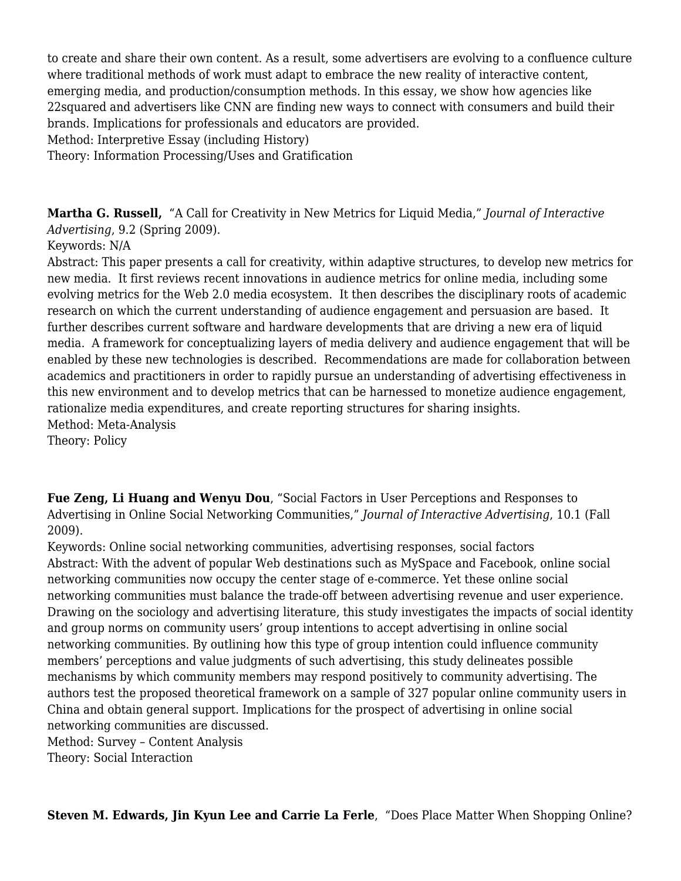to create and share their own content. As a result, some advertisers are evolving to a confluence culture where traditional methods of work must adapt to embrace the new reality of interactive content, emerging media, and production/consumption methods. In this essay, we show how agencies like 22squared and advertisers like CNN are finding new ways to connect with consumers and build their brands. Implications for professionals and educators are provided.
Method: Interpretive Essay (including History)
Theory: Information Processing/Uses and Gratification

**Martha G. Russell,** "A Call for Creativity in New Metrics for Liquid Media," *Journal of Interactive Advertising*, 9.2 (Spring 2009).
Keywords: N/A
Abstract: This paper presents a call for creativity, within adaptive structures, to develop new metrics for new media. It first reviews recent innovations in audience metrics for online media, including some evolving metrics for the Web 2.0 media ecosystem. It then describes the disciplinary roots of academic research on which the current understanding of audience engagement and persuasion are based. It further describes current software and hardware developments that are driving a new era of liquid media. A framework for conceptualizing layers of media delivery and audience engagement that will be enabled by these new technologies is described. Recommendations are made for collaboration between academics and practitioners in order to rapidly pursue an understanding of advertising effectiveness in this new environment and to develop metrics that can be harnessed to monetize audience engagement, rationalize media expenditures, and create reporting structures for sharing insights.
Method: Meta-Analysis
Theory: Policy

**Fue Zeng, Li Huang and Wenyu Dou**, "Social Factors in User Perceptions and Responses to Advertising in Online Social Networking Communities," *Journal of Interactive Advertising*, 10.1 (Fall 2009).
Keywords: Online social networking communities, advertising responses, social factors
Abstract: With the advent of popular Web destinations such as MySpace and Facebook, online social networking communities now occupy the center stage of e-commerce. Yet these online social networking communities must balance the trade-off between advertising revenue and user experience. Drawing on the sociology and advertising literature, this study investigates the impacts of social identity and group norms on community users' group intentions to accept advertising in online social networking communities. By outlining how this type of group intention could influence community members' perceptions and value judgments of such advertising, this study delineates possible mechanisms by which community members may respond positively to community advertising. The authors test the proposed theoretical framework on a sample of 327 popular online community users in China and obtain general support. Implications for the prospect of advertising in online social networking communities are discussed.
Method: Survey – Content Analysis
Theory: Social Interaction

**Steven M. Edwards, Jin Kyun Lee and Carrie La Ferle**, "Does Place Matter When Shopping Online?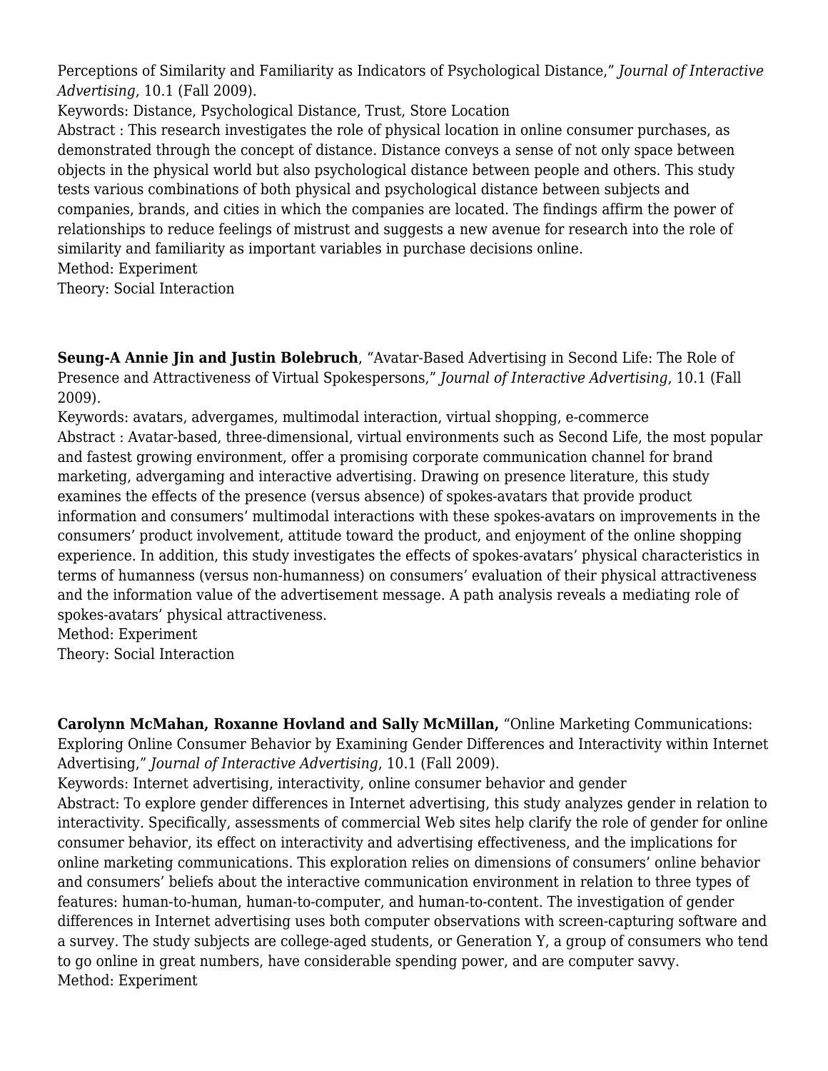Perceptions of Similarity and Familiarity as Indicators of Psychological Distance," *Journal of Interactive Advertising*, 10.1 (Fall 2009).
Keywords: Distance, Psychological Distance, Trust, Store Location
Abstract : This research investigates the role of physical location in online consumer purchases, as demonstrated through the concept of distance. Distance conveys a sense of not only space between objects in the physical world but also psychological distance between people and others. This study tests various combinations of both physical and psychological distance between subjects and companies, brands, and cities in which the companies are located. The findings affirm the power of relationships to reduce feelings of mistrust and suggests a new avenue for research into the role of similarity and familiarity as important variables in purchase decisions online.
Method: Experiment
Theory: Social Interaction

**Seung-A Annie Jin and Justin Bolebruch**, "Avatar-Based Advertising in Second Life: The Role of Presence and Attractiveness of Virtual Spokespersons," *Journal of Interactive Advertising*, 10.1 (Fall 2009).
Keywords: avatars, advergames, multimodal interaction, virtual shopping, e-commerce
Abstract : Avatar-based, three-dimensional, virtual environments such as Second Life, the most popular and fastest growing environment, offer a promising corporate communication channel for brand marketing, advergaming and interactive advertising. Drawing on presence literature, this study examines the effects of the presence (versus absence) of spokes-avatars that provide product information and consumers' multimodal interactions with these spokes-avatars on improvements in the consumers' product involvement, attitude toward the product, and enjoyment of the online shopping experience. In addition, this study investigates the effects of spokes-avatars' physical characteristics in terms of humanness (versus non-humanness) on consumers' evaluation of their physical attractiveness and the information value of the advertisement message. A path analysis reveals a mediating role of spokes-avatars' physical attractiveness.
Method: Experiment
Theory: Social Interaction

**Carolynn McMahan, Roxanne Hovland and Sally McMillan,** "Online Marketing Communications: Exploring Online Consumer Behavior by Examining Gender Differences and Interactivity within Internet Advertising," *Journal of Interactive Advertising*, 10.1 (Fall 2009).
Keywords: Internet advertising, interactivity, online consumer behavior and gender
Abstract: To explore gender differences in Internet advertising, this study analyzes gender in relation to interactivity. Specifically, assessments of commercial Web sites help clarify the role of gender for online consumer behavior, its effect on interactivity and advertising effectiveness, and the implications for online marketing communications. This exploration relies on dimensions of consumers' online behavior and consumers' beliefs about the interactive communication environment in relation to three types of features: human-to-human, human-to-computer, and human-to-content. The investigation of gender differences in Internet advertising uses both computer observations with screen-capturing software and a survey. The study subjects are college-aged students, or Generation Y, a group of consumers who tend to go online in great numbers, have considerable spending power, and are computer savvy.
Method: Experiment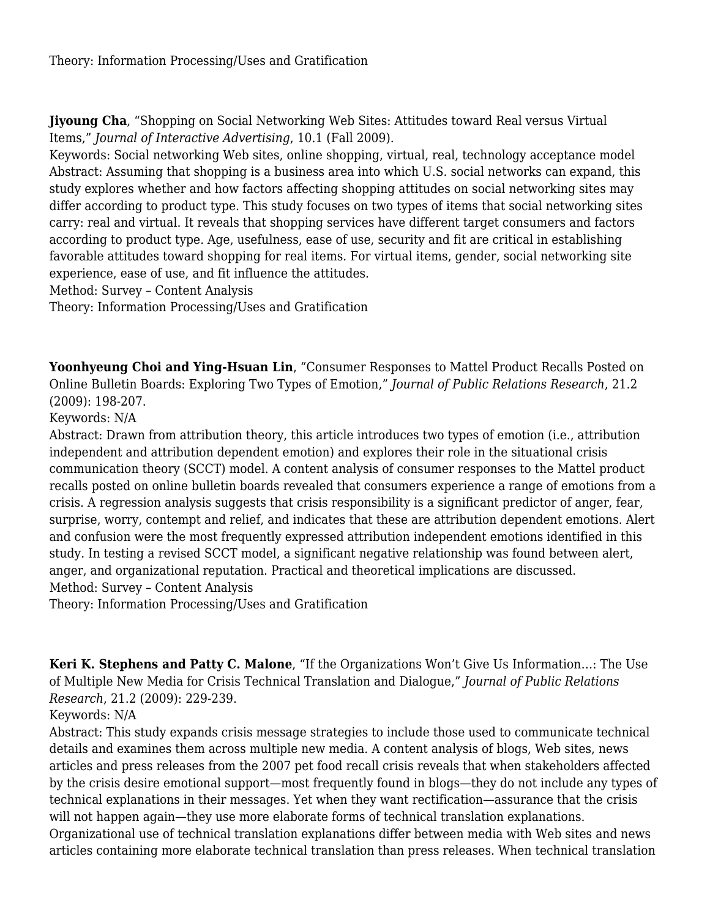Theory: Information Processing/Uses and Gratification

**Jiyoung Cha**, "Shopping on Social Networking Web Sites: Attitudes toward Real versus Virtual Items," *Journal of Interactive Advertising*, 10.1 (Fall 2009).
Keywords: Social networking Web sites, online shopping, virtual, real, technology acceptance model
Abstract: Assuming that shopping is a business area into which U.S. social networks can expand, this study explores whether and how factors affecting shopping attitudes on social networking sites may differ according to product type. This study focuses on two types of items that social networking sites carry: real and virtual. It reveals that shopping services have different target consumers and factors according to product type. Age, usefulness, ease of use, security and fit are critical in establishing favorable attitudes toward shopping for real items. For virtual items, gender, social networking site experience, ease of use, and fit influence the attitudes.
Method: Survey – Content Analysis
Theory: Information Processing/Uses and Gratification

**Yoonhyeung Choi and Ying-Hsuan Lin**, "Consumer Responses to Mattel Product Recalls Posted on Online Bulletin Boards: Exploring Two Types of Emotion," *Journal of Public Relations Research*, 21.2 (2009): 198-207.
Keywords: N/A
Abstract: Drawn from attribution theory, this article introduces two types of emotion (i.e., attribution independent and attribution dependent emotion) and explores their role in the situational crisis communication theory (SCCT) model. A content analysis of consumer responses to the Mattel product recalls posted on online bulletin boards revealed that consumers experience a range of emotions from a crisis. A regression analysis suggests that crisis responsibility is a significant predictor of anger, fear, surprise, worry, contempt and relief, and indicates that these are attribution dependent emotions. Alert and confusion were the most frequently expressed attribution independent emotions identified in this study. In testing a revised SCCT model, a significant negative relationship was found between alert, anger, and organizational reputation. Practical and theoretical implications are discussed.
Method: Survey – Content Analysis
Theory: Information Processing/Uses and Gratification

**Keri K. Stephens and Patty C. Malone**, "If the Organizations Won't Give Us Information…: The Use of Multiple New Media for Crisis Technical Translation and Dialogue," *Journal of Public Relations Research*, 21.2 (2009): 229-239.
Keywords: N/A
Abstract: This study expands crisis message strategies to include those used to communicate technical details and examines them across multiple new media. A content analysis of blogs, Web sites, news articles and press releases from the 2007 pet food recall crisis reveals that when stakeholders affected by the crisis desire emotional support—most frequently found in blogs—they do not include any types of technical explanations in their messages. Yet when they want rectification—assurance that the crisis will not happen again—they use more elaborate forms of technical translation explanations. Organizational use of technical translation explanations differ between media with Web sites and news articles containing more elaborate technical translation than press releases. When technical translation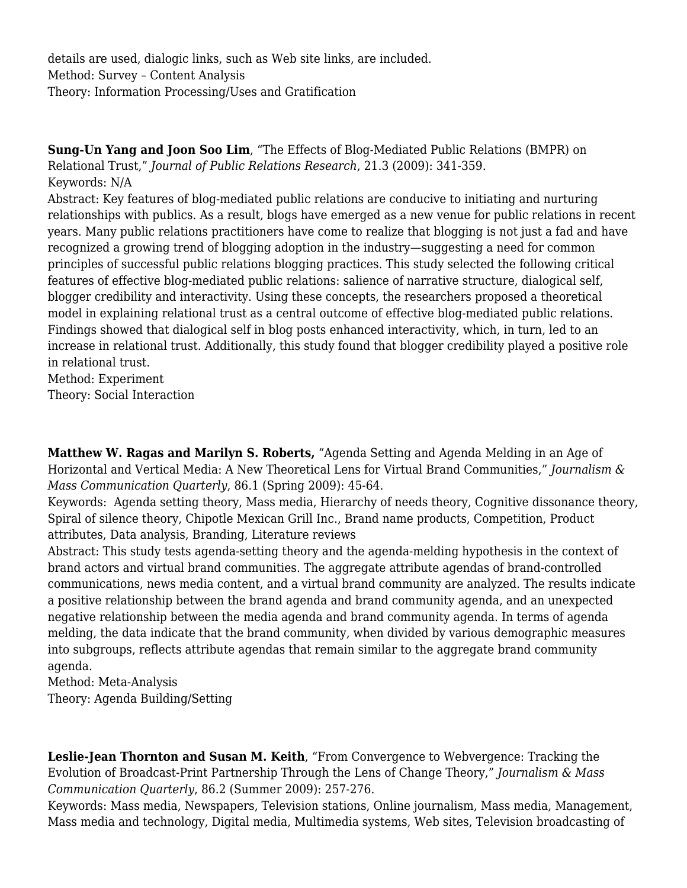details are used, dialogic links, such as Web site links, are included.
Method: Survey – Content Analysis
Theory: Information Processing/Uses and Gratification

**Sung-Un Yang and Joon Soo Lim**, "The Effects of Blog-Mediated Public Relations (BMPR) on Relational Trust," *Journal of Public Relations Research*, 21.3 (2009): 341-359.
Keywords: N/A
Abstract: Key features of blog-mediated public relations are conducive to initiating and nurturing relationships with publics. As a result, blogs have emerged as a new venue for public relations in recent years. Many public relations practitioners have come to realize that blogging is not just a fad and have recognized a growing trend of blogging adoption in the industry—suggesting a need for common principles of successful public relations blogging practices. This study selected the following critical features of effective blog-mediated public relations: salience of narrative structure, dialogical self, blogger credibility and interactivity. Using these concepts, the researchers proposed a theoretical model in explaining relational trust as a central outcome of effective blog-mediated public relations. Findings showed that dialogical self in blog posts enhanced interactivity, which, in turn, led to an increase in relational trust. Additionally, this study found that blogger credibility played a positive role in relational trust.
Method: Experiment
Theory: Social Interaction

**Matthew W. Ragas and Marilyn S. Roberts,** "Agenda Setting and Agenda Melding in an Age of Horizontal and Vertical Media: A New Theoretical Lens for Virtual Brand Communities," *Journalism & Mass Communication Quarterly*, 86.1 (Spring 2009): 45-64.
Keywords: Agenda setting theory, Mass media, Hierarchy of needs theory, Cognitive dissonance theory, Spiral of silence theory, Chipotle Mexican Grill Inc., Brand name products, Competition, Product attributes, Data analysis, Branding, Literature reviews
Abstract: This study tests agenda-setting theory and the agenda-melding hypothesis in the context of brand actors and virtual brand communities. The aggregate attribute agendas of brand-controlled communications, news media content, and a virtual brand community are analyzed. The results indicate a positive relationship between the brand agenda and brand community agenda, and an unexpected negative relationship between the media agenda and brand community agenda. In terms of agenda melding, the data indicate that the brand community, when divided by various demographic measures into subgroups, reflects attribute agendas that remain similar to the aggregate brand community agenda.
Method: Meta-Analysis
Theory: Agenda Building/Setting

**Leslie-Jean Thornton and Susan M. Keith**, "From Convergence to Webvergence: Tracking the Evolution of Broadcast-Print Partnership Through the Lens of Change Theory," *Journalism & Mass Communication Quarterly*, 86.2 (Summer 2009): 257-276.
Keywords: Mass media, Newspapers, Television stations, Online journalism, Mass media, Management, Mass media and technology, Digital media, Multimedia systems, Web sites, Television broadcasting of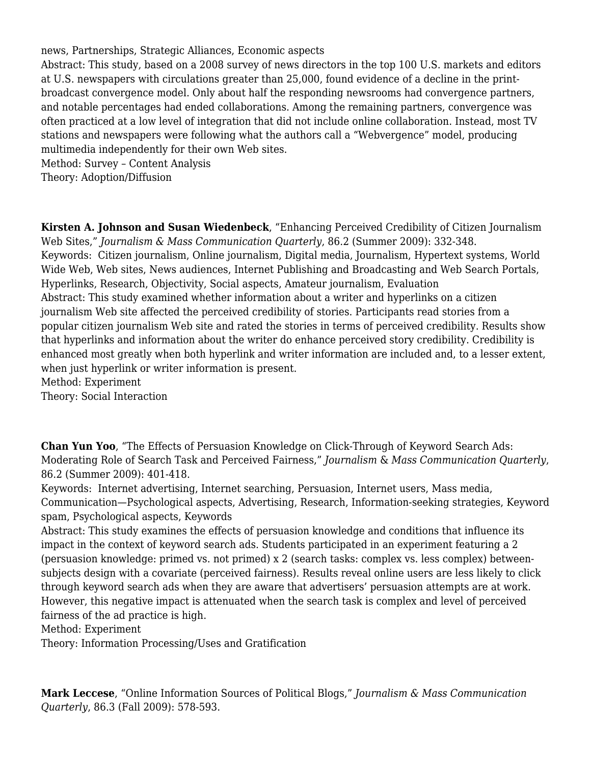news, Partnerships, Strategic Alliances, Economic aspects
Abstract: This study, based on a 2008 survey of news directors in the top 100 U.S. markets and editors at U.S. newspapers with circulations greater than 25,000, found evidence of a decline in the print-broadcast convergence model. Only about half the responding newsrooms had convergence partners, and notable percentages had ended collaborations. Among the remaining partners, convergence was often practiced at a low level of integration that did not include online collaboration. Instead, most TV stations and newspapers were following what the authors call a "Webvergence" model, producing multimedia independently for their own Web sites.
Method: Survey – Content Analysis
Theory: Adoption/Diffusion

**Kirsten A. Johnson and Susan Wiedenbeck**, "Enhancing Perceived Credibility of Citizen Journalism Web Sites," *Journalism & Mass Communication Quarterly*, 86.2 (Summer 2009): 332-348.
Keywords: Citizen journalism, Online journalism, Digital media, Journalism, Hypertext systems, World Wide Web, Web sites, News audiences, Internet Publishing and Broadcasting and Web Search Portals, Hyperlinks, Research, Objectivity, Social aspects, Amateur journalism, Evaluation
Abstract: This study examined whether information about a writer and hyperlinks on a citizen journalism Web site affected the perceived credibility of stories. Participants read stories from a popular citizen journalism Web site and rated the stories in terms of perceived credibility. Results show that hyperlinks and information about the writer do enhance perceived story credibility. Credibility is enhanced most greatly when both hyperlink and writer information are included and, to a lesser extent, when just hyperlink or writer information is present.
Method: Experiment
Theory: Social Interaction

**Chan Yun Yoo**, "The Effects of Persuasion Knowledge on Click-Through of Keyword Search Ads: Moderating Role of Search Task and Perceived Fairness," *Journalism & Mass Communication Quarterly*, 86.2 (Summer 2009): 401-418.
Keywords: Internet advertising, Internet searching, Persuasion, Internet users, Mass media, Communication—Psychological aspects, Advertising, Research, Information-seeking strategies, Keyword spam, Psychological aspects, Keywords
Abstract: This study examines the effects of persuasion knowledge and conditions that influence its impact in the context of keyword search ads. Students participated in an experiment featuring a 2 (persuasion knowledge: primed vs. not primed) x 2 (search tasks: complex vs. less complex) between-subjects design with a covariate (perceived fairness). Results reveal online users are less likely to click through keyword search ads when they are aware that advertisers' persuasion attempts are at work. However, this negative impact is attenuated when the search task is complex and level of perceived fairness of the ad practice is high.
Method: Experiment
Theory: Information Processing/Uses and Gratification

**Mark Leccese**, "Online Information Sources of Political Blogs," *Journalism & Mass Communication Quarterly*, 86.3 (Fall 2009): 578-593.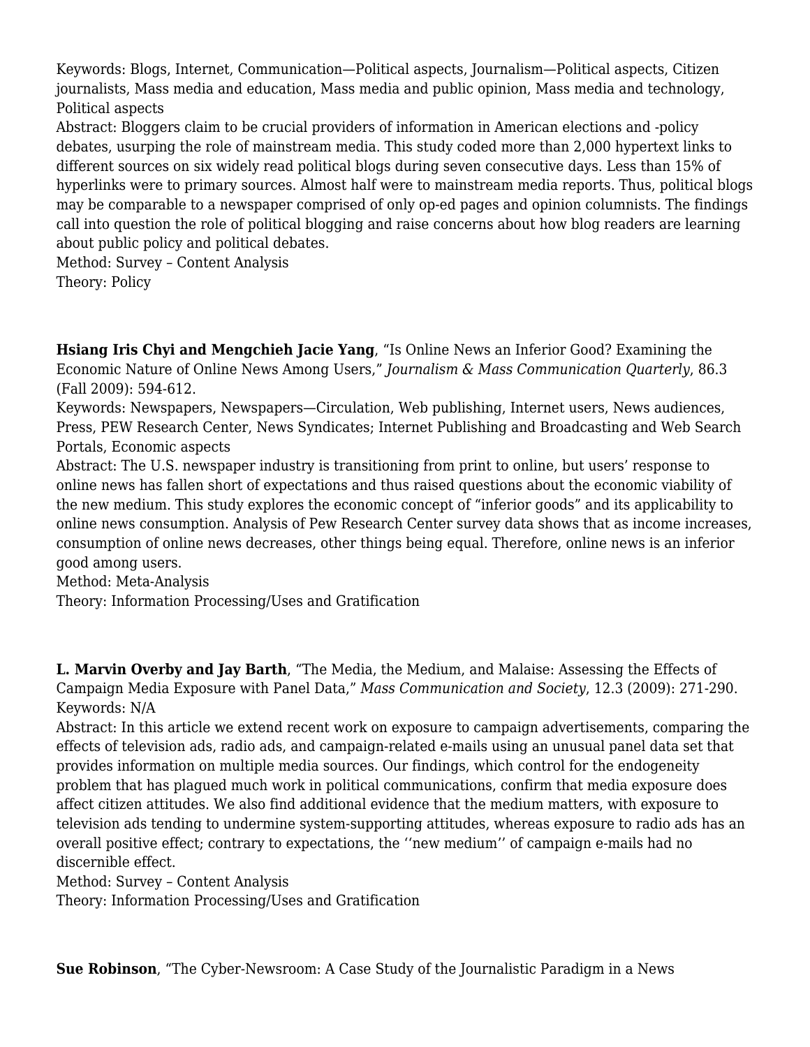Keywords: Blogs, Internet, Communication—Political aspects, Journalism—Political aspects, Citizen journalists, Mass media and education, Mass media and public opinion, Mass media and technology, Political aspects
Abstract: Bloggers claim to be crucial providers of information in American elections and -policy debates, usurping the role of mainstream media. This study coded more than 2,000 hypertext links to different sources on six widely read political blogs during seven consecutive days. Less than 15% of hyperlinks were to primary sources. Almost half were to mainstream media reports. Thus, political blogs may be comparable to a newspaper comprised of only op-ed pages and opinion columnists. The findings call into question the role of political blogging and raise concerns about how blog readers are learning about public policy and political debates.
Method: Survey – Content Analysis
Theory: Policy

**Hsiang Iris Chyi and Mengchieh Jacie Yang**, "Is Online News an Inferior Good? Examining the Economic Nature of Online News Among Users," *Journalism & Mass Communication Quarterly*, 86.3 (Fall 2009): 594-612.
Keywords: Newspapers, Newspapers—Circulation, Web publishing, Internet users, News audiences, Press, PEW Research Center, News Syndicates; Internet Publishing and Broadcasting and Web Search Portals, Economic aspects
Abstract: The U.S. newspaper industry is transitioning from print to online, but users' response to online news has fallen short of expectations and thus raised questions about the economic viability of the new medium. This study explores the economic concept of "inferior goods" and its applicability to online news consumption. Analysis of Pew Research Center survey data shows that as income increases, consumption of online news decreases, other things being equal. Therefore, online news is an inferior good among users.
Method: Meta-Analysis
Theory: Information Processing/Uses and Gratification

**L. Marvin Overby and Jay Barth**, "The Media, the Medium, and Malaise: Assessing the Effects of Campaign Media Exposure with Panel Data," *Mass Communication and Society*, 12.3 (2009): 271-290.
Keywords: N/A
Abstract: In this article we extend recent work on exposure to campaign advertisements, comparing the effects of television ads, radio ads, and campaign-related e-mails using an unusual panel data set that provides information on multiple media sources. Our findings, which control for the endogeneity problem that has plagued much work in political communications, confirm that media exposure does affect citizen attitudes. We also find additional evidence that the medium matters, with exposure to television ads tending to undermine system-supporting attitudes, whereas exposure to radio ads has an overall positive effect; contrary to expectations, the ''new medium'' of campaign e-mails had no discernible effect.
Method: Survey – Content Analysis
Theory: Information Processing/Uses and Gratification

**Sue Robinson**, "The Cyber-Newsroom: A Case Study of the Journalistic Paradigm in a News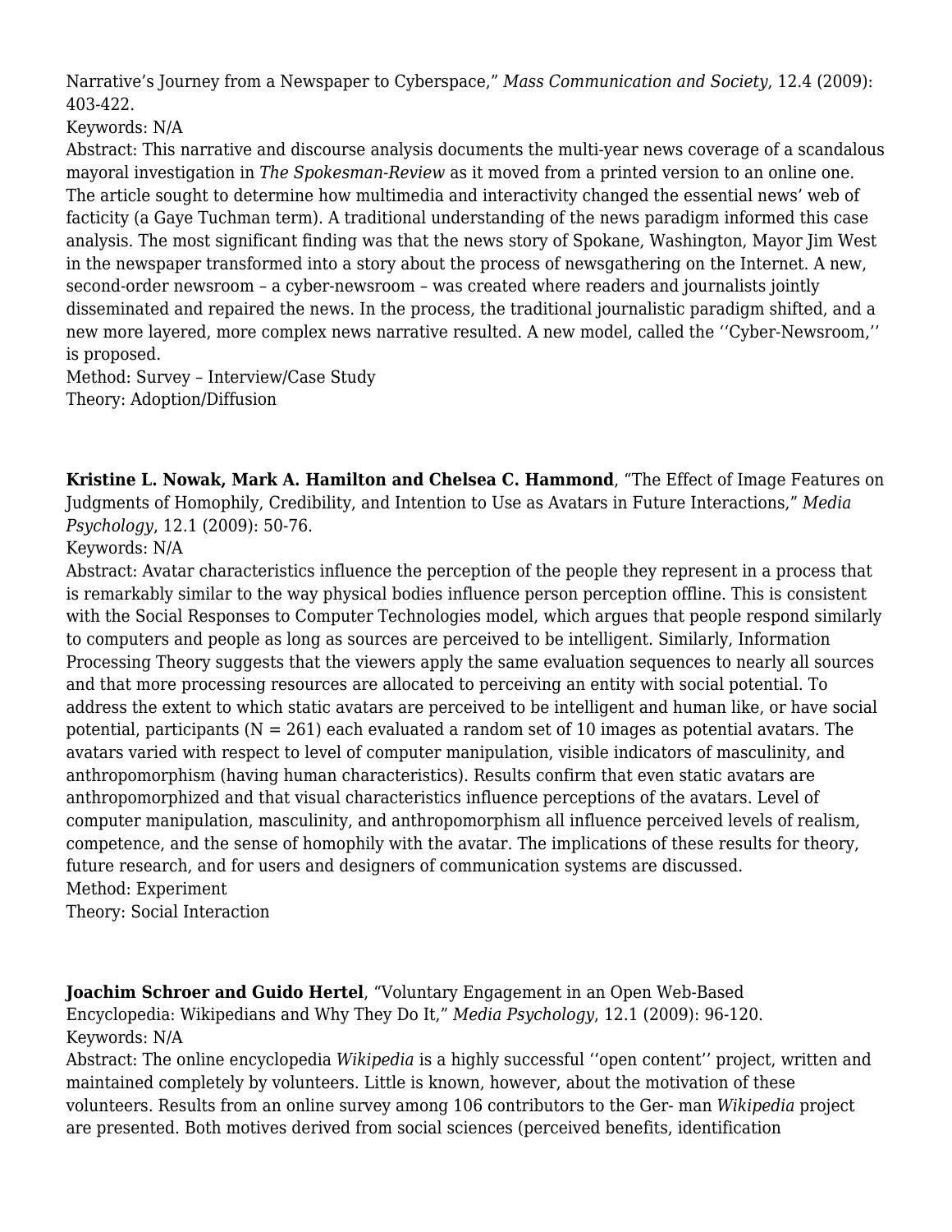Narrative's Journey from a Newspaper to Cyberspace," *Mass Communication and Society*, 12.4 (2009): 403-422.
Keywords: N/A
Abstract: This narrative and discourse analysis documents the multi-year news coverage of a scandalous mayoral investigation in *The Spokesman-Review* as it moved from a printed version to an online one. The article sought to determine how multimedia and interactivity changed the essential news' web of facticity (a Gaye Tuchman term). A traditional understanding of the news paradigm informed this case analysis. The most significant finding was that the news story of Spokane, Washington, Mayor Jim West in the newspaper transformed into a story about the process of newsgathering on the Internet. A new, second-order newsroom – a cyber-newsroom – was created where readers and journalists jointly disseminated and repaired the news. In the process, the traditional journalistic paradigm shifted, and a new more layered, more complex news narrative resulted. A new model, called the ''Cyber-Newsroom,'' is proposed.
Method: Survey – Interview/Case Study
Theory: Adoption/Diffusion

**Kristine L. Nowak, Mark A. Hamilton and Chelsea C. Hammond**, "The Effect of Image Features on Judgments of Homophily, Credibility, and Intention to Use as Avatars in Future Interactions," *Media Psychology*, 12.1 (2009): 50-76.
Keywords: N/A
Abstract: Avatar characteristics influence the perception of the people they represent in a process that is remarkably similar to the way physical bodies influence person perception offline. This is consistent with the Social Responses to Computer Technologies model, which argues that people respond similarly to computers and people as long as sources are perceived to be intelligent. Similarly, Information Processing Theory suggests that the viewers apply the same evaluation sequences to nearly all sources and that more processing resources are allocated to perceiving an entity with social potential. To address the extent to which static avatars are perceived to be intelligent and human like, or have social potential, participants (N = 261) each evaluated a random set of 10 images as potential avatars. The avatars varied with respect to level of computer manipulation, visible indicators of masculinity, and anthropomorphism (having human characteristics). Results confirm that even static avatars are anthropomorphized and that visual characteristics influence perceptions of the avatars. Level of computer manipulation, masculinity, and anthropomorphism all influence perceived levels of realism, competence, and the sense of homophily with the avatar. The implications of these results for theory, future research, and for users and designers of communication systems are discussed.
Method: Experiment
Theory: Social Interaction

**Joachim Schroer and Guido Hertel**, "Voluntary Engagement in an Open Web-Based Encyclopedia: Wikipedians and Why They Do It," *Media Psychology*, 12.1 (2009): 96-120.
Keywords: N/A
Abstract: The online encyclopedia *Wikipedia* is a highly successful ''open content'' project, written and maintained completely by volunteers. Little is known, however, about the motivation of these volunteers. Results from an online survey among 106 contributors to the Ger- man *Wikipedia* project are presented. Both motives derived from social sciences (perceived benefits, identification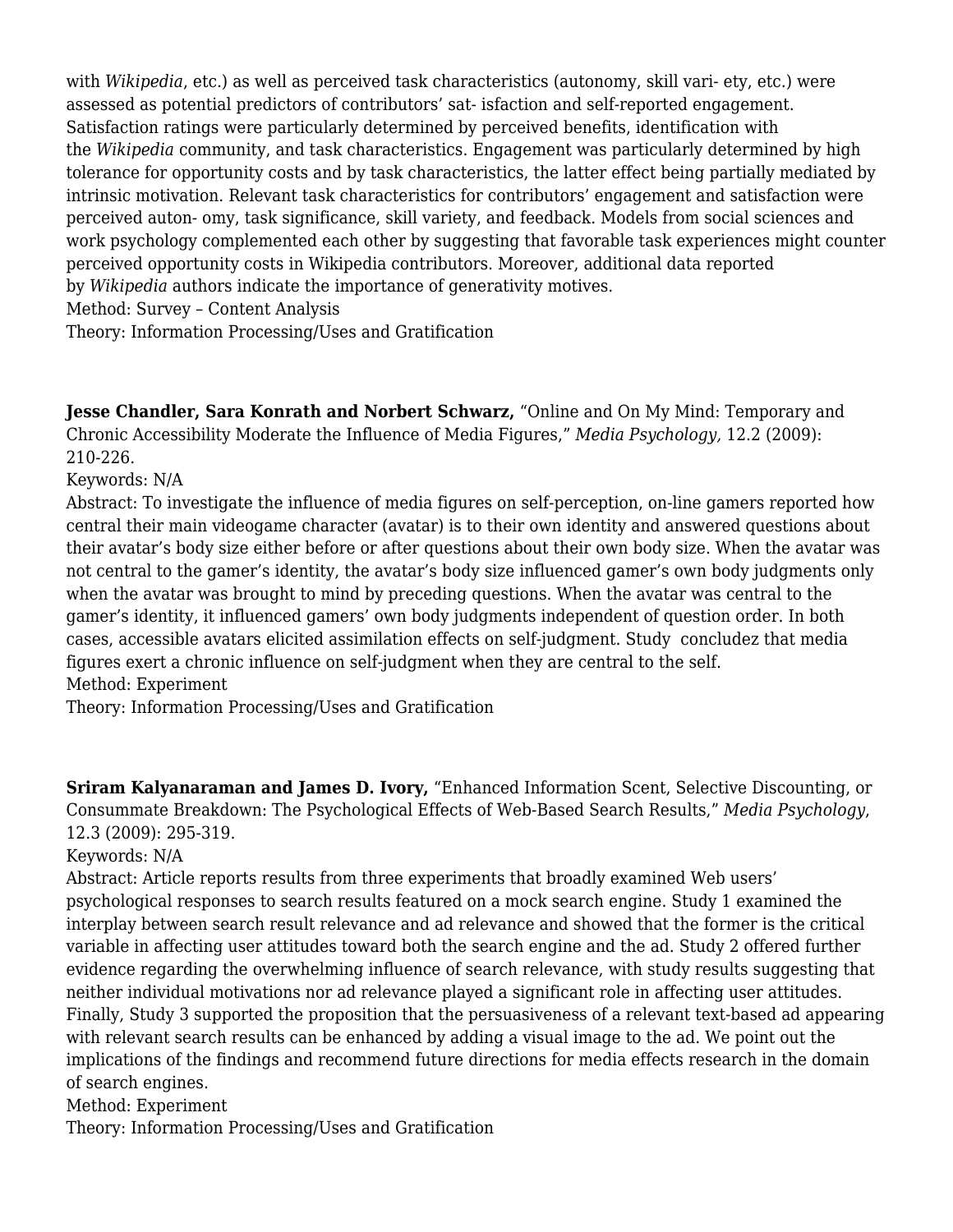with *Wikipedia*, etc.) as well as perceived task characteristics (autonomy, skill vari- ety, etc.) were assessed as potential predictors of contributors' sat- isfaction and self-reported engagement. Satisfaction ratings were particularly determined by perceived benefits, identification with the *Wikipedia* community, and task characteristics. Engagement was particularly determined by high tolerance for opportunity costs and by task characteristics, the latter effect being partially mediated by intrinsic motivation. Relevant task characteristics for contributors' engagement and satisfaction were perceived auton- omy, task significance, skill variety, and feedback. Models from social sciences and work psychology complemented each other by suggesting that favorable task experiences might counter perceived opportunity costs in Wikipedia contributors. Moreover, additional data reported by *Wikipedia* authors indicate the importance of generativity motives.
Method: Survey – Content Analysis
Theory: Information Processing/Uses and Gratification

**Jesse Chandler, Sara Konrath and Norbert Schwarz,** "Online and On My Mind: Temporary and Chronic Accessibility Moderate the Influence of Media Figures," *Media Psychology,* 12.2 (2009): 210-226.
Keywords: N/A
Abstract: To investigate the influence of media figures on self-perception, on-line gamers reported how central their main videogame character (avatar) is to their own identity and answered questions about their avatar's body size either before or after questions about their own body size. When the avatar was not central to the gamer's identity, the avatar's body size influenced gamer's own body judgments only when the avatar was brought to mind by preceding questions. When the avatar was central to the gamer's identity, it influenced gamers' own body judgments independent of question order. In both cases, accessible avatars elicited assimilation effects on self-judgment. Study concludez that media figures exert a chronic influence on self-judgment when they are central to the self.
Method: Experiment
Theory: Information Processing/Uses and Gratification

**Sriram Kalyanaraman and James D. Ivory,** "Enhanced Information Scent, Selective Discounting, or Consummate Breakdown: The Psychological Effects of Web-Based Search Results," *Media Psychology*, 12.3 (2009): 295-319.
Keywords: N/A
Abstract: Article reports results from three experiments that broadly examined Web users' psychological responses to search results featured on a mock search engine. Study 1 examined the interplay between search result relevance and ad relevance and showed that the former is the critical variable in affecting user attitudes toward both the search engine and the ad. Study 2 offered further evidence regarding the overwhelming influence of search relevance, with study results suggesting that neither individual motivations nor ad relevance played a significant role in affecting user attitudes. Finally, Study 3 supported the proposition that the persuasiveness of a relevant text-based ad appearing with relevant search results can be enhanced by adding a visual image to the ad. We point out the implications of the findings and recommend future directions for media effects research in the domain of search engines.
Method: Experiment
Theory: Information Processing/Uses and Gratification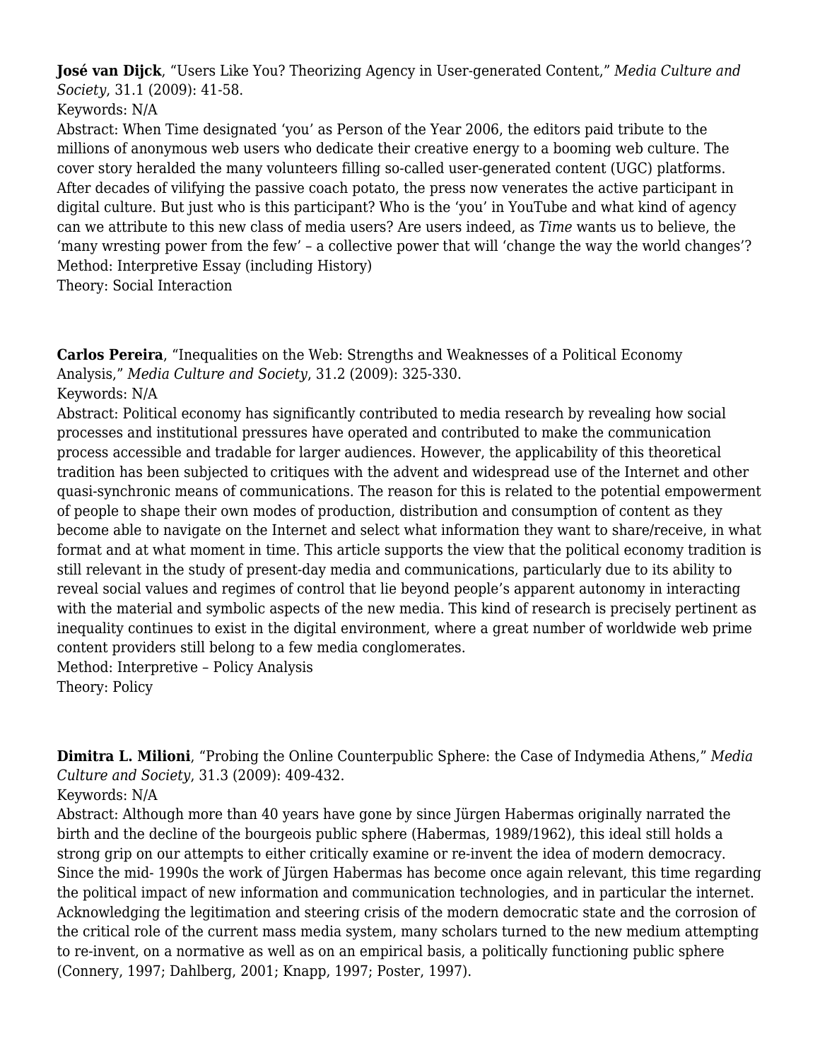**José van Dijck**, "Users Like You? Theorizing Agency in User-generated Content," *Media Culture and Society*, 31.1 (2009): 41-58.
Keywords: N/A
Abstract: When Time designated 'you' as Person of the Year 2006, the editors paid tribute to the millions of anonymous web users who dedicate their creative energy to a booming web culture. The cover story heralded the many volunteers filling so-called user-generated content (UGC) platforms. After decades of vilifying the passive coach potato, the press now venerates the active participant in digital culture. But just who is this participant? Who is the 'you' in YouTube and what kind of agency can we attribute to this new class of media users? Are users indeed, as *Time* wants us to believe, the 'many wresting power from the few' – a collective power that will 'change the way the world changes'?
Method: Interpretive Essay (including History)
Theory: Social Interaction

**Carlos Pereira**, "Inequalities on the Web: Strengths and Weaknesses of a Political Economy Analysis," *Media Culture and Society*, 31.2 (2009): 325-330.
Keywords: N/A
Abstract: Political economy has significantly contributed to media research by revealing how social processes and institutional pressures have operated and contributed to make the communication process accessible and tradable for larger audiences. However, the applicability of this theoretical tradition has been subjected to critiques with the advent and widespread use of the Internet and other quasi-synchronic means of communications. The reason for this is related to the potential empowerment of people to shape their own modes of production, distribution and consumption of content as they become able to navigate on the Internet and select what information they want to share/receive, in what format and at what moment in time. This article supports the view that the political economy tradition is still relevant in the study of present-day media and communications, particularly due to its ability to reveal social values and regimes of control that lie beyond people's apparent autonomy in interacting with the material and symbolic aspects of the new media. This kind of research is precisely pertinent as inequality continues to exist in the digital environment, where a great number of worldwide web prime content providers still belong to a few media conglomerates.
Method: Interpretive – Policy Analysis
Theory: Policy

**Dimitra L. Milioni**, "Probing the Online Counterpublic Sphere: the Case of Indymedia Athens," *Media Culture and Society*, 31.3 (2009): 409-432.
Keywords: N/A
Abstract: Although more than 40 years have gone by since Jürgen Habermas originally narrated the birth and the decline of the bourgeois public sphere (Habermas, 1989/1962), this ideal still holds a strong grip on our attempts to either critically examine or re-invent the idea of modern democracy. Since the mid- 1990s the work of Jürgen Habermas has become once again relevant, this time regarding the political impact of new information and communication technologies, and in particular the internet. Acknowledging the legitimation and steering crisis of the modern democratic state and the corrosion of the critical role of the current mass media system, many scholars turned to the new medium attempting to re-invent, on a normative as well as on an empirical basis, a politically functioning public sphere (Connery, 1997; Dahlberg, 2001; Knapp, 1997; Poster, 1997).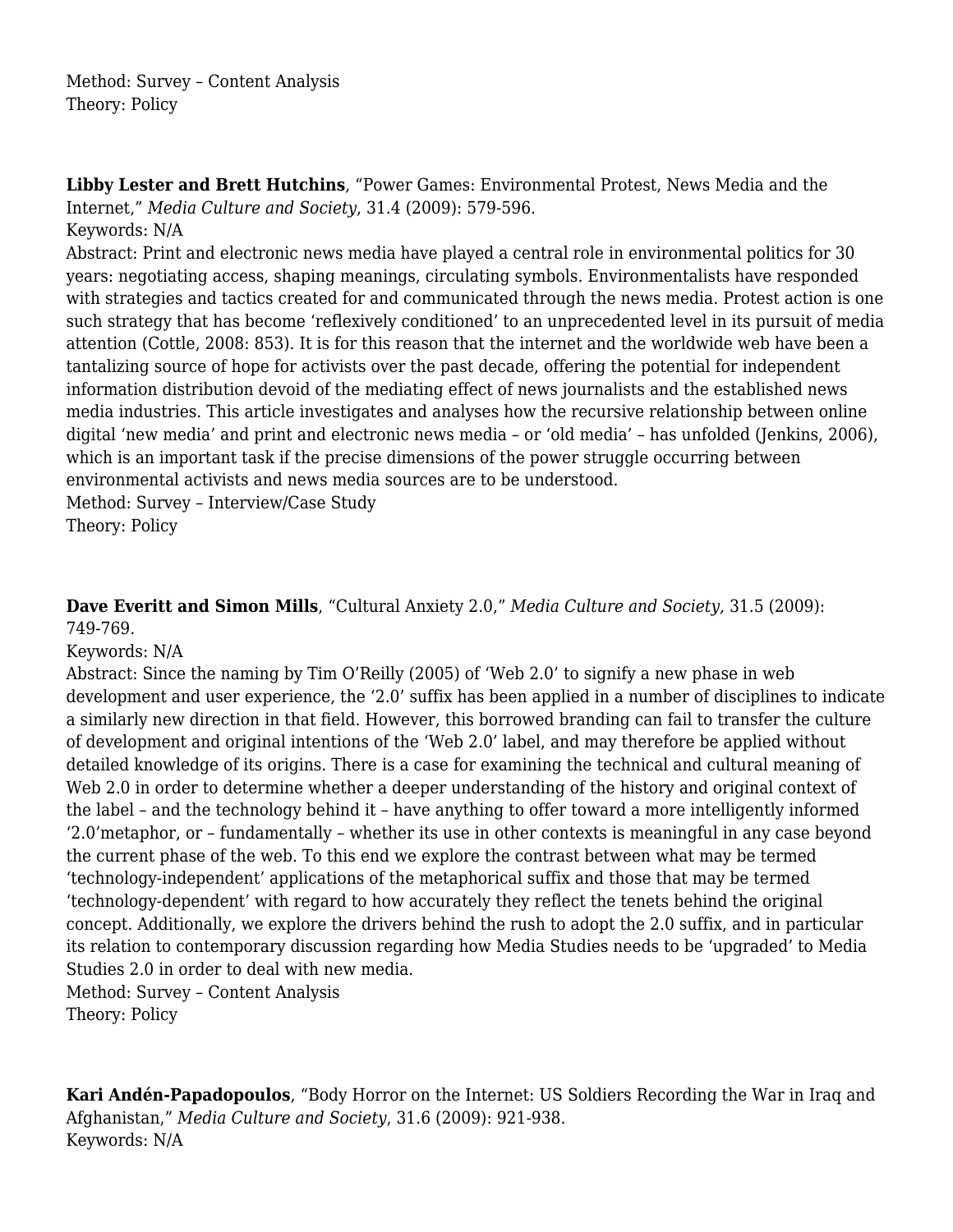Method: Survey – Content Analysis
Theory: Policy

**Libby Lester and Brett Hutchins**, "Power Games: Environmental Protest, News Media and the Internet," *Media Culture and Society*, 31.4 (2009): 579-596.
Keywords: N/A
Abstract: Print and electronic news media have played a central role in environmental politics for 30 years: negotiating access, shaping meanings, circulating symbols. Environmentalists have responded with strategies and tactics created for and communicated through the news media. Protest action is one such strategy that has become 'reflexively conditioned' to an unprecedented level in its pursuit of media attention (Cottle, 2008: 853). It is for this reason that the internet and the worldwide web have been a tantalizing source of hope for activists over the past decade, offering the potential for independent information distribution devoid of the mediating effect of news journalists and the established news media industries. This article investigates and analyses how the recursive relationship between online digital 'new media' and print and electronic news media – or 'old media' – has unfolded (Jenkins, 2006), which is an important task if the precise dimensions of the power struggle occurring between environmental activists and news media sources are to be understood.
Method: Survey – Interview/Case Study
Theory: Policy

**Dave Everitt and Simon Mills**, "Cultural Anxiety 2.0," *Media Culture and Society,* 31.5 (2009): 749-769.
Keywords: N/A
Abstract: Since the naming by Tim O'Reilly (2005) of 'Web 2.0' to signify a new phase in web development and user experience, the '2.0' suffix has been applied in a number of disciplines to indicate a similarly new direction in that field. However, this borrowed branding can fail to transfer the culture of development and original intentions of the 'Web 2.0' label, and may therefore be applied without detailed knowledge of its origins. There is a case for examining the technical and cultural meaning of Web 2.0 in order to determine whether a deeper understanding of the history and original context of the label – and the technology behind it – have anything to offer toward a more intelligently informed '2.0'metaphor, or – fundamentally – whether its use in other contexts is meaningful in any case beyond the current phase of the web. To this end we explore the contrast between what may be termed 'technology-independent' applications of the metaphorical suffix and those that may be termed 'technology-dependent' with regard to how accurately they reflect the tenets behind the original concept. Additionally, we explore the drivers behind the rush to adopt the 2.0 suffix, and in particular its relation to contemporary discussion regarding how Media Studies needs to be 'upgraded' to Media Studies 2.0 in order to deal with new media.
Method: Survey – Content Analysis
Theory: Policy

**Kari Andén-Papadopoulos**, "Body Horror on the Internet: US Soldiers Recording the War in Iraq and Afghanistan," *Media Culture and Society*, 31.6 (2009): 921-938.
Keywords: N/A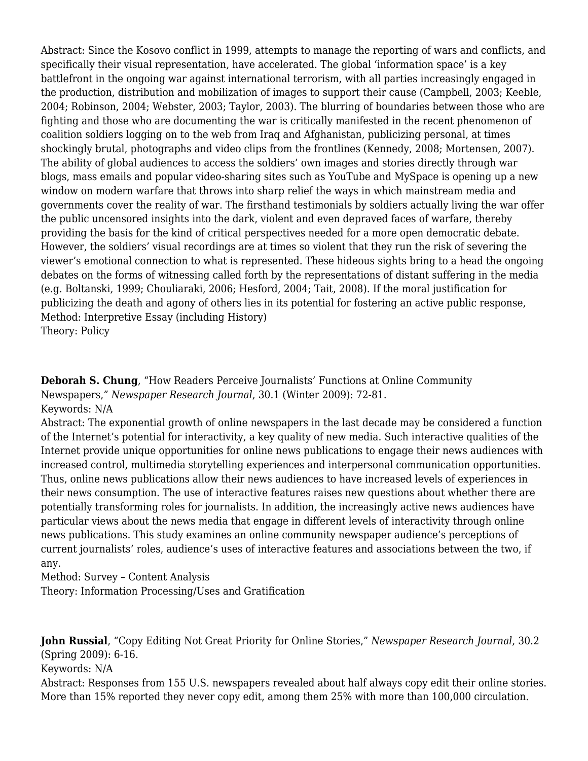Abstract: Since the Kosovo conflict in 1999, attempts to manage the reporting of wars and conflicts, and specifically their visual representation, have accelerated. The global 'information space' is a key battlefront in the ongoing war against international terrorism, with all parties increasingly engaged in the production, distribution and mobilization of images to support their cause (Campbell, 2003; Keeble, 2004; Robinson, 2004; Webster, 2003; Taylor, 2003). The blurring of boundaries between those who are fighting and those who are documenting the war is critically manifested in the recent phenomenon of coalition soldiers logging on to the web from Iraq and Afghanistan, publicizing personal, at times shockingly brutal, photographs and video clips from the frontlines (Kennedy, 2008; Mortensen, 2007). The ability of global audiences to access the soldiers' own images and stories directly through war blogs, mass emails and popular video-sharing sites such as YouTube and MySpace is opening up a new window on modern warfare that throws into sharp relief the ways in which mainstream media and governments cover the reality of war. The firsthand testimonials by soldiers actually living the war offer the public uncensored insights into the dark, violent and even depraved faces of warfare, thereby providing the basis for the kind of critical perspectives needed for a more open democratic debate. However, the soldiers' visual recordings are at times so violent that they run the risk of severing the viewer's emotional connection to what is represented. These hideous sights bring to a head the ongoing debates on the forms of witnessing called forth by the representations of distant suffering in the media (e.g. Boltanski, 1999; Chouliaraki, 2006; Hesford, 2004; Tait, 2008). If the moral justification for publicizing the death and agony of others lies in its potential for fostering an active public response,
Method: Interpretive Essay (including History)
Theory: Policy

**Deborah S. Chung**, "How Readers Perceive Journalists' Functions at Online Community Newspapers," *Newspaper Research Journal*, 30.1 (Winter 2009): 72-81.
Keywords: N/A
Abstract: The exponential growth of online newspapers in the last decade may be considered a function of the Internet's potential for interactivity, a key quality of new media. Such interactive qualities of the Internet provide unique opportunities for online news publications to engage their news audiences with increased control, multimedia storytelling experiences and interpersonal communication opportunities. Thus, online news publications allow their news audiences to have increased levels of experiences in their news consumption. The use of interactive features raises new questions about whether there are potentially transforming roles for journalists. In addition, the increasingly active news audiences have particular views about the news media that engage in different levels of interactivity through online news publications. This study examines an online community newspaper audience's perceptions of current journalists' roles, audience's uses of interactive features and associations between the two, if any.
Method: Survey – Content Analysis
Theory: Information Processing/Uses and Gratification

**John Russial**, "Copy Editing Not Great Priority for Online Stories," *Newspaper Research Journal*, 30.2 (Spring 2009): 6-16.
Keywords: N/A
Abstract: Responses from 155 U.S. newspapers revealed about half always copy edit their online stories. More than 15% reported they never copy edit, among them 25% with more than 100,000 circulation.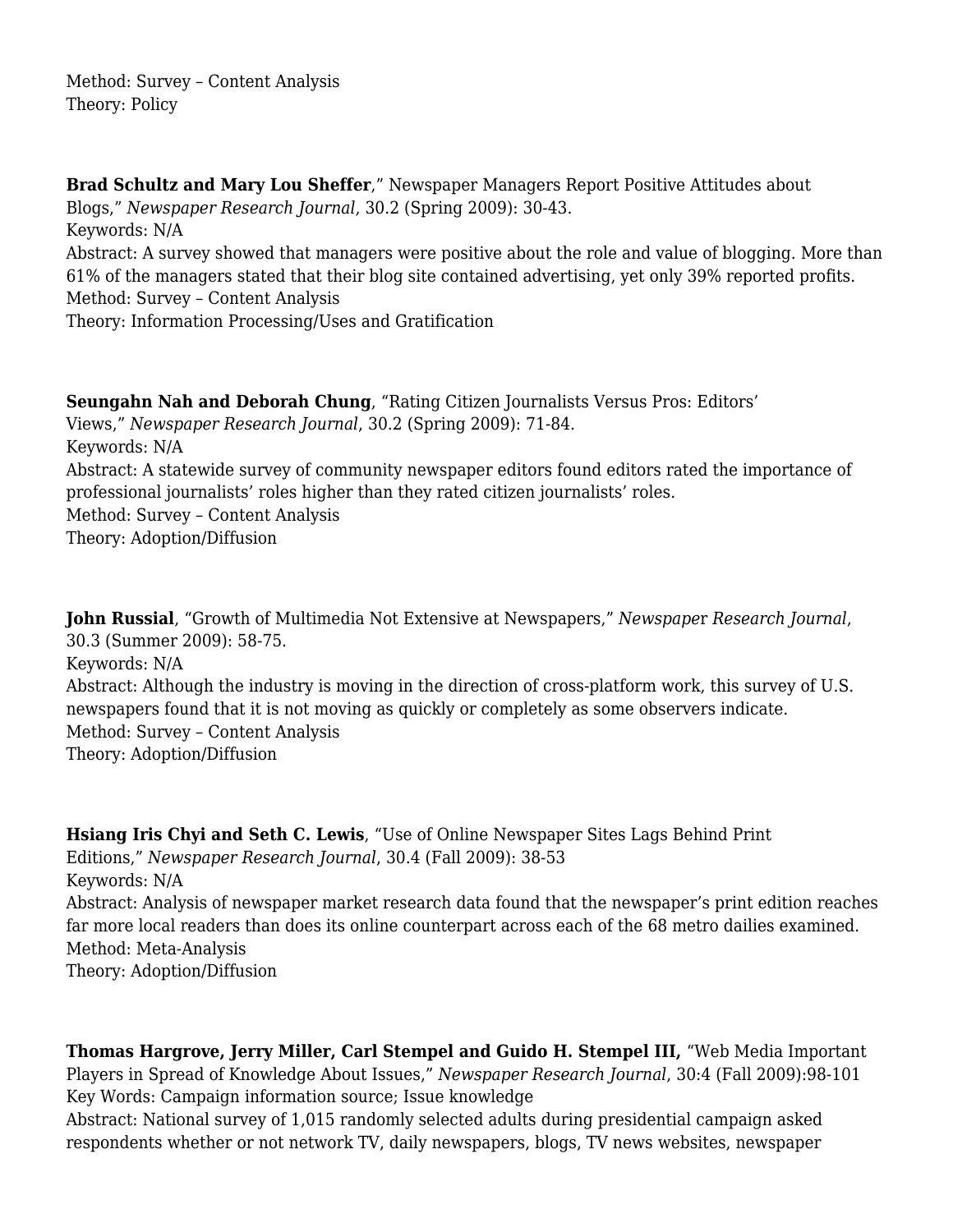Method: Survey – Content Analysis
Theory: Policy

**Brad Schultz and Mary Lou Sheffer**," Newspaper Managers Report Positive Attitudes about Blogs," *Newspaper Research Journal*, 30.2 (Spring 2009): 30-43.
Keywords: N/A
Abstract: A survey showed that managers were positive about the role and value of blogging. More than 61% of the managers stated that their blog site contained advertising, yet only 39% reported profits.
Method: Survey – Content Analysis
Theory: Information Processing/Uses and Gratification

**Seungahn Nah and Deborah Chung**, "Rating Citizen Journalists Versus Pros: Editors' Views," *Newspaper Research Journal*, 30.2 (Spring 2009): 71-84.
Keywords: N/A
Abstract: A statewide survey of community newspaper editors found editors rated the importance of professional journalists' roles higher than they rated citizen journalists' roles.
Method: Survey – Content Analysis
Theory: Adoption/Diffusion

**John Russial**, "Growth of Multimedia Not Extensive at Newspapers," *Newspaper Research Journal*, 30.3 (Summer 2009): 58-75.
Keywords: N/A
Abstract: Although the industry is moving in the direction of cross-platform work, this survey of U.S. newspapers found that it is not moving as quickly or completely as some observers indicate.
Method: Survey – Content Analysis
Theory: Adoption/Diffusion

**Hsiang Iris Chyi and Seth C. Lewis**, "Use of Online Newspaper Sites Lags Behind Print Editions," *Newspaper Research Journal*, 30.4 (Fall 2009): 38-53
Keywords: N/A
Abstract: Analysis of newspaper market research data found that the newspaper's print edition reaches far more local readers than does its online counterpart across each of the 68 metro dailies examined.
Method: Meta-Analysis
Theory: Adoption/Diffusion

**Thomas Hargrove, Jerry Miller, Carl Stempel and Guido H. Stempel III,** "Web Media Important Players in Spread of Knowledge About Issues," *Newspaper Research Journal*, 30:4 (Fall 2009):98-101
Key Words: Campaign information source; Issue knowledge
Abstract: National survey of 1,015 randomly selected adults during presidential campaign asked respondents whether or not network TV, daily newspapers, blogs, TV news websites, newspaper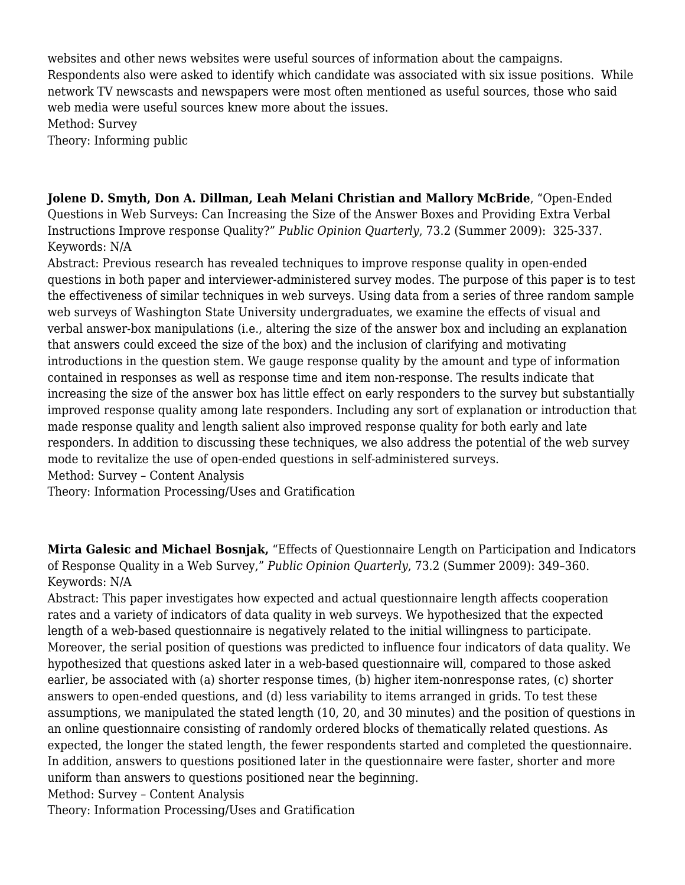websites and other news websites were useful sources of information about the campaigns. Respondents also were asked to identify which candidate was associated with six issue positions. While network TV newscasts and newspapers were most often mentioned as useful sources, those who said web media were useful sources knew more about the issues.
Method: Survey
Theory: Informing public

**Jolene D. Smyth, Don A. Dillman, Leah Melani Christian and Mallory McBride**, "Open-Ended Questions in Web Surveys: Can Increasing the Size of the Answer Boxes and Providing Extra Verbal Instructions Improve response Quality?" *Public Opinion Quarterly*, 73.2 (Summer 2009): 325-337.
Keywords: N/A
Abstract: Previous research has revealed techniques to improve response quality in open-ended questions in both paper and interviewer-administered survey modes. The purpose of this paper is to test the effectiveness of similar techniques in web surveys. Using data from a series of three random sample web surveys of Washington State University undergraduates, we examine the effects of visual and verbal answer-box manipulations (i.e., altering the size of the answer box and including an explanation that answers could exceed the size of the box) and the inclusion of clarifying and motivating introductions in the question stem. We gauge response quality by the amount and type of information contained in responses as well as response time and item non-response. The results indicate that increasing the size of the answer box has little effect on early responders to the survey but substantially improved response quality among late responders. Including any sort of explanation or introduction that made response quality and length salient also improved response quality for both early and late responders. In addition to discussing these techniques, we also address the potential of the web survey mode to revitalize the use of open-ended questions in self-administered surveys.
Method: Survey – Content Analysis
Theory: Information Processing/Uses and Gratification

**Mirta Galesic and Michael Bosnjak,** "Effects of Questionnaire Length on Participation and Indicators of Response Quality in a Web Survey," *Public Opinion Quarterly*, 73.2 (Summer 2009): 349–360.
Keywords: N/A
Abstract: This paper investigates how expected and actual questionnaire length affects cooperation rates and a variety of indicators of data quality in web surveys. We hypothesized that the expected length of a web-based questionnaire is negatively related to the initial willingness to participate. Moreover, the serial position of questions was predicted to influence four indicators of data quality. We hypothesized that questions asked later in a web-based questionnaire will, compared to those asked earlier, be associated with (a) shorter response times, (b) higher item-nonresponse rates, (c) shorter answers to open-ended questions, and (d) less variability to items arranged in grids. To test these assumptions, we manipulated the stated length (10, 20, and 30 minutes) and the position of questions in an online questionnaire consisting of randomly ordered blocks of thematically related questions. As expected, the longer the stated length, the fewer respondents started and completed the questionnaire. In addition, answers to questions positioned later in the questionnaire were faster, shorter and more uniform than answers to questions positioned near the beginning.
Method: Survey – Content Analysis
Theory: Information Processing/Uses and Gratification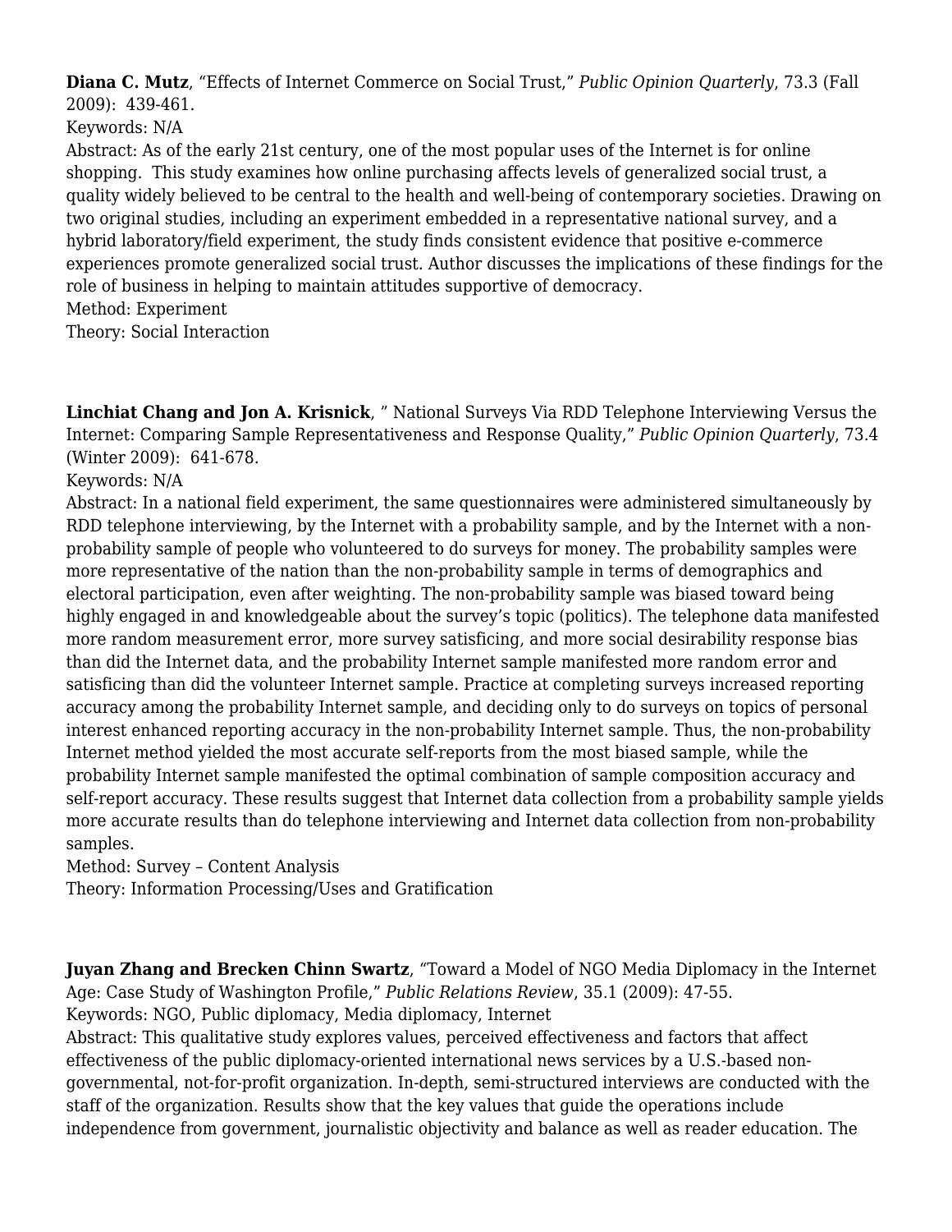**Diana C. Mutz**, "Effects of Internet Commerce on Social Trust," *Public Opinion Quarterly*, 73.3 (Fall 2009): 439-461.

Keywords: N/A

Abstract: As of the early 21st century, one of the most popular uses of the Internet is for online shopping. This study examines how online purchasing affects levels of generalized social trust, a quality widely believed to be central to the health and well-being of contemporary societies. Drawing on two original studies, including an experiment embedded in a representative national survey, and a hybrid laboratory/field experiment, the study finds consistent evidence that positive e-commerce experiences promote generalized social trust. Author discusses the implications of these findings for the role of business in helping to maintain attitudes supportive of democracy.

Method: Experiment

Theory: Social Interaction

**Linchiat Chang and Jon A. Krisnick**, " National Surveys Via RDD Telephone Interviewing Versus the Internet: Comparing Sample Representativeness and Response Quality," *Public Opinion Quarterly*, 73.4 (Winter 2009): 641-678.

Keywords: N/A

Abstract: In a national field experiment, the same questionnaires were administered simultaneously by RDD telephone interviewing, by the Internet with a probability sample, and by the Internet with a non-probability sample of people who volunteered to do surveys for money. The probability samples were more representative of the nation than the non-probability sample in terms of demographics and electoral participation, even after weighting. The non-probability sample was biased toward being highly engaged in and knowledgeable about the survey's topic (politics). The telephone data manifested more random measurement error, more survey satisficing, and more social desirability response bias than did the Internet data, and the probability Internet sample manifested more random error and satisficing than did the volunteer Internet sample. Practice at completing surveys increased reporting accuracy among the probability Internet sample, and deciding only to do surveys on topics of personal interest enhanced reporting accuracy in the non-probability Internet sample. Thus, the non-probability Internet method yielded the most accurate self-reports from the most biased sample, while the probability Internet sample manifested the optimal combination of sample composition accuracy and self-report accuracy. These results suggest that Internet data collection from a probability sample yields more accurate results than do telephone interviewing and Internet data collection from non-probability samples.

Method: Survey – Content Analysis

Theory: Information Processing/Uses and Gratification

**Juyan Zhang and Brecken Chinn Swartz**, "Toward a Model of NGO Media Diplomacy in the Internet Age: Case Study of Washington Profile," *Public Relations Review*, 35.1 (2009): 47-55.

Keywords: NGO, Public diplomacy, Media diplomacy, Internet

Abstract: This qualitative study explores values, perceived effectiveness and factors that affect effectiveness of the public diplomacy-oriented international news services by a U.S.-based non-governmental, not-for-profit organization. In-depth, semi-structured interviews are conducted with the staff of the organization. Results show that the key values that guide the operations include independence from government, journalistic objectivity and balance as well as reader education. The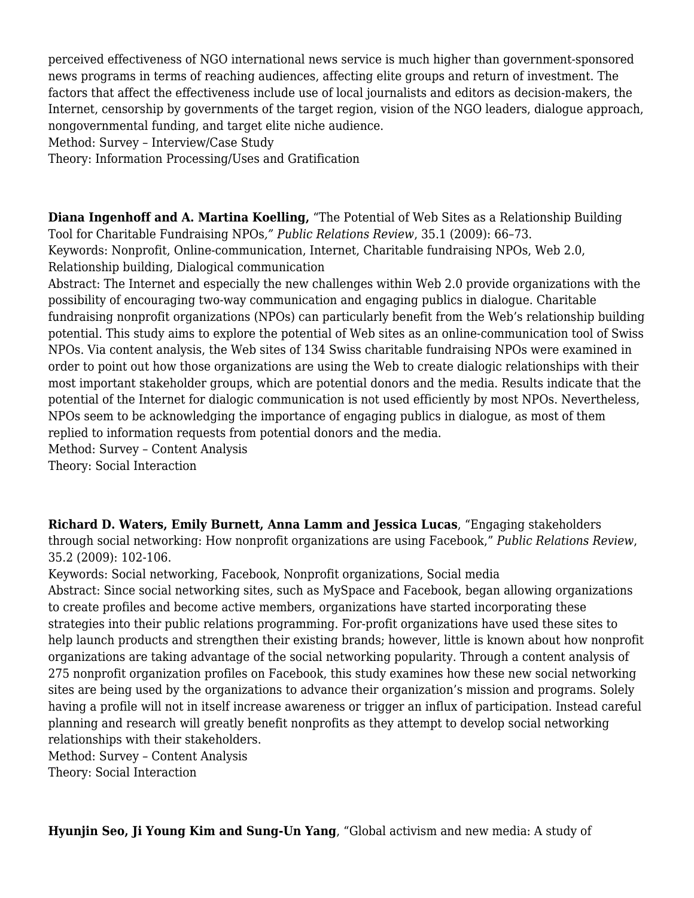perceived effectiveness of NGO international news service is much higher than government-sponsored news programs in terms of reaching audiences, affecting elite groups and return of investment. The factors that affect the effectiveness include use of local journalists and editors as decision-makers, the Internet, censorship by governments of the target region, vision of the NGO leaders, dialogue approach, nongovernmental funding, and target elite niche audience.
Method: Survey – Interview/Case Study
Theory: Information Processing/Uses and Gratification

**Diana Ingenhoff and A. Martina Koelling,** "The Potential of Web Sites as a Relationship Building Tool for Charitable Fundraising NPOs*," Public Relations Review*, 35.1 (2009): 66–73.
Keywords: Nonprofit, Online-communication, Internet, Charitable fundraising NPOs, Web 2.0, Relationship building, Dialogical communication
Abstract: The Internet and especially the new challenges within Web 2.0 provide organizations with the possibility of encouraging two-way communication and engaging publics in dialogue. Charitable fundraising nonprofit organizations (NPOs) can particularly benefit from the Web's relationship building potential. This study aims to explore the potential of Web sites as an online-communication tool of Swiss NPOs. Via content analysis, the Web sites of 134 Swiss charitable fundraising NPOs were examined in order to point out how those organizations are using the Web to create dialogic relationships with their most important stakeholder groups, which are potential donors and the media. Results indicate that the potential of the Internet for dialogic communication is not used efficiently by most NPOs. Nevertheless, NPOs seem to be acknowledging the importance of engaging publics in dialogue, as most of them replied to information requests from potential donors and the media.
Method: Survey – Content Analysis
Theory: Social Interaction

**Richard D. Waters, Emily Burnett, Anna Lamm and Jessica Lucas**, "Engaging stakeholders through social networking: How nonprofit organizations are using Facebook," *Public Relations Review*, 35.2 (2009): 102-106.
Keywords: Social networking, Facebook, Nonprofit organizations, Social media
Abstract: Since social networking sites, such as MySpace and Facebook, began allowing organizations to create profiles and become active members, organizations have started incorporating these strategies into their public relations programming. For-profit organizations have used these sites to help launch products and strengthen their existing brands; however, little is known about how nonprofit organizations are taking advantage of the social networking popularity. Through a content analysis of 275 nonprofit organization profiles on Facebook, this study examines how these new social networking sites are being used by the organizations to advance their organization's mission and programs. Solely having a profile will not in itself increase awareness or trigger an influx of participation. Instead careful planning and research will greatly benefit nonprofits as they attempt to develop social networking relationships with their stakeholders.
Method: Survey – Content Analysis
Theory: Social Interaction

**Hyunjin Seo, Ji Young Kim and Sung-Un Yang**, "Global activism and new media: A study of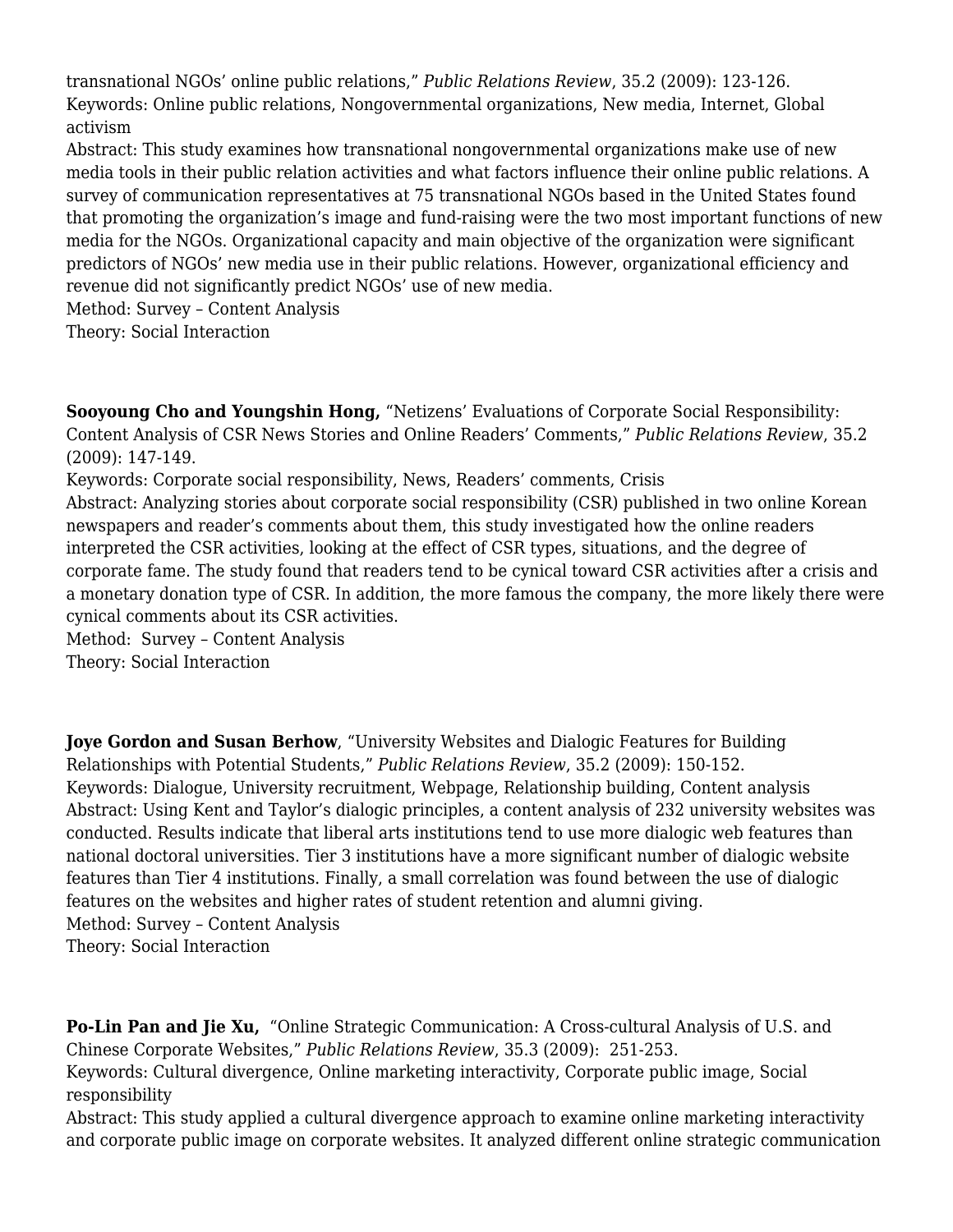transnational NGOs' online public relations," *Public Relations Review*, 35.2 (2009): 123-126.
Keywords: Online public relations, Nongovernmental organizations, New media, Internet, Global activism
Abstract: This study examines how transnational nongovernmental organizations make use of new media tools in their public relation activities and what factors influence their online public relations. A survey of communication representatives at 75 transnational NGOs based in the United States found that promoting the organization's image and fund-raising were the two most important functions of new media for the NGOs. Organizational capacity and main objective of the organization were significant predictors of NGOs' new media use in their public relations. However, organizational efficiency and revenue did not significantly predict NGOs' use of new media.
Method: Survey – Content Analysis
Theory: Social Interaction

**Sooyoung Cho and Youngshin Hong,** "Netizens' Evaluations of Corporate Social Responsibility: Content Analysis of CSR News Stories and Online Readers' Comments," *Public Relations Review*, 35.2 (2009): 147-149.
Keywords: Corporate social responsibility, News, Readers' comments, Crisis
Abstract: Analyzing stories about corporate social responsibility (CSR) published in two online Korean newspapers and reader's comments about them, this study investigated how the online readers interpreted the CSR activities, looking at the effect of CSR types, situations, and the degree of corporate fame. The study found that readers tend to be cynical toward CSR activities after a crisis and a monetary donation type of CSR. In addition, the more famous the company, the more likely there were cynical comments about its CSR activities.
Method: Survey – Content Analysis
Theory: Social Interaction

**Joye Gordon and Susan Berhow**, "University Websites and Dialogic Features for Building Relationships with Potential Students," *Public Relations Review*, 35.2 (2009): 150-152.
Keywords: Dialogue, University recruitment, Webpage, Relationship building, Content analysis
Abstract: Using Kent and Taylor's dialogic principles, a content analysis of 232 university websites was conducted. Results indicate that liberal arts institutions tend to use more dialogic web features than national doctoral universities. Tier 3 institutions have a more significant number of dialogic website features than Tier 4 institutions. Finally, a small correlation was found between the use of dialogic features on the websites and higher rates of student retention and alumni giving.
Method: Survey – Content Analysis
Theory: Social Interaction

**Po-Lin Pan and Jie Xu,** "Online Strategic Communication: A Cross-cultural Analysis of U.S. and Chinese Corporate Websites," *Public Relations Review*, 35.3 (2009): 251-253.
Keywords: Cultural divergence, Online marketing interactivity, Corporate public image, Social responsibility
Abstract: This study applied a cultural divergence approach to examine online marketing interactivity and corporate public image on corporate websites. It analyzed different online strategic communication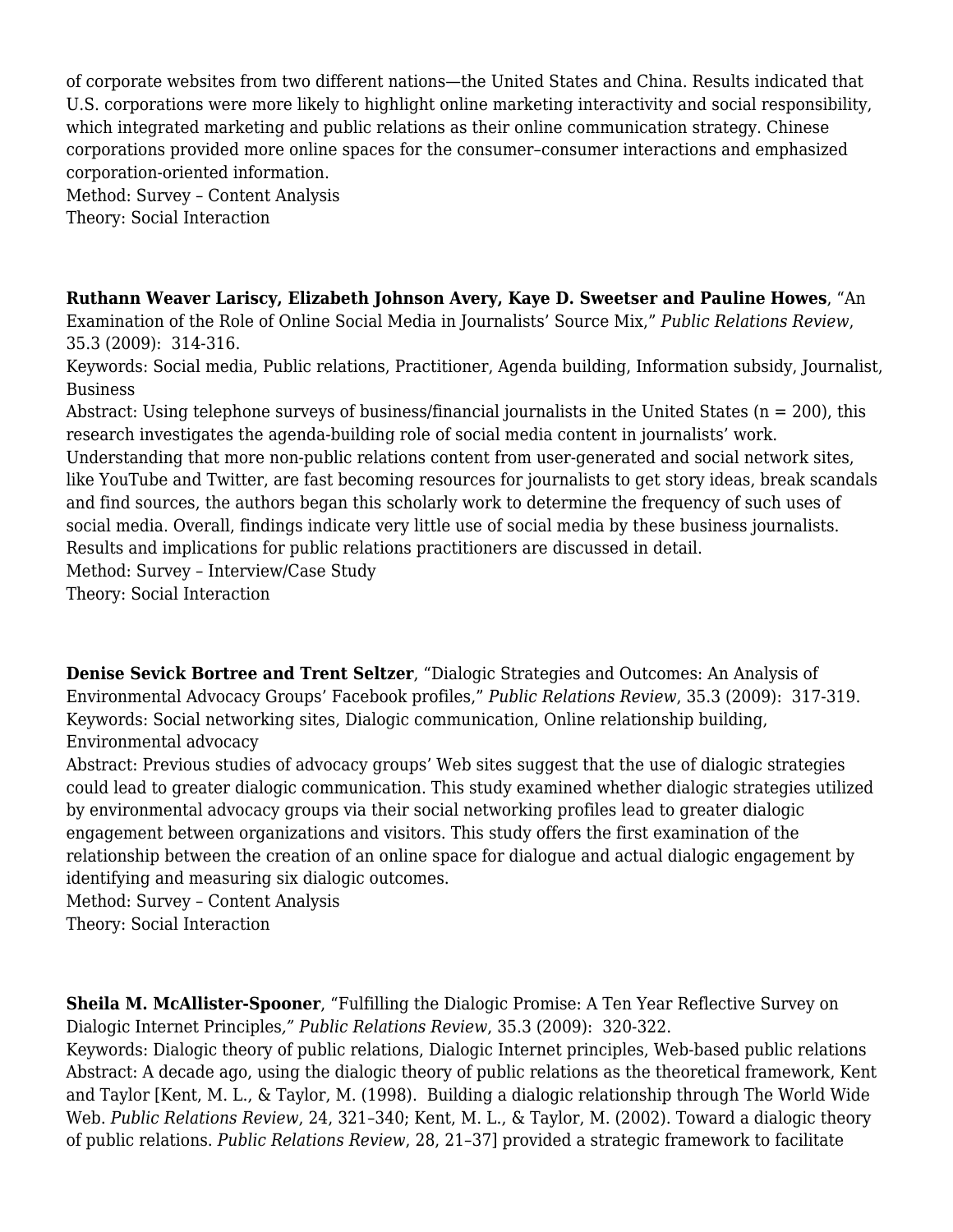of corporate websites from two different nations—the United States and China. Results indicated that U.S. corporations were more likely to highlight online marketing interactivity and social responsibility, which integrated marketing and public relations as their online communication strategy. Chinese corporations provided more online spaces for the consumer–consumer interactions and emphasized corporation-oriented information.
Method: Survey – Content Analysis
Theory: Social Interaction

**Ruthann Weaver Lariscy, Elizabeth Johnson Avery, Kaye D. Sweetser and Pauline Howes**, "An Examination of the Role of Online Social Media in Journalists' Source Mix," *Public Relations Review*, 35.3 (2009): 314-316.
Keywords: Social media, Public relations, Practitioner, Agenda building, Information subsidy, Journalist, Business
Abstract: Using telephone surveys of business/financial journalists in the United States (n = 200), this research investigates the agenda-building role of social media content in journalists' work. Understanding that more non-public relations content from user-generated and social network sites, like YouTube and Twitter, are fast becoming resources for journalists to get story ideas, break scandals and find sources, the authors began this scholarly work to determine the frequency of such uses of social media. Overall, findings indicate very little use of social media by these business journalists. Results and implications for public relations practitioners are discussed in detail.
Method: Survey – Interview/Case Study
Theory: Social Interaction

**Denise Sevick Bortree and Trent Seltzer**, "Dialogic Strategies and Outcomes: An Analysis of Environmental Advocacy Groups' Facebook profiles," *Public Relations Review*, 35.3 (2009): 317-319.
Keywords: Social networking sites, Dialogic communication, Online relationship building, Environmental advocacy
Abstract: Previous studies of advocacy groups' Web sites suggest that the use of dialogic strategies could lead to greater dialogic communication. This study examined whether dialogic strategies utilized by environmental advocacy groups via their social networking profiles lead to greater dialogic engagement between organizations and visitors. This study offers the first examination of the relationship between the creation of an online space for dialogue and actual dialogic engagement by identifying and measuring six dialogic outcomes.
Method: Survey – Content Analysis
Theory: Social Interaction

**Sheila M. McAllister-Spooner**, "Fulfilling the Dialogic Promise: A Ten Year Reflective Survey on Dialogic Internet Principles*," Public Relations Review*, 35.3 (2009): 320-322.
Keywords: Dialogic theory of public relations, Dialogic Internet principles, Web-based public relations
Abstract: A decade ago, using the dialogic theory of public relations as the theoretical framework, Kent and Taylor [Kent, M. L., & Taylor, M. (1998). Building a dialogic relationship through The World Wide Web. *Public Relations Review*, 24, 321–340; Kent, M. L., & Taylor, M. (2002). Toward a dialogic theory of public relations. *Public Relations Review*, 28, 21–37] provided a strategic framework to facilitate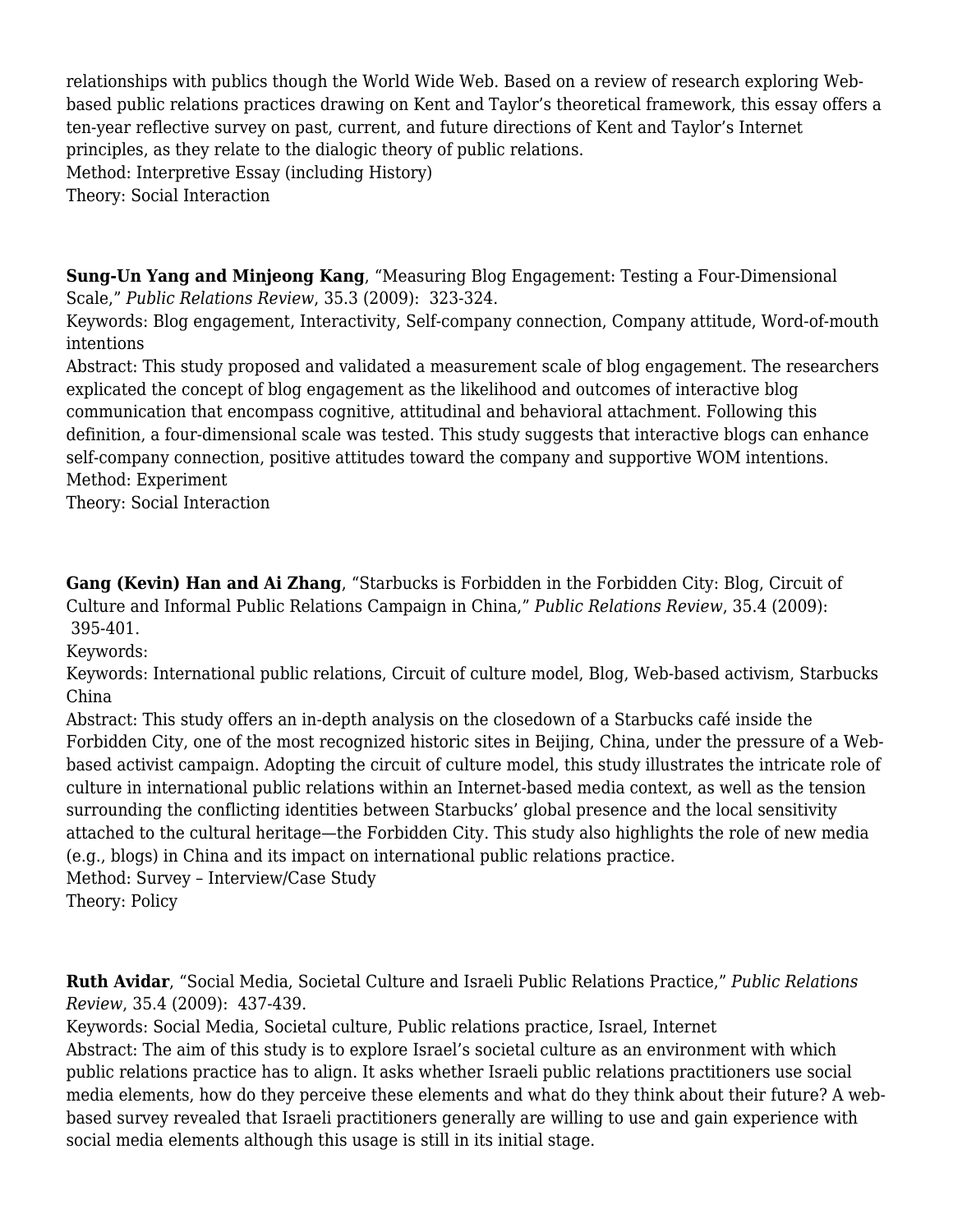relationships with publics though the World Wide Web. Based on a review of research exploring Web-based public relations practices drawing on Kent and Taylor's theoretical framework, this essay offers a ten-year reflective survey on past, current, and future directions of Kent and Taylor's Internet principles, as they relate to the dialogic theory of public relations.
Method: Interpretive Essay (including History)
Theory: Social Interaction

**Sung-Un Yang and Minjeong Kang**, "Measuring Blog Engagement: Testing a Four-Dimensional Scale," *Public Relations Review*, 35.3 (2009): 323-324.
Keywords: Blog engagement, Interactivity, Self-company connection, Company attitude, Word-of-mouth intentions
Abstract: This study proposed and validated a measurement scale of blog engagement. The researchers explicated the concept of blog engagement as the likelihood and outcomes of interactive blog communication that encompass cognitive, attitudinal and behavioral attachment. Following this definition, a four-dimensional scale was tested. This study suggests that interactive blogs can enhance self-company connection, positive attitudes toward the company and supportive WOM intentions.
Method: Experiment
Theory: Social Interaction

**Gang (Kevin) Han and Ai Zhang**, "Starbucks is Forbidden in the Forbidden City: Blog, Circuit of Culture and Informal Public Relations Campaign in China," *Public Relations Review*, 35.4 (2009): 395-401.
Keywords:
Keywords: International public relations, Circuit of culture model, Blog, Web-based activism, Starbucks China
Abstract: This study offers an in-depth analysis on the closedown of a Starbucks café inside the Forbidden City, one of the most recognized historic sites in Beijing, China, under the pressure of a Web-based activist campaign. Adopting the circuit of culture model, this study illustrates the intricate role of culture in international public relations within an Internet-based media context, as well as the tension surrounding the conflicting identities between Starbucks' global presence and the local sensitivity attached to the cultural heritage—the Forbidden City. This study also highlights the role of new media (e.g., blogs) in China and its impact on international public relations practice.
Method: Survey – Interview/Case Study
Theory: Policy

**Ruth Avidar**, "Social Media, Societal Culture and Israeli Public Relations Practice," *Public Relations Review*, 35.4 (2009): 437-439.
Keywords: Social Media, Societal culture, Public relations practice, Israel, Internet
Abstract: The aim of this study is to explore Israel's societal culture as an environment with which public relations practice has to align. It asks whether Israeli public relations practitioners use social media elements, how do they perceive these elements and what do they think about their future? A web-based survey revealed that Israeli practitioners generally are willing to use and gain experience with social media elements although this usage is still in its initial stage.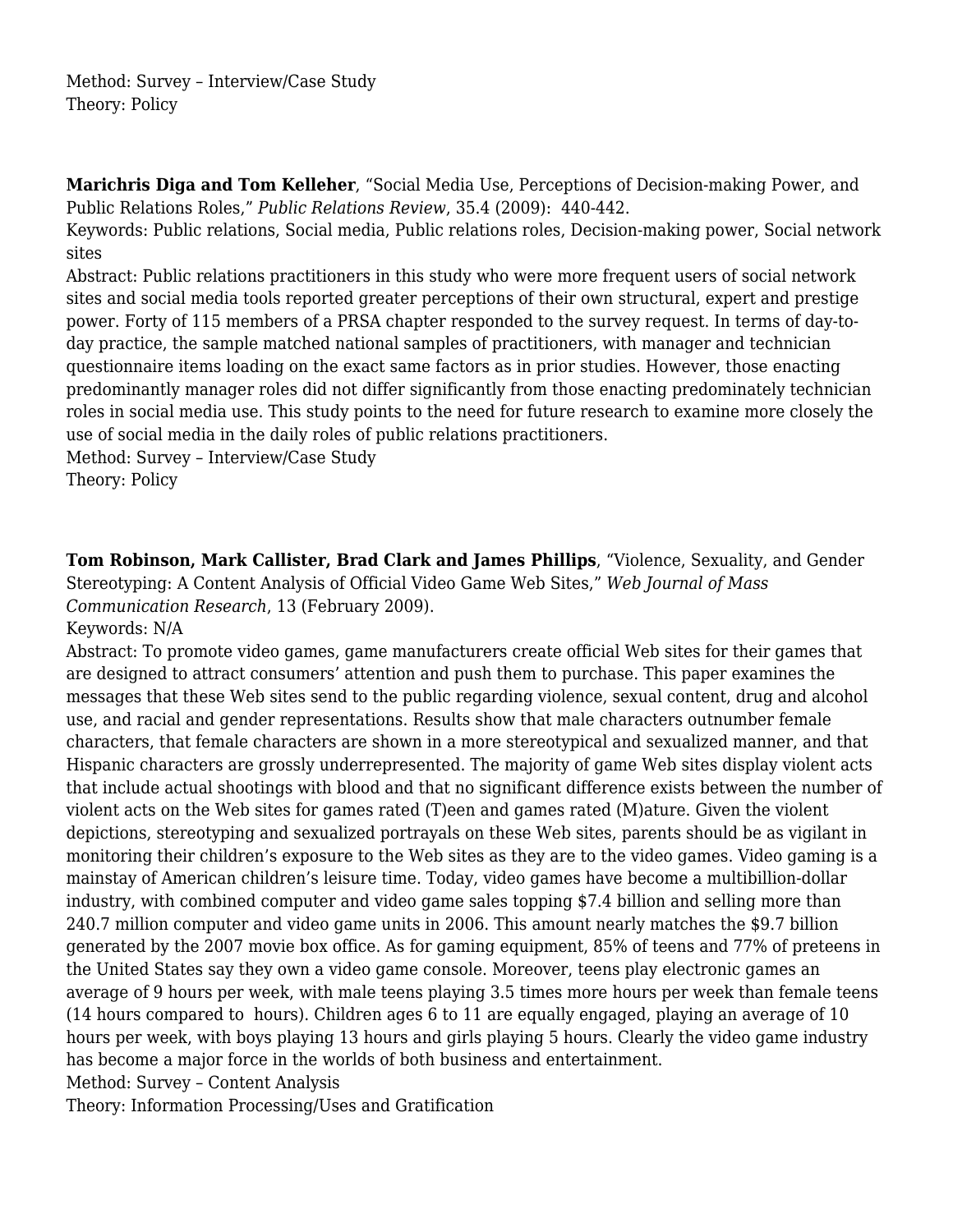Method: Survey – Interview/Case Study
Theory: Policy

**Marichris Diga and Tom Kelleher**, "Social Media Use, Perceptions of Decision-making Power, and Public Relations Roles," *Public Relations Review*, 35.4 (2009): 440-442.
Keywords: Public relations, Social media, Public relations roles, Decision-making power, Social network sites
Abstract: Public relations practitioners in this study who were more frequent users of social network sites and social media tools reported greater perceptions of their own structural, expert and prestige power. Forty of 115 members of a PRSA chapter responded to the survey request. In terms of day-to-day practice, the sample matched national samples of practitioners, with manager and technician questionnaire items loading on the exact same factors as in prior studies. However, those enacting predominantly manager roles did not differ significantly from those enacting predominately technician roles in social media use. This study points to the need for future research to examine more closely the use of social media in the daily roles of public relations practitioners.
Method: Survey – Interview/Case Study
Theory: Policy

**Tom Robinson, Mark Callister, Brad Clark and James Phillips**, "Violence, Sexuality, and Gender Stereotyping: A Content Analysis of Official Video Game Web Sites," *Web Journal of Mass Communication Research*, 13 (February 2009).
Keywords: N/A
Abstract: To promote video games, game manufacturers create official Web sites for their games that are designed to attract consumers' attention and push them to purchase. This paper examines the messages that these Web sites send to the public regarding violence, sexual content, drug and alcohol use, and racial and gender representations. Results show that male characters outnumber female characters, that female characters are shown in a more stereotypical and sexualized manner, and that Hispanic characters are grossly underrepresented. The majority of game Web sites display violent acts that include actual shootings with blood and that no significant difference exists between the number of violent acts on the Web sites for games rated (T)een and games rated (M)ature. Given the violent depictions, stereotyping and sexualized portrayals on these Web sites, parents should be as vigilant in monitoring their children's exposure to the Web sites as they are to the video games. Video gaming is a mainstay of American children's leisure time. Today, video games have become a multibillion-dollar industry, with combined computer and video game sales topping $7.4 billion and selling more than 240.7 million computer and video game units in 2006. This amount nearly matches the $9.7 billion generated by the 2007 movie box office. As for gaming equipment, 85% of teens and 77% of preteens in the United States say they own a video game console. Moreover, teens play electronic games an average of 9 hours per week, with male teens playing 3.5 times more hours per week than female teens (14 hours compared to  hours). Children ages 6 to 11 are equally engaged, playing an average of 10 hours per week, with boys playing 13 hours and girls playing 5 hours. Clearly the video game industry has become a major force in the worlds of both business and entertainment.
Method: Survey – Content Analysis
Theory: Information Processing/Uses and Gratification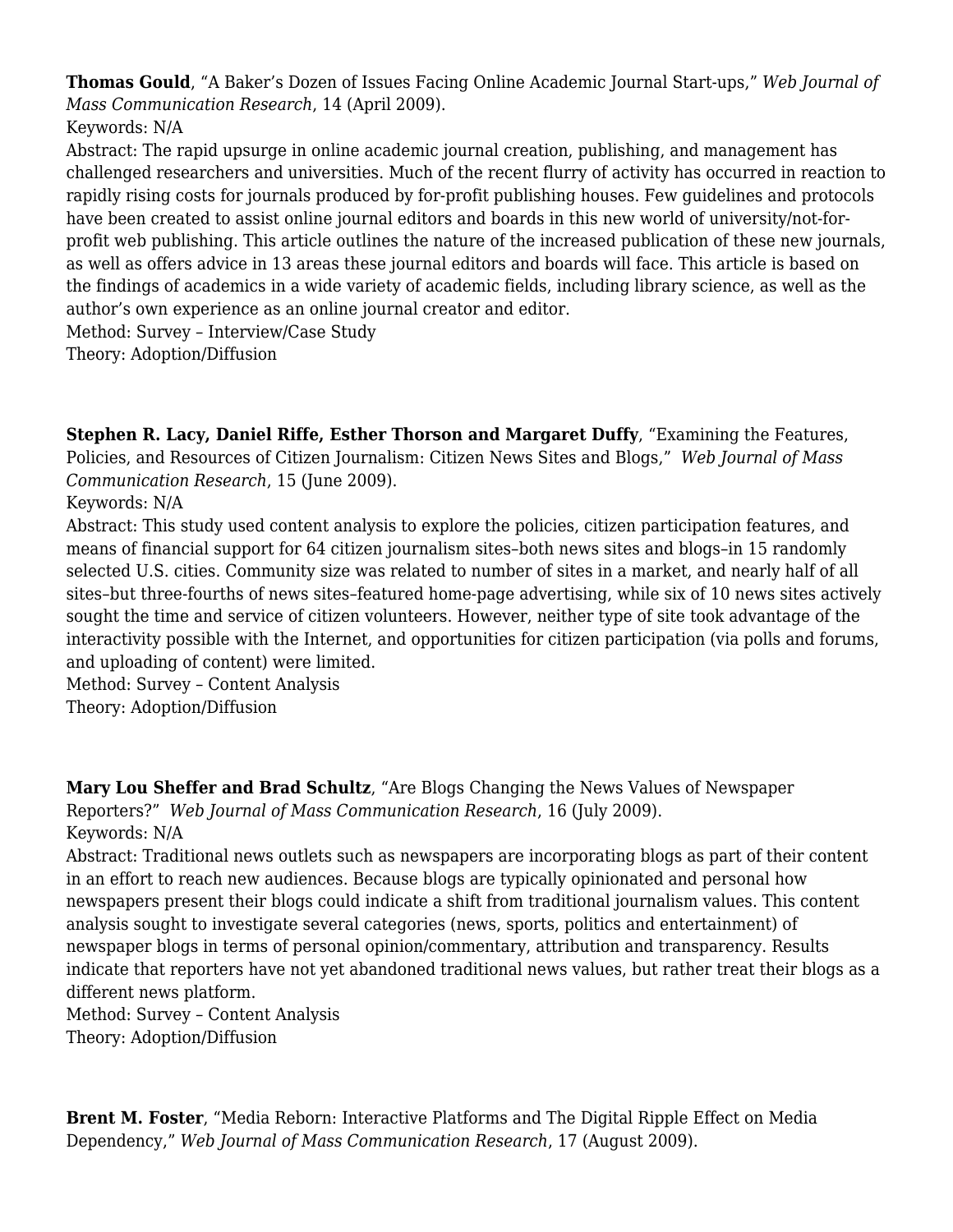**Thomas Gould**, “A Baker’s Dozen of Issues Facing Online Academic Journal Start-ups,” *Web Journal of Mass Communication Research*, 14 (April 2009).
Keywords: N/A
Abstract: The rapid upsurge in online academic journal creation, publishing, and management has challenged researchers and universities. Much of the recent flurry of activity has occurred in reaction to rapidly rising costs for journals produced by for-profit publishing houses. Few guidelines and protocols have been created to assist online journal editors and boards in this new world of university/not-for-profit web publishing. This article outlines the nature of the increased publication of these new journals, as well as offers advice in 13 areas these journal editors and boards will face. This article is based on the findings of academics in a wide variety of academic fields, including library science, as well as the author’s own experience as an online journal creator and editor.
Method: Survey – Interview/Case Study
Theory: Adoption/Diffusion

**Stephen R. Lacy, Daniel Riffe, Esther Thorson and Margaret Duffy**, “Examining the Features, Policies, and Resources of Citizen Journalism: Citizen News Sites and Blogs,” *Web Journal of Mass Communication Research*, 15 (June 2009).
Keywords: N/A
Abstract: This study used content analysis to explore the policies, citizen participation features, and means of financial support for 64 citizen journalism sites–both news sites and blogs–in 15 randomly selected U.S. cities. Community size was related to number of sites in a market, and nearly half of all sites–but three-fourths of news sites–featured home-page advertising, while six of 10 news sites actively sought the time and service of citizen volunteers. However, neither type of site took advantage of the interactivity possible with the Internet, and opportunities for citizen participation (via polls and forums, and uploading of content) were limited.
Method: Survey – Content Analysis
Theory: Adoption/Diffusion

**Mary Lou Sheffer and Brad Schultz**, “Are Blogs Changing the News Values of Newspaper Reporters?” *Web Journal of Mass Communication Research*, 16 (July 2009).
Keywords: N/A
Abstract: Traditional news outlets such as newspapers are incorporating blogs as part of their content in an effort to reach new audiences. Because blogs are typically opinionated and personal how newspapers present their blogs could indicate a shift from traditional journalism values. This content analysis sought to investigate several categories (news, sports, politics and entertainment) of newspaper blogs in terms of personal opinion/commentary, attribution and transparency. Results indicate that reporters have not yet abandoned traditional news values, but rather treat their blogs as a different news platform.
Method: Survey – Content Analysis
Theory: Adoption/Diffusion

**Brent M. Foster**, “Media Reborn: Interactive Platforms and The Digital Ripple Effect on Media Dependency,” *Web Journal of Mass Communication Research*, 17 (August 2009).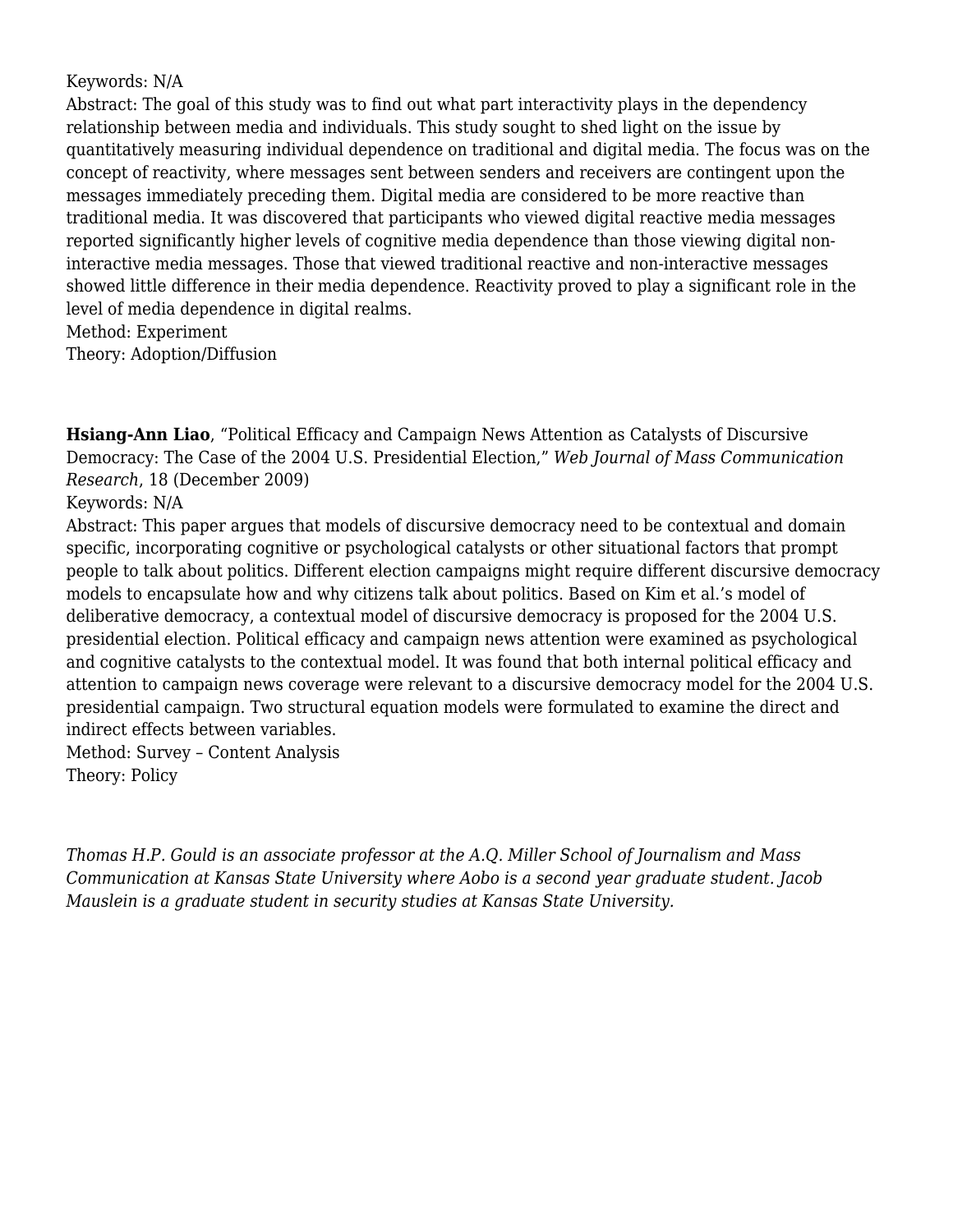Keywords: N/A
Abstract: The goal of this study was to find out what part interactivity plays in the dependency relationship between media and individuals. This study sought to shed light on the issue by quantitatively measuring individual dependence on traditional and digital media. The focus was on the concept of reactivity, where messages sent between senders and receivers are contingent upon the messages immediately preceding them. Digital media are considered to be more reactive than traditional media. It was discovered that participants who viewed digital reactive media messages reported significantly higher levels of cognitive media dependence than those viewing digital non-interactive media messages. Those that viewed traditional reactive and non-interactive messages showed little difference in their media dependence. Reactivity proved to play a significant role in the level of media dependence in digital realms.
Method: Experiment
Theory: Adoption/Diffusion

**Hsiang-Ann Liao**, "Political Efficacy and Campaign News Attention as Catalysts of Discursive Democracy: The Case of the 2004 U.S. Presidential Election," *Web Journal of Mass Communication Research*, 18 (December 2009)
Keywords: N/A
Abstract: This paper argues that models of discursive democracy need to be contextual and domain specific, incorporating cognitive or psychological catalysts or other situational factors that prompt people to talk about politics. Different election campaigns might require different discursive democracy models to encapsulate how and why citizens talk about politics. Based on Kim et al.'s model of deliberative democracy, a contextual model of discursive democracy is proposed for the 2004 U.S. presidential election. Political efficacy and campaign news attention were examined as psychological and cognitive catalysts to the contextual model. It was found that both internal political efficacy and attention to campaign news coverage were relevant to a discursive democracy model for the 2004 U.S. presidential campaign. Two structural equation models were formulated to examine the direct and indirect effects between variables.
Method: Survey – Content Analysis
Theory: Policy

*Thomas H.P. Gould is an associate professor at the A.Q. Miller School of Journalism and Mass Communication at Kansas State University where Aobo is a second year graduate student. Jacob Mauslein is a graduate student in security studies at Kansas State University.*